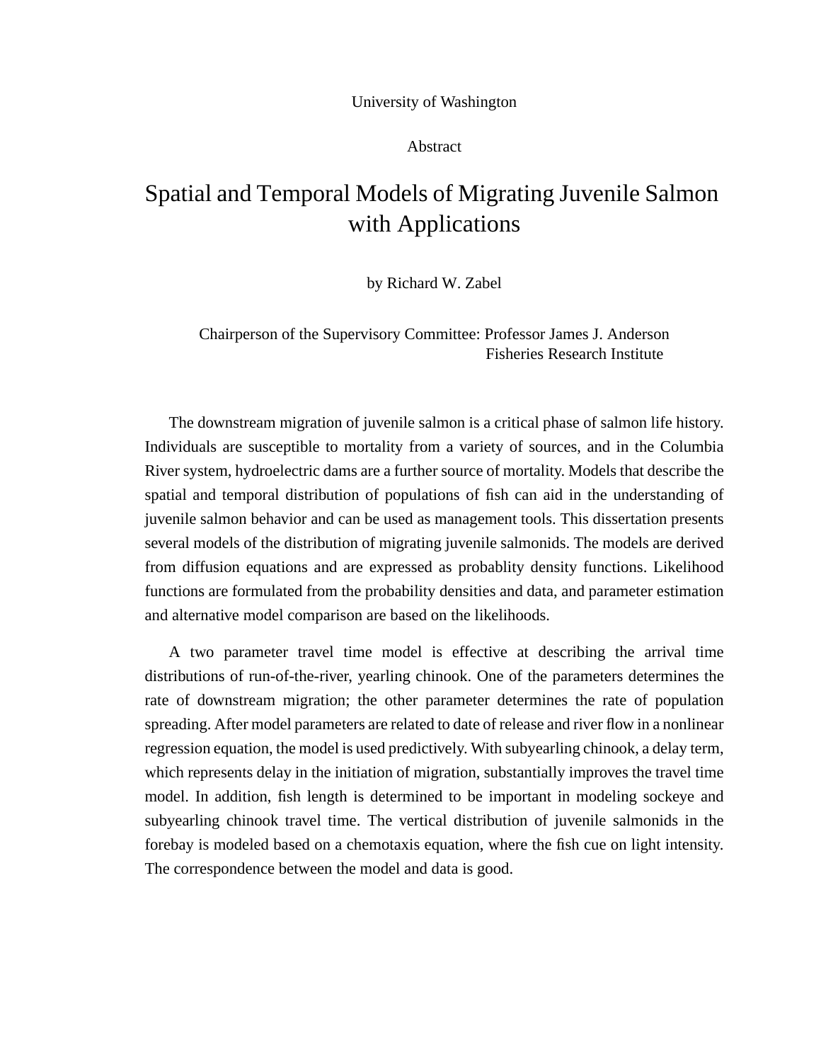University of Washington

Abstract

# Spatial and Temporal Models of Migrating Juvenile Salmon with Applications

by Richard W. Zabel

Chairperson of the Supervisory Committee: Professor James J. Anderson
Fisheries Research Institute

The downstream migration of juvenile salmon is a critical phase of salmon life history. Individuals are susceptible to mortality from a variety of sources, and in the Columbia River system, hydroelectric dams are a further source of mortality. Models that describe the spatial and temporal distribution of populations of fish can aid in the understanding of juvenile salmon behavior and can be used as management tools. This dissertation presents several models of the distribution of migrating juvenile salmonids. The models are derived from diffusion equations and are expressed as probablity density functions. Likelihood functions are formulated from the probability densities and data, and parameter estimation and alternative model comparison are based on the likelihoods.

A two parameter travel time model is effective at describing the arrival time distributions of run-of-the-river, yearling chinook. One of the parameters determines the rate of downstream migration; the other parameter determines the rate of population spreading. After model parameters are related to date of release and river flow in a nonlinear regression equation, the model is used predictively. With subyearling chinook, a delay term, which represents delay in the initiation of migration, substantially improves the travel time model. In addition, fish length is determined to be important in modeling sockeye and subyearling chinook travel time. The vertical distribution of juvenile salmonids in the forebay is modeled based on a chemotaxis equation, where the fish cue on light intensity. The correspondence between the model and data is good.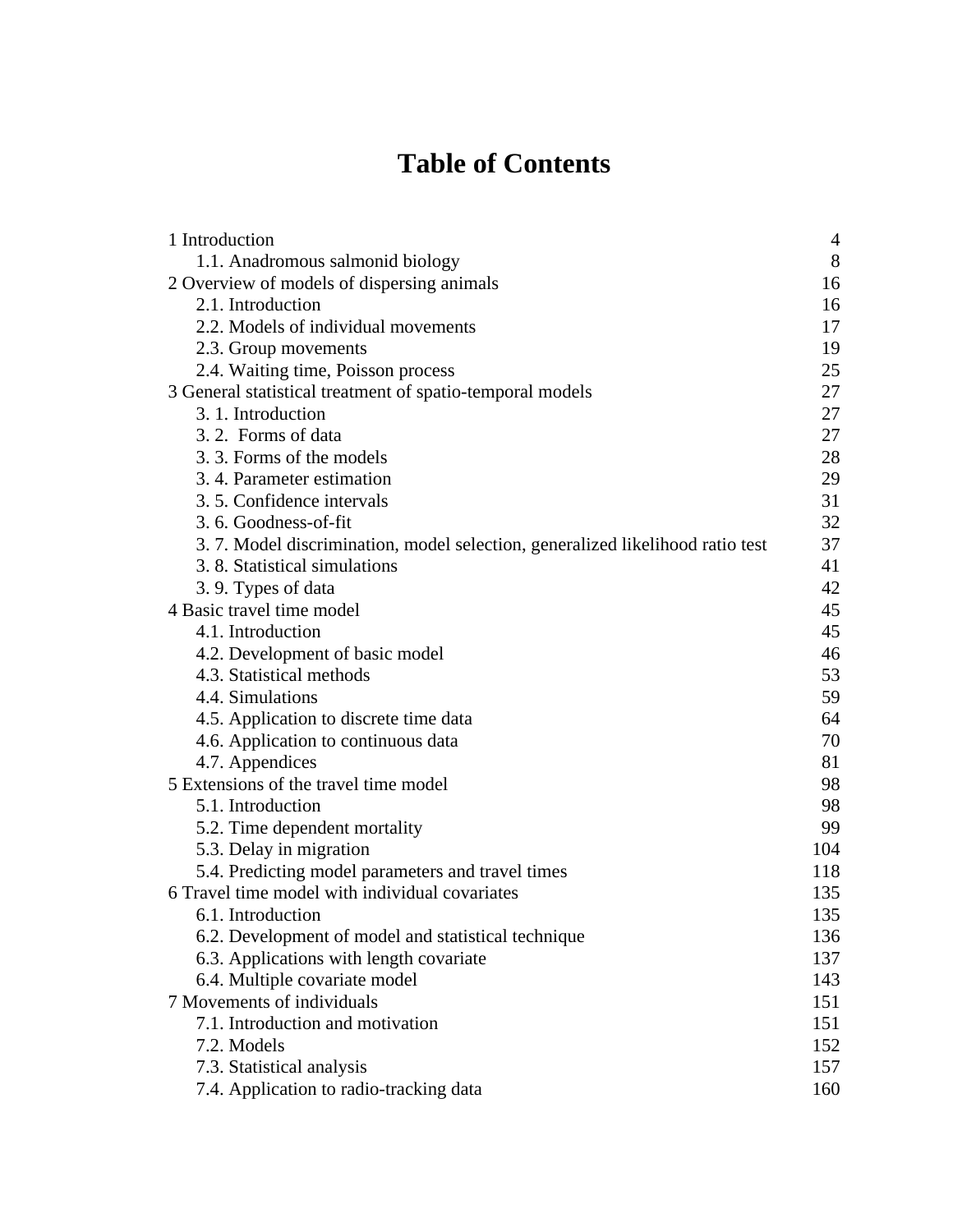# Table of Contents

| | |
|---|---|
| 1 Introduction | 4 |
| 1.1. Anadromous salmonid biology | 8 |
| 2 Overview of models of dispersing animals | 16 |
| 2.1. Introduction | 16 |
| 2.2. Models of individual movements | 17 |
| 2.3. Group movements | 19 |
| 2.4. Waiting time, Poisson process | 25 |
| 3 General statistical treatment of spatio-temporal models | 27 |
| 3. 1. Introduction | 27 |
| 3. 2. Forms of data | 27 |
| 3. 3. Forms of the models | 28 |
| 3. 4. Parameter estimation | 29 |
| 3. 5. Confidence intervals | 31 |
| 3. 6. Goodness-of-fit | 32 |
| 3. 7. Model discrimination, model selection, generalized likelihood ratio test | 37 |
| 3. 8. Statistical simulations | 41 |
| 3. 9. Types of data | 42 |
| 4 Basic travel time model | 45 |
| 4.1. Introduction | 45 |
| 4.2. Development of basic model | 46 |
| 4.3. Statistical methods | 53 |
| 4.4. Simulations | 59 |
| 4.5. Application to discrete time data | 64 |
| 4.6. Application to continuous data | 70 |
| 4.7. Appendices | 81 |
| 5 Extensions of the travel time model | 98 |
| 5.1. Introduction | 98 |
| 5.2. Time dependent mortality | 99 |
| 5.3. Delay in migration | 104 |
| 5.4. Predicting model parameters and travel times | 118 |
| 6 Travel time model with individual covariates | 135 |
| 6.1. Introduction | 135 |
| 6.2. Development of model and statistical technique | 136 |
| 6.3. Applications with length covariate | 137 |
| 6.4. Multiple covariate model | 143 |
| 7 Movements of individuals | 151 |
| 7.1. Introduction and motivation | 151 |
| 7.2. Models | 152 |
| 7.3. Statistical analysis | 157 |
| 7.4. Application to radio-tracking data | 160 |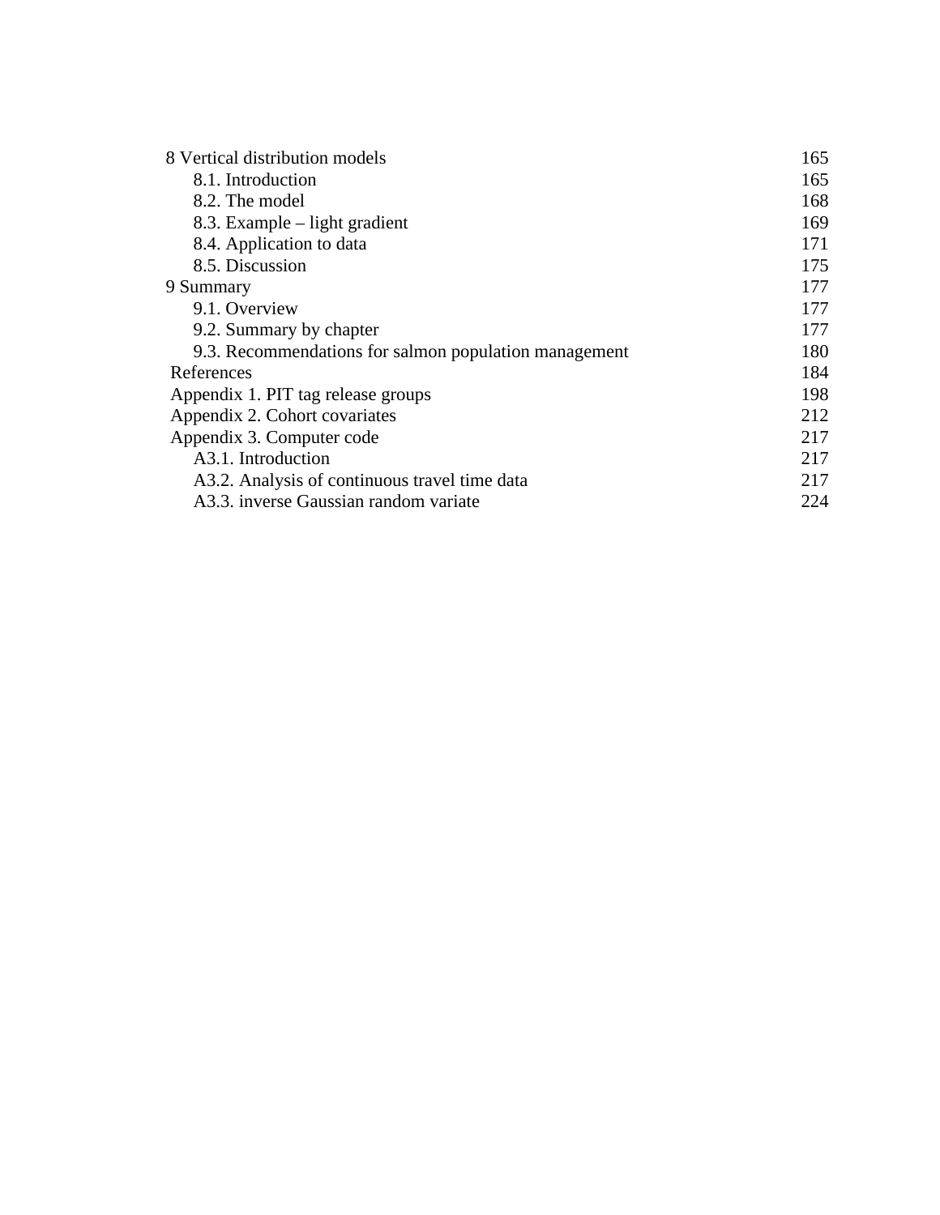| | |
|---|---|
| 8 Vertical distribution models | 165 |
| 8.1. Introduction | 165 |
| 8.2. The model | 168 |
| 8.3. Example – light gradient | 169 |
| 8.4. Application to data | 171 |
| 8.5. Discussion | 175 |
| 9 Summary | 177 |
| 9.1. Overview | 177 |
| 9.2. Summary by chapter | 177 |
| 9.3. Recommendations for salmon population management | 180 |
| References | 184 |
| Appendix 1. PIT tag release groups | 198 |
| Appendix 2. Cohort covariates | 212 |
| Appendix 3. Computer code | 217 |
| A3.1. Introduction | 217 |
| A3.2. Analysis of continuous travel time data | 217 |
| A3.3. inverse Gaussian random variate | 224 |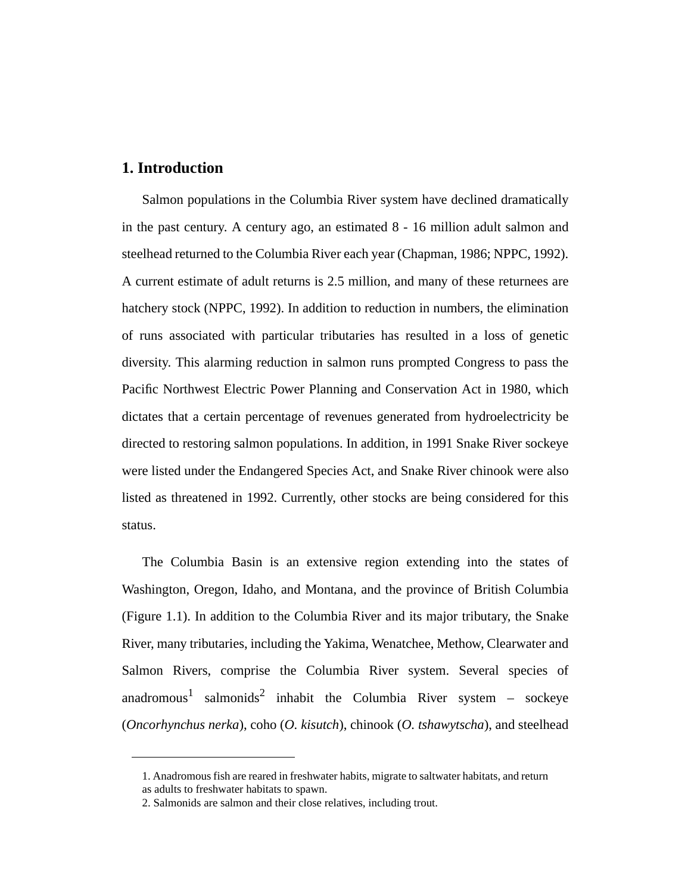# 1. Introduction

Salmon populations in the Columbia River system have declined dramatically in the past century. A century ago, an estimated 8 - 16 million adult salmon and steelhead returned to the Columbia River each year (Chapman, 1986; NPPC, 1992). A current estimate of adult returns is 2.5 million, and many of these returnees are hatchery stock (NPPC, 1992). In addition to reduction in numbers, the elimination of runs associated with particular tributaries has resulted in a loss of genetic diversity. This alarming reduction in salmon runs prompted Congress to pass the Pacific Northwest Electric Power Planning and Conservation Act in 1980, which dictates that a certain percentage of revenues generated from hydroelectricity be directed to restoring salmon populations. In addition, in 1991 Snake River sockeye were listed under the Endangered Species Act, and Snake River chinook were also listed as threatened in 1992. Currently, other stocks are being considered for this status.

The Columbia Basin is an extensive region extending into the states of Washington, Oregon, Idaho, and Montana, and the province of British Columbia (Figure 1.1). In addition to the Columbia River and its major tributary, the Snake River, many tributaries, including the Yakima, Wenatchee, Methow, Clearwater and Salmon Rivers, comprise the Columbia River system. Several species of anadromous[1] salmonids[2] inhabit the Columbia River system – sockeye (*Oncorhynchus nerka*), coho (*O. kisutch*), chinook (*O. tshawytscha*), and steelhead

---

1. Anadromous fish are reared in freshwater habits, migrate to saltwater habitats, and return as adults to freshwater habitats to spawn.
2. Salmonids are salmon and their close relatives, including trout.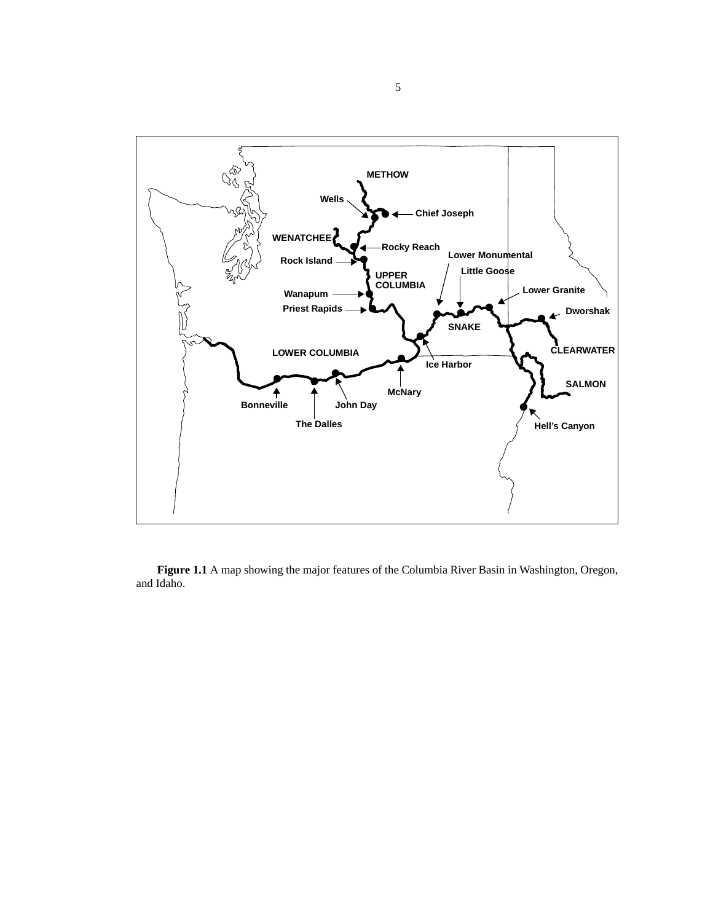METHOW

Wells

Chief Joseph

WENATCHEE

Rocky Reach

Rock Island

Lower Monumental

Little Goose

UPPER COLUMBIA

Lower Granite

Wanapum

Priest Rapids

Dworshak

SNAKE

CLEARWATER

LOWER COLUMBIA

Ice Harbor

SALMON

McNary

Bonneville

John Day

The Dalles

Hell's Canyon

**Figure 1.1** A map showing the major features of the Columbia River Basin in Washington, Oregon, and Idaho.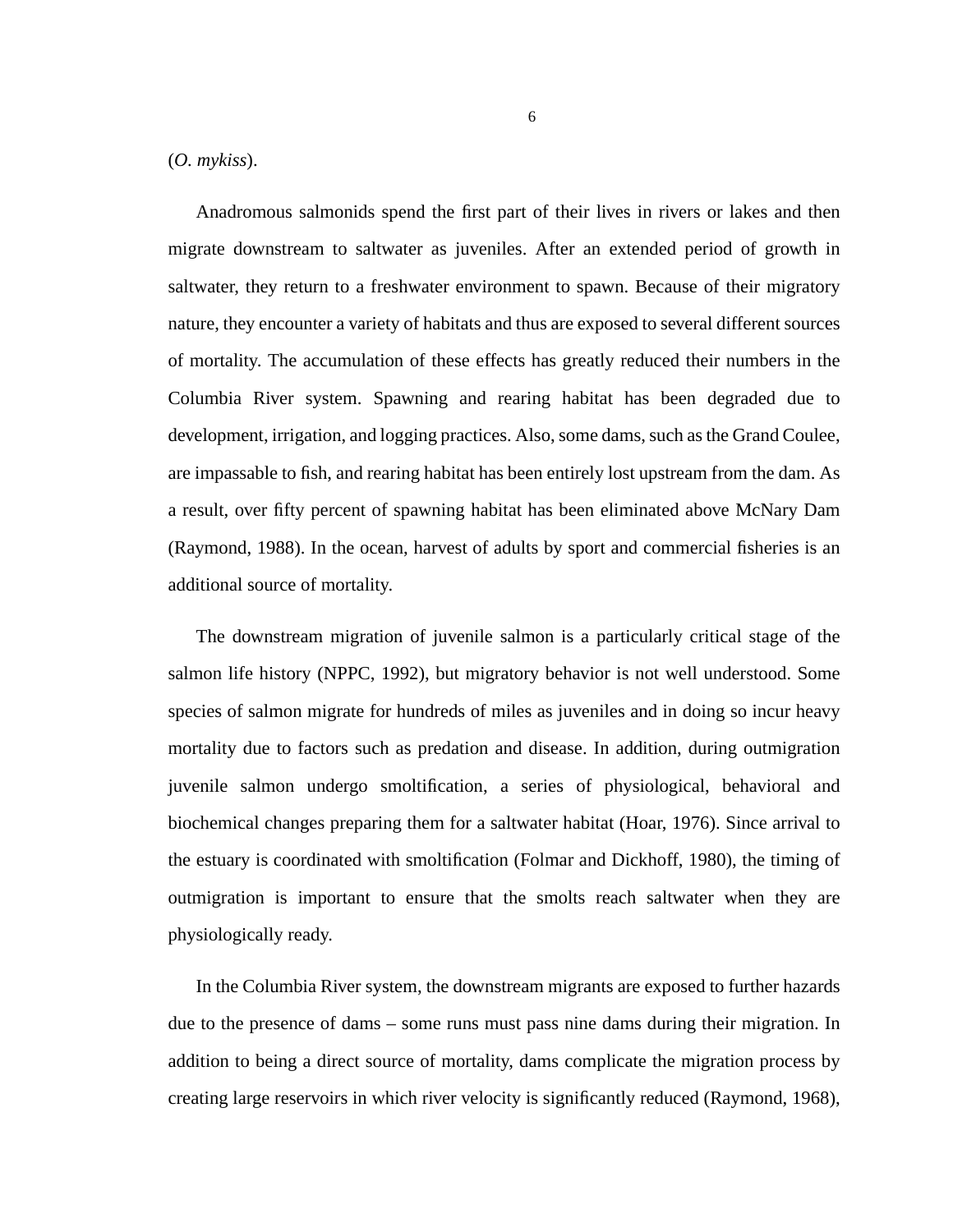(*O. mykiss*).

Anadromous salmonids spend the first part of their lives in rivers or lakes and then migrate downstream to saltwater as juveniles. After an extended period of growth in saltwater, they return to a freshwater environment to spawn. Because of their migratory nature, they encounter a variety of habitats and thus are exposed to several different sources of mortality. The accumulation of these effects has greatly reduced their numbers in the Columbia River system. Spawning and rearing habitat has been degraded due to development, irrigation, and logging practices. Also, some dams, such as the Grand Coulee, are impassable to fish, and rearing habitat has been entirely lost upstream from the dam. As a result, over fifty percent of spawning habitat has been eliminated above McNary Dam (Raymond, 1988). In the ocean, harvest of adults by sport and commercial fisheries is an additional source of mortality.

The downstream migration of juvenile salmon is a particularly critical stage of the salmon life history (NPPC, 1992), but migratory behavior is not well understood. Some species of salmon migrate for hundreds of miles as juveniles and in doing so incur heavy mortality due to factors such as predation and disease. In addition, during outmigration juvenile salmon undergo smoltification, a series of physiological, behavioral and biochemical changes preparing them for a saltwater habitat (Hoar, 1976). Since arrival to the estuary is coordinated with smoltification (Folmar and Dickhoff, 1980), the timing of outmigration is important to ensure that the smolts reach saltwater when they are physiologically ready.

In the Columbia River system, the downstream migrants are exposed to further hazards due to the presence of dams – some runs must pass nine dams during their migration. In addition to being a direct source of mortality, dams complicate the migration process by creating large reservoirs in which river velocity is significantly reduced (Raymond, 1968),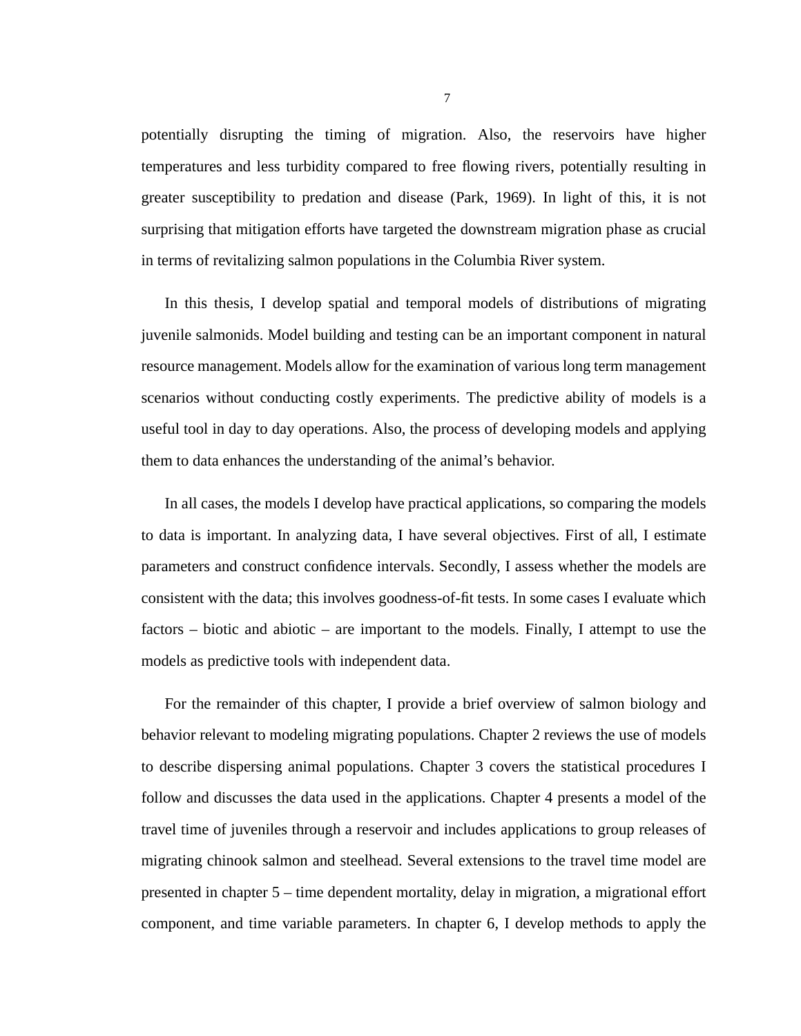potentially disrupting the timing of migration. Also, the reservoirs have higher temperatures and less turbidity compared to free flowing rivers, potentially resulting in greater susceptibility to predation and disease (Park, 1969). In light of this, it is not surprising that mitigation efforts have targeted the downstream migration phase as crucial in terms of revitalizing salmon populations in the Columbia River system.

In this thesis, I develop spatial and temporal models of distributions of migrating juvenile salmonids. Model building and testing can be an important component in natural resource management. Models allow for the examination of various long term management scenarios without conducting costly experiments. The predictive ability of models is a useful tool in day to day operations. Also, the process of developing models and applying them to data enhances the understanding of the animal's behavior.

In all cases, the models I develop have practical applications, so comparing the models to data is important. In analyzing data, I have several objectives. First of all, I estimate parameters and construct confidence intervals. Secondly, I assess whether the models are consistent with the data; this involves goodness-of-fit tests. In some cases I evaluate which factors – biotic and abiotic – are important to the models. Finally, I attempt to use the models as predictive tools with independent data.

For the remainder of this chapter, I provide a brief overview of salmon biology and behavior relevant to modeling migrating populations. Chapter 2 reviews the use of models to describe dispersing animal populations. Chapter 3 covers the statistical procedures I follow and discusses the data used in the applications. Chapter 4 presents a model of the travel time of juveniles through a reservoir and includes applications to group releases of migrating chinook salmon and steelhead. Several extensions to the travel time model are presented in chapter 5 – time dependent mortality, delay in migration, a migrational effort component, and time variable parameters. In chapter 6, I develop methods to apply the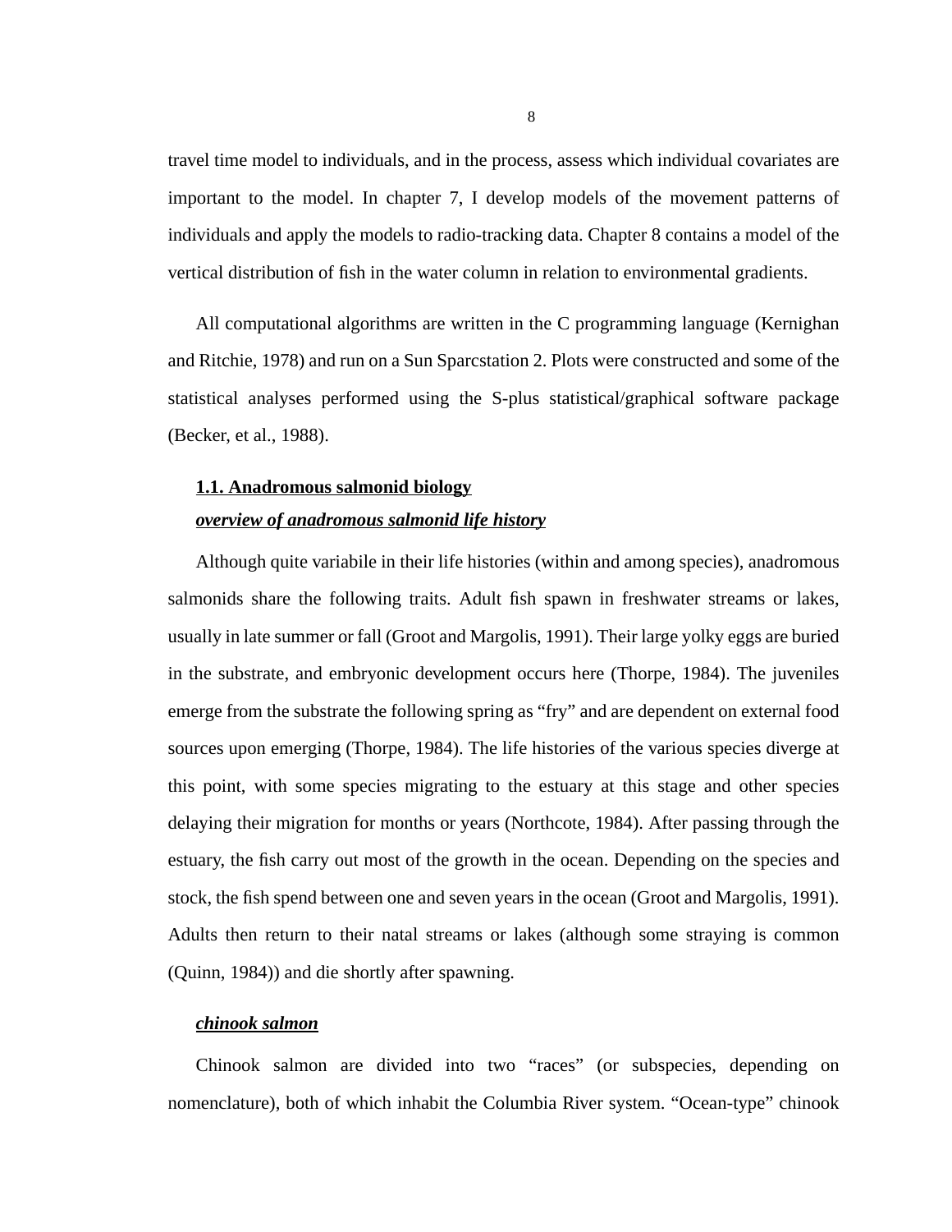travel time model to individuals, and in the process, assess which individual covariates are important to the model. In chapter 7, I develop models of the movement patterns of individuals and apply the models to radio-tracking data. Chapter 8 contains a model of the vertical distribution of fish in the water column in relation to environmental gradients.

All computational algorithms are written in the C programming language (Kernighan and Ritchie, 1978) and run on a Sun Sparcstation 2. Plots were constructed and some of the statistical analyses performed using the S-plus statistical/graphical software package (Becker, et al., 1988).

## 1.1. Anadromous salmonid biology

### ***overview of anadromous salmonid life history***

Although quite variabile in their life histories (within and among species), anadromous salmonids share the following traits. Adult fish spawn in freshwater streams or lakes, usually in late summer or fall (Groot and Margolis, 1991). Their large yolky eggs are buried in the substrate, and embryonic development occurs here (Thorpe, 1984). The juveniles emerge from the substrate the following spring as “fry” and are dependent on external food sources upon emerging (Thorpe, 1984). The life histories of the various species diverge at this point, with some species migrating to the estuary at this stage and other species delaying their migration for months or years (Northcote, 1984). After passing through the estuary, the fish carry out most of the growth in the ocean. Depending on the species and stock, the fish spend between one and seven years in the ocean (Groot and Margolis, 1991). Adults then return to their natal streams or lakes (although some straying is common (Quinn, 1984)) and die shortly after spawning.

### ***chinook salmon***

Chinook salmon are divided into two “races” (or subspecies, depending on nomenclature), both of which inhabit the Columbia River system. “Ocean-type” chinook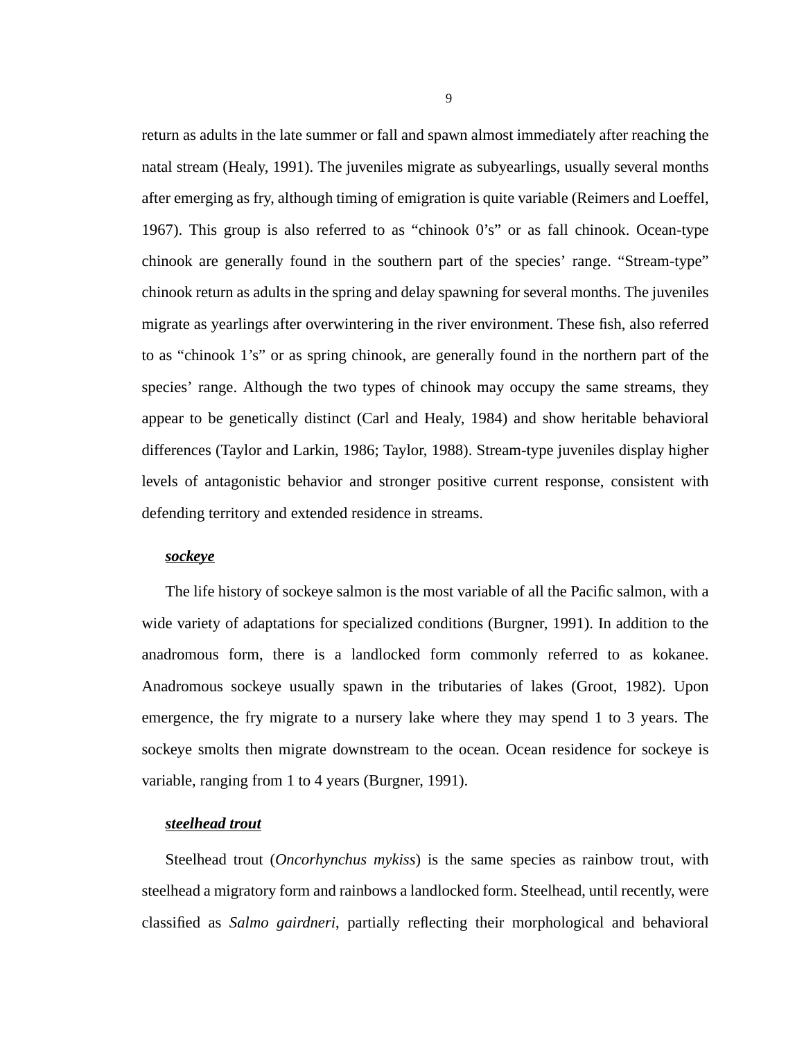return as adults in the late summer or fall and spawn almost immediately after reaching the natal stream (Healy, 1991). The juveniles migrate as subyearlings, usually several months after emerging as fry, although timing of emigration is quite variable (Reimers and Loeffel, 1967). This group is also referred to as “chinook 0’s” or as fall chinook. Ocean-type chinook are generally found in the southern part of the species’ range. “Stream-type” chinook return as adults in the spring and delay spawning for several months. The juveniles migrate as yearlings after overwintering in the river environment. These fish, also referred to as “chinook 1’s” or as spring chinook, are generally found in the northern part of the species’ range. Although the two types of chinook may occupy the same streams, they appear to be genetically distinct (Carl and Healy, 1984) and show heritable behavioral differences (Taylor and Larkin, 1986; Taylor, 1988). Stream-type juveniles display higher levels of antagonistic behavior and stronger positive current response, consistent with defending territory and extended residence in streams.

***sockeye***

The life history of sockeye salmon is the most variable of all the Pacific salmon, with a wide variety of adaptations for specialized conditions (Burgner, 1991). In addition to the anadromous form, there is a landlocked form commonly referred to as kokanee. Anadromous sockeye usually spawn in the tributaries of lakes (Groot, 1982). Upon emergence, the fry migrate to a nursery lake where they may spend 1 to 3 years. The sockeye smolts then migrate downstream to the ocean. Ocean residence for sockeye is variable, ranging from 1 to 4 years (Burgner, 1991).

***steelhead trout***

Steelhead trout (*Oncorhynchus mykiss*) is the same species as rainbow trout, with steelhead a migratory form and rainbows a landlocked form. Steelhead, until recently, were classified as *Salmo gairdneri*, partially reflecting their morphological and behavioral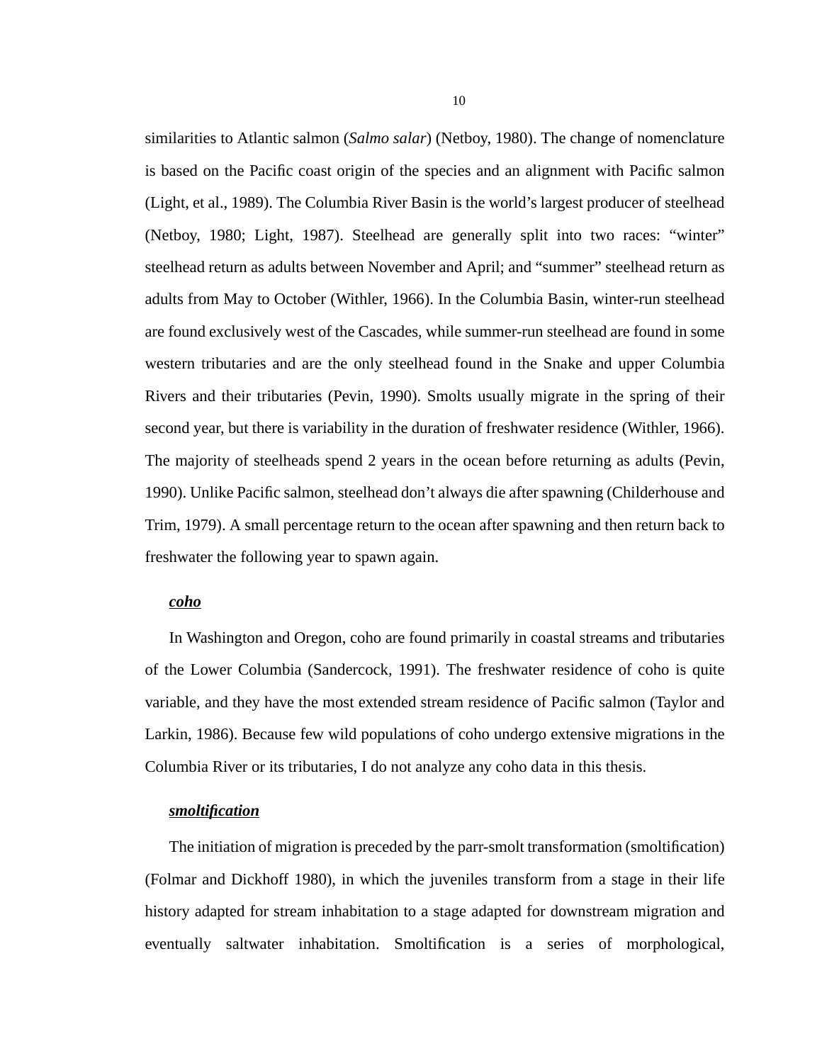similarities to Atlantic salmon (*Salmo salar*) (Netboy, 1980). The change of nomenclature is based on the Pacific coast origin of the species and an alignment with Pacific salmon (Light, et al., 1989). The Columbia River Basin is the world's largest producer of steelhead (Netboy, 1980; Light, 1987). Steelhead are generally split into two races: "winter" steelhead return as adults between November and April; and "summer" steelhead return as adults from May to October (Withler, 1966). In the Columbia Basin, winter-run steelhead are found exclusively west of the Cascades, while summer-run steelhead are found in some western tributaries and are the only steelhead found in the Snake and upper Columbia Rivers and their tributaries (Pevin, 1990). Smolts usually migrate in the spring of their second year, but there is variability in the duration of freshwater residence (Withler, 1966). The majority of steelheads spend 2 years in the ocean before returning as adults (Pevin, 1990). Unlike Pacific salmon, steelhead don't always die after spawning (Childerhouse and Trim, 1979). A small percentage return to the ocean after spawning and then return back to freshwater the following year to spawn again.

***coho***

In Washington and Oregon, coho are found primarily in coastal streams and tributaries of the Lower Columbia (Sandercock, 1991). The freshwater residence of coho is quite variable, and they have the most extended stream residence of Pacific salmon (Taylor and Larkin, 1986). Because few wild populations of coho undergo extensive migrations in the Columbia River or its tributaries, I do not analyze any coho data in this thesis.

***smoltification***

The initiation of migration is preceded by the parr-smolt transformation (smoltification) (Folmar and Dickhoff 1980), in which the juveniles transform from a stage in their life history adapted for stream inhabitation to a stage adapted for downstream migration and eventually saltwater inhabitation. Smoltification is a series of morphological,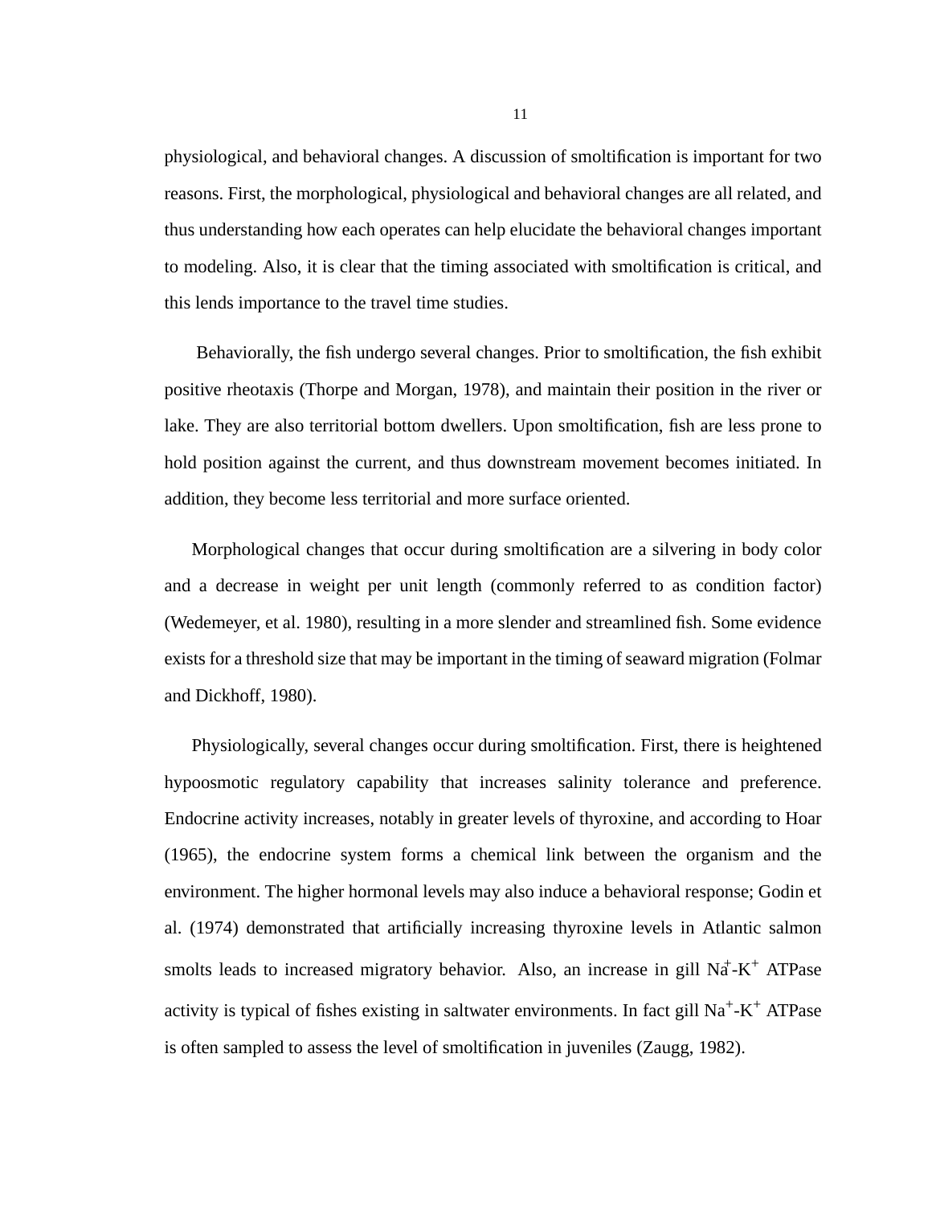physiological, and behavioral changes. A discussion of smoltification is important for two reasons. First, the morphological, physiological and behavioral changes are all related, and thus understanding how each operates can help elucidate the behavioral changes important to modeling. Also, it is clear that the timing associated with smoltification is critical, and this lends importance to the travel time studies.

Behaviorally, the fish undergo several changes. Prior to smoltification, the fish exhibit positive rheotaxis (Thorpe and Morgan, 1978), and maintain their position in the river or lake. They are also territorial bottom dwellers. Upon smoltification, fish are less prone to hold position against the current, and thus downstream movement becomes initiated. In addition, they become less territorial and more surface oriented.

Morphological changes that occur during smoltification are a silvering in body color and a decrease in weight per unit length (commonly referred to as condition factor) (Wedemeyer, et al. 1980), resulting in a more slender and streamlined fish. Some evidence exists for a threshold size that may be important in the timing of seaward migration (Folmar and Dickhoff, 1980).

Physiologically, several changes occur during smoltification. First, there is heightened hypoosmotic regulatory capability that increases salinity tolerance and preference. Endocrine activity increases, notably in greater levels of thyroxine, and according to Hoar (1965), the endocrine system forms a chemical link between the organism and the environment. The higher hormonal levels may also induce a behavioral response; Godin et al. (1974) demonstrated that artificially increasing thyroxine levels in Atlantic salmon smolts leads to increased migratory behavior. Also, an increase in gill $Na^{+}$-$K^{+}$ ATPase activity is typical of fishes existing in saltwater environments. In fact gill $Na^{+}$-$K^{+}$ ATPase is often sampled to assess the level of smoltification in juveniles (Zaugg, 1982).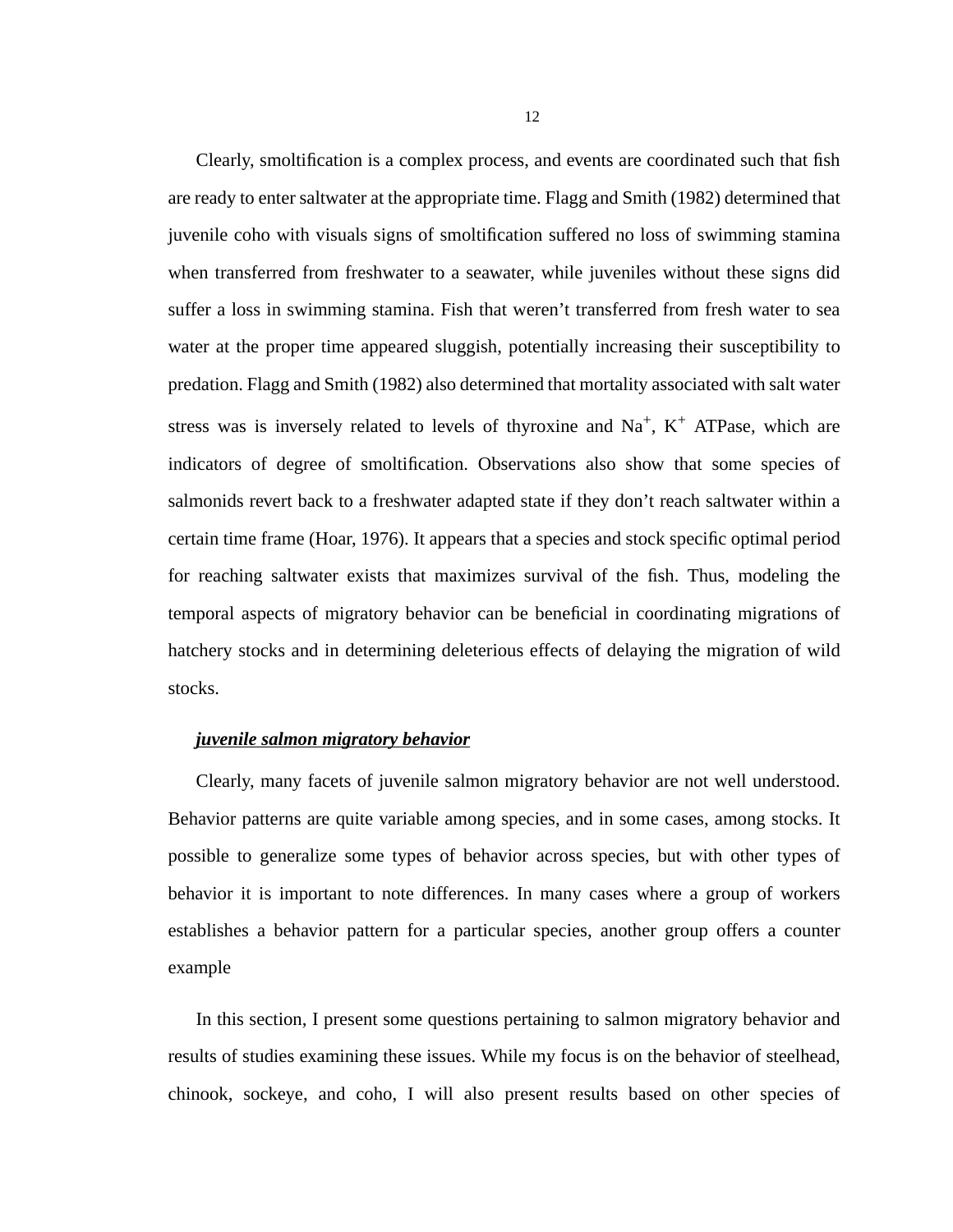Clearly, smoltification is a complex process, and events are coordinated such that fish are ready to enter saltwater at the appropriate time. Flagg and Smith (1982) determined that juvenile coho with visuals signs of smoltification suffered no loss of swimming stamina when transferred from freshwater to a seawater, while juveniles without these signs did suffer a loss in swimming stamina. Fish that weren't transferred from fresh water to sea water at the proper time appeared sluggish, potentially increasing their susceptibility to predation. Flagg and Smith (1982) also determined that mortality associated with salt water stress was is inversely related to levels of thyroxine and $Na^+$, $K^+$ ATPase, which are indicators of degree of smoltification. Observations also show that some species of salmonids revert back to a freshwater adapted state if they don't reach saltwater within a certain time frame (Hoar, 1976). It appears that a species and stock specific optimal period for reaching saltwater exists that maximizes survival of the fish. Thus, modeling the temporal aspects of migratory behavior can be beneficial in coordinating migrations of hatchery stocks and in determining deleterious effects of delaying the migration of wild stocks.

***juvenile salmon migratory behavior***

Clearly, many facets of juvenile salmon migratory behavior are not well understood. Behavior patterns are quite variable among species, and in some cases, among stocks. It possible to generalize some types of behavior across species, but with other types of behavior it is important to note differences. In many cases where a group of workers establishes a behavior pattern for a particular species, another group offers a counter example

In this section, I present some questions pertaining to salmon migratory behavior and results of studies examining these issues. While my focus is on the behavior of steelhead, chinook, sockeye, and coho, I will also present results based on other species of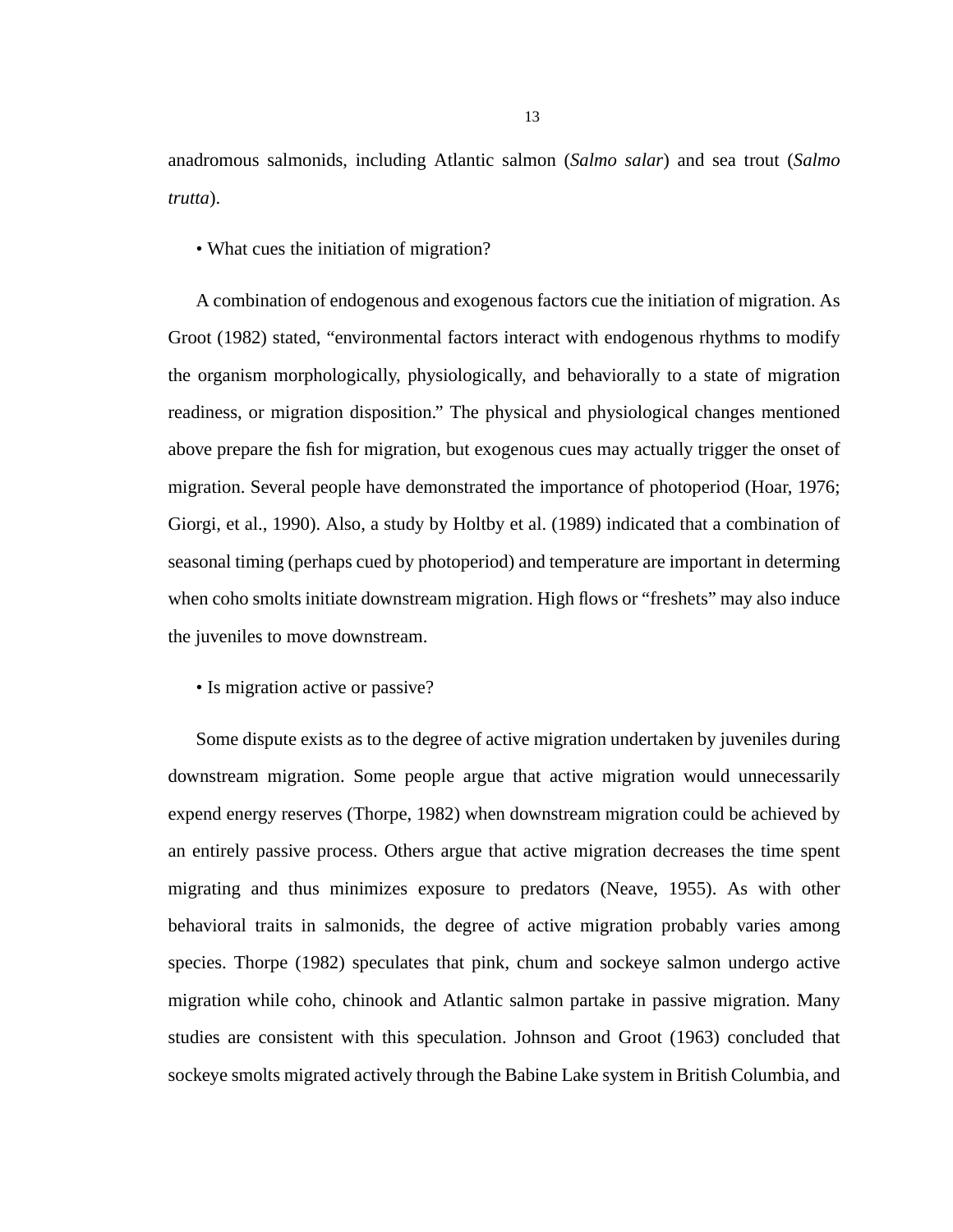anadromous salmonids, including Atlantic salmon (*Salmo salar*) and sea trout (*Salmo trutta*).

• What cues the initiation of migration?

A combination of endogenous and exogenous factors cue the initiation of migration. As Groot (1982) stated, "environmental factors interact with endogenous rhythms to modify the organism morphologically, physiologically, and behaviorally to a state of migration readiness, or migration disposition." The physical and physiological changes mentioned above prepare the fish for migration, but exogenous cues may actually trigger the onset of migration. Several people have demonstrated the importance of photoperiod (Hoar, 1976; Giorgi, et al., 1990). Also, a study by Holtby et al. (1989) indicated that a combination of seasonal timing (perhaps cued by photoperiod) and temperature are important in determing when coho smolts initiate downstream migration. High flows or "freshets" may also induce the juveniles to move downstream.

• Is migration active or passive?

Some dispute exists as to the degree of active migration undertaken by juveniles during downstream migration. Some people argue that active migration would unnecessarily expend energy reserves (Thorpe, 1982) when downstream migration could be achieved by an entirely passive process. Others argue that active migration decreases the time spent migrating and thus minimizes exposure to predators (Neave, 1955). As with other behavioral traits in salmonids, the degree of active migration probably varies among species. Thorpe (1982) speculates that pink, chum and sockeye salmon undergo active migration while coho, chinook and Atlantic salmon partake in passive migration. Many studies are consistent with this speculation. Johnson and Groot (1963) concluded that sockeye smolts migrated actively through the Babine Lake system in British Columbia, and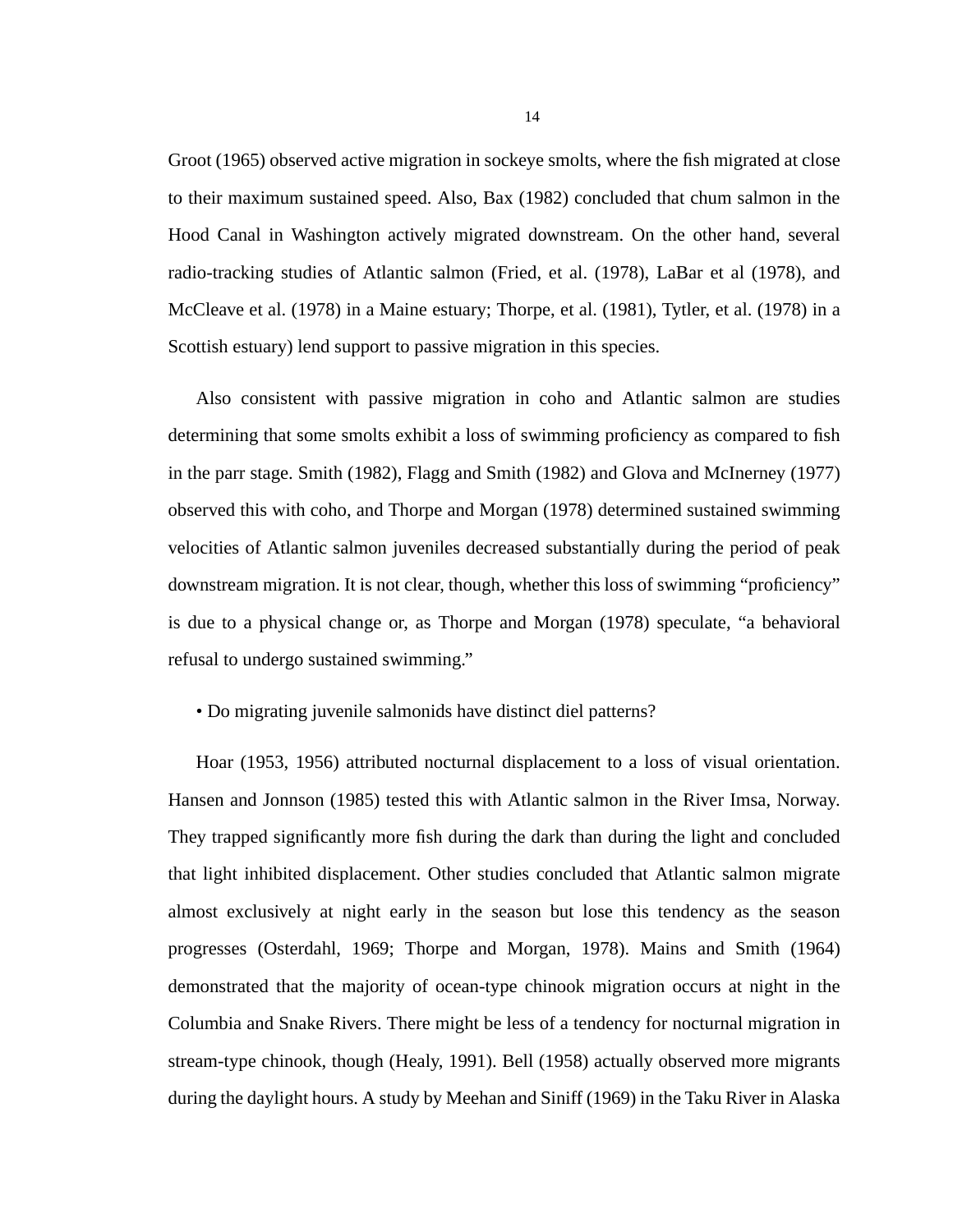Groot (1965) observed active migration in sockeye smolts, where the fish migrated at close to their maximum sustained speed. Also, Bax (1982) concluded that chum salmon in the Hood Canal in Washington actively migrated downstream. On the other hand, several radio-tracking studies of Atlantic salmon (Fried, et al. (1978), LaBar et al (1978), and McCleave et al. (1978) in a Maine estuary; Thorpe, et al. (1981), Tytler, et al. (1978) in a Scottish estuary) lend support to passive migration in this species.

Also consistent with passive migration in coho and Atlantic salmon are studies determining that some smolts exhibit a loss of swimming proficiency as compared to fish in the parr stage. Smith (1982), Flagg and Smith (1982) and Glova and McInerney (1977) observed this with coho, and Thorpe and Morgan (1978) determined sustained swimming velocities of Atlantic salmon juveniles decreased substantially during the period of peak downstream migration. It is not clear, though, whether this loss of swimming "proficiency" is due to a physical change or, as Thorpe and Morgan (1978) speculate, "a behavioral refusal to undergo sustained swimming."

• Do migrating juvenile salmonids have distinct diel patterns?

Hoar (1953, 1956) attributed nocturnal displacement to a loss of visual orientation. Hansen and Jonnson (1985) tested this with Atlantic salmon in the River Imsa, Norway. They trapped significantly more fish during the dark than during the light and concluded that light inhibited displacement. Other studies concluded that Atlantic salmon migrate almost exclusively at night early in the season but lose this tendency as the season progresses (Osterdahl, 1969; Thorpe and Morgan, 1978). Mains and Smith (1964) demonstrated that the majority of ocean-type chinook migration occurs at night in the Columbia and Snake Rivers. There might be less of a tendency for nocturnal migration in stream-type chinook, though (Healy, 1991). Bell (1958) actually observed more migrants during the daylight hours. A study by Meehan and Siniff (1969) in the Taku River in Alaska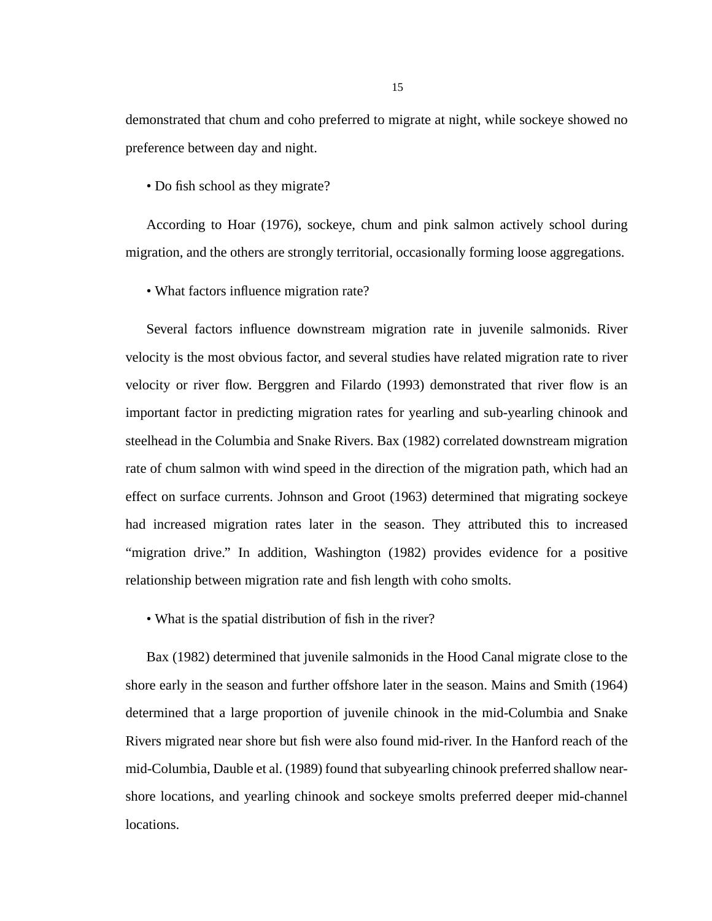demonstrated that chum and coho preferred to migrate at night, while sockeye showed no preference between day and night.

• Do fish school as they migrate?

According to Hoar (1976), sockeye, chum and pink salmon actively school during migration, and the others are strongly territorial, occasionally forming loose aggregations.

• What factors influence migration rate?

Several factors influence downstream migration rate in juvenile salmonids. River velocity is the most obvious factor, and several studies have related migration rate to river velocity or river flow. Berggren and Filardo (1993) demonstrated that river flow is an important factor in predicting migration rates for yearling and sub-yearling chinook and steelhead in the Columbia and Snake Rivers. Bax (1982) correlated downstream migration rate of chum salmon with wind speed in the direction of the migration path, which had an effect on surface currents. Johnson and Groot (1963) determined that migrating sockeye had increased migration rates later in the season. They attributed this to increased “migration drive.” In addition, Washington (1982) provides evidence for a positive relationship between migration rate and fish length with coho smolts.

• What is the spatial distribution of fish in the river?

Bax (1982) determined that juvenile salmonids in the Hood Canal migrate close to the shore early in the season and further offshore later in the season. Mains and Smith (1964) determined that a large proportion of juvenile chinook in the mid-Columbia and Snake Rivers migrated near shore but fish were also found mid-river. In the Hanford reach of the mid-Columbia, Dauble et al. (1989) found that subyearling chinook preferred shallow near-shore locations, and yearling chinook and sockeye smolts preferred deeper mid-channel locations.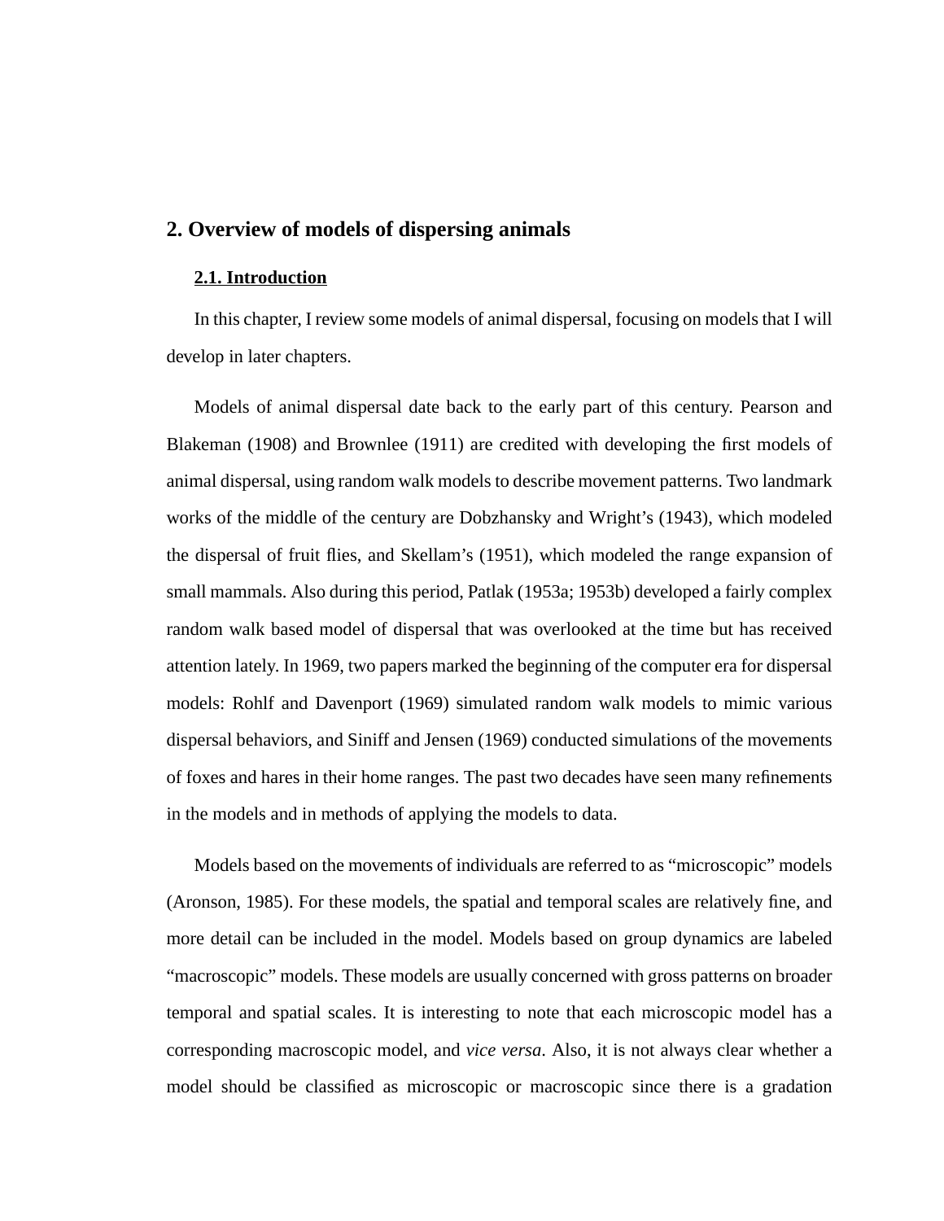# 2. Overview of models of dispersing animals

## 2.1. Introduction

In this chapter, I review some models of animal dispersal, focusing on models that I will develop in later chapters.

Models of animal dispersal date back to the early part of this century. Pearson and Blakeman (1908) and Brownlee (1911) are credited with developing the first models of animal dispersal, using random walk models to describe movement patterns. Two landmark works of the middle of the century are Dobzhansky and Wright's (1943), which modeled the dispersal of fruit flies, and Skellam's (1951), which modeled the range expansion of small mammals. Also during this period, Patlak (1953a; 1953b) developed a fairly complex random walk based model of dispersal that was overlooked at the time but has received attention lately. In 1969, two papers marked the beginning of the computer era for dispersal models: Rohlf and Davenport (1969) simulated random walk models to mimic various dispersal behaviors, and Siniff and Jensen (1969) conducted simulations of the movements of foxes and hares in their home ranges. The past two decades have seen many refinements in the models and in methods of applying the models to data.

Models based on the movements of individuals are referred to as "microscopic" models (Aronson, 1985). For these models, the spatial and temporal scales are relatively fine, and more detail can be included in the model. Models based on group dynamics are labeled "macroscopic" models. These models are usually concerned with gross patterns on broader temporal and spatial scales. It is interesting to note that each microscopic model has a corresponding macroscopic model, and *vice versa*. Also, it is not always clear whether a model should be classified as microscopic or macroscopic since there is a gradation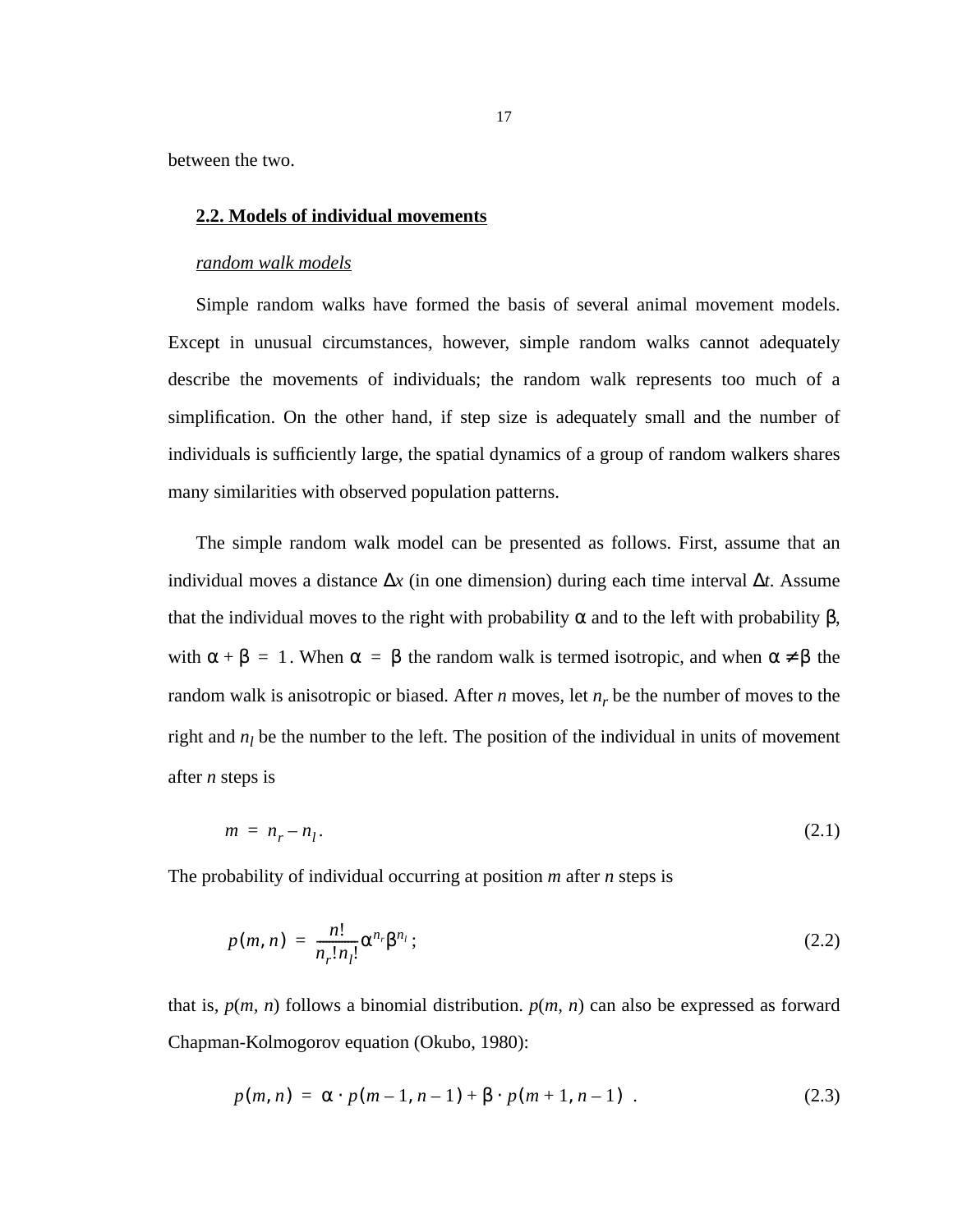between the two.

## 2.2. Models of individual movements

*random walk models*

Simple random walks have formed the basis of several animal movement models. Except in unusual circumstances, however, simple random walks cannot adequately describe the movements of individuals; the random walk represents too much of a simplification. On the other hand, if step size is adequately small and the number of individuals is sufficiently large, the spatial dynamics of a group of random walkers shares many similarities with observed population patterns.

The simple random walk model can be presented as follows. First, assume that an individual moves a distance $\Delta x$ (in one dimension) during each time interval $\Delta t$. Assume that the individual moves to the right with probability $\alpha$ and to the left with probability $\beta$, with $\alpha + \beta = 1$. When $\alpha = \beta$ the random walk is termed isotropic, and when $\alpha \neq \beta$ the random walk is anisotropic or biased. After $n$ moves, let $n_r$ be the number of moves to the right and $n_l$ be the number to the left. The position of the individual in units of movement after $n$ steps is

$$m = n_r - n_l . \tag{2.1}$$

The probability of individual occurring at position $m$ after $n$ steps is

$$p(m, n) = \frac{n!}{n_r! n_l!} \alpha^{n_r} \beta^{n_l} ; \tag{2.2}$$

that is, $p(m, n)$ follows a binomial distribution. $p(m, n)$ can also be expressed as forward Chapman-Kolmogorov equation (Okubo, 1980):

$$p(m, n) = \alpha \cdot p(m-1, n-1) + \beta \cdot p(m+1, n-1) . \tag{2.3}$$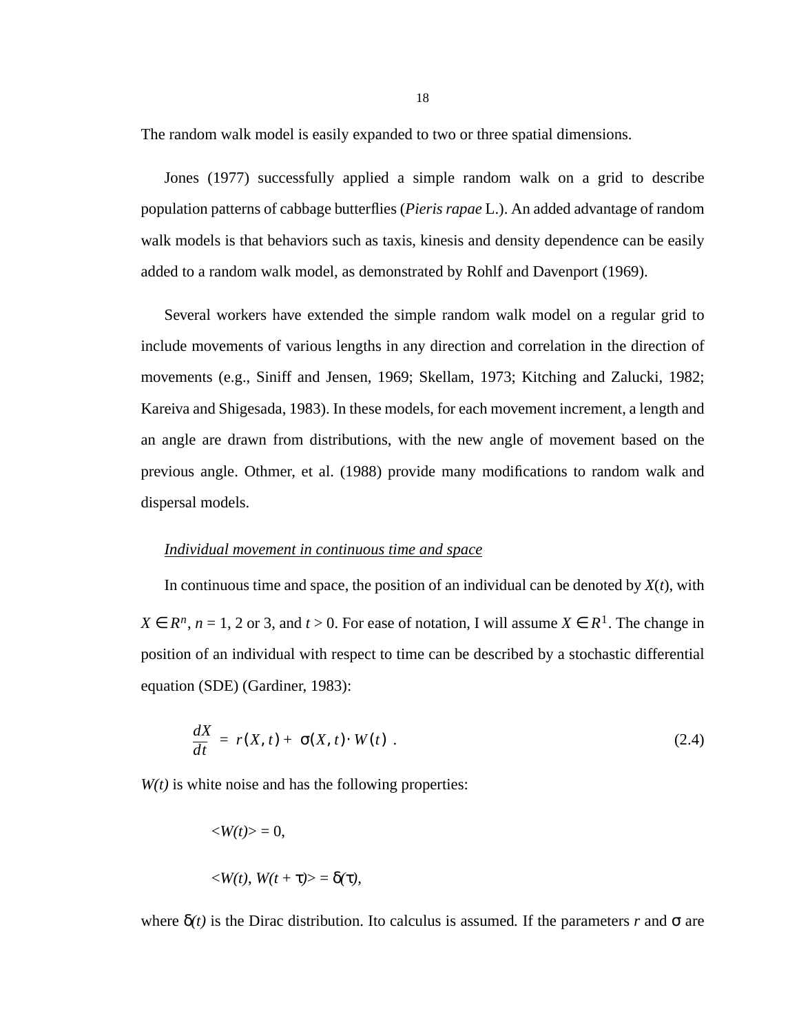The random walk model is easily expanded to two or three spatial dimensions.

Jones (1977) successfully applied a simple random walk on a grid to describe population patterns of cabbage butterflies (*Pieris rapae* L.). An added advantage of random walk models is that behaviors such as taxis, kinesis and density dependence can be easily added to a random walk model, as demonstrated by Rohlf and Davenport (1969).

Several workers have extended the simple random walk model on a regular grid to include movements of various lengths in any direction and correlation in the direction of movements (e.g., Siniff and Jensen, 1969; Skellam, 1973; Kitching and Zalucki, 1982; Kareiva and Shigesada, 1983). In these models, for each movement increment, a length and an angle are drawn from distributions, with the new angle of movement based on the previous angle. Othmer, et al. (1988) provide many modifications to random walk and dispersal models.

*Individual movement in continuous time and space*

In continuous time and space, the position of an individual can be denoted by $X(t)$, with $X \in R^n$, $n = 1$, 2 or 3, and $t > 0$. For ease of notation, I will assume $X \in R^1$. The change in position of an individual with respect to time can be described by a stochastic differential equation (SDE) (Gardiner, 1983):

$$\frac{dX}{dt} = r(X, t) + \sigma(X, t) \cdot W(t) \ . \tag{2.4}$$

$W(t)$ is white noise and has the following properties:

$$\langle W(t) \rangle = 0,$$

$$\langle W(t), W(t + \tau) \rangle = \delta(\tau),$$

where $\delta(t)$ is the Dirac distribution. Ito calculus is assumed. If the parameters $r$ and $\sigma$ are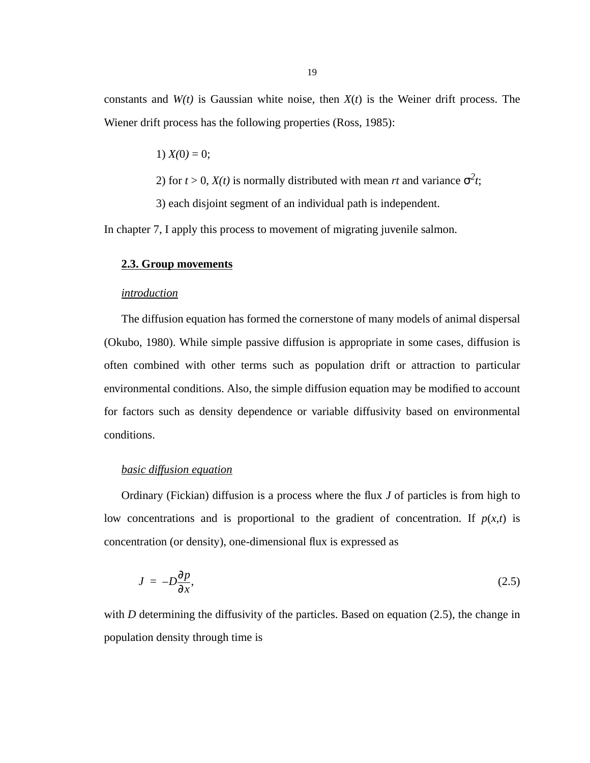constants and *W(t)* is Gaussian white noise, then *X*(*t*) is the Weiner drift process. The Wiener drift process has the following properties (Ross, 1985):

1) $X(0) = 0$;

2) for $t > 0$, $X(t)$ is normally distributed with mean $rt$ and variance $\sigma^2 t$;

3) each disjoint segment of an individual path is independent.

In chapter 7, I apply this process to movement of migrating juvenile salmon.

## 2.3. Group movements

### *introduction*

The diffusion equation has formed the cornerstone of many models of animal dispersal (Okubo, 1980). While simple passive diffusion is appropriate in some cases, diffusion is often combined with other terms such as population drift or attraction to particular environmental conditions. Also, the simple diffusion equation may be modified to account for factors such as density dependence or variable diffusivity based on environmental conditions.

### *basic diffusion equation*

Ordinary (Fickian) diffusion is a process where the flux $J$ of particles is from high to low concentrations and is proportional to the gradient of concentration. If $p(x,t)$ is concentration (or density), one-dimensional flux is expressed as

$$J = -D\frac{\partial p}{\partial x}, \tag{2.5}$$

with $D$ determining the diffusivity of the particles. Based on equation (2.5), the change in population density through time is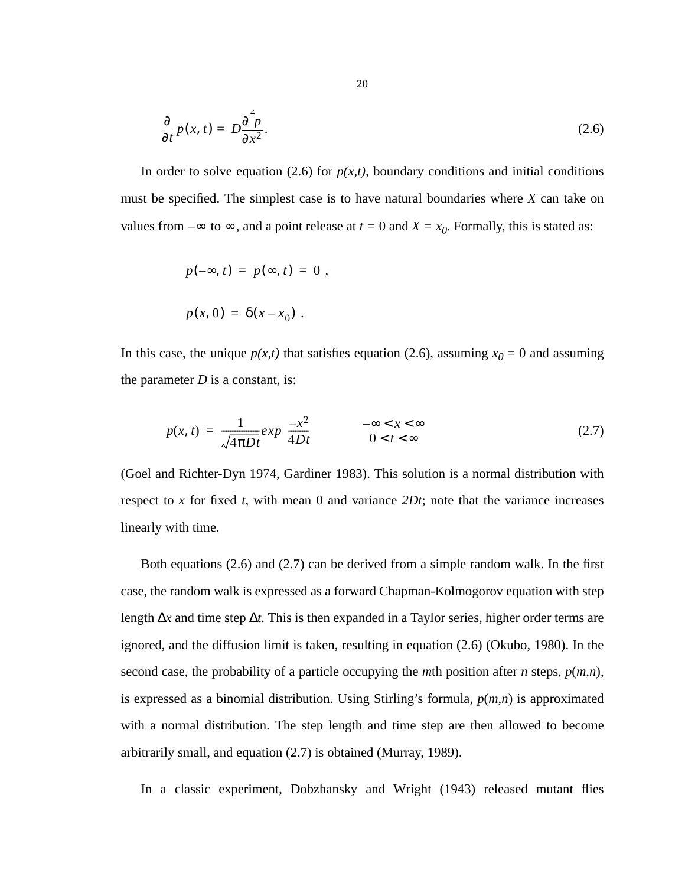$$\frac{\partial}{\partial t} p(x, t) = D \frac{\partial^2 p}{\partial x^2}. \tag{2.6}$$

In order to solve equation (2.6) for *p(x,t)*, boundary conditions and initial conditions must be specified. The simplest case is to have natural boundaries where *X* can take on values from $-\infty$ to $\infty$, and a point release at $t = 0$ and $X = x_0$. Formally, this is stated as:

$$p(-\infty, t) = p(\infty, t) = 0 \ ,$$

$$p(x, 0) = \delta(x - x_0) \ .$$

In this case, the unique *p(x,t)* that satisfies equation (2.6), assuming $x_0 = 0$ and assuming the parameter *D* is a constant, is:

$$p(x, t) = \frac{1}{\sqrt{4\pi Dt}} exp\left(\frac{-x^2}{4Dt}\right) \qquad \begin{matrix} -\infty < x < \infty \\ 0 < t < \infty \end{matrix} \tag{2.7}$$

(Goel and Richter-Dyn 1974, Gardiner 1983). This solution is a normal distribution with respect to *x* for fixed *t*, with mean 0 and variance *2Dt*; note that the variance increases linearly with time.

Both equations (2.6) and (2.7) can be derived from a simple random walk. In the first case, the random walk is expressed as a forward Chapman-Kolmogorov equation with step length $\Delta x$ and time step $\Delta t$. This is then expanded in a Taylor series, higher order terms are ignored, and the diffusion limit is taken, resulting in equation (2.6) (Okubo, 1980). In the second case, the probability of a particle occupying the *m*th position after *n* steps, *p*(*m*,*n*), is expressed as a binomial distribution. Using Stirling's formula, *p*(*m*,*n*) is approximated with a normal distribution. The step length and time step are then allowed to become arbitrarily small, and equation (2.7) is obtained (Murray, 1989).

In a classic experiment, Dobzhansky and Wright (1943) released mutant flies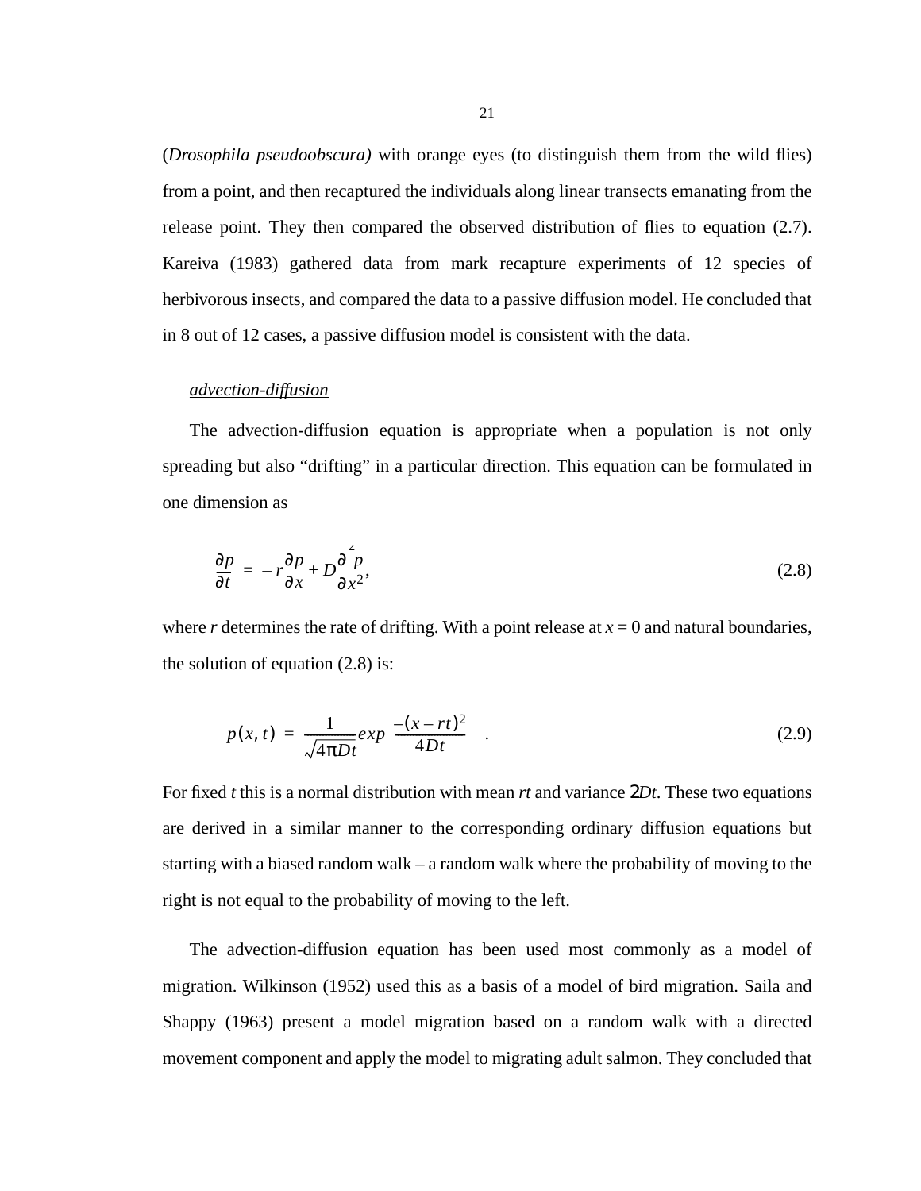(*Drosophila pseudoobscura)* with orange eyes (to distinguish them from the wild flies) from a point, and then recaptured the individuals along linear transects emanating from the release point. They then compared the observed distribution of flies to equation (2.7). Kareiva (1983) gathered data from mark recapture experiments of 12 species of herbivorous insects, and compared the data to a passive diffusion model. He concluded that in 8 out of 12 cases, a passive diffusion model is consistent with the data.

<u>*advection-diffusion*</u>

The advection-diffusion equation is appropriate when a population is not only spreading but also “drifting” in a particular direction. This equation can be formulated in one dimension as

$$\frac{\partial p}{\partial t} = -r\frac{\partial p}{\partial x} + D\frac{\partial^2 p}{\partial x^2}, \tag{2.8}$$

where *r* determines the rate of drifting. With a point release at *x* = 0 and natural boundaries, the solution of equation (2.8) is:

$$p(x,t) = \frac{1}{\sqrt{4\pi Dt}} exp\left(\frac{-(x-rt)^2}{4Dt}\right). \tag{2.9}$$

For fixed *t* this is a normal distribution with mean *rt* and variance $2Dt$. These two equations are derived in a similar manner to the corresponding ordinary diffusion equations but starting with a biased random walk – a random walk where the probability of moving to the right is not equal to the probability of moving to the left.

The advection-diffusion equation has been used most commonly as a model of migration. Wilkinson (1952) used this as a basis of a model of bird migration. Saila and Shappy (1963) present a model migration based on a random walk with a directed movement component and apply the model to migrating adult salmon. They concluded that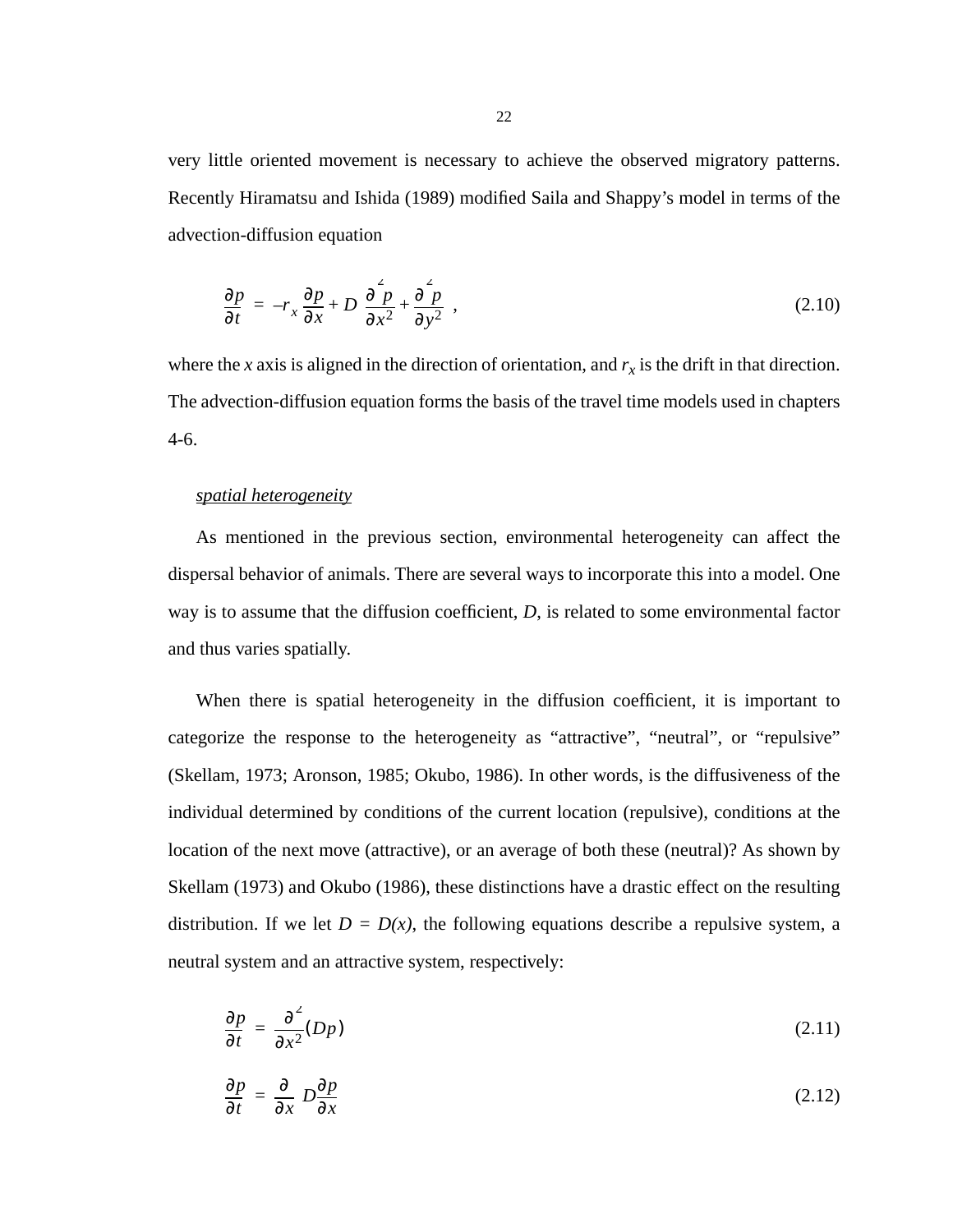very little oriented movement is necessary to achieve the observed migratory patterns. Recently Hiramatsu and Ishida (1989) modified Saila and Shappy's model in terms of the advection-diffusion equation

$$\frac{\partial p}{\partial t} = -r_x \frac{\partial p}{\partial x} + D \left( \frac{\partial^2 p}{\partial x^2} + \frac{\partial^2 p}{\partial y^2} \right) , \tag{2.10}$$

where the *x* axis is aligned in the direction of orientation, and $r_x$ is the drift in that direction. The advection-diffusion equation forms the basis of the travel time models used in chapters 4-6.

<u>spatial heterogeneity</u>

As mentioned in the previous section, environmental heterogeneity can affect the dispersal behavior of animals. There are several ways to incorporate this into a model. One way is to assume that the diffusion coefficient, *D*, is related to some environmental factor and thus varies spatially.

When there is spatial heterogeneity in the diffusion coefficient, it is important to categorize the response to the heterogeneity as "attractive", "neutral", or "repulsive" (Skellam, 1973; Aronson, 1985; Okubo, 1986). In other words, is the diffusiveness of the individual determined by conditions of the current location (repulsive), conditions at the location of the next move (attractive), or an average of both these (neutral)? As shown by Skellam (1973) and Okubo (1986), these distinctions have a drastic effect on the resulting distribution. If we let $D = D(x)$, the following equations describe a repulsive system, a neutral system and an attractive system, respectively:

$$\frac{\partial p}{\partial t} = \frac{\partial^2}{\partial x^2}(Dp) \tag{2.11}$$

$$\frac{\partial p}{\partial t} = \frac{\partial}{\partial x}\left( D\frac{\partial p}{\partial x} \right) \tag{2.12}$$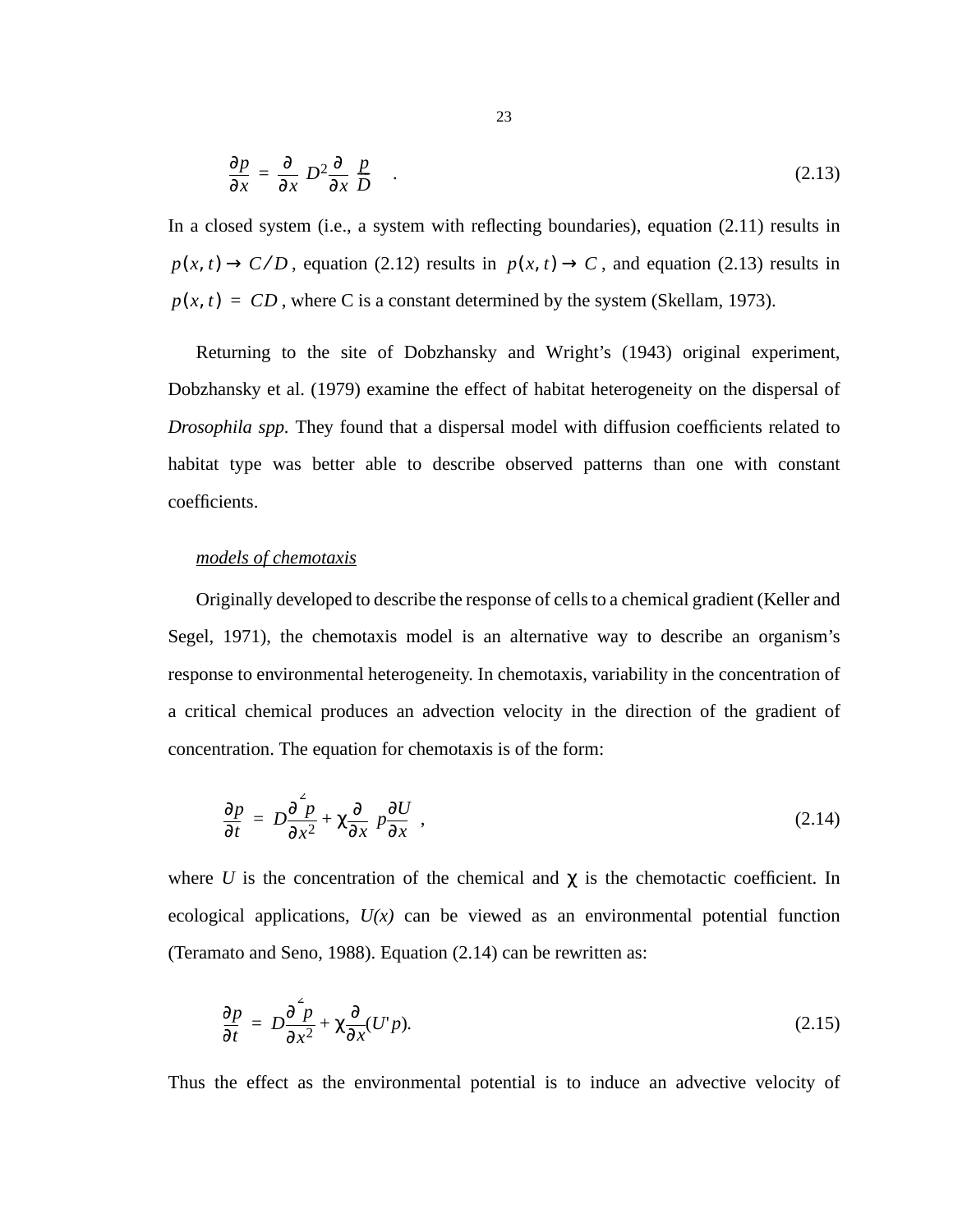$$\frac{\partial p}{\partial x} = \frac{\partial}{\partial x}\left(D^2 \frac{\partial}{\partial x}\left(\frac{p}{D}\right)\right) \quad . \tag{2.13}$$

In a closed system (i.e., a system with reflecting boundaries), equation (2.11) results in $p(x, t) \rightarrow C/D$, equation (2.12) results in $p(x, t) \rightarrow C$, and equation (2.13) results in $p(x, t) = CD$, where C is a constant determined by the system (Skellam, 1973).

Returning to the site of Dobzhansky and Wright's (1943) original experiment, Dobzhansky et al. (1979) examine the effect of habitat heterogeneity on the dispersal of *Drosophila spp.* They found that a dispersal model with diffusion coefficients related to habitat type was better able to describe observed patterns than one with constant coefficients.

<u>models of chemotaxis</u>

Originally developed to describe the response of cells to a chemical gradient (Keller and Segel, 1971), the chemotaxis model is an alternative way to describe an organism's response to environmental heterogeneity. In chemotaxis, variability in the concentration of a critical chemical produces an advection velocity in the direction of the gradient of concentration. The equation for chemotaxis is of the form:

$$\frac{\partial p}{\partial t} = D\frac{\partial^2 p}{\partial x^2} + \chi\frac{\partial}{\partial x}\left(p\frac{\partial U}{\partial x}\right) , \tag{2.14}$$

where $U$ is the concentration of the chemical and $\chi$ is the chemotactic coefficient. In ecological applications, $U(x)$ can be viewed as an environmental potential function (Teramato and Seno, 1988). Equation (2.14) can be rewritten as:

$$\frac{\partial p}{\partial t} = D\frac{\partial^2 p}{\partial x^2} + \chi\frac{\partial}{\partial x}(U'p). \tag{2.15}$$

Thus the effect as the environmental potential is to induce an advective velocity of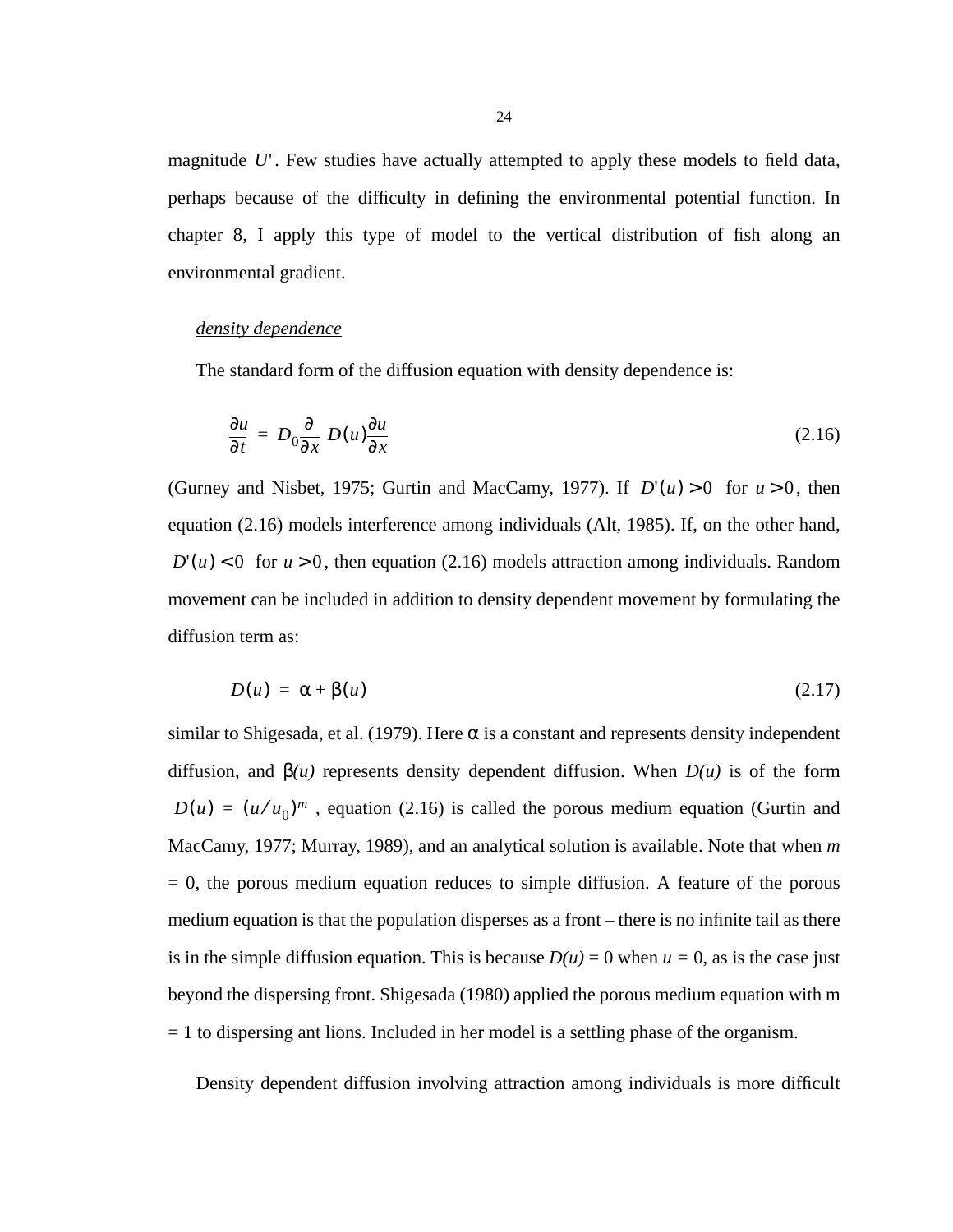magnitude $U'$. Few studies have actually attempted to apply these models to field data, perhaps because of the difficulty in defining the environmental potential function. In chapter 8, I apply this type of model to the vertical distribution of fish along an environmental gradient.

*density dependence*

The standard form of the diffusion equation with density dependence is:

$$\frac{\partial u}{\partial t} = D_0 \frac{\partial}{\partial x} D(u) \frac{\partial u}{\partial x} \tag{2.16}$$

(Gurney and Nisbet, 1975; Gurtin and MacCamy, 1977). If $D'(u) > 0$ for $u > 0$, then equation (2.16) models interference among individuals (Alt, 1985). If, on the other hand, $D'(u) < 0$ for $u > 0$, then equation (2.16) models attraction among individuals. Random movement can be included in addition to density dependent movement by formulating the diffusion term as:

$$D(u) = \alpha + \beta(u) \tag{2.17}$$

similar to Shigesada, et al. (1979). Here $\alpha$ is a constant and represents density independent diffusion, and $\beta(u)$ represents density dependent diffusion. When $D(u)$ is of the form $D(u) = (u/u_0)^m$, equation (2.16) is called the porous medium equation (Gurtin and MacCamy, 1977; Murray, 1989), and an analytical solution is available. Note that when $m = 0$, the porous medium equation reduces to simple diffusion. A feature of the porous medium equation is that the population disperses as a front – there is no infinite tail as there is in the simple diffusion equation. This is because $D(u) = 0$ when $u = 0$, as is the case just beyond the dispersing front. Shigesada (1980) applied the porous medium equation with m = 1 to dispersing ant lions. Included in her model is a settling phase of the organism.

Density dependent diffusion involving attraction among individuals is more difficult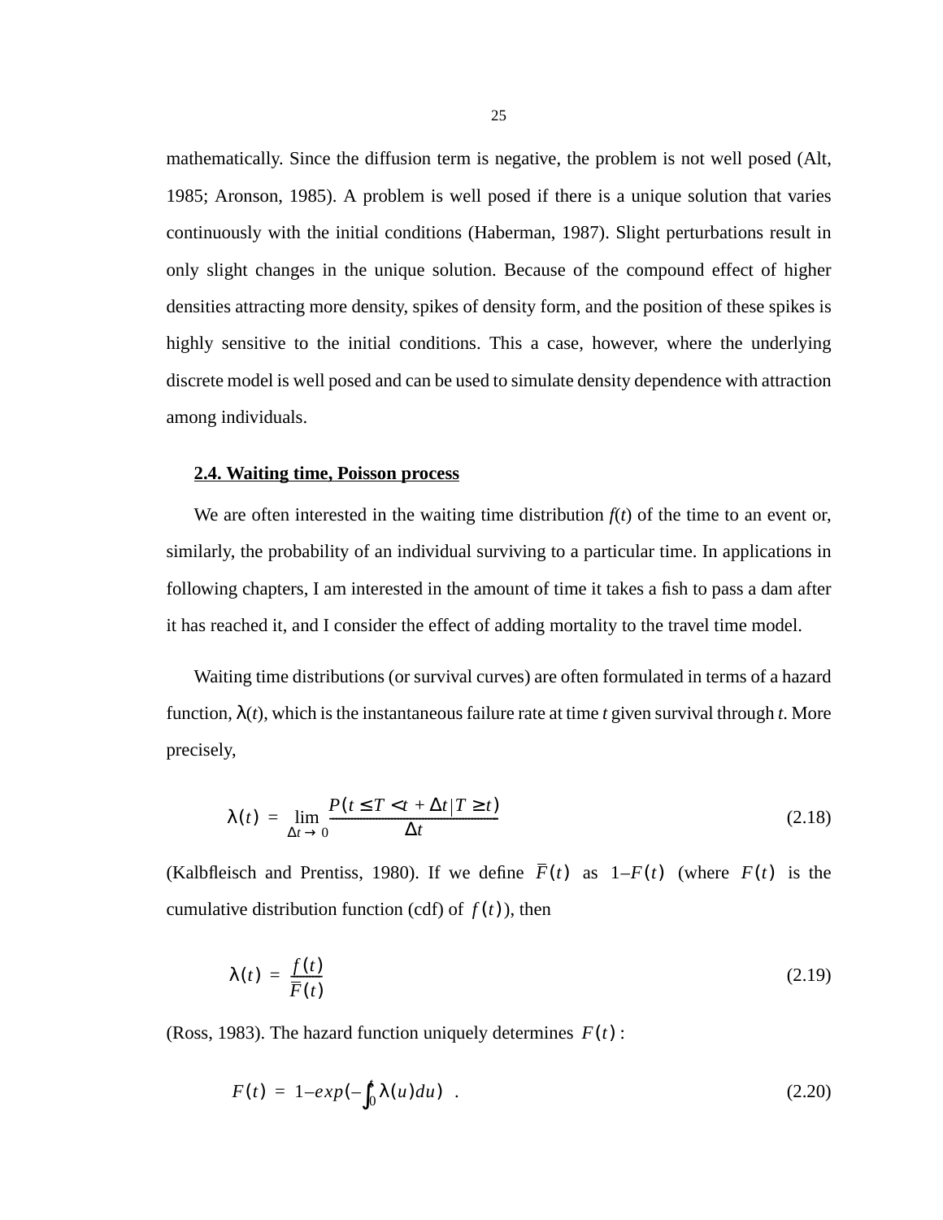mathematically. Since the diffusion term is negative, the problem is not well posed (Alt, 1985; Aronson, 1985). A problem is well posed if there is a unique solution that varies continuously with the initial conditions (Haberman, 1987). Slight perturbations result in only slight changes in the unique solution. Because of the compound effect of higher densities attracting more density, spikes of density form, and the position of these spikes is highly sensitive to the initial conditions. This a case, however, where the underlying discrete model is well posed and can be used to simulate density dependence with attraction among individuals.

## 2.4. Waiting time, Poisson process

We are often interested in the waiting time distribution $f(t)$ of the time to an event or, similarly, the probability of an individual surviving to a particular time. In applications in following chapters, I am interested in the amount of time it takes a fish to pass a dam after it has reached it, and I consider the effect of adding mortality to the travel time model.

Waiting time distributions (or survival curves) are often formulated in terms of a hazard function, $\lambda(t)$, which is the instantaneous failure rate at time $t$ given survival through $t$. More precisely,

$$\lambda(t) = \lim_{\Delta t \to 0} \frac{P(t \le T < t + \Delta t | T \ge t)}{\Delta t} \tag{2.18}$$

(Kalbfleisch and Prentiss, 1980). If we define $\bar{F}(t)$ as $1 - F(t)$ (where $F(t)$ is the cumulative distribution function (cdf) of $f(t)$), then

$$\lambda(t) = \frac{f(t)}{\bar{F}(t)} \tag{2.19}$$

(Ross, 1983). The hazard function uniquely determines $F(t)$:

$$F(t) = 1 - exp\left(-\int_0^t \lambda(u) du\right) \quad . \tag{2.20}$$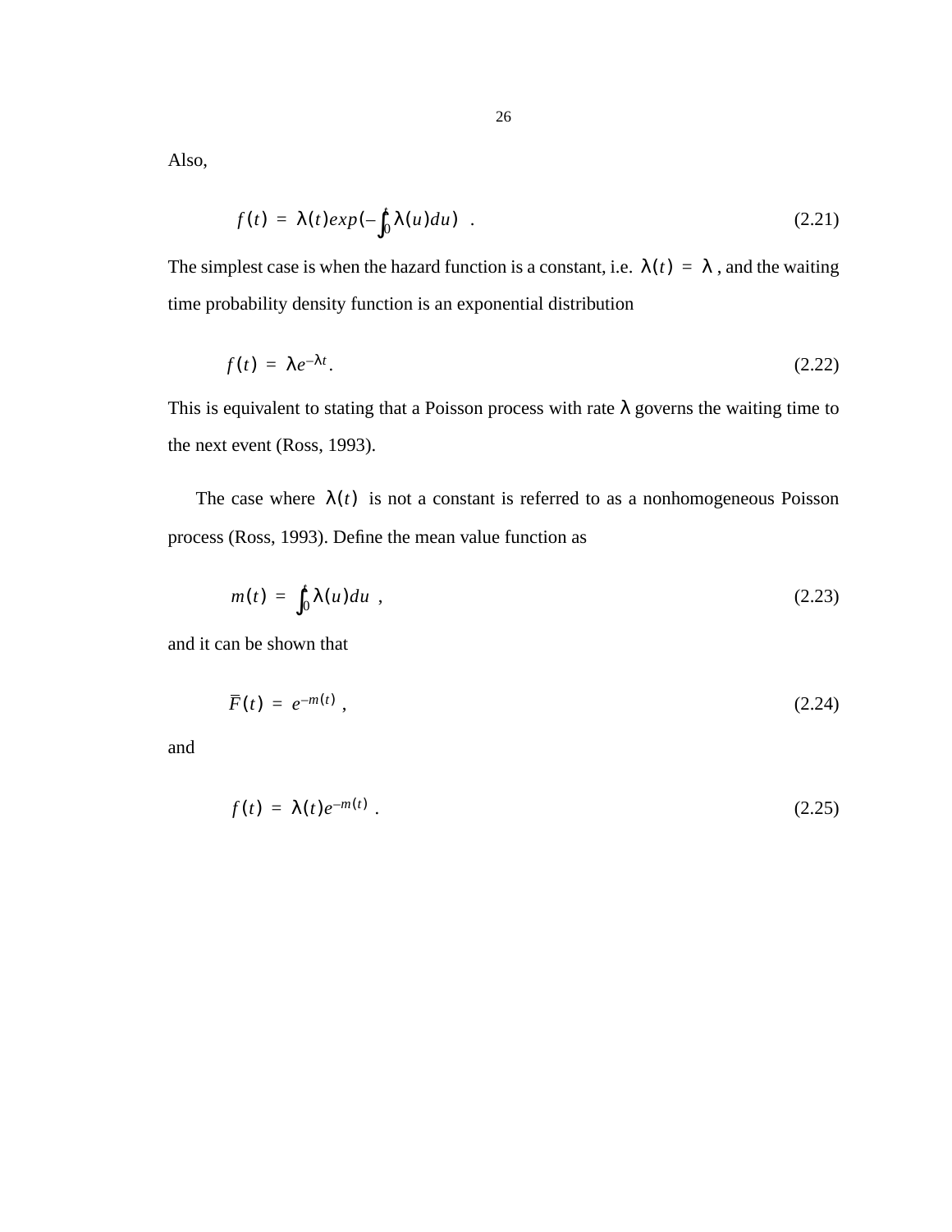Also,

$$f(t) = \lambda(t)exp(-\int_0^t \lambda(u)du) \quad . \tag{2.21}$$

The simplest case is when the hazard function is a constant, i.e. $\lambda(t) = \lambda$ , and the waiting time probability density function is an exponential distribution

$$f(t) = \lambda e^{-\lambda t} . \tag{2.22}$$

This is equivalent to stating that a Poisson process with rate $\lambda$ governs the waiting time to the next event (Ross, 1993).

The case where $\lambda(t)$ is not a constant is referred to as a nonhomogeneous Poisson process (Ross, 1993). Define the mean value function as

$$m(t) = \int_0^t \lambda(u)du \quad , \tag{2.23}$$

and it can be shown that

$$\bar{F}(t) = e^{-m(t)} \; , \tag{2.24}$$

and

$$f(t) = \lambda(t)e^{-m(t)} \; . \tag{2.25}$$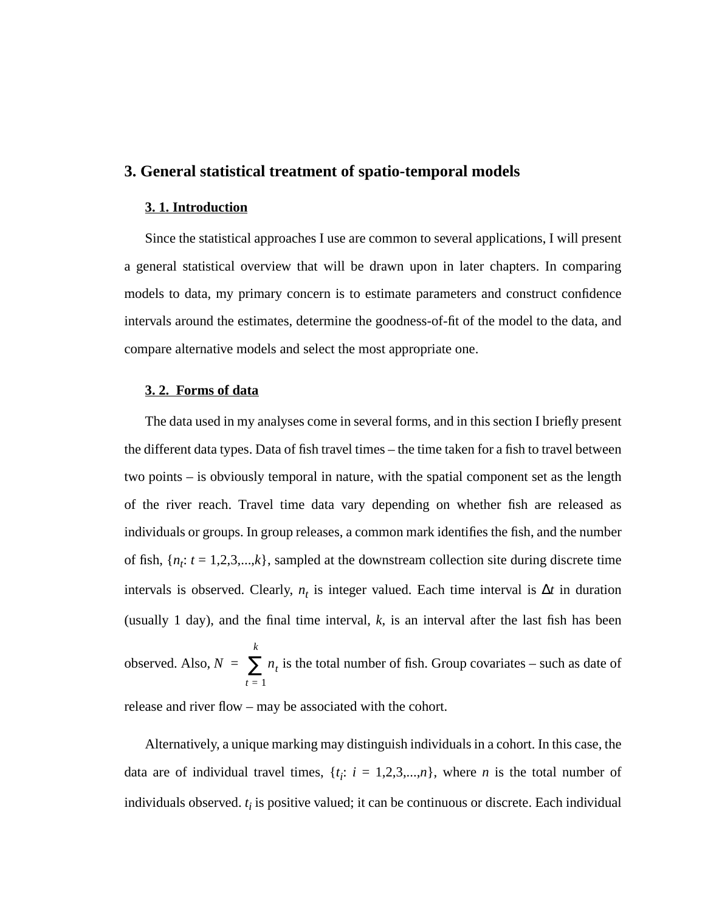# 3. General statistical treatment of spatio-temporal models

## 3. 1. Introduction

Since the statistical approaches I use are common to several applications, I will present a general statistical overview that will be drawn upon in later chapters. In comparing models to data, my primary concern is to estimate parameters and construct confidence intervals around the estimates, determine the goodness-of-fit of the model to the data, and compare alternative models and select the most appropriate one.

## 3. 2. Forms of data

The data used in my analyses come in several forms, and in this section I briefly present the different data types. Data of fish travel times – the time taken for a fish to travel between two points – is obviously temporal in nature, with the spatial component set as the length of the river reach. Travel time data vary depending on whether fish are released as individuals or groups. In group releases, a common mark identifies the fish, and the number of fish, $\{n_t: t = 1,2,3,...,k\}$, sampled at the downstream collection site during discrete time intervals is observed. Clearly, $n_t$ is integer valued. Each time interval is $\Delta t$ in duration (usually 1 day), and the final time interval, $k$, is an interval after the last fish has been observed. Also, $N = \sum_{t=1}^{k} n_t$ is the total number of fish. Group covariates – such as date of release and river flow – may be associated with the cohort.

Alternatively, a unique marking may distinguish individuals in a cohort. In this case, the data are of individual travel times, $\{t_i: i = 1,2,3,...,n\}$, where $n$ is the total number of individuals observed. $t_i$ is positive valued; it can be continuous or discrete. Each individual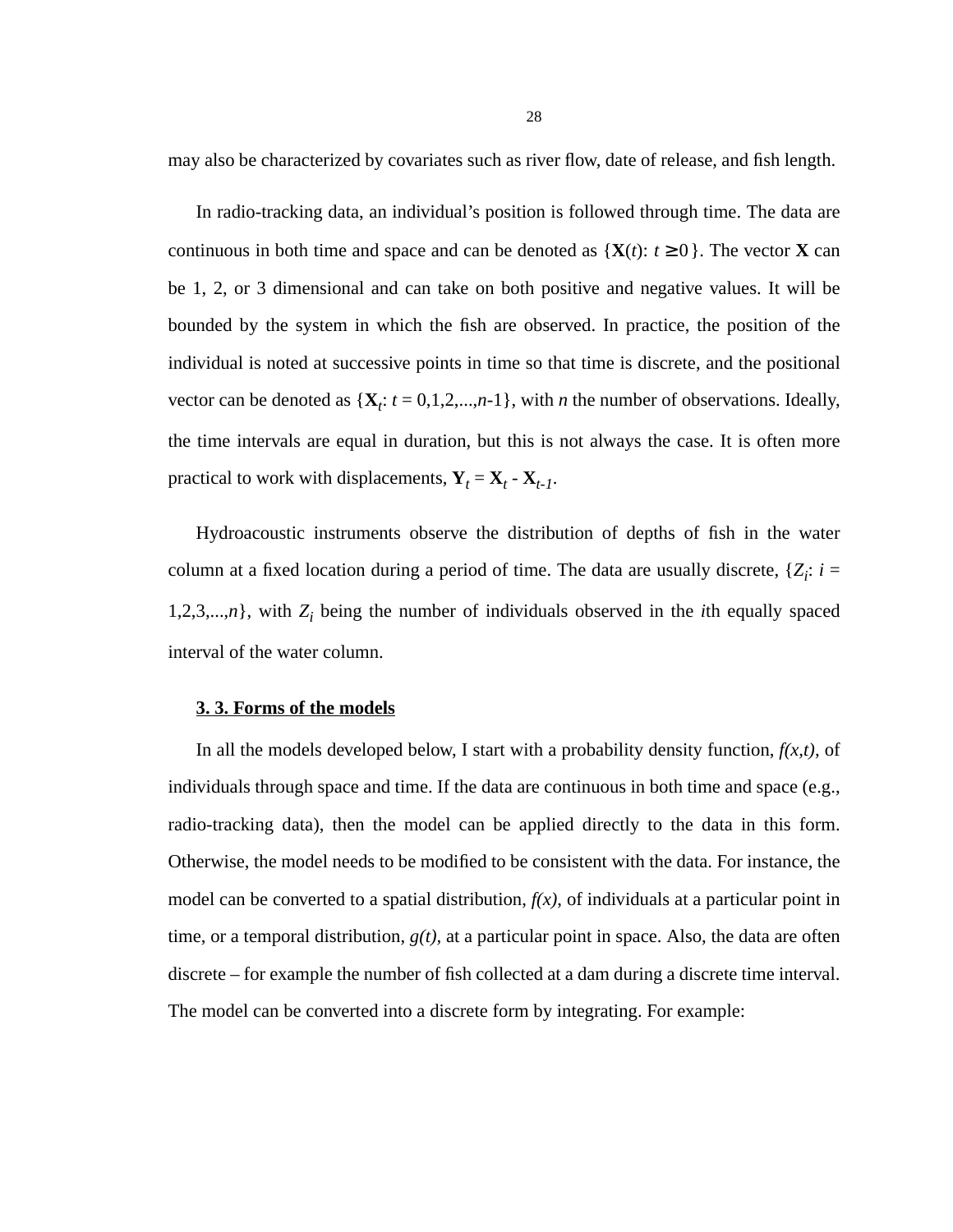may also be characterized by covariates such as river flow, date of release, and fish length.

In radio-tracking data, an individual's position is followed through time. The data are continuous in both time and space and can be denoted as $\{\mathbf{X}(t): t \geq 0\}$. The vector $\mathbf{X}$ can be 1, 2, or 3 dimensional and can take on both positive and negative values. It will be bounded by the system in which the fish are observed. In practice, the position of the individual is noted at successive points in time so that time is discrete, and the positional vector can be denoted as $\{\mathbf{X}_t: t = 0,1,2,...,n\text{-}1\}$, with $n$ the number of observations. Ideally, the time intervals are equal in duration, but this is not always the case. It is often more practical to work with displacements, $\mathbf{Y}_t = \mathbf{X}_t - \mathbf{X}_{t-1}$.

Hydroacoustic instruments observe the distribution of depths of fish in the water column at a fixed location during a period of time. The data are usually discrete, $\{Z_i: i = 1,2,3,...,n\}$, with $Z_i$ being the number of individuals observed in the $i$th equally spaced interval of the water column.

## 3. 3. Forms of the models

In all the models developed below, I start with a probability density function, $f(x,t)$, of individuals through space and time. If the data are continuous in both time and space (e.g., radio-tracking data), then the model can be applied directly to the data in this form. Otherwise, the model needs to be modified to be consistent with the data. For instance, the model can be converted to a spatial distribution, $f(x)$, of individuals at a particular point in time, or a temporal distribution, $g(t)$, at a particular point in space. Also, the data are often discrete – for example the number of fish collected at a dam during a discrete time interval. The model can be converted into a discrete form by integrating. For example: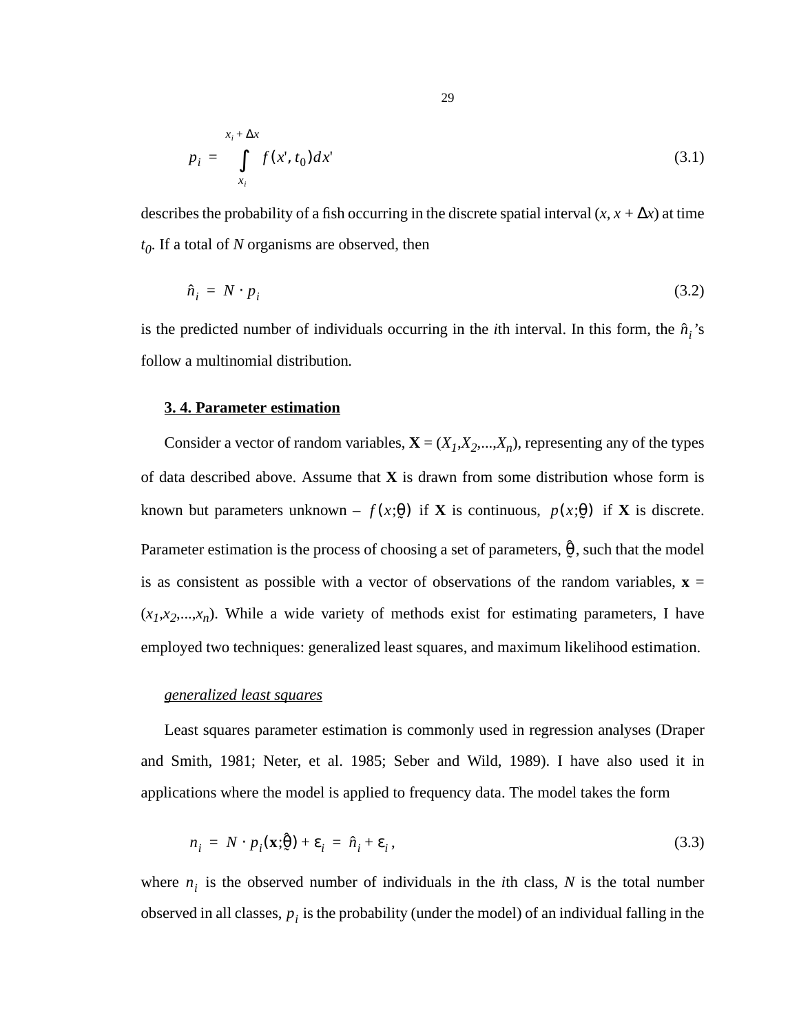$$p_i = \int_{x_i}^{x_i + \Delta x} f(x', t_0) dx' \tag{3.1}$$

describes the probability of a fish occurring in the discrete spatial interval $(x, x + \Delta x)$ at time $t_0$. If a total of $N$ organisms are observed, then

$$\hat{n}_i = N \cdot p_i \tag{3.2}$$

is the predicted number of individuals occurring in the $i$th interval. In this form, the $\hat{n}_i$'s follow a multinomial distribution.

### 3. 4. Parameter estimation

Consider a vector of random variables, $\mathbf{X} = (X_1, X_2, ..., X_n)$, representing any of the types of data described above. Assume that $\mathbf{X}$ is drawn from some distribution whose form is known but parameters unknown – $f(x;\underset{\sim}{\theta})$ if $\mathbf{X}$ is continuous, $p(x;\underset{\sim}{\theta})$ if $\mathbf{X}$ is discrete. Parameter estimation is the process of choosing a set of parameters, $\hat{\underset{\sim}{\theta}}$, such that the model is as consistent as possible with a vector of observations of the random variables, $\mathbf{x} = (x_1, x_2, ..., x_n)$. While a wide variety of methods exist for estimating parameters, I have employed two techniques: generalized least squares, and maximum likelihood estimation.

*generalized least squares*

Least squares parameter estimation is commonly used in regression analyses (Draper and Smith, 1981; Neter, et al. 1985; Seber and Wild, 1989). I have also used it in applications where the model is applied to frequency data. The model takes the form

$$n_i = N \cdot p_i(\mathbf{x};\hat{\underset{\sim}{\theta}}) + \varepsilon_i = \hat{n}_i + \varepsilon_i, \tag{3.3}$$

where $n_i$ is the observed number of individuals in the $i$th class, $N$ is the total number observed in all classes, $p_i$ is the probability (under the model) of an individual falling in the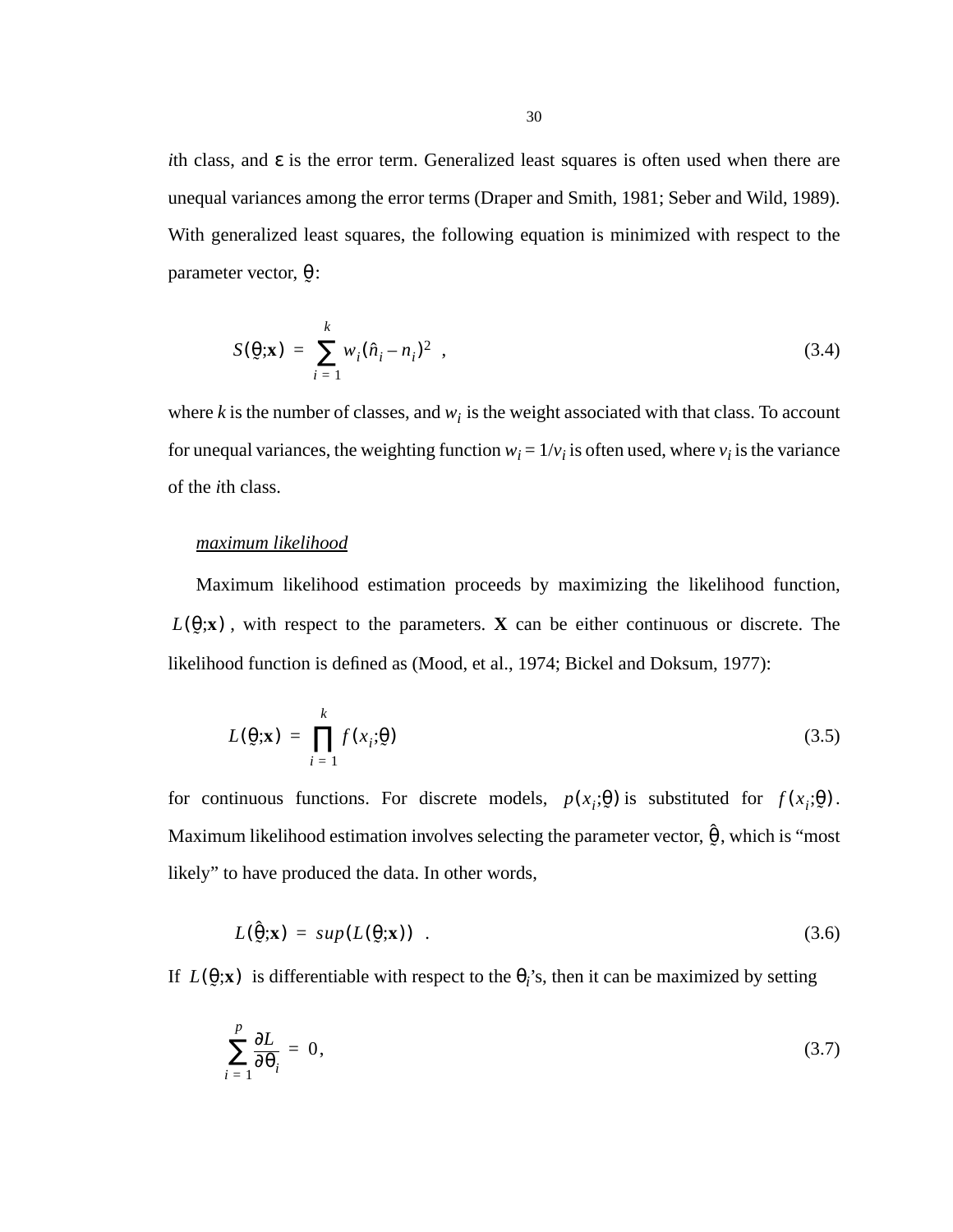*i*th class, and $\varepsilon$ is the error term. Generalized least squares is often used when there are unequal variances among the error terms (Draper and Smith, 1981; Seber and Wild, 1989). With generalized least squares, the following equation is minimized with respect to the parameter vector, $\underset{\sim}{\theta}$:

$$S(\underset{\sim}{\theta};\mathbf{x}) = \sum_{i=1}^{k} w_i(\hat{n}_i - n_i)^2 \quad , \tag{3.4}$$

where $k$ is the number of classes, and $w_i$ is the weight associated with that class. To account for unequal variances, the weighting function $w_i = 1/v_i$ is often used, where $v_i$ is the variance of the *i*th class.

<u>*maximum likelihood*</u>

Maximum likelihood estimation proceeds by maximizing the likelihood function, $L(\underset{\sim}{\theta};\mathbf{x})$, with respect to the parameters. **X** can be either continuous or discrete. The likelihood function is defined as (Mood, et al., 1974; Bickel and Doksum, 1977):

$$L(\underset{\sim}{\theta};\mathbf{x}) = \prod_{i=1}^{k} f(x_i;\underset{\sim}{\theta}) \tag{3.5}$$

for continuous functions. For discrete models, $p(x_i;\underset{\sim}{\theta})$ is substituted for $f(x_i;\underset{\sim}{\theta})$. Maximum likelihood estimation involves selecting the parameter vector, $\hat{\underset{\sim}{\theta}}$, which is “most likely” to have produced the data. In other words,

$$L(\hat{\underset{\sim}{\theta}};\mathbf{x}) = sup(L(\underset{\sim}{\theta};\mathbf{x})) \quad . \tag{3.6}$$

If $L(\underset{\sim}{\theta};\mathbf{x})$ is differentiable with respect to the $\theta_i$’s, then it can be maximized by setting

$$\sum_{i=1}^{p} \frac{\partial L}{\partial \theta_i} = 0, \tag{3.7}$$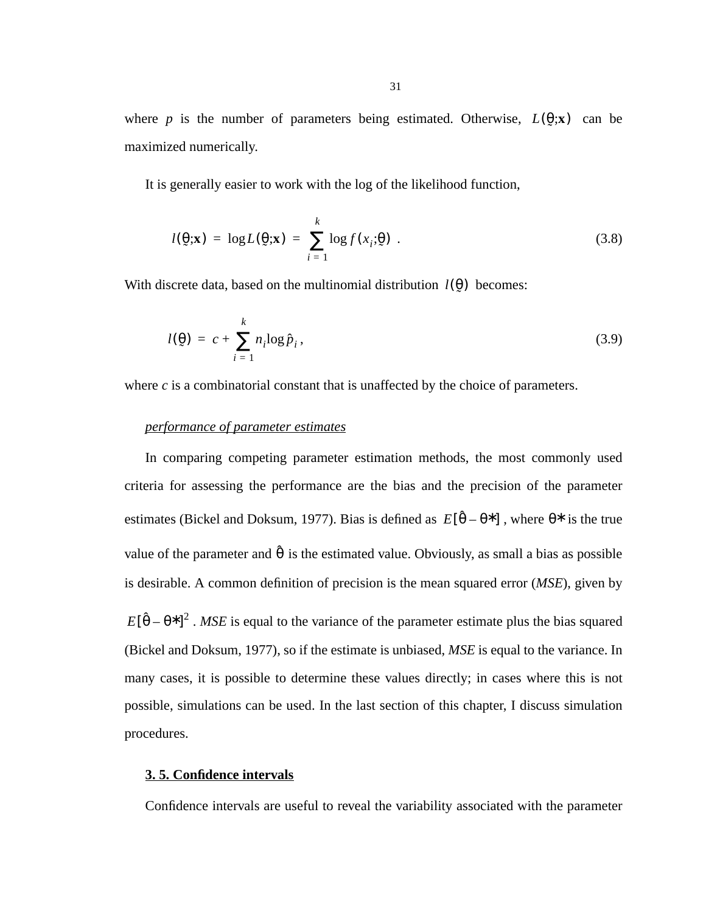where $p$ is the number of parameters being estimated. Otherwise, $L(\underset{\sim}{\theta};\mathbf{x})$ can be maximized numerically.

It is generally easier to work with the log of the likelihood function,

$$l(\underset{\sim}{\theta};\mathbf{x}) = \log L(\underset{\sim}{\theta};\mathbf{x}) = \sum_{i=1}^{k} \log f(x_i;\underset{\sim}{\theta}) \ . \tag{3.8}$$

With discrete data, based on the multinomial distribution $l(\underset{\sim}{\theta})$ becomes:

$$l(\underset{\sim}{\theta}) = c + \sum_{i=1}^{k} n_i \log \hat{p}_i \ , \tag{3.9}$$

where $c$ is a combinatorial constant that is unaffected by the choice of parameters.

<u>*performance of parameter estimates*</u>

In comparing competing parameter estimation methods, the most commonly used criteria for assessing the performance are the bias and the precision of the parameter estimates (Bickel and Doksum, 1977). Bias is defined as $E[\hat{\theta} - \theta*]$, where $\theta*$ is the true value of the parameter and $\hat{\theta}$ is the estimated value. Obviously, as small a bias as possible is desirable. A common definition of precision is the mean squared error (*MSE*), given by $E[\hat{\theta} - \theta*]^2$. *MSE* is equal to the variance of the parameter estimate plus the bias squared (Bickel and Doksum, 1977), so if the estimate is unbiased, *MSE* is equal to the variance. In many cases, it is possible to determine these values directly; in cases where this is not possible, simulations can be used. In the last section of this chapter, I discuss simulation procedures.

## 3. 5. Confidence intervals

Confidence intervals are useful to reveal the variability associated with the parameter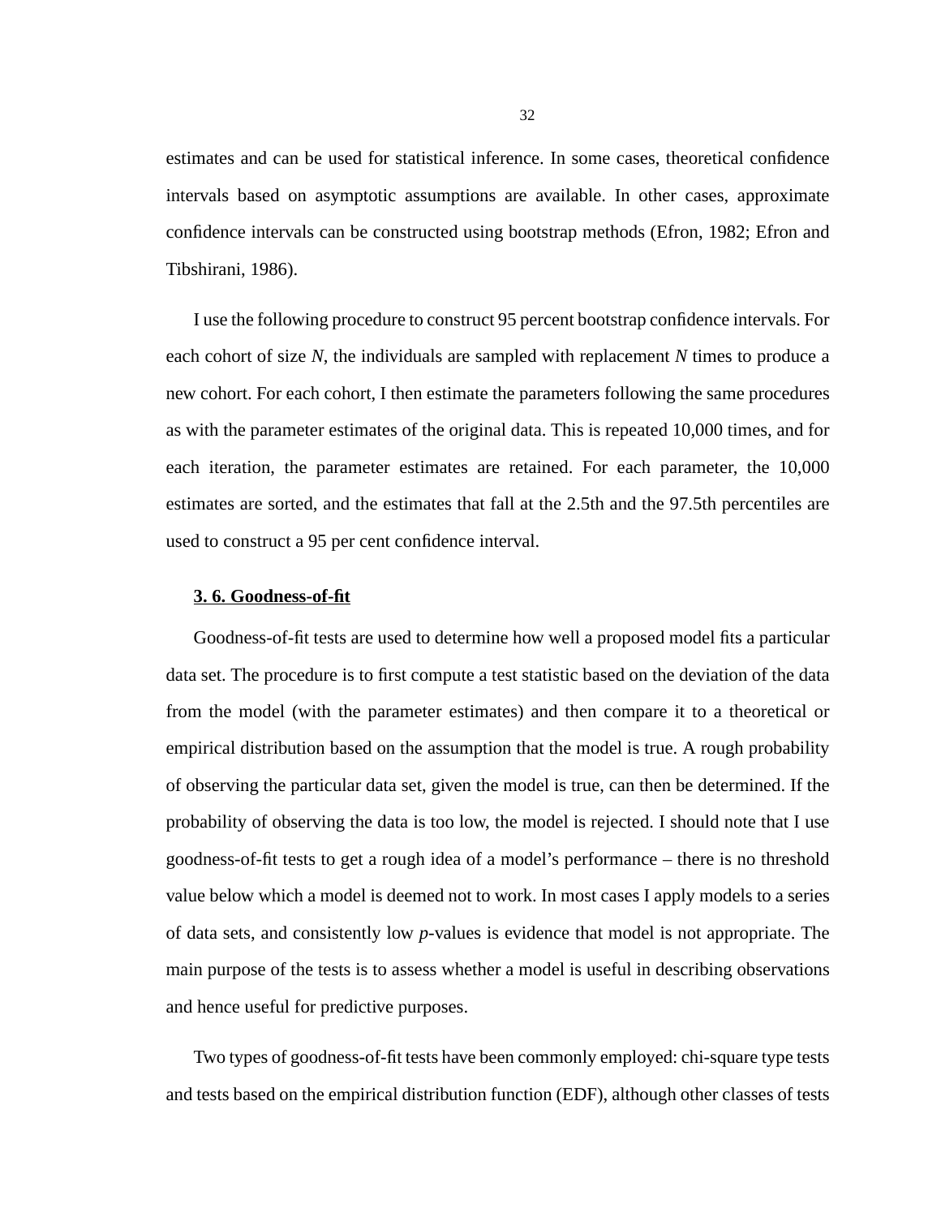estimates and can be used for statistical inference. In some cases, theoretical confidence intervals based on asymptotic assumptions are available. In other cases, approximate confidence intervals can be constructed using bootstrap methods (Efron, 1982; Efron and Tibshirani, 1986).

I use the following procedure to construct 95 percent bootstrap confidence intervals. For each cohort of size *N*, the individuals are sampled with replacement *N* times to produce a new cohort. For each cohort, I then estimate the parameters following the same procedures as with the parameter estimates of the original data. This is repeated 10,000 times, and for each iteration, the parameter estimates are retained. For each parameter, the 10,000 estimates are sorted, and the estimates that fall at the 2.5th and the 97.5th percentiles are used to construct a 95 per cent confidence interval.

## 3. 6. Goodness-of-fit

Goodness-of-fit tests are used to determine how well a proposed model fits a particular data set. The procedure is to first compute a test statistic based on the deviation of the data from the model (with the parameter estimates) and then compare it to a theoretical or empirical distribution based on the assumption that the model is true. A rough probability of observing the particular data set, given the model is true, can then be determined. If the probability of observing the data is too low, the model is rejected. I should note that I use goodness-of-fit tests to get a rough idea of a model's performance – there is no threshold value below which a model is deemed not to work. In most cases I apply models to a series of data sets, and consistently low *p*-values is evidence that model is not appropriate. The main purpose of the tests is to assess whether a model is useful in describing observations and hence useful for predictive purposes.

Two types of goodness-of-fit tests have been commonly employed: chi-square type tests and tests based on the empirical distribution function (EDF), although other classes of tests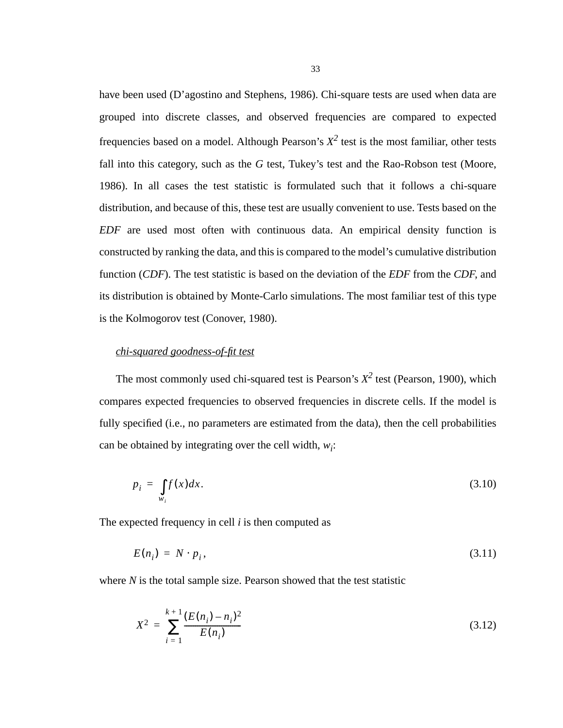have been used (D'agostino and Stephens, 1986). Chi-square tests are used when data are grouped into discrete classes, and observed frequencies are compared to expected frequencies based on a model. Although Pearson's $X^2$ test is the most familiar, other tests fall into this category, such as the *G* test, Tukey's test and the Rao-Robson test (Moore, 1986). In all cases the test statistic is formulated such that it follows a chi-square distribution, and because of this, these test are usually convenient to use. Tests based on the *EDF* are used most often with continuous data. An empirical density function is constructed by ranking the data, and this is compared to the model's cumulative distribution function (*CDF*). The test statistic is based on the deviation of the *EDF* from the *CDF*, and its distribution is obtained by Monte-Carlo simulations. The most familiar test of this type is the Kolmogorov test (Conover, 1980).

*chi-squared goodness-of-fit test*

The most commonly used chi-squared test is Pearson's $X^2$ test (Pearson, 1900), which compares expected frequencies to observed frequencies in discrete cells. If the model is fully specified (i.e., no parameters are estimated from the data), then the cell probabilities can be obtained by integrating over the cell width, $w_i$:

$$p_i = \int_{w_i} f(x)dx. \tag{3.10}$$

The expected frequency in cell *i* is then computed as

$$E(n_i) = N \cdot p_i, \tag{3.11}$$

where *N* is the total sample size. Pearson showed that the test statistic

$$X^2 = \sum_{i=1}^{k+1} \frac{(E(n_i) - n_i)^2}{E(n_i)} \tag{3.12}$$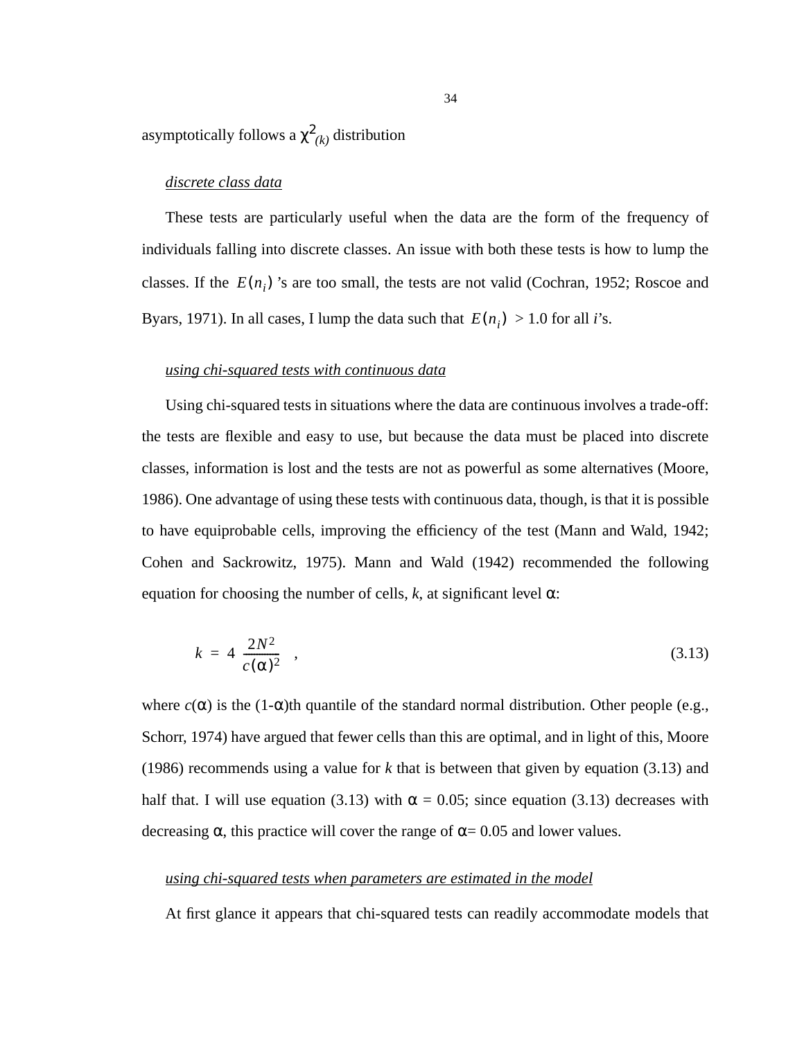asymptotically follows a $\chi^2_{(k)}$ distribution

*discrete class data*

These tests are particularly useful when the data are the form of the frequency of individuals falling into discrete classes. An issue with both these tests is how to lump the classes. If the $E(n_i)$'s are too small, the tests are not valid (Cochran, 1952; Roscoe and Byars, 1971). In all cases, I lump the data such that $E(n_i) > 1.0$ for all *i*'s.

*using chi-squared tests with continuous data*

Using chi-squared tests in situations where the data are continuous involves a trade-off: the tests are flexible and easy to use, but because the data must be placed into discrete classes, information is lost and the tests are not as powerful as some alternatives (Moore, 1986). One advantage of using these tests with continuous data, though, is that it is possible to have equiprobable cells, improving the efficiency of the test (Mann and Wald, 1942; Cohen and Sackrowitz, 1975). Mann and Wald (1942) recommended the following equation for choosing the number of cells, *k*, at significant level $\alpha$:

$$k = 4\left(\frac{2N^2}{c(\alpha)^2}\right)^{\frac{1}{5}} , \tag{3.13}$$

where $c(\alpha)$ is the $(1\text{-}\alpha)$th quantile of the standard normal distribution. Other people (e.g., Schorr, 1974) have argued that fewer cells than this are optimal, and in light of this, Moore (1986) recommends using a value for *k* that is between that given by equation (3.13) and half that. I will use equation (3.13) with $\alpha = 0.05$; since equation (3.13) decreases with decreasing $\alpha$, this practice will cover the range of $\alpha = 0.05$ and lower values.

*using chi-squared tests when parameters are estimated in the model*

At first glance it appears that chi-squared tests can readily accommodate models that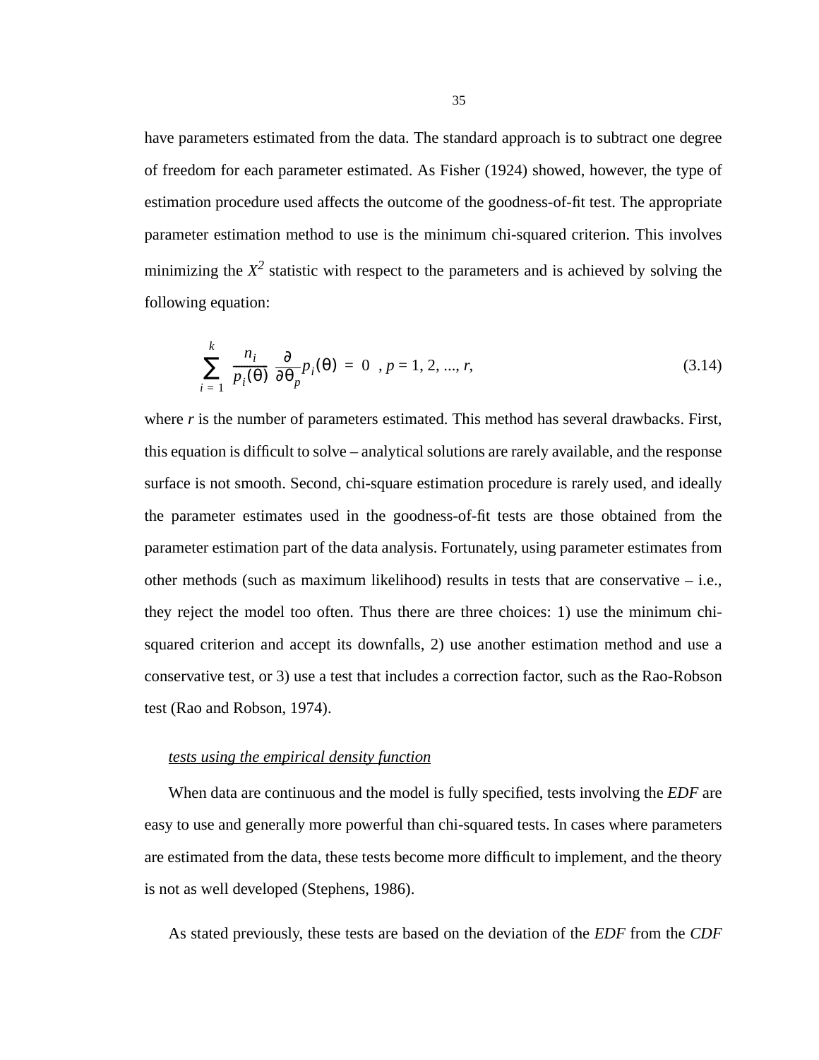have parameters estimated from the data. The standard approach is to subtract one degree of freedom for each parameter estimated. As Fisher (1924) showed, however, the type of estimation procedure used affects the outcome of the goodness-of-fit test. The appropriate parameter estimation method to use is the minimum chi-squared criterion. This involves minimizing the $X^2$ statistic with respect to the parameters and is achieved by solving the following equation:

$$\sum_{i=1}^{k} \frac{n_i}{p_i(\theta)} \frac{\partial}{\partial \theta_p} p_i(\theta) = 0 \quad , p = 1, 2, ..., r, \tag{3.14}$$

where $r$ is the number of parameters estimated. This method has several drawbacks. First, this equation is difficult to solve – analytical solutions are rarely available, and the response surface is not smooth. Second, chi-square estimation procedure is rarely used, and ideally the parameter estimates used in the goodness-of-fit tests are those obtained from the parameter estimation part of the data analysis. Fortunately, using parameter estimates from other methods (such as maximum likelihood) results in tests that are conservative – i.e., they reject the model too often. Thus there are three choices: 1) use the minimum chi-squared criterion and accept its downfalls, 2) use another estimation method and use a conservative test, or 3) use a test that includes a correction factor, such as the Rao-Robson test (Rao and Robson, 1974).

*tests using the empirical density function*

When data are continuous and the model is fully specified, tests involving the *EDF* are easy to use and generally more powerful than chi-squared tests. In cases where parameters are estimated from the data, these tests become more difficult to implement, and the theory is not as well developed (Stephens, 1986).

As stated previously, these tests are based on the deviation of the *EDF* from the *CDF*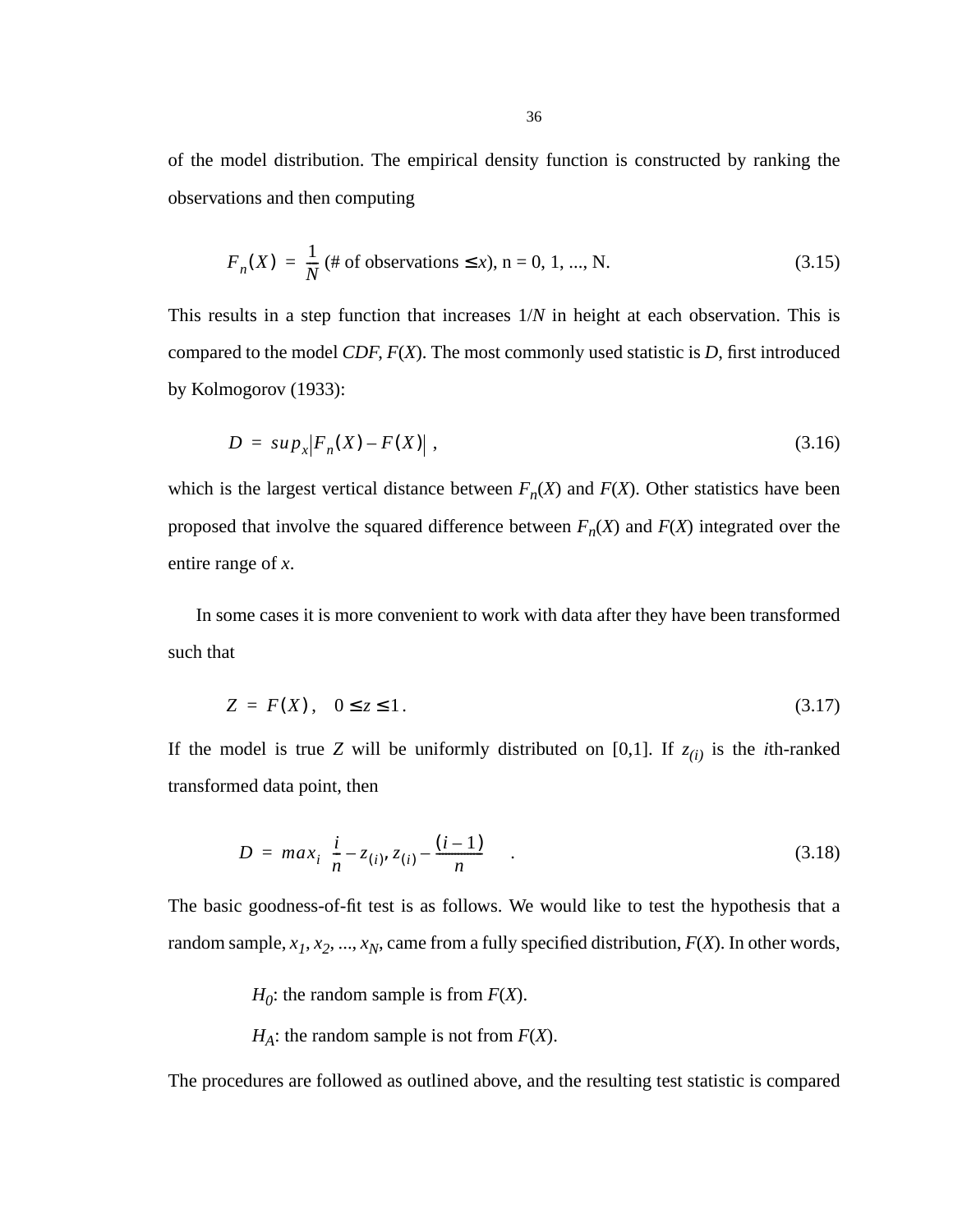of the model distribution. The empirical density function is constructed by ranking the observations and then computing

$$F_n(X) = \frac{1}{N} (\text{\# of observations} \le x), \; n = 0, 1, ..., N. \tag{3.15}$$

This results in a step function that increases $1/N$ in height at each observation. This is compared to the model *CDF*, $F(X)$. The most commonly used statistic is $D$, first introduced by Kolmogorov (1933):

$$D = sup_x |F_n(X) - F(X)| \,, \tag{3.16}$$

which is the largest vertical distance between $F_n(X)$ and $F(X)$. Other statistics have been proposed that involve the squared difference between $F_n(X)$ and $F(X)$ integrated over the entire range of $x$.

In some cases it is more convenient to work with data after they have been transformed such that

$$Z = F(X) \,, \quad 0 \le z \le 1 \,. \tag{3.17}$$

If the model is true $Z$ will be uniformly distributed on [0,1]. If $z_{(i)}$ is the $i$th-ranked transformed data point, then

$$D = max_i \left( \frac{i}{n} - z_{(i)}, z_{(i)} - \frac{(i-1)}{n} \right) \,. \tag{3.18}$$

The basic goodness-of-fit test is as follows. We would like to test the hypothesis that a random sample, $x_1, x_2, ..., x_N$, came from a fully specified distribution, $F(X)$. In other words,

$H_0$: the random sample is from $F(X)$.

$H_A$: the random sample is not from $F(X)$.

The procedures are followed as outlined above, and the resulting test statistic is compared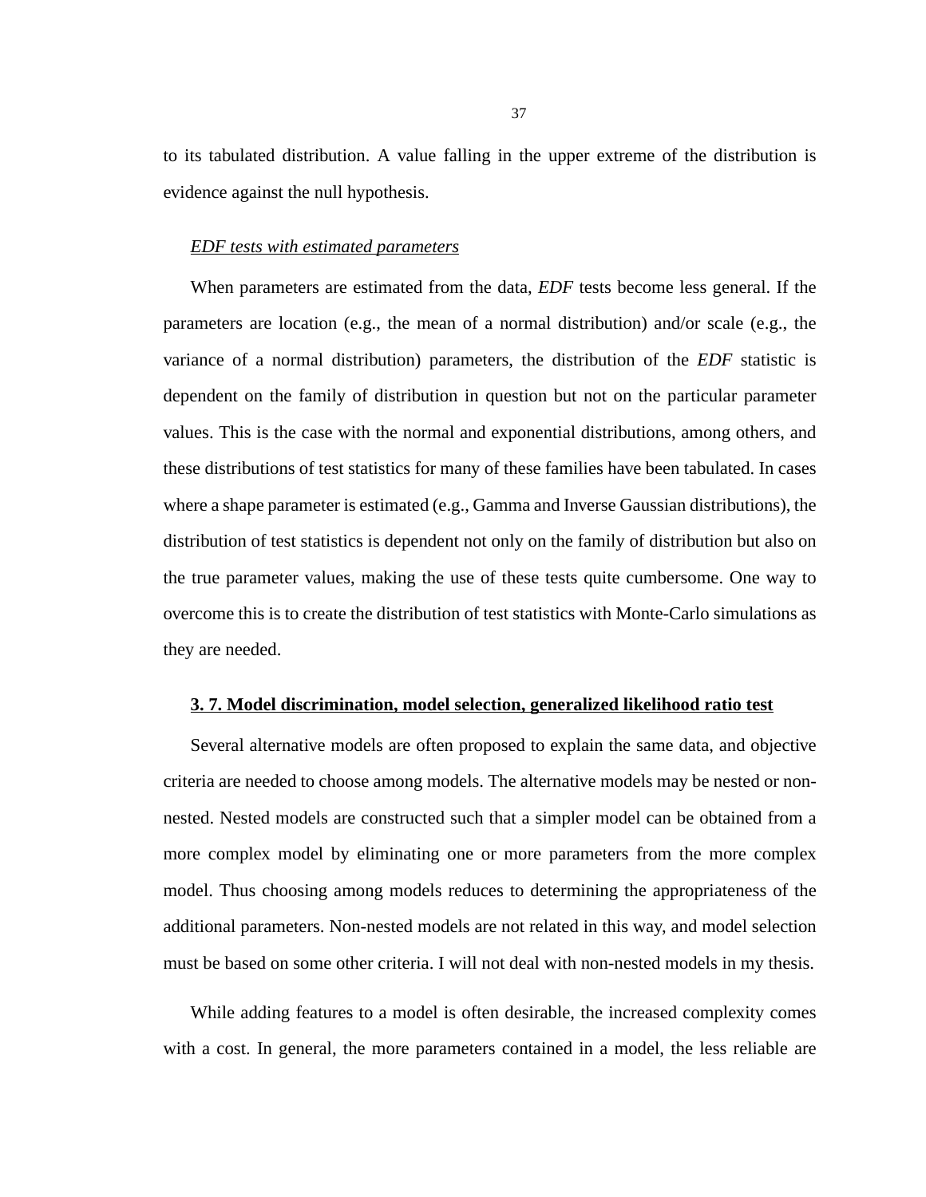to its tabulated distribution. A value falling in the upper extreme of the distribution is evidence against the null hypothesis.

*EDF tests with estimated parameters*

When parameters are estimated from the data, *EDF* tests become less general. If the parameters are location (e.g., the mean of a normal distribution) and/or scale (e.g., the variance of a normal distribution) parameters, the distribution of the *EDF* statistic is dependent on the family of distribution in question but not on the particular parameter values. This is the case with the normal and exponential distributions, among others, and these distributions of test statistics for many of these families have been tabulated. In cases where a shape parameter is estimated (e.g., Gamma and Inverse Gaussian distributions), the distribution of test statistics is dependent not only on the family of distribution but also on the true parameter values, making the use of these tests quite cumbersome. One way to overcome this is to create the distribution of test statistics with Monte-Carlo simulations as they are needed.

## 3. 7. Model discrimination, model selection, generalized likelihood ratio test

Several alternative models are often proposed to explain the same data, and objective criteria are needed to choose among models. The alternative models may be nested or non-nested. Nested models are constructed such that a simpler model can be obtained from a more complex model by eliminating one or more parameters from the more complex model. Thus choosing among models reduces to determining the appropriateness of the additional parameters. Non-nested models are not related in this way, and model selection must be based on some other criteria. I will not deal with non-nested models in my thesis.

While adding features to a model is often desirable, the increased complexity comes with a cost. In general, the more parameters contained in a model, the less reliable are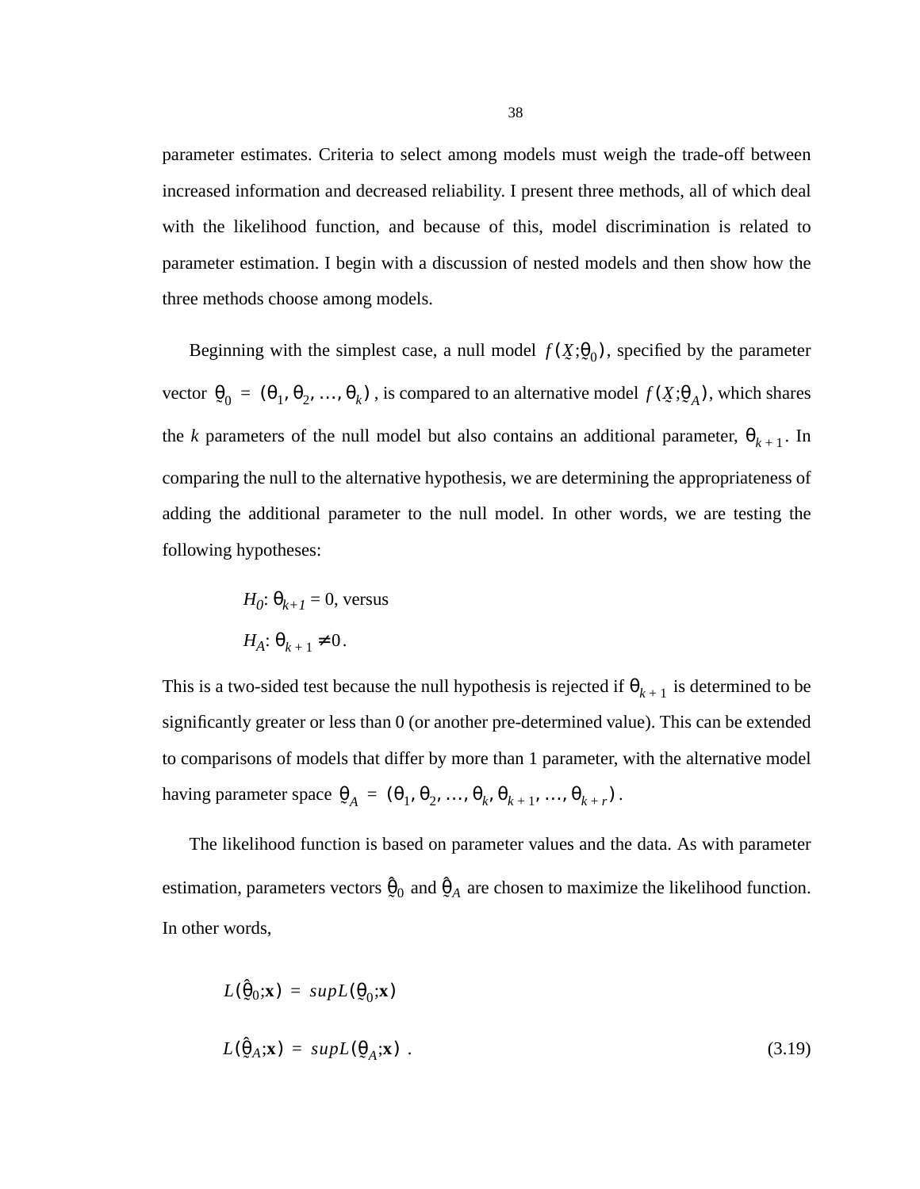parameter estimates. Criteria to select among models must weigh the trade-off between increased information and decreased reliability. I present three methods, all of which deal with the likelihood function, and because of this, model discrimination is related to parameter estimation. I begin with a discussion of nested models and then show how the three methods choose among models.

Beginning with the simplest case, a null model $f(\underset{\sim}{X};\underset{\sim}{\theta}_0)$, specified by the parameter vector $\underset{\sim}{\theta}_0 = (\theta_1, \theta_2, \ldots, \theta_k)$, is compared to an alternative model $f(\underset{\sim}{X};\underset{\sim}{\theta}_A)$, which shares the *k* parameters of the null model but also contains an additional parameter, $\theta_{k+1}$. In comparing the null to the alternative hypothesis, we are determining the appropriateness of adding the additional parameter to the null model. In other words, we are testing the following hypotheses:

$H_0$: $\theta_{k+1} = 0$, versus

$H_A$: $\theta_{k+1} \neq 0$.

This is a two-sided test because the null hypothesis is rejected if $\theta_{k+1}$ is determined to be significantly greater or less than 0 (or another pre-determined value). This can be extended to comparisons of models that differ by more than 1 parameter, with the alternative model having parameter space $\underset{\sim}{\theta}_A = (\theta_1, \theta_2, \ldots, \theta_k, \theta_{k+1}, \ldots, \theta_{k+r})$.

The likelihood function is based on parameter values and the data. As with parameter estimation, parameters vectors $\hat{\underset{\sim}{\theta}}_0$ and $\hat{\underset{\sim}{\theta}}_A$ are chosen to maximize the likelihood function. In other words,

$$L(\hat{\underset{\sim}{\theta}}_0;\mathbf{x}) = sup L(\underset{\sim}{\theta}_0;\mathbf{x})$$

$$L(\hat{\underset{\sim}{\theta}}_A;\mathbf{x}) = sup L(\underset{\sim}{\theta}_A;\mathbf{x}) \quad (3.19)$$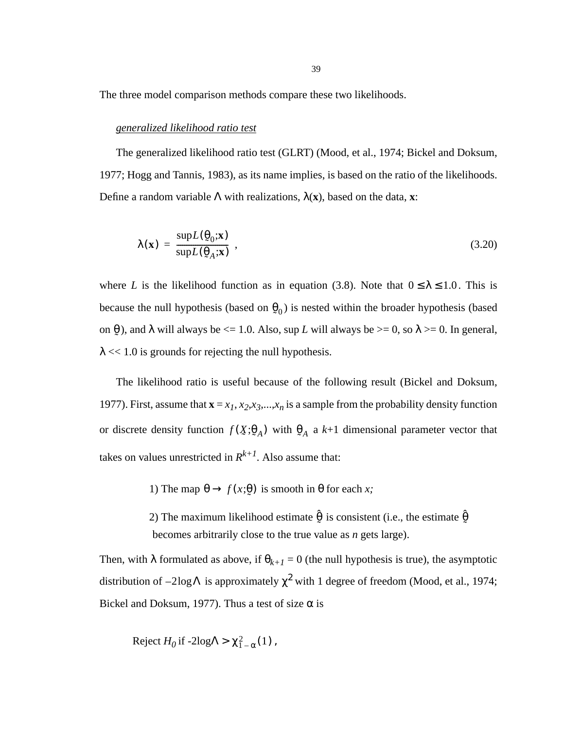The three model comparison methods compare these two likelihoods.

*generalized likelihood ratio test*

The generalized likelihood ratio test (GLRT) (Mood, et al., 1974; Bickel and Doksum, 1977; Hogg and Tannis, 1983), as its name implies, is based on the ratio of the likelihoods. Define a random variable $\Lambda$ with realizations, $\lambda(\mathbf{x})$, based on the data, **x**:

$$\lambda(\mathbf{x}) = \frac{\sup L(\underset{\sim}{\theta}_0;\mathbf{x})}{\sup L(\underset{\sim}{\theta}_A;\mathbf{x})} , \tag{3.20}$$

where $L$ is the likelihood function as in equation (3.8). Note that $0 \leq \lambda \leq 1.0$. This is because the null hypothesis (based on $\underset{\sim}{\theta}_0$) is nested within the broader hypothesis (based on $\underset{\sim}{\theta}$), and $\lambda$ will always be <= 1.0. Also, sup $L$ will always be >= 0, so $\lambda$ >= 0. In general, $\lambda$ << 1.0 is grounds for rejecting the null hypothesis.

The likelihood ratio is useful because of the following result (Bickel and Doksum, 1977). First, assume that $\mathbf{x} = x_1, x_2, x_3, ..., x_n$ is a sample from the probability density function or discrete density function $f(\underset{\sim}{X};\underset{\sim}{\theta}_A)$ with $\underset{\sim}{\theta}_A$ a $k$+1 dimensional parameter vector that takes on values unrestricted in $R^{k+1}$. Also assume that:

> 1) The map $\theta \rightarrow f(x;\underset{\sim}{\theta})$ is smooth in $\theta$ for each $x$;
>
> 2) The maximum likelihood estimate $\hat{\underset{\sim}{\theta}}$ is consistent (i.e., the estimate $\hat{\underset{\sim}{\theta}}$ becomes arbitrarily close to the true value as $n$ gets large).

Then, with $\lambda$ formulated as above, if $\theta_{k+1} = 0$ (the null hypothesis is true), the asymptotic distribution of $-2\log\Lambda$ is approximately $\chi^2$ with 1 degree of freedom (Mood, et al., 1974; Bickel and Doksum, 1977). Thus a test of size $\alpha$ is

$$\text{Reject } H_0 \text{ if } -2\log\Lambda > \chi^2_{1-\alpha}(1) ,$$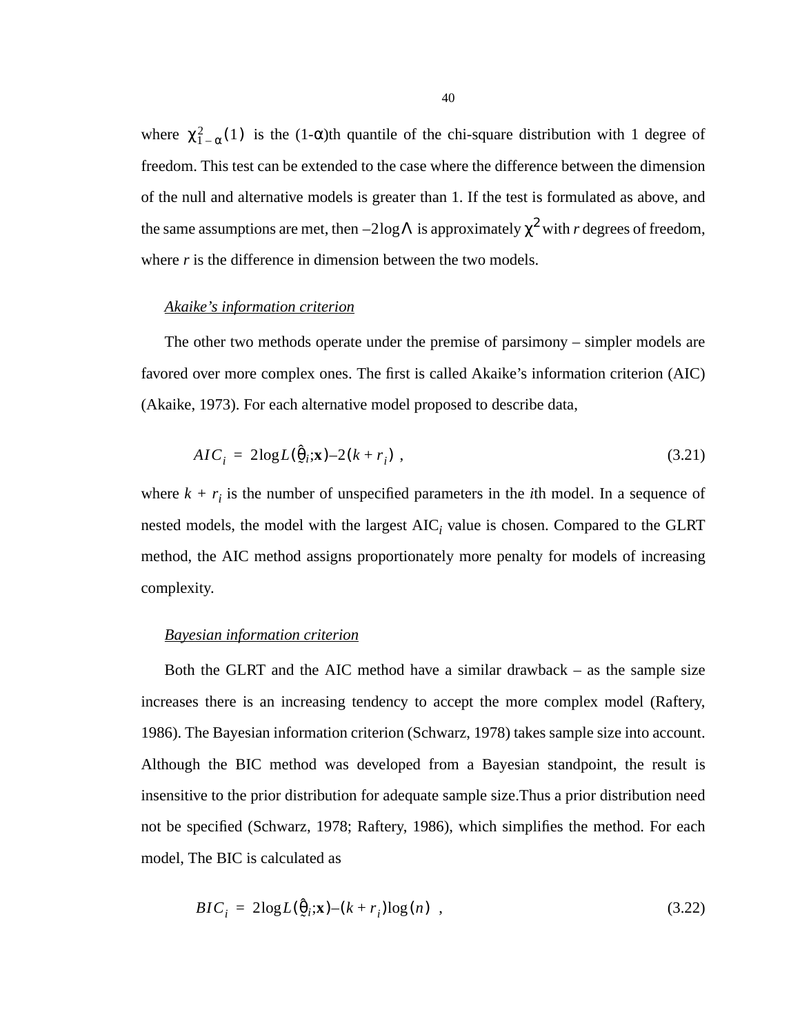where $\chi^2_{1-\alpha}(1)$ is the (1-$\alpha$)th quantile of the chi-square distribution with 1 degree of freedom. This test can be extended to the case where the difference between the dimension of the null and alternative models is greater than 1. If the test is formulated as above, and the same assumptions are met, then $-2\log\Lambda$ is approximately $\chi^2$ with *r* degrees of freedom, where *r* is the difference in dimension between the two models.

*Akaike's information criterion*

The other two methods operate under the premise of parsimony – simpler models are favored over more complex ones. The first is called Akaike's information criterion (AIC) (Akaike, 1973). For each alternative model proposed to describe data,

$$AIC_i = 2\log L(\hat{\underset{\sim}{\theta}}_i;\mathbf{x}) - 2(k + r_i) \ , \tag{3.21}$$

where $k + r_i$ is the number of unspecified parameters in the *i*th model. In a sequence of nested models, the model with the largest $AIC_i$ value is chosen. Compared to the GLRT method, the AIC method assigns proportionately more penalty for models of increasing complexity.

*Bayesian information criterion*

Both the GLRT and the AIC method have a similar drawback – as the sample size increases there is an increasing tendency to accept the more complex model (Raftery, 1986). The Bayesian information criterion (Schwarz, 1978) takes sample size into account. Although the BIC method was developed from a Bayesian standpoint, the result is insensitive to the prior distribution for adequate sample size.Thus a prior distribution need not be specified (Schwarz, 1978; Raftery, 1986), which simplifies the method. For each model, The BIC is calculated as

$$BIC_i = 2\log L(\hat{\underset{\sim}{\theta}}_i;\mathbf{x}) - (k + r_i)\log(n) \ , \tag{3.22}$$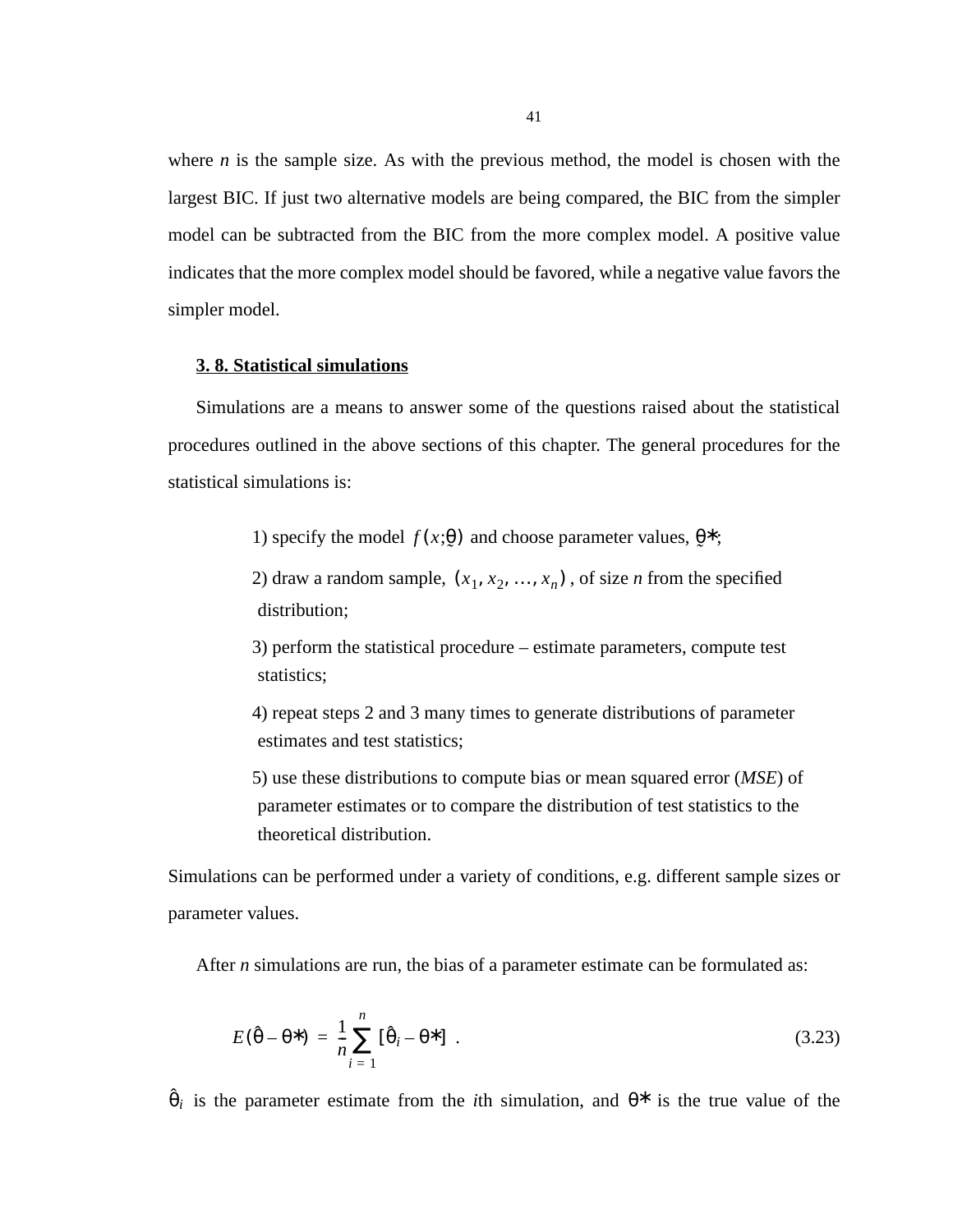where *n* is the sample size. As with the previous method, the model is chosen with the largest BIC. If just two alternative models are being compared, the BIC from the simpler model can be subtracted from the BIC from the more complex model. A positive value indicates that the more complex model should be favored, while a negative value favors the simpler model.

### 3. 8. Statistical simulations

Simulations are a means to answer some of the questions raised about the statistical procedures outlined in the above sections of this chapter. The general procedures for the statistical simulations is:

1) specify the model $f(x;\underset{\sim}{\theta})$ and choose parameter values, $\underset{\sim}{\theta}*$;

2) draw a random sample, $(x_1, x_2, \ldots, x_n)$, of size *n* from the specified distribution;

3) perform the statistical procedure – estimate parameters, compute test statistics;

4) repeat steps 2 and 3 many times to generate distributions of parameter estimates and test statistics;

5) use these distributions to compute bias or mean squared error (*MSE*) of parameter estimates or to compare the distribution of test statistics to the theoretical distribution.

Simulations can be performed under a variety of conditions, e.g. different sample sizes or parameter values.

After *n* simulations are run, the bias of a parameter estimate can be formulated as:

$$E(\hat{\theta} - \theta*) = \frac{1}{n}\sum_{i=1}^{n}[\hat{\theta}_i - \theta*] \quad . \tag{3.23}$$

$\hat{\theta}_i$ is the parameter estimate from the *i*th simulation, and $\theta*$ is the true value of the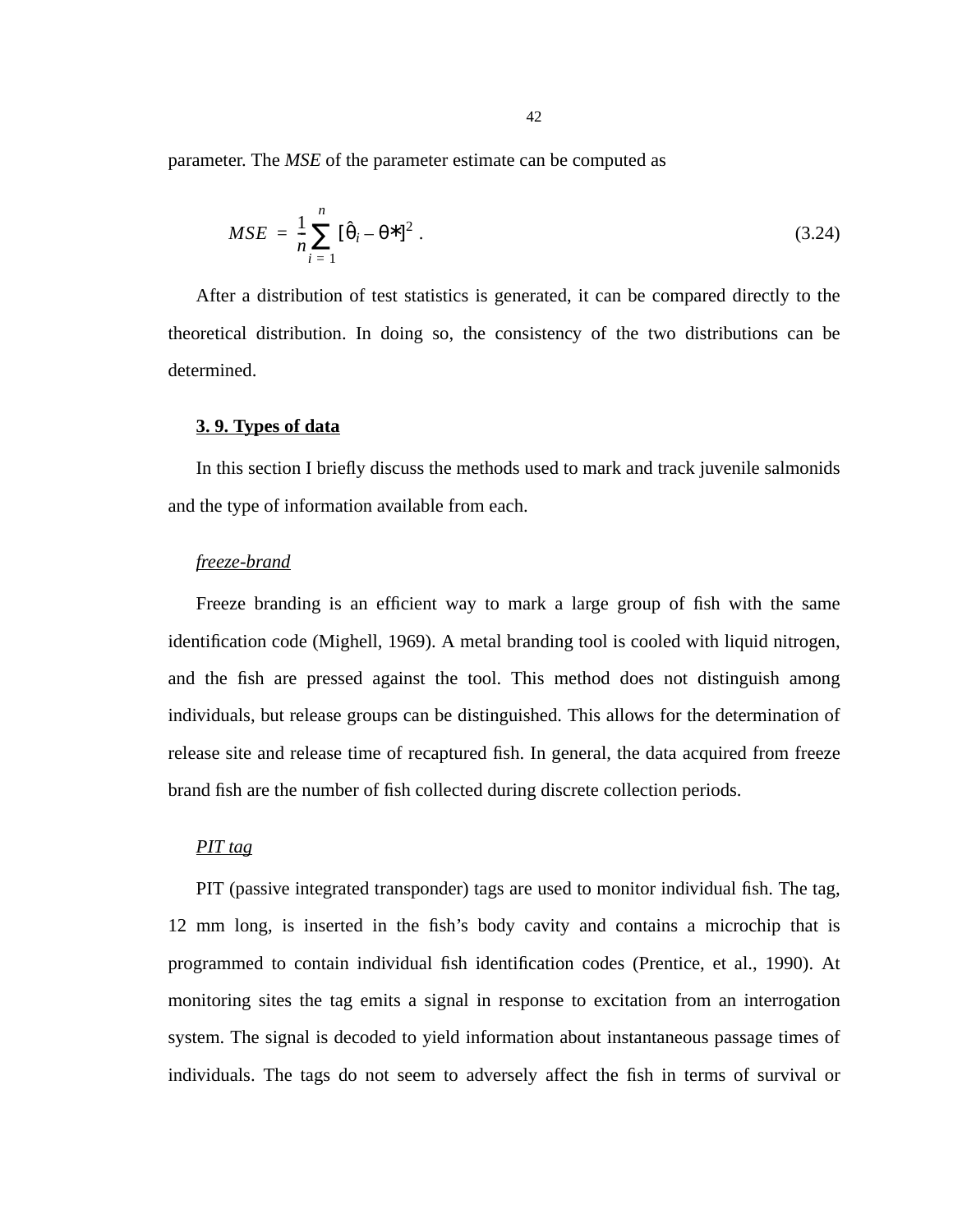parameter. The *MSE* of the parameter estimate can be computed as

$$MSE = \frac{1}{n}\sum_{i=1}^{n}[\hat{\theta}_i - \theta^*]^2 . \tag{3.24}$$

After a distribution of test statistics is generated, it can be compared directly to the theoretical distribution. In doing so, the consistency of the two distributions can be determined.

## 3. 9. Types of data

In this section I briefly discuss the methods used to mark and track juvenile salmonids and the type of information available from each.

### *freeze-brand*

Freeze branding is an efficient way to mark a large group of fish with the same identification code (Mighell, 1969). A metal branding tool is cooled with liquid nitrogen, and the fish are pressed against the tool. This method does not distinguish among individuals, but release groups can be distinguished. This allows for the determination of release site and release time of recaptured fish. In general, the data acquired from freeze brand fish are the number of fish collected during discrete collection periods.

### *PIT tag*

PIT (passive integrated transponder) tags are used to monitor individual fish. The tag, 12 mm long, is inserted in the fish's body cavity and contains a microchip that is programmed to contain individual fish identification codes (Prentice, et al., 1990). At monitoring sites the tag emits a signal in response to excitation from an interrogation system. The signal is decoded to yield information about instantaneous passage times of individuals. The tags do not seem to adversely affect the fish in terms of survival or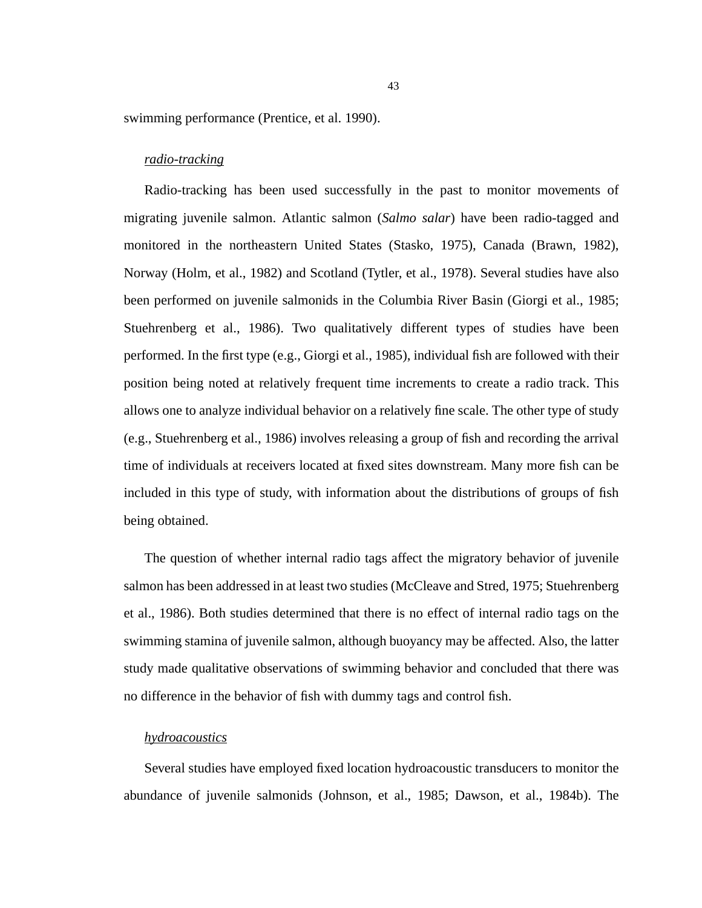swimming performance (Prentice, et al. 1990).

<u>*radio-tracking*</u>

Radio-tracking has been used successfully in the past to monitor movements of migrating juvenile salmon. Atlantic salmon (*Salmo salar*) have been radio-tagged and monitored in the northeastern United States (Stasko, 1975), Canada (Brawn, 1982), Norway (Holm, et al., 1982) and Scotland (Tytler, et al., 1978). Several studies have also been performed on juvenile salmonids in the Columbia River Basin (Giorgi et al., 1985; Stuehrenberg et al., 1986). Two qualitatively different types of studies have been performed. In the first type (e.g., Giorgi et al., 1985), individual fish are followed with their position being noted at relatively frequent time increments to create a radio track. This allows one to analyze individual behavior on a relatively fine scale. The other type of study (e.g., Stuehrenberg et al., 1986) involves releasing a group of fish and recording the arrival time of individuals at receivers located at fixed sites downstream. Many more fish can be included in this type of study, with information about the distributions of groups of fish being obtained.

The question of whether internal radio tags affect the migratory behavior of juvenile salmon has been addressed in at least two studies (McCleave and Stred, 1975; Stuehrenberg et al., 1986). Both studies determined that there is no effect of internal radio tags on the swimming stamina of juvenile salmon, although buoyancy may be affected. Also, the latter study made qualitative observations of swimming behavior and concluded that there was no difference in the behavior of fish with dummy tags and control fish.

<u>*hydroacoustics*</u>

Several studies have employed fixed location hydroacoustic transducers to monitor the abundance of juvenile salmonids (Johnson, et al., 1985; Dawson, et al., 1984b). The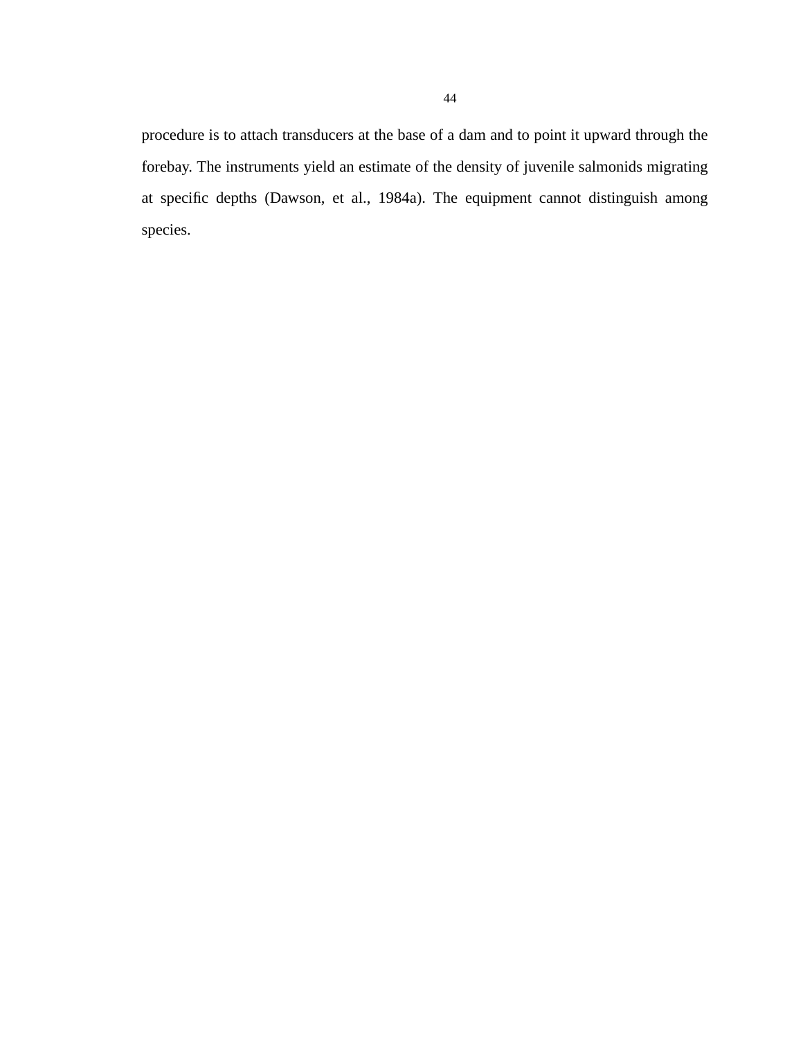procedure is to attach transducers at the base of a dam and to point it upward through the forebay. The instruments yield an estimate of the density of juvenile salmonids migrating at specific depths (Dawson, et al., 1984a). The equipment cannot distinguish among species.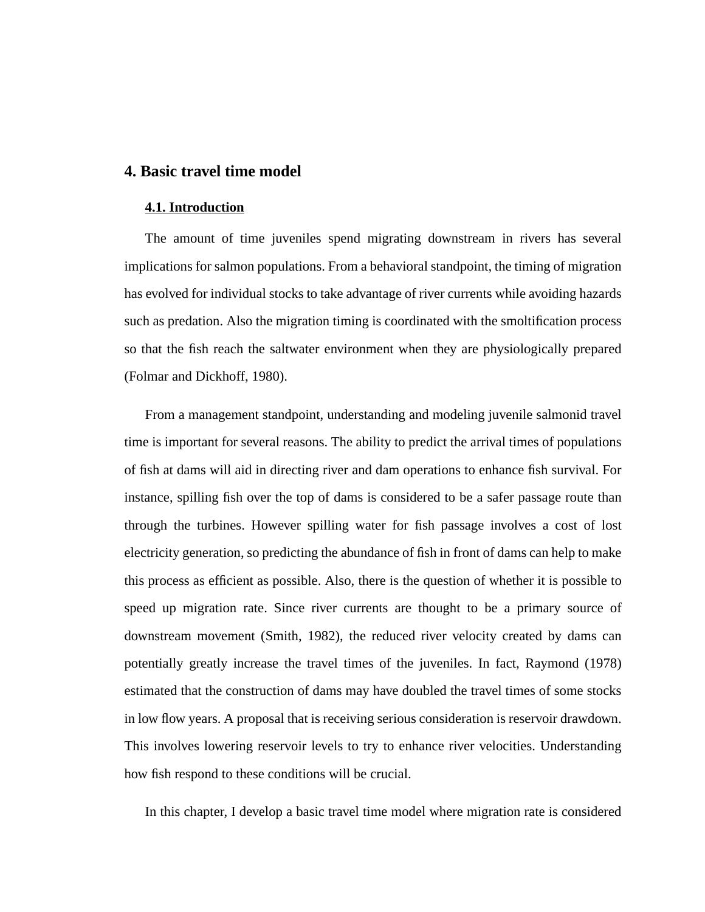# 4. Basic travel time model

## 4.1. Introduction

The amount of time juveniles spend migrating downstream in rivers has several implications for salmon populations. From a behavioral standpoint, the timing of migration has evolved for individual stocks to take advantage of river currents while avoiding hazards such as predation. Also the migration timing is coordinated with the smoltification process so that the fish reach the saltwater environment when they are physiologically prepared (Folmar and Dickhoff, 1980).

From a management standpoint, understanding and modeling juvenile salmonid travel time is important for several reasons. The ability to predict the arrival times of populations of fish at dams will aid in directing river and dam operations to enhance fish survival. For instance, spilling fish over the top of dams is considered to be a safer passage route than through the turbines. However spilling water for fish passage involves a cost of lost electricity generation, so predicting the abundance of fish in front of dams can help to make this process as efficient as possible. Also, there is the question of whether it is possible to speed up migration rate. Since river currents are thought to be a primary source of downstream movement (Smith, 1982), the reduced river velocity created by dams can potentially greatly increase the travel times of the juveniles. In fact, Raymond (1978) estimated that the construction of dams may have doubled the travel times of some stocks in low flow years. A proposal that is receiving serious consideration is reservoir drawdown. This involves lowering reservoir levels to try to enhance river velocities. Understanding how fish respond to these conditions will be crucial.

In this chapter, I develop a basic travel time model where migration rate is considered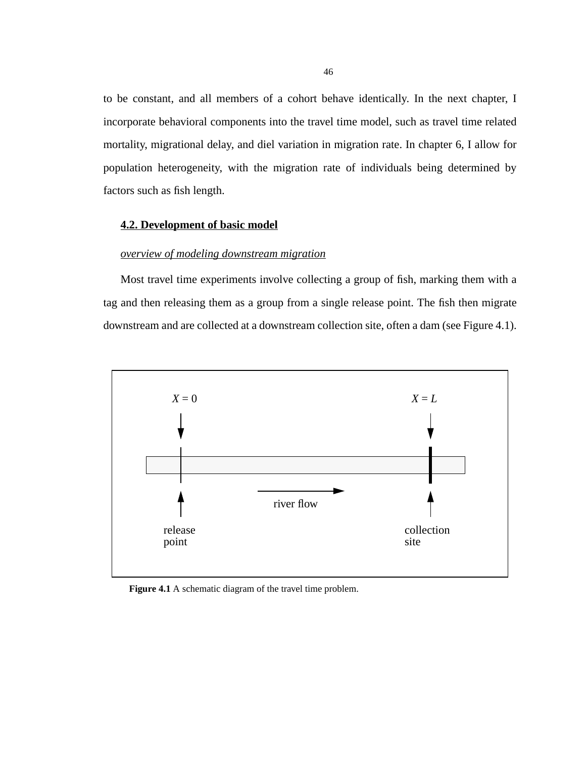to be constant, and all members of a cohort behave identically. In the next chapter, I incorporate behavioral components into the travel time model, such as travel time related mortality, migrational delay, and diel variation in migration rate. In chapter 6, I allow for population heterogeneity, with the migration rate of individuals being determined by factors such as fish length.

## 4.2. Development of basic model

*overview of modeling downstream migration*

Most travel time experiments involve collecting a group of fish, marking them with a tag and then releasing them as a group from a single release point. The fish then migrate downstream and are collected at a downstream collection site, often a dam (see Figure 4.1).

**Figure 4.1** A schematic diagram of the travel time problem.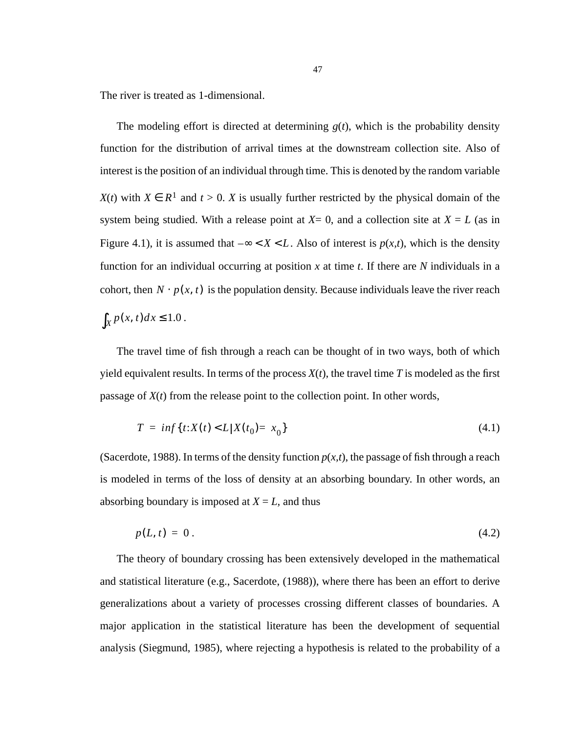The river is treated as 1-dimensional.

The modeling effort is directed at determining $g(t)$, which is the probability density function for the distribution of arrival times at the downstream collection site. Also of interest is the position of an individual through time. This is denoted by the random variable $X(t)$ with $X \in R^1$ and $t > 0$. $X$ is usually further restricted by the physical domain of the system being studied. With a release point at $X = 0$, and a collection site at $X = L$ (as in Figure 4.1), it is assumed that $-\infty < X < L$. Also of interest is $p(x,t)$, which is the density function for an individual occurring at position $x$ at time $t$. If there are $N$ individuals in a cohort, then $N \cdot p(x, t)$ is the population density. Because individuals leave the river reach $\int_X p(x, t)dx \leq 1.0$.

The travel time of fish through a reach can be thought of in two ways, both of which yield equivalent results. In terms of the process $X(t)$, the travel time $T$ is modeled as the first passage of $X(t)$ from the release point to the collection point. In other words,

$$T = inf\{t{:}X(t) < L|X(t_0) = x_0\} \tag{4.1}$$

(Sacerdote, 1988). In terms of the density function $p(x,t)$, the passage of fish through a reach is modeled in terms of the loss of density at an absorbing boundary. In other words, an absorbing boundary is imposed at $X = L$, and thus

$$p(L, t) = 0 . \tag{4.2}$$

The theory of boundary crossing has been extensively developed in the mathematical and statistical literature (e.g., Sacerdote, (1988)), where there has been an effort to derive generalizations about a variety of processes crossing different classes of boundaries. A major application in the statistical literature has been the development of sequential analysis (Siegmund, 1985), where rejecting a hypothesis is related to the probability of a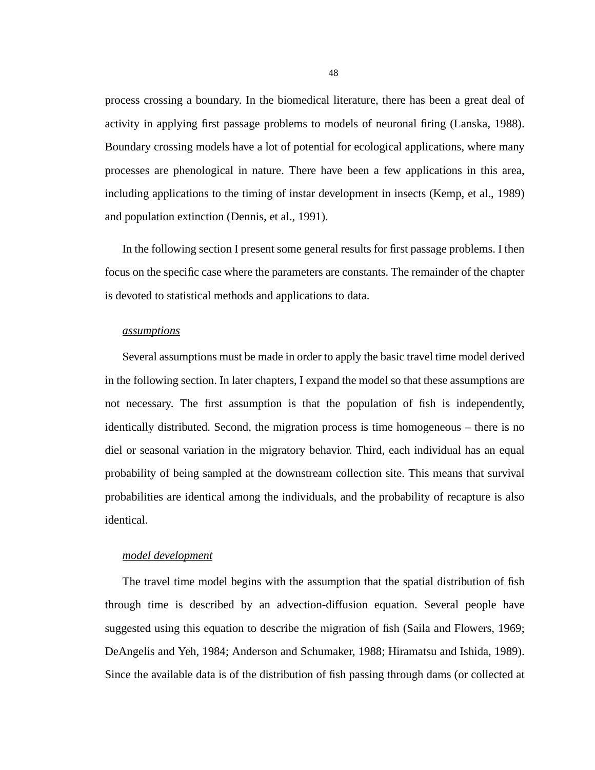process crossing a boundary. In the biomedical literature, there has been a great deal of activity in applying first passage problems to models of neuronal firing (Lanska, 1988). Boundary crossing models have a lot of potential for ecological applications, where many processes are phenological in nature. There have been a few applications in this area, including applications to the timing of instar development in insects (Kemp, et al., 1989) and population extinction (Dennis, et al., 1991).

In the following section I present some general results for first passage problems. I then focus on the specific case where the parameters are constants. The remainder of the chapter is devoted to statistical methods and applications to data.

*assumptions*

Several assumptions must be made in order to apply the basic travel time model derived in the following section. In later chapters, I expand the model so that these assumptions are not necessary. The first assumption is that the population of fish is independently, identically distributed. Second, the migration process is time homogeneous – there is no diel or seasonal variation in the migratory behavior. Third, each individual has an equal probability of being sampled at the downstream collection site. This means that survival probabilities are identical among the individuals, and the probability of recapture is also identical.

*model development*

The travel time model begins with the assumption that the spatial distribution of fish through time is described by an advection-diffusion equation. Several people have suggested using this equation to describe the migration of fish (Saila and Flowers, 1969; DeAngelis and Yeh, 1984; Anderson and Schumaker, 1988; Hiramatsu and Ishida, 1989). Since the available data is of the distribution of fish passing through dams (or collected at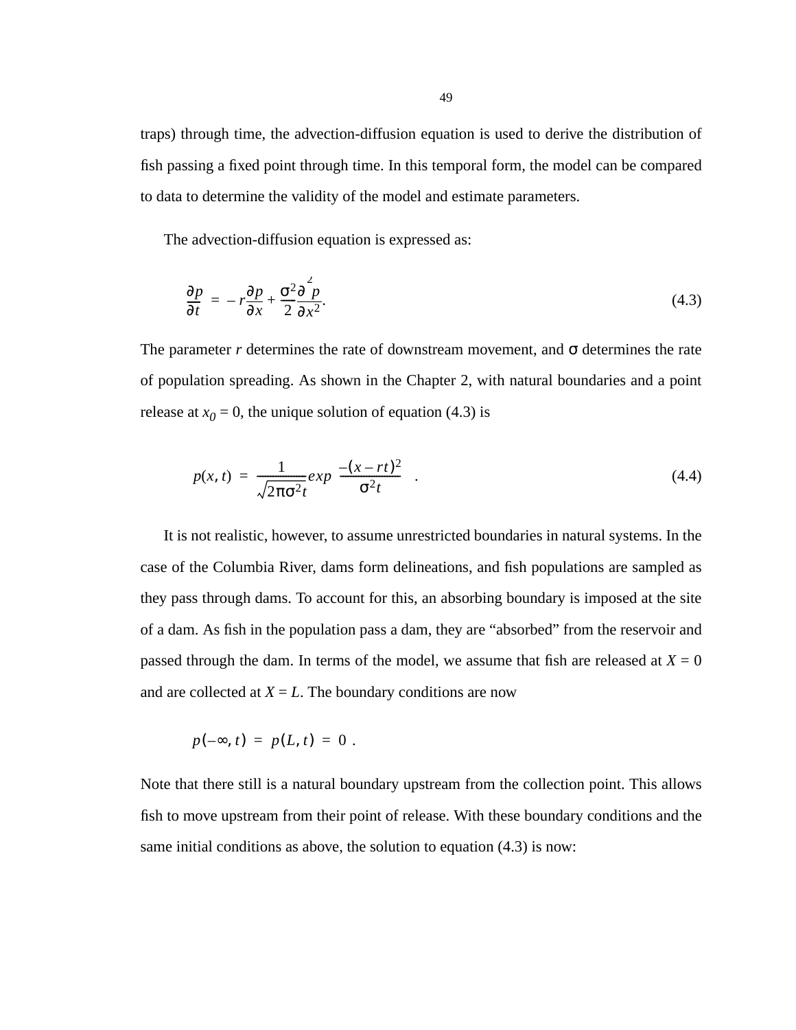traps) through time, the advection-diffusion equation is used to derive the distribution of fish passing a fixed point through time. In this temporal form, the model can be compared to data to determine the validity of the model and estimate parameters.

The advection-diffusion equation is expressed as:

$$\frac{\partial p}{\partial t} = -r\frac{\partial p}{\partial x} + \frac{\sigma^2}{2}\frac{\partial^2 p}{\partial x^2}. \tag{4.3}$$

The parameter *r* determines the rate of downstream movement, and σ determines the rate of population spreading. As shown in the Chapter 2, with natural boundaries and a point release at $x_0 = 0$, the unique solution of equation (4.3) is

$$p(x, t) = \frac{1}{\sqrt{2\pi\sigma^2 t}} exp\left(\frac{-(x - rt)^2}{\sigma^2 t}\right). \tag{4.4}$$

It is not realistic, however, to assume unrestricted boundaries in natural systems. In the case of the Columbia River, dams form delineations, and fish populations are sampled as they pass through dams. To account for this, an absorbing boundary is imposed at the site of a dam. As fish in the population pass a dam, they are “absorbed” from the reservoir and passed through the dam. In terms of the model, we assume that fish are released at $X = 0$ and are collected at $X = L$. The boundary conditions are now

$$p(-\infty, t) = p(L, t) = 0 .$$

Note that there still is a natural boundary upstream from the collection point. This allows fish to move upstream from their point of release. With these boundary conditions and the same initial conditions as above, the solution to equation (4.3) is now: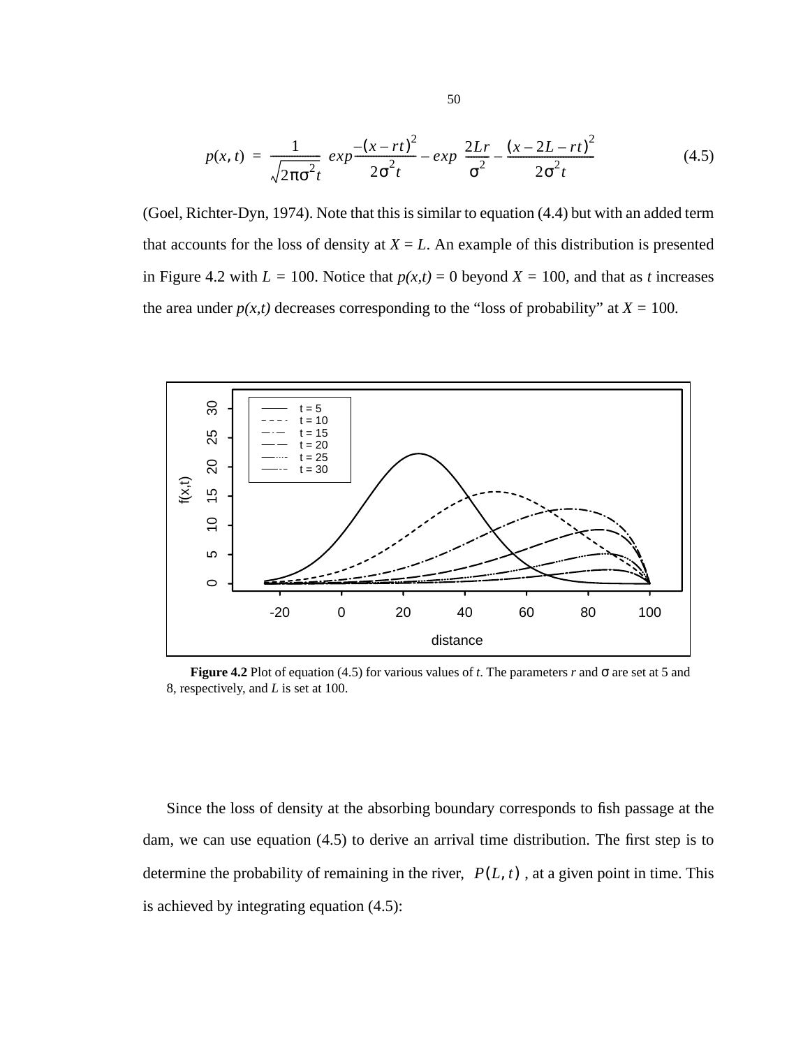$$p(x, t) = \frac{1}{\sqrt{2\pi\sigma^2 t}} \left[ exp\frac{-(x - rt)^2}{2\sigma^2 t} - exp\left( \frac{2Lr}{\sigma^2} - \frac{(x - 2L - rt)^2}{2\sigma^2 t} \right) \right] \tag{4.5}$$

(Goel, Richter-Dyn, 1974). Note that this is similar to equation (4.4) but with an added term that accounts for the loss of density at $X = L$. An example of this distribution is presented in Figure 4.2 with $L = 100$. Notice that $p(x,t) = 0$ beyond $X = 100$, and that as $t$ increases the area under $p(x,t)$ decreases corresponding to the "loss of probability" at $X = 100$.

**Figure 4.2** Plot of equation (4.5) for various values of $t$. The parameters $r$ and $\sigma$ are set at 5 and 8, respectively, and $L$ is set at 100.

Since the loss of density at the absorbing boundary corresponds to fish passage at the dam, we can use equation (4.5) to derive an arrival time distribution. The first step is to determine the probability of remaining in the river, $P(L, t)$, at a given point in time. This is achieved by integrating equation (4.5):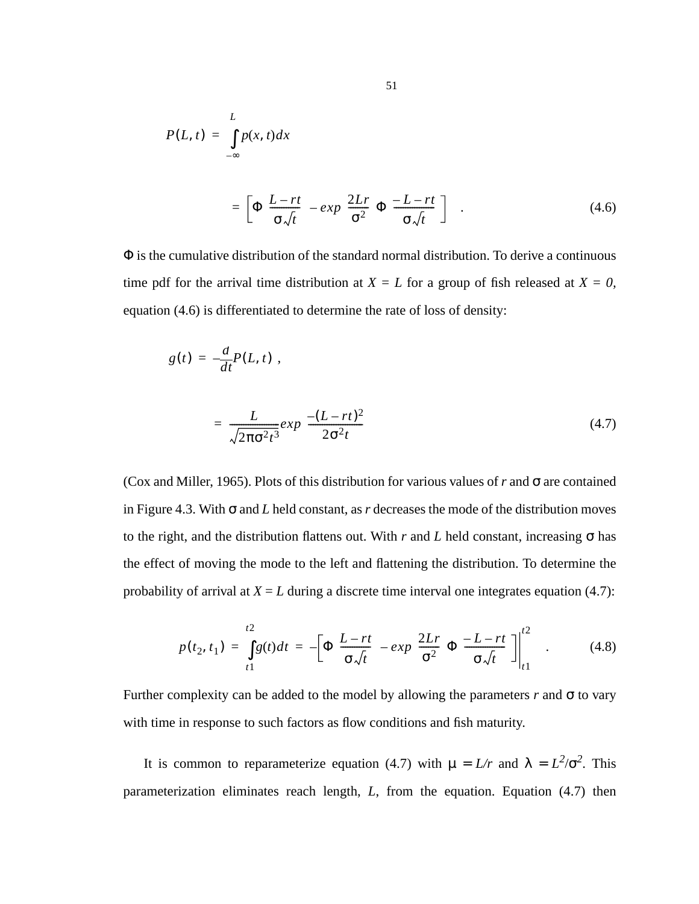$$P(L,t) = \int_{-\infty}^{L} p(x,t)dx$$

$$= \left[\Phi\left(\frac{L-rt}{\sigma\sqrt{t}}\right) - exp\left(\frac{2Lr}{\sigma^2}\right)\Phi\left(\frac{-L-rt}{\sigma\sqrt{t}}\right)\right] \quad . \tag{4.6}$$

$\Phi$ is the cumulative distribution of the standard normal distribution. To derive a continuous time pdf for the arrival time distribution at $X = L$ for a group of fish released at $X = 0$, equation (4.6) is differentiated to determine the rate of loss of density:

$$g(t) = -\frac{d}{dt}P(L,t) \ ,$$

$$= \frac{L}{\sqrt{2\pi\sigma^2 t^3}} exp\left(\frac{-(L-rt)^2}{2\sigma^2 t}\right) \tag{4.7}$$

(Cox and Miller, 1965). Plots of this distribution for various values of *r* and $\sigma$ are contained in Figure 4.3. With $\sigma$ and *L* held constant, as *r* decreases the mode of the distribution moves to the right, and the distribution flattens out. With *r* and *L* held constant, increasing $\sigma$ has the effect of moving the mode to the left and flattening the distribution. To determine the probability of arrival at $X = L$ during a discrete time interval one integrates equation (4.7):

$$p(t_2, t_1) = \int_{t1}^{t2} g(t)dt = -\left[\Phi\left(\frac{L-rt}{\sigma\sqrt{t}}\right) - exp\left(\frac{2Lr}{\sigma^2}\right)\Phi\left(\frac{-L-rt}{\sigma\sqrt{t}}\right)\right]\Bigg|_{t1}^{t2} \quad . \tag{4.8}$$

Further complexity can be added to the model by allowing the parameters *r* and $\sigma$ to vary with time in response to such factors as flow conditions and fish maturity.

It is common to reparameterize equation (4.7) with $\mu = L/r$ and $\lambda = L^2/\sigma^2$. This parameterization eliminates reach length, *L*, from the equation. Equation (4.7) then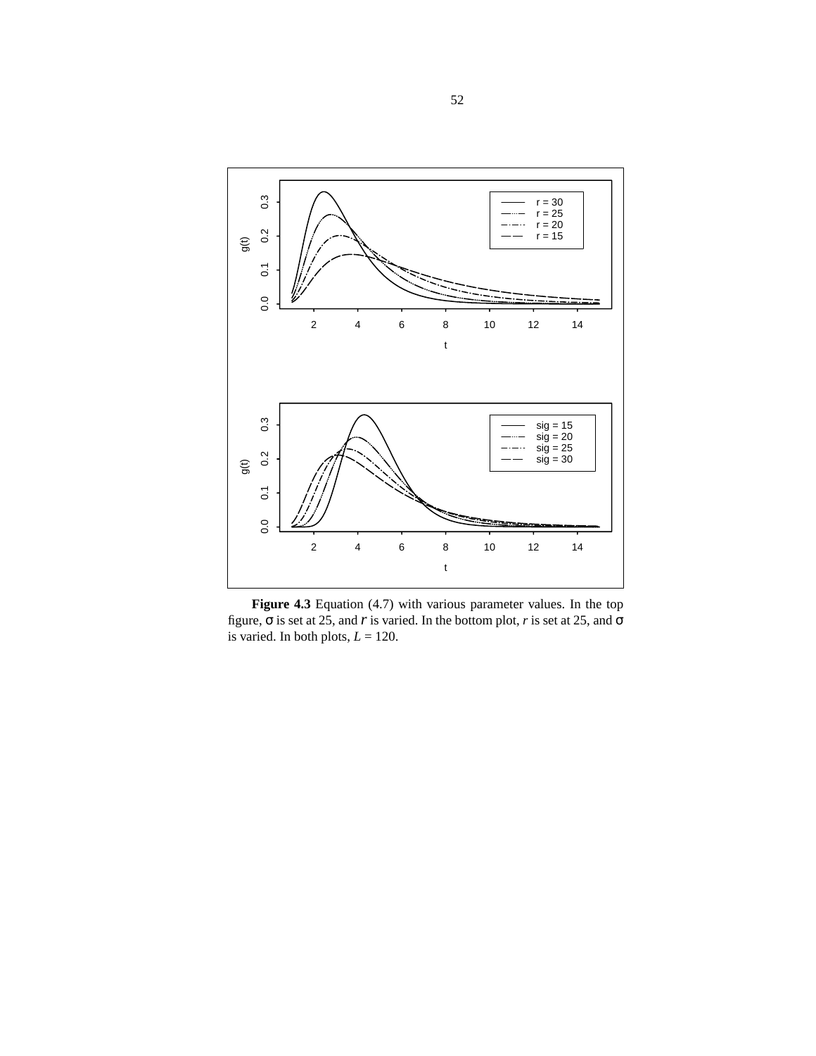**Figure 4.3** Equation (4.7) with various parameter values. In the top figure, $\sigma$ is set at 25, and $r$ is varied. In the bottom plot, $r$ is set at 25, and $\sigma$ is varied. In both plots, $L = 120$.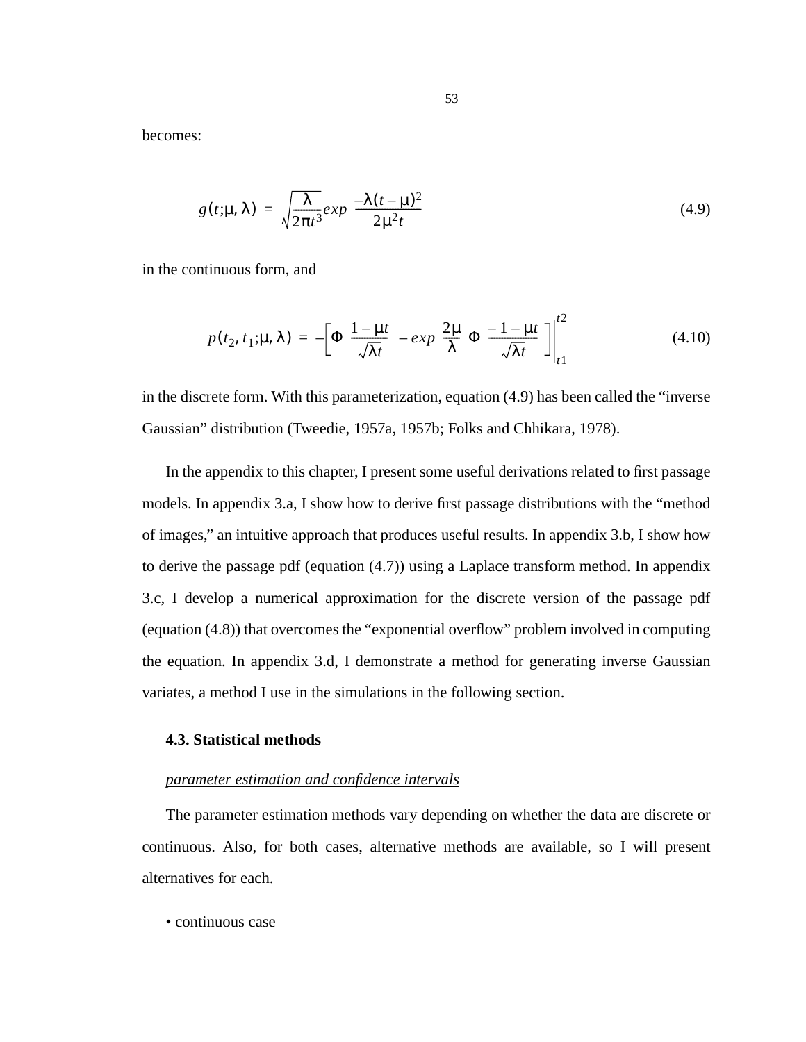becomes:

$$g(t;\mu,\lambda) = \sqrt{\frac{\lambda}{2\pi t^3}} exp\left(\frac{-\lambda(t-\mu)^2}{2\mu^2 t}\right) \tag{4.9}$$

in the continuous form, and

$$p(t_2, t_1;\mu,\lambda) = -\left[\Phi\left(\frac{1-\mu t}{\sqrt{\lambda t}}\right) - exp\left(\frac{2\mu}{\lambda}\right)\Phi\left(\frac{-1-\mu t}{\sqrt{\lambda t}}\right)\right]\Bigg|_{t1}^{t2} \tag{4.10}$$

in the discrete form. With this parameterization, equation (4.9) has been called the "inverse Gaussian" distribution (Tweedie, 1957a, 1957b; Folks and Chhikara, 1978).

In the appendix to this chapter, I present some useful derivations related to first passage models. In appendix 3.a, I show how to derive first passage distributions with the "method of images," an intuitive approach that produces useful results. In appendix 3.b, I show how to derive the passage pdf (equation (4.7)) using a Laplace transform method. In appendix 3.c, I develop a numerical approximation for the discrete version of the passage pdf (equation (4.8)) that overcomes the "exponential overflow" problem involved in computing the equation. In appendix 3.d, I demonstrate a method for generating inverse Gaussian variates, a method I use in the simulations in the following section.

## 4.3. Statistical methods

*parameter estimation and confidence intervals*

The parameter estimation methods vary depending on whether the data are discrete or continuous. Also, for both cases, alternative methods are available, so I will present alternatives for each.

• continuous case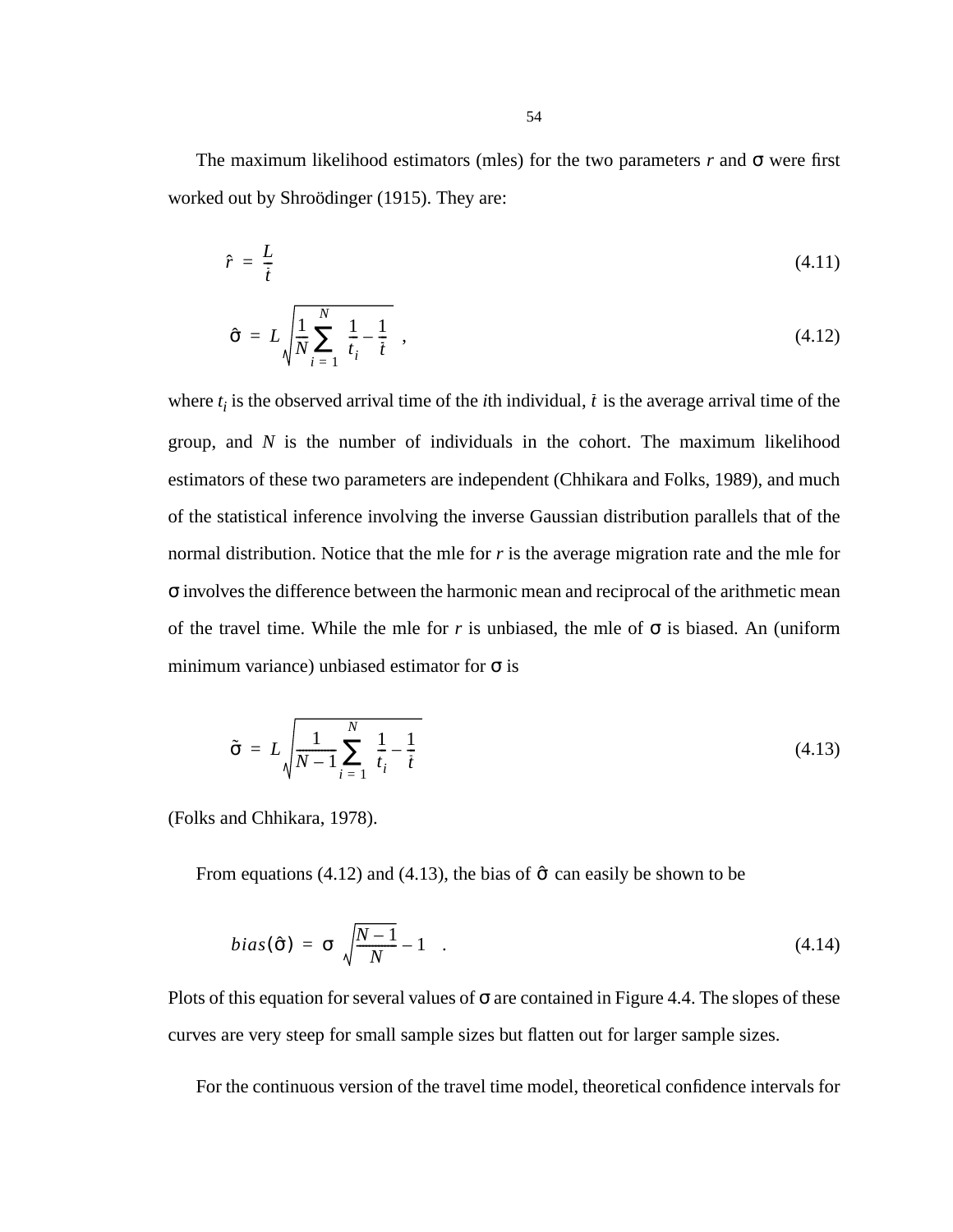The maximum likelihood estimators (mles) for the two parameters $r$ and σ were first worked out by Shroödinger (1915). They are:

$$\hat{r} = \frac{L}{\bar{t}} \tag{4.11}$$

$$\hat{\sigma} = L\sqrt{\frac{1}{N}\sum_{i=1}^{N}\left(\frac{1}{t_i} - \frac{1}{\bar{t}}\right)} \quad , \tag{4.12}$$

where $t_i$ is the observed arrival time of the $i$th individual, $\bar{t}$ is the average arrival time of the group, and $N$ is the number of individuals in the cohort. The maximum likelihood estimators of these two parameters are independent (Chhikara and Folks, 1989), and much of the statistical inference involving the inverse Gaussian distribution parallels that of the normal distribution. Notice that the mle for $r$ is the average migration rate and the mle for σ involves the difference between the harmonic mean and reciprocal of the arithmetic mean of the travel time. While the mle for $r$ is unbiased, the mle of σ is biased. An (uniform minimum variance) unbiased estimator for σ is

$$\tilde{\sigma} = L\sqrt{\frac{1}{N-1}\sum_{i=1}^{N}\left(\frac{1}{t_i} - \frac{1}{\bar{t}}\right)} \tag{4.13}$$

(Folks and Chhikara, 1978).

From equations (4.12) and (4.13), the bias of $\hat{\sigma}$ can easily be shown to be

$$bias(\hat{\sigma}) = \sigma\left(\sqrt{\frac{N-1}{N}} - 1\right) \quad . \tag{4.14}$$

Plots of this equation for several values of σ are contained in Figure 4.4. The slopes of these curves are very steep for small sample sizes but flatten out for larger sample sizes.

For the continuous version of the travel time model, theoretical confidence intervals for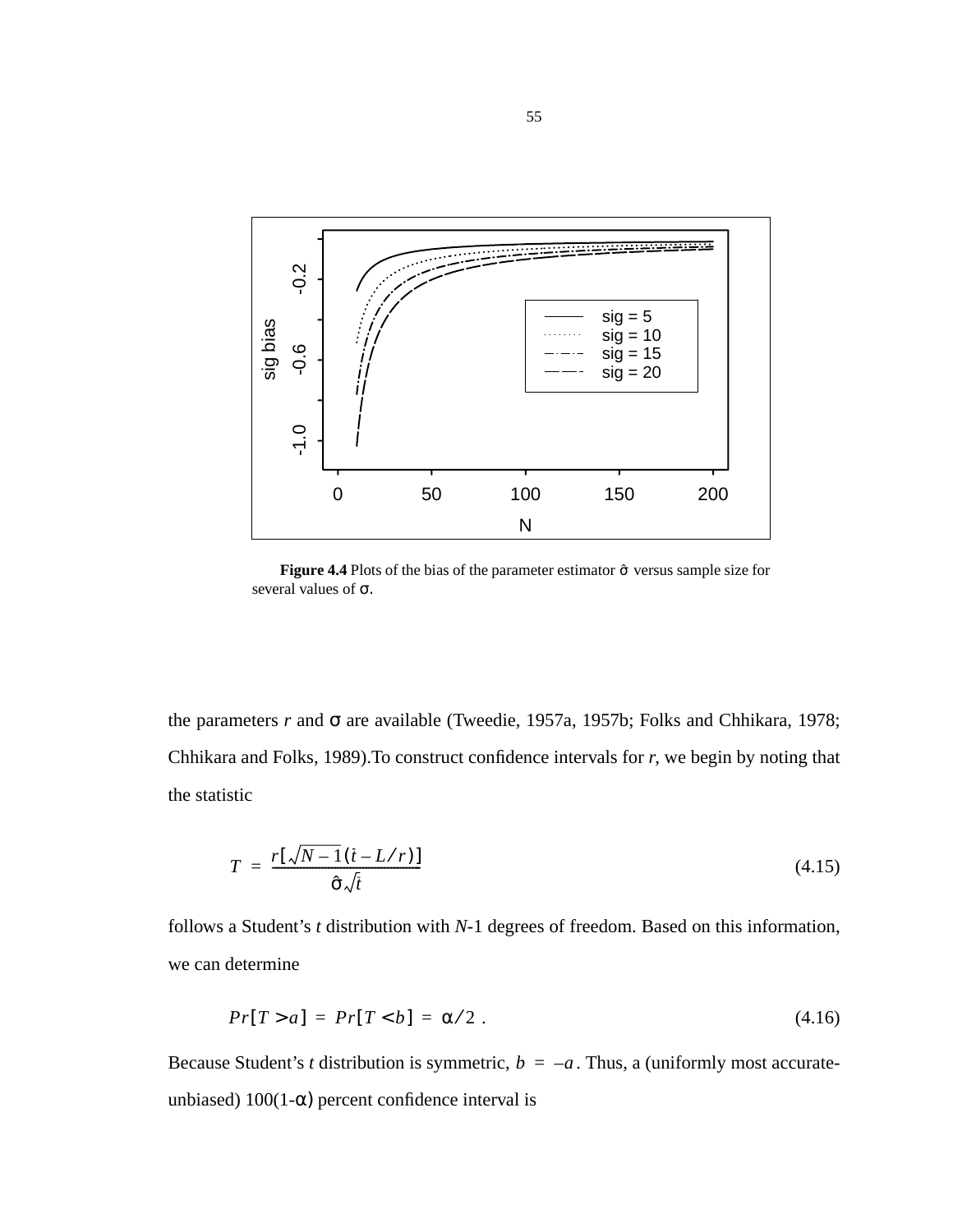**Figure 4.4** Plots of the bias of the parameter estimator $\hat{\sigma}$ versus sample size for several values of σ.

the parameters $r$ and σ are available (Tweedie, 1957a, 1957b; Folks and Chhikara, 1978; Chhikara and Folks, 1989).To construct confidence intervals for $r$, we begin by noting that the statistic

$$T = \frac{r[\sqrt{N-1}(\bar{t} - L/r)]}{\hat{\sigma}\sqrt{\bar{t}}} \tag{4.15}$$

follows a Student's $t$ distribution with $N$-1 degrees of freedom. Based on this information, we can determine

$$Pr[T > a] = Pr[T < b] = \alpha/2 \ . \tag{4.16}$$

Because Student's $t$ distribution is symmetric, $b = -a$. Thus, a (uniformly most accurate-unbiased) 100(1-α) percent confidence interval is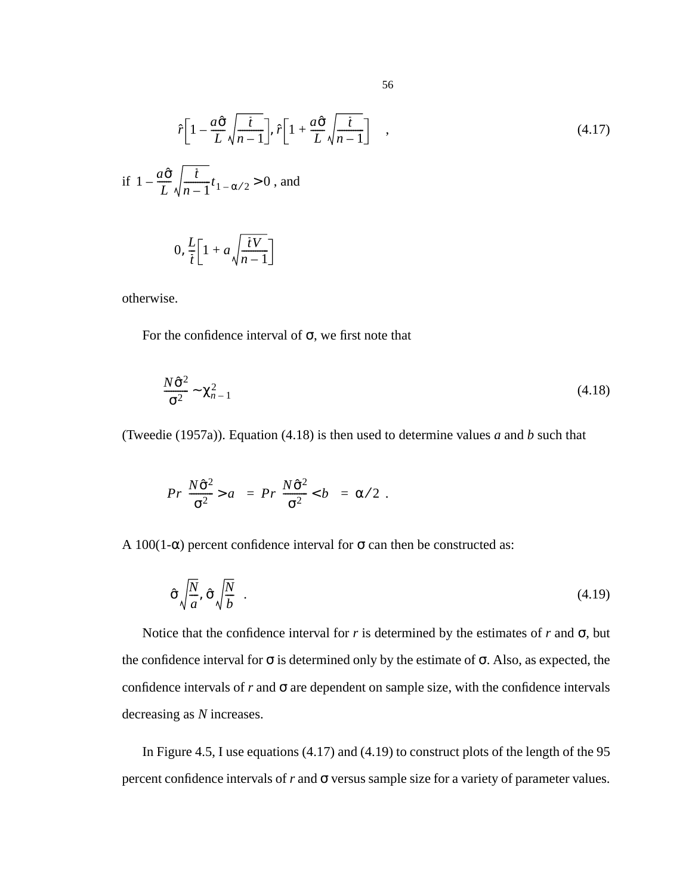$$\hat{r}\left[1 - \frac{a\hat{\sigma}}{L}\sqrt{\frac{\bar{t}}{n-1}}\right], \hat{r}\left[1 + \frac{a\hat{\sigma}}{L}\sqrt{\frac{\bar{t}}{n-1}}\right] \quad , \tag{4.17}$$

if $1 - \frac{a\hat{\sigma}}{L}\sqrt{\frac{\bar{t}}{n-1}}t_{1-\alpha/2} > 0$ , and

$$0, \frac{L}{\bar{t}}\left[1 + a\sqrt{\frac{\bar{t}V}{n-1}}\right]$$

otherwise.

For the confidence interval of σ, we first note that

$$\frac{N\hat{\sigma}^2}{\sigma^2} \sim \chi^2_{n-1} \tag{4.18}$$

(Tweedie (1957a)). Equation (4.18) is then used to determine values *a* and *b* such that

$$Pr\left(\frac{N\hat{\sigma}^2}{\sigma^2} > a\right) = Pr\left(\frac{N\hat{\sigma}^2}{\sigma^2} < b\right) = \alpha/2 \ .$$

A 100(1-α) percent confidence interval for σ can then be constructed as:

$$\hat{\sigma}\sqrt{\frac{N}{a}}, \hat{\sigma}\sqrt{\frac{N}{b}} \quad . \tag{4.19}$$

Notice that the confidence interval for *r* is determined by the estimates of *r* and σ, but the confidence interval for σ is determined only by the estimate of σ. Also, as expected, the confidence intervals of *r* and σ are dependent on sample size, with the confidence intervals decreasing as *N* increases.

In Figure 4.5, I use equations (4.17) and (4.19) to construct plots of the length of the 95 percent confidence intervals of *r* and σ versus sample size for a variety of parameter values.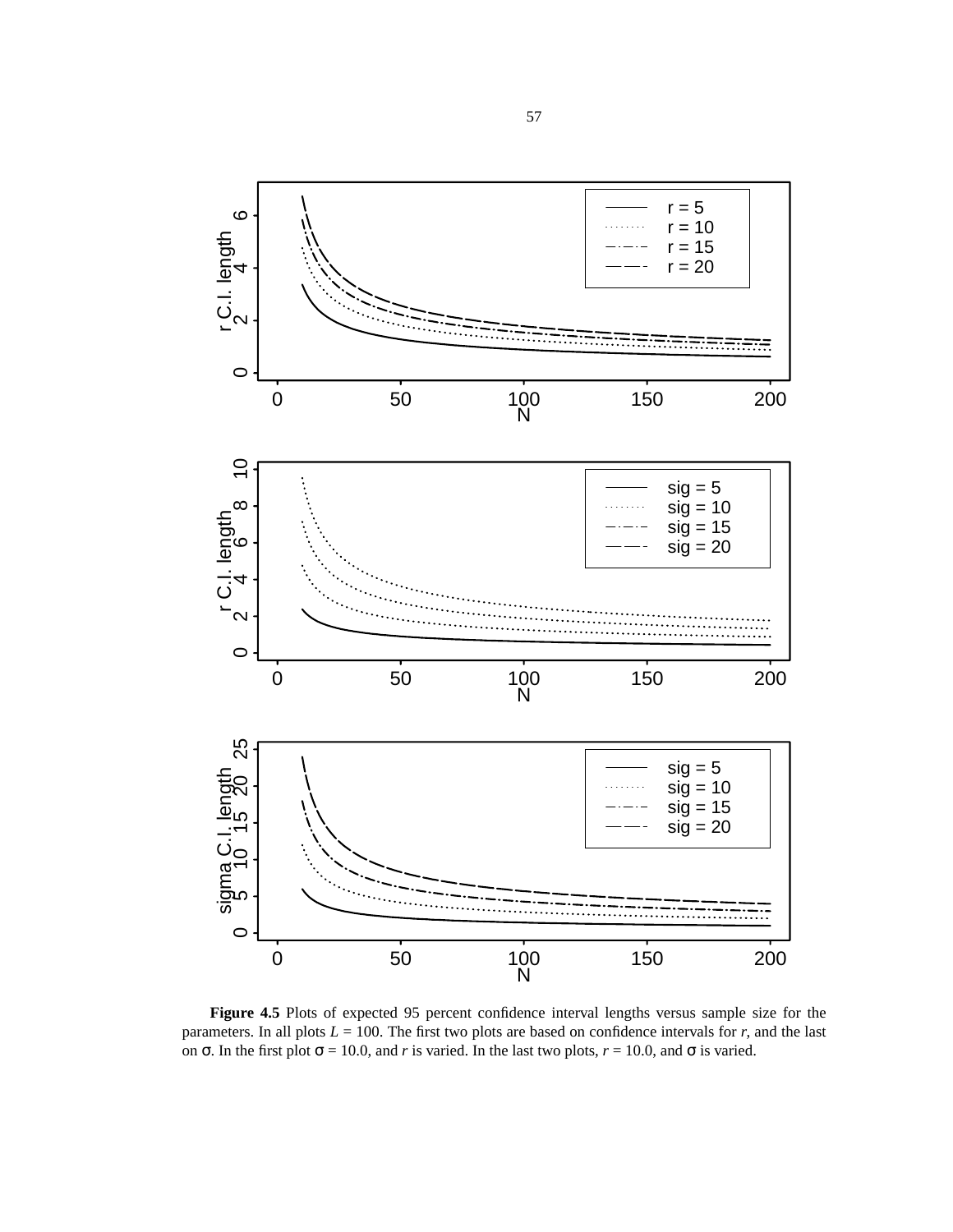**Figure 4.5** Plots of expected 95 percent confidence interval lengths versus sample size for the parameters. In all plots $L = 100$. The first two plots are based on confidence intervals for $r$, and the last on $\sigma$. In the first plot $\sigma = 10.0$, and $r$ is varied. In the last two plots, $r = 10.0$, and $\sigma$ is varied.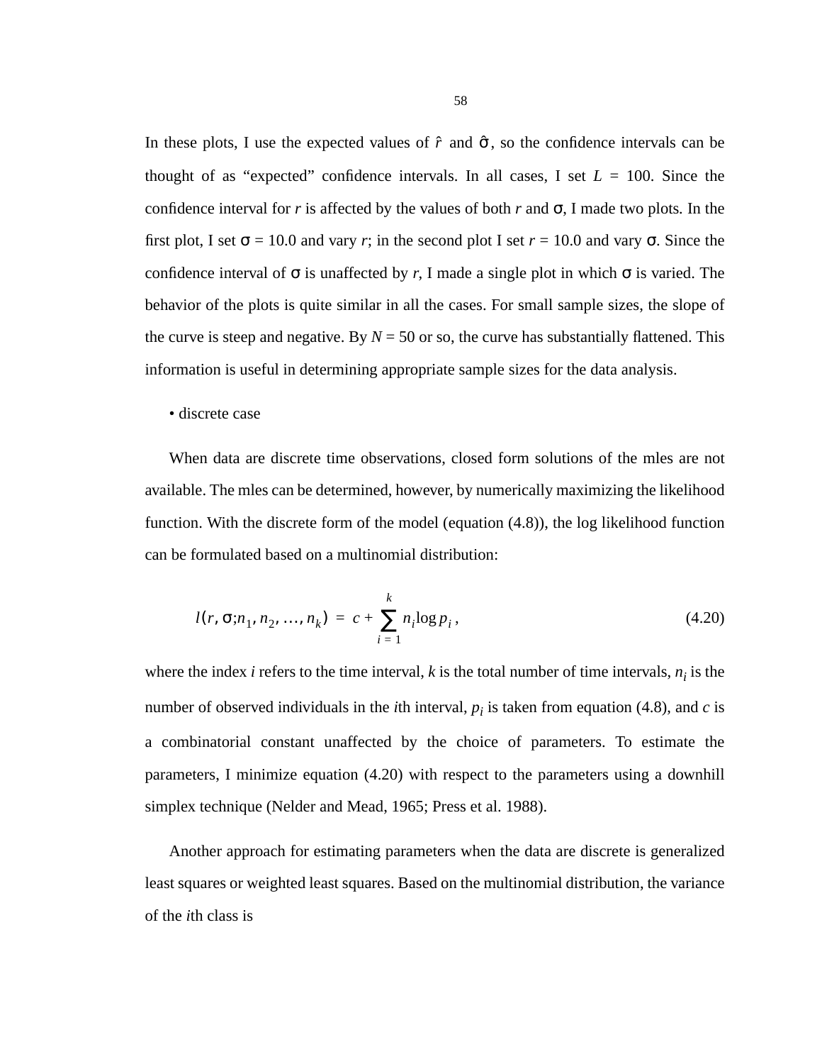In these plots, I use the expected values of $\hat{r}$ and $\hat{\sigma}$, so the confidence intervals can be thought of as "expected" confidence intervals. In all cases, I set $L = 100$. Since the confidence interval for $r$ is affected by the values of both $r$ and $\sigma$, I made two plots. In the first plot, I set $\sigma = 10.0$ and vary $r$; in the second plot I set $r = 10.0$ and vary $\sigma$. Since the confidence interval of $\sigma$ is unaffected by $r$, I made a single plot in which $\sigma$ is varied. The behavior of the plots is quite similar in all the cases. For small sample sizes, the slope of the curve is steep and negative. By $N = 50$ or so, the curve has substantially flattened. This information is useful in determining appropriate sample sizes for the data analysis.

• discrete case

When data are discrete time observations, closed form solutions of the mles are not available. The mles can be determined, however, by numerically maximizing the likelihood function. With the discrete form of the model (equation (4.8)), the log likelihood function can be formulated based on a multinomial distribution:

$$l(r, \sigma; n_1, n_2, \ldots, n_k) = c + \sum_{i=1}^{k} n_i \log p_i \,, \tag{4.20}$$

where the index $i$ refers to the time interval, $k$ is the total number of time intervals, $n_i$ is the number of observed individuals in the $i$th interval, $p_i$ is taken from equation (4.8), and $c$ is a combinatorial constant unaffected by the choice of parameters. To estimate the parameters, I minimize equation (4.20) with respect to the parameters using a downhill simplex technique (Nelder and Mead, 1965; Press et al. 1988).

Another approach for estimating parameters when the data are discrete is generalized least squares or weighted least squares. Based on the multinomial distribution, the variance of the $i$th class is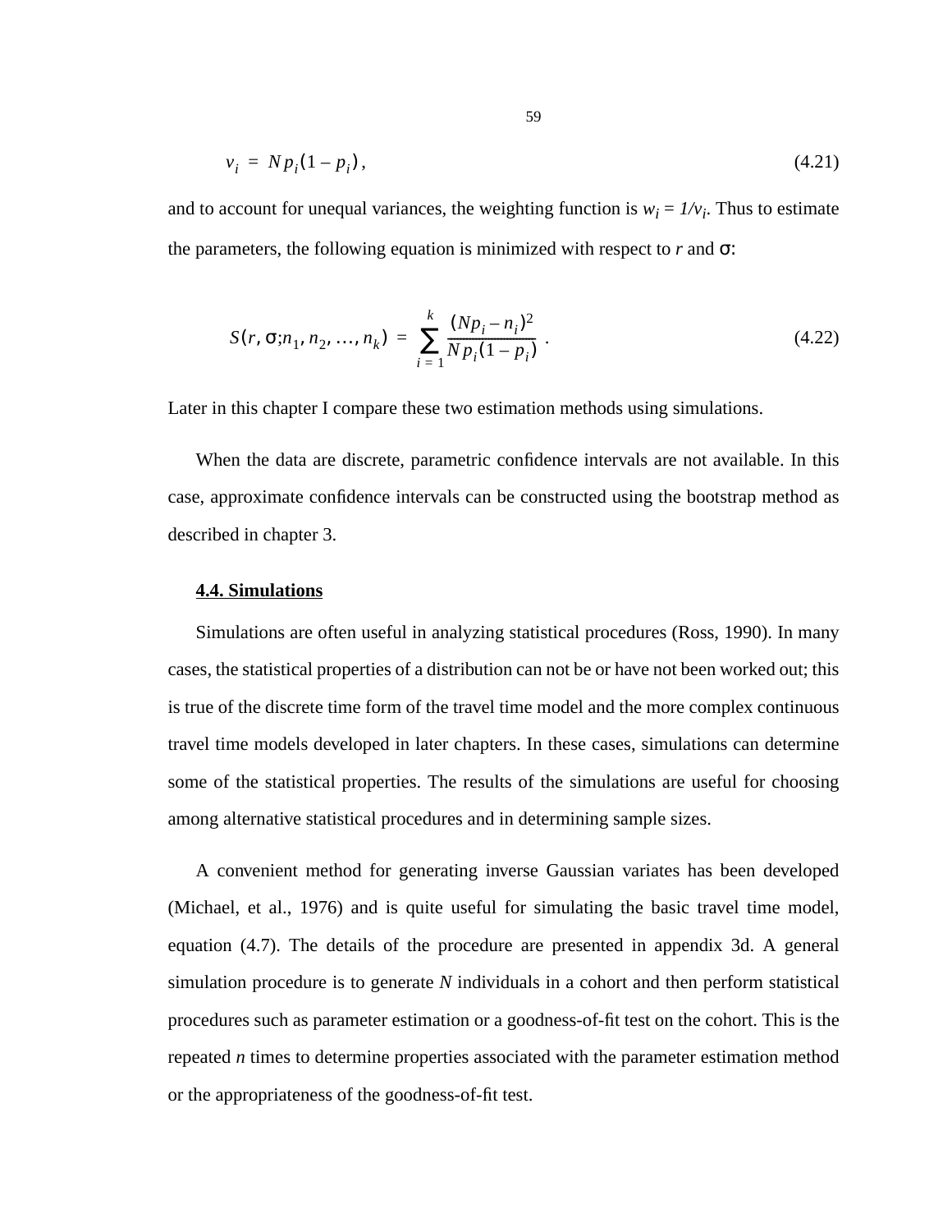$$v_i = Np_i(1-p_i), \tag{4.21}$$

and to account for unequal variances, the weighting function is $w_i = 1/v_i$. Thus to estimate the parameters, the following equation is minimized with respect to $r$ and $\sigma$:

$$S(r, \sigma; n_1, n_2, \ldots, n_k) = \sum_{i=1}^{k} \frac{(Np_i - n_i)^2}{Np_i(1-p_i)} \ . \tag{4.22}$$

Later in this chapter I compare these two estimation methods using simulations.

When the data are discrete, parametric confidence intervals are not available. In this case, approximate confidence intervals can be constructed using the bootstrap method as described in chapter 3.

## 4.4. Simulations

Simulations are often useful in analyzing statistical procedures (Ross, 1990). In many cases, the statistical properties of a distribution can not be or have not been worked out; this is true of the discrete time form of the travel time model and the more complex continuous travel time models developed in later chapters. In these cases, simulations can determine some of the statistical properties. The results of the simulations are useful for choosing among alternative statistical procedures and in determining sample sizes.

A convenient method for generating inverse Gaussian variates has been developed (Michael, et al., 1976) and is quite useful for simulating the basic travel time model, equation (4.7). The details of the procedure are presented in appendix 3d. A general simulation procedure is to generate $N$ individuals in a cohort and then perform statistical procedures such as parameter estimation or a goodness-of-fit test on the cohort. This is the repeated $n$ times to determine properties associated with the parameter estimation method or the appropriateness of the goodness-of-fit test.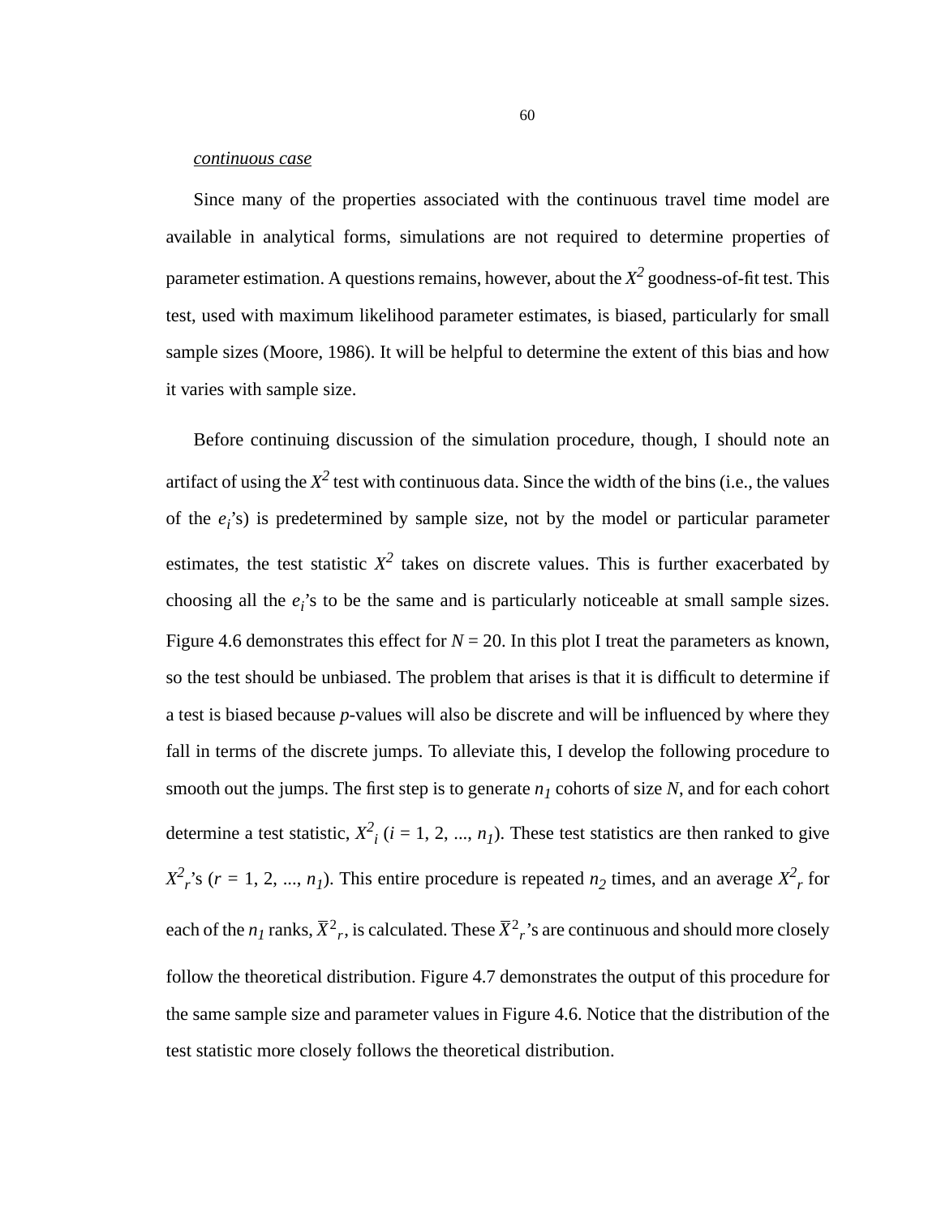<u>*continuous case*</u>

Since many of the properties associated with the continuous travel time model are available in analytical forms, simulations are not required to determine properties of parameter estimation. A questions remains, however, about the $X^2$ goodness-of-fit test. This test, used with maximum likelihood parameter estimates, is biased, particularly for small sample sizes (Moore, 1986). It will be helpful to determine the extent of this bias and how it varies with sample size.

Before continuing discussion of the simulation procedure, though, I should note an artifact of using the $X^2$ test with continuous data. Since the width of the bins (i.e., the values of the $e_i$'s) is predetermined by sample size, not by the model or particular parameter estimates, the test statistic $X^2$ takes on discrete values. This is further exacerbated by choosing all the $e_i$'s to be the same and is particularly noticeable at small sample sizes. Figure 4.6 demonstrates this effect for $N = 20$. In this plot I treat the parameters as known, so the test should be unbiased. The problem that arises is that it is difficult to determine if a test is biased because *p*-values will also be discrete and will be influenced by where they fall in terms of the discrete jumps. To alleviate this, I develop the following procedure to smooth out the jumps. The first step is to generate $n_1$ cohorts of size $N$, and for each cohort determine a test statistic, $X^2_i$ ($i = 1, 2, ..., n_1$). These test statistics are then ranked to give $X^2_r$'s ($r = 1, 2, ..., n_1$). This entire procedure is repeated $n_2$ times, and an average $X^2_r$ for each of the $n_1$ ranks, $\bar{X}^2_r$, is calculated. These $\bar{X}^2_r$'s are continuous and should more closely follow the theoretical distribution. Figure 4.7 demonstrates the output of this procedure for the same sample size and parameter values in Figure 4.6. Notice that the distribution of the test statistic more closely follows the theoretical distribution.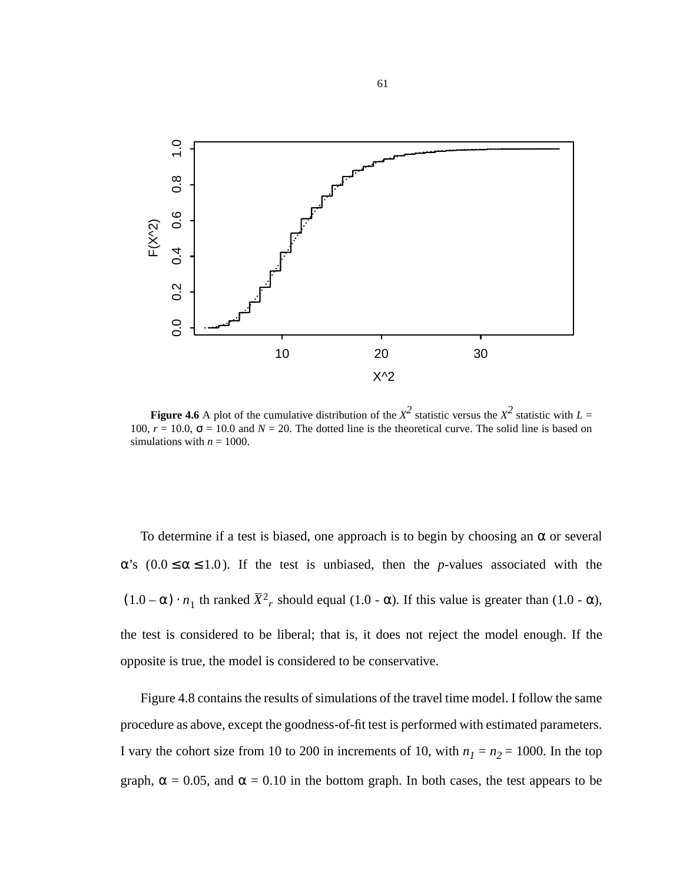**Figure 4.6** A plot of the cumulative distribution of the $X^2$ statistic versus the $X^2$ statistic with $L$ = 100, $r$ = 10.0, $\sigma$ = 10.0 and $N$ = 20. The dotted line is the theoretical curve. The solid line is based on simulations with $n$ = 1000.

To determine if a test is biased, one approach is to begin by choosing an $\alpha$ or several $\alpha$'s $(0.0 \le \alpha \le 1.0)$. If the test is unbiased, then the $p$-values associated with the $(1.0 - \alpha) \cdot n_1$ th ranked $\bar{X}^2_r$ should equal (1.0 - $\alpha$). If this value is greater than (1.0 - $\alpha$), the test is considered to be liberal; that is, it does not reject the model enough. If the opposite is true, the model is considered to be conservative.

Figure 4.8 contains the results of simulations of the travel time model. I follow the same procedure as above, except the goodness-of-fit test is performed with estimated parameters. I vary the cohort size from 10 to 200 in increments of 10, with $n_1 = n_2$ = 1000. In the top graph, $\alpha$ = 0.05, and $\alpha$ = 0.10 in the bottom graph. In both cases, the test appears to be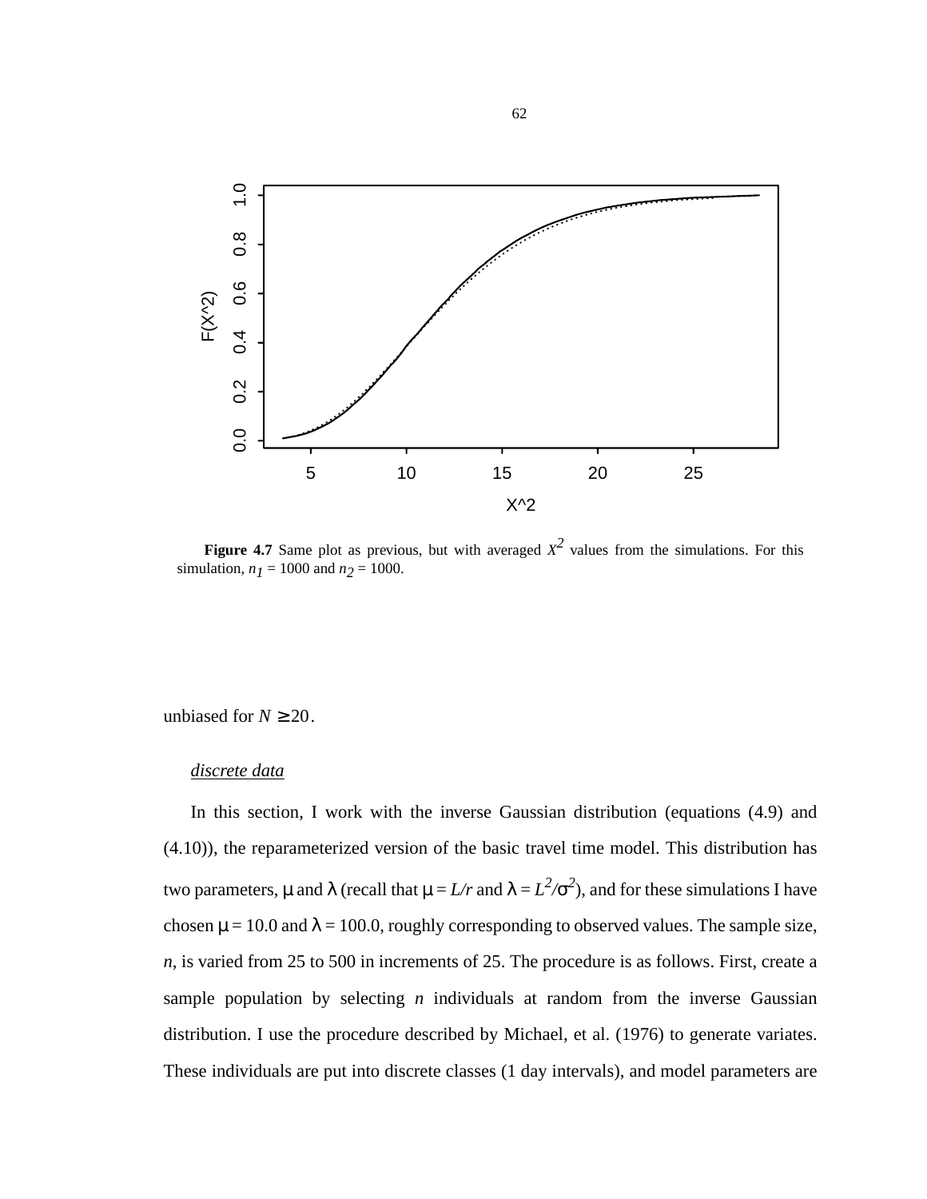**Figure 4.7** Same plot as previous, but with averaged $X^2$ values from the simulations. For this simulation, $n_1 = 1000$ and $n_2 = 1000$.

unbiased for $N \geq 20$.

*discrete data*

In this section, I work with the inverse Gaussian distribution (equations (4.9) and (4.10)), the reparameterized version of the basic travel time model. This distribution has two parameters, $\mu$ and $\lambda$ (recall that $\mu = L/r$ and $\lambda = L^2/\sigma^2$), and for these simulations I have chosen $\mu = 10.0$ and $\lambda = 100.0$, roughly corresponding to observed values. The sample size, $n$, is varied from 25 to 500 in increments of 25. The procedure is as follows. First, create a sample population by selecting $n$ individuals at random from the inverse Gaussian distribution. I use the procedure described by Michael, et al. (1976) to generate variates. These individuals are put into discrete classes (1 day intervals), and model parameters are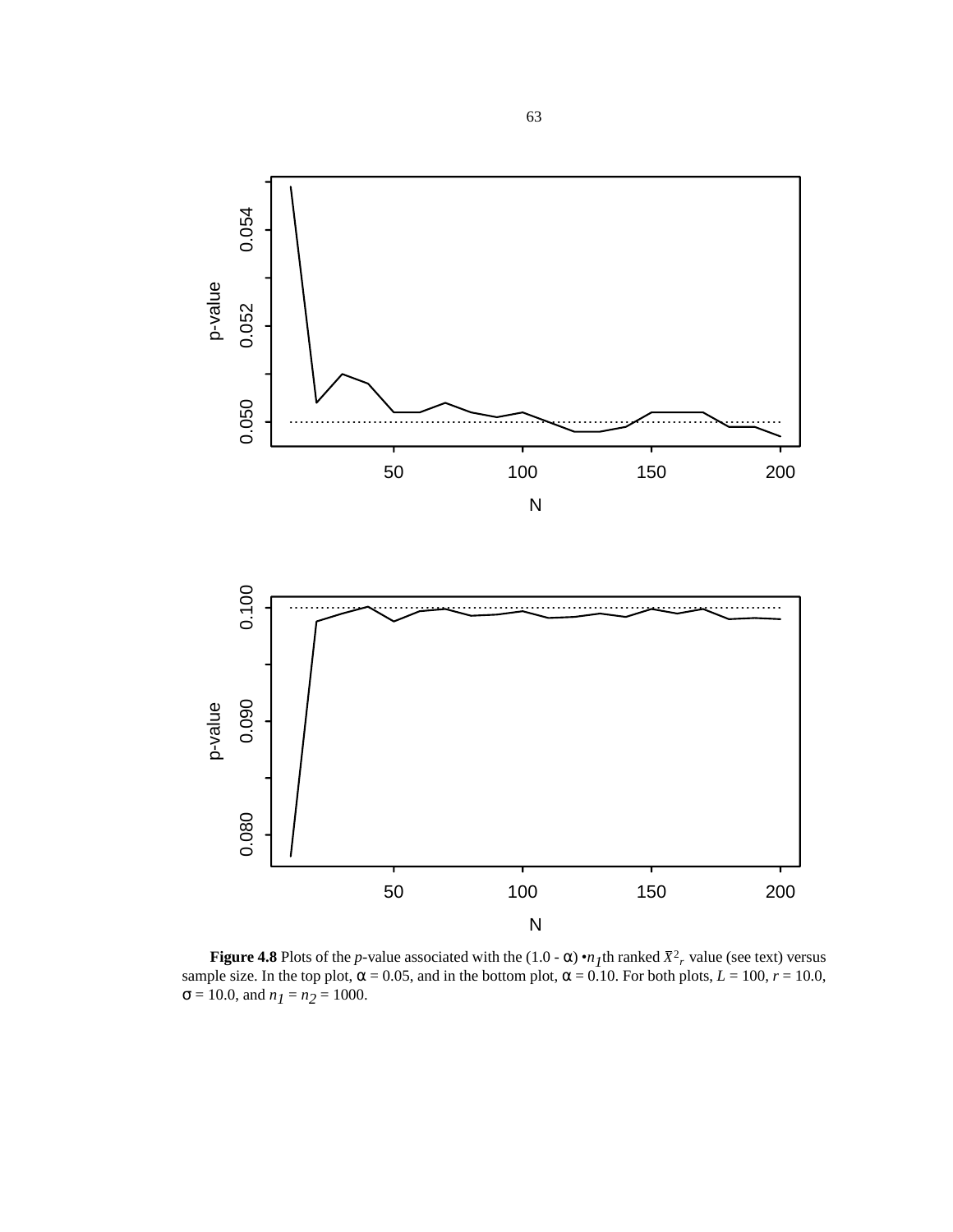**Figure 4.8** Plots of the *p*-value associated with the $(1.0 - \alpha) \cdot n_1$th ranked $\bar{X}^2{}_r$ value (see text) versus sample size. In the top plot, $\alpha = 0.05$, and in the bottom plot, $\alpha = 0.10$. For both plots, $L = 100$, $r = 10.0$, $\sigma = 10.0$, and $n_1 = n_2 = 1000$.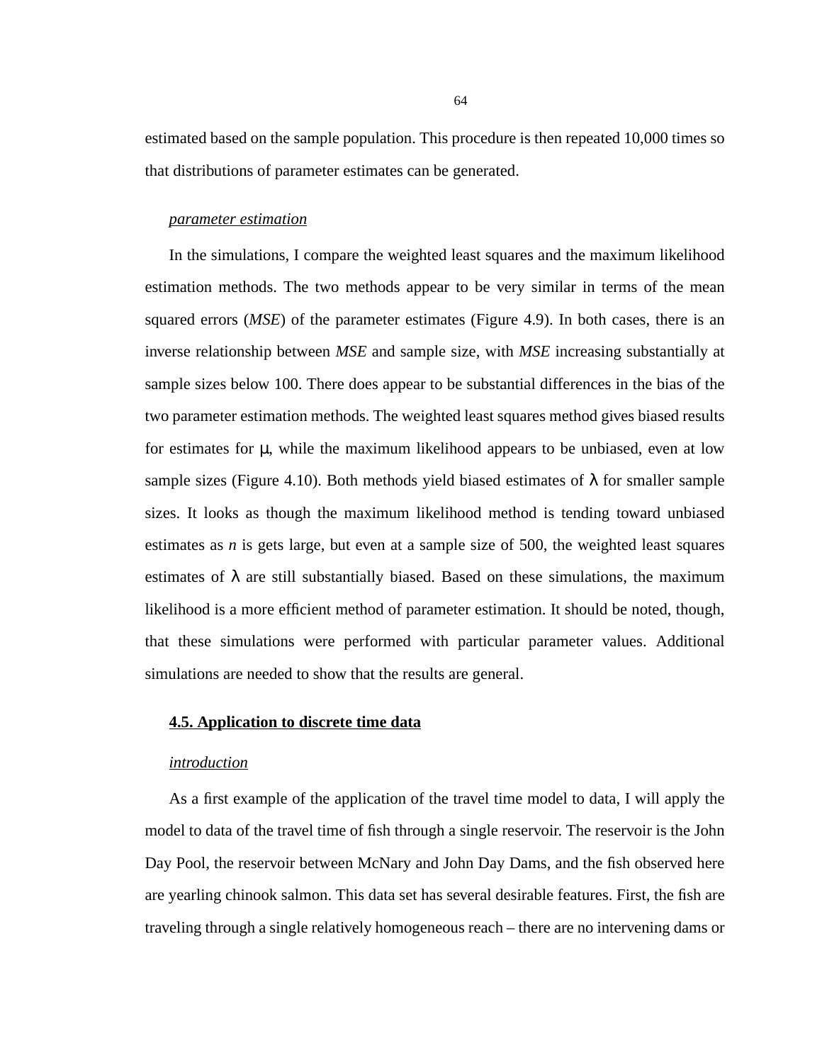estimated based on the sample population. This procedure is then repeated 10,000 times so that distributions of parameter estimates can be generated.

*parameter estimation*

In the simulations, I compare the weighted least squares and the maximum likelihood estimation methods. The two methods appear to be very similar in terms of the mean squared errors (*MSE*) of the parameter estimates (Figure 4.9). In both cases, there is an inverse relationship between *MSE* and sample size, with *MSE* increasing substantially at sample sizes below 100. There does appear to be substantial differences in the bias of the two parameter estimation methods. The weighted least squares method gives biased results for estimates for $\mu$, while the maximum likelihood appears to be unbiased, even at low sample sizes (Figure 4.10). Both methods yield biased estimates of $\lambda$ for smaller sample sizes. It looks as though the maximum likelihood method is tending toward unbiased estimates as $n$ is gets large, but even at a sample size of 500, the weighted least squares estimates of $\lambda$ are still substantially biased. Based on these simulations, the maximum likelihood is a more efficient method of parameter estimation. It should be noted, though, that these simulations were performed with particular parameter values. Additional simulations are needed to show that the results are general.

## 4.5. Application to discrete time data

*introduction*

As a first example of the application of the travel time model to data, I will apply the model to data of the travel time of fish through a single reservoir. The reservoir is the John Day Pool, the reservoir between McNary and John Day Dams, and the fish observed here are yearling chinook salmon. This data set has several desirable features. First, the fish are traveling through a single relatively homogeneous reach – there are no intervening dams or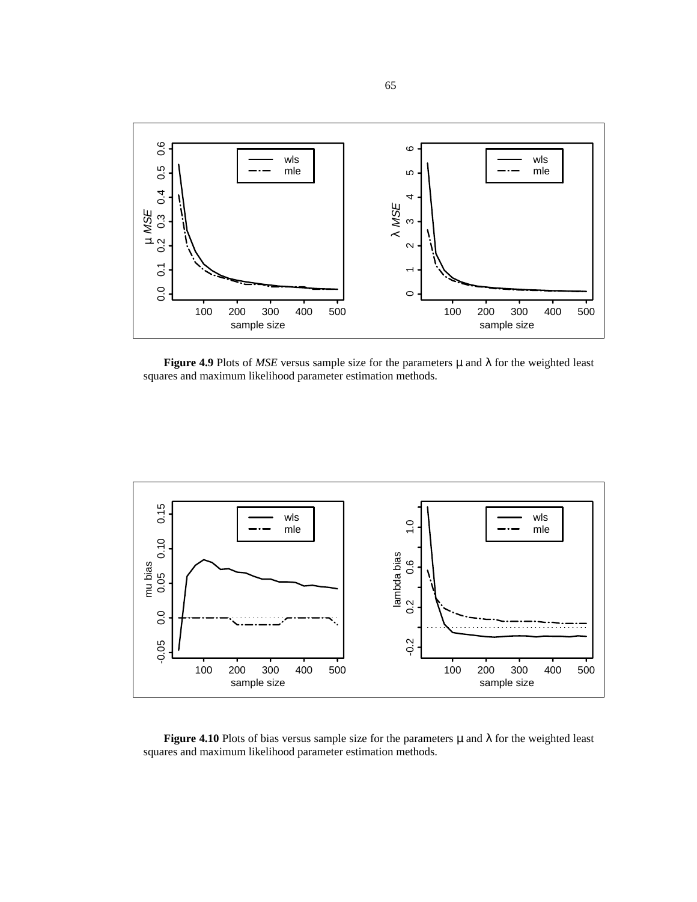**Figure 4.9** Plots of *MSE* versus sample size for the parameters $\mu$ and $\lambda$ for the weighted least squares and maximum likelihood parameter estimation methods.

**Figure 4.10** Plots of bias versus sample size for the parameters $\mu$ and $\lambda$ for the weighted least squares and maximum likelihood parameter estimation methods.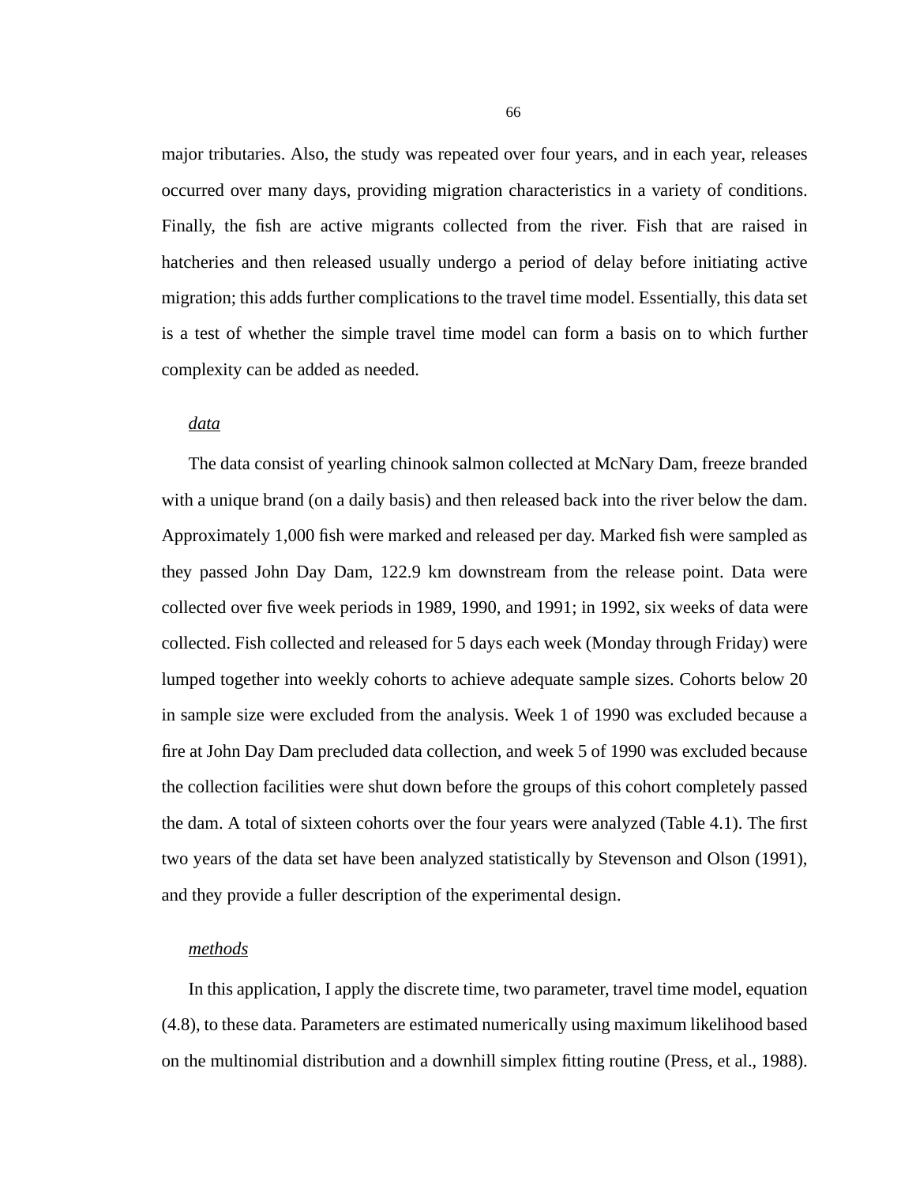major tributaries. Also, the study was repeated over four years, and in each year, releases occurred over many days, providing migration characteristics in a variety of conditions. Finally, the fish are active migrants collected from the river. Fish that are raised in hatcheries and then released usually undergo a period of delay before initiating active migration; this adds further complications to the travel time model. Essentially, this data set is a test of whether the simple travel time model can form a basis on to which further complexity can be added as needed.

*data*

The data consist of yearling chinook salmon collected at McNary Dam, freeze branded with a unique brand (on a daily basis) and then released back into the river below the dam. Approximately 1,000 fish were marked and released per day. Marked fish were sampled as they passed John Day Dam, 122.9 km downstream from the release point. Data were collected over five week periods in 1989, 1990, and 1991; in 1992, six weeks of data were collected. Fish collected and released for 5 days each week (Monday through Friday) were lumped together into weekly cohorts to achieve adequate sample sizes. Cohorts below 20 in sample size were excluded from the analysis. Week 1 of 1990 was excluded because a fire at John Day Dam precluded data collection, and week 5 of 1990 was excluded because the collection facilities were shut down before the groups of this cohort completely passed the dam. A total of sixteen cohorts over the four years were analyzed (Table 4.1). The first two years of the data set have been analyzed statistically by Stevenson and Olson (1991), and they provide a fuller description of the experimental design.

*methods*

In this application, I apply the discrete time, two parameter, travel time model, equation (4.8), to these data. Parameters are estimated numerically using maximum likelihood based on the multinomial distribution and a downhill simplex fitting routine (Press, et al., 1988).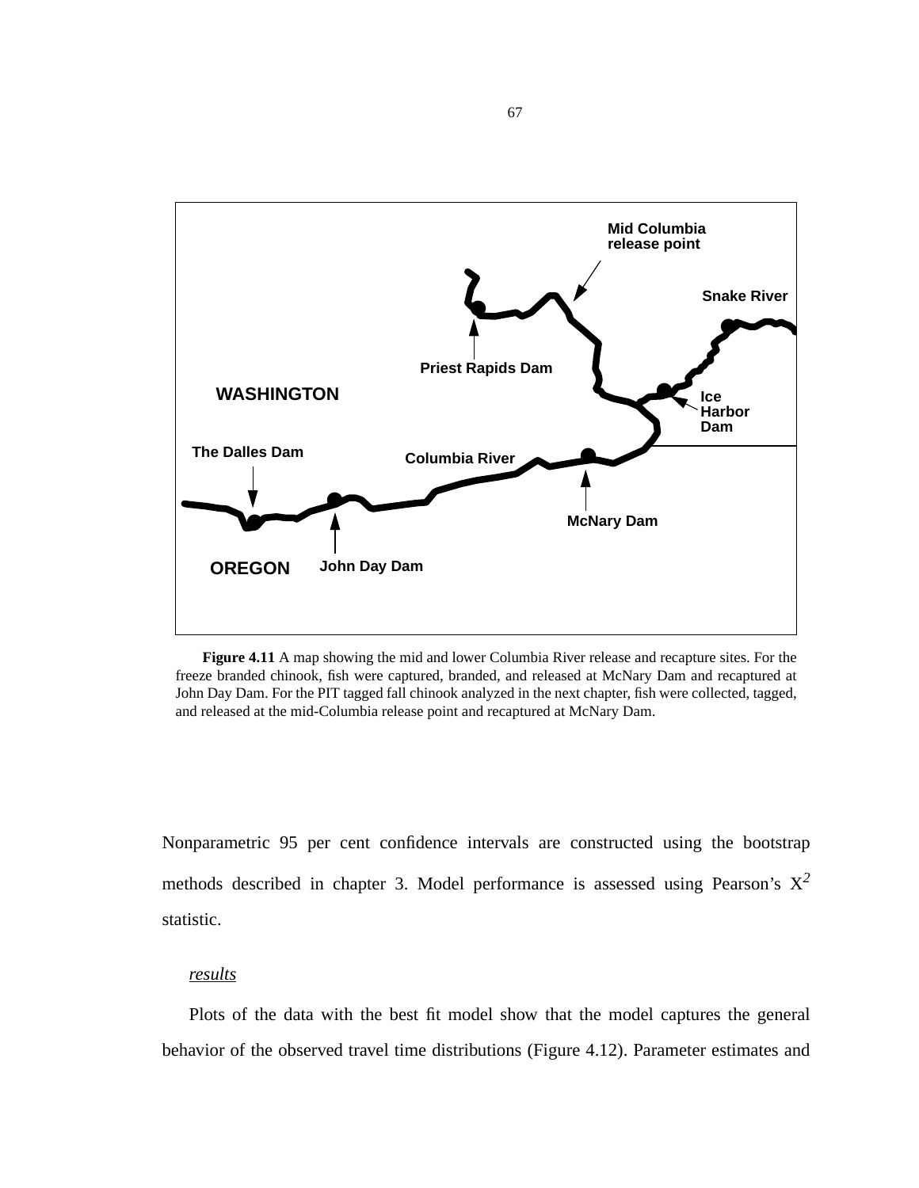**Figure 4.11** A map showing the mid and lower Columbia River release and recapture sites. For the freeze branded chinook, fish were captured, branded, and released at McNary Dam and recaptured at John Day Dam. For the PIT tagged fall chinook analyzed in the next chapter, fish were collected, tagged, and released at the mid-Columbia release point and recaptured at McNary Dam.

Nonparametric 95 per cent confidence intervals are constructed using the bootstrap methods described in chapter 3. Model performance is assessed using Pearson's $X^2$ statistic.

*results*

Plots of the data with the best fit model show that the model captures the general behavior of the observed travel time distributions (Figure 4.12). Parameter estimates and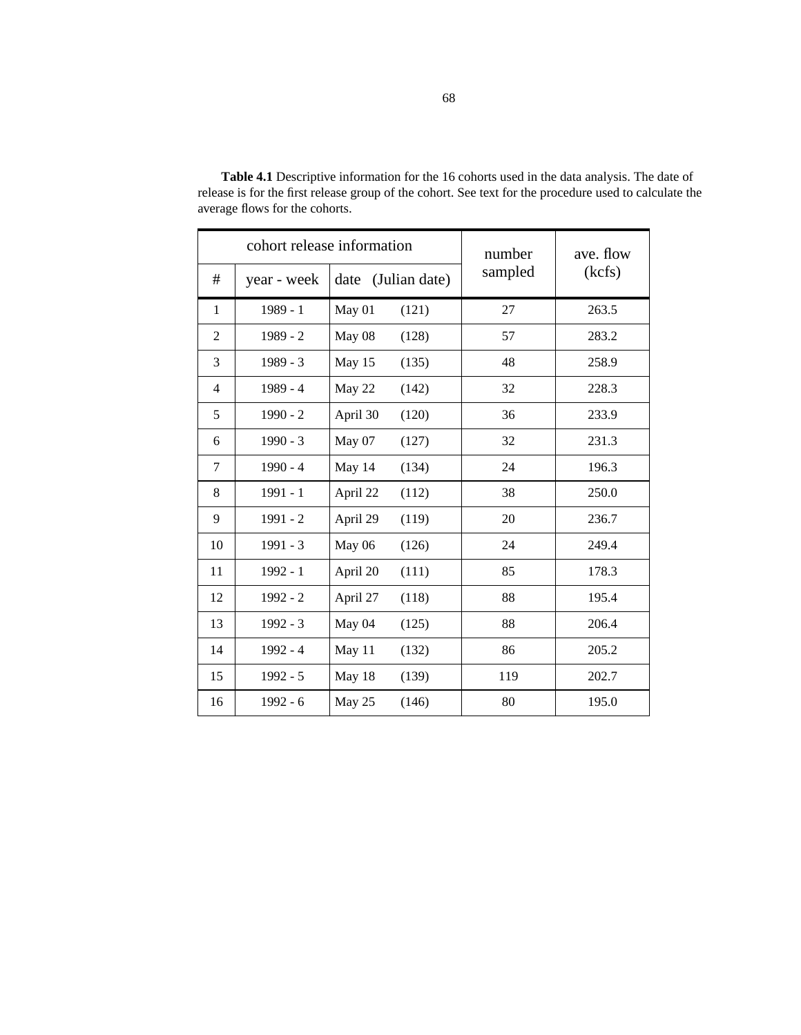**Table 4.1** Descriptive information for the 16 cohorts used in the data analysis. The date of release is for the first release group of the cohort. See text for the procedure used to calculate the average flows for the cohorts.

| cohort release information | | | number sampled | ave. flow (kcfs) |
|---|---|---|---|---|
| # | year - week | date (Julian date) | | |
| 1 | 1989 - 1 | May 01 (121) | 27 | 263.5 |
| 2 | 1989 - 2 | May 08 (128) | 57 | 283.2 |
| 3 | 1989 - 3 | May 15 (135) | 48 | 258.9 |
| 4 | 1989 - 4 | May 22 (142) | 32 | 228.3 |
| 5 | 1990 - 2 | April 30 (120) | 36 | 233.9 |
| 6 | 1990 - 3 | May 07 (127) | 32 | 231.3 |
| 7 | 1990 - 4 | May 14 (134) | 24 | 196.3 |
| 8 | 1991 - 1 | April 22 (112) | 38 | 250.0 |
| 9 | 1991 - 2 | April 29 (119) | 20 | 236.7 |
| 10 | 1991 - 3 | May 06 (126) | 24 | 249.4 |
| 11 | 1992 - 1 | April 20 (111) | 85 | 178.3 |
| 12 | 1992 - 2 | April 27 (118) | 88 | 195.4 |
| 13 | 1992 - 3 | May 04 (125) | 88 | 206.4 |
| 14 | 1992 - 4 | May 11 (132) | 86 | 205.2 |
| 15 | 1992 - 5 | May 18 (139) | 119 | 202.7 |
| 16 | 1992 - 6 | May 25 (146) | 80 | 195.0 |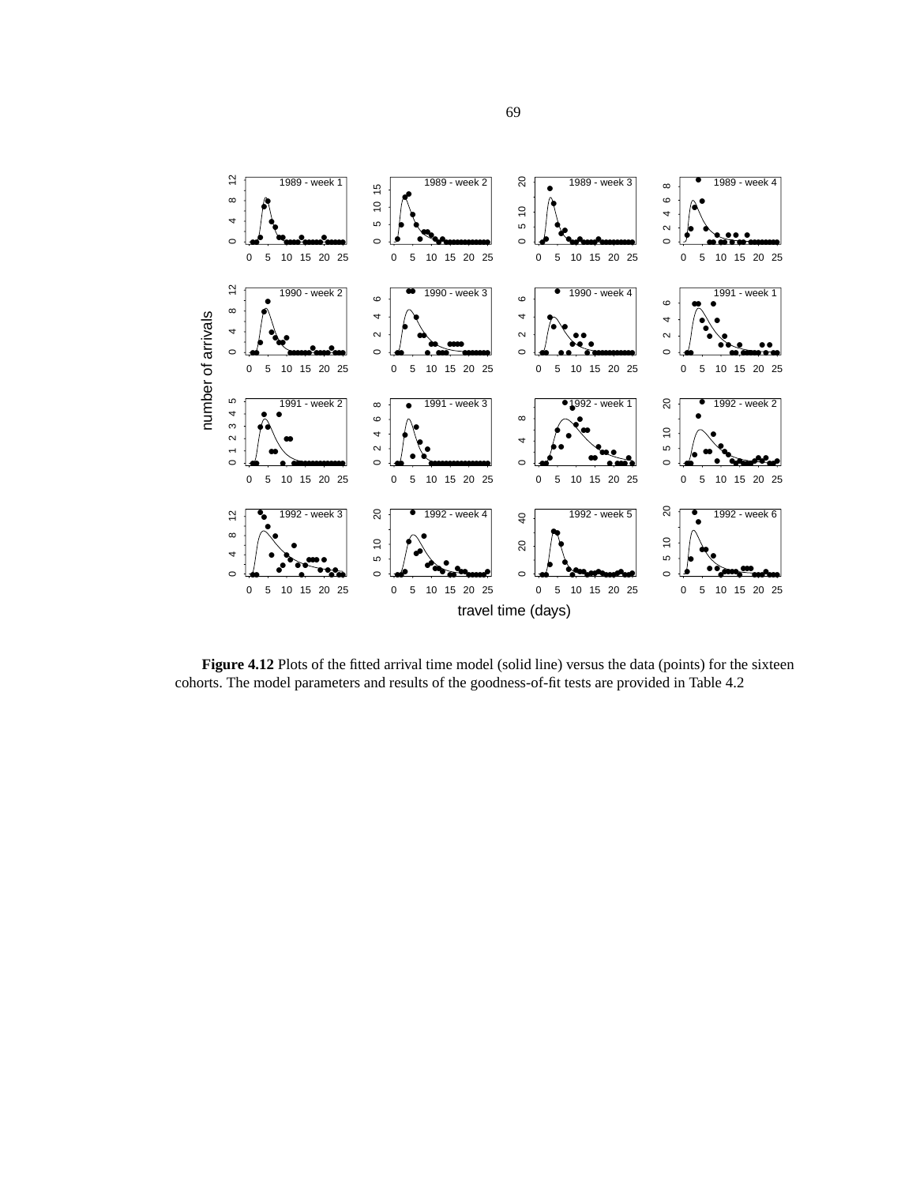**Figure 4.12** Plots of the fitted arrival time model (solid line) versus the data (points) for the sixteen cohorts. The model parameters and results of the goodness-of-fit tests are provided in Table 4.2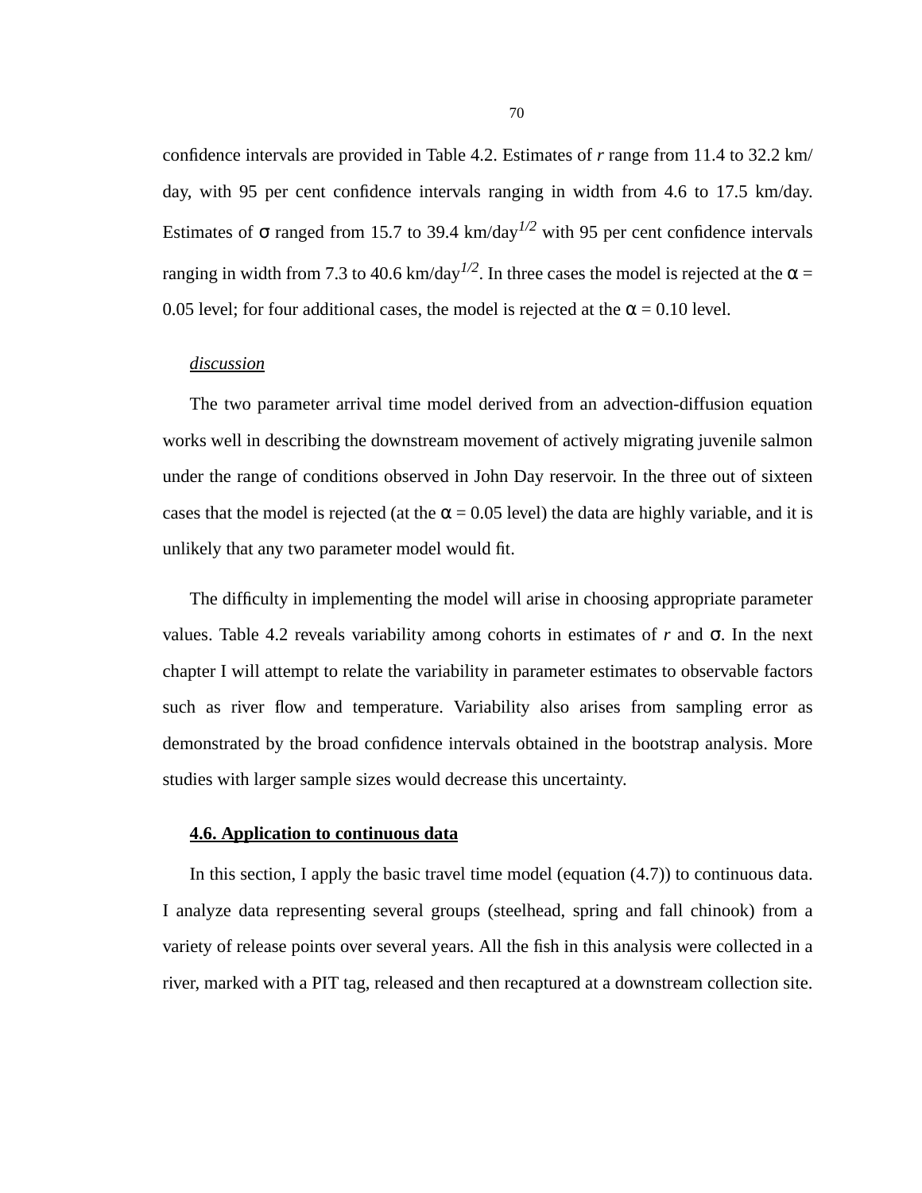confidence intervals are provided in Table 4.2. Estimates of $r$ range from 11.4 to 32.2 km/day, with 95 per cent confidence intervals ranging in width from 4.6 to 17.5 km/day. Estimates of $\sigma$ ranged from 15.7 to 39.4 km/day$^{1/2}$ with 95 per cent confidence intervals ranging in width from 7.3 to 40.6 km/day$^{1/2}$. In three cases the model is rejected at the $\alpha$ = 0.05 level; for four additional cases, the model is rejected at the $\alpha$ = 0.10 level.

*discussion*

The two parameter arrival time model derived from an advection-diffusion equation works well in describing the downstream movement of actively migrating juvenile salmon under the range of conditions observed in John Day reservoir. In the three out of sixteen cases that the model is rejected (at the $\alpha$ = 0.05 level) the data are highly variable, and it is unlikely that any two parameter model would fit.

The difficulty in implementing the model will arise in choosing appropriate parameter values. Table 4.2 reveals variability among cohorts in estimates of $r$ and $\sigma$. In the next chapter I will attempt to relate the variability in parameter estimates to observable factors such as river flow and temperature. Variability also arises from sampling error as demonstrated by the broad confidence intervals obtained in the bootstrap analysis. More studies with larger sample sizes would decrease this uncertainty.

### 4.6. Application to continuous data

In this section, I apply the basic travel time model (equation (4.7)) to continuous data. I analyze data representing several groups (steelhead, spring and fall chinook) from a variety of release points over several years. All the fish in this analysis were collected in a river, marked with a PIT tag, released and then recaptured at a downstream collection site.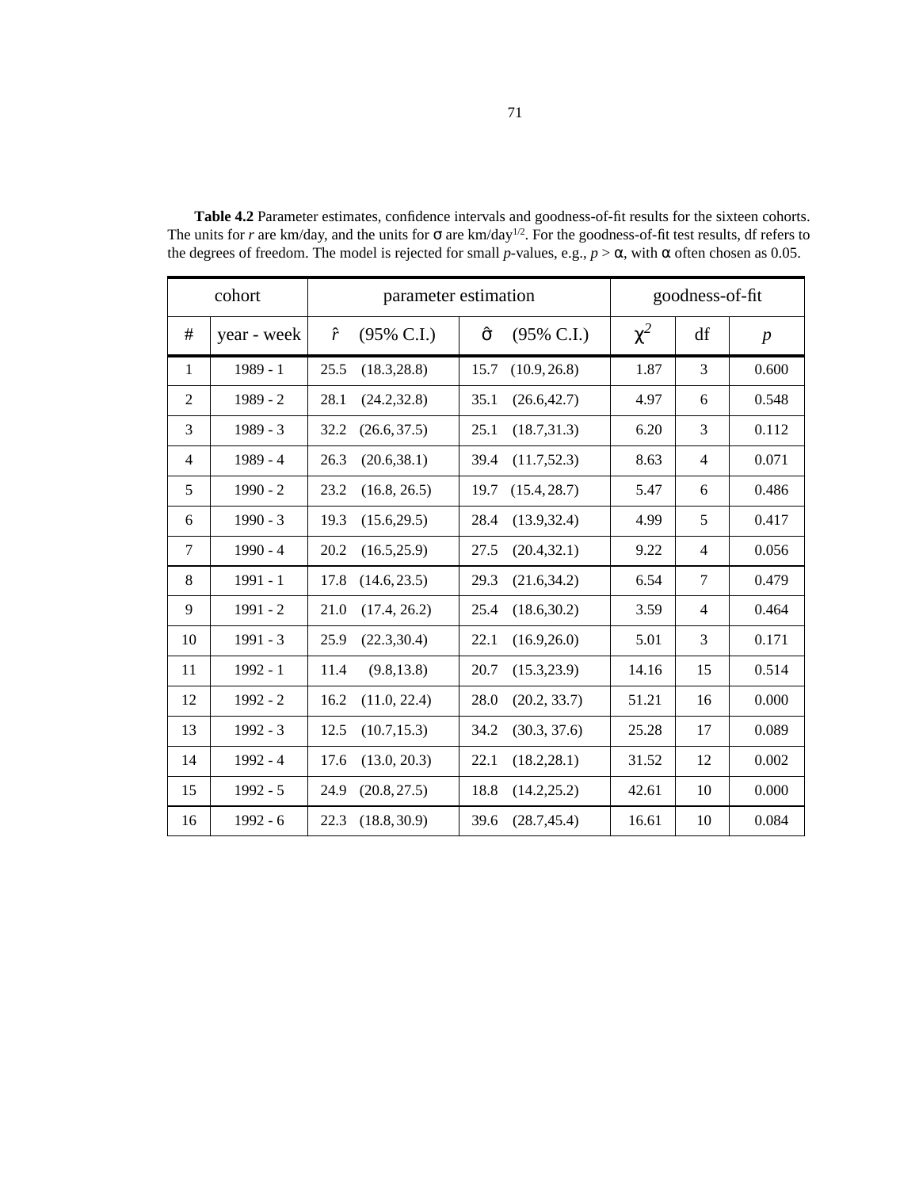**Table 4.2** Parameter estimates, confidence intervals and goodness-of-fit results for the sixteen cohorts. The units for $r$ are km/day, and the units for $\sigma$ are km/day$^{1/2}$. For the goodness-of-fit test results, df refers to the degrees of freedom. The model is rejected for small $p$-values, e.g., $p > \alpha$, with $\alpha$ often chosen as 0.05.

| cohort | | parameter estimation | | goodness-of-fit | | |
|---|---|---|---|---|---|---|
| # | year - week | $\hat{r}$ (95% C.I.) | $\hat{\sigma}$ (95% C.I.) | $\chi^2$ | df | $p$ |
| 1 | 1989 - 1 | 25.5 (18.3,28.8) | 15.7 (10.9, 26.8) | 1.87 | 3 | 0.600 |
| 2 | 1989 - 2 | 28.1 (24.2,32.8) | 35.1 (26.6,42.7) | 4.97 | 6 | 0.548 |
| 3 | 1989 - 3 | 32.2 (26.6, 37.5) | 25.1 (18.7,31.3) | 6.20 | 3 | 0.112 |
| 4 | 1989 - 4 | 26.3 (20.6,38.1) | 39.4 (11.7,52.3) | 8.63 | 4 | 0.071 |
| 5 | 1990 - 2 | 23.2 (16.8, 26.5) | 19.7 (15.4, 28.7) | 5.47 | 6 | 0.486 |
| 6 | 1990 - 3 | 19.3 (15.6,29.5) | 28.4 (13.9,32.4) | 4.99 | 5 | 0.417 |
| 7 | 1990 - 4 | 20.2 (16.5,25.9) | 27.5 (20.4,32.1) | 9.22 | 4 | 0.056 |
| 8 | 1991 - 1 | 17.8 (14.6, 23.5) | 29.3 (21.6,34.2) | 6.54 | 7 | 0.479 |
| 9 | 1991 - 2 | 21.0 (17.4, 26.2) | 25.4 (18.6,30.2) | 3.59 | 4 | 0.464 |
| 10 | 1991 - 3 | 25.9 (22.3,30.4) | 22.1 (16.9,26.0) | 5.01 | 3 | 0.171 |
| 11 | 1992 - 1 | 11.4 (9.8,13.8) | 20.7 (15.3,23.9) | 14.16 | 15 | 0.514 |
| 12 | 1992 - 2 | 16.2 (11.0, 22.4) | 28.0 (20.2, 33.7) | 51.21 | 16 | 0.000 |
| 13 | 1992 - 3 | 12.5 (10.7,15.3) | 34.2 (30.3, 37.6) | 25.28 | 17 | 0.089 |
| 14 | 1992 - 4 | 17.6 (13.0, 20.3) | 22.1 (18.2,28.1) | 31.52 | 12 | 0.002 |
| 15 | 1992 - 5 | 24.9 (20.8, 27.5) | 18.8 (14.2,25.2) | 42.61 | 10 | 0.000 |
| 16 | 1992 - 6 | 22.3 (18.8, 30.9) | 39.6 (28.7,45.4) | 16.61 | 10 | 0.084 |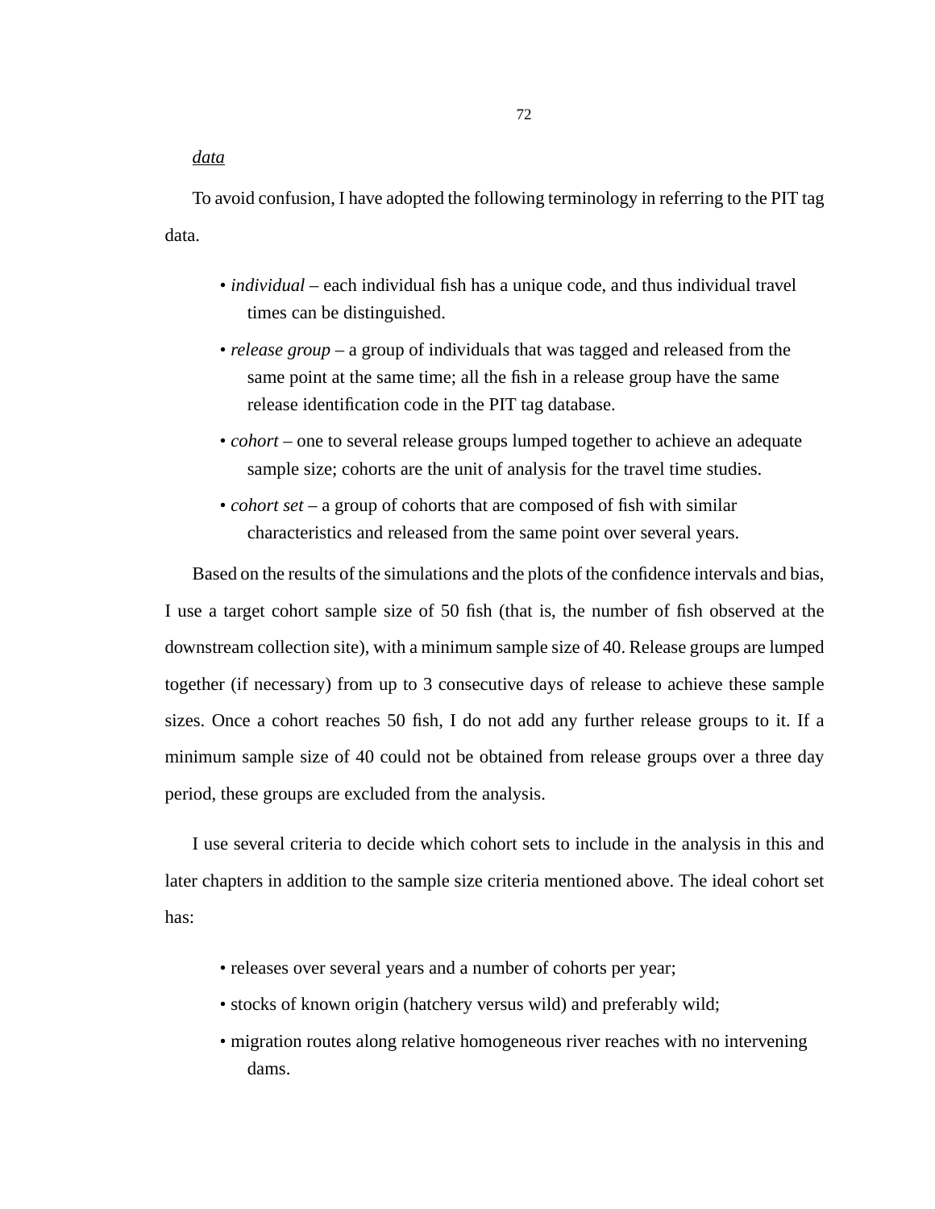<u>data</u>

To avoid confusion, I have adopted the following terminology in referring to the PIT tag data.

- *individual* – each individual fish has a unique code, and thus individual travel times can be distinguished.
- *release group* – a group of individuals that was tagged and released from the same point at the same time; all the fish in a release group have the same release identification code in the PIT tag database.
- *cohort* – one to several release groups lumped together to achieve an adequate sample size; cohorts are the unit of analysis for the travel time studies.
- *cohort set* – a group of cohorts that are composed of fish with similar characteristics and released from the same point over several years.

Based on the results of the simulations and the plots of the confidence intervals and bias, I use a target cohort sample size of 50 fish (that is, the number of fish observed at the downstream collection site), with a minimum sample size of 40. Release groups are lumped together (if necessary) from up to 3 consecutive days of release to achieve these sample sizes. Once a cohort reaches 50 fish, I do not add any further release groups to it. If a minimum sample size of 40 could not be obtained from release groups over a three day period, these groups are excluded from the analysis.

I use several criteria to decide which cohort sets to include in the analysis in this and later chapters in addition to the sample size criteria mentioned above. The ideal cohort set has:

- releases over several years and a number of cohorts per year;
- stocks of known origin (hatchery versus wild) and preferably wild;
- migration routes along relative homogeneous river reaches with no intervening dams.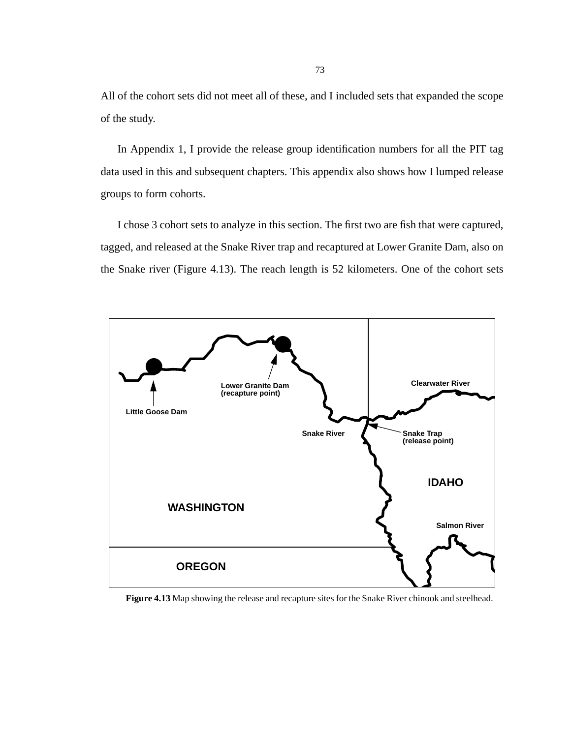All of the cohort sets did not meet all of these, and I included sets that expanded the scope of the study.

In Appendix 1, I provide the release group identification numbers for all the PIT tag data used in this and subsequent chapters. This appendix also shows how I lumped release groups to form cohorts.

I chose 3 cohort sets to analyze in this section. The first two are fish that were captured, tagged, and released at the Snake River trap and recaptured at Lower Granite Dam, also on the Snake river (Figure 4.13). The reach length is 52 kilometers. One of the cohort sets

**Figure 4.13** Map showing the release and recapture sites for the Snake River chinook and steelhead.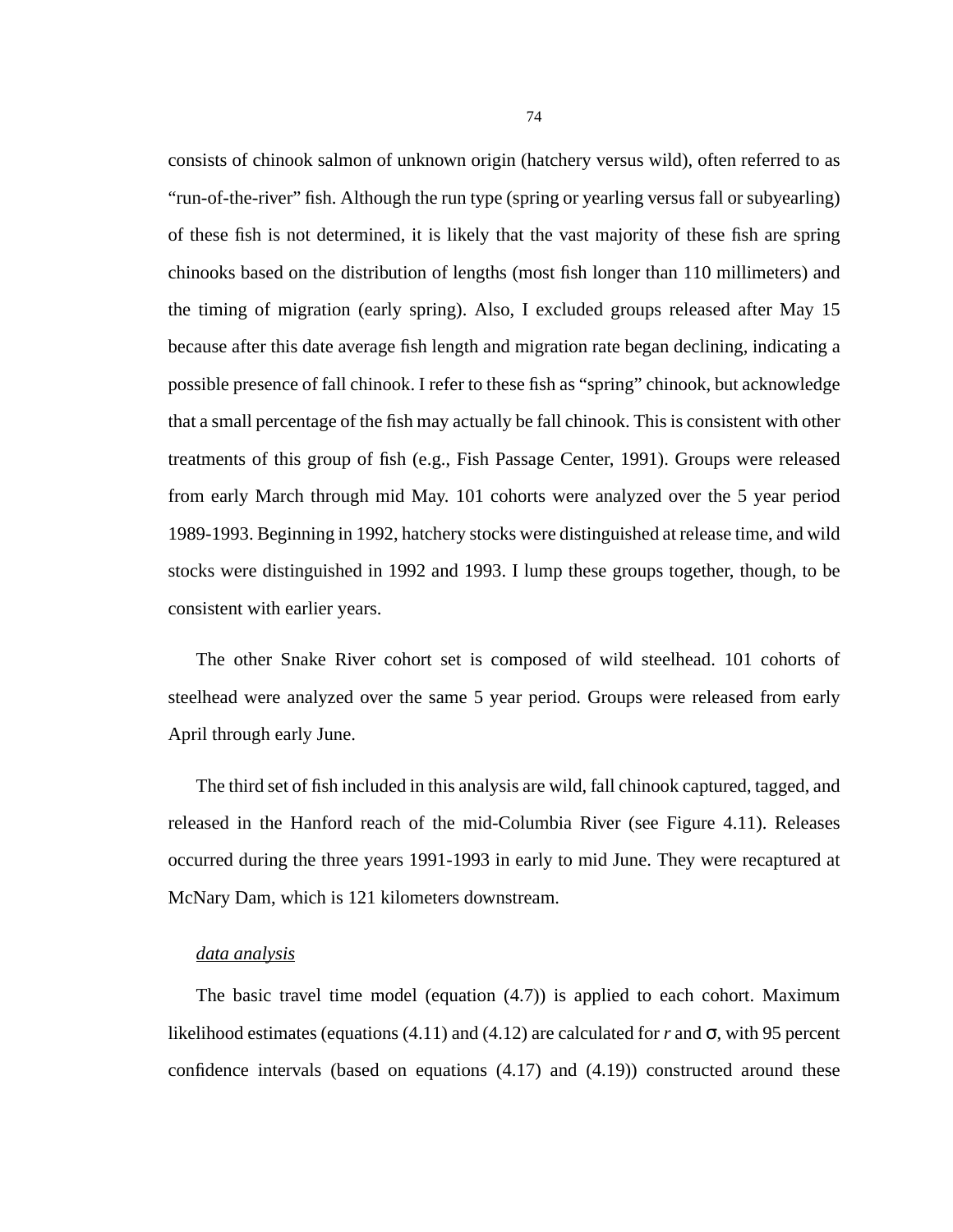consists of chinook salmon of unknown origin (hatchery versus wild), often referred to as “run-of-the-river” fish. Although the run type (spring or yearling versus fall or subyearling) of these fish is not determined, it is likely that the vast majority of these fish are spring chinooks based on the distribution of lengths (most fish longer than 110 millimeters) and the timing of migration (early spring). Also, I excluded groups released after May 15 because after this date average fish length and migration rate began declining, indicating a possible presence of fall chinook. I refer to these fish as “spring” chinook, but acknowledge that a small percentage of the fish may actually be fall chinook. This is consistent with other treatments of this group of fish (e.g., Fish Passage Center, 1991). Groups were released from early March through mid May. 101 cohorts were analyzed over the 5 year period 1989-1993. Beginning in 1992, hatchery stocks were distinguished at release time, and wild stocks were distinguished in 1992 and 1993. I lump these groups together, though, to be consistent with earlier years.

The other Snake River cohort set is composed of wild steelhead. 101 cohorts of steelhead were analyzed over the same 5 year period. Groups were released from early April through early June.

The third set of fish included in this analysis are wild, fall chinook captured, tagged, and released in the Hanford reach of the mid-Columbia River (see Figure 4.11). Releases occurred during the three years 1991-1993 in early to mid June. They were recaptured at McNary Dam, which is 121 kilometers downstream.

*data analysis*

The basic travel time model (equation (4.7)) is applied to each cohort. Maximum likelihood estimates (equations (4.11) and (4.12) are calculated for $r$ and $\sigma$, with 95 percent confidence intervals (based on equations (4.17) and (4.19)) constructed around these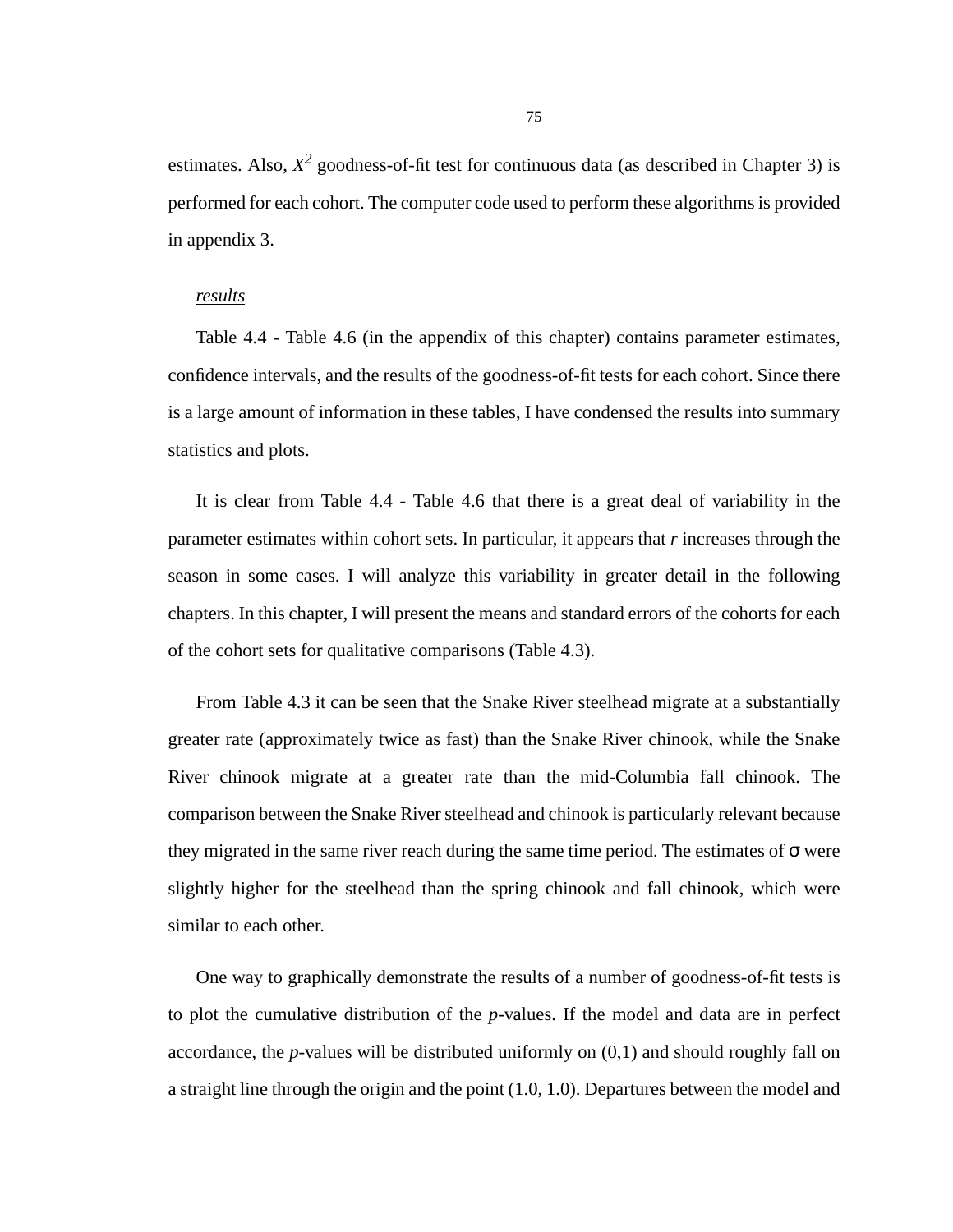estimates. Also, $X^2$ goodness-of-fit test for continuous data (as described in Chapter 3) is performed for each cohort. The computer code used to perform these algorithms is provided in appendix 3.

*results*

Table 4.4 - Table 4.6 (in the appendix of this chapter) contains parameter estimates, confidence intervals, and the results of the goodness-of-fit tests for each cohort. Since there is a large amount of information in these tables, I have condensed the results into summary statistics and plots.

It is clear from Table 4.4 - Table 4.6 that there is a great deal of variability in the parameter estimates within cohort sets. In particular, it appears that *r* increases through the season in some cases. I will analyze this variability in greater detail in the following chapters. In this chapter, I will present the means and standard errors of the cohorts for each of the cohort sets for qualitative comparisons (Table 4.3).

From Table 4.3 it can be seen that the Snake River steelhead migrate at a substantially greater rate (approximately twice as fast) than the Snake River chinook, while the Snake River chinook migrate at a greater rate than the mid-Columbia fall chinook. The comparison between the Snake River steelhead and chinook is particularly relevant because they migrated in the same river reach during the same time period. The estimates of $\sigma$ were slightly higher for the steelhead than the spring chinook and fall chinook, which were similar to each other.

One way to graphically demonstrate the results of a number of goodness-of-fit tests is to plot the cumulative distribution of the *p*-values. If the model and data are in perfect accordance, the *p*-values will be distributed uniformly on (0,1) and should roughly fall on a straight line through the origin and the point (1.0, 1.0). Departures between the model and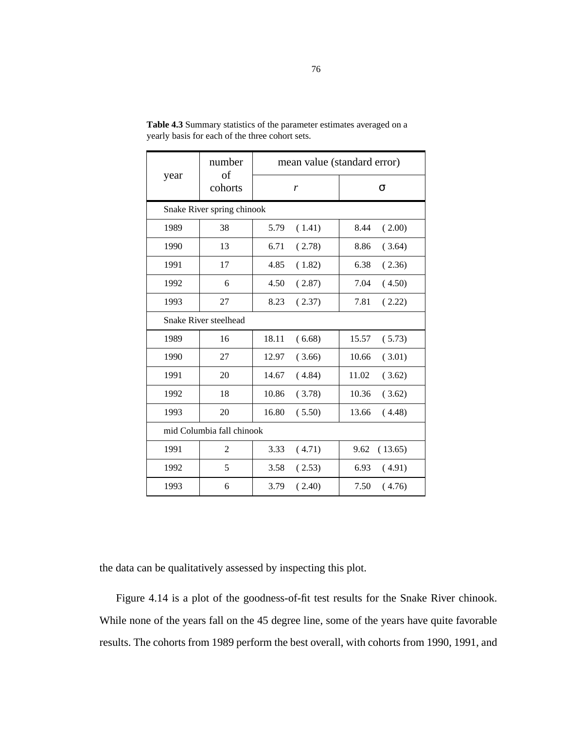**Table 4.3** Summary statistics of the parameter estimates averaged on a yearly basis for each of the three cohort sets.

| year | number of cohorts | mean value (standard error) | |
|---|---|---|---|
| | | $r$ | $\sigma$ |
| Snake River spring chinook | | | |
| 1989 | 38 | 5.79 ( 1.41) | 8.44 ( 2.00) |
| 1990 | 13 | 6.71 ( 2.78) | 8.86 ( 3.64) |
| 1991 | 17 | 4.85 ( 1.82) | 6.38 ( 2.36) |
| 1992 | 6 | 4.50 ( 2.87) | 7.04 ( 4.50) |
| 1993 | 27 | 8.23 ( 2.37) | 7.81 ( 2.22) |
| Snake River steelhead | | | |
| 1989 | 16 | 18.11 ( 6.68) | 15.57 ( 5.73) |
| 1990 | 27 | 12.97 ( 3.66) | 10.66 ( 3.01) |
| 1991 | 20 | 14.67 ( 4.84) | 11.02 ( 3.62) |
| 1992 | 18 | 10.86 ( 3.78) | 10.36 ( 3.62) |
| 1993 | 20 | 16.80 ( 5.50) | 13.66 ( 4.48) |
| mid Columbia fall chinook | | | |
| 1991 | 2 | 3.33 ( 4.71) | 9.62 ( 13.65) |
| 1992 | 5 | 3.58 ( 2.53) | 6.93 ( 4.91) |
| 1993 | 6 | 3.79 ( 2.40) | 7.50 ( 4.76) |

the data can be qualitatively assessed by inspecting this plot.

Figure 4.14 is a plot of the goodness-of-fit test results for the Snake River chinook. While none of the years fall on the 45 degree line, some of the years have quite favorable results. The cohorts from 1989 perform the best overall, with cohorts from 1990, 1991, and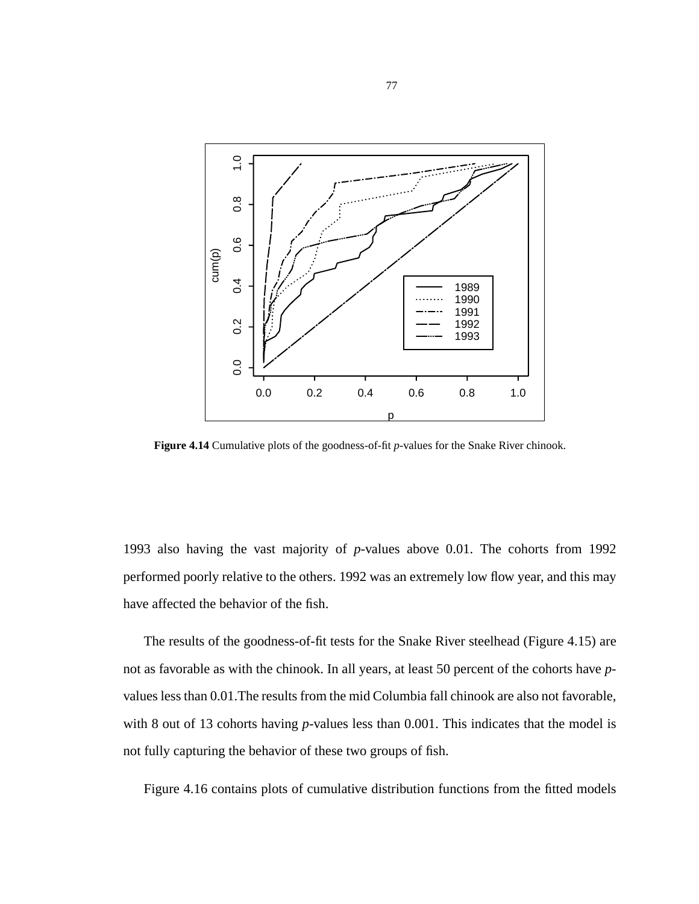**Figure 4.14** Cumulative plots of the goodness-of-fit *p*-values for the Snake River chinook.

1993 also having the vast majority of *p*-values above 0.01. The cohorts from 1992 performed poorly relative to the others. 1992 was an extremely low flow year, and this may have affected the behavior of the fish.

The results of the goodness-of-fit tests for the Snake River steelhead (Figure 4.15) are not as favorable as with the chinook. In all years, at least 50 percent of the cohorts have *p*-values less than 0.01.The results from the mid Columbia fall chinook are also not favorable, with 8 out of 13 cohorts having *p*-values less than 0.001. This indicates that the model is not fully capturing the behavior of these two groups of fish.

Figure 4.16 contains plots of cumulative distribution functions from the fitted models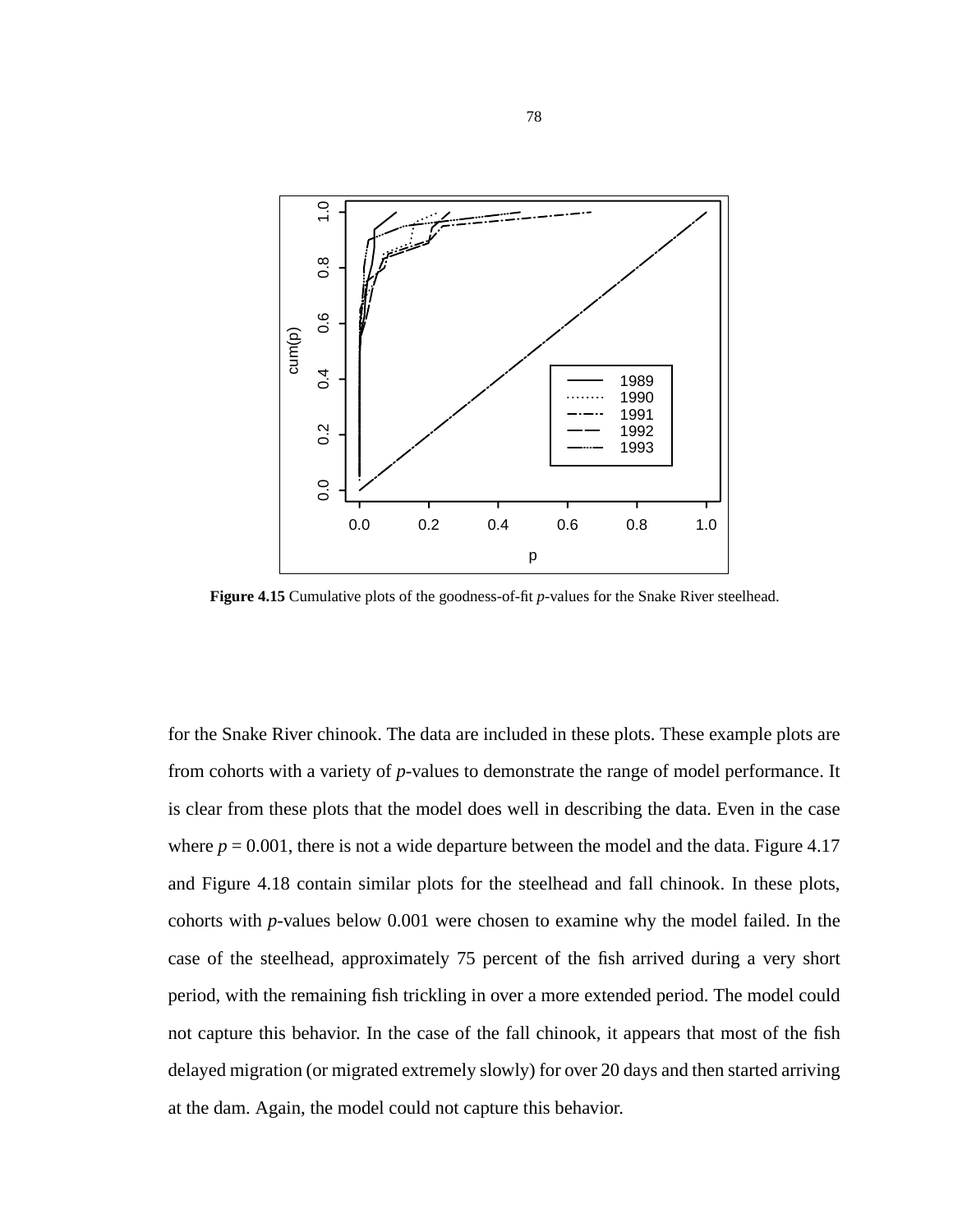**Figure 4.15** Cumulative plots of the goodness-of-fit *p*-values for the Snake River steelhead.

for the Snake River chinook. The data are included in these plots. These example plots are from cohorts with a variety of *p*-values to demonstrate the range of model performance. It is clear from these plots that the model does well in describing the data. Even in the case where $p = 0.001$, there is not a wide departure between the model and the data. Figure 4.17 and Figure 4.18 contain similar plots for the steelhead and fall chinook. In these plots, cohorts with *p*-values below 0.001 were chosen to examine why the model failed. In the case of the steelhead, approximately 75 percent of the fish arrived during a very short period, with the remaining fish trickling in over a more extended period. The model could not capture this behavior. In the case of the fall chinook, it appears that most of the fish delayed migration (or migrated extremely slowly) for over 20 days and then started arriving at the dam. Again, the model could not capture this behavior.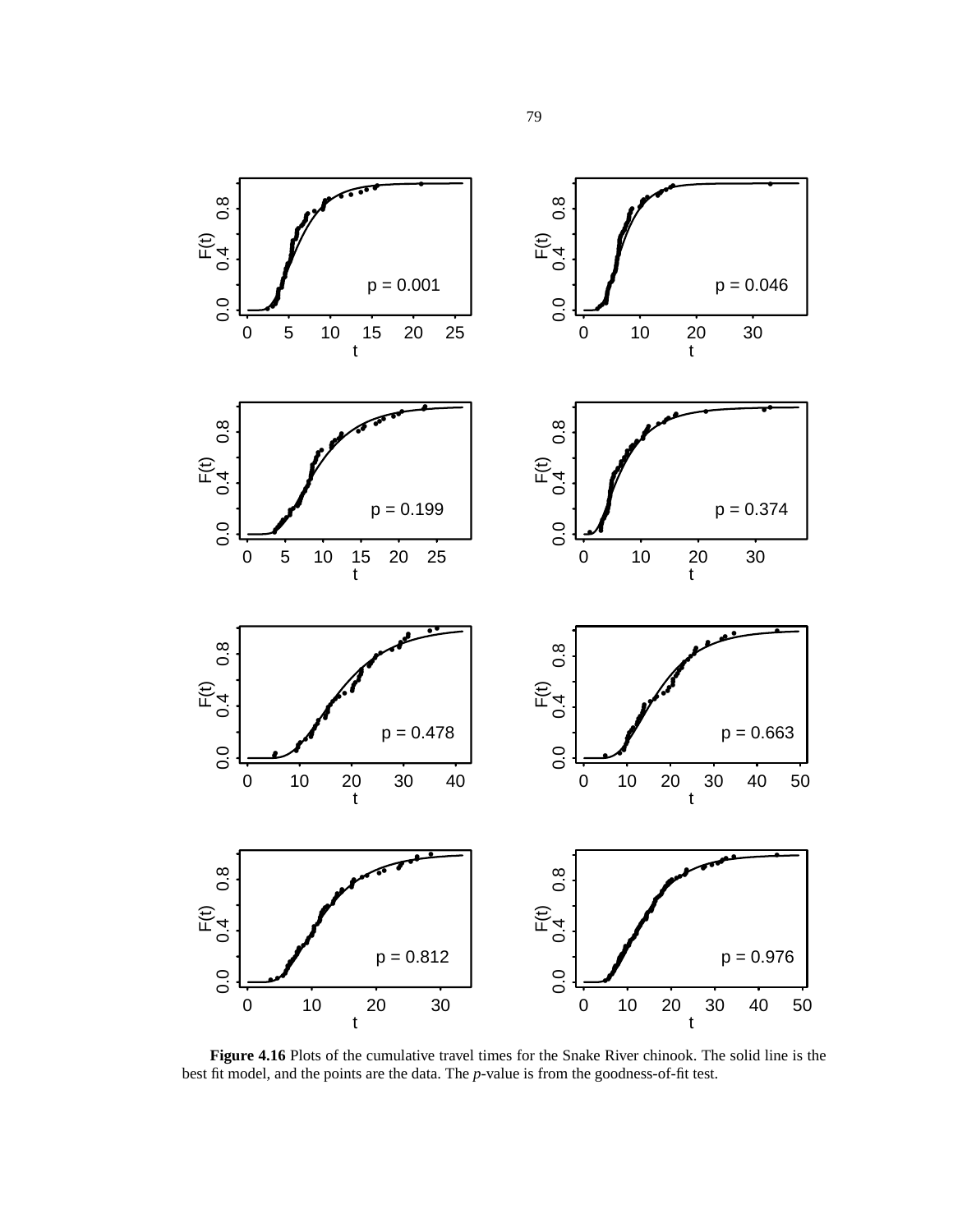**Figure 4.16** Plots of the cumulative travel times for the Snake River chinook. The solid line is the best fit model, and the points are the data. The *p*-value is from the goodness-of-fit test.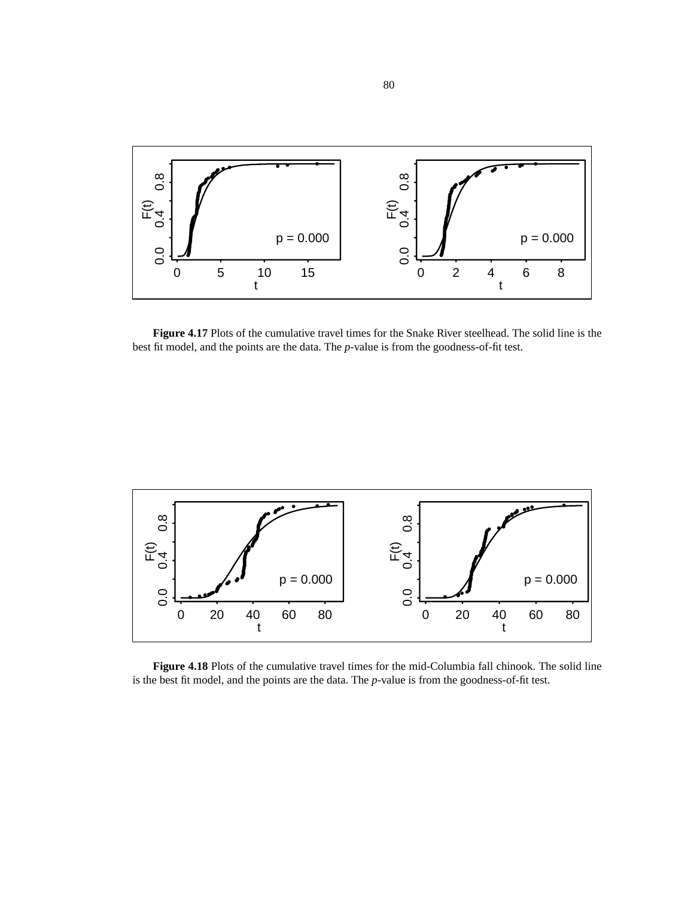**Figure 4.17** Plots of the cumulative travel times for the Snake River steelhead. The solid line is the best fit model, and the points are the data. The *p*-value is from the goodness-of-fit test.

**Figure 4.18** Plots of the cumulative travel times for the mid-Columbia fall chinook. The solid line is the best fit model, and the points are the data. The *p*-value is from the goodness-of-fit test.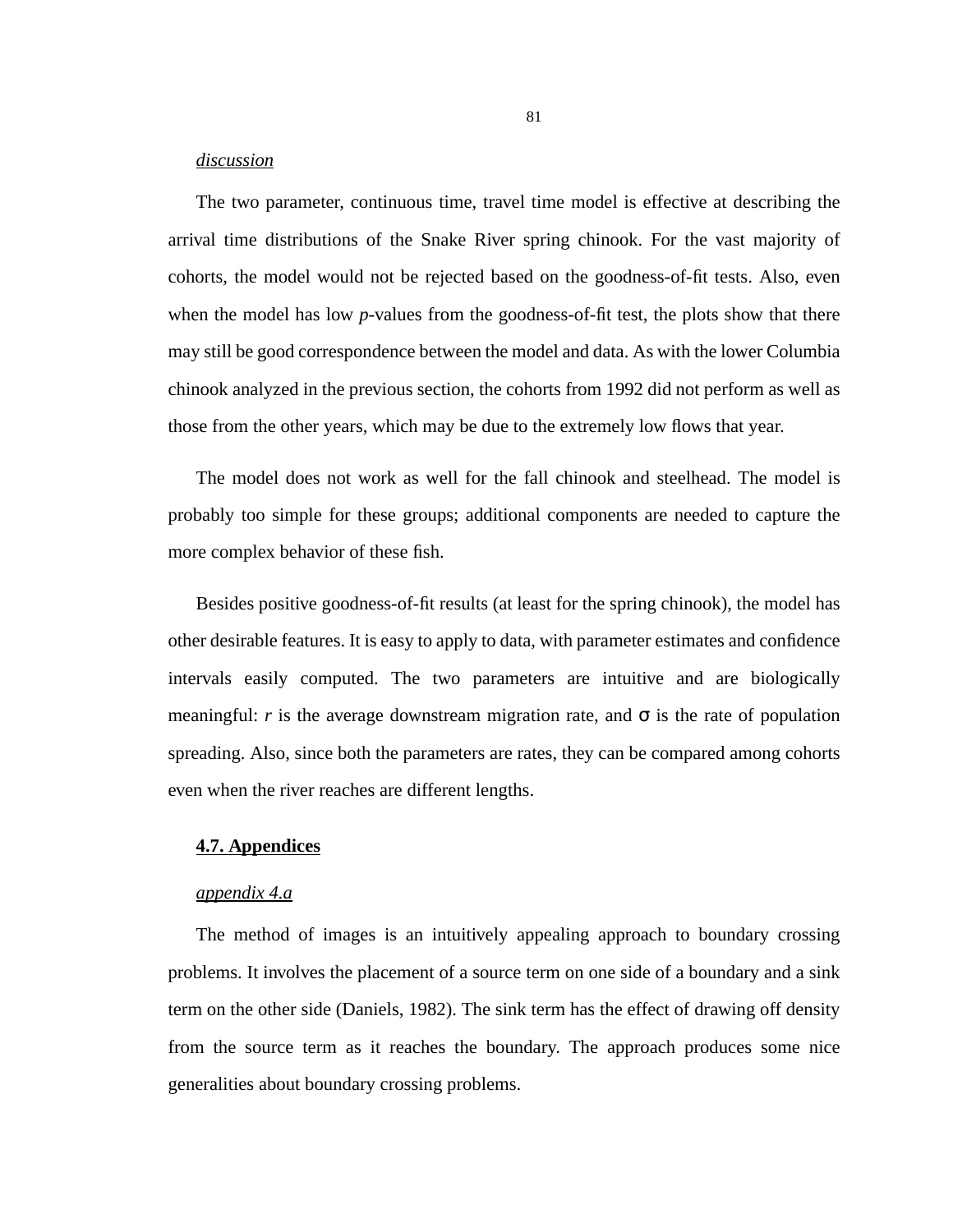*discussion*

The two parameter, continuous time, travel time model is effective at describing the arrival time distributions of the Snake River spring chinook. For the vast majority of cohorts, the model would not be rejected based on the goodness-of-fit tests. Also, even when the model has low *p*-values from the goodness-of-fit test, the plots show that there may still be good correspondence between the model and data. As with the lower Columbia chinook analyzed in the previous section, the cohorts from 1992 did not perform as well as those from the other years, which may be due to the extremely low flows that year.

The model does not work as well for the fall chinook and steelhead. The model is probably too simple for these groups; additional components are needed to capture the more complex behavior of these fish.

Besides positive goodness-of-fit results (at least for the spring chinook), the model has other desirable features. It is easy to apply to data, with parameter estimates and confidence intervals easily computed. The two parameters are intuitive and are biologically meaningful: $r$ is the average downstream migration rate, and $\sigma$ is the rate of population spreading. Also, since both the parameters are rates, they can be compared among cohorts even when the river reaches are different lengths.

## 4.7. Appendices

*appendix 4.a*

The method of images is an intuitively appealing approach to boundary crossing problems. It involves the placement of a source term on one side of a boundary and a sink term on the other side (Daniels, 1982). The sink term has the effect of drawing off density from the source term as it reaches the boundary. The approach produces some nice generalities about boundary crossing problems.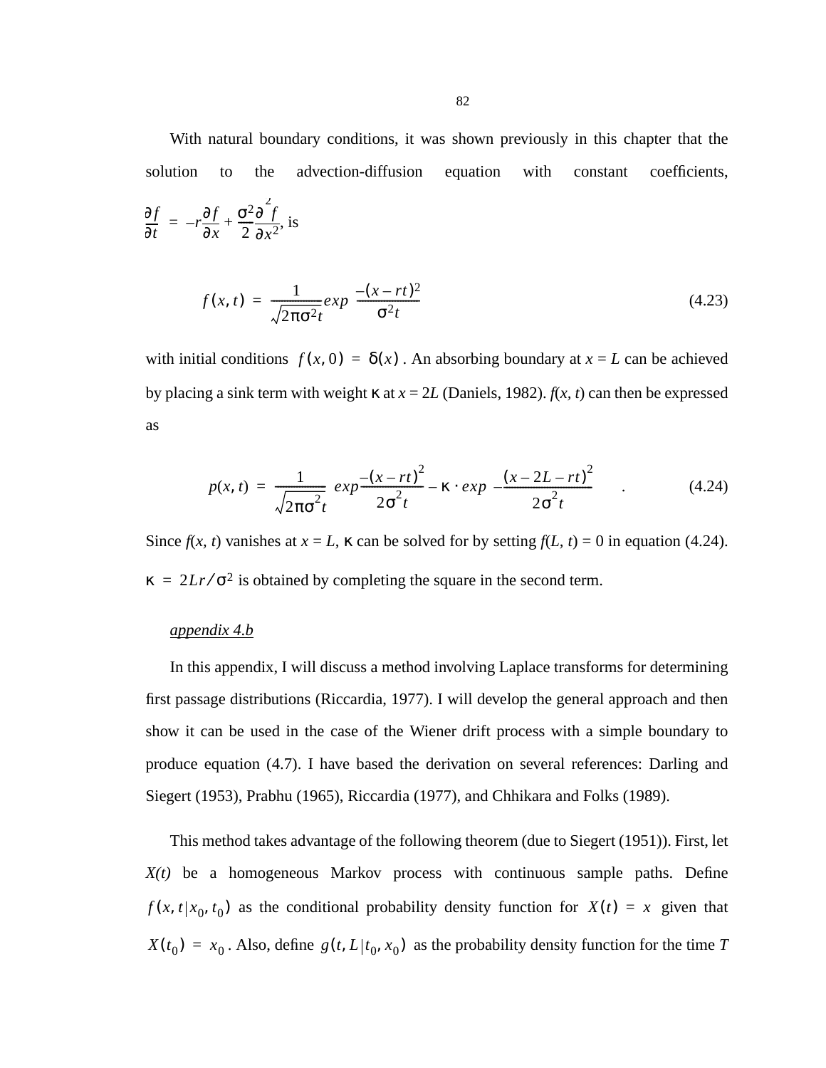With natural boundary conditions, it was shown previously in this chapter that the solution to the advection-diffusion equation with constant coefficients, $\frac{\partial f}{\partial t} = -r\frac{\partial f}{\partial x} + \frac{\sigma^2}{2}\frac{\partial^2 f}{\partial x^2}$, is

$$f(x, t) = \frac{1}{\sqrt{2\pi\sigma^2 t}} exp\left(\frac{-(x-rt)^2}{\sigma^2 t}\right) \tag{4.23}$$

with initial conditions $f(x, 0) = \delta(x)$. An absorbing boundary at $x = L$ can be achieved by placing a sink term with weight $\kappa$ at $x = 2L$ (Daniels, 1982). $f(x, t)$ can then be expressed as

$$p(x, t) = \frac{1}{\sqrt{2\pi\sigma^2 t}}\left( exp\frac{-(x-rt)^2}{2\sigma^2 t} - \kappa \cdot exp\left(-\frac{(x-2L-rt)^2}{2\sigma^2 t}\right)\right). \tag{4.24}$$

Since $f(x, t)$ vanishes at $x = L$, $\kappa$ can be solved for by setting $f(L, t) = 0$ in equation (4.24). $\kappa = 2Lr/\sigma^2$ is obtained by completing the square in the second term.

*appendix 4.b*

In this appendix, I will discuss a method involving Laplace transforms for determining first passage distributions (Riccardia, 1977). I will develop the general approach and then show it can be used in the case of the Wiener drift process with a simple boundary to produce equation (4.7). I have based the derivation on several references: Darling and Siegert (1953), Prabhu (1965), Riccardia (1977), and Chhikara and Folks (1989).

This method takes advantage of the following theorem (due to Siegert (1951)). First, let *X(t)* be a homogeneous Markov process with continuous sample paths. Define $f(x, t|x_0, t_0)$ as the conditional probability density function for $X(t) = x$ given that $X(t_0) = x_0$. Also, define $g(t, L|t_0, x_0)$ as the probability density function for the time $T$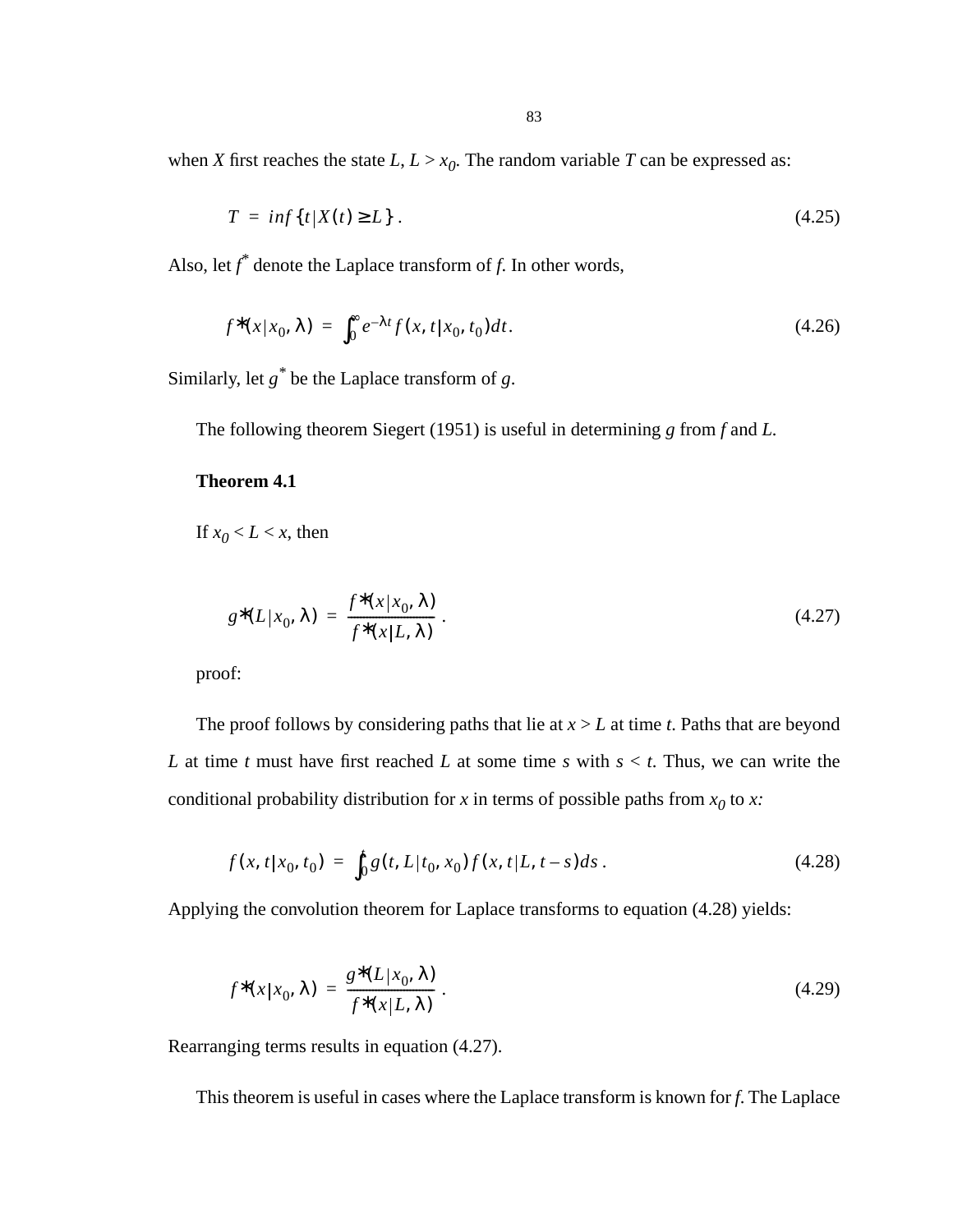when $X$ first reaches the state $L$, $L > x_0$. The random variable $T$ can be expressed as:

$$T = inf\{t|X(t) \geq L\}. \tag{4.25}$$

Also, let $f^*$ denote the Laplace transform of $f$. In other words,

$$f^*(x|x_0, \lambda) = \int_0^\infty e^{-\lambda t} f(x, t|x_0, t_0)dt. \tag{4.26}$$

Similarly, let $g^*$ be the Laplace transform of $g$.

The following theorem Siegert (1951) is useful in determining $g$ from $f$ and $L$.

**Theorem 4.1**

If $x_0 < L < x$, then

$$g^*(L|x_0, \lambda) = \frac{f^*(x|x_0, \lambda)}{f^*(x|L, \lambda)}. \tag{4.27}$$

proof:

The proof follows by considering paths that lie at $x > L$ at time $t$. Paths that are beyond $L$ at time $t$ must have first reached $L$ at some time $s$ with $s < t$. Thus, we can write the conditional probability distribution for $x$ in terms of possible paths from $x_0$ to $x$:

$$f(x, t|x_0, t_0) = \int_0^t g(t, L|t_0, x_0) f(x, t|L, t-s)ds. \tag{4.28}$$

Applying the convolution theorem for Laplace transforms to equation (4.28) yields:

$$f^*(x|x_0, \lambda) = \frac{g^*(L|x_0, \lambda)}{f^*(x|L, \lambda)}. \tag{4.29}$$

Rearranging terms results in equation (4.27).

This theorem is useful in cases where the Laplace transform is known for $f$. The Laplace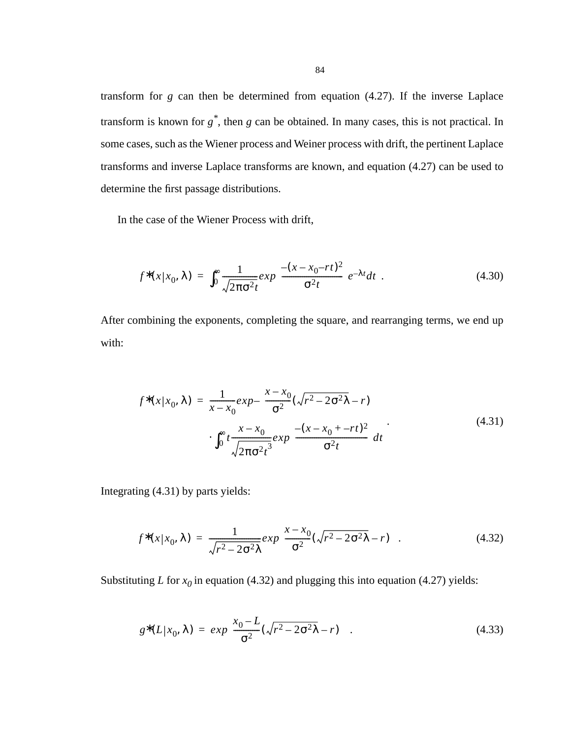transform for $g$ can then be determined from equation (4.27). If the inverse Laplace transform is known for $g^*$, then $g$ can be obtained. In many cases, this is not practical. In some cases, such as the Wiener process and Weiner process with drift, the pertinent Laplace transforms and inverse Laplace transforms are known, and equation (4.27) can be used to determine the first passage distributions.

In the case of the Wiener Process with drift,

$$f^*(x|x_0, \lambda) = \int_0^\infty \frac{1}{\sqrt{2\pi\sigma^2 t}} exp\left(\frac{-(x - x_0 - rt)^2}{\sigma^2 t}\right) e^{-\lambda t} dt \quad . \tag{4.30}$$

After combining the exponents, completing the square, and rearranging terms, we end up with:

$$\begin{aligned} f^*(x|x_0, \lambda) = {} & \frac{1}{x - x_0} exp - \left(\frac{x - x_0}{\sigma^2}\left(\sqrt{r^2 - 2\sigma^2\lambda} - r\right)\right) \\ & \cdot \int_0^\infty t \frac{x - x_0}{\sqrt{2\pi\sigma^2 t^3}} exp\left(\frac{-(x - x_0 + -rt)^2}{\sigma^2 t}\right) dt \end{aligned} \quad . \tag{4.31}$$

Integrating (4.31) by parts yields:

$$f^*(x|x_0, \lambda) = \frac{1}{\sqrt{r^2 - 2\sigma^2\lambda}} exp\left(\frac{x - x_0}{\sigma^2}\left(\sqrt{r^2 - 2\sigma^2\lambda} - r\right)\right) \quad . \tag{4.32}$$

Substituting $L$ for $x_0$ in equation (4.32) and plugging this into equation (4.27) yields:

$$g^*(L|x_0, \lambda) = exp\left(\frac{x_0 - L}{\sigma^2}\left(\sqrt{r^2 - 2\sigma^2\lambda} - r\right)\right) \quad . \tag{4.33}$$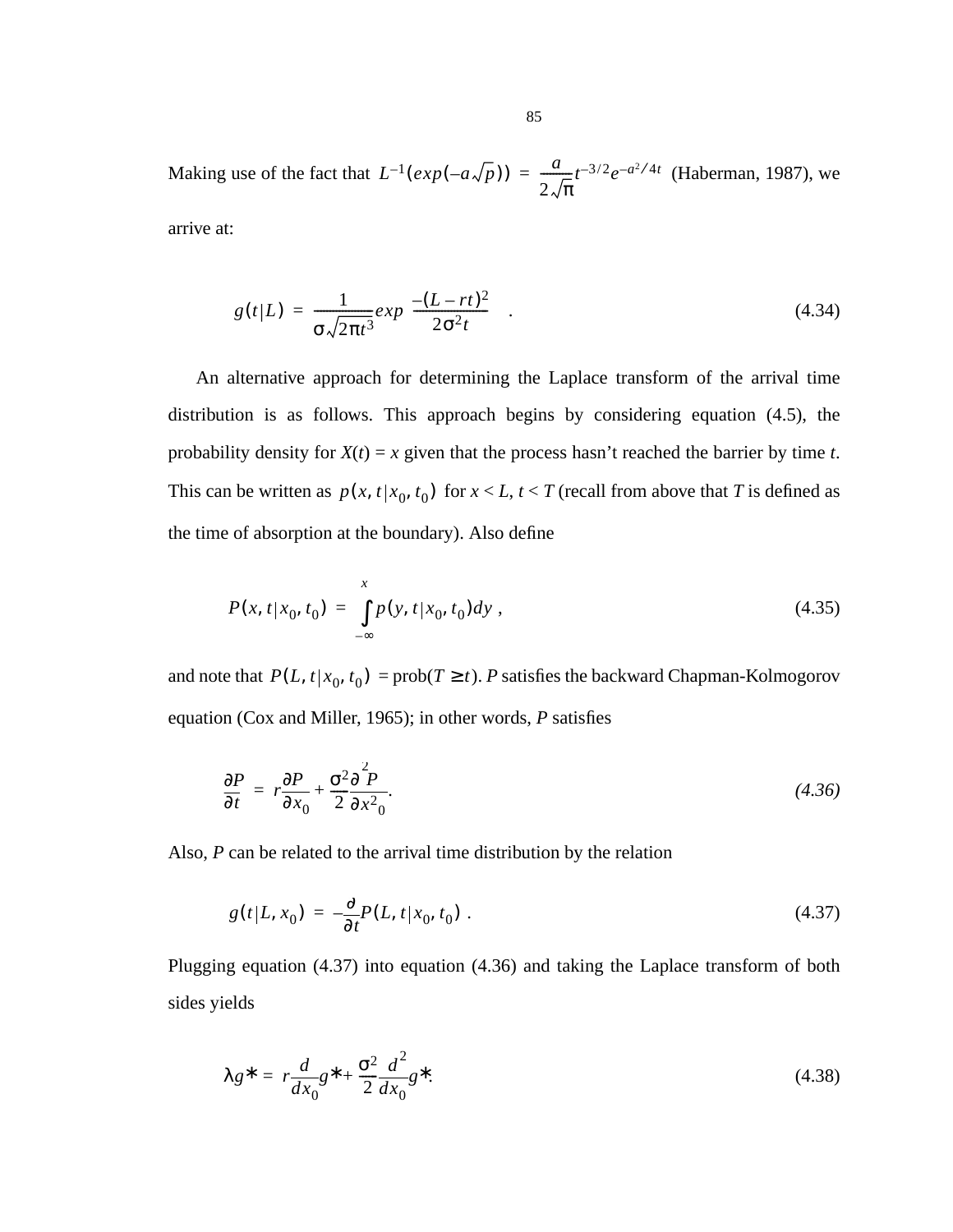Making use of the fact that $L^{-1}(exp(-a\sqrt{p})) = \frac{a}{2\sqrt{\pi}}t^{-3/2}e^{-a^2/4t}$ (Haberman, 1987), we arrive at:

$$g(t|L) = \frac{1}{\sigma\sqrt{2\pi t^3}} exp\left(\frac{-(L-rt)^2}{2\sigma^2 t}\right) . \tag{4.34}$$

An alternative approach for determining the Laplace transform of the arrival time distribution is as follows. This approach begins by considering equation (4.5), the probability density for $X(t) = x$ given that the process hasn't reached the barrier by time $t$. This can be written as $p(x, t|x_0, t_0)$ for $x < L$, $t < T$ (recall from above that $T$ is defined as the time of absorption at the boundary). Also define

$$P(x, t|x_0, t_0) = \int_{-\infty}^{x} p(y, t|x_0, t_0)dy , \tag{4.35}$$

and note that $P(L, t|x_0, t_0) = \text{prob}(T \geq t)$. $P$ satisfies the backward Chapman-Kolmogorov equation (Cox and Miller, 1965); in other words, $P$ satisfies

$$\frac{\partial P}{\partial t} = r\frac{\partial P}{\partial x_0} + \frac{\sigma^2}{2}\frac{\partial^2 P}{\partial x_0^2}. \tag{4.36}$$

Also, $P$ can be related to the arrival time distribution by the relation

$$g(t|L, x_0) = -\frac{\partial}{\partial t}P(L, t|x_0, t_0) . \tag{4.37}$$

Plugging equation (4.37) into equation (4.36) and taking the Laplace transform of both sides yields

$$\lambda g^* = r\frac{d}{dx_0}g^* + \frac{\sigma^2}{2}\frac{d^2}{dx_0^2}g^*. \tag{4.38}$$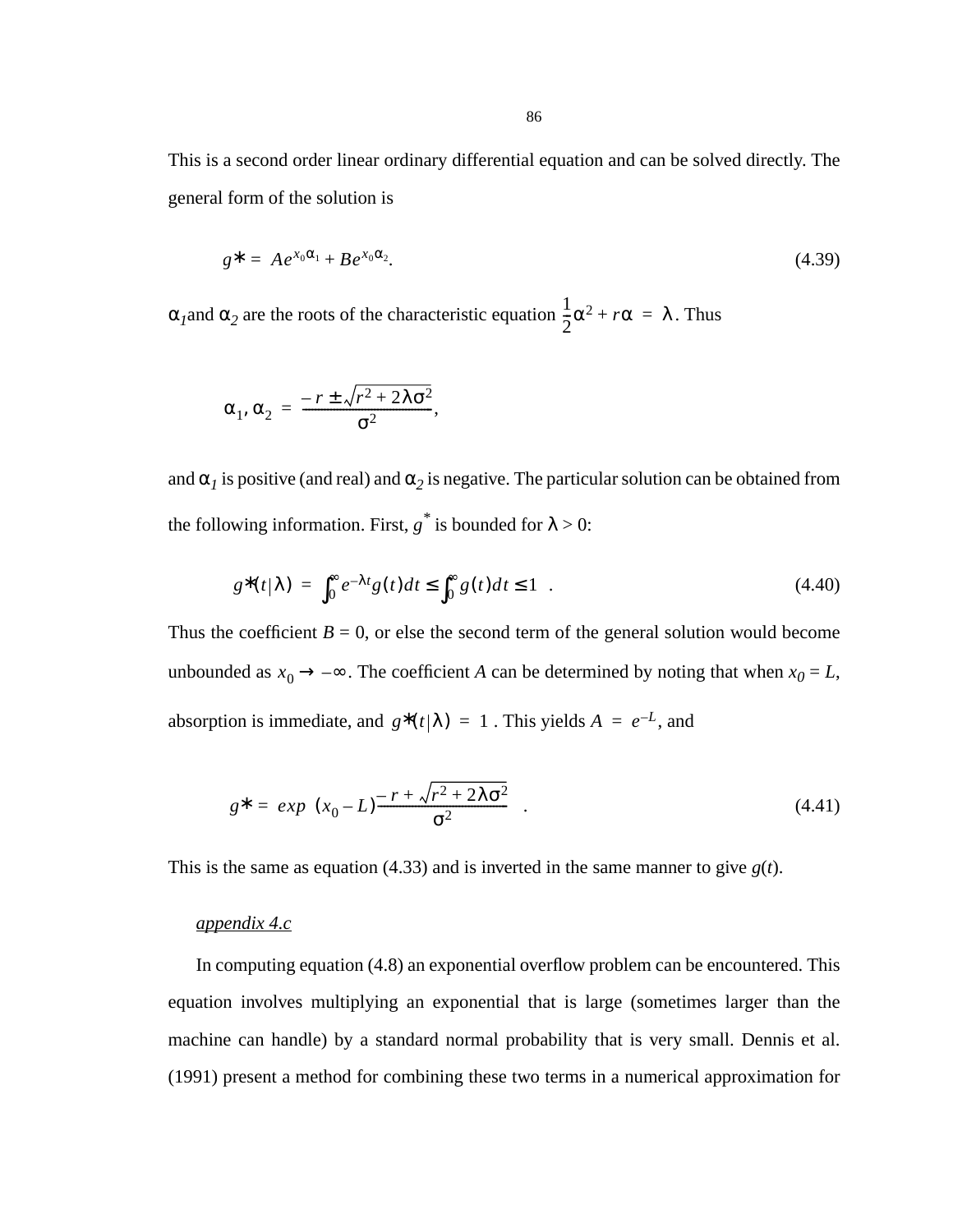This is a second order linear ordinary differential equation and can be solved directly. The general form of the solution is

$$g^* = Ae^{x_0\alpha_1} + Be^{x_0\alpha_2}. \tag{4.39}$$

$\alpha_1$ and $\alpha_2$ are the roots of the characteristic equation $\frac{1}{2}\alpha^2 + r\alpha = \lambda$. Thus

$$\alpha_1, \alpha_2 = \frac{-r \pm \sqrt{r^2 + 2\lambda\sigma^2}}{\sigma^2},$$

and $\alpha_1$ is positive (and real) and $\alpha_2$ is negative. The particular solution can be obtained from the following information. First, $g^*$ is bounded for $\lambda > 0$:

$$g^*(t|\lambda) = \int_0^\infty e^{-\lambda t} g(t)dt \le \int_0^\infty g(t)dt \le 1 \quad . \tag{4.40}$$

Thus the coefficient $B = 0$, or else the second term of the general solution would become unbounded as $x_0 \to -\infty$. The coefficient $A$ can be determined by noting that when $x_0 = L$, absorption is immediate, and $g^*(t|\lambda) = 1$. This yields $A = e^{-L}$, and

$$g^* = \exp\left((x_0 - L)\frac{-r + \sqrt{r^2 + 2\lambda\sigma^2}}{\sigma^2}\right) \quad . \tag{4.41}$$

This is the same as equation (4.33) and is inverted in the same manner to give $g(t)$.

<u>*appendix 4.c*</u>

In computing equation (4.8) an exponential overflow problem can be encountered. This equation involves multiplying an exponential that is large (sometimes larger than the machine can handle) by a standard normal probability that is very small. Dennis et al. (1991) present a method for combining these two terms in a numerical approximation for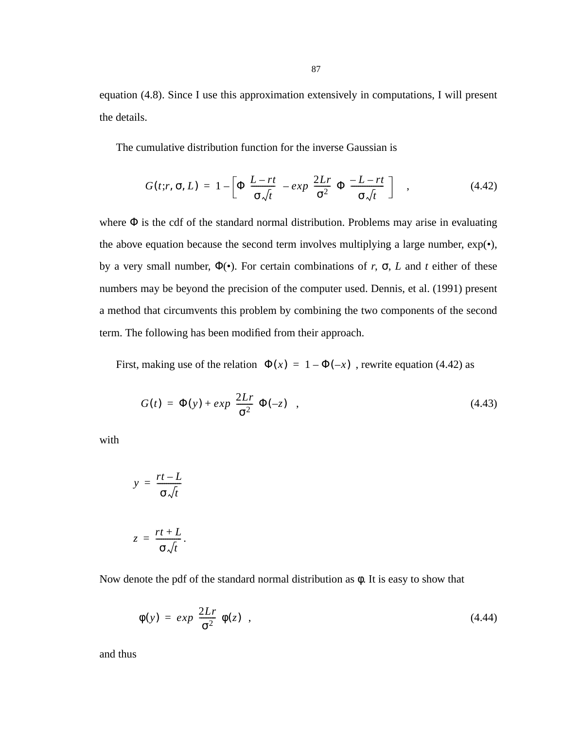equation (4.8). Since I use this approximation extensively in computations, I will present the details.

The cumulative distribution function for the inverse Gaussian is

$$G(t;r,\sigma,L) = 1 - \left[\Phi\left(\frac{L-rt}{\sigma\sqrt{t}}\right) - exp\left(\frac{2Lr}{\sigma^2}\right)\Phi\left(\frac{-L-rt}{\sigma\sqrt{t}}\right)\right] , \tag{4.42}$$

where $\Phi$ is the cdf of the standard normal distribution. Problems may arise in evaluating the above equation because the second term involves multiplying a large number, exp(•), by a very small number, $\Phi$(•). For certain combinations of $r$, $\sigma$, $L$ and $t$ either of these numbers may be beyond the precision of the computer used. Dennis, et al. (1991) present a method that circumvents this problem by combining the two components of the second term. The following has been modified from their approach.

First, making use of the relation $\Phi(x) = 1 - \Phi(-x)$, rewrite equation (4.42) as

$$G(t) = \Phi(y) + exp\left(\frac{2Lr}{\sigma^2}\right)\Phi(-z) , \tag{4.43}$$

with

$$y = \frac{rt-L}{\sigma\sqrt{t}}$$

$$z = \frac{rt+L}{\sigma\sqrt{t}} .$$

Now denote the pdf of the standard normal distribution as $\phi$. It is easy to show that

$$\phi(y) = exp\left(\frac{2Lr}{\sigma^2}\right)\phi(z) , \tag{4.44}$$

and thus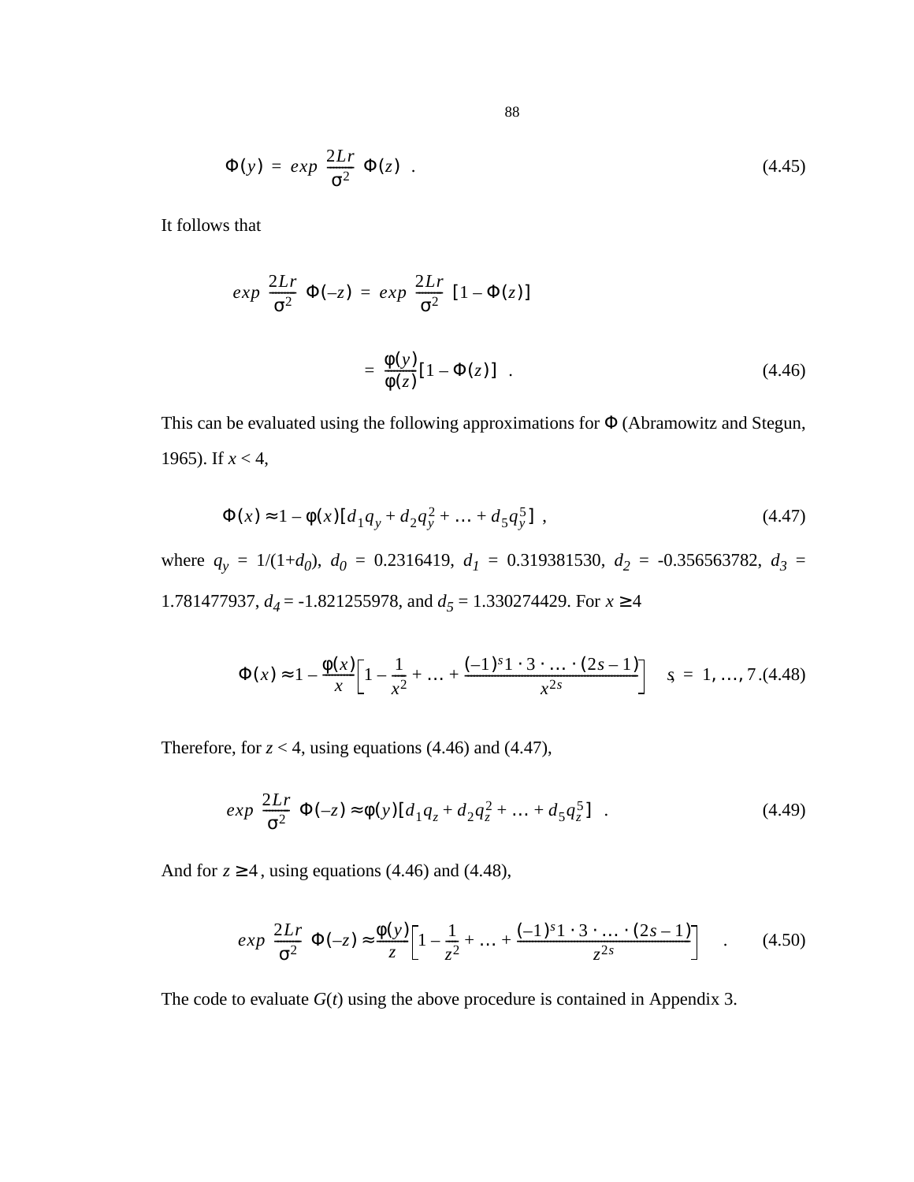$$\Phi(y) = exp\ \frac{2Lr}{\sigma^2}\ \Phi(z)\ . \tag{4.45}$$

It follows that

$$exp\ \frac{2Lr}{\sigma^2}\ \Phi(-z) = exp\ \frac{2Lr}{\sigma^2}\ [1 - \Phi(z)]$$

$$= \frac{\phi(y)}{\phi(z)}[1 - \Phi(z)]\ . \tag{4.46}$$

This can be evaluated using the following approximations for $\Phi$ (Abramowitz and Stegun, 1965). If $x < 4$,

$$\Phi(x) \approx 1 - \phi(x)[d_1 q_y + d_2 q_y^2 + \ldots + d_5 q_y^5]\ , \tag{4.47}$$

where $q_y = 1/(1+d_0)$, $d_0 = 0.2316419$, $d_1 = 0.319381530$, $d_2 = -0.356563782$, $d_3 = 1.781477937$, $d_4 = -1.821255978$, and $d_5 = 1.330274429$. For $x \geq 4$

$$\Phi(x) \approx 1 - \frac{\phi(x)}{x}\left[1 - \frac{1}{x^2} + \ldots + \frac{(-1)^s 1 \cdot 3 \cdot \ldots \cdot (2s-1)}{x^{2s}}\right] \quad s = 1, \ldots, 7\ . \tag{4.48}$$

Therefore, for $z < 4$, using equations (4.46) and (4.47),

$$exp\ \frac{2Lr}{\sigma^2}\ \Phi(-z) \approx \phi(y)[d_1 q_z + d_2 q_z^2 + \ldots + d_5 q_z^5]\ . \tag{4.49}$$

And for $z \geq 4$, using equations (4.46) and (4.48),

$$exp\ \frac{2Lr}{\sigma^2}\ \Phi(-z) \approx \frac{\phi(y)}{z}\left[1 - \frac{1}{z^2} + \ldots + \frac{(-1)^s 1 \cdot 3 \cdot \ldots \cdot (2s-1)}{z^{2s}}\right]\ . \tag{4.50}$$

The code to evaluate $G(t)$ using the above procedure is contained in Appendix 3.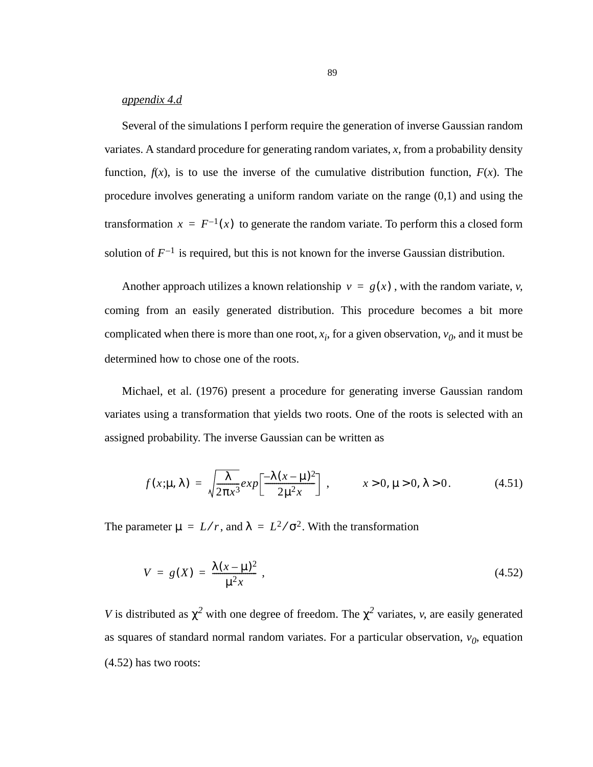*appendix 4.d*

Several of the simulations I perform require the generation of inverse Gaussian random variates. A standard procedure for generating random variates, $x$, from a probability density function, $f(x)$, is to use the inverse of the cumulative distribution function, $F(x)$. The procedure involves generating a uniform random variate on the range (0,1) and using the transformation $x = F^{-1}(x)$ to generate the random variate. To perform this a closed form solution of $F^{-1}$ is required, but this is not known for the inverse Gaussian distribution.

Another approach utilizes a known relationship $v = g(x)$, with the random variate, $v$, coming from an easily generated distribution. This procedure becomes a bit more complicated when there is more than one root, $x_i$, for a given observation, $v_0$, and it must be determined how to chose one of the roots.

Michael, et al. (1976) present a procedure for generating inverse Gaussian random variates using a transformation that yields two roots. One of the roots is selected with an assigned probability. The inverse Gaussian can be written as

$$f(x;\mu,\lambda) = \sqrt{\frac{\lambda}{2\pi x^3}}\, exp\left[\frac{-\lambda(x-\mu)^2}{2\mu^2 x}\right], \qquad x > 0, \mu > 0, \lambda > 0. \tag{4.51}$$

The parameter $\mu = L/r$, and $\lambda = L^2/\sigma^2$. With the transformation

$$V = g(X) = \frac{\lambda(x-\mu)^2}{\mu^2 x}, \tag{4.52}$$

$V$ is distributed as $\chi^2$ with one degree of freedom. The $\chi^2$ variates, $v$, are easily generated as squares of standard normal random variates. For a particular observation, $v_0$, equation (4.52) has two roots: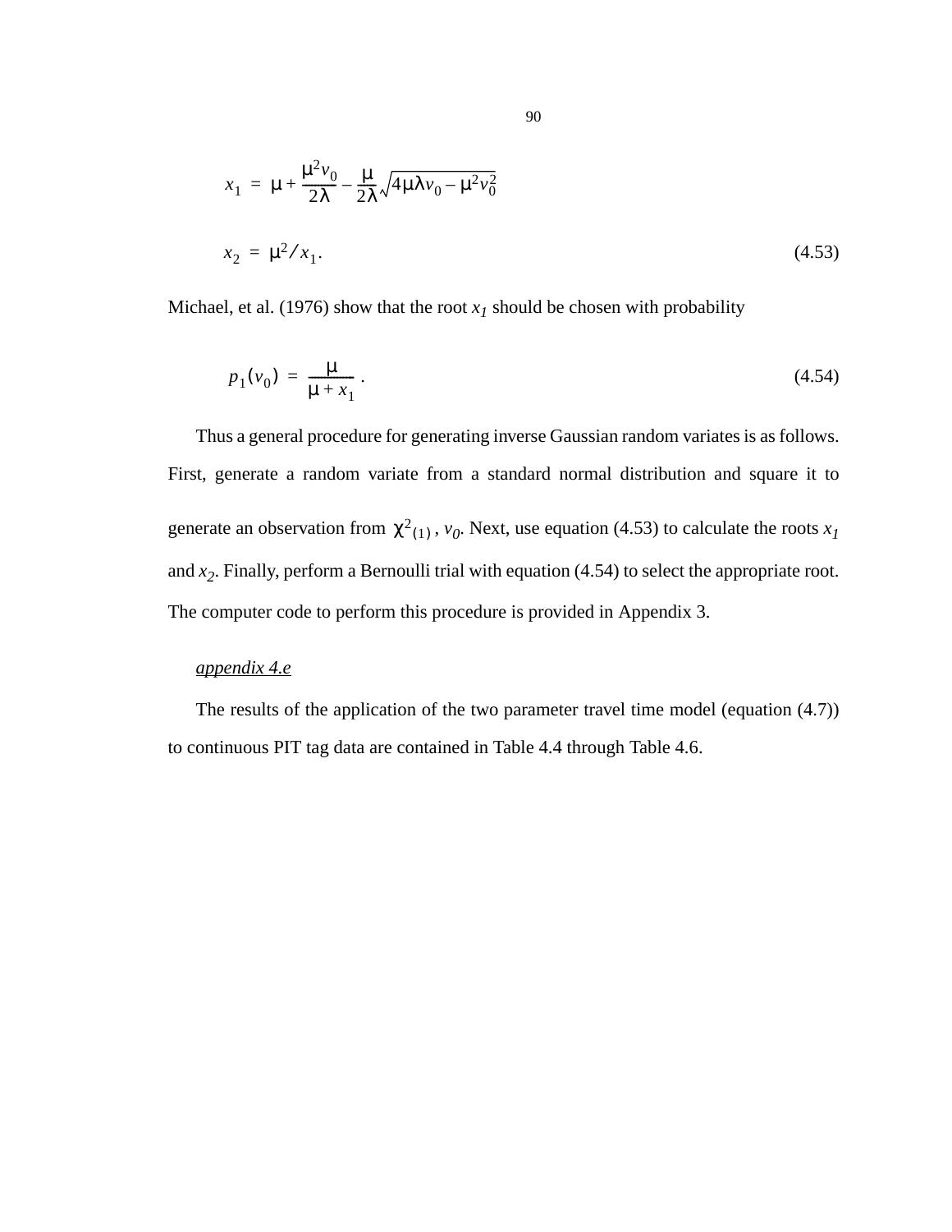$$x_1 = \mu + \frac{\mu^2 v_0}{2\lambda} - \frac{\mu}{2\lambda}\sqrt{4\mu\lambda v_0 - \mu^2 v_0^2}$$

$$x_2 = \mu^2 / x_1. \tag{4.53}$$

Michael, et al. (1976) show that the root $x_1$ should be chosen with probability

$$p_1(v_0) = \frac{\mu}{\mu + x_1}. \tag{4.54}$$

Thus a general procedure for generating inverse Gaussian random variates is as follows. First, generate a random variate from a standard normal distribution and square it to generate an observation from $\chi^2_{(1)}$, $v_0$. Next, use equation (4.53) to calculate the roots $x_1$ and $x_2$. Finally, perform a Bernoulli trial with equation (4.54) to select the appropriate root. The computer code to perform this procedure is provided in Appendix 3.

*appendix 4.e*

The results of the application of the two parameter travel time model (equation (4.7)) to continuous PIT tag data are contained in Table 4.4 through Table 4.6.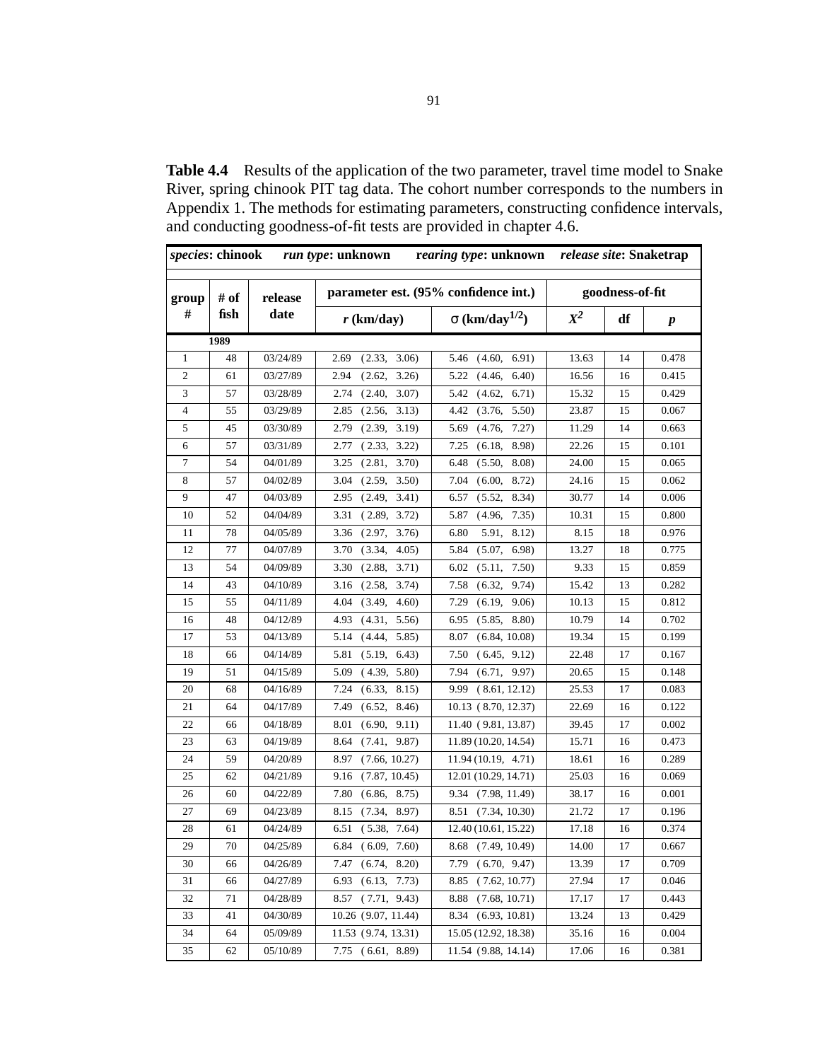**Table 4.4** Results of the application of the two parameter, travel time model to Snake River, spring chinook PIT tag data. The cohort number corresponds to the numbers in Appendix 1. The methods for estimating parameters, constructing confidence intervals, and conducting goodness-of-fit tests are provided in chapter 4.6.

| *species*: chinook | | *run type*: unknown | *rearing type*: unknown | | *release site*: Snaketrap | | |
|---|---|---|---|---|---|---|---|
| group # | # of fish | release date | parameter est. (95% confidence int.) | | goodness-of-fit | | |
| | | | $r$ (km/day) | σ (km/day$^{1/2}$) | $X^2$ | df | $p$ |
| **1989** | | | | | | | |
| 1 | 48 | 03/24/89 | 2.69 (2.33, 3.06) | 5.46 (4.60, 6.91) | 13.63 | 14 | 0.478 |
| 2 | 61 | 03/27/89 | 2.94 (2.62, 3.26) | 5.22 (4.46, 6.40) | 16.56 | 16 | 0.415 |
| 3 | 57 | 03/28/89 | 2.74 (2.40, 3.07) | 5.42 (4.62, 6.71) | 15.32 | 15 | 0.429 |
| 4 | 55 | 03/29/89 | 2.85 (2.56, 3.13) | 4.42 (3.76, 5.50) | 23.87 | 15 | 0.067 |
| 5 | 45 | 03/30/89 | 2.79 (2.39, 3.19) | 5.69 (4.76, 7.27) | 11.29 | 14 | 0.663 |
| 6 | 57 | 03/31/89 | 2.77 (2.33, 3.22) | 7.25 (6.18, 8.98) | 22.26 | 15 | 0.101 |
| 7 | 54 | 04/01/89 | 3.25 (2.81, 3.70) | 6.48 (5.50, 8.08) | 24.00 | 15 | 0.065 |
| 8 | 57 | 04/02/89 | 3.04 (2.59, 3.50) | 7.04 (6.00, 8.72) | 24.16 | 15 | 0.062 |
| 9 | 47 | 04/03/89 | 2.95 (2.49, 3.41) | 6.57 (5.52, 8.34) | 30.77 | 14 | 0.006 |
| 10 | 52 | 04/04/89 | 3.31 (2.89, 3.72) | 5.87 (4.96, 7.35) | 10.31 | 15 | 0.800 |
| 11 | 78 | 04/05/89 | 3.36 (2.97, 3.76) | 6.80 5.91, 8.12) | 8.15 | 18 | 0.976 |
| 12 | 77 | 04/07/89 | 3.70 (3.34, 4.05) | 5.84 (5.07, 6.98) | 13.27 | 18 | 0.775 |
| 13 | 54 | 04/09/89 | 3.30 (2.88, 3.71) | 6.02 (5.11, 7.50) | 9.33 | 15 | 0.859 |
| 14 | 43 | 04/10/89 | 3.16 (2.58, 3.74) | 7.58 (6.32, 9.74) | 15.42 | 13 | 0.282 |
| 15 | 55 | 04/11/89 | 4.04 (3.49, 4.60) | 7.29 (6.19, 9.06) | 10.13 | 15 | 0.812 |
| 16 | 48 | 04/12/89 | 4.93 (4.31, 5.56) | 6.95 (5.85, 8.80) | 10.79 | 14 | 0.702 |
| 17 | 53 | 04/13/89 | 5.14 (4.44, 5.85) | 8.07 (6.84, 10.08) | 19.34 | 15 | 0.199 |
| 18 | 66 | 04/14/89 | 5.81 (5.19, 6.43) | 7.50 (6.45, 9.12) | 22.48 | 17 | 0.167 |
| 19 | 51 | 04/15/89 | 5.09 (4.39, 5.80) | 7.94 (6.71, 9.97) | 20.65 | 15 | 0.148 |
| 20 | 68 | 04/16/89 | 7.24 (6.33, 8.15) | 9.99 (8.61, 12.12) | 25.53 | 17 | 0.083 |
| 21 | 64 | 04/17/89 | 7.49 (6.52, 8.46) | 10.13 (8.70, 12.37) | 22.69 | 16 | 0.122 |
| 22 | 66 | 04/18/89 | 8.01 (6.90, 9.11) | 11.40 (9.81, 13.87) | 39.45 | 17 | 0.002 |
| 23 | 63 | 04/19/89 | 8.64 (7.41, 9.87) | 11.89 (10.20, 14.54) | 15.71 | 16 | 0.473 |
| 24 | 59 | 04/20/89 | 8.97 (7.66, 10.27) | 11.94 (10.19, 4.71) | 18.61 | 16 | 0.289 |
| 25 | 62 | 04/21/89 | 9.16 (7.87, 10.45) | 12.01 (10.29, 14.71) | 25.03 | 16 | 0.069 |
| 26 | 60 | 04/22/89 | 7.80 (6.86, 8.75) | 9.34 (7.98, 11.49) | 38.17 | 16 | 0.001 |
| 27 | 69 | 04/23/89 | 8.15 (7.34, 8.97) | 8.51 (7.34, 10.30) | 21.72 | 17 | 0.196 |
| 28 | 61 | 04/24/89 | 6.51 (5.38, 7.64) | 12.40 (10.61, 15.22) | 17.18 | 16 | 0.374 |
| 29 | 70 | 04/25/89 | 6.84 (6.09, 7.60) | 8.68 (7.49, 10.49) | 14.00 | 17 | 0.667 |
| 30 | 66 | 04/26/89 | 7.47 (6.74, 8.20) | 7.79 (6.70, 9.47) | 13.39 | 17 | 0.709 |
| 31 | 66 | 04/27/89 | 6.93 (6.13, 7.73) | 8.85 (7.62, 10.77) | 27.94 | 17 | 0.046 |
| 32 | 71 | 04/28/89 | 8.57 (7.71, 9.43) | 8.88 (7.68, 10.71) | 17.17 | 17 | 0.443 |
| 33 | 41 | 04/30/89 | 10.26 (9.07, 11.44) | 8.34 (6.93, 10.81) | 13.24 | 13 | 0.429 |
| 34 | 64 | 05/09/89 | 11.53 (9.74, 13.31) | 15.05 (12.92, 18.38) | 35.16 | 16 | 0.004 |
| 35 | 62 | 05/10/89 | 7.75 (6.61, 8.89) | 11.54 (9.88, 14.14) | 17.06 | 16 | 0.381 |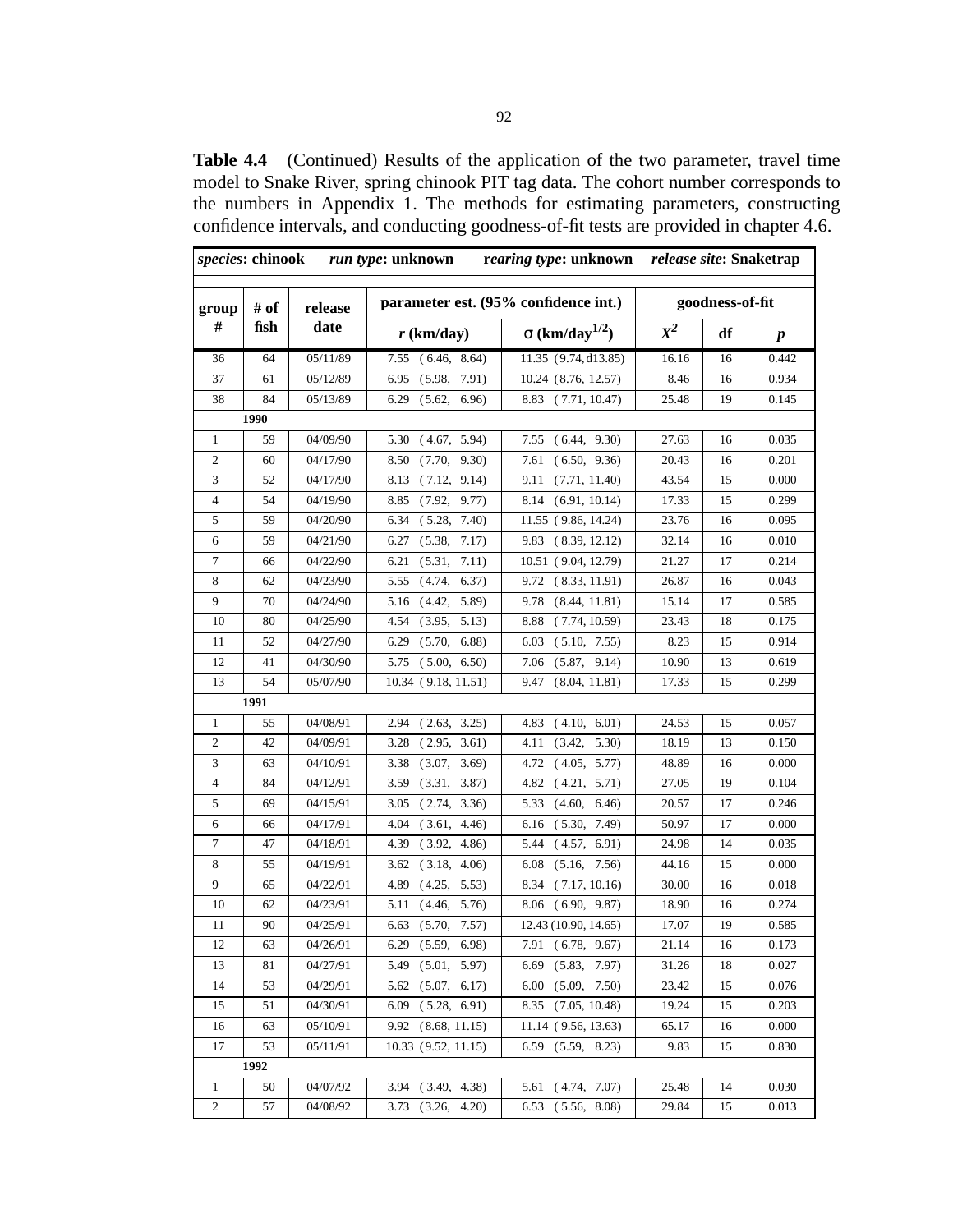**Table 4.4** (Continued) Results of the application of the two parameter, travel time model to Snake River, spring chinook PIT tag data. The cohort number corresponds to the numbers in Appendix 1. The methods for estimating parameters, constructing confidence intervals, and conducting goodness-of-fit tests are provided in chapter 4.6.

| ***species*: chinook** | | ***run type*: unknown** | | ***rearing type*: unknown** | ***release site*: Snaketrap** | | |
|---|---|---|---|---|---|---|---|
| **group #** | **# of fish** | **release date** | **parameter est. (95% confidence int.)** | | **goodness-of-fit** | | |
| | | | ***r* (km/day)** | **σ (km/day$^{1/2}$)** | $X^2$ | **df** | ***p*** |
| 36 | 64 | 05/11/89 | 7.55 ( 6.46, 8.64) | 11.35 (9.74, d13.85) | 16.16 | 16 | 0.442 |
| 37 | 61 | 05/12/89 | 6.95 (5.98, 7.91) | 10.24 (8.76, 12.57) | 8.46 | 16 | 0.934 |
| 38 | 84 | 05/13/89 | 6.29 (5.62, 6.96) | 8.83 ( 7.71, 10.47) | 25.48 | 19 | 0.145 |
| **1990** | | | | | | | |
| 1 | 59 | 04/09/90 | 5.30 ( 4.67, 5.94) | 7.55 ( 6.44, 9.30) | 27.63 | 16 | 0.035 |
| 2 | 60 | 04/17/90 | 8.50 (7.70, 9.30) | 7.61 ( 6.50, 9.36) | 20.43 | 16 | 0.201 |
| 3 | 52 | 04/17/90 | 8.13 ( 7.12, 9.14) | 9.11 (7.71, 11.40) | 43.54 | 15 | 0.000 |
| 4 | 54 | 04/19/90 | 8.85 (7.92, 9.77) | 8.14 (6.91, 10.14) | 17.33 | 15 | 0.299 |
| 5 | 59 | 04/20/90 | 6.34 ( 5.28, 7.40) | 11.55 ( 9.86, 14.24) | 23.76 | 16 | 0.095 |
| 6 | 59 | 04/21/90 | 6.27 (5.38, 7.17) | 9.83 ( 8.39, 12.12) | 32.14 | 16 | 0.010 |
| 7 | 66 | 04/22/90 | 6.21 (5.31, 7.11) | 10.51 ( 9.04, 12.79) | 21.27 | 17 | 0.214 |
| 8 | 62 | 04/23/90 | 5.55 (4.74, 6.37) | 9.72 ( 8.33, 11.91) | 26.87 | 16 | 0.043 |
| 9 | 70 | 04/24/90 | 5.16 (4.42, 5.89) | 9.78 (8.44, 11.81) | 15.14 | 17 | 0.585 |
| 10 | 80 | 04/25/90 | 4.54 (3.95, 5.13) | 8.88 ( 7.74, 10.59) | 23.43 | 18 | 0.175 |
| 11 | 52 | 04/27/90 | 6.29 (5.70, 6.88) | 6.03 ( 5.10, 7.55) | 8.23 | 15 | 0.914 |
| 12 | 41 | 04/30/90 | 5.75 ( 5.00, 6.50) | 7.06 (5.87, 9.14) | 10.90 | 13 | 0.619 |
| 13 | 54 | 05/07/90 | 10.34 ( 9.18, 11.51) | 9.47 (8.04, 11.81) | 17.33 | 15 | 0.299 |
| **1991** | | | | | | | |
| 1 | 55 | 04/08/91 | 2.94 ( 2.63, 3.25) | 4.83 ( 4.10, 6.01) | 24.53 | 15 | 0.057 |
| 2 | 42 | 04/09/91 | 3.28 ( 2.95, 3.61) | 4.11 (3.42, 5.30) | 18.19 | 13 | 0.150 |
| 3 | 63 | 04/10/91 | 3.38 (3.07, 3.69) | 4.72 ( 4.05, 5.77) | 48.89 | 16 | 0.000 |
| 4 | 84 | 04/12/91 | 3.59 (3.31, 3.87) | 4.82 ( 4.21, 5.71) | 27.05 | 19 | 0.104 |
| 5 | 69 | 04/15/91 | 3.05 ( 2.74, 3.36) | 5.33 (4.60, 6.46) | 20.57 | 17 | 0.246 |
| 6 | 66 | 04/17/91 | 4.04 ( 3.61, 4.46) | 6.16 ( 5.30, 7.49) | 50.97 | 17 | 0.000 |
| 7 | 47 | 04/18/91 | 4.39 ( 3.92, 4.86) | 5.44 ( 4.57, 6.91) | 24.98 | 14 | 0.035 |
| 8 | 55 | 04/19/91 | 3.62 ( 3.18, 4.06) | 6.08 (5.16, 7.56) | 44.16 | 15 | 0.000 |
| 9 | 65 | 04/22/91 | 4.89 (4.25, 5.53) | 8.34 ( 7.17, 10.16) | 30.00 | 16 | 0.018 |
| 10 | 62 | 04/23/91 | 5.11 (4.46, 5.76) | 8.06 ( 6.90, 9.87) | 18.90 | 16 | 0.274 |
| 11 | 90 | 04/25/91 | 6.63 (5.70, 7.57) | 12.43 (10.90, 14.65) | 17.07 | 19 | 0.585 |
| 12 | 63 | 04/26/91 | 6.29 (5.59, 6.98) | 7.91 ( 6.78, 9.67) | 21.14 | 16 | 0.173 |
| 13 | 81 | 04/27/91 | 5.49 (5.01, 5.97) | 6.69 (5.83, 7.97) | 31.26 | 18 | 0.027 |
| 14 | 53 | 04/29/91 | 5.62 (5.07, 6.17) | 6.00 (5.09, 7.50) | 23.42 | 15 | 0.076 |
| 15 | 51 | 04/30/91 | 6.09 ( 5.28, 6.91) | 8.35 (7.05, 10.48) | 19.24 | 15 | 0.203 |
| 16 | 63 | 05/10/91 | 9.92 (8.68, 11.15) | 11.14 ( 9.56, 13.63) | 65.17 | 16 | 0.000 |
| 17 | 53 | 05/11/91 | 10.33 (9.52, 11.15) | 6.59 (5.59, 8.23) | 9.83 | 15 | 0.830 |
| **1992** | | | | | | | |
| 1 | 50 | 04/07/92 | 3.94 ( 3.49, 4.38) | 5.61 ( 4.74, 7.07) | 25.48 | 14 | 0.030 |
| 2 | 57 | 04/08/92 | 3.73 (3.26, 4.20) | 6.53 ( 5.56, 8.08) | 29.84 | 15 | 0.013 |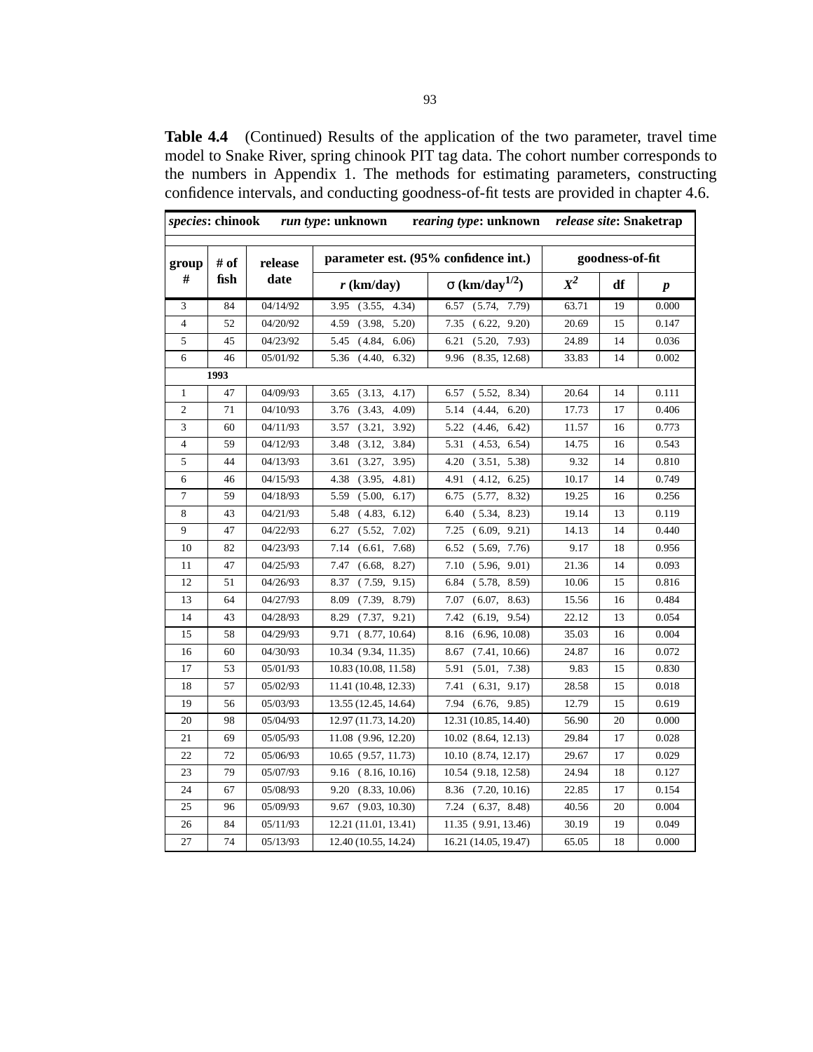**Table 4.4** (Continued) Results of the application of the two parameter, travel time model to Snake River, spring chinook PIT tag data. The cohort number corresponds to the numbers in Appendix 1. The methods for estimating parameters, constructing confidence intervals, and conducting goodness-of-fit tests are provided in chapter 4.6.

| *species*: **chinook** | | *run type*: **unknown** | | *rearing type*: **unknown** | *release site*: **Snaketrap** | | |
|---|---|---|---|---|---|---|---|
| **group #** | **# of fish** | **release date** | **parameter est. (95% confidence int.)** | | **goodness-of-fit** | | |
| | | | ***r* (km/day)** | **σ (km/day$^{1/2}$)** | $X^2$ | **df** | ***p*** |
| 3 | 84 | 04/14/92 | 3.95 (3.55, 4.34) | 6.57 (5.74, 7.79) | 63.71 | 19 | 0.000 |
| 4 | 52 | 04/20/92 | 4.59 (3.98, 5.20) | 7.35 (6.22, 9.20) | 20.69 | 15 | 0.147 |
| 5 | 45 | 04/23/92 | 5.45 (4.84, 6.06) | 6.21 (5.20, 7.93) | 24.89 | 14 | 0.036 |
| 6 | 46 | 05/01/92 | 5.36 (4.40, 6.32) | 9.96 (8.35, 12.68) | 33.83 | 14 | 0.002 |
| **1993** | | | | | | | |
| 1 | 47 | 04/09/93 | 3.65 (3.13, 4.17) | 6.57 (5.52, 8.34) | 20.64 | 14 | 0.111 |
| 2 | 71 | 04/10/93 | 3.76 (3.43, 4.09) | 5.14 (4.44, 6.20) | 17.73 | 17 | 0.406 |
| 3 | 60 | 04/11/93 | 3.57 (3.21, 3.92) | 5.22 (4.46, 6.42) | 11.57 | 16 | 0.773 |
| 4 | 59 | 04/12/93 | 3.48 (3.12, 3.84) | 5.31 (4.53, 6.54) | 14.75 | 16 | 0.543 |
| 5 | 44 | 04/13/93 | 3.61 (3.27, 3.95) | 4.20 (3.51, 5.38) | 9.32 | 14 | 0.810 |
| 6 | 46 | 04/15/93 | 4.38 (3.95, 4.81) | 4.91 (4.12, 6.25) | 10.17 | 14 | 0.749 |
| 7 | 59 | 04/18/93 | 5.59 (5.00, 6.17) | 6.75 (5.77, 8.32) | 19.25 | 16 | 0.256 |
| 8 | 43 | 04/21/93 | 5.48 (4.83, 6.12) | 6.40 (5.34, 8.23) | 19.14 | 13 | 0.119 |
| 9 | 47 | 04/22/93 | 6.27 (5.52, 7.02) | 7.25 (6.09, 9.21) | 14.13 | 14 | 0.440 |
| 10 | 82 | 04/23/93 | 7.14 (6.61, 7.68) | 6.52 (5.69, 7.76) | 9.17 | 18 | 0.956 |
| 11 | 47 | 04/25/93 | 7.47 (6.68, 8.27) | 7.10 (5.96, 9.01) | 21.36 | 14 | 0.093 |
| 12 | 51 | 04/26/93 | 8.37 (7.59, 9.15) | 6.84 (5.78, 8.59) | 10.06 | 15 | 0.816 |
| 13 | 64 | 04/27/93 | 8.09 (7.39, 8.79) | 7.07 (6.07, 8.63) | 15.56 | 16 | 0.484 |
| 14 | 43 | 04/28/93 | 8.29 (7.37, 9.21) | 7.42 (6.19, 9.54) | 22.12 | 13 | 0.054 |
| 15 | 58 | 04/29/93 | 9.71 (8.77, 10.64) | 8.16 (6.96, 10.08) | 35.03 | 16 | 0.004 |
| 16 | 60 | 04/30/93 | 10.34 (9.34, 11.35) | 8.67 (7.41, 10.66) | 24.87 | 16 | 0.072 |
| 17 | 53 | 05/01/93 | 10.83 (10.08, 11.58) | 5.91 (5.01, 7.38) | 9.83 | 15 | 0.830 |
| 18 | 57 | 05/02/93 | 11.41 (10.48, 12.33) | 7.41 (6.31, 9.17) | 28.58 | 15 | 0.018 |
| 19 | 56 | 05/03/93 | 13.55 (12.45, 14.64) | 7.94 (6.76, 9.85) | 12.79 | 15 | 0.619 |
| 20 | 98 | 05/04/93 | 12.97 (11.73, 14.20) | 12.31 (10.85, 14.40) | 56.90 | 20 | 0.000 |
| 21 | 69 | 05/05/93 | 11.08 (9.96, 12.20) | 10.02 (8.64, 12.13) | 29.84 | 17 | 0.028 |
| 22 | 72 | 05/06/93 | 10.65 (9.57, 11.73) | 10.10 (8.74, 12.17) | 29.67 | 17 | 0.029 |
| 23 | 79 | 05/07/93 | 9.16 (8.16, 10.16) | 10.54 (9.18, 12.58) | 24.94 | 18 | 0.127 |
| 24 | 67 | 05/08/93 | 9.20 (8.33, 10.06) | 8.36 (7.20, 10.16) | 22.85 | 17 | 0.154 |
| 25 | 96 | 05/09/93 | 9.67 (9.03, 10.30) | 7.24 (6.37, 8.48) | 40.56 | 20 | 0.004 |
| 26 | 84 | 05/11/93 | 12.21 (11.01, 13.41) | 11.35 (9.91, 13.46) | 30.19 | 19 | 0.049 |
| 27 | 74 | 05/13/93 | 12.40 (10.55, 14.24) | 16.21 (14.05, 19.47) | 65.05 | 18 | 0.000 |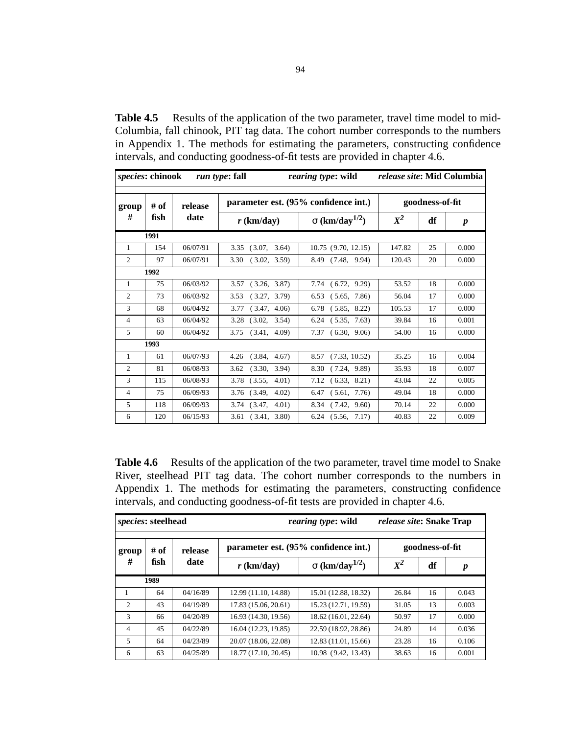**Table 4.5** Results of the application of the two parameter, travel time model to mid-Columbia, fall chinook, PIT tag data. The cohort number corresponds to the numbers in Appendix 1. The methods for estimating the parameters, constructing confidence intervals, and conducting goodness-of-fit tests are provided in chapter 4.6.

| *species*: chinook | | *run type*: fall | | *rearing type*: wild | *release site*: Mid Columbia | | |
|---|---|---|---|---|---|---|---|
| group # | # of fish | release date | parameter est. (95% confidence int.) | | goodness-of-fit | | |
| | | | $r$ (km/day) | $\sigma$ (km/day$^{1/2}$) | $X^2$ | df | $p$ |
| **1991** | | | | | | | |
| 1 | 154 | 06/07/91 | 3.35 (3.07, 3.64) | 10.75 (9.70, 12.15) | 147.82 | 25 | 0.000 |
| 2 | 97 | 06/07/91 | 3.30 (3.02, 3.59) | 8.49 (7.48, 9.94) | 120.43 | 20 | 0.000 |
| **1992** | | | | | | | |
| 1 | 75 | 06/03/92 | 3.57 (3.26, 3.87) | 7.74 (6.72, 9.29) | 53.52 | 18 | 0.000 |
| 2 | 73 | 06/03/92 | 3.53 (3.27, 3.79) | 6.53 (5.65, 7.86) | 56.04 | 17 | 0.000 |
| 3 | 68 | 06/04/92 | 3.77 (3.47, 4.06) | 6.78 (5.85, 8.22) | 105.53 | 17 | 0.000 |
| 4 | 63 | 06/04/92 | 3.28 (3.02, 3.54) | 6.24 (5.35, 7.63) | 39.84 | 16 | 0.001 |
| 5 | 60 | 06/04/92 | 3.75 (3.41, 4.09) | 7.37 (6.30, 9.06) | 54.00 | 16 | 0.000 |
| **1993** | | | | | | | |
| 1 | 61 | 06/07/93 | 4.26 (3.84, 4.67) | 8.57 (7.33, 10.52) | 35.25 | 16 | 0.004 |
| 2 | 81 | 06/08/93 | 3.62 (3.30, 3.94) | 8.30 (7.24, 9.89) | 35.93 | 18 | 0.007 |
| 3 | 115 | 06/08/93 | 3.78 (3.55, 4.01) | 7.12 (6.33, 8.21) | 43.04 | 22 | 0.005 |
| 4 | 75 | 06/09/93 | 3.76 (3.49, 4.02) | 6.47 (5.61, 7.76) | 49.04 | 18 | 0.000 |
| 5 | 118 | 06/09/93 | 3.74 (3.47, 4.01) | 8.34 (7.42, 9.60) | 70.14 | 22 | 0.000 |
| 6 | 120 | 06/15/93 | 3.61 (3.41, 3.80) | 6.24 (5.56, 7.17) | 40.83 | 22 | 0.009 |

**Table 4.6** Results of the application of the two parameter, travel time model to Snake River, steelhead PIT tag data. The cohort number corresponds to the numbers in Appendix 1. The methods for estimating the parameters, constructing confidence intervals, and conducting goodness-of-fit tests are provided in chapter 4.6.

| *species*: steelhead | | | | *rearing type*: wild | *release site*: Snake Trap | | |
|---|---|---|---|---|---|---|---|
| group # | # of fish | release date | parameter est. (95% confidence int.) | | goodness-of-fit | | |
| | | | $r$ (km/day) | $\sigma$ (km/day$^{1/2}$) | $X^2$ | df | $p$ |
| **1989** | | | | | | | |
| 1 | 64 | 04/16/89 | 12.99 (11.10, 14.88) | 15.01 (12.88, 18.32) | 26.84 | 16 | 0.043 |
| 2 | 43 | 04/19/89 | 17.83 (15.06, 20.61) | 15.23 (12.71, 19.59) | 31.05 | 13 | 0.003 |
| 3 | 66 | 04/20/89 | 16.93 (14.30, 19.56) | 18.62 (16.01, 22.64) | 50.97 | 17 | 0.000 |
| 4 | 45 | 04/22/89 | 16.04 (12.23, 19.85) | 22.59 (18.92, 28.86) | 24.89 | 14 | 0.036 |
| 5 | 64 | 04/23/89 | 20.07 (18.06, 22.08) | 12.83 (11.01, 15.66) | 23.28 | 16 | 0.106 |
| 6 | 63 | 04/25/89 | 18.77 (17.10, 20.45) | 10.98 (9.42, 13.43) | 38.63 | 16 | 0.001 |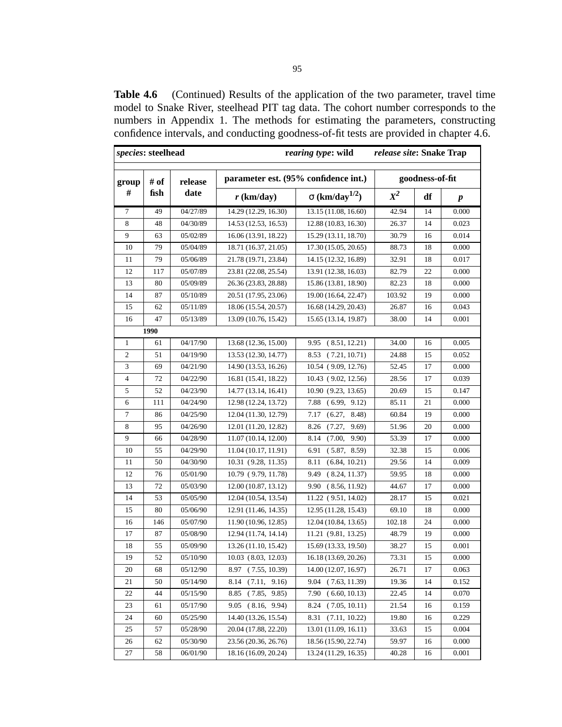**Table 4.6** (Continued) Results of the application of the two parameter, travel time model to Snake River, steelhead PIT tag data. The cohort number corresponds to the numbers in Appendix 1. The methods for estimating the parameters, constructing confidence intervals, and conducting goodness-of-fit tests are provided in chapter 4.6.

| *species*: **steelhead** | | | | *rearing type*: **wild** | *release site*: **Snake Trap** | | |
|---|---|---|---|---|---|---|---|
| **group #** | **# of fish** | **release date** | **parameter est. (95% confidence int.)** | | **goodness-of-fit** | | |
| | | | ***r* (km/day)** | **$\sigma$ (km/day$^{1/2}$)** | **$X^2$** | **df** | ***p*** |
| 7 | 49 | 04/27/89 | 14.29 (12.29, 16.30) | 13.15 (11.08, 16.60) | 42.94 | 14 | 0.000 |
| 8 | 48 | 04/30/89 | 14.53 (12.53, 16.53) | 12.88 (10.83, 16.30) | 26.37 | 14 | 0.023 |
| 9 | 63 | 05/02/89 | 16.06 (13.91, 18.22) | 15.29 (13.11, 18.70) | 30.79 | 16 | 0.014 |
| 10 | 79 | 05/04/89 | 18.71 (16.37, 21.05) | 17.30 (15.05, 20.65) | 88.73 | 18 | 0.000 |
| 11 | 79 | 05/06/89 | 21.78 (19.71, 23.84) | 14.15 (12.32, 16.89) | 32.91 | 18 | 0.017 |
| 12 | 117 | 05/07/89 | 23.81 (22.08, 25.54) | 13.91 (12.38, 16.03) | 82.79 | 22 | 0.000 |
| 13 | 80 | 05/09/89 | 26.36 (23.83, 28.88) | 15.86 (13.81, 18.90) | 82.23 | 18 | 0.000 |
| 14 | 87 | 05/10/89 | 20.51 (17.95, 23.06) | 19.00 (16.64, 22.47) | 103.92 | 19 | 0.000 |
| 15 | 62 | 05/11/89 | 18.06 (15.54, 20.57) | 16.68 (14.29, 20.43) | 26.87 | 16 | 0.043 |
| 16 | 47 | 05/13/89 | 13.09 (10.76, 15.42) | 15.65 (13.14, 19.87) | 38.00 | 14 | 0.001 |
| | **1990** | | | | | | |
| 1 | 61 | 04/17/90 | 13.68 (12.36, 15.00) | 9.95 ( 8.51, 12.21) | 34.00 | 16 | 0.005 |
| 2 | 51 | 04/19/90 | 13.53 (12.30, 14.77) | 8.53 ( 7.21, 10.71) | 24.88 | 15 | 0.052 |
| 3 | 69 | 04/21/90 | 14.90 (13.53, 16.26) | 10.54 ( 9.09, 12.76) | 52.45 | 17 | 0.000 |
| 4 | 72 | 04/22/90 | 16.81 (15.41, 18.22) | 10.43 ( 9.02, 12.56) | 28.56 | 17 | 0.039 |
| 5 | 52 | 04/23/90 | 14.77 (13.14, 16.41) | 10.90 ( 9.23, 13.65) | 20.69 | 15 | 0.147 |
| 6 | 111 | 04/24/90 | 12.98 (12.24, 13.72) | 7.88 ( 6.99, 9.12) | 85.11 | 21 | 0.000 |
| 7 | 86 | 04/25/90 | 12.04 (11.30, 12.79) | 7.17 ( 6.27, 8.48) | 60.84 | 19 | 0.000 |
| 8 | 95 | 04/26/90 | 12.01 (11.20, 12.82) | 8.26 ( 7.27, 9.69) | 51.96 | 20 | 0.000 |
| 9 | 66 | 04/28/90 | 11.07 (10.14, 12.00) | 8.14 ( 7.00, 9.90) | 53.39 | 17 | 0.000 |
| 10 | 55 | 04/29/90 | 11.04 (10.17, 11.91) | 6.91 ( 5.87, 8.59) | 32.38 | 15 | 0.006 |
| 11 | 50 | 04/30/90 | 10.31 ( 9.28, 11.35) | 8.11 ( 6.84, 10.21) | 29.56 | 14 | 0.009 |
| 12 | 76 | 05/01/90 | 10.79 ( 9.79, 11.78) | 9.49 ( 8.24, 11.37) | 59.95 | 18 | 0.000 |
| 13 | 72 | 05/03/90 | 12.00 (10.87, 13.12) | 9.90 ( 8.56, 11.92) | 44.67 | 17 | 0.000 |
| 14 | 53 | 05/05/90 | 12.04 (10.54, 13.54) | 11.22 ( 9.51, 14.02) | 28.17 | 15 | 0.021 |
| 15 | 80 | 05/06/90 | 12.91 (11.46, 14.35) | 12.95 (11.28, 15.43) | 69.10 | 18 | 0.000 |
| 16 | 146 | 05/07/90 | 11.90 (10.96, 12.85) | 12.04 (10.84, 13.65) | 102.18 | 24 | 0.000 |
| 17 | 87 | 05/08/90 | 12.94 (11.74, 14.14) | 11.21 ( 9.81, 13.25) | 48.79 | 19 | 0.000 |
| 18 | 55 | 05/09/90 | 13.26 (11.10, 15.42) | 15.69 (13.33, 19.50) | 38.27 | 15 | 0.001 |
| 19 | 52 | 05/10/90 | 10.03 ( 8.03, 12.03) | 16.18 (13.69, 20.26) | 73.31 | 15 | 0.000 |
| 20 | 68 | 05/12/90 | 8.97 ( 7.55, 10.39) | 14.00 (12.07, 16.97) | 26.71 | 17 | 0.063 |
| 21 | 50 | 05/14/90 | 8.14 ( 7.11, 9.16) | 9.04 ( 7.63, 11.39) | 19.36 | 14 | 0.152 |
| 22 | 44 | 05/15/90 | 8.85 ( 7.85, 9.85) | 7.90 ( 6.60, 10.13) | 22.45 | 14 | 0.070 |
| 23 | 61 | 05/17/90 | 9.05 ( 8.16, 9.94) | 8.24 ( 7.05, 10.11) | 21.54 | 16 | 0.159 |
| 24 | 60 | 05/25/90 | 14.40 (13.26, 15.54) | 8.31 ( 7.11, 10.22) | 19.80 | 16 | 0.229 |
| 25 | 57 | 05/28/90 | 20.04 (17.88, 22.20) | 13.01 (11.09, 16.11) | 33.63 | 15 | 0.004 |
| 26 | 62 | 05/30/90 | 23.56 (20.36, 26.76) | 18.56 (15.90, 22.74) | 59.97 | 16 | 0.000 |
| 27 | 58 | 06/01/90 | 18.16 (16.09, 20.24) | 13.24 (11.29, 16.35) | 40.28 | 16 | 0.001 |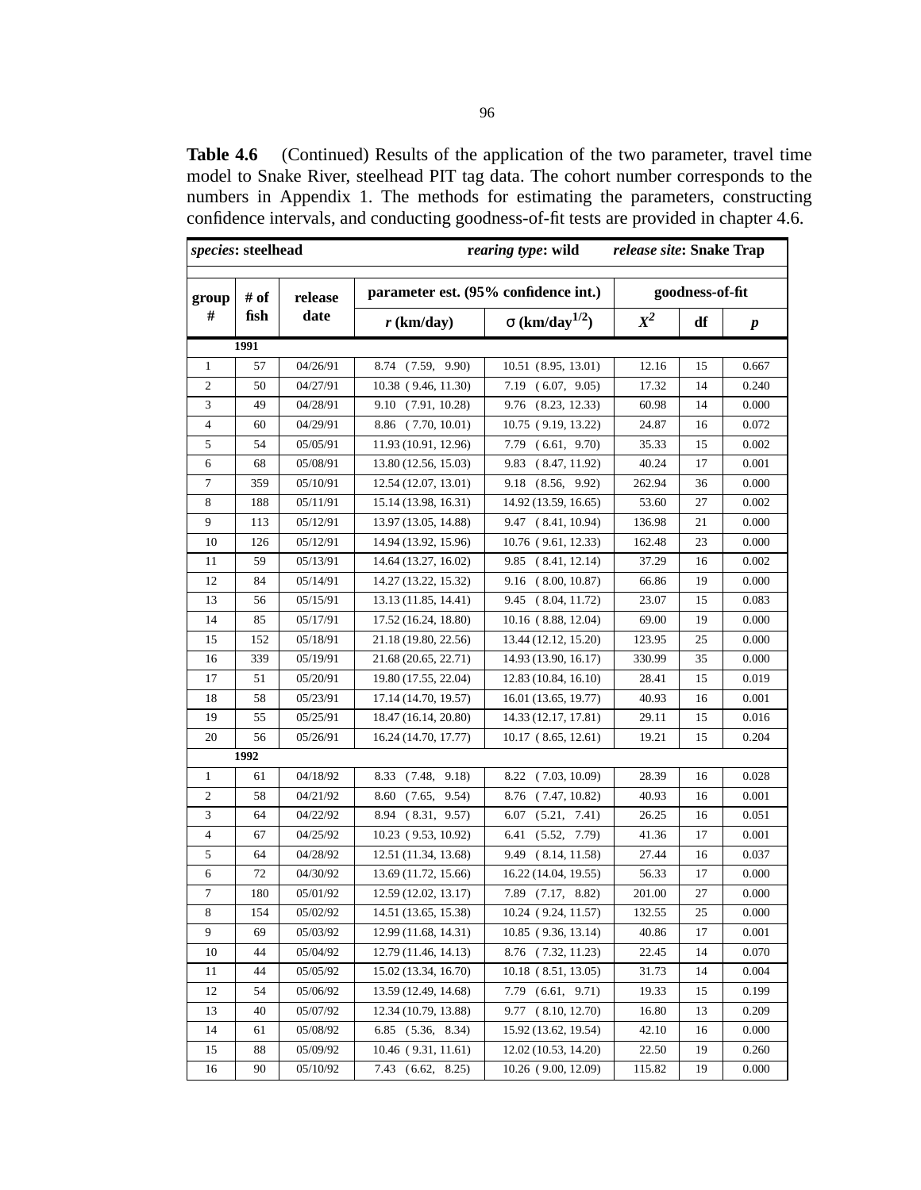**Table 4.6** (Continued) Results of the application of the two parameter, travel time model to Snake River, steelhead PIT tag data. The cohort number corresponds to the numbers in Appendix 1. The methods for estimating the parameters, constructing confidence intervals, and conducting goodness-of-fit tests are provided in chapter 4.6.

| ***species*: steelhead** | | | | ***rearing type*: wild** | ***release site*: Snake Trap** | | |
|---|---|---|---|---|---|---|---|
| **group #** | **# of fish** | **release date** | **parameter est. (95% confidence int.)** | | **goodness-of-fit** | | |
| | | | ***r* (km/day)** | **σ (km/day$^{1/2}$)** | **$X^2$** | **df** | ***p*** |
| **1991** | | | | | | | |
| 1 | 57 | 04/26/91 | 8.74 (7.59, 9.90) | 10.51 (8.95, 13.01) | 12.16 | 15 | 0.667 |
| 2 | 50 | 04/27/91 | 10.38 ( 9.46, 11.30) | 7.19 ( 6.07, 9.05) | 17.32 | 14 | 0.240 |
| 3 | 49 | 04/28/91 | 9.10 (7.91, 10.28) | 9.76 (8.23, 12.33) | 60.98 | 14 | 0.000 |
| 4 | 60 | 04/29/91 | 8.86 ( 7.70, 10.01) | 10.75 ( 9.19, 13.22) | 24.87 | 16 | 0.072 |
| 5 | 54 | 05/05/91 | 11.93 (10.91, 12.96) | 7.79 ( 6.61, 9.70) | 35.33 | 15 | 0.002 |
| 6 | 68 | 05/08/91 | 13.80 (12.56, 15.03) | 9.83 ( 8.47, 11.92) | 40.24 | 17 | 0.001 |
| 7 | 359 | 05/10/91 | 12.54 (12.07, 13.01) | 9.18 (8.56, 9.92) | 262.94 | 36 | 0.000 |
| 8 | 188 | 05/11/91 | 15.14 (13.98, 16.31) | 14.92 (13.59, 16.65) | 53.60 | 27 | 0.002 |
| 9 | 113 | 05/12/91 | 13.97 (13.05, 14.88) | 9.47 ( 8.41, 10.94) | 136.98 | 21 | 0.000 |
| 10 | 126 | 05/12/91 | 14.94 (13.92, 15.96) | 10.76 ( 9.61, 12.33) | 162.48 | 23 | 0.000 |
| 11 | 59 | 05/13/91 | 14.64 (13.27, 16.02) | 9.85 ( 8.41, 12.14) | 37.29 | 16 | 0.002 |
| 12 | 84 | 05/14/91 | 14.27 (13.22, 15.32) | 9.16 ( 8.00, 10.87) | 66.86 | 19 | 0.000 |
| 13 | 56 | 05/15/91 | 13.13 (11.85, 14.41) | 9.45 ( 8.04, 11.72) | 23.07 | 15 | 0.083 |
| 14 | 85 | 05/17/91 | 17.52 (16.24, 18.80) | 10.16 ( 8.88, 12.04) | 69.00 | 19 | 0.000 |
| 15 | 152 | 05/18/91 | 21.18 (19.80, 22.56) | 13.44 (12.12, 15.20) | 123.95 | 25 | 0.000 |
| 16 | 339 | 05/19/91 | 21.68 (20.65, 22.71) | 14.93 (13.90, 16.17) | 330.99 | 35 | 0.000 |
| 17 | 51 | 05/20/91 | 19.80 (17.55, 22.04) | 12.83 (10.84, 16.10) | 28.41 | 15 | 0.019 |
| 18 | 58 | 05/23/91 | 17.14 (14.70, 19.57) | 16.01 (13.65, 19.77) | 40.93 | 16 | 0.001 |
| 19 | 55 | 05/25/91 | 18.47 (16.14, 20.80) | 14.33 (12.17, 17.81) | 29.11 | 15 | 0.016 |
| 20 | 56 | 05/26/91 | 16.24 (14.70, 17.77) | 10.17 ( 8.65, 12.61) | 19.21 | 15 | 0.204 |
| **1992** | | | | | | | |
| 1 | 61 | 04/18/92 | 8.33 (7.48, 9.18) | 8.22 ( 7.03, 10.09) | 28.39 | 16 | 0.028 |
| 2 | 58 | 04/21/92 | 8.60 (7.65, 9.54) | 8.76 ( 7.47, 10.82) | 40.93 | 16 | 0.001 |
| 3 | 64 | 04/22/92 | 8.94 ( 8.31, 9.57) | 6.07 (5.21, 7.41) | 26.25 | 16 | 0.051 |
| 4 | 67 | 04/25/92 | 10.23 ( 9.53, 10.92) | 6.41 (5.52, 7.79) | 41.36 | 17 | 0.001 |
| 5 | 64 | 04/28/92 | 12.51 (11.34, 13.68) | 9.49 ( 8.14, 11.58) | 27.44 | 16 | 0.037 |
| 6 | 72 | 04/30/92 | 13.69 (11.72, 15.66) | 16.22 (14.04, 19.55) | 56.33 | 17 | 0.000 |
| 7 | 180 | 05/01/92 | 12.59 (12.02, 13.17) | 7.89 (7.17, 8.82) | 201.00 | 27 | 0.000 |
| 8 | 154 | 05/02/92 | 14.51 (13.65, 15.38) | 10.24 ( 9.24, 11.57) | 132.55 | 25 | 0.000 |
| 9 | 69 | 05/03/92 | 12.99 (11.68, 14.31) | 10.85 ( 9.36, 13.14) | 40.86 | 17 | 0.001 |
| 10 | 44 | 05/04/92 | 12.79 (11.46, 14.13) | 8.76 ( 7.32, 11.23) | 22.45 | 14 | 0.070 |
| 11 | 44 | 05/05/92 | 15.02 (13.34, 16.70) | 10.18 ( 8.51, 13.05) | 31.73 | 14 | 0.004 |
| 12 | 54 | 05/06/92 | 13.59 (12.49, 14.68) | 7.79 (6.61, 9.71) | 19.33 | 15 | 0.199 |
| 13 | 40 | 05/07/92 | 12.34 (10.79, 13.88) | 9.77 ( 8.10, 12.70) | 16.80 | 13 | 0.209 |
| 14 | 61 | 05/08/92 | 6.85 (5.36, 8.34) | 15.92 (13.62, 19.54) | 42.10 | 16 | 0.000 |
| 15 | 88 | 05/09/92 | 10.46 ( 9.31, 11.61) | 12.02 (10.53, 14.20) | 22.50 | 19 | 0.260 |
| 16 | 90 | 05/10/92 | 7.43 (6.62, 8.25) | 10.26 ( 9.00, 12.09) | 115.82 | 19 | 0.000 |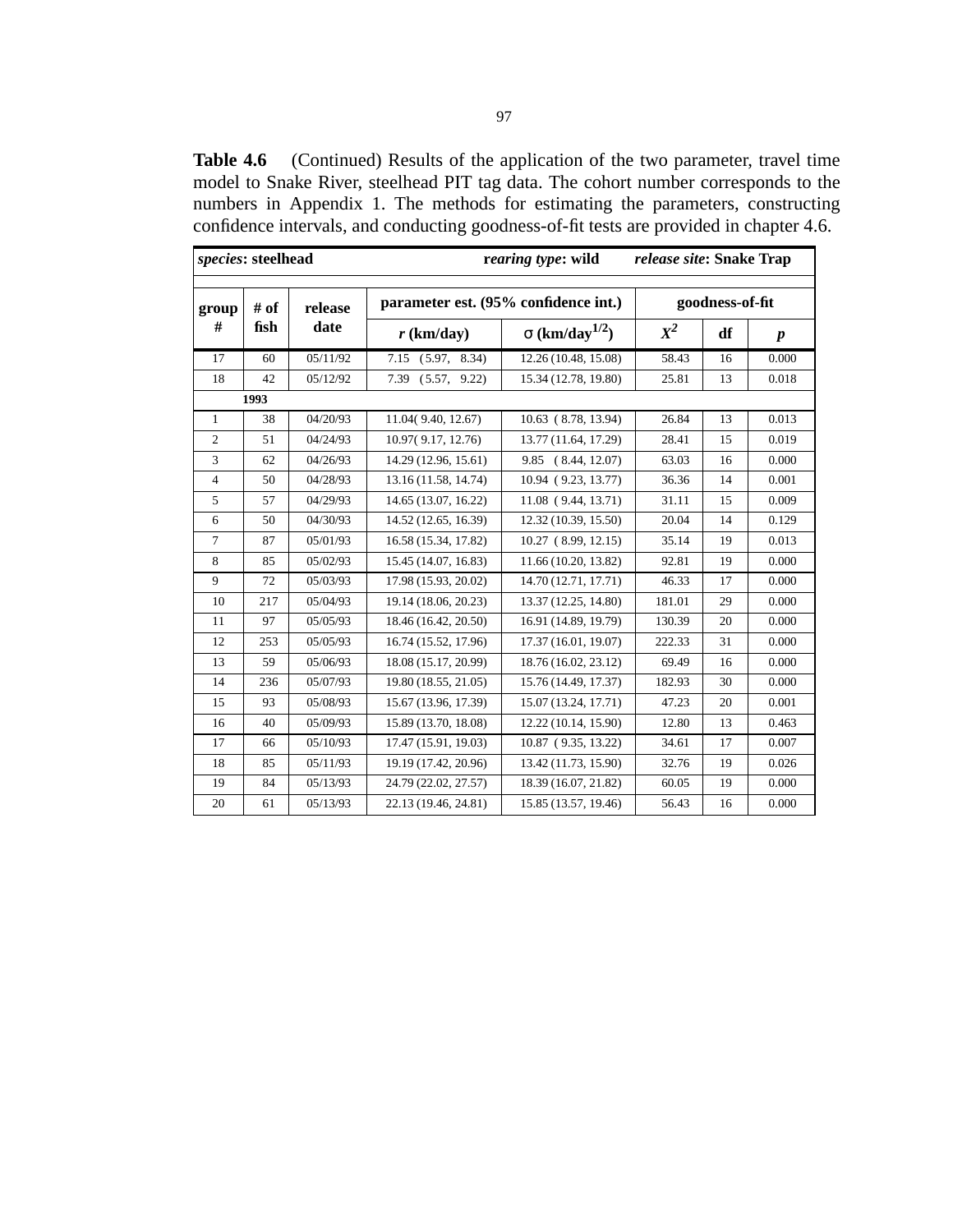**Table 4.6** (Continued) Results of the application of the two parameter, travel time model to Snake River, steelhead PIT tag data. The cohort number corresponds to the numbers in Appendix 1. The methods for estimating the parameters, constructing confidence intervals, and conducting goodness-of-fit tests are provided in chapter 4.6.

| *species*: steelhead | | | | *rearing type*: wild | *release site*: Snake Trap | | |
|---|---|---|---|---|---|---|---|
| group # | # of fish | release date | parameter est. (95% confidence int.) | | goodness-of-fit | | |
| | | | $r$ (km/day) | $\sigma$ (km/day$^{1/2}$) | $X^2$ | df | $p$ |
| 17 | 60 | 05/11/92 | 7.15 (5.97, 8.34) | 12.26 (10.48, 15.08) | 58.43 | 16 | 0.000 |
| 18 | 42 | 05/12/92 | 7.39 (5.57, 9.22) | 15.34 (12.78, 19.80) | 25.81 | 13 | 0.018 |
| **1993** | | | | | | | |
| 1 | 38 | 04/20/93 | 11.04( 9.40, 12.67) | 10.63 ( 8.78, 13.94) | 26.84 | 13 | 0.013 |
| 2 | 51 | 04/24/93 | 10.97( 9.17, 12.76) | 13.77 (11.64, 17.29) | 28.41 | 15 | 0.019 |
| 3 | 62 | 04/26/93 | 14.29 (12.96, 15.61) | 9.85 ( 8.44, 12.07) | 63.03 | 16 | 0.000 |
| 4 | 50 | 04/28/93 | 13.16 (11.58, 14.74) | 10.94 ( 9.23, 13.77) | 36.36 | 14 | 0.001 |
| 5 | 57 | 04/29/93 | 14.65 (13.07, 16.22) | 11.08 ( 9.44, 13.71) | 31.11 | 15 | 0.009 |
| 6 | 50 | 04/30/93 | 14.52 (12.65, 16.39) | 12.32 (10.39, 15.50) | 20.04 | 14 | 0.129 |
| 7 | 87 | 05/01/93 | 16.58 (15.34, 17.82) | 10.27 ( 8.99, 12.15) | 35.14 | 19 | 0.013 |
| 8 | 85 | 05/02/93 | 15.45 (14.07, 16.83) | 11.66 (10.20, 13.82) | 92.81 | 19 | 0.000 |
| 9 | 72 | 05/03/93 | 17.98 (15.93, 20.02) | 14.70 (12.71, 17.71) | 46.33 | 17 | 0.000 |
| 10 | 217 | 05/04/93 | 19.14 (18.06, 20.23) | 13.37 (12.25, 14.80) | 181.01 | 29 | 0.000 |
| 11 | 97 | 05/05/93 | 18.46 (16.42, 20.50) | 16.91 (14.89, 19.79) | 130.39 | 20 | 0.000 |
| 12 | 253 | 05/05/93 | 16.74 (15.52, 17.96) | 17.37 (16.01, 19.07) | 222.33 | 31 | 0.000 |
| 13 | 59 | 05/06/93 | 18.08 (15.17, 20.99) | 18.76 (16.02, 23.12) | 69.49 | 16 | 0.000 |
| 14 | 236 | 05/07/93 | 19.80 (18.55, 21.05) | 15.76 (14.49, 17.37) | 182.93 | 30 | 0.000 |
| 15 | 93 | 05/08/93 | 15.67 (13.96, 17.39) | 15.07 (13.24, 17.71) | 47.23 | 20 | 0.001 |
| 16 | 40 | 05/09/93 | 15.89 (13.70, 18.08) | 12.22 (10.14, 15.90) | 12.80 | 13 | 0.463 |
| 17 | 66 | 05/10/93 | 17.47 (15.91, 19.03) | 10.87 ( 9.35, 13.22) | 34.61 | 17 | 0.007 |
| 18 | 85 | 05/11/93 | 19.19 (17.42, 20.96) | 13.42 (11.73, 15.90) | 32.76 | 19 | 0.026 |
| 19 | 84 | 05/13/93 | 24.79 (22.02, 27.57) | 18.39 (16.07, 21.82) | 60.05 | 19 | 0.000 |
| 20 | 61 | 05/13/93 | 22.13 (19.46, 24.81) | 15.85 (13.57, 19.46) | 56.43 | 16 | 0.000 |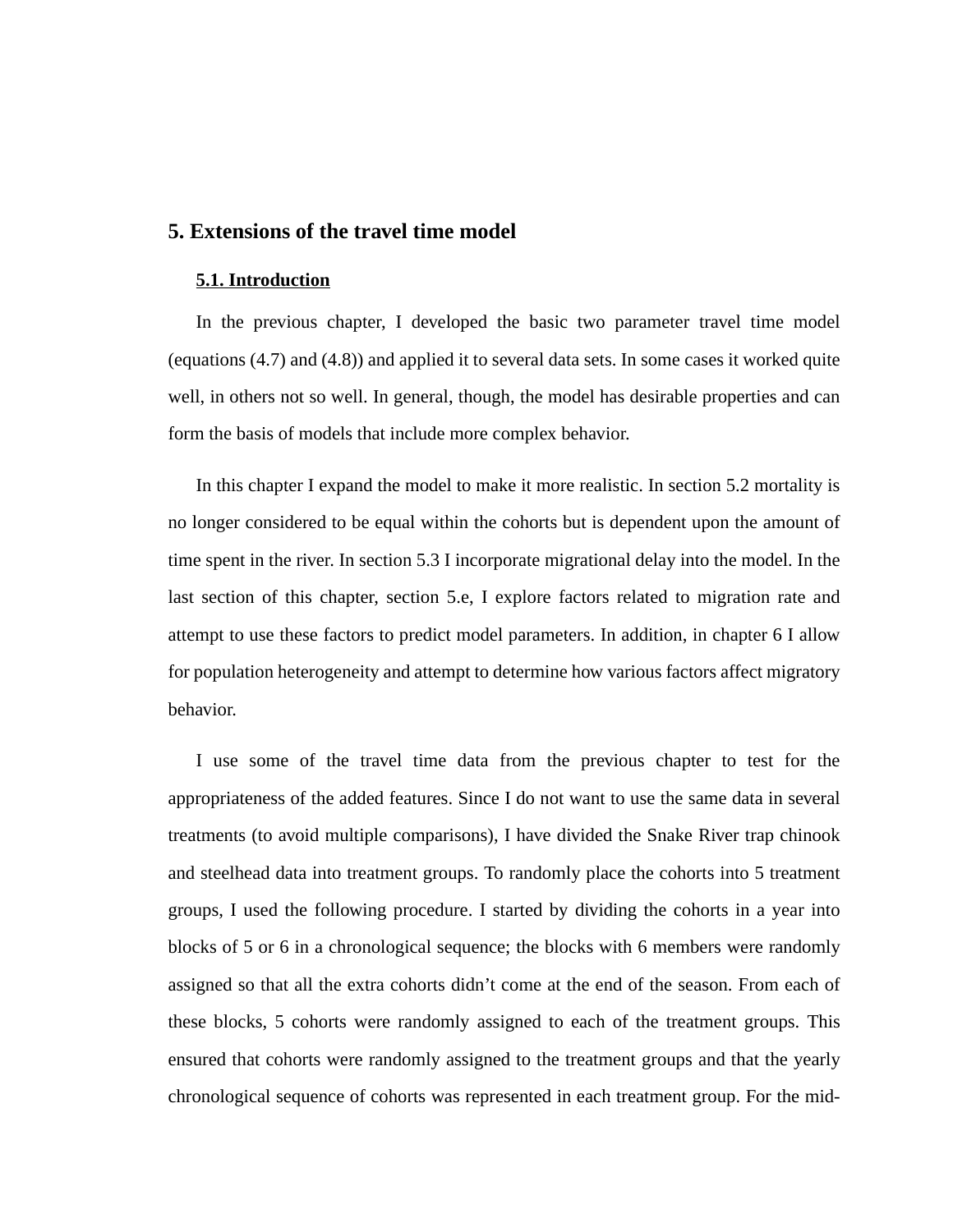# 5. Extensions of the travel time model

## 5.1. Introduction

In the previous chapter, I developed the basic two parameter travel time model (equations (4.7) and (4.8)) and applied it to several data sets. In some cases it worked quite well, in others not so well. In general, though, the model has desirable properties and can form the basis of models that include more complex behavior.

In this chapter I expand the model to make it more realistic. In section 5.2 mortality is no longer considered to be equal within the cohorts but is dependent upon the amount of time spent in the river. In section 5.3 I incorporate migrational delay into the model. In the last section of this chapter, section 5.e, I explore factors related to migration rate and attempt to use these factors to predict model parameters. In addition, in chapter 6 I allow for population heterogeneity and attempt to determine how various factors affect migratory behavior.

I use some of the travel time data from the previous chapter to test for the appropriateness of the added features. Since I do not want to use the same data in several treatments (to avoid multiple comparisons), I have divided the Snake River trap chinook and steelhead data into treatment groups. To randomly place the cohorts into 5 treatment groups, I used the following procedure. I started by dividing the cohorts in a year into blocks of 5 or 6 in a chronological sequence; the blocks with 6 members were randomly assigned so that all the extra cohorts didn't come at the end of the season. From each of these blocks, 5 cohorts were randomly assigned to each of the treatment groups. This ensured that cohorts were randomly assigned to the treatment groups and that the yearly chronological sequence of cohorts was represented in each treatment group. For the mid-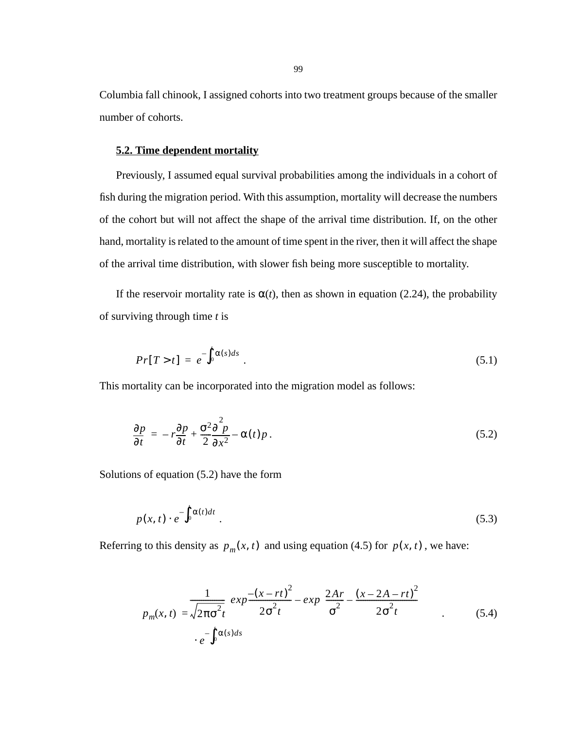Columbia fall chinook, I assigned cohorts into two treatment groups because of the smaller number of cohorts.

### 5.2. Time dependent mortality

Previously, I assumed equal survival probabilities among the individuals in a cohort of fish during the migration period. With this assumption, mortality will decrease the numbers of the cohort but will not affect the shape of the arrival time distribution. If, on the other hand, mortality is related to the amount of time spent in the river, then it will affect the shape of the arrival time distribution, with slower fish being more susceptible to mortality.

If the reservoir mortality rate is $\alpha(t)$, then as shown in equation (2.24), the probability of surviving through time $t$ is

$$Pr[T > t] = e^{-\int_0^t \alpha(s) ds} . \tag{5.1}$$

This mortality can be incorporated into the migration model as follows:

$$\frac{\partial p}{\partial t} = -r\frac{\partial p}{\partial t} + \frac{\sigma^2}{2}\frac{\partial^2 p}{\partial x^2} - \alpha(t) p . \tag{5.2}$$

Solutions of equation (5.2) have the form

$$p(x, t) \cdot e^{-\int_0^t \alpha(t) dt} . \tag{5.3}$$

Referring to this density as $p_m(x, t)$ and using equation (4.5) for $p(x, t)$, we have:

$$p_m(x, t) = \frac{1}{\sqrt{2\pi\sigma^2 t}} \left[ exp\frac{-(x - rt)^2}{2\sigma^2 t} - exp\left(\frac{2Ar}{\sigma^2} - \frac{(x - 2A - rt)^2}{2\sigma^2 t}\right) \right] \cdot e^{-\int_0^t \alpha(s) ds} . \tag{5.4}$$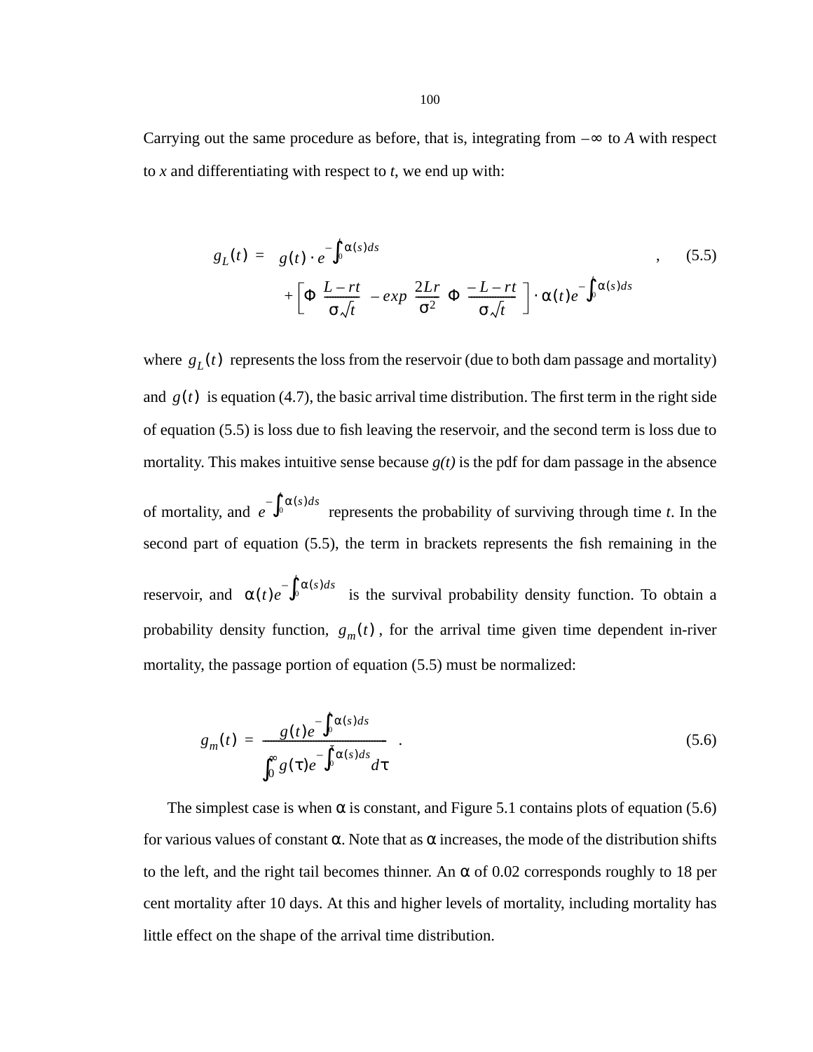Carrying out the same procedure as before, that is, integrating from $-\infty$ to *A* with respect to *x* and differentiating with respect to *t*, we end up with:

$$g_L(t) = g(t) \cdot e^{-\int_0^t \alpha(s)ds} + \left[\Phi\left(\frac{L - rt}{\sigma\sqrt{t}}\right) - exp\left(\frac{2Lr}{\sigma^2}\right)\Phi\left(\frac{-L - rt}{\sigma\sqrt{t}}\right)\right] \cdot \alpha(t)e^{-\int_0^t \alpha(s)ds} , \tag{5.5}$$

where $g_L(t)$ represents the loss from the reservoir (due to both dam passage and mortality) and $g(t)$ is equation (4.7), the basic arrival time distribution. The first term in the right side of equation (5.5) is loss due to fish leaving the reservoir, and the second term is loss due to mortality. This makes intuitive sense because *g(t)* is the pdf for dam passage in the absence of mortality, and $e^{-\int_0^t \alpha(s)ds}$ represents the probability of surviving through time *t*. In the second part of equation (5.5), the term in brackets represents the fish remaining in the reservoir, and $\alpha(t)e^{-\int_0^t \alpha(s)ds}$ is the survival probability density function. To obtain a probability density function, $g_m(t)$, for the arrival time given time dependent in-river mortality, the passage portion of equation (5.5) must be normalized:

$$g_m(t) = \frac{g(t)e^{-\int_0^t \alpha(s)ds}}{\int_0^\infty g(\tau)e^{-\int_0^\tau \alpha(s)ds}d\tau} . \tag{5.6}$$

The simplest case is when $\alpha$ is constant, and Figure 5.1 contains plots of equation (5.6) for various values of constant $\alpha$. Note that as $\alpha$ increases, the mode of the distribution shifts to the left, and the right tail becomes thinner. An $\alpha$ of 0.02 corresponds roughly to 18 per cent mortality after 10 days. At this and higher levels of mortality, including mortality has little effect on the shape of the arrival time distribution.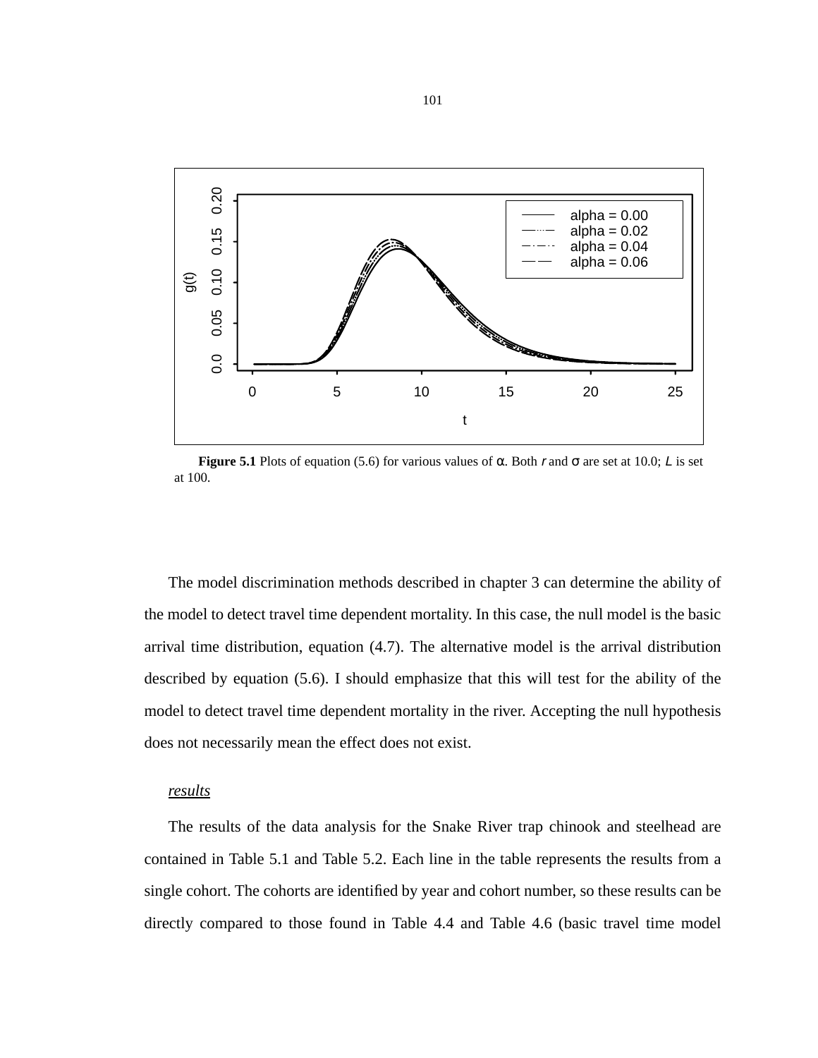**Figure 5.1** Plots of equation (5.6) for various values of $\alpha$. Both $r$ and $\sigma$ are set at 10.0; $L$ is set at 100.

The model discrimination methods described in chapter 3 can determine the ability of the model to detect travel time dependent mortality. In this case, the null model is the basic arrival time distribution, equation (4.7). The alternative model is the arrival distribution described by equation (5.6). I should emphasize that this will test for the ability of the model to detect travel time dependent mortality in the river. Accepting the null hypothesis does not necessarily mean the effect does not exist.

*results*

The results of the data analysis for the Snake River trap chinook and steelhead are contained in Table 5.1 and Table 5.2. Each line in the table represents the results from a single cohort. The cohorts are identified by year and cohort number, so these results can be directly compared to those found in Table 4.4 and Table 4.6 (basic travel time model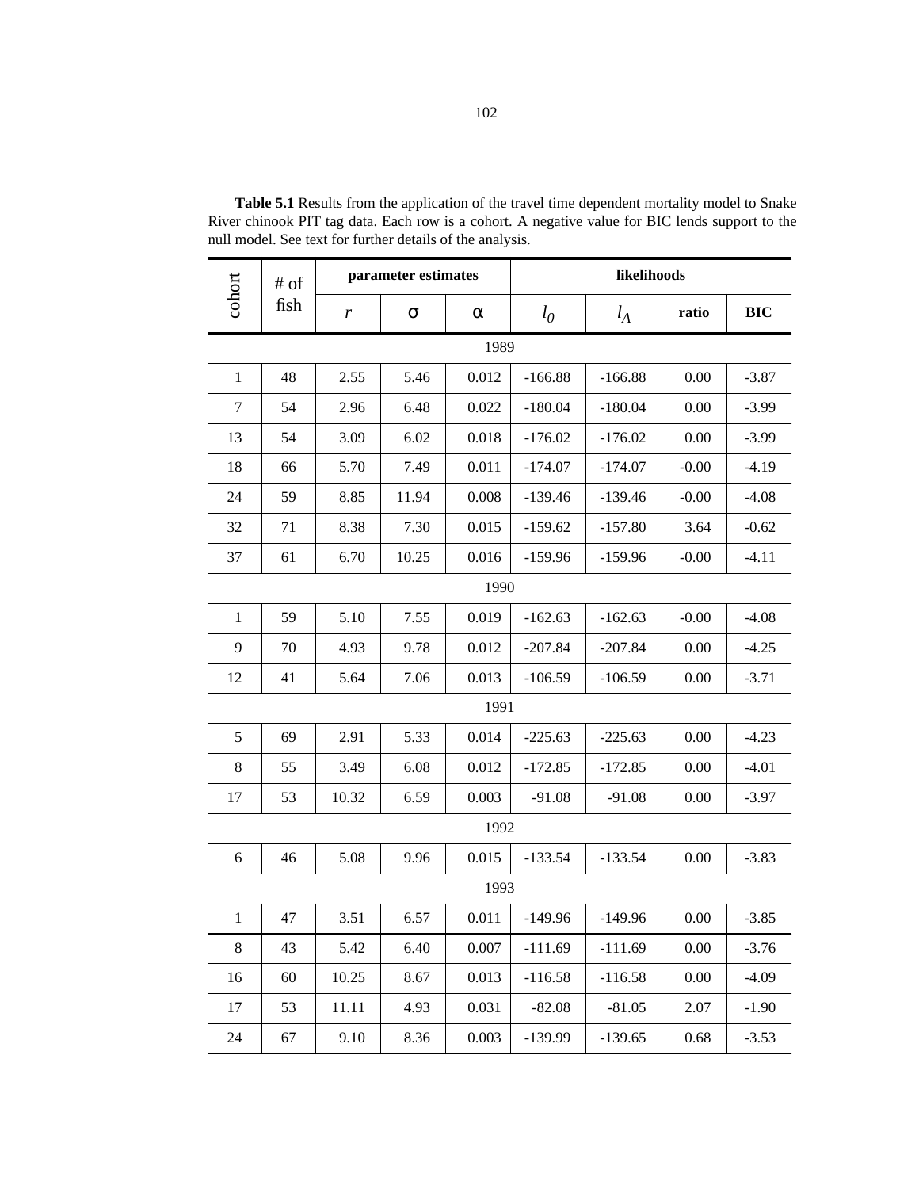**Table 5.1** Results from the application of the travel time dependent mortality model to Snake River chinook PIT tag data. Each row is a cohort. A negative value for BIC lends support to the null model. See text for further details of the analysis.

| cohort | # of fish | parameter estimates | | | likelihoods | | | |
|---|---|---|---|---|---|---|---|---|
| | | $r$ | $\sigma$ | $\alpha$ | $l_0$ | $l_A$ | ratio | BIC |
| | | | | 1989 | | | | |
| 1 | 48 | 2.55 | 5.46 | 0.012 | -166.88 | -166.88 | 0.00 | -3.87 |
| 7 | 54 | 2.96 | 6.48 | 0.022 | -180.04 | -180.04 | 0.00 | -3.99 |
| 13 | 54 | 3.09 | 6.02 | 0.018 | -176.02 | -176.02 | 0.00 | -3.99 |
| 18 | 66 | 5.70 | 7.49 | 0.011 | -174.07 | -174.07 | -0.00 | -4.19 |
| 24 | 59 | 8.85 | 11.94 | 0.008 | -139.46 | -139.46 | -0.00 | -4.08 |
| 32 | 71 | 8.38 | 7.30 | 0.015 | -159.62 | -157.80 | 3.64 | -0.62 |
| 37 | 61 | 6.70 | 10.25 | 0.016 | -159.96 | -159.96 | -0.00 | -4.11 |
| | | | | 1990 | | | | |
| 1 | 59 | 5.10 | 7.55 | 0.019 | -162.63 | -162.63 | -0.00 | -4.08 |
| 9 | 70 | 4.93 | 9.78 | 0.012 | -207.84 | -207.84 | 0.00 | -4.25 |
| 12 | 41 | 5.64 | 7.06 | 0.013 | -106.59 | -106.59 | 0.00 | -3.71 |
| | | | | 1991 | | | | |
| 5 | 69 | 2.91 | 5.33 | 0.014 | -225.63 | -225.63 | 0.00 | -4.23 |
| 8 | 55 | 3.49 | 6.08 | 0.012 | -172.85 | -172.85 | 0.00 | -4.01 |
| 17 | 53 | 10.32 | 6.59 | 0.003 | -91.08 | -91.08 | 0.00 | -3.97 |
| | | | | 1992 | | | | |
| 6 | 46 | 5.08 | 9.96 | 0.015 | -133.54 | -133.54 | 0.00 | -3.83 |
| | | | | 1993 | | | | |
| 1 | 47 | 3.51 | 6.57 | 0.011 | -149.96 | -149.96 | 0.00 | -3.85 |
| 8 | 43 | 5.42 | 6.40 | 0.007 | -111.69 | -111.69 | 0.00 | -3.76 |
| 16 | 60 | 10.25 | 8.67 | 0.013 | -116.58 | -116.58 | 0.00 | -4.09 |
| 17 | 53 | 11.11 | 4.93 | 0.031 | -82.08 | -81.05 | 2.07 | -1.90 |
| 24 | 67 | 9.10 | 8.36 | 0.003 | -139.99 | -139.65 | 0.68 | -3.53 |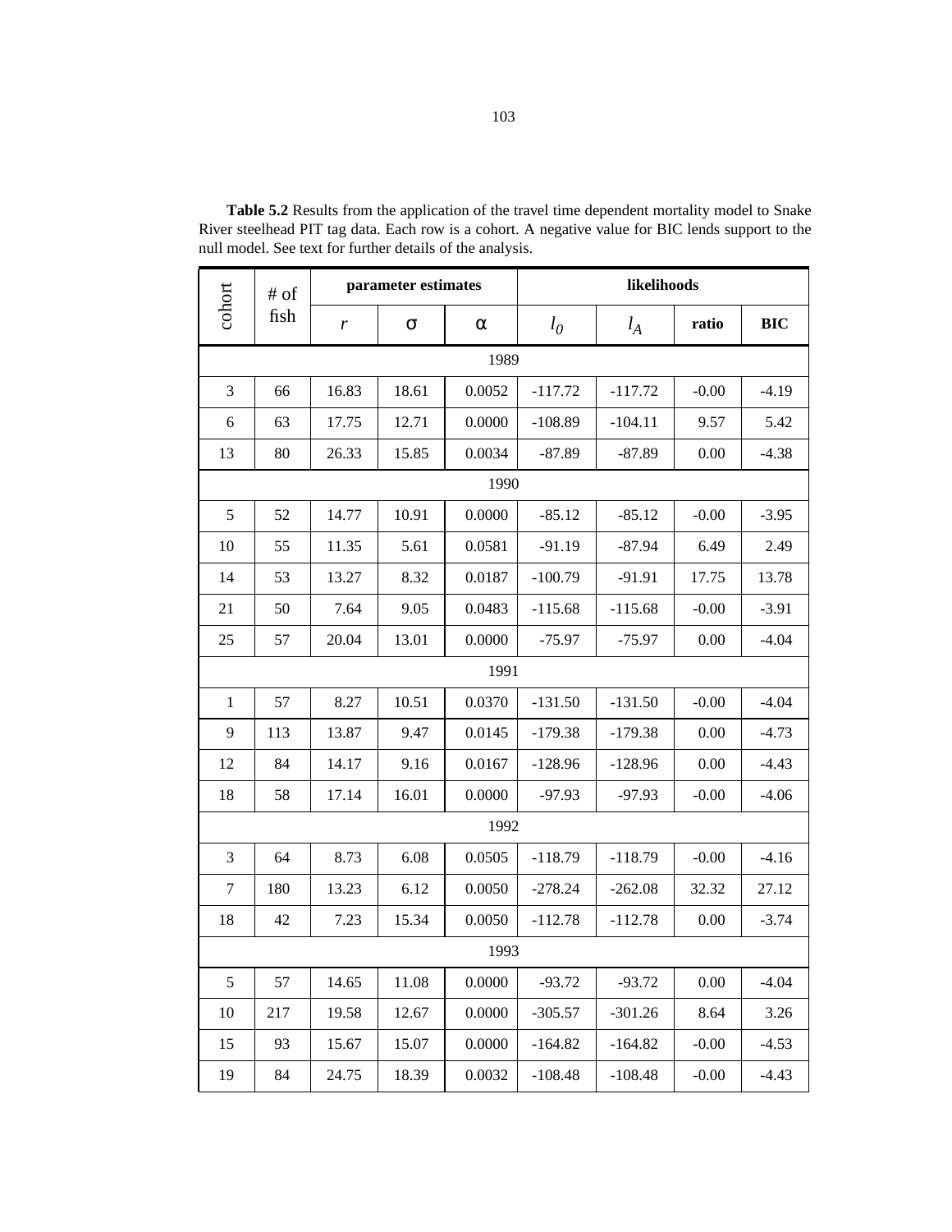**Table 5.2** Results from the application of the travel time dependent mortality model to Snake River steelhead PIT tag data. Each row is a cohort. A negative value for BIC lends support to the null model. See text for further details of the analysis.

| cohort | # of fish | parameter estimates | | | likelihoods | | | |
|---|---|---|---|---|---|---|---|---|
| | | $r$ | $\sigma$ | $\alpha$ | $l_0$ | $l_A$ | **ratio** | **BIC** |
| **1989** | | | | | | | | |
| 3 | 66 | 16.83 | 18.61 | 0.0052 | -117.72 | -117.72 | -0.00 | -4.19 |
| 6 | 63 | 17.75 | 12.71 | 0.0000 | -108.89 | -104.11 | 9.57 | 5.42 |
| 13 | 80 | 26.33 | 15.85 | 0.0034 | -87.89 | -87.89 | 0.00 | -4.38 |
| **1990** | | | | | | | | |
| 5 | 52 | 14.77 | 10.91 | 0.0000 | -85.12 | -85.12 | -0.00 | -3.95 |
| 10 | 55 | 11.35 | 5.61 | 0.0581 | -91.19 | -87.94 | 6.49 | 2.49 |
| 14 | 53 | 13.27 | 8.32 | 0.0187 | -100.79 | -91.91 | 17.75 | 13.78 |
| 21 | 50 | 7.64 | 9.05 | 0.0483 | -115.68 | -115.68 | -0.00 | -3.91 |
| 25 | 57 | 20.04 | 13.01 | 0.0000 | -75.97 | -75.97 | 0.00 | -4.04 |
| **1991** | | | | | | | | |
| 1 | 57 | 8.27 | 10.51 | 0.0370 | -131.50 | -131.50 | -0.00 | -4.04 |
| 9 | 113 | 13.87 | 9.47 | 0.0145 | -179.38 | -179.38 | 0.00 | -4.73 |
| 12 | 84 | 14.17 | 9.16 | 0.0167 | -128.96 | -128.96 | 0.00 | -4.43 |
| 18 | 58 | 17.14 | 16.01 | 0.0000 | -97.93 | -97.93 | -0.00 | -4.06 |
| **1992** | | | | | | | | |
| 3 | 64 | 8.73 | 6.08 | 0.0505 | -118.79 | -118.79 | -0.00 | -4.16 |
| 7 | 180 | 13.23 | 6.12 | 0.0050 | -278.24 | -262.08 | 32.32 | 27.12 |
| 18 | 42 | 7.23 | 15.34 | 0.0050 | -112.78 | -112.78 | 0.00 | -3.74 |
| **1993** | | | | | | | | |
| 5 | 57 | 14.65 | 11.08 | 0.0000 | -93.72 | -93.72 | 0.00 | -4.04 |
| 10 | 217 | 19.58 | 12.67 | 0.0000 | -305.57 | -301.26 | 8.64 | 3.26 |
| 15 | 93 | 15.67 | 15.07 | 0.0000 | -164.82 | -164.82 | -0.00 | -4.53 |
| 19 | 84 | 24.75 | 18.39 | 0.0032 | -108.48 | -108.48 | -0.00 | -4.43 |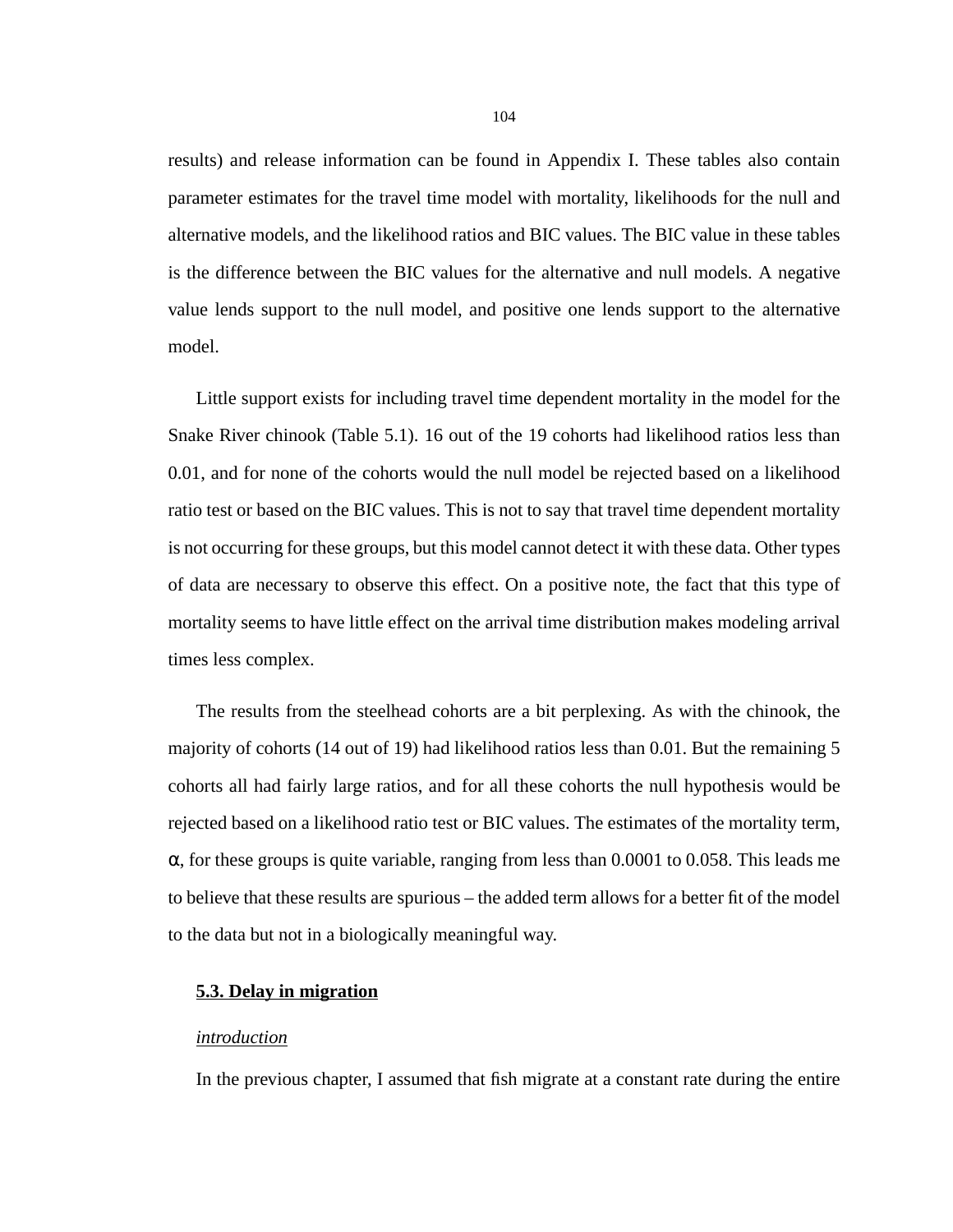results) and release information can be found in Appendix I. These tables also contain parameter estimates for the travel time model with mortality, likelihoods for the null and alternative models, and the likelihood ratios and BIC values. The BIC value in these tables is the difference between the BIC values for the alternative and null models. A negative value lends support to the null model, and positive one lends support to the alternative model.

Little support exists for including travel time dependent mortality in the model for the Snake River chinook (Table 5.1). 16 out of the 19 cohorts had likelihood ratios less than 0.01, and for none of the cohorts would the null model be rejected based on a likelihood ratio test or based on the BIC values. This is not to say that travel time dependent mortality is not occurring for these groups, but this model cannot detect it with these data. Other types of data are necessary to observe this effect. On a positive note, the fact that this type of mortality seems to have little effect on the arrival time distribution makes modeling arrival times less complex.

The results from the steelhead cohorts are a bit perplexing. As with the chinook, the majority of cohorts (14 out of 19) had likelihood ratios less than 0.01. But the remaining 5 cohorts all had fairly large ratios, and for all these cohorts the null hypothesis would be rejected based on a likelihood ratio test or BIC values. The estimates of the mortality term, $\alpha$, for these groups is quite variable, ranging from less than 0.0001 to 0.058. This leads me to believe that these results are spurious – the added term allows for a better fit of the model to the data but not in a biologically meaningful way.

### 5.3. Delay in migration

*introduction*

In the previous chapter, I assumed that fish migrate at a constant rate during the entire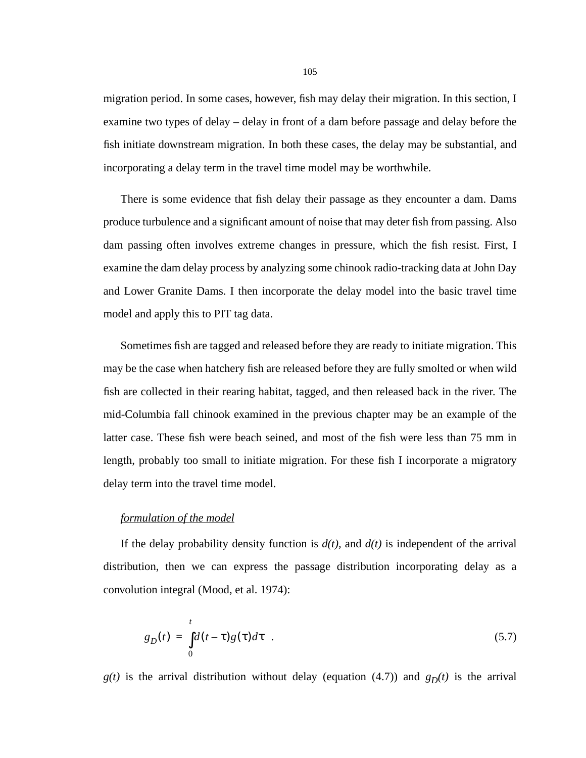migration period. In some cases, however, fish may delay their migration. In this section, I examine two types of delay – delay in front of a dam before passage and delay before the fish initiate downstream migration. In both these cases, the delay may be substantial, and incorporating a delay term in the travel time model may be worthwhile.

There is some evidence that fish delay their passage as they encounter a dam. Dams produce turbulence and a significant amount of noise that may deter fish from passing. Also dam passing often involves extreme changes in pressure, which the fish resist. First, I examine the dam delay process by analyzing some chinook radio-tracking data at John Day and Lower Granite Dams. I then incorporate the delay model into the basic travel time model and apply this to PIT tag data.

Sometimes fish are tagged and released before they are ready to initiate migration. This may be the case when hatchery fish are released before they are fully smolted or when wild fish are collected in their rearing habitat, tagged, and then released back in the river. The mid-Columbia fall chinook examined in the previous chapter may be an example of the latter case. These fish were beach seined, and most of the fish were less than 75 mm in length, probably too small to initiate migration. For these fish I incorporate a migratory delay term into the travel time model.

*formulation of the model*

If the delay probability density function is $d(t)$, and $d(t)$ is independent of the arrival distribution, then we can express the passage distribution incorporating delay as a convolution integral (Mood, et al. 1974):

$$g_D(t) = \int_0^t d(t-\tau)g(\tau)d\tau \quad . \tag{5.7}$$

$g(t)$ is the arrival distribution without delay (equation (4.7)) and $g_D(t)$ is the arrival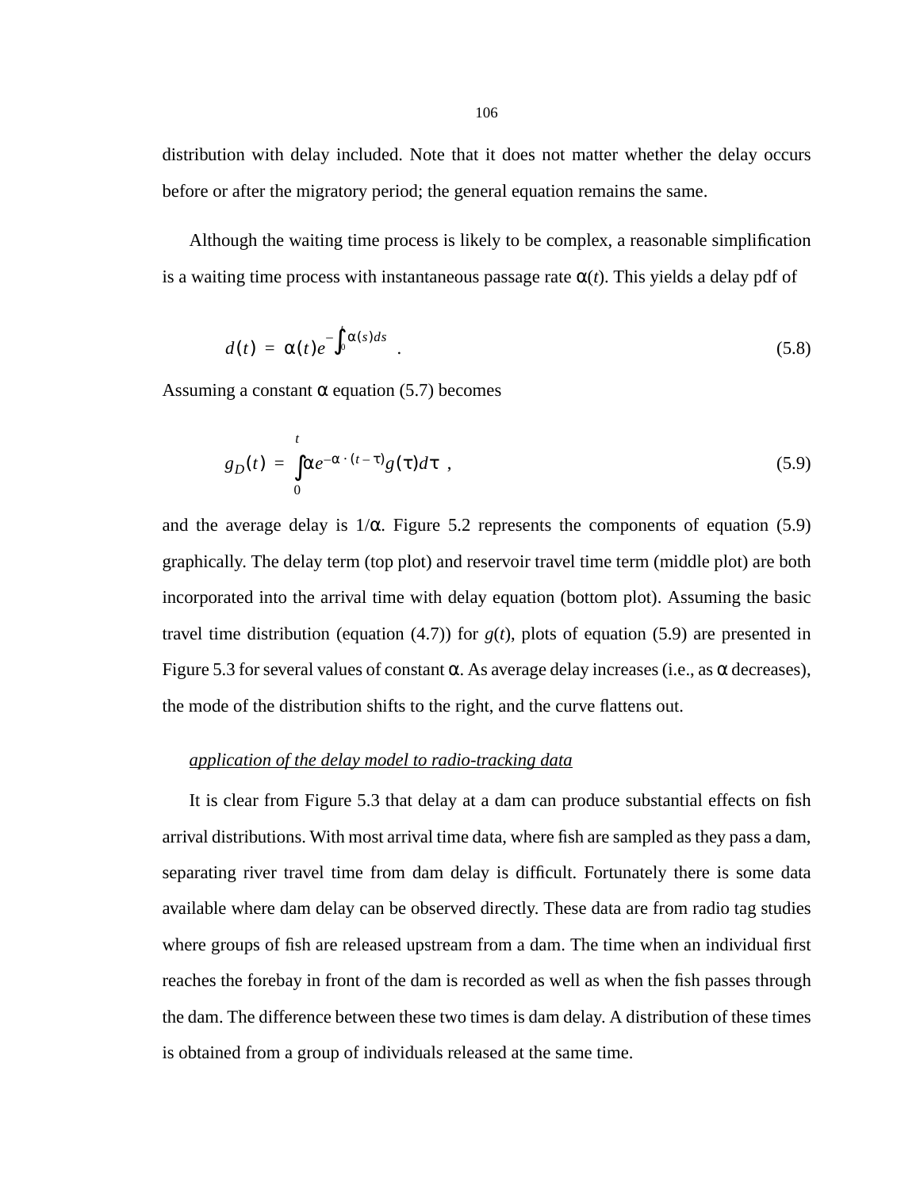distribution with delay included. Note that it does not matter whether the delay occurs before or after the migratory period; the general equation remains the same.

Although the waiting time process is likely to be complex, a reasonable simplification is a waiting time process with instantaneous passage rate $\alpha(t)$. This yields a delay pdf of

$$d(t) = \alpha(t)e^{-\int_0^t \alpha(s)ds} \quad . \tag{5.8}$$

Assuming a constant $\alpha$ equation (5.7) becomes

$$g_D(t) = \int_0^t \alpha e^{-\alpha \cdot (t-\tau)} g(\tau) d\tau \ , \tag{5.9}$$

and the average delay is $1/\alpha$. Figure 5.2 represents the components of equation (5.9) graphically. The delay term (top plot) and reservoir travel time term (middle plot) are both incorporated into the arrival time with delay equation (bottom plot). Assuming the basic travel time distribution (equation (4.7)) for $g(t)$, plots of equation (5.9) are presented in Figure 5.3 for several values of constant $\alpha$. As average delay increases (i.e., as $\alpha$ decreases), the mode of the distribution shifts to the right, and the curve flattens out.

*application of the delay model to radio-tracking data*

It is clear from Figure 5.3 that delay at a dam can produce substantial effects on fish arrival distributions. With most arrival time data, where fish are sampled as they pass a dam, separating river travel time from dam delay is difficult. Fortunately there is some data available where dam delay can be observed directly. These data are from radio tag studies where groups of fish are released upstream from a dam. The time when an individual first reaches the forebay in front of the dam is recorded as well as when the fish passes through the dam. The difference between these two times is dam delay. A distribution of these times is obtained from a group of individuals released at the same time.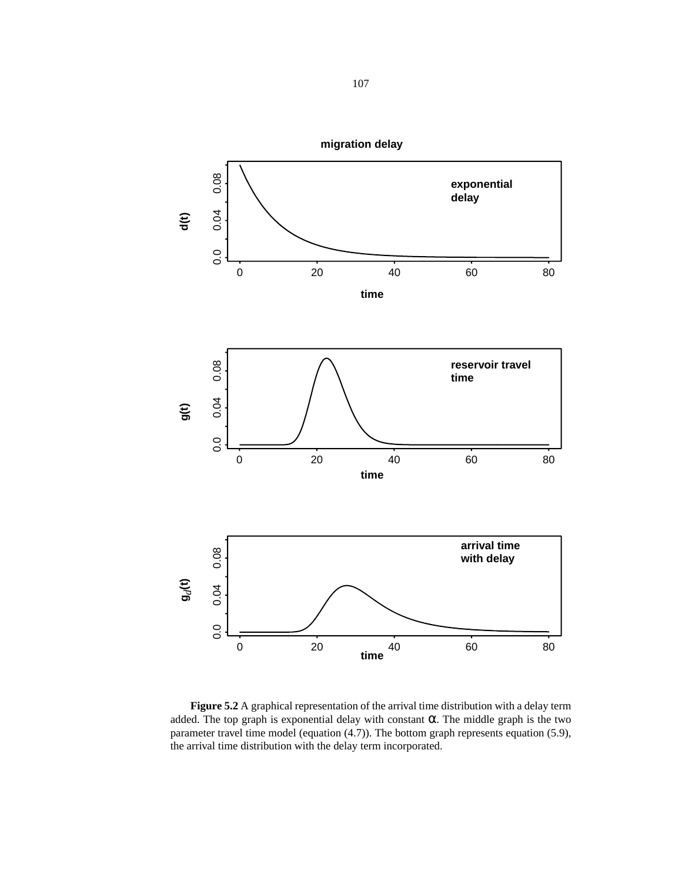**Figure 5.2** A graphical representation of the arrival time distribution with a delay term added. The top graph is exponential delay with constant $\alpha$. The middle graph is the two parameter travel time model (equation (4.7)). The bottom graph represents equation (5.9), the arrival time distribution with the delay term incorporated.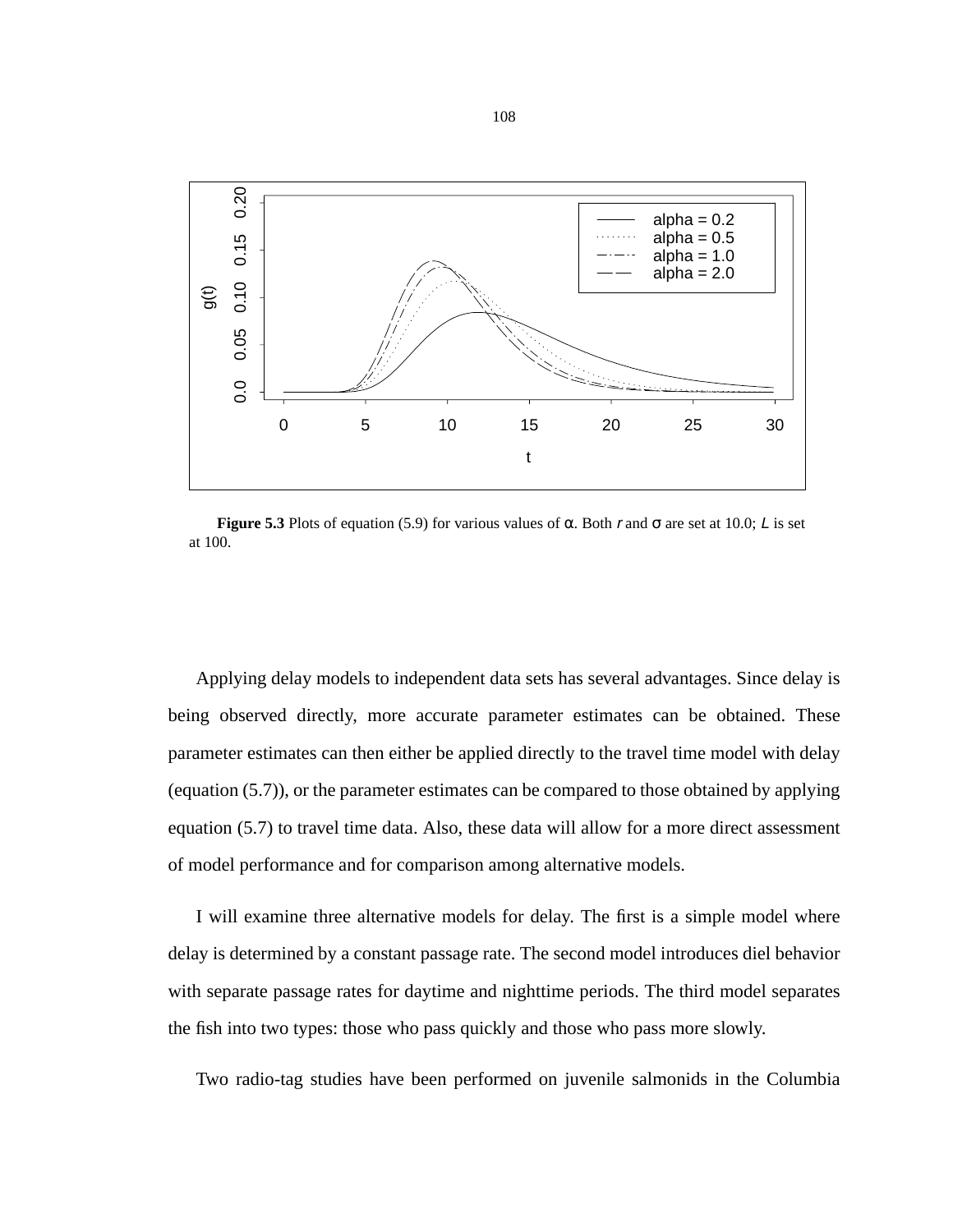**Figure 5.3** Plots of equation (5.9) for various values of $\alpha$. Both $r$ and $\sigma$ are set at 10.0; $L$ is set at 100.

Applying delay models to independent data sets has several advantages. Since delay is being observed directly, more accurate parameter estimates can be obtained. These parameter estimates can then either be applied directly to the travel time model with delay (equation (5.7)), or the parameter estimates can be compared to those obtained by applying equation (5.7) to travel time data. Also, these data will allow for a more direct assessment of model performance and for comparison among alternative models.

I will examine three alternative models for delay. The first is a simple model where delay is determined by a constant passage rate. The second model introduces diel behavior with separate passage rates for daytime and nighttime periods. The third model separates the fish into two types: those who pass quickly and those who pass more slowly.

Two radio-tag studies have been performed on juvenile salmonids in the Columbia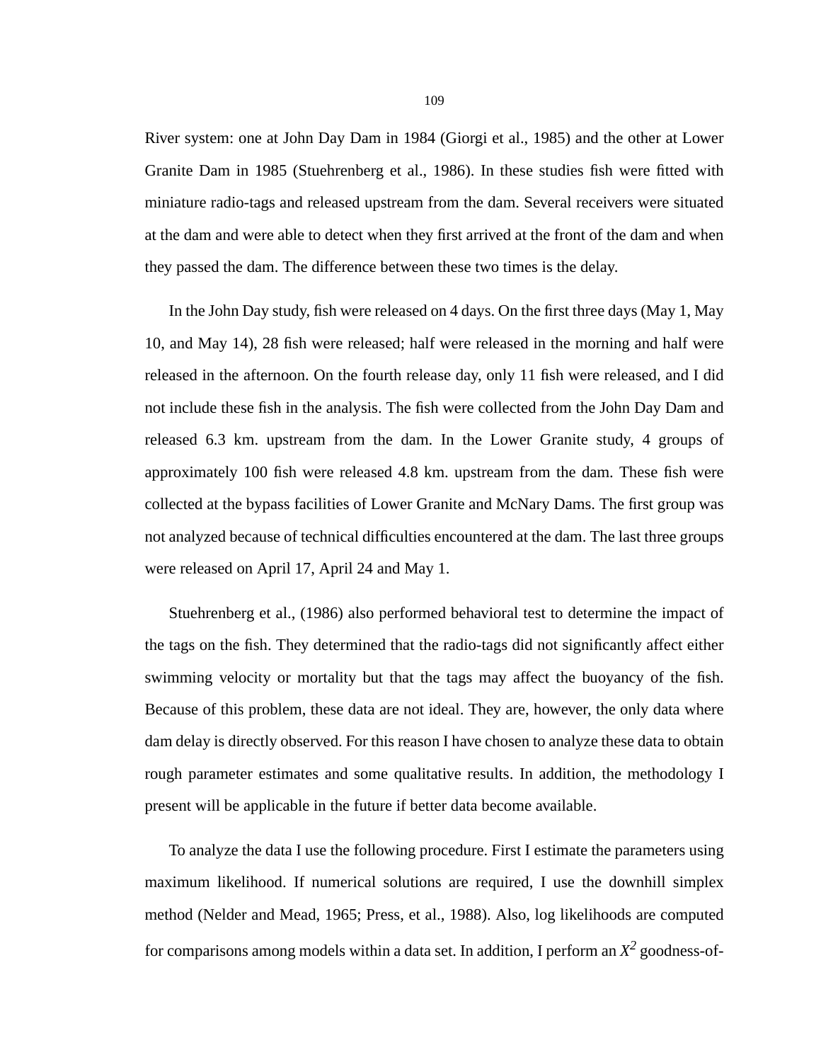River system: one at John Day Dam in 1984 (Giorgi et al., 1985) and the other at Lower Granite Dam in 1985 (Stuehrenberg et al., 1986). In these studies fish were fitted with miniature radio-tags and released upstream from the dam. Several receivers were situated at the dam and were able to detect when they first arrived at the front of the dam and when they passed the dam. The difference between these two times is the delay.

In the John Day study, fish were released on 4 days. On the first three days (May 1, May 10, and May 14), 28 fish were released; half were released in the morning and half were released in the afternoon. On the fourth release day, only 11 fish were released, and I did not include these fish in the analysis. The fish were collected from the John Day Dam and released 6.3 km. upstream from the dam. In the Lower Granite study, 4 groups of approximately 100 fish were released 4.8 km. upstream from the dam. These fish were collected at the bypass facilities of Lower Granite and McNary Dams. The first group was not analyzed because of technical difficulties encountered at the dam. The last three groups were released on April 17, April 24 and May 1.

Stuehrenberg et al., (1986) also performed behavioral test to determine the impact of the tags on the fish. They determined that the radio-tags did not significantly affect either swimming velocity or mortality but that the tags may affect the buoyancy of the fish. Because of this problem, these data are not ideal. They are, however, the only data where dam delay is directly observed. For this reason I have chosen to analyze these data to obtain rough parameter estimates and some qualitative results. In addition, the methodology I present will be applicable in the future if better data become available.

To analyze the data I use the following procedure. First I estimate the parameters using maximum likelihood. If numerical solutions are required, I use the downhill simplex method (Nelder and Mead, 1965; Press, et al., 1988). Also, log likelihoods are computed for comparisons among models within a data set. In addition, I perform an $X^2$ goodness-of-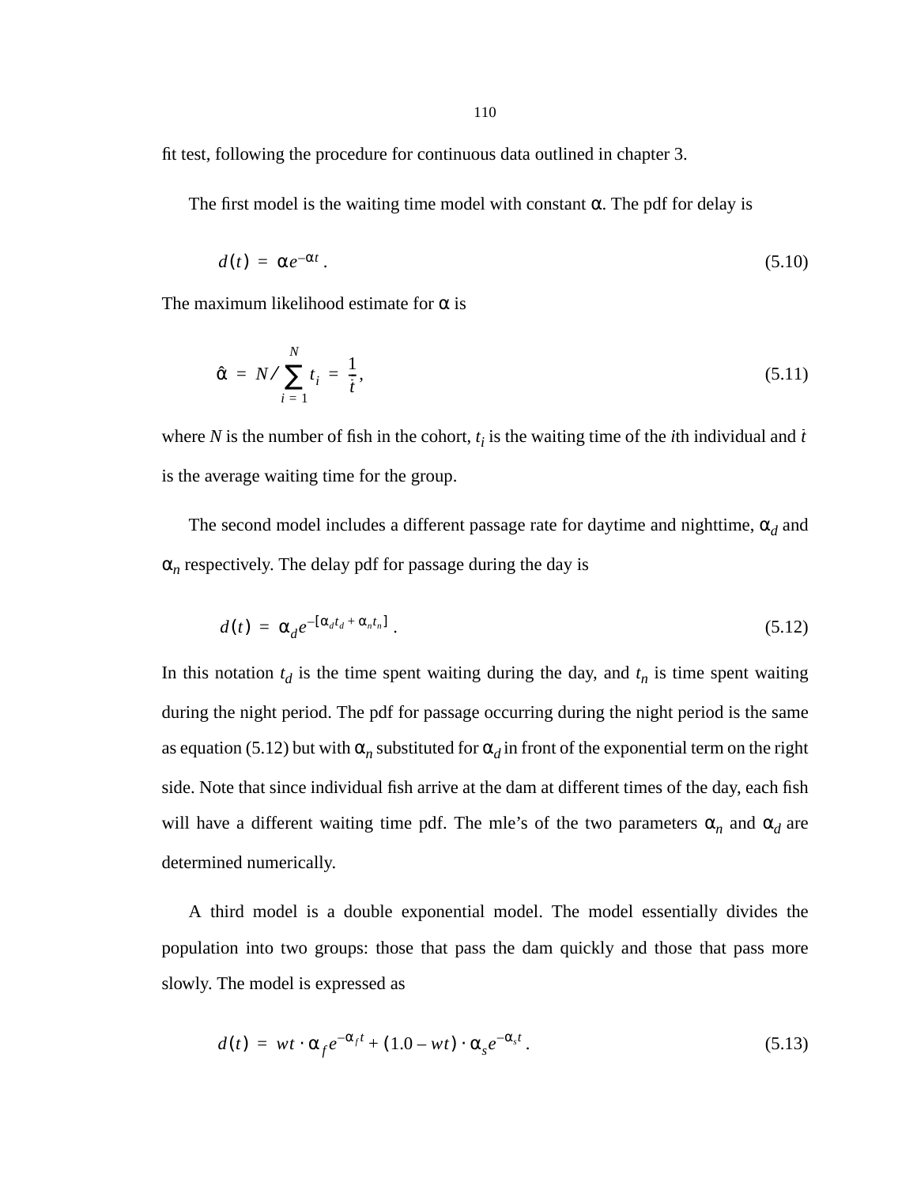fit test, following the procedure for continuous data outlined in chapter 3.

The first model is the waiting time model with constant $\alpha$. The pdf for delay is

$$d(t) = \alpha e^{-\alpha t} . \tag{5.10}$$

The maximum likelihood estimate for $\alpha$ is

$$\hat{\alpha} = N / \sum_{i=1}^{N} t_i = \frac{1}{\bar{t}}, \tag{5.11}$$

where $N$ is the number of fish in the cohort, $t_i$ is the waiting time of the $i$th individual and $\bar{t}$ is the average waiting time for the group.

The second model includes a different passage rate for daytime and nighttime, $\alpha_d$ and $\alpha_n$ respectively. The delay pdf for passage during the day is

$$d(t) = \alpha_d e^{-[\alpha_d t_d + \alpha_n t_n]} . \tag{5.12}$$

In this notation $t_d$ is the time spent waiting during the day, and $t_n$ is time spent waiting during the night period. The pdf for passage occurring during the night period is the same as equation (5.12) but with $\alpha_n$ substituted for $\alpha_d$ in front of the exponential term on the right side. Note that since individual fish arrive at the dam at different times of the day, each fish will have a different waiting time pdf. The mle's of the two parameters $\alpha_n$ and $\alpha_d$ are determined numerically.

A third model is a double exponential model. The model essentially divides the population into two groups: those that pass the dam quickly and those that pass more slowly. The model is expressed as

$$d(t) = wt \cdot \alpha_f e^{-\alpha_f t} + (1.0 - wt) \cdot \alpha_s e^{-\alpha_s t} . \tag{5.13}$$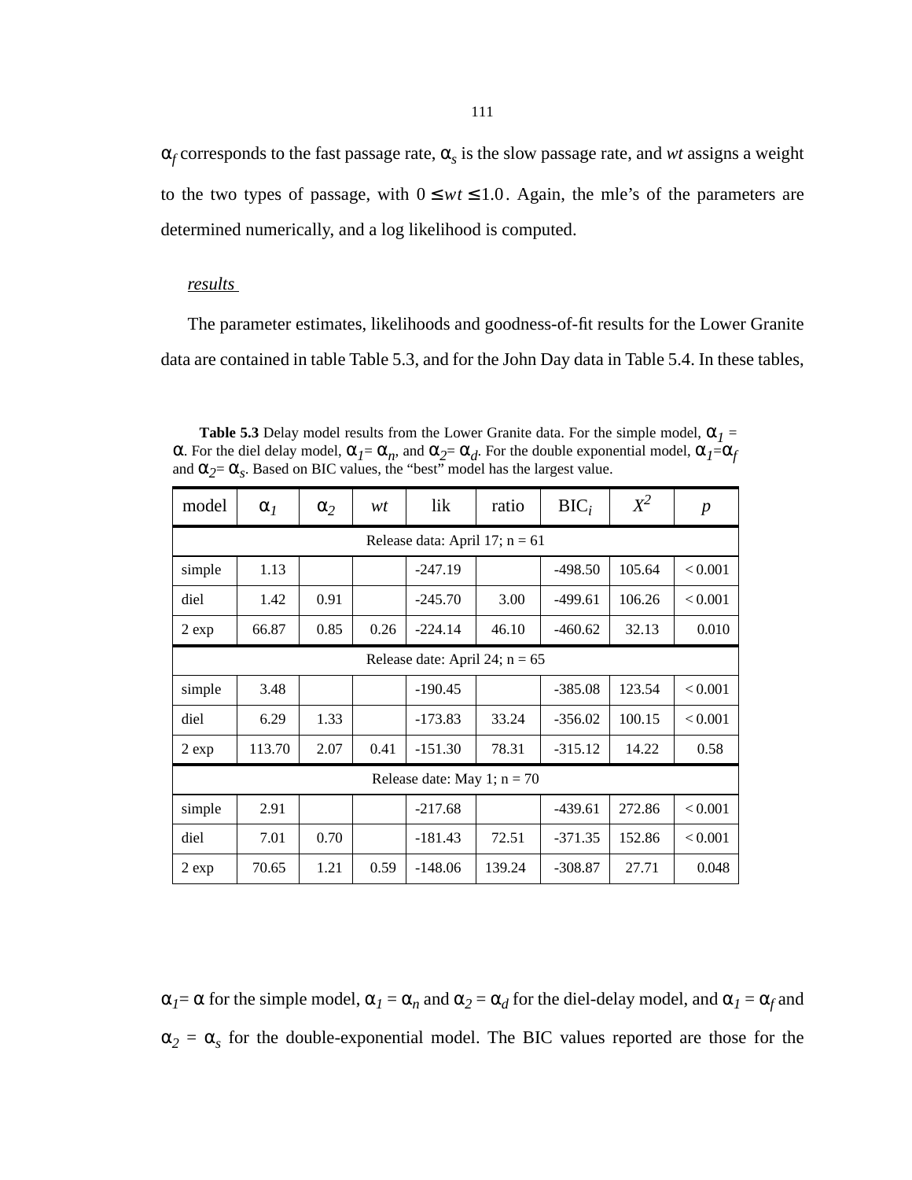$\alpha_f$ corresponds to the fast passage rate, $\alpha_s$ is the slow passage rate, and *wt* assigns a weight to the two types of passage, with $0 \leq wt \leq 1.0$. Again, the mle's of the parameters are determined numerically, and a log likelihood is computed.

*results*

The parameter estimates, likelihoods and goodness-of-fit results for the Lower Granite data are contained in table Table 5.3, and for the John Day data in Table 5.4. In these tables,

**Table 5.3** Delay model results from the Lower Granite data. For the simple model, $\alpha_1 = \alpha$. For the diel delay model, $\alpha_1 = \alpha_n$, and $\alpha_2 = \alpha_d$. For the double exponential model, $\alpha_1 = \alpha_f$ and $\alpha_2 = \alpha_s$. Based on BIC values, the "best" model has the largest value.

| model | $\alpha_1$ | $\alpha_2$ | *wt* | lik | ratio | $BIC_i$ | $X^2$ | *p* |
|---|---|---|---|---|---|---|---|---|
| Release data: April 17; n = 61 | | | | | | | | |
| simple | 1.13 | | | -247.19 | | -498.50 | 105.64 | < 0.001 |
| diel | 1.42 | 0.91 | | -245.70 | 3.00 | -499.61 | 106.26 | < 0.001 |
| 2 exp | 66.87 | 0.85 | 0.26 | -224.14 | 46.10 | -460.62 | 32.13 | 0.010 |
| Release date: April 24; n = 65 | | | | | | | | |
| simple | 3.48 | | | -190.45 | | -385.08 | 123.54 | < 0.001 |
| diel | 6.29 | 1.33 | | -173.83 | 33.24 | -356.02 | 100.15 | < 0.001 |
| 2 exp | 113.70 | 2.07 | 0.41 | -151.30 | 78.31 | -315.12 | 14.22 | 0.58 |
| Release date: May 1; n = 70 | | | | | | | | |
| simple | 2.91 | | | -217.68 | | -439.61 | 272.86 | < 0.001 |
| diel | 7.01 | 0.70 | | -181.43 | 72.51 | -371.35 | 152.86 | < 0.001 |
| 2 exp | 70.65 | 1.21 | 0.59 | -148.06 | 139.24 | -308.87 | 27.71 | 0.048 |

$\alpha_1 = \alpha$ for the simple model, $\alpha_1 = \alpha_n$ and $\alpha_2 = \alpha_d$ for the diel-delay model, and $\alpha_1 = \alpha_f$ and $\alpha_2 = \alpha_s$ for the double-exponential model. The BIC values reported are those for the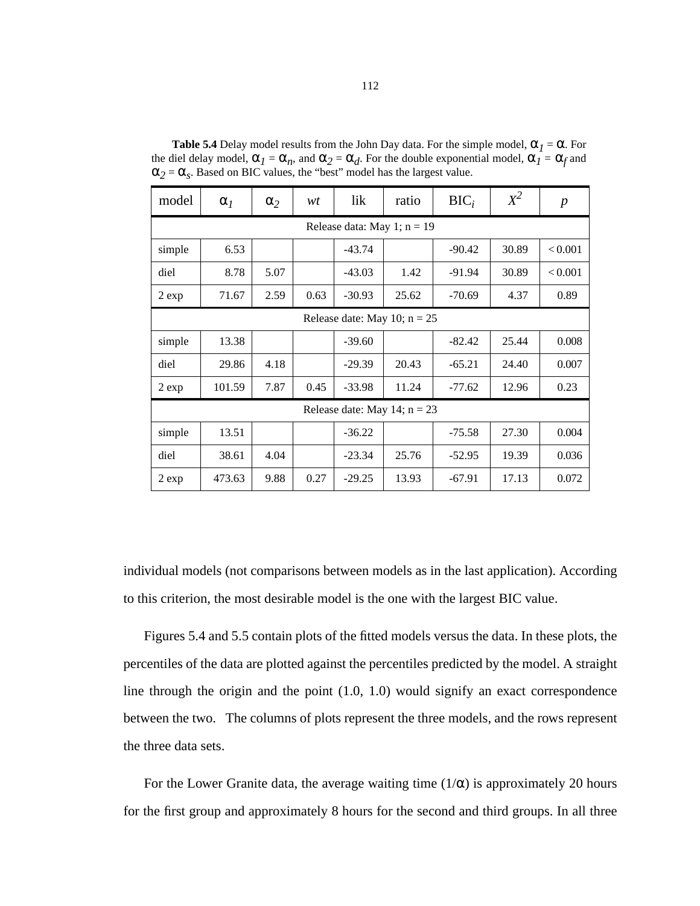**Table 5.4** Delay model results from the John Day data. For the simple model, $\alpha_1 = \alpha$. For the diel delay model, $\alpha_1 = \alpha_n$, and $\alpha_2 = \alpha_d$. For the double exponential model, $\alpha_1 = \alpha_f$ and $\alpha_2 = \alpha_s$. Based on BIC values, the "best" model has the largest value.

| model | $\alpha_1$ | $\alpha_2$ | *wt* | lik | ratio | $BIC_i$ | $X^2$ | *p* |
|---|---|---|---|---|---|---|---|---|
| Release data: May 1; n = 19 | | | | | | | | |
| simple | 6.53 | | | -43.74 | | -90.42 | 30.89 | < 0.001 |
| diel | 8.78 | 5.07 | | -43.03 | 1.42 | -91.94 | 30.89 | < 0.001 |
| 2 exp | 71.67 | 2.59 | 0.63 | -30.93 | 25.62 | -70.69 | 4.37 | 0.89 |
| Release date: May 10; n = 25 | | | | | | | | |
| simple | 13.38 | | | -39.60 | | -82.42 | 25.44 | 0.008 |
| diel | 29.86 | 4.18 | | -29.39 | 20.43 | -65.21 | 24.40 | 0.007 |
| 2 exp | 101.59 | 7.87 | 0.45 | -33.98 | 11.24 | -77.62 | 12.96 | 0.23 |
| Release date: May 14; n = 23 | | | | | | | | |
| simple | 13.51 | | | -36.22 | | -75.58 | 27.30 | 0.004 |
| diel | 38.61 | 4.04 | | -23.34 | 25.76 | -52.95 | 19.39 | 0.036 |
| 2 exp | 473.63 | 9.88 | 0.27 | -29.25 | 13.93 | -67.91 | 17.13 | 0.072 |

individual models (not comparisons between models as in the last application). According to this criterion, the most desirable model is the one with the largest BIC value.

Figures 5.4 and 5.5 contain plots of the fitted models versus the data. In these plots, the percentiles of the data are plotted against the percentiles predicted by the model. A straight line through the origin and the point (1.0, 1.0) would signify an exact correspondence between the two. The columns of plots represent the three models, and the rows represent the three data sets.

For the Lower Granite data, the average waiting time ($1/\alpha$) is approximately 20 hours for the first group and approximately 8 hours for the second and third groups. In all three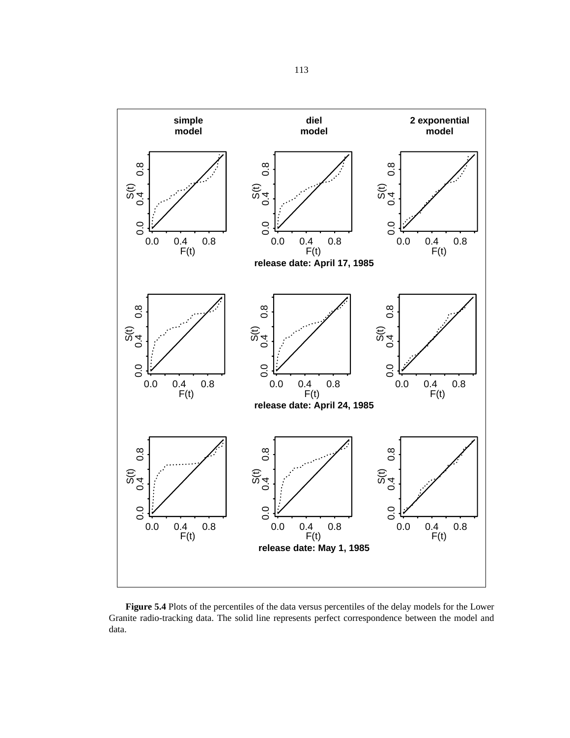**Figure 5.4** Plots of the percentiles of the data versus percentiles of the delay models for the Lower Granite radio-tracking data. The solid line represents perfect correspondence between the model and data.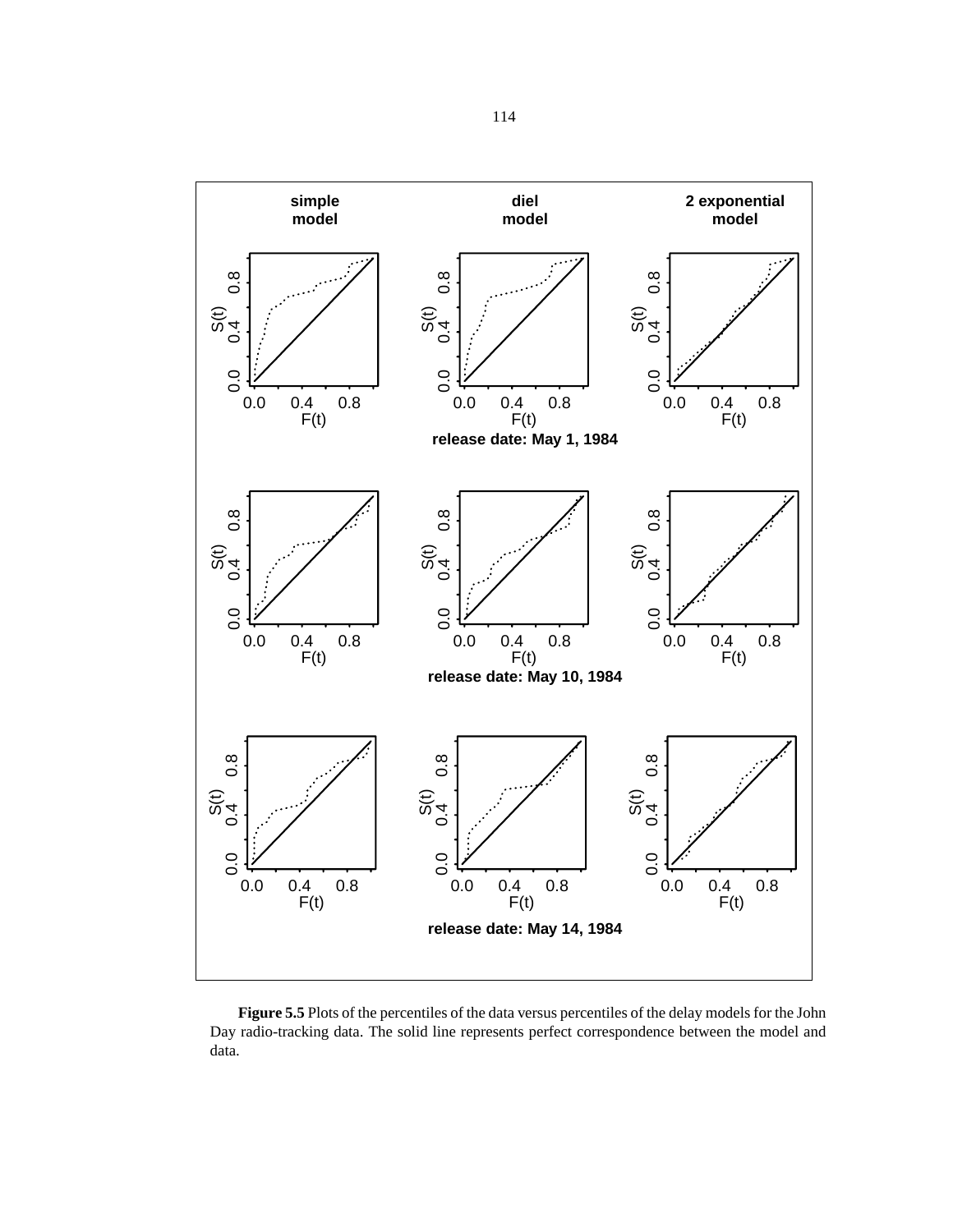**Figure 5.5** Plots of the percentiles of the data versus percentiles of the delay models for the John Day radio-tracking data. The solid line represents perfect correspondence between the model and data.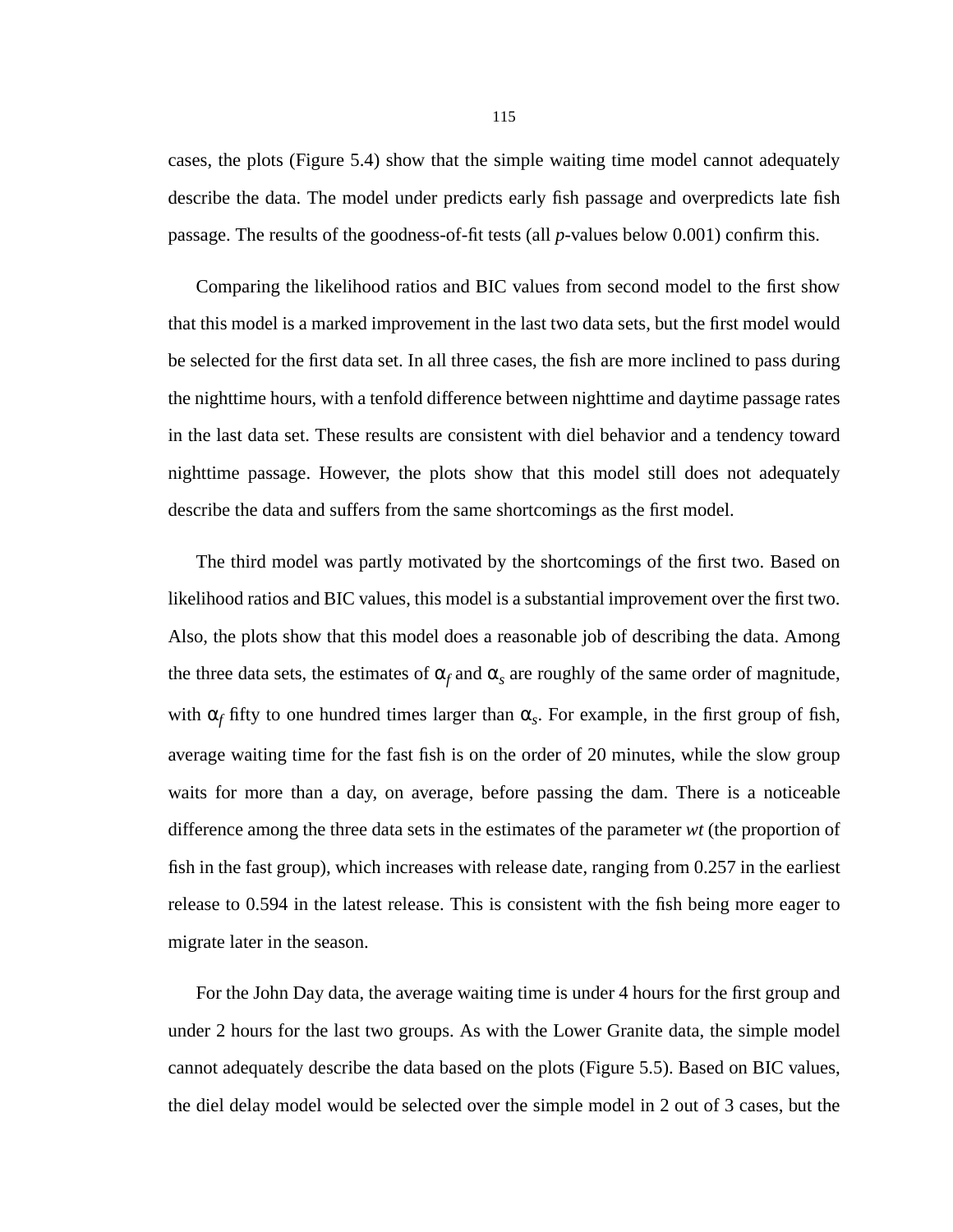cases, the plots (Figure 5.4) show that the simple waiting time model cannot adequately describe the data. The model under predicts early fish passage and overpredicts late fish passage. The results of the goodness-of-fit tests (all *p*-values below 0.001) confirm this.

Comparing the likelihood ratios and BIC values from second model to the first show that this model is a marked improvement in the last two data sets, but the first model would be selected for the first data set. In all three cases, the fish are more inclined to pass during the nighttime hours, with a tenfold difference between nighttime and daytime passage rates in the last data set. These results are consistent with diel behavior and a tendency toward nighttime passage. However, the plots show that this model still does not adequately describe the data and suffers from the same shortcomings as the first model.

The third model was partly motivated by the shortcomings of the first two. Based on likelihood ratios and BIC values, this model is a substantial improvement over the first two. Also, the plots show that this model does a reasonable job of describing the data. Among the three data sets, the estimates of $\alpha_f$ and $\alpha_s$ are roughly of the same order of magnitude, with $\alpha_f$ fifty to one hundred times larger than $\alpha_s$. For example, in the first group of fish, average waiting time for the fast fish is on the order of 20 minutes, while the slow group waits for more than a day, on average, before passing the dam. There is a noticeable difference among the three data sets in the estimates of the parameter *wt* (the proportion of fish in the fast group), which increases with release date, ranging from 0.257 in the earliest release to 0.594 in the latest release. This is consistent with the fish being more eager to migrate later in the season.

For the John Day data, the average waiting time is under 4 hours for the first group and under 2 hours for the last two groups. As with the Lower Granite data, the simple model cannot adequately describe the data based on the plots (Figure 5.5). Based on BIC values, the diel delay model would be selected over the simple model in 2 out of 3 cases, but the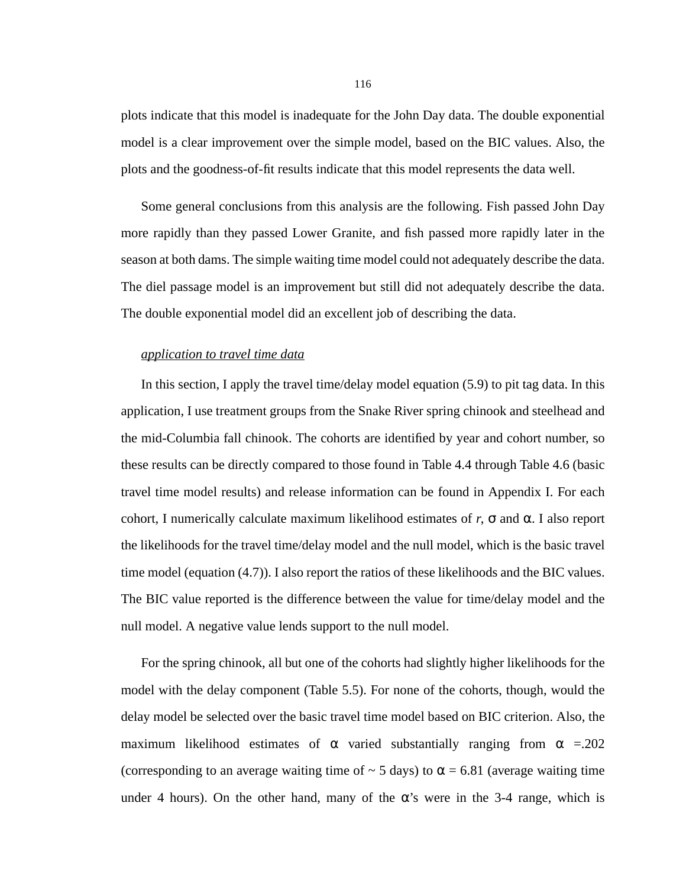plots indicate that this model is inadequate for the John Day data. The double exponential model is a clear improvement over the simple model, based on the BIC values. Also, the plots and the goodness-of-fit results indicate that this model represents the data well.

Some general conclusions from this analysis are the following. Fish passed John Day more rapidly than they passed Lower Granite, and fish passed more rapidly later in the season at both dams. The simple waiting time model could not adequately describe the data. The diel passage model is an improvement but still did not adequately describe the data. The double exponential model did an excellent job of describing the data.

*application to travel time data*

In this section, I apply the travel time/delay model equation (5.9) to pit tag data. In this application, I use treatment groups from the Snake River spring chinook and steelhead and the mid-Columbia fall chinook. The cohorts are identified by year and cohort number, so these results can be directly compared to those found in Table 4.4 through Table 4.6 (basic travel time model results) and release information can be found in Appendix I. For each cohort, I numerically calculate maximum likelihood estimates of $r$, $\sigma$ and $\alpha$. I also report the likelihoods for the travel time/delay model and the null model, which is the basic travel time model (equation (4.7)). I also report the ratios of these likelihoods and the BIC values. The BIC value reported is the difference between the value for time/delay model and the null model. A negative value lends support to the null model.

For the spring chinook, all but one of the cohorts had slightly higher likelihoods for the model with the delay component (Table 5.5). For none of the cohorts, though, would the delay model be selected over the basic travel time model based on BIC criterion. Also, the maximum likelihood estimates of $\alpha$ varied substantially ranging from $\alpha$ =.202 (corresponding to an average waiting time of ~ 5 days) to $\alpha$ = 6.81 (average waiting time under 4 hours). On the other hand, many of the $\alpha$'s were in the 3-4 range, which is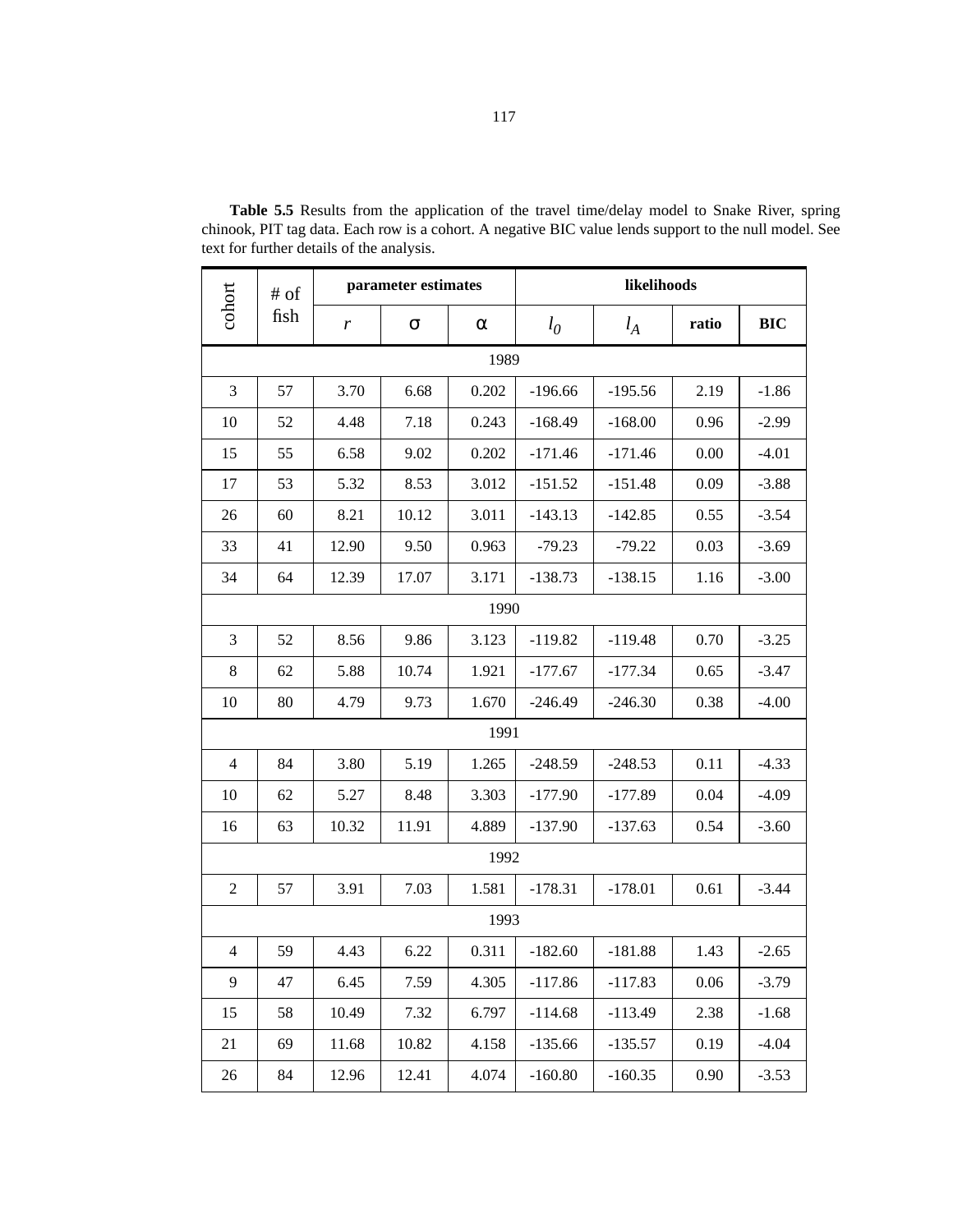**Table 5.5** Results from the application of the travel time/delay model to Snake River, spring chinook, PIT tag data. Each row is a cohort. A negative BIC value lends support to the null model. See text for further details of the analysis.

| cohort | # of fish | parameter estimates | | | likelihoods | | | |
|---|---|---|---|---|---|---|---|---|
| | | $r$ | $\sigma$ | $\alpha$ | $l_0$ | $l_A$ | ratio | BIC |
| | | | | 1989 | | | | |
| 3 | 57 | 3.70 | 6.68 | 0.202 | -196.66 | -195.56 | 2.19 | -1.86 |
| 10 | 52 | 4.48 | 7.18 | 0.243 | -168.49 | -168.00 | 0.96 | -2.99 |
| 15 | 55 | 6.58 | 9.02 | 0.202 | -171.46 | -171.46 | 0.00 | -4.01 |
| 17 | 53 | 5.32 | 8.53 | 3.012 | -151.52 | -151.48 | 0.09 | -3.88 |
| 26 | 60 | 8.21 | 10.12 | 3.011 | -143.13 | -142.85 | 0.55 | -3.54 |
| 33 | 41 | 12.90 | 9.50 | 0.963 | -79.23 | -79.22 | 0.03 | -3.69 |
| 34 | 64 | 12.39 | 17.07 | 3.171 | -138.73 | -138.15 | 1.16 | -3.00 |
| | | | | 1990 | | | | |
| 3 | 52 | 8.56 | 9.86 | 3.123 | -119.82 | -119.48 | 0.70 | -3.25 |
| 8 | 62 | 5.88 | 10.74 | 1.921 | -177.67 | -177.34 | 0.65 | -3.47 |
| 10 | 80 | 4.79 | 9.73 | 1.670 | -246.49 | -246.30 | 0.38 | -4.00 |
| | | | | 1991 | | | | |
| 4 | 84 | 3.80 | 5.19 | 1.265 | -248.59 | -248.53 | 0.11 | -4.33 |
| 10 | 62 | 5.27 | 8.48 | 3.303 | -177.90 | -177.89 | 0.04 | -4.09 |
| 16 | 63 | 10.32 | 11.91 | 4.889 | -137.90 | -137.63 | 0.54 | -3.60 |
| | | | | 1992 | | | | |
| 2 | 57 | 3.91 | 7.03 | 1.581 | -178.31 | -178.01 | 0.61 | -3.44 |
| | | | | 1993 | | | | |
| 4 | 59 | 4.43 | 6.22 | 0.311 | -182.60 | -181.88 | 1.43 | -2.65 |
| 9 | 47 | 6.45 | 7.59 | 4.305 | -117.86 | -117.83 | 0.06 | -3.79 |
| 15 | 58 | 10.49 | 7.32 | 6.797 | -114.68 | -113.49 | 2.38 | -1.68 |
| 21 | 69 | 11.68 | 10.82 | 4.158 | -135.66 | -135.57 | 0.19 | -4.04 |
| 26 | 84 | 12.96 | 12.41 | 4.074 | -160.80 | -160.35 | 0.90 | -3.53 |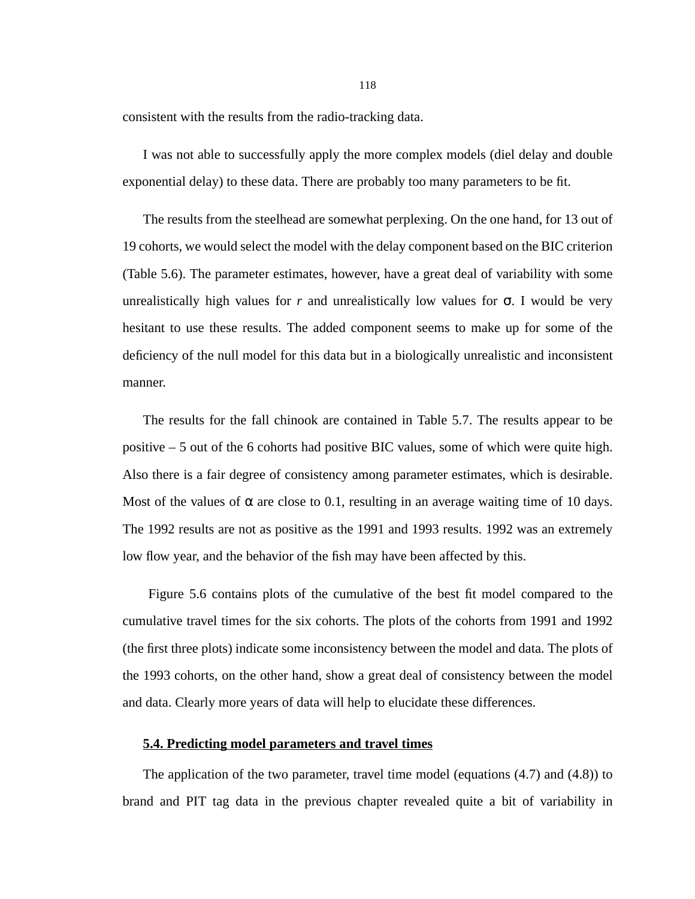consistent with the results from the radio-tracking data.

I was not able to successfully apply the more complex models (diel delay and double exponential delay) to these data. There are probably too many parameters to be fit.

The results from the steelhead are somewhat perplexing. On the one hand, for 13 out of 19 cohorts, we would select the model with the delay component based on the BIC criterion (Table 5.6). The parameter estimates, however, have a great deal of variability with some unrealistically high values for $r$ and unrealistically low values for $\sigma$. I would be very hesitant to use these results. The added component seems to make up for some of the deficiency of the null model for this data but in a biologically unrealistic and inconsistent manner.

The results for the fall chinook are contained in Table 5.7. The results appear to be positive – 5 out of the 6 cohorts had positive BIC values, some of which were quite high. Also there is a fair degree of consistency among parameter estimates, which is desirable. Most of the values of $\alpha$ are close to 0.1, resulting in an average waiting time of 10 days. The 1992 results are not as positive as the 1991 and 1993 results. 1992 was an extremely low flow year, and the behavior of the fish may have been affected by this.

Figure 5.6 contains plots of the cumulative of the best fit model compared to the cumulative travel times for the six cohorts. The plots of the cohorts from 1991 and 1992 (the first three plots) indicate some inconsistency between the model and data. The plots of the 1993 cohorts, on the other hand, show a great deal of consistency between the model and data. Clearly more years of data will help to elucidate these differences.

### 5.4. Predicting model parameters and travel times

The application of the two parameter, travel time model (equations (4.7) and (4.8)) to brand and PIT tag data in the previous chapter revealed quite a bit of variability in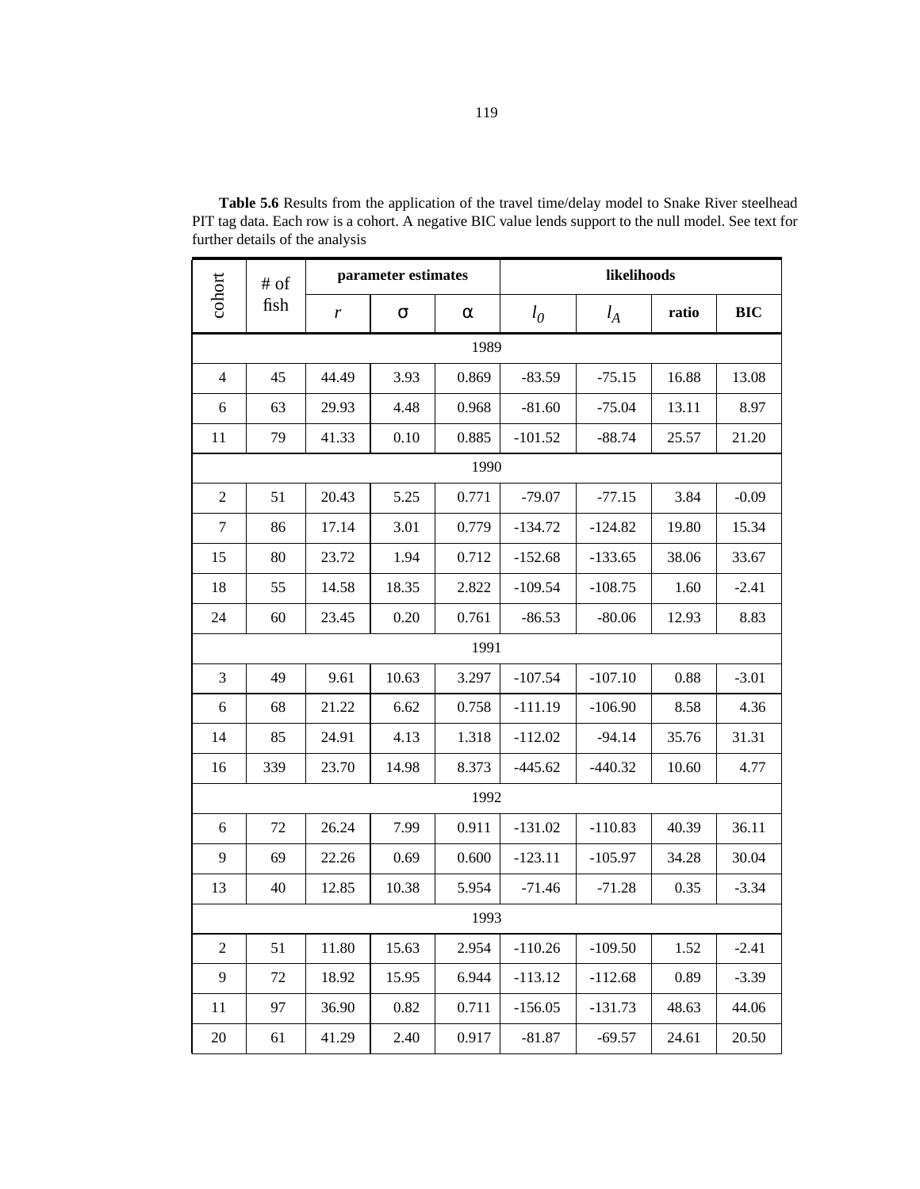**Table 5.6** Results from the application of the travel time/delay model to Snake River steelhead PIT tag data. Each row is a cohort. A negative BIC value lends support to the null model. See text for further details of the analysis

| cohort | # of fish | parameter estimates | | | likelihoods | | | |
|---|---|---|---|---|---|---|---|---|
| | | $r$ | $\sigma$ | $\alpha$ | $l_0$ | $l_A$ | ratio | BIC |
| 1989 | | | | | | | | |
| 4 | 45 | 44.49 | 3.93 | 0.869 | -83.59 | -75.15 | 16.88 | 13.08 |
| 6 | 63 | 29.93 | 4.48 | 0.968 | -81.60 | -75.04 | 13.11 | 8.97 |
| 11 | 79 | 41.33 | 0.10 | 0.885 | -101.52 | -88.74 | 25.57 | 21.20 |
| 1990 | | | | | | | | |
| 2 | 51 | 20.43 | 5.25 | 0.771 | -79.07 | -77.15 | 3.84 | -0.09 |
| 7 | 86 | 17.14 | 3.01 | 0.779 | -134.72 | -124.82 | 19.80 | 15.34 |
| 15 | 80 | 23.72 | 1.94 | 0.712 | -152.68 | -133.65 | 38.06 | 33.67 |
| 18 | 55 | 14.58 | 18.35 | 2.822 | -109.54 | -108.75 | 1.60 | -2.41 |
| 24 | 60 | 23.45 | 0.20 | 0.761 | -86.53 | -80.06 | 12.93 | 8.83 |
| 1991 | | | | | | | | |
| 3 | 49 | 9.61 | 10.63 | 3.297 | -107.54 | -107.10 | 0.88 | -3.01 |
| 6 | 68 | 21.22 | 6.62 | 0.758 | -111.19 | -106.90 | 8.58 | 4.36 |
| 14 | 85 | 24.91 | 4.13 | 1.318 | -112.02 | -94.14 | 35.76 | 31.31 |
| 16 | 339 | 23.70 | 14.98 | 8.373 | -445.62 | -440.32 | 10.60 | 4.77 |
| 1992 | | | | | | | | |
| 6 | 72 | 26.24 | 7.99 | 0.911 | -131.02 | -110.83 | 40.39 | 36.11 |
| 9 | 69 | 22.26 | 0.69 | 0.600 | -123.11 | -105.97 | 34.28 | 30.04 |
| 13 | 40 | 12.85 | 10.38 | 5.954 | -71.46 | -71.28 | 0.35 | -3.34 |
| 1993 | | | | | | | | |
| 2 | 51 | 11.80 | 15.63 | 2.954 | -110.26 | -109.50 | 1.52 | -2.41 |
| 9 | 72 | 18.92 | 15.95 | 6.944 | -113.12 | -112.68 | 0.89 | -3.39 |
| 11 | 97 | 36.90 | 0.82 | 0.711 | -156.05 | -131.73 | 48.63 | 44.06 |
| 20 | 61 | 41.29 | 2.40 | 0.917 | -81.87 | -69.57 | 24.61 | 20.50 |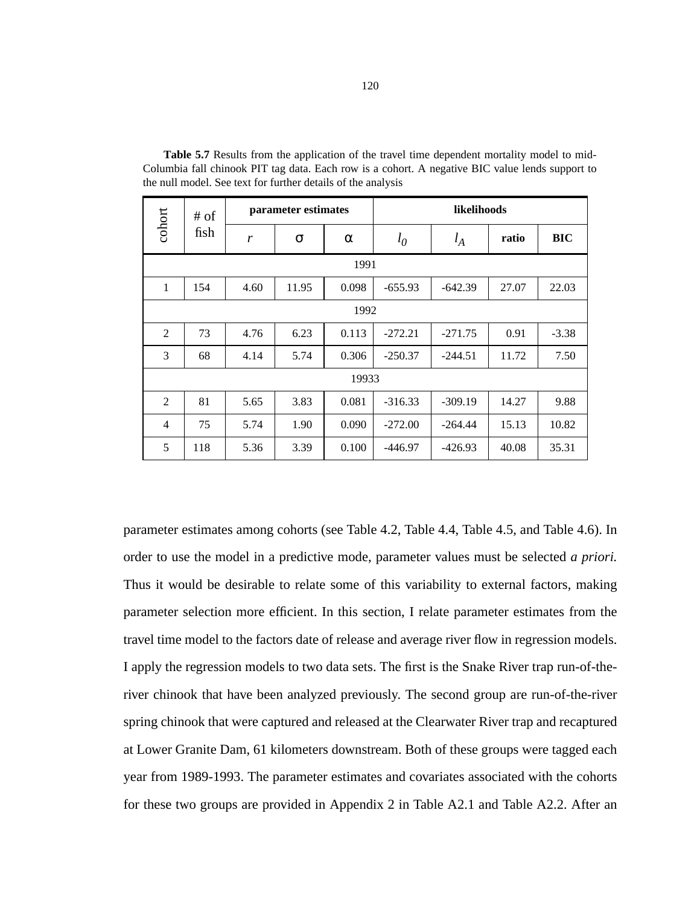**Table 5.7** Results from the application of the travel time dependent mortality model to mid-Columbia fall chinook PIT tag data. Each row is a cohort. A negative BIC value lends support to the null model. See text for further details of the analysis

| cohort | # of fish | parameter estimates | | | likelihoods | | | |
|---|---|---|---|---|---|---|---|---|
| | | $r$ | $\sigma$ | $\alpha$ | $l_0$ | $l_A$ | **ratio** | **BIC** |
| 1991 | | | | | | | | |
| 1 | 154 | 4.60 | 11.95 | 0.098 | -655.93 | -642.39 | 27.07 | 22.03 |
| 1992 | | | | | | | | |
| 2 | 73 | 4.76 | 6.23 | 0.113 | -272.21 | -271.75 | 0.91 | -3.38 |
| 3 | 68 | 4.14 | 5.74 | 0.306 | -250.37 | -244.51 | 11.72 | 7.50 |
| 19933 | | | | | | | | |
| 2 | 81 | 5.65 | 3.83 | 0.081 | -316.33 | -309.19 | 14.27 | 9.88 |
| 4 | 75 | 5.74 | 1.90 | 0.090 | -272.00 | -264.44 | 15.13 | 10.82 |
| 5 | 118 | 5.36 | 3.39 | 0.100 | -446.97 | -426.93 | 40.08 | 35.31 |

parameter estimates among cohorts (see Table 4.2, Table 4.4, Table 4.5, and Table 4.6). In order to use the model in a predictive mode, parameter values must be selected *a priori.* Thus it would be desirable to relate some of this variability to external factors, making parameter selection more efficient. In this section, I relate parameter estimates from the travel time model to the factors date of release and average river flow in regression models. I apply the regression models to two data sets. The first is the Snake River trap run-of-the-river chinook that have been analyzed previously. The second group are run-of-the-river spring chinook that were captured and released at the Clearwater River trap and recaptured at Lower Granite Dam, 61 kilometers downstream. Both of these groups were tagged each year from 1989-1993. The parameter estimates and covariates associated with the cohorts for these two groups are provided in Appendix 2 in Table A2.1 and Table A2.2. After an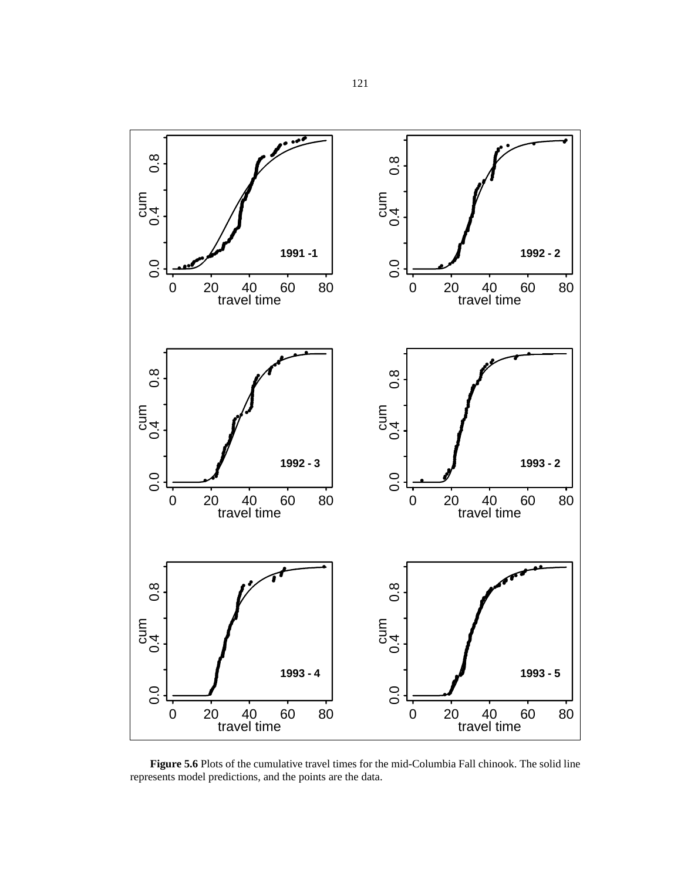**Figure 5.6** Plots of the cumulative travel times for the mid-Columbia Fall chinook. The solid line represents model predictions, and the points are the data.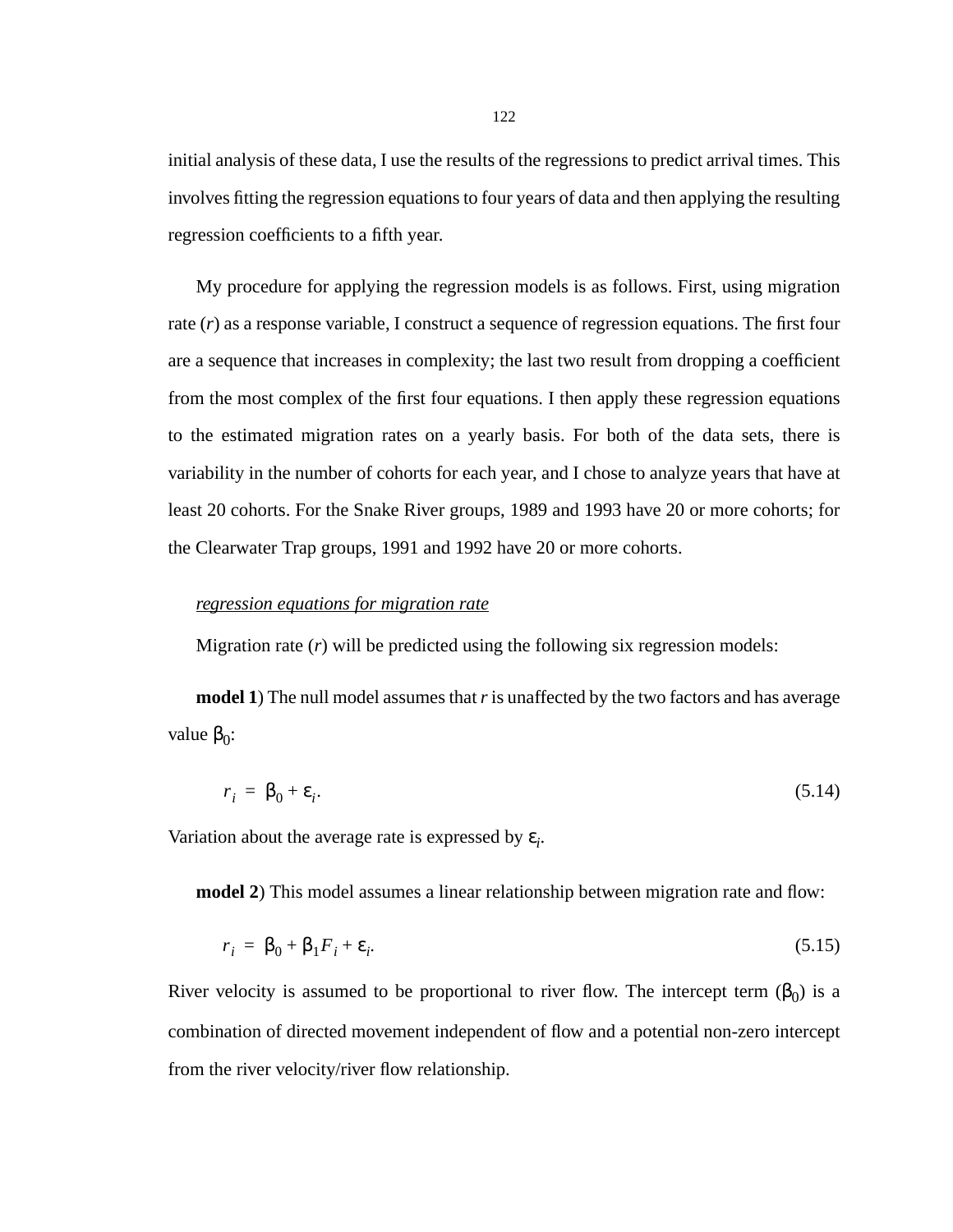initial analysis of these data, I use the results of the regressions to predict arrival times. This involves fitting the regression equations to four years of data and then applying the resulting regression coefficients to a fifth year.

My procedure for applying the regression models is as follows. First, using migration rate ($r$) as a response variable, I construct a sequence of regression equations. The first four are a sequence that increases in complexity; the last two result from dropping a coefficient from the most complex of the first four equations. I then apply these regression equations to the estimated migration rates on a yearly basis. For both of the data sets, there is variability in the number of cohorts for each year, and I chose to analyze years that have at least 20 cohorts. For the Snake River groups, 1989 and 1993 have 20 or more cohorts; for the Clearwater Trap groups, 1991 and 1992 have 20 or more cohorts.

*regression equations for migration rate*

Migration rate ($r$) will be predicted using the following six regression models:

**model 1**) The null model assumes that $r$ is unaffected by the two factors and has average value $\beta_0$:

$$r_i = \beta_0 + \varepsilon_i. \tag{5.14}$$

Variation about the average rate is expressed by $\varepsilon_i$.

**model 2**) This model assumes a linear relationship between migration rate and flow:

$$r_i = \beta_0 + \beta_1 F_i + \varepsilon_i. \tag{5.15}$$

River velocity is assumed to be proportional to river flow. The intercept term ($\beta_0$) is a combination of directed movement independent of flow and a potential non-zero intercept from the river velocity/river flow relationship.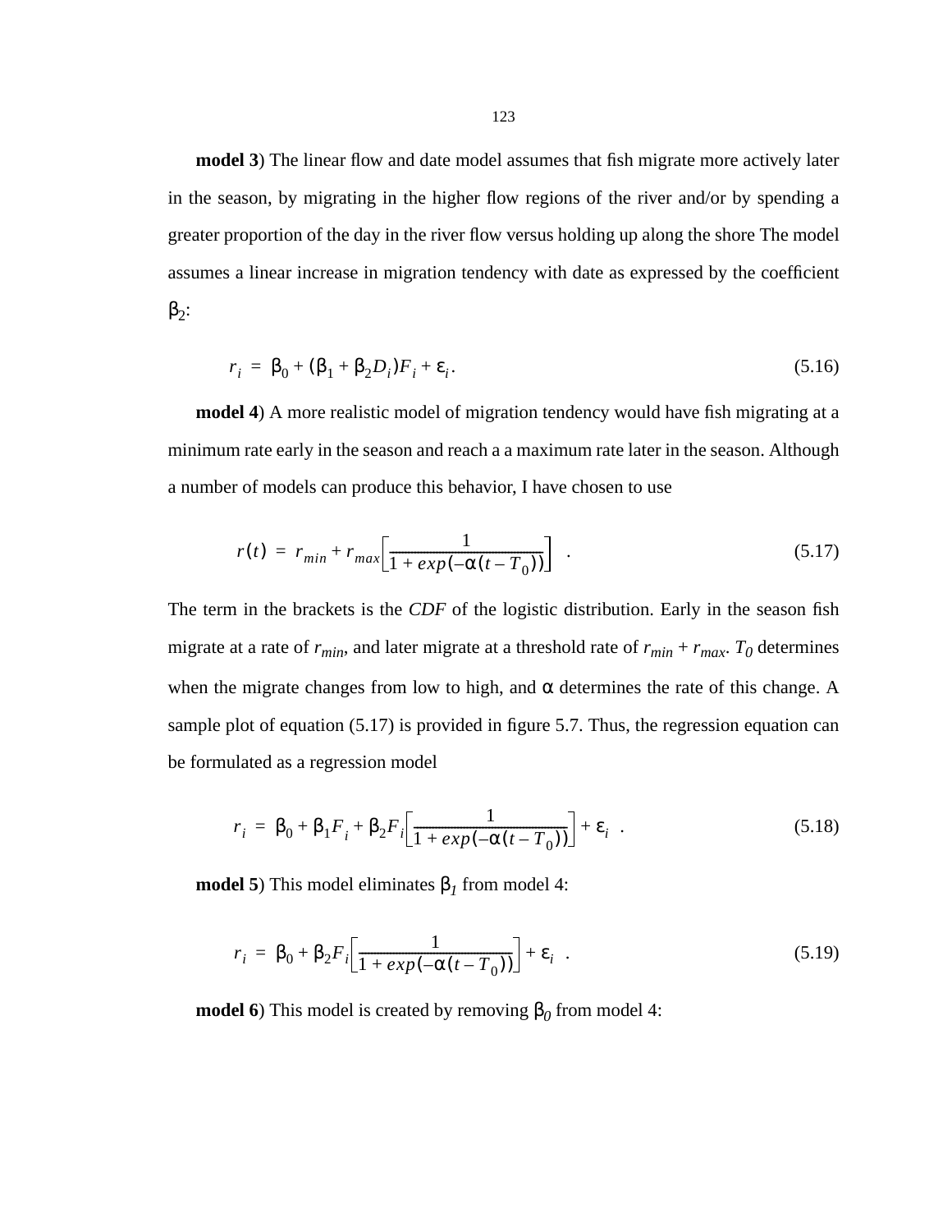**model 3**) The linear flow and date model assumes that fish migrate more actively later in the season, by migrating in the higher flow regions of the river and/or by spending a greater proportion of the day in the river flow versus holding up along the shore The model assumes a linear increase in migration tendency with date as expressed by the coefficient $\beta_2$:

$$r_i = \beta_0 + (\beta_1 + \beta_2 D_i) F_i + \varepsilon_i . \tag{5.16}$$

**model 4**) A more realistic model of migration tendency would have fish migrating at a minimum rate early in the season and reach a a maximum rate later in the season. Although a number of models can produce this behavior, I have chosen to use

$$r(t) = r_{min} + r_{max}\left[\frac{1}{1 + exp(-\alpha(t - T_0))}\right] . \tag{5.17}$$

The term in the brackets is the *CDF* of the logistic distribution. Early in the season fish migrate at a rate of $r_{min}$, and later migrate at a threshold rate of $r_{min} + r_{max}$. $T_0$ determines when the migrate changes from low to high, and $\alpha$ determines the rate of this change. A sample plot of equation (5.17) is provided in figure 5.7. Thus, the regression equation can be formulated as a regression model

$$r_i = \beta_0 + \beta_1 F_i + \beta_2 F_i\left[\frac{1}{1 + exp(-\alpha(t - T_0))}\right] + \varepsilon_i . \tag{5.18}$$

**model 5**) This model eliminates $\beta_1$ from model 4:

$$r_i = \beta_0 + \beta_2 F_i\left[\frac{1}{1 + exp(-\alpha(t - T_0))}\right] + \varepsilon_i . \tag{5.19}$$

**model 6**) This model is created by removing $\beta_0$ from model 4: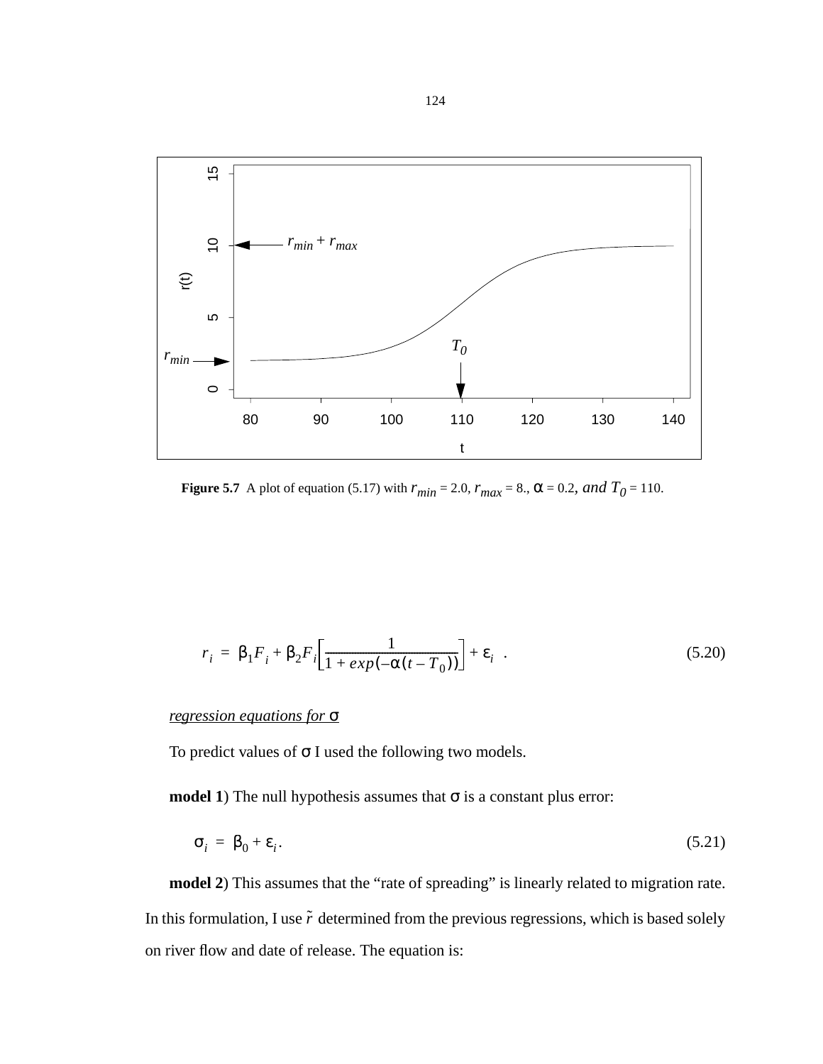**Figure 5.7** A plot of equation (5.17) with $r_{min}$ = 2.0, $r_{max}$ = 8., $\alpha$ = 0.2, *and* $T_0$ = 110.

$$r_i = \beta_1 F_i + \beta_2 F_i \left[ \frac{1}{1 + exp(-\alpha(t - T_0))} \right] + \varepsilon_i \quad . \tag{5.20}$$

*regression equations for* $\sigma$

To predict values of $\sigma$ I used the following two models.

**model 1**) The null hypothesis assumes that $\sigma$ is a constant plus error:

$$\sigma_i = \beta_0 + \varepsilon_i . \tag{5.21}$$

**model 2**) This assumes that the "rate of spreading" is linearly related to migration rate. In this formulation, I use $\tilde{r}$ determined from the previous regressions, which is based solely on river flow and date of release. The equation is: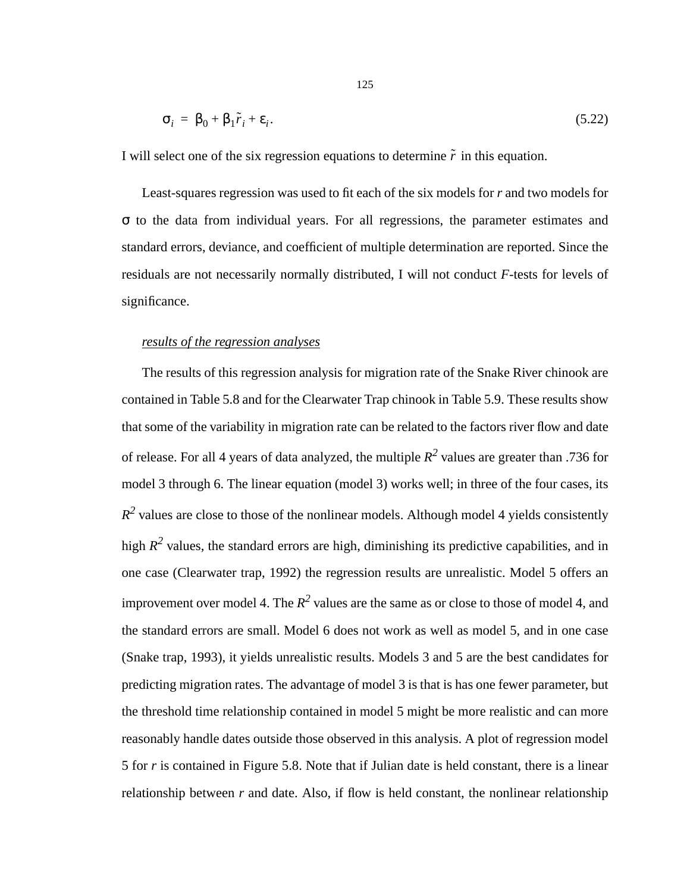$$\sigma_i = \beta_0 + \beta_1 \tilde{r}_i + \varepsilon_i. \tag{5.22}$$

I will select one of the six regression equations to determine $\tilde{r}$ in this equation.

Least-squares regression was used to fit each of the six models for $r$ and two models for $\sigma$ to the data from individual years. For all regressions, the parameter estimates and standard errors, deviance, and coefficient of multiple determination are reported. Since the residuals are not necessarily normally distributed, I will not conduct $F$-tests for levels of significance.

*results of the regression analyses*

The results of this regression analysis for migration rate of the Snake River chinook are contained in Table 5.8 and for the Clearwater Trap chinook in Table 5.9. These results show that some of the variability in migration rate can be related to the factors river flow and date of release. For all 4 years of data analyzed, the multiple $R^2$ values are greater than .736 for model 3 through 6. The linear equation (model 3) works well; in three of the four cases, its $R^2$ values are close to those of the nonlinear models. Although model 4 yields consistently high $R^2$ values, the standard errors are high, diminishing its predictive capabilities, and in one case (Clearwater trap, 1992) the regression results are unrealistic. Model 5 offers an improvement over model 4. The $R^2$ values are the same as or close to those of model 4, and the standard errors are small. Model 6 does not work as well as model 5, and in one case (Snake trap, 1993), it yields unrealistic results. Models 3 and 5 are the best candidates for predicting migration rates. The advantage of model 3 is that is has one fewer parameter, but the threshold time relationship contained in model 5 might be more realistic and can more reasonably handle dates outside those observed in this analysis. A plot of regression model 5 for $r$ is contained in Figure 5.8. Note that if Julian date is held constant, there is a linear relationship between $r$ and date. Also, if flow is held constant, the nonlinear relationship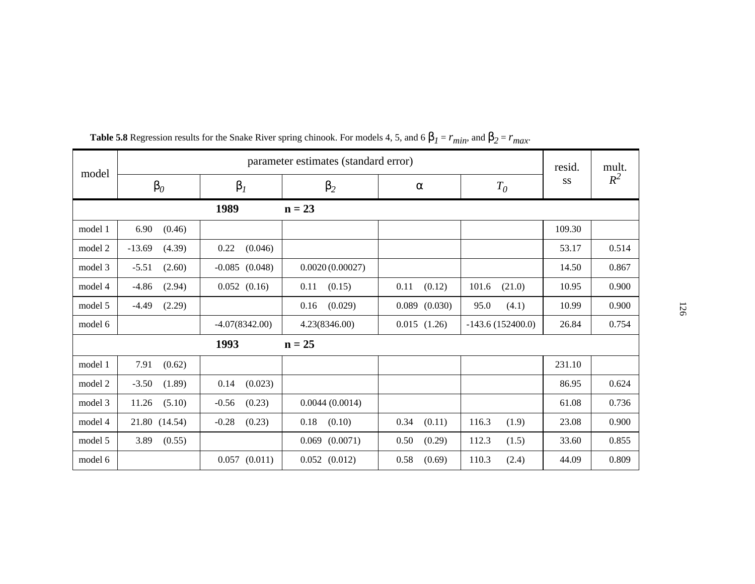**Table 5.8** Regression results for the Snake River spring chinook. For models 4, 5, and 6 $\beta_1 = r_{min}$, and $\beta_2 = r_{max}$.

| model | parameter estimates (standard error) | | | | | resid. ss | mult. $R^2$ |
|---|---|---|---|---|---|---|---|
| | $\beta_0$ | $\beta_1$ | $\beta_2$ | $\alpha$ | $T_0$ | | |
| **1989** | | | **n = 23** | | | | |
| model 1 | 6.90 (0.46) | | | | | 109.30 | |
| model 2 | -13.69 (4.39) | 0.22 (0.046) | | | | 53.17 | 0.514 |
| model 3 | -5.51 (2.60) | -0.085 (0.048) | 0.0020 (0.00027) | | | 14.50 | 0.867 |
| model 4 | -4.86 (2.94) | 0.052 (0.16) | 0.11 (0.15) | 0.11 (0.12) | 101.6 (21.0) | 10.95 | 0.900 |
| model 5 | -4.49 (2.29) | | 0.16 (0.029) | 0.089 (0.030) | 95.0 (4.1) | 10.99 | 0.900 |
| model 6 | | -4.07(8342.00) | 4.23(8346.00) | 0.015 (1.26) | -143.6 (152400.0) | 26.84 | 0.754 |
| **1993** | | | **n = 25** | | | | |
| model 1 | 7.91 (0.62) | | | | | 231.10 | |
| model 2 | -3.50 (1.89) | 0.14 (0.023) | | | | 86.95 | 0.624 |
| model 3 | 11.26 (5.10) | -0.56 (0.23) | 0.0044 (0.0014) | | | 61.08 | 0.736 |
| model 4 | 21.80 (14.54) | -0.28 (0.23) | 0.18 (0.10) | 0.34 (0.11) | 116.3 (1.9) | 23.08 | 0.900 |
| model 5 | 3.89 (0.55) | | 0.069 (0.0071) | 0.50 (0.29) | 112.3 (1.5) | 33.60 | 0.855 |
| model 6 | | 0.057 (0.011) | 0.052 (0.012) | 0.58 (0.69) | 110.3 (2.4) | 44.09 | 0.809 |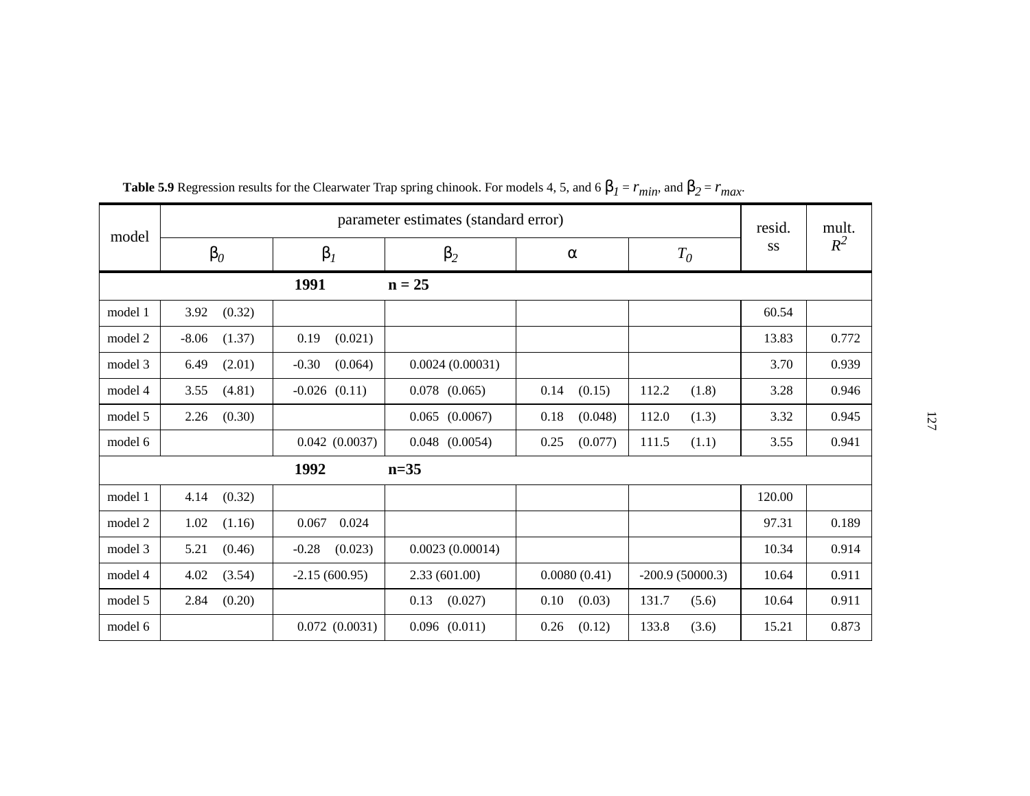**Table 5.9** Regression results for the Clearwater Trap spring chinook. For models 4, 5, and 6 $\beta_1 = r_{min}$, and $\beta_2 = r_{max}$.

| model | parameter estimates (standard error) | | | | | resid. ss | mult. $R^2$ |
|---|---|---|---|---|---|---|---|
| | $\beta_0$ | $\beta_1$ | $\beta_2$ | $\alpha$ | $T_0$ | | |
| **1991** | **n = 25** | | | | | | |
| model 1 | 3.92 (0.32) | | | | | 60.54 | |
| model 2 | -8.06 (1.37) | 0.19 (0.021) | | | | 13.83 | 0.772 |
| model 3 | 6.49 (2.01) | -0.30 (0.064) | 0.0024 (0.00031) | | | 3.70 | 0.939 |
| model 4 | 3.55 (4.81) | -0.026 (0.11) | 0.078 (0.065) | 0.14 (0.15) | 112.2 (1.8) | 3.28 | 0.946 |
| model 5 | 2.26 (0.30) | | 0.065 (0.0067) | 0.18 (0.048) | 112.0 (1.3) | 3.32 | 0.945 |
| model 6 | | 0.042 (0.0037) | 0.048 (0.0054) | 0.25 (0.077) | 111.5 (1.1) | 3.55 | 0.941 |
| **1992** | **n=35** | | | | | | |
| model 1 | 4.14 (0.32) | | | | | 120.00 | |
| model 2 | 1.02 (1.16) | 0.067 0.024 | | | | 97.31 | 0.189 |
| model 3 | 5.21 (0.46) | -0.28 (0.023) | 0.0023 (0.00014) | | | 10.34 | 0.914 |
| model 4 | 4.02 (3.54) | -2.15 (600.95) | 2.33 (601.00) | 0.0080 (0.41) | -200.9 (50000.3) | 10.64 | 0.911 |
| model 5 | 2.84 (0.20) | | 0.13 (0.027) | 0.10 (0.03) | 131.7 (5.6) | 10.64 | 0.911 |
| model 6 | | 0.072 (0.0031) | 0.096 (0.011) | 0.26 (0.12) | 133.8 (3.6) | 15.21 | 0.873 |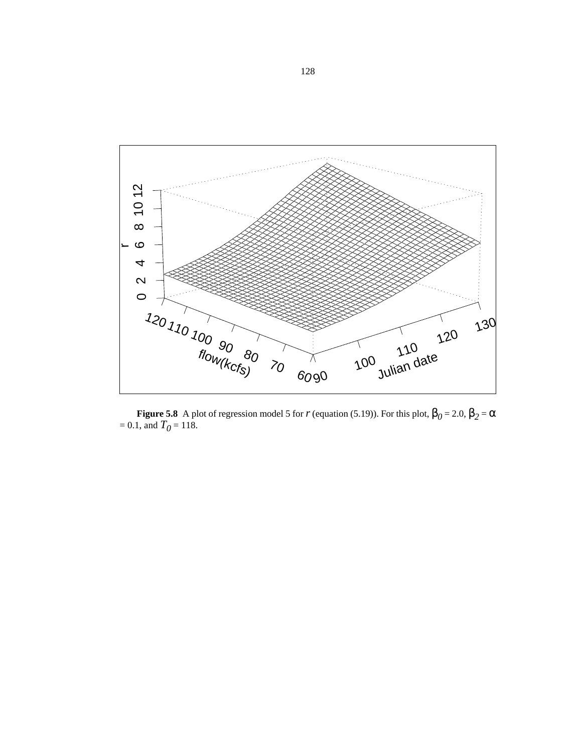**Figure 5.8** A plot of regression model 5 for $r$ (equation (5.19)). For this plot, $\beta_0 = 2.0$, $\beta_2 = \alpha = 0.1$, and $T_0 = 118$.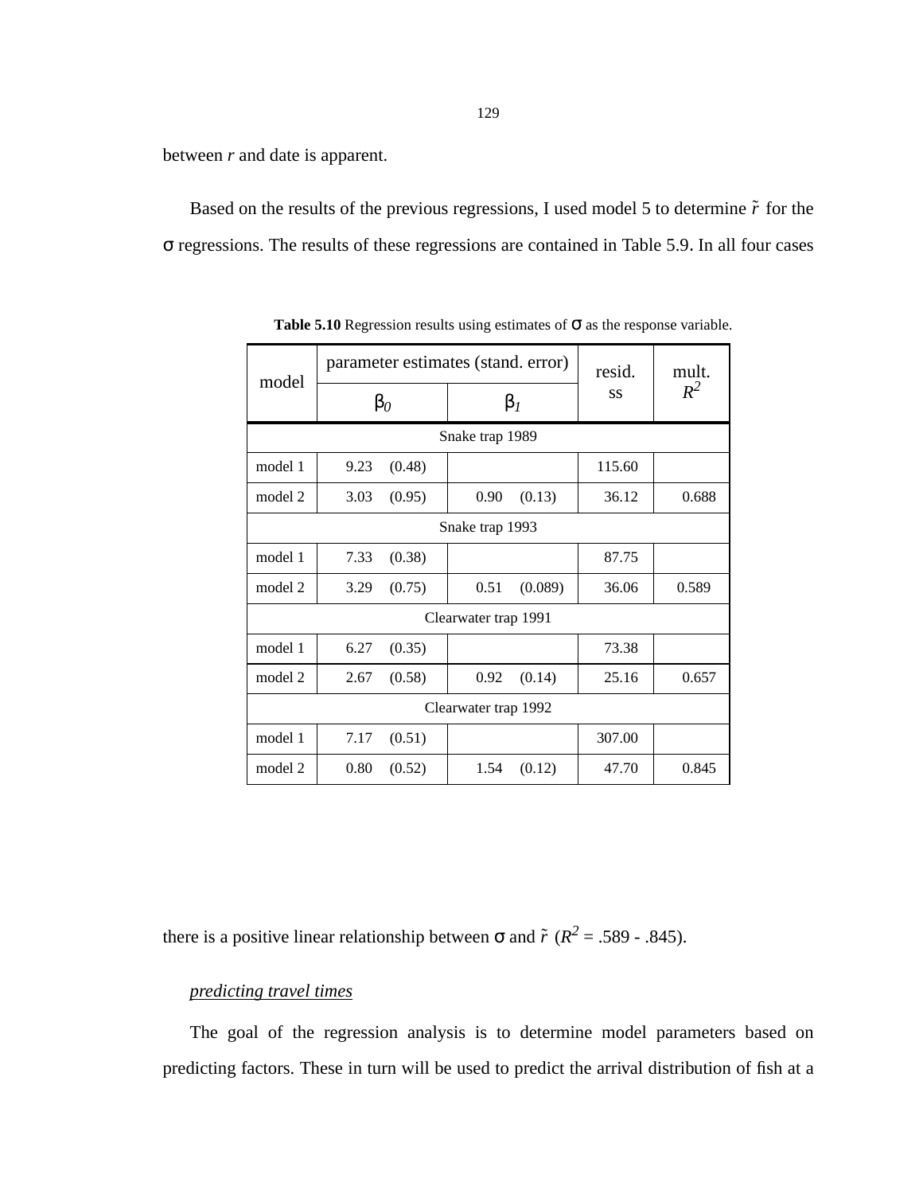between *r* and date is apparent.

Based on the results of the previous regressions, I used model 5 to determine $\tilde{r}$ for the σ regressions. The results of these regressions are contained in Table 5.9. In all four cases

**Table 5.10** Regression results using estimates of σ as the response variable.

| model | parameter estimates (stand. error) | | resid. ss | mult. $R^2$ |
|---|---|---|---|---|
| | $\beta_0$ | $\beta_1$ | | |
| **Snake trap 1989** | | | | |
| model 1 | 9.23 (0.48) | | 115.60 | |
| model 2 | 3.03 (0.95) | 0.90 (0.13) | 36.12 | 0.688 |
| **Snake trap 1993** | | | | |
| model 1 | 7.33 (0.38) | | 87.75 | |
| model 2 | 3.29 (0.75) | 0.51 (0.089) | 36.06 | 0.589 |
| **Clearwater trap 1991** | | | | |
| model 1 | 6.27 (0.35) | | 73.38 | |
| model 2 | 2.67 (0.58) | 0.92 (0.14) | 25.16 | 0.657 |
| **Clearwater trap 1992** | | | | |
| model 1 | 7.17 (0.51) | | 307.00 | |
| model 2 | 0.80 (0.52) | 1.54 (0.12) | 47.70 | 0.845 |

there is a positive linear relationship between σ and $\tilde{r}$ ($R^2$ = .589 - .845).

*predicting travel times*

The goal of the regression analysis is to determine model parameters based on predicting factors. These in turn will be used to predict the arrival distribution of fish at a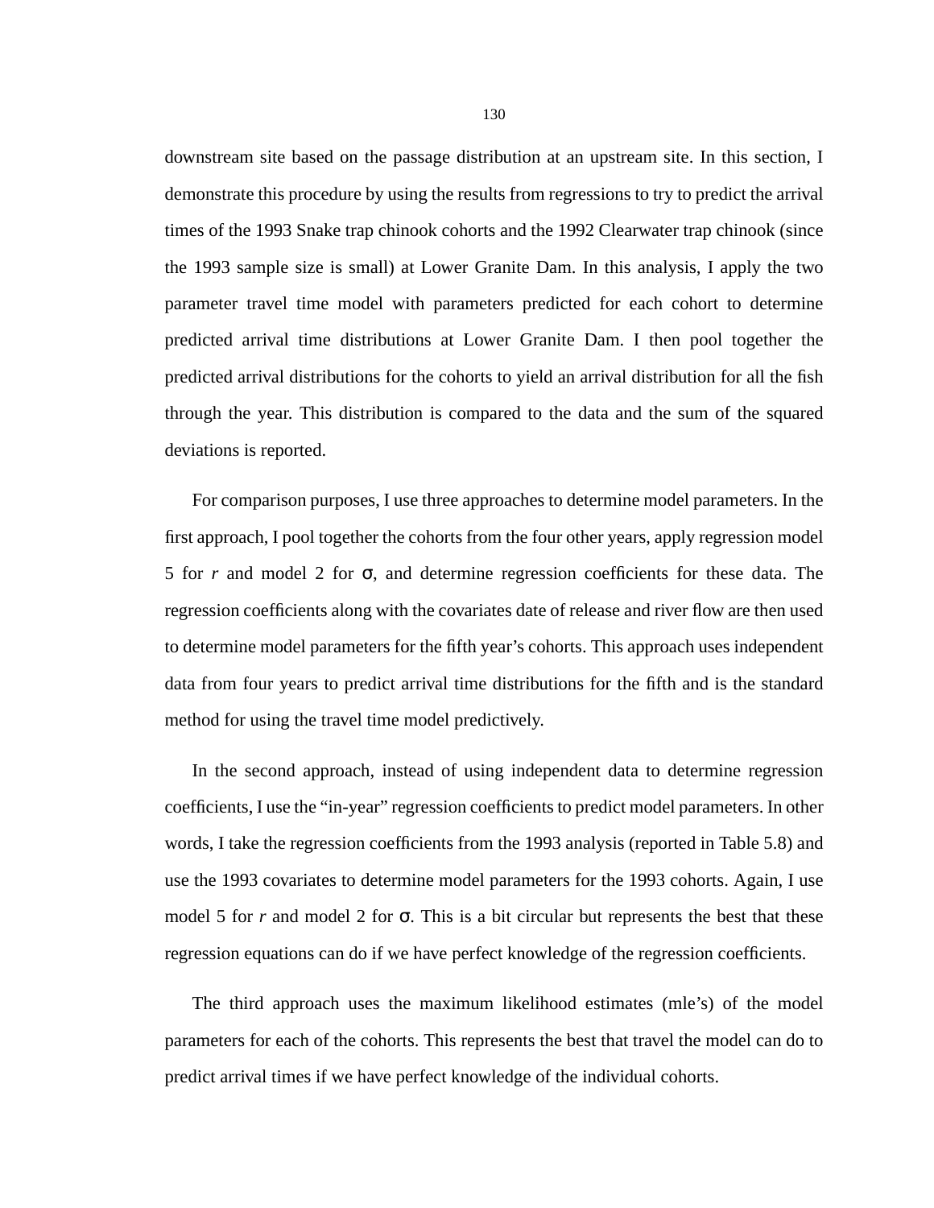downstream site based on the passage distribution at an upstream site. In this section, I demonstrate this procedure by using the results from regressions to try to predict the arrival times of the 1993 Snake trap chinook cohorts and the 1992 Clearwater trap chinook (since the 1993 sample size is small) at Lower Granite Dam. In this analysis, I apply the two parameter travel time model with parameters predicted for each cohort to determine predicted arrival time distributions at Lower Granite Dam. I then pool together the predicted arrival distributions for the cohorts to yield an arrival distribution for all the fish through the year. This distribution is compared to the data and the sum of the squared deviations is reported.

For comparison purposes, I use three approaches to determine model parameters. In the first approach, I pool together the cohorts from the four other years, apply regression model 5 for $r$ and model 2 for $\sigma$, and determine regression coefficients for these data. The regression coefficients along with the covariates date of release and river flow are then used to determine model parameters for the fifth year's cohorts. This approach uses independent data from four years to predict arrival time distributions for the fifth and is the standard method for using the travel time model predictively.

In the second approach, instead of using independent data to determine regression coefficients, I use the "in-year" regression coefficients to predict model parameters. In other words, I take the regression coefficients from the 1993 analysis (reported in Table 5.8) and use the 1993 covariates to determine model parameters for the 1993 cohorts. Again, I use model 5 for $r$ and model 2 for $\sigma$. This is a bit circular but represents the best that these regression equations can do if we have perfect knowledge of the regression coefficients.

The third approach uses the maximum likelihood estimates (mle's) of the model parameters for each of the cohorts. This represents the best that travel the model can do to predict arrival times if we have perfect knowledge of the individual cohorts.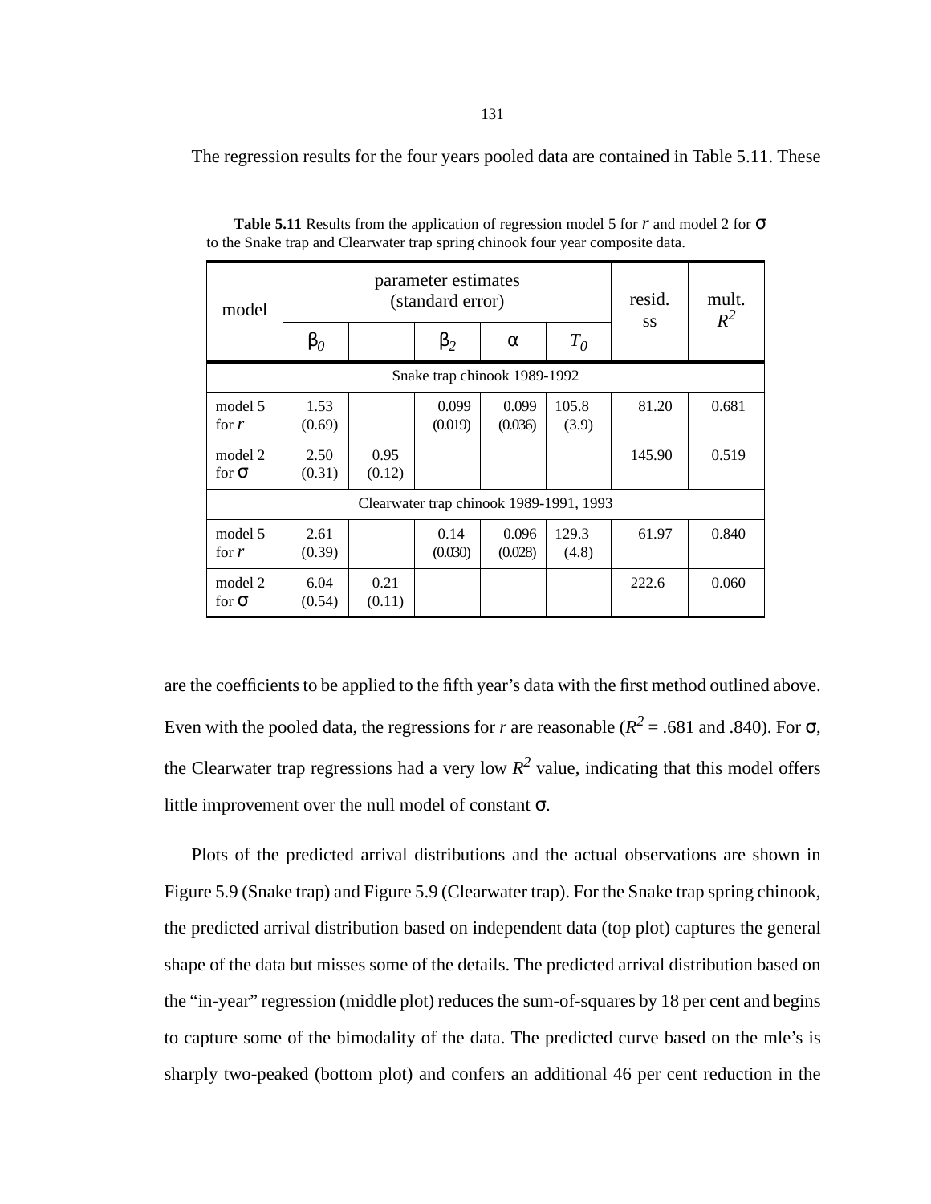The regression results for the four years pooled data are contained in Table 5.11. These

**Table 5.11** Results from the application of regression model 5 for $r$ and model 2 for $\sigma$ to the Snake trap and Clearwater trap spring chinook four year composite data.

| model | parameter estimates (standard error) | | | | | resid. ss | mult. $R^2$ |
|---|---|---|---|---|---|---|---|
| | $\beta_0$ | | $\beta_2$ | $\alpha$ | $T_0$ | | |
| Snake trap chinook 1989-1992 | | | | | | | |
| model 5 for $r$ | 1.53 (0.69) | | 0.099 (0.019) | 0.099 (0.036) | 105.8 (3.9) | 81.20 | 0.681 |
| model 2 for $\sigma$ | 2.50 (0.31) | 0.95 (0.12) | | | | 145.90 | 0.519 |
| Clearwater trap chinook 1989-1991, 1993 | | | | | | | |
| model 5 for $r$ | 2.61 (0.39) | | 0.14 (0.030) | 0.096 (0.028) | 129.3 (4.8) | 61.97 | 0.840 |
| model 2 for $\sigma$ | 6.04 (0.54) | 0.21 (0.11) | | | | 222.6 | 0.060 |

are the coefficients to be applied to the fifth year's data with the first method outlined above. Even with the pooled data, the regressions for $r$ are reasonable ($R^2$ = .681 and .840). For $\sigma$, the Clearwater trap regressions had a very low $R^2$ value, indicating that this model offers little improvement over the null model of constant $\sigma$.

Plots of the predicted arrival distributions and the actual observations are shown in Figure 5.9 (Snake trap) and Figure 5.9 (Clearwater trap). For the Snake trap spring chinook, the predicted arrival distribution based on independent data (top plot) captures the general shape of the data but misses some of the details. The predicted arrival distribution based on the "in-year" regression (middle plot) reduces the sum-of-squares by 18 per cent and begins to capture some of the bimodality of the data. The predicted curve based on the mle's is sharply two-peaked (bottom plot) and confers an additional 46 per cent reduction in the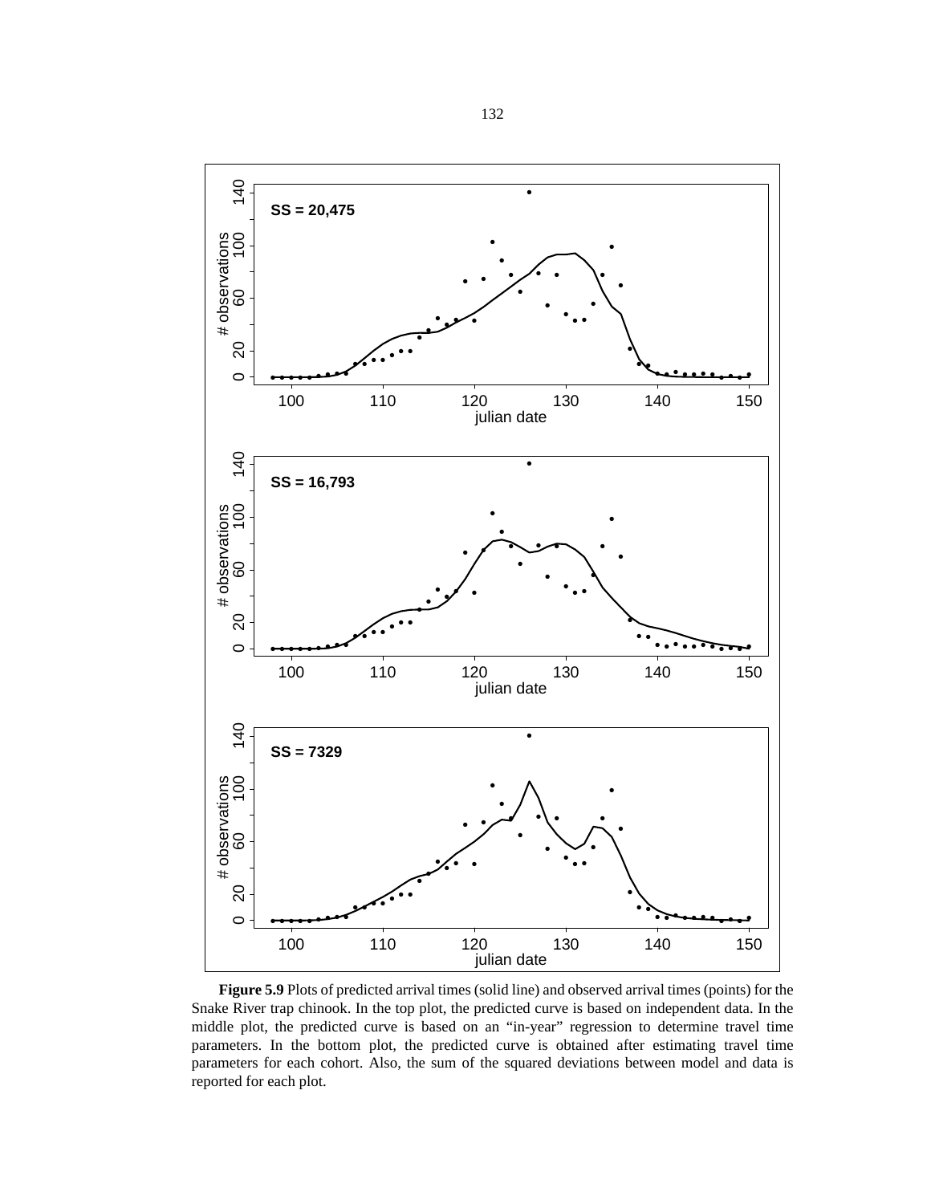**Figure 5.9** Plots of predicted arrival times (solid line) and observed arrival times (points) for the Snake River trap chinook. In the top plot, the predicted curve is based on independent data. In the middle plot, the predicted curve is based on an "in-year" regression to determine travel time parameters. In the bottom plot, the predicted curve is obtained after estimating travel time parameters for each cohort. Also, the sum of the squared deviations between model and data is reported for each plot.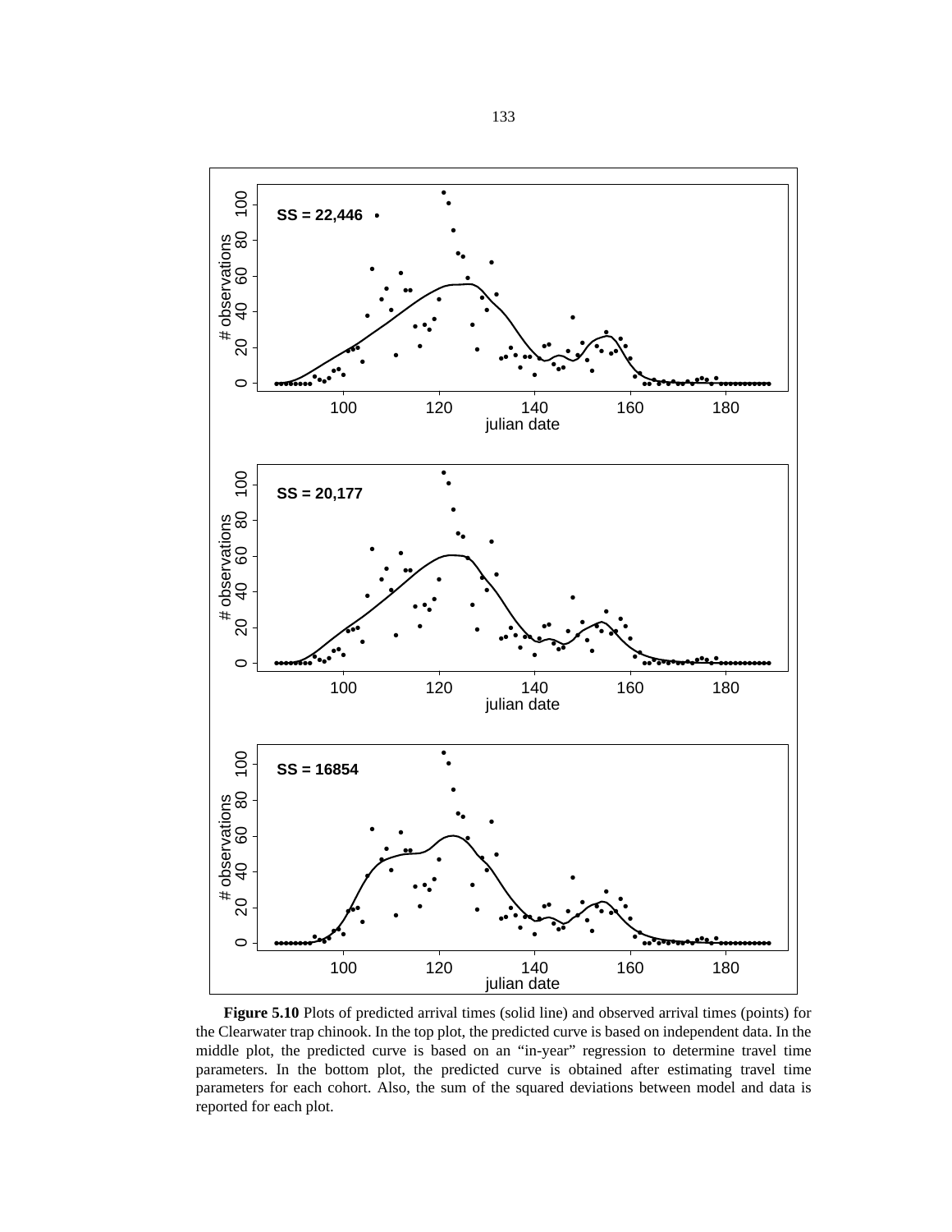**Figure 5.10** Plots of predicted arrival times (solid line) and observed arrival times (points) for the Clearwater trap chinook. In the top plot, the predicted curve is based on independent data. In the middle plot, the predicted curve is based on an "in-year" regression to determine travel time parameters. In the bottom plot, the predicted curve is obtained after estimating travel time parameters for each cohort. Also, the sum of the squared deviations between model and data is reported for each plot.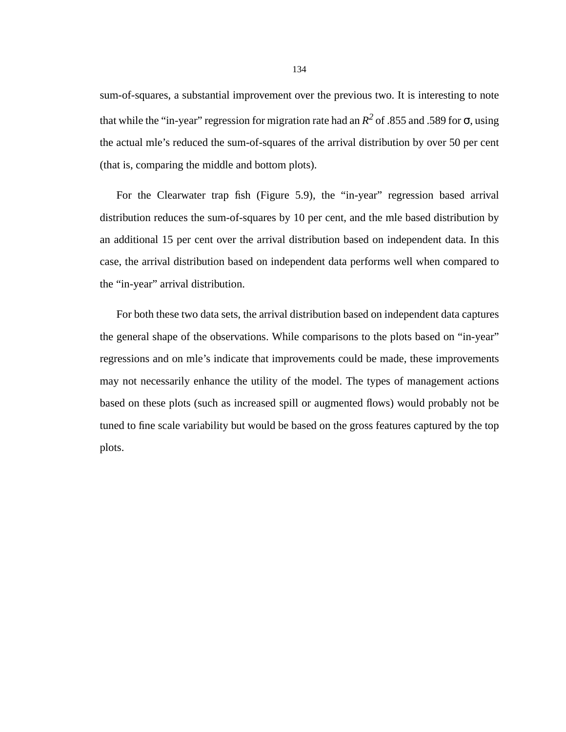sum-of-squares, a substantial improvement over the previous two. It is interesting to note that while the "in-year" regression for migration rate had an $R^2$ of .855 and .589 for $\sigma$, using the actual mle's reduced the sum-of-squares of the arrival distribution by over 50 per cent (that is, comparing the middle and bottom plots).

For the Clearwater trap fish (Figure 5.9), the "in-year" regression based arrival distribution reduces the sum-of-squares by 10 per cent, and the mle based distribution by an additional 15 per cent over the arrival distribution based on independent data. In this case, the arrival distribution based on independent data performs well when compared to the "in-year" arrival distribution.

For both these two data sets, the arrival distribution based on independent data captures the general shape of the observations. While comparisons to the plots based on "in-year" regressions and on mle's indicate that improvements could be made, these improvements may not necessarily enhance the utility of the model. The types of management actions based on these plots (such as increased spill or augmented flows) would probably not be tuned to fine scale variability but would be based on the gross features captured by the top plots.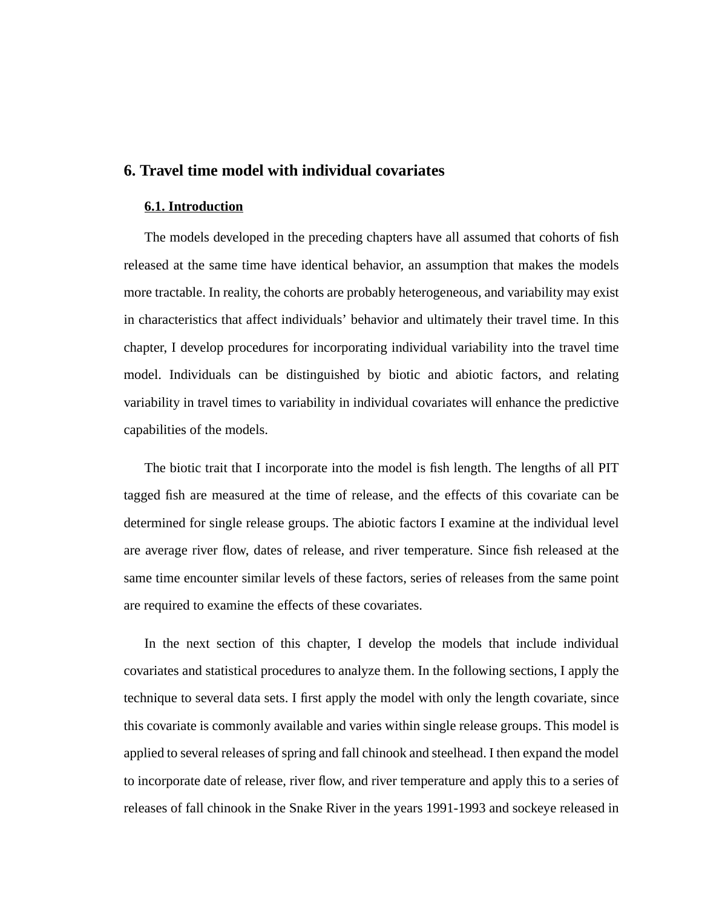# 6. Travel time model with individual covariates

## 6.1. Introduction

The models developed in the preceding chapters have all assumed that cohorts of fish released at the same time have identical behavior, an assumption that makes the models more tractable. In reality, the cohorts are probably heterogeneous, and variability may exist in characteristics that affect individuals' behavior and ultimately their travel time. In this chapter, I develop procedures for incorporating individual variability into the travel time model. Individuals can be distinguished by biotic and abiotic factors, and relating variability in travel times to variability in individual covariates will enhance the predictive capabilities of the models.

The biotic trait that I incorporate into the model is fish length. The lengths of all PIT tagged fish are measured at the time of release, and the effects of this covariate can be determined for single release groups. The abiotic factors I examine at the individual level are average river flow, dates of release, and river temperature. Since fish released at the same time encounter similar levels of these factors, series of releases from the same point are required to examine the effects of these covariates.

In the next section of this chapter, I develop the models that include individual covariates and statistical procedures to analyze them. In the following sections, I apply the technique to several data sets. I first apply the model with only the length covariate, since this covariate is commonly available and varies within single release groups. This model is applied to several releases of spring and fall chinook and steelhead. I then expand the model to incorporate date of release, river flow, and river temperature and apply this to a series of releases of fall chinook in the Snake River in the years 1991-1993 and sockeye released in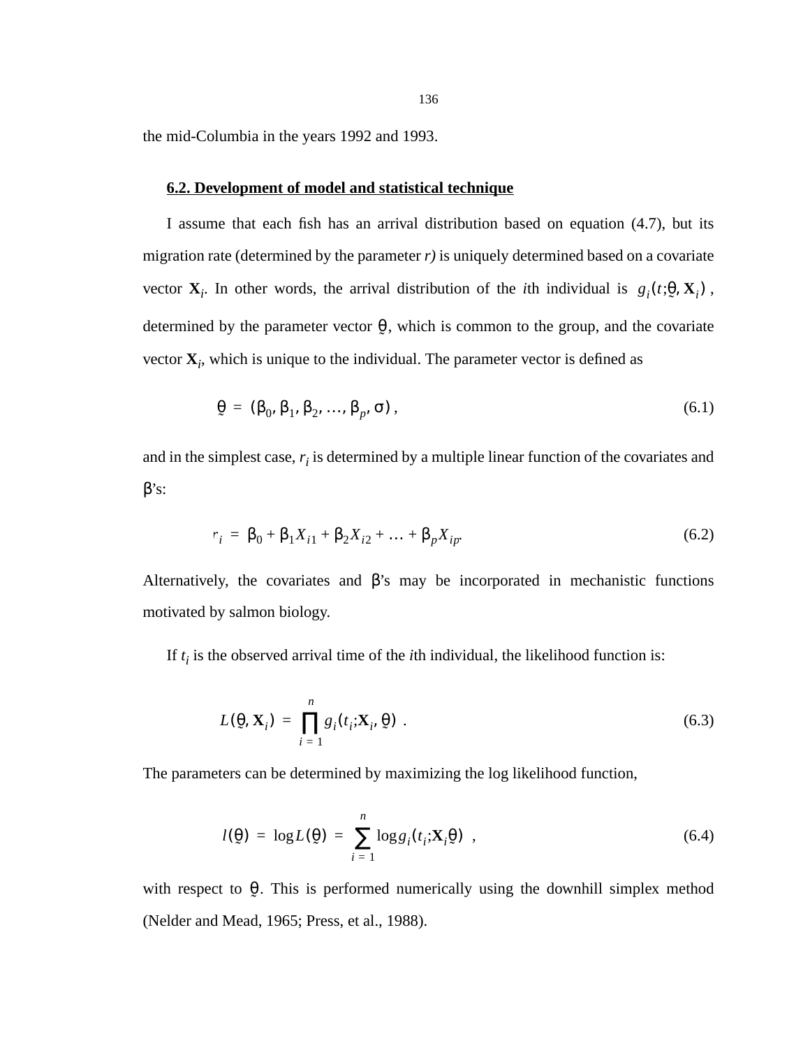the mid-Columbia in the years 1992 and 1993.

## 6.2. Development of model and statistical technique

I assume that each fish has an arrival distribution based on equation (4.7), but its migration rate (determined by the parameter *r)* is uniquely determined based on a covariate vector $\mathbf{X}_i$. In other words, the arrival distribution of the *i*th individual is $g_i(t;\underset{\sim}{\theta}, \mathbf{X}_i)$, determined by the parameter vector $\underset{\sim}{\theta}$, which is common to the group, and the covariate vector $\mathbf{X}_i$, which is unique to the individual. The parameter vector is defined as

$$\underset{\sim}{\theta} = (\beta_0, \beta_1, \beta_2, \ldots, \beta_p, \sigma), \tag{6.1}$$

and in the simplest case, $r_i$ is determined by a multiple linear function of the covariates and $\beta$'s:

$$r_i = \beta_0 + \beta_1 X_{i1} + \beta_2 X_{i2} + \ldots + \beta_p X_{ip}. \tag{6.2}$$

Alternatively, the covariates and $\beta$'s may be incorporated in mechanistic functions motivated by salmon biology.

If $t_i$ is the observed arrival time of the *i*th individual, the likelihood function is:

$$L(\underset{\sim}{\theta}, \mathbf{X}_i) = \prod_{i=1}^{n} g_i(t_i;\mathbf{X}_i, \underset{\sim}{\theta}) \ . \tag{6.3}$$

The parameters can be determined by maximizing the log likelihood function,

$$l(\underset{\sim}{\theta}) = \log L(\underset{\sim}{\theta}) = \sum_{i=1}^{n} \log g_i(t_i;\mathbf{X}_i\underset{\sim}{\theta}) \ , \tag{6.4}$$

with respect to $\underset{\sim}{\theta}$. This is performed numerically using the downhill simplex method (Nelder and Mead, 1965; Press, et al., 1988).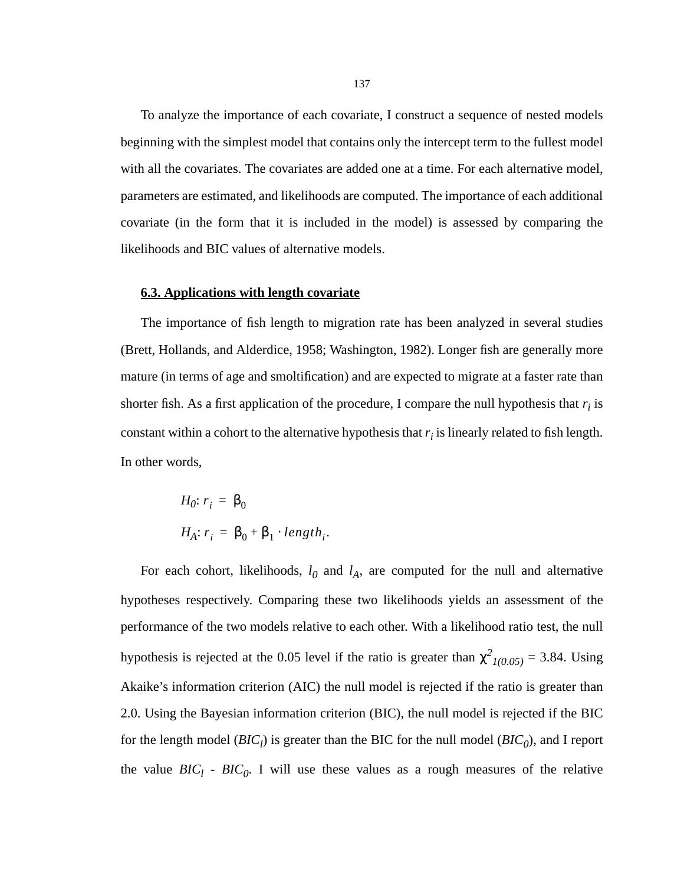To analyze the importance of each covariate, I construct a sequence of nested models beginning with the simplest model that contains only the intercept term to the fullest model with all the covariates. The covariates are added one at a time. For each alternative model, parameters are estimated, and likelihoods are computed. The importance of each additional covariate (in the form that it is included in the model) is assessed by comparing the likelihoods and BIC values of alternative models.

## 6.3. Applications with length covariate

The importance of fish length to migration rate has been analyzed in several studies (Brett, Hollands, and Alderdice, 1958; Washington, 1982). Longer fish are generally more mature (in terms of age and smoltification) and are expected to migrate at a faster rate than shorter fish. As a first application of the procedure, I compare the null hypothesis that $r_i$ is constant within a cohort to the alternative hypothesis that $r_i$ is linearly related to fish length. In other words,

$$H_0: r_i = \beta_0$$

$$H_A: r_i = \beta_0 + \beta_1 \cdot length_i.$$

For each cohort, likelihoods, $l_0$ and $l_A$, are computed for the null and alternative hypotheses respectively. Comparing these two likelihoods yields an assessment of the performance of the two models relative to each other. With a likelihood ratio test, the null hypothesis is rejected at the 0.05 level if the ratio is greater than $\chi^2_{1(0.05)} = 3.84$. Using Akaike's information criterion (AIC) the null model is rejected if the ratio is greater than 2.0. Using the Bayesian information criterion (BIC), the null model is rejected if the BIC for the length model ($BIC_l$) is greater than the BIC for the null model ($BIC_0$), and I report the value $BIC_l$ - $BIC_0$. I will use these values as a rough measures of the relative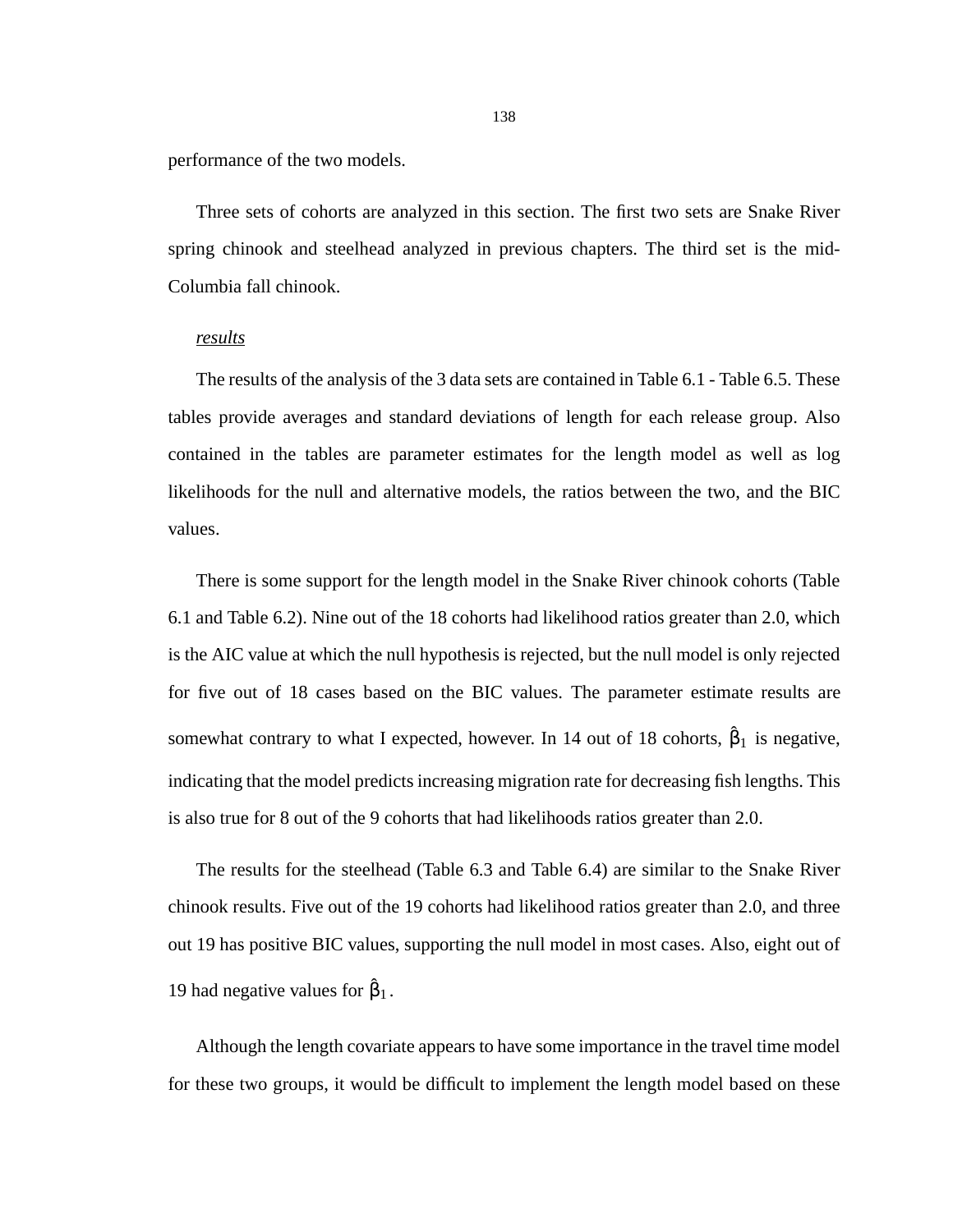performance of the two models.

Three sets of cohorts are analyzed in this section. The first two sets are Snake River spring chinook and steelhead analyzed in previous chapters. The third set is the mid-Columbia fall chinook.

*results*

The results of the analysis of the 3 data sets are contained in Table 6.1 - Table 6.5. These tables provide averages and standard deviations of length for each release group. Also contained in the tables are parameter estimates for the length model as well as log likelihoods for the null and alternative models, the ratios between the two, and the BIC values.

There is some support for the length model in the Snake River chinook cohorts (Table 6.1 and Table 6.2). Nine out of the 18 cohorts had likelihood ratios greater than 2.0, which is the AIC value at which the null hypothesis is rejected, but the null model is only rejected for five out of 18 cases based on the BIC values. The parameter estimate results are somewhat contrary to what I expected, however. In 14 out of 18 cohorts, $\hat{\beta}_1$ is negative, indicating that the model predicts increasing migration rate for decreasing fish lengths. This is also true for 8 out of the 9 cohorts that had likelihoods ratios greater than 2.0.

The results for the steelhead (Table 6.3 and Table 6.4) are similar to the Snake River chinook results. Five out of the 19 cohorts had likelihood ratios greater than 2.0, and three out 19 has positive BIC values, supporting the null model in most cases. Also, eight out of 19 had negative values for $\hat{\beta}_1$.

Although the length covariate appears to have some importance in the travel time model for these two groups, it would be difficult to implement the length model based on these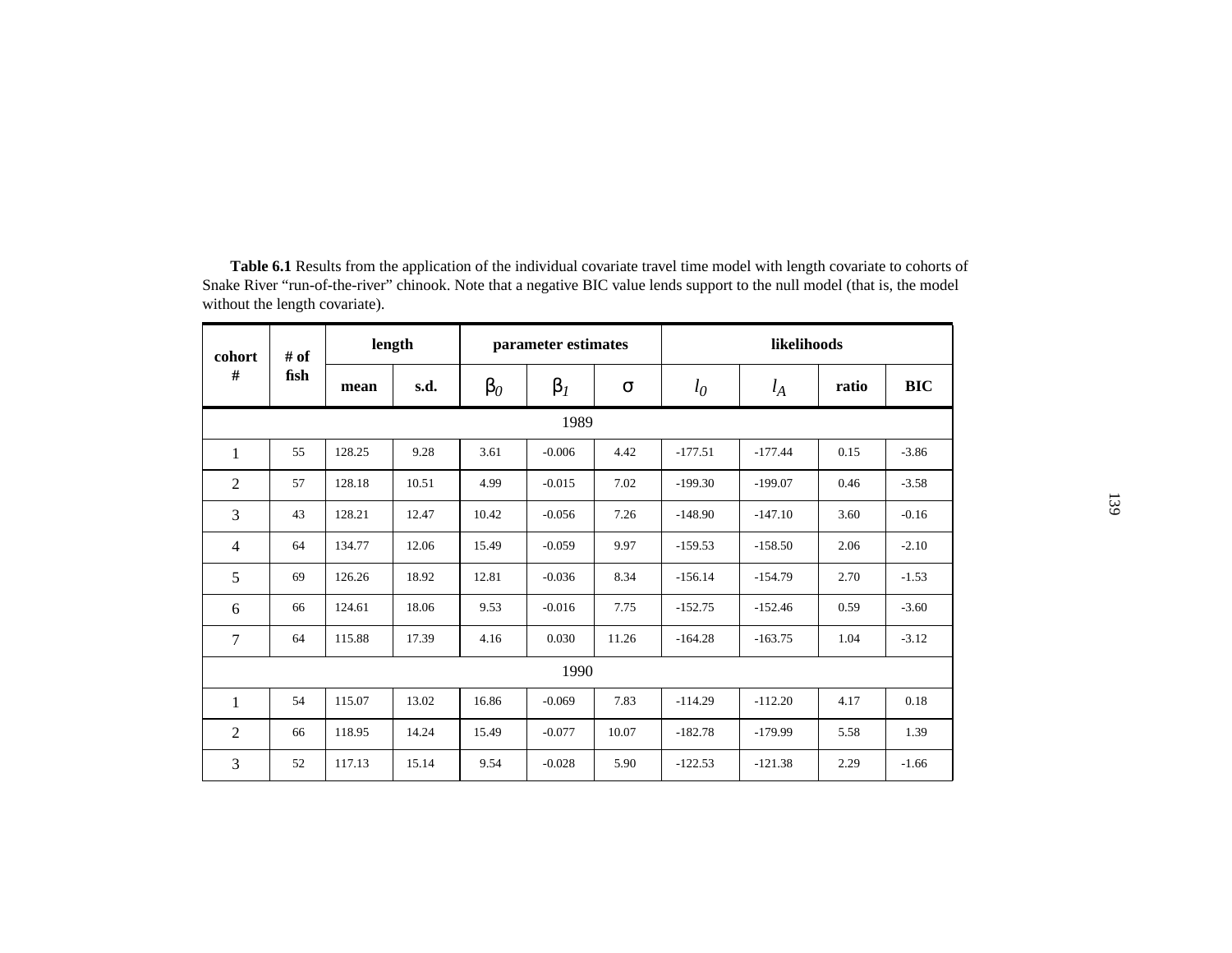**Table 6.1** Results from the application of the individual covariate travel time model with length covariate to cohorts of Snake River "run-of-the-river" chinook. Note that a negative BIC value lends support to the null model (that is, the model without the length covariate).

| cohort # | # of fish | length | | parameter estimates | | | likelihoods | | | |
|---|---|---|---|---|---|---|---|---|---|---|
| | | mean | s.d. | $\beta_0$ | $\beta_1$ | $\sigma$ | $l_0$ | $l_A$ | ratio | BIC |
| **1989** | | | | | | | | | | |
| 1 | 55 | 128.25 | 9.28 | 3.61 | -0.006 | 4.42 | -177.51 | -177.44 | 0.15 | -3.86 |
| 2 | 57 | 128.18 | 10.51 | 4.99 | -0.015 | 7.02 | -199.30 | -199.07 | 0.46 | -3.58 |
| 3 | 43 | 128.21 | 12.47 | 10.42 | -0.056 | 7.26 | -148.90 | -147.10 | 3.60 | -0.16 |
| 4 | 64 | 134.77 | 12.06 | 15.49 | -0.059 | 9.97 | -159.53 | -158.50 | 2.06 | -2.10 |
| 5 | 69 | 126.26 | 18.92 | 12.81 | -0.036 | 8.34 | -156.14 | -154.79 | 2.70 | -1.53 |
| 6 | 66 | 124.61 | 18.06 | 9.53 | -0.016 | 7.75 | -152.75 | -152.46 | 0.59 | -3.60 |
| 7 | 64 | 115.88 | 17.39 | 4.16 | 0.030 | 11.26 | -164.28 | -163.75 | 1.04 | -3.12 |
| **1990** | | | | | | | | | | |
| 1 | 54 | 115.07 | 13.02 | 16.86 | -0.069 | 7.83 | -114.29 | -112.20 | 4.17 | 0.18 |
| 2 | 66 | 118.95 | 14.24 | 15.49 | -0.077 | 10.07 | -182.78 | -179.99 | 5.58 | 1.39 |
| 3 | 52 | 117.13 | 15.14 | 9.54 | -0.028 | 5.90 | -122.53 | -121.38 | 2.29 | -1.66 |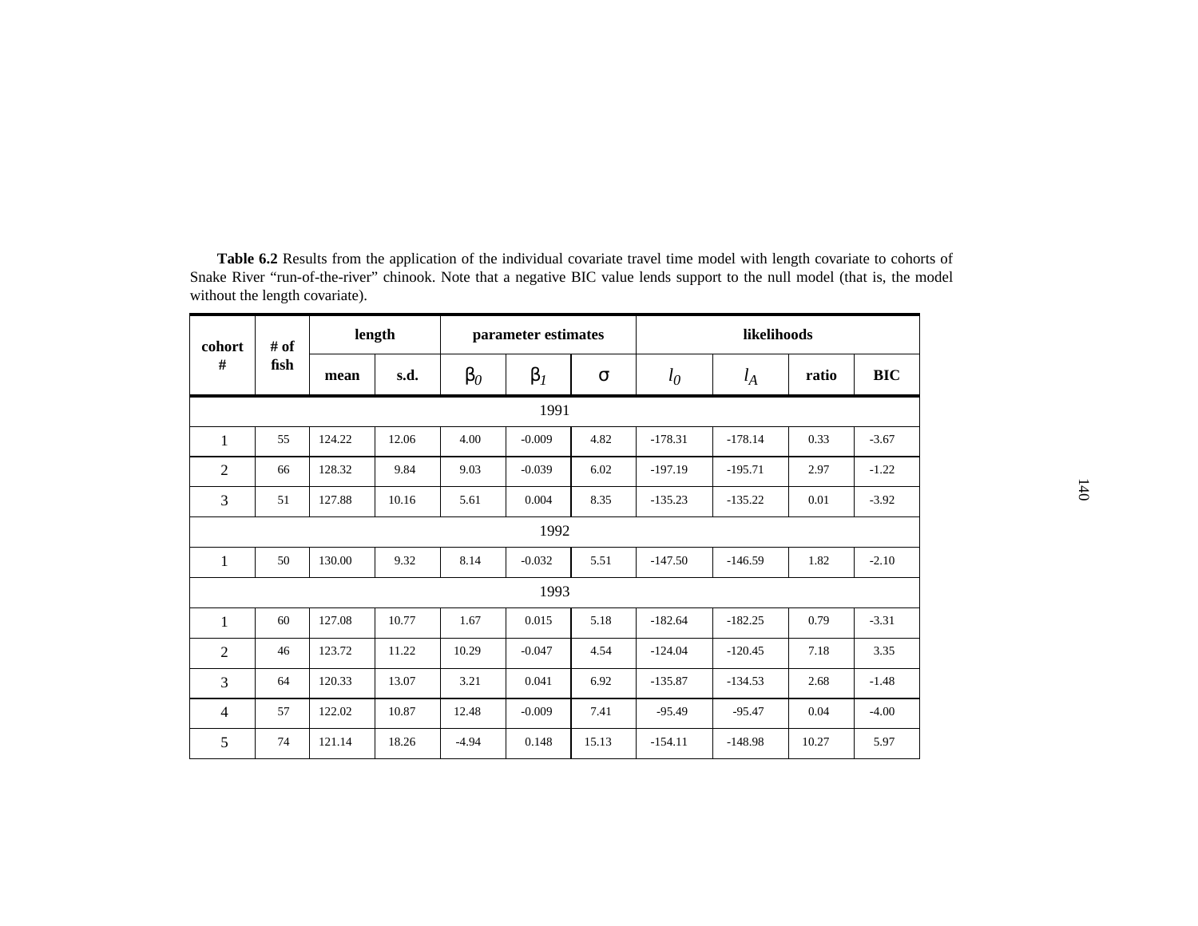**Table 6.2** Results from the application of the individual covariate travel time model with length covariate to cohorts of Snake River “run-of-the-river” chinook. Note that a negative BIC value lends support to the null model (that is, the model without the length covariate).

| cohort # | # of fish | length | | parameter estimates | | | likelihoods | | | |
|---|---|---|---|---|---|---|---|---|---|---|
| | | mean | s.d. | $\beta_0$ | $\beta_1$ | $\sigma$ | $l_0$ | $l_A$ | ratio | BIC |
| **1991** | | | | | | | | | | |
| 1 | 55 | 124.22 | 12.06 | 4.00 | -0.009 | 4.82 | -178.31 | -178.14 | 0.33 | -3.67 |
| 2 | 66 | 128.32 | 9.84 | 9.03 | -0.039 | 6.02 | -197.19 | -195.71 | 2.97 | -1.22 |
| 3 | 51 | 127.88 | 10.16 | 5.61 | 0.004 | 8.35 | -135.23 | -135.22 | 0.01 | -3.92 |
| **1992** | | | | | | | | | | |
| 1 | 50 | 130.00 | 9.32 | 8.14 | -0.032 | 5.51 | -147.50 | -146.59 | 1.82 | -2.10 |
| **1993** | | | | | | | | | | |
| 1 | 60 | 127.08 | 10.77 | 1.67 | 0.015 | 5.18 | -182.64 | -182.25 | 0.79 | -3.31 |
| 2 | 46 | 123.72 | 11.22 | 10.29 | -0.047 | 4.54 | -124.04 | -120.45 | 7.18 | 3.35 |
| 3 | 64 | 120.33 | 13.07 | 3.21 | 0.041 | 6.92 | -135.87 | -134.53 | 2.68 | -1.48 |
| 4 | 57 | 122.02 | 10.87 | 12.48 | -0.009 | 7.41 | -95.49 | -95.47 | 0.04 | -4.00 |
| 5 | 74 | 121.14 | 18.26 | -4.94 | 0.148 | 15.13 | -154.11 | -148.98 | 10.27 | 5.97 |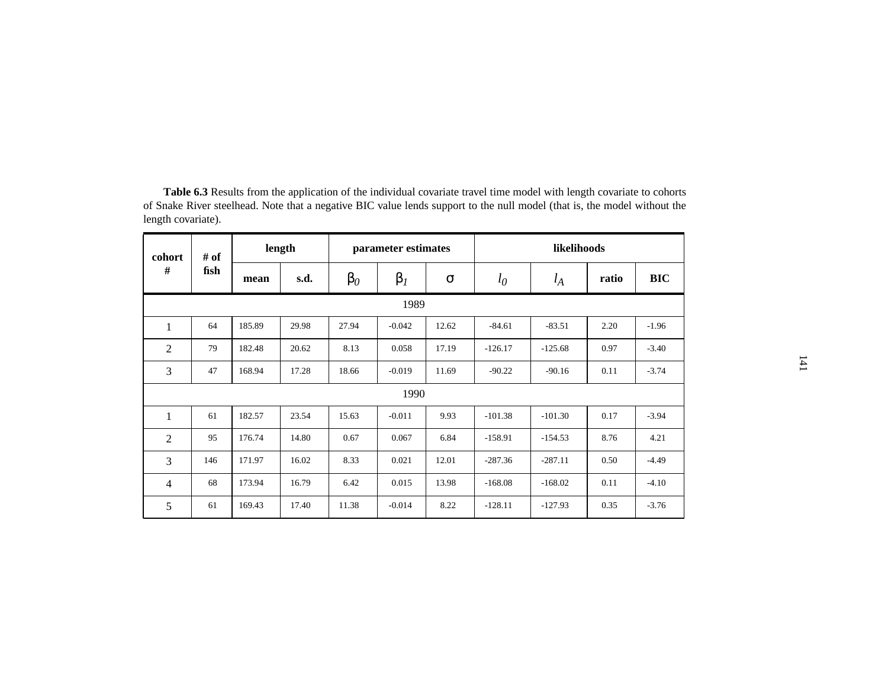**Table 6.3** Results from the application of the individual covariate travel time model with length covariate to cohorts of Snake River steelhead. Note that a negative BIC value lends support to the null model (that is, the model without the length covariate).

| cohort # | # of fish | length | | parameter estimates | | | likelihoods | | | |
|---|---|---|---|---|---|---|---|---|---|---|
| | | mean | s.d. | $\beta_0$ | $\beta_1$ | $\sigma$ | $l_0$ | $l_A$ | ratio | BIC |
| 1989 | | | | | | | | | | |
| 1 | 64 | 185.89 | 29.98 | 27.94 | -0.042 | 12.62 | -84.61 | -83.51 | 2.20 | -1.96 |
| 2 | 79 | 182.48 | 20.62 | 8.13 | 0.058 | 17.19 | -126.17 | -125.68 | 0.97 | -3.40 |
| 3 | 47 | 168.94 | 17.28 | 18.66 | -0.019 | 11.69 | -90.22 | -90.16 | 0.11 | -3.74 |
| 1990 | | | | | | | | | | |
| 1 | 61 | 182.57 | 23.54 | 15.63 | -0.011 | 9.93 | -101.38 | -101.30 | 0.17 | -3.94 |
| 2 | 95 | 176.74 | 14.80 | 0.67 | 0.067 | 6.84 | -158.91 | -154.53 | 8.76 | 4.21 |
| 3 | 146 | 171.97 | 16.02 | 8.33 | 0.021 | 12.01 | -287.36 | -287.11 | 0.50 | -4.49 |
| 4 | 68 | 173.94 | 16.79 | 6.42 | 0.015 | 13.98 | -168.08 | -168.02 | 0.11 | -4.10 |
| 5 | 61 | 169.43 | 17.40 | 11.38 | -0.014 | 8.22 | -128.11 | -127.93 | 0.35 | -3.76 |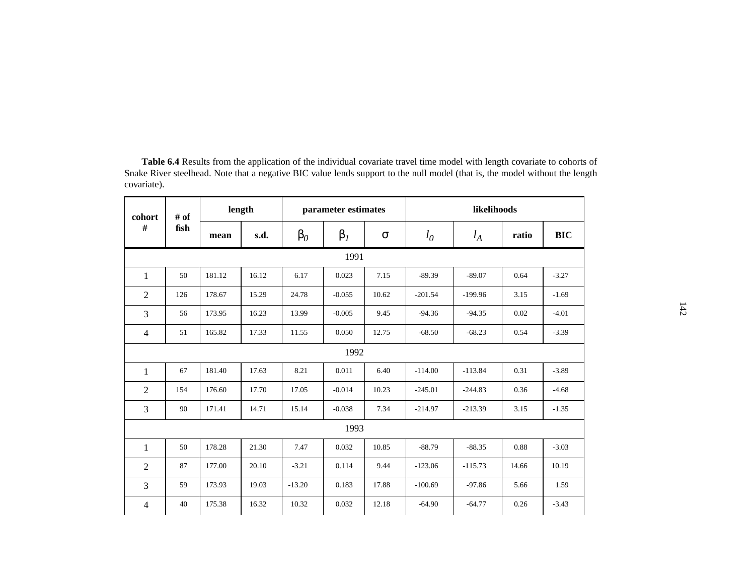**Table 6.4** Results from the application of the individual covariate travel time model with length covariate to cohorts of Snake River steelhead. Note that a negative BIC value lends support to the null model (that is, the model without the length covariate).

| cohort # | # of fish | length | | parameter estimates | | | likelihoods | | | |
|---|---|---|---|---|---|---|---|---|---|---|
| | | mean | s.d. | $\beta_0$ | $\beta_1$ | $\sigma$ | $l_0$ | $l_A$ | ratio | BIC |
| **1991** | | | | | | | | | | |
| 1 | 50 | 181.12 | 16.12 | 6.17 | 0.023 | 7.15 | -89.39 | -89.07 | 0.64 | -3.27 |
| 2 | 126 | 178.67 | 15.29 | 24.78 | -0.055 | 10.62 | -201.54 | -199.96 | 3.15 | -1.69 |
| 3 | 56 | 173.95 | 16.23 | 13.99 | -0.005 | 9.45 | -94.36 | -94.35 | 0.02 | -4.01 |
| 4 | 51 | 165.82 | 17.33 | 11.55 | 0.050 | 12.75 | -68.50 | -68.23 | 0.54 | -3.39 |
| **1992** | | | | | | | | | | |
| 1 | 67 | 181.40 | 17.63 | 8.21 | 0.011 | 6.40 | -114.00 | -113.84 | 0.31 | -3.89 |
| 2 | 154 | 176.60 | 17.70 | 17.05 | -0.014 | 10.23 | -245.01 | -244.83 | 0.36 | -4.68 |
| 3 | 90 | 171.41 | 14.71 | 15.14 | -0.038 | 7.34 | -214.97 | -213.39 | 3.15 | -1.35 |
| **1993** | | | | | | | | | | |
| 1 | 50 | 178.28 | 21.30 | 7.47 | 0.032 | 10.85 | -88.79 | -88.35 | 0.88 | -3.03 |
| 2 | 87 | 177.00 | 20.10 | -3.21 | 0.114 | 9.44 | -123.06 | -115.73 | 14.66 | 10.19 |
| 3 | 59 | 173.93 | 19.03 | -13.20 | 0.183 | 17.88 | -100.69 | -97.86 | 5.66 | 1.59 |
| 4 | 40 | 175.38 | 16.32 | 10.32 | 0.032 | 12.18 | -64.90 | -64.77 | 0.26 | -3.43 |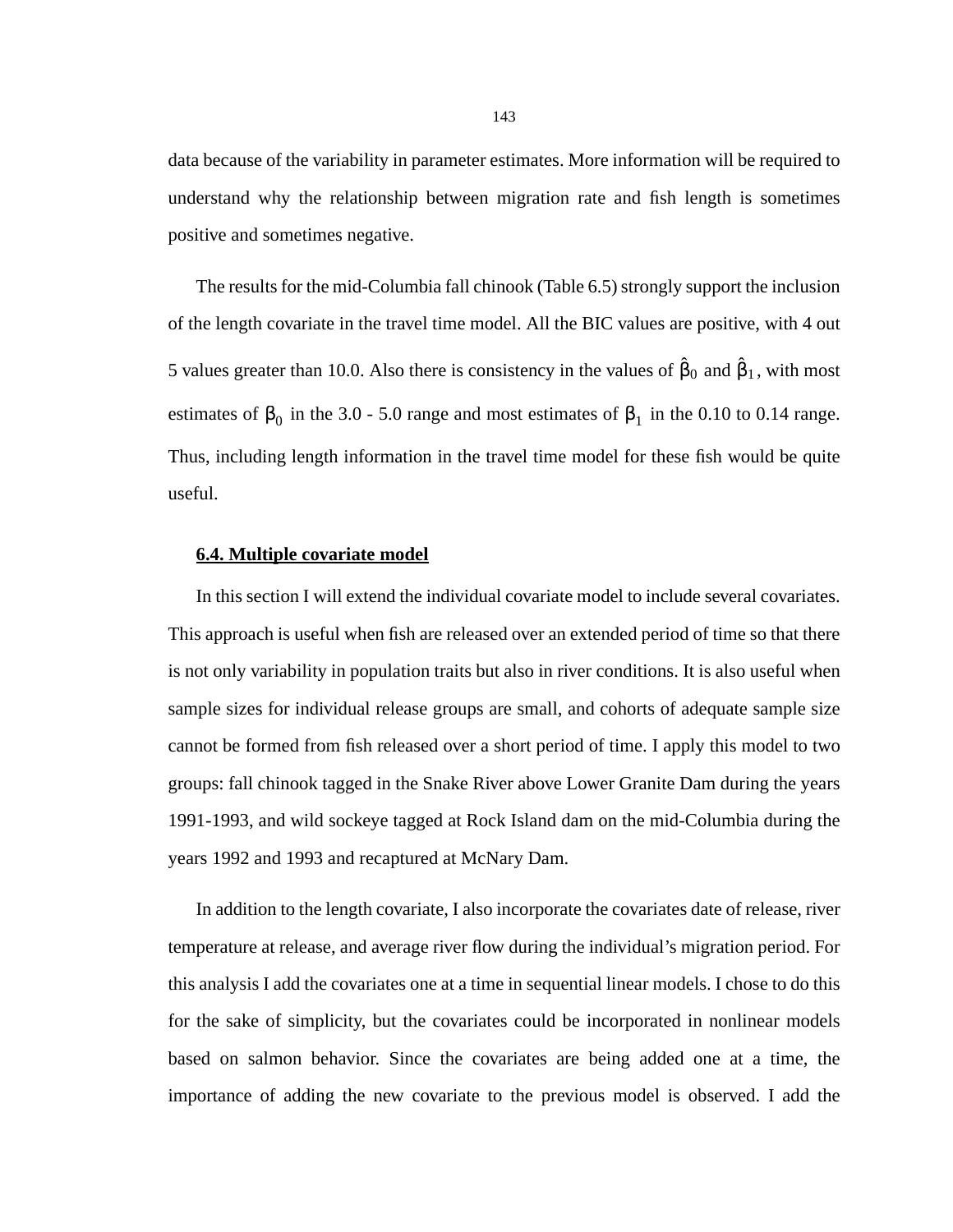data because of the variability in parameter estimates. More information will be required to understand why the relationship between migration rate and fish length is sometimes positive and sometimes negative.

The results for the mid-Columbia fall chinook (Table 6.5) strongly support the inclusion of the length covariate in the travel time model. All the BIC values are positive, with 4 out 5 values greater than 10.0. Also there is consistency in the values of $\hat{\beta}_0$ and $\hat{\beta}_1$, with most estimates of $\beta_0$ in the 3.0 - 5.0 range and most estimates of $\beta_1$ in the 0.10 to 0.14 range. Thus, including length information in the travel time model for these fish would be quite useful.

## 6.4. Multiple covariate model

In this section I will extend the individual covariate model to include several covariates. This approach is useful when fish are released over an extended period of time so that there is not only variability in population traits but also in river conditions. It is also useful when sample sizes for individual release groups are small, and cohorts of adequate sample size cannot be formed from fish released over a short period of time. I apply this model to two groups: fall chinook tagged in the Snake River above Lower Granite Dam during the years 1991-1993, and wild sockeye tagged at Rock Island dam on the mid-Columbia during the years 1992 and 1993 and recaptured at McNary Dam.

In addition to the length covariate, I also incorporate the covariates date of release, river temperature at release, and average river flow during the individual's migration period. For this analysis I add the covariates one at a time in sequential linear models. I chose to do this for the sake of simplicity, but the covariates could be incorporated in nonlinear models based on salmon behavior. Since the covariates are being added one at a time, the importance of adding the new covariate to the previous model is observed. I add the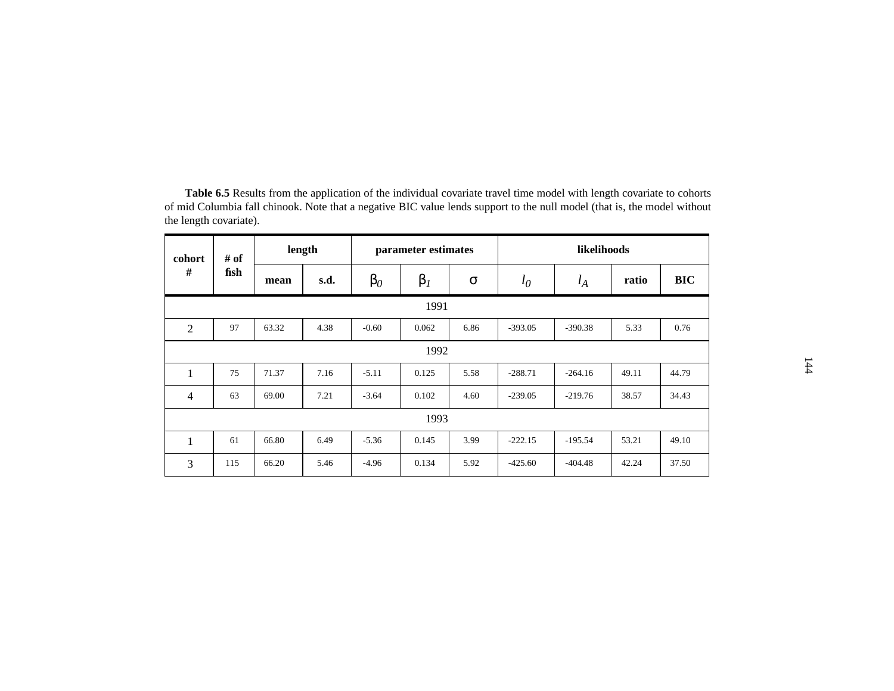**Table 6.5** Results from the application of the individual covariate travel time model with length covariate to cohorts of mid Columbia fall chinook. Note that a negative BIC value lends support to the null model (that is, the model without the length covariate).

| cohort # | # of fish | length | | parameter estimates | | | likelihoods | | | |
|---|---|---|---|---|---|---|---|---|---|---|
| | | mean | s.d. | $\beta_0$ | $\beta_1$ | $\sigma$ | $l_0$ | $l_A$ | ratio | BIC |
| 1991 | | | | | | | | | | |
| 2 | 97 | 63.32 | 4.38 | -0.60 | 0.062 | 6.86 | -393.05 | -390.38 | 5.33 | 0.76 |
| 1992 | | | | | | | | | | |
| 1 | 75 | 71.37 | 7.16 | -5.11 | 0.125 | 5.58 | -288.71 | -264.16 | 49.11 | 44.79 |
| 4 | 63 | 69.00 | 7.21 | -3.64 | 0.102 | 4.60 | -239.05 | -219.76 | 38.57 | 34.43 |
| 1993 | | | | | | | | | | |
| 1 | 61 | 66.80 | 6.49 | -5.36 | 0.145 | 3.99 | -222.15 | -195.54 | 53.21 | 49.10 |
| 3 | 115 | 66.20 | 5.46 | -4.96 | 0.134 | 5.92 | -425.60 | -404.48 | 42.24 | 37.50 |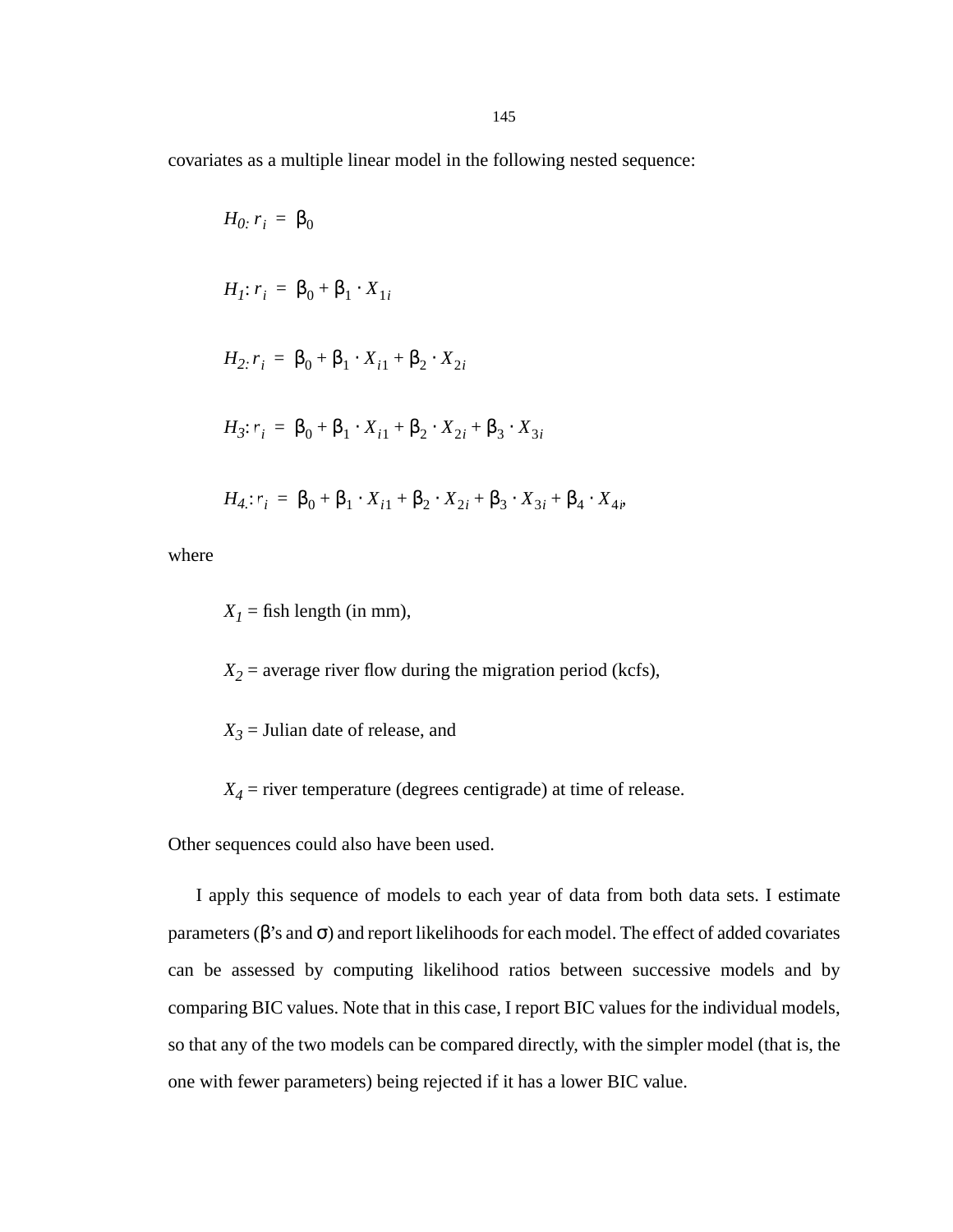covariates as a multiple linear model in the following nested sequence:

$$H_0: r_i = \beta_0$$

$$H_1: r_i = \beta_0 + \beta_1 \cdot X_{1i}$$

$$H_2: r_i = \beta_0 + \beta_1 \cdot X_{i1} + \beta_2 \cdot X_{2i}$$

$$H_3: r_i = \beta_0 + \beta_1 \cdot X_{i1} + \beta_2 \cdot X_{2i} + \beta_3 \cdot X_{3i}$$

$$H_4: r_i = \beta_0 + \beta_1 \cdot X_{i1} + \beta_2 \cdot X_{2i} + \beta_3 \cdot X_{3i} + \beta_4 \cdot X_{4i},$$

where

$X_1$ = fish length (in mm),

$X_2$ = average river flow during the migration period (kcfs),

$X_3$ = Julian date of release, and

$X_4$ = river temperature (degrees centigrade) at time of release.

Other sequences could also have been used.

I apply this sequence of models to each year of data from both data sets. I estimate parameters ($\beta$'s and $\sigma$) and report likelihoods for each model. The effect of added covariates can be assessed by computing likelihood ratios between successive models and by comparing BIC values. Note that in this case, I report BIC values for the individual models, so that any of the two models can be compared directly, with the simpler model (that is, the one with fewer parameters) being rejected if it has a lower BIC value.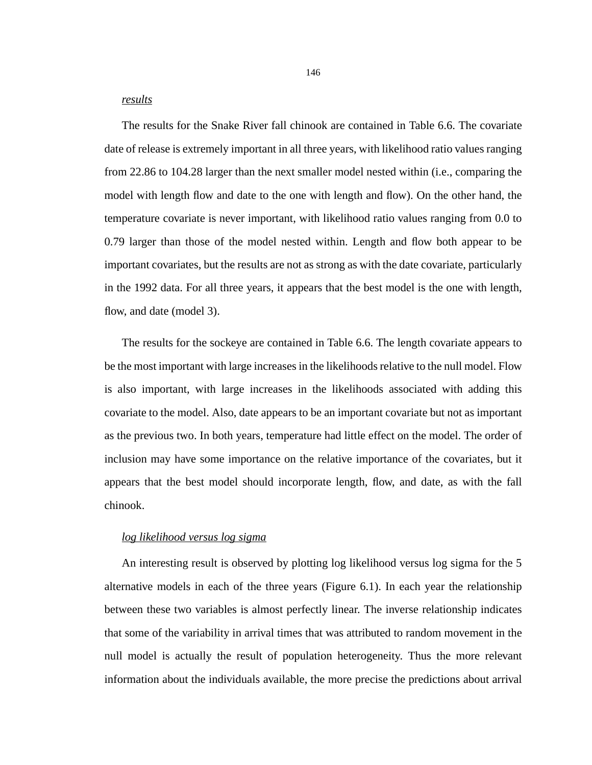*results*

The results for the Snake River fall chinook are contained in Table 6.6. The covariate date of release is extremely important in all three years, with likelihood ratio values ranging from 22.86 to 104.28 larger than the next smaller model nested within (i.e., comparing the model with length flow and date to the one with length and flow). On the other hand, the temperature covariate is never important, with likelihood ratio values ranging from 0.0 to 0.79 larger than those of the model nested within. Length and flow both appear to be important covariates, but the results are not as strong as with the date covariate, particularly in the 1992 data. For all three years, it appears that the best model is the one with length, flow, and date (model 3).

The results for the sockeye are contained in Table 6.6. The length covariate appears to be the most important with large increases in the likelihoods relative to the null model. Flow is also important, with large increases in the likelihoods associated with adding this covariate to the model. Also, date appears to be an important covariate but not as important as the previous two. In both years, temperature had little effect on the model. The order of inclusion may have some importance on the relative importance of the covariates, but it appears that the best model should incorporate length, flow, and date, as with the fall chinook.

*log likelihood versus log sigma*

An interesting result is observed by plotting log likelihood versus log sigma for the 5 alternative models in each of the three years (Figure 6.1). In each year the relationship between these two variables is almost perfectly linear. The inverse relationship indicates that some of the variability in arrival times that was attributed to random movement in the null model is actually the result of population heterogeneity. Thus the more relevant information about the individuals available, the more precise the predictions about arrival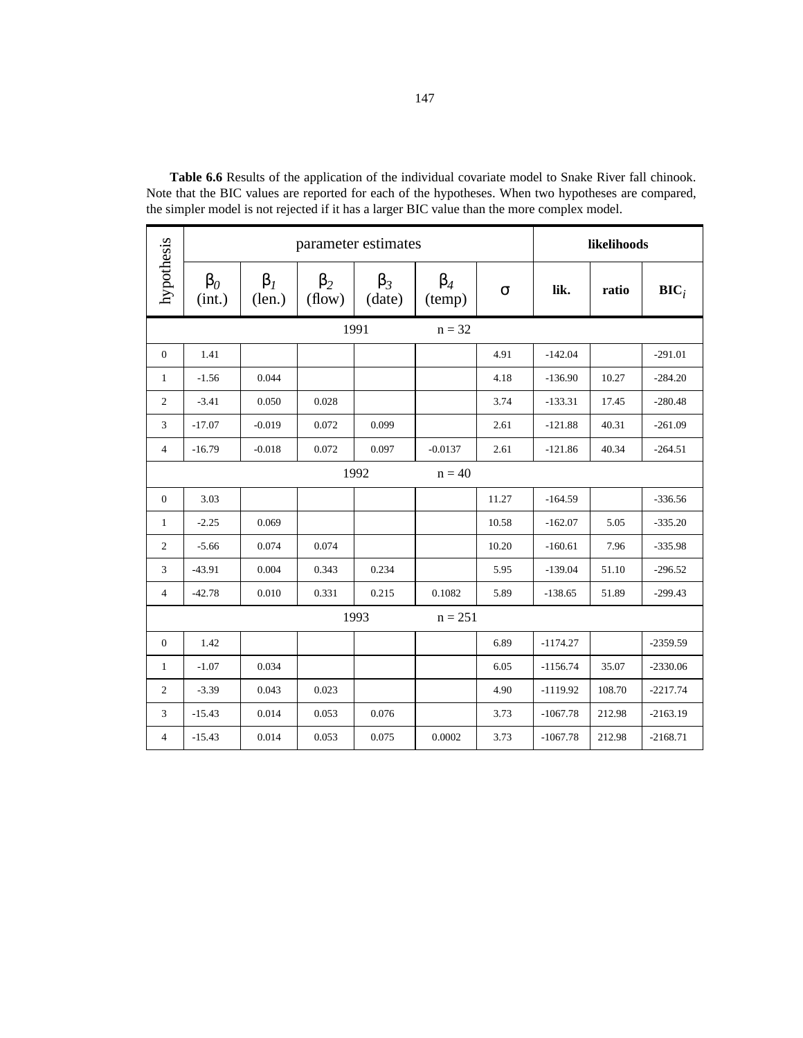**Table 6.6** Results of the application of the individual covariate model to Snake River fall chinook. Note that the BIC values are reported for each of the hypotheses. When two hypotheses are compared, the simpler model is not rejected if it has a larger BIC value than the more complex model.

| hypothesis | parameter estimates | | | | | | likelihoods | | |
|---|---|---|---|---|---|---|---|---|---|
| | $\beta_0$ (int.) | $\beta_1$ (len.) | $\beta_2$ (flow) | $\beta_3$ (date) | $\beta_4$ (temp) | $\sigma$ | **lik.** | **ratio** | **BIC$_i$** |
| **1991 n = 32** | | | | | | | | | |
| 0 | 1.41 | | | | | 4.91 | -142.04 | | -291.01 |
| 1 | -1.56 | 0.044 | | | | 4.18 | -136.90 | 10.27 | -284.20 |
| 2 | -3.41 | 0.050 | 0.028 | | | 3.74 | -133.31 | 17.45 | -280.48 |
| 3 | -17.07 | -0.019 | 0.072 | 0.099 | | 2.61 | -121.88 | 40.31 | -261.09 |
| 4 | -16.79 | -0.018 | 0.072 | 0.097 | -0.0137 | 2.61 | -121.86 | 40.34 | -264.51 |
| **1992 n = 40** | | | | | | | | | |
| 0 | 3.03 | | | | | 11.27 | -164.59 | | -336.56 |
| 1 | -2.25 | 0.069 | | | | 10.58 | -162.07 | 5.05 | -335.20 |
| 2 | -5.66 | 0.074 | 0.074 | | | 10.20 | -160.61 | 7.96 | -335.98 |
| 3 | -43.91 | 0.004 | 0.343 | 0.234 | | 5.95 | -139.04 | 51.10 | -296.52 |
| 4 | -42.78 | 0.010 | 0.331 | 0.215 | 0.1082 | 5.89 | -138.65 | 51.89 | -299.43 |
| **1993 n = 251** | | | | | | | | | |
| 0 | 1.42 | | | | | 6.89 | -1174.27 | | -2359.59 |
| 1 | -1.07 | 0.034 | | | | 6.05 | -1156.74 | 35.07 | -2330.06 |
| 2 | -3.39 | 0.043 | 0.023 | | | 4.90 | -1119.92 | 108.70 | -2217.74 |
| 3 | -15.43 | 0.014 | 0.053 | 0.076 | | 3.73 | -1067.78 | 212.98 | -2163.19 |
| 4 | -15.43 | 0.014 | 0.053 | 0.075 | 0.0002 | 3.73 | -1067.78 | 212.98 | -2168.71 |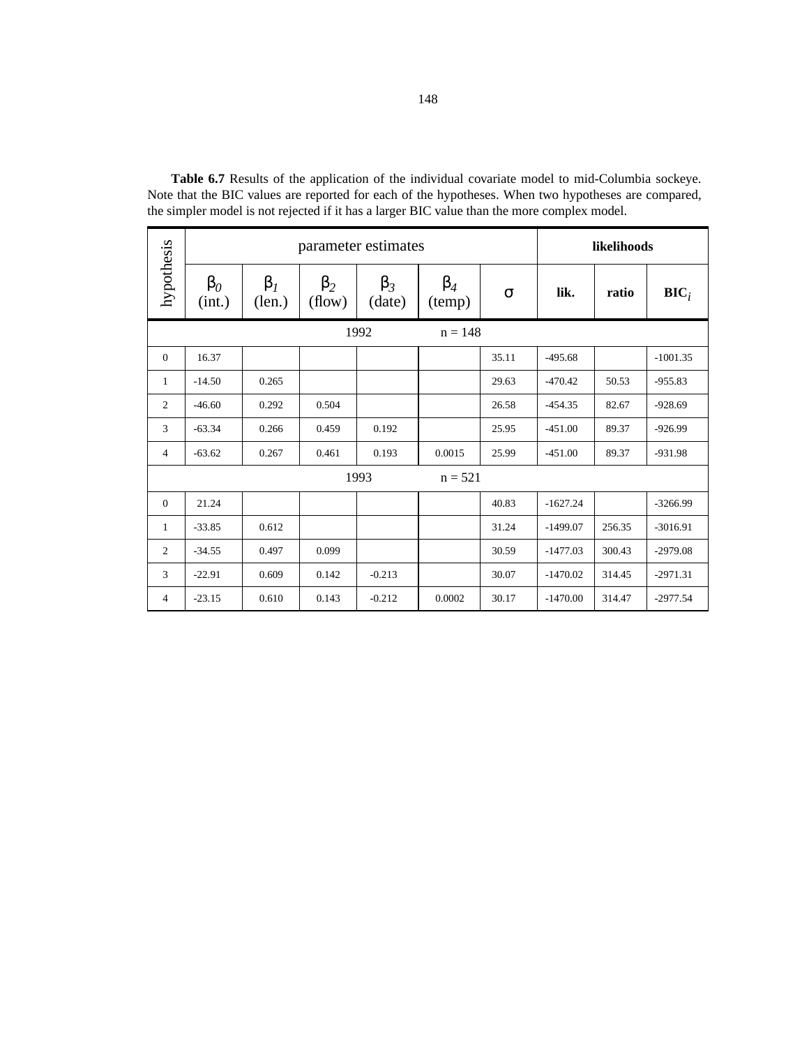**Table 6.7** Results of the application of the individual covariate model to mid-Columbia sockeye. Note that the BIC values are reported for each of the hypotheses. When two hypotheses are compared, the simpler model is not rejected if it has a larger BIC value than the more complex model.

| hypothesis | parameter estimates | | | | | | likelihoods | | |
|---|---|---|---|---|---|---|---|---|---|
| | $\beta_0$ (int.) | $\beta_1$ (len.) | $\beta_2$ (flow) | $\beta_3$ (date) | $\beta_4$ (temp) | $\sigma$ | **lik.** | **ratio** | **BIC$_i$** |
| 1992 n = 148 | | | | | | | | | |
| 0 | 16.37 | | | | | 35.11 | -495.68 | | -1001.35 |
| 1 | -14.50 | 0.265 | | | | 29.63 | -470.42 | 50.53 | -955.83 |
| 2 | -46.60 | 0.292 | 0.504 | | | 26.58 | -454.35 | 82.67 | -928.69 |
| 3 | -63.34 | 0.266 | 0.459 | 0.192 | | 25.95 | -451.00 | 89.37 | -926.99 |
| 4 | -63.62 | 0.267 | 0.461 | 0.193 | 0.0015 | 25.99 | -451.00 | 89.37 | -931.98 |
| 1993 n = 521 | | | | | | | | | |
| 0 | 21.24 | | | | | 40.83 | -1627.24 | | -3266.99 |
| 1 | -33.85 | 0.612 | | | | 31.24 | -1499.07 | 256.35 | -3016.91 |
| 2 | -34.55 | 0.497 | 0.099 | | | 30.59 | -1477.03 | 300.43 | -2979.08 |
| 3 | -22.91 | 0.609 | 0.142 | -0.213 | | 30.07 | -1470.02 | 314.45 | -2971.31 |
| 4 | -23.15 | 0.610 | 0.143 | -0.212 | 0.0002 | 30.17 | -1470.00 | 314.47 | -2977.54 |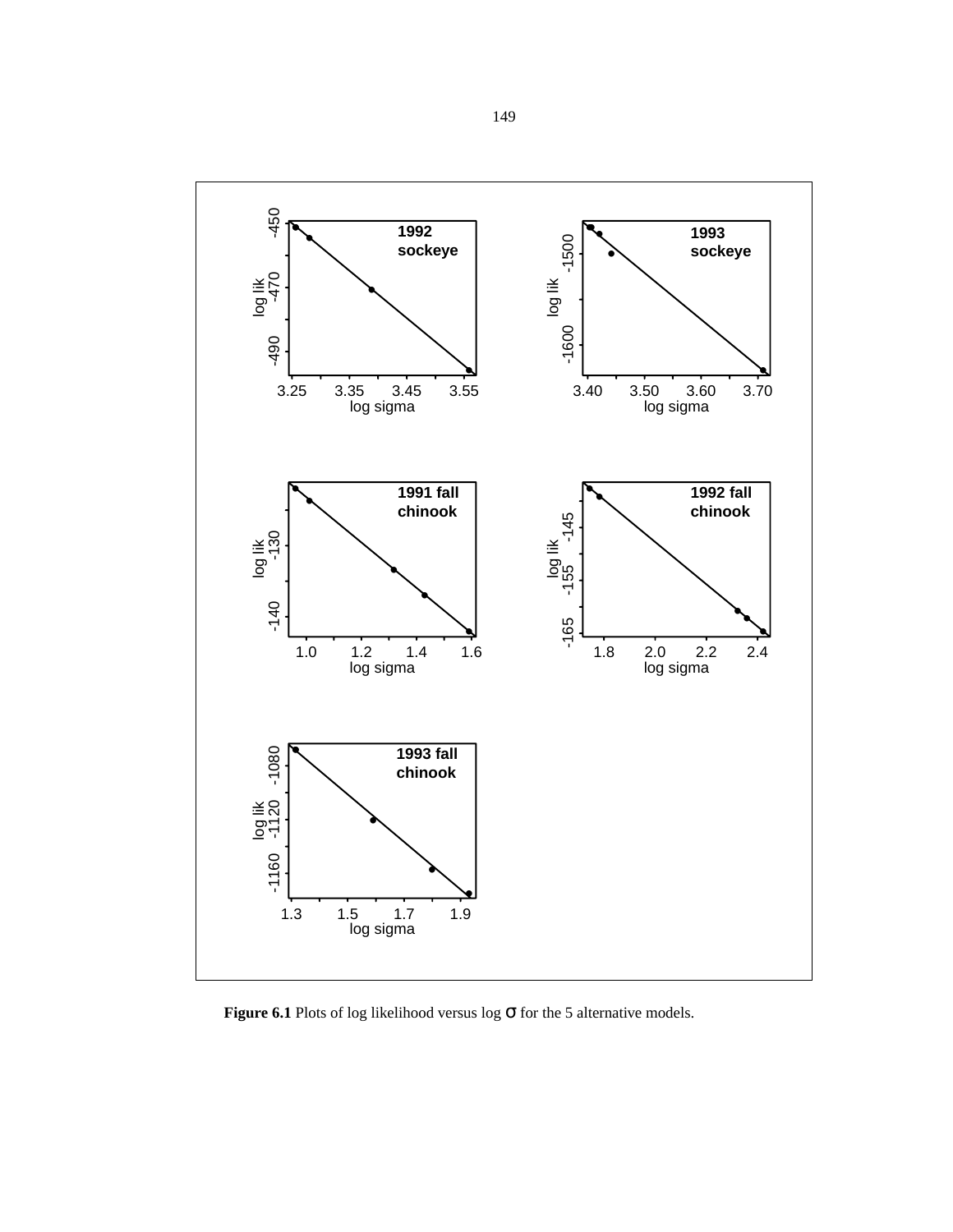**Figure 6.1** Plots of log likelihood versus log σ for the 5 alternative models.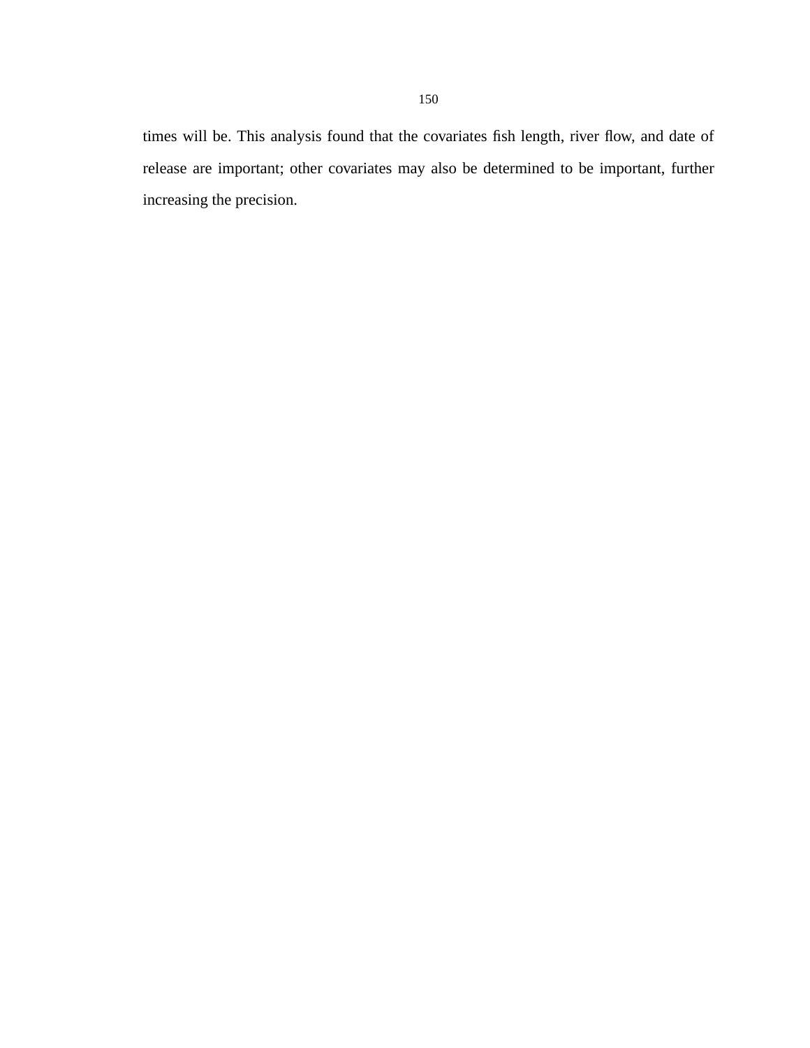times will be. This analysis found that the covariates fish length, river flow, and date of release are important; other covariates may also be determined to be important, further increasing the precision.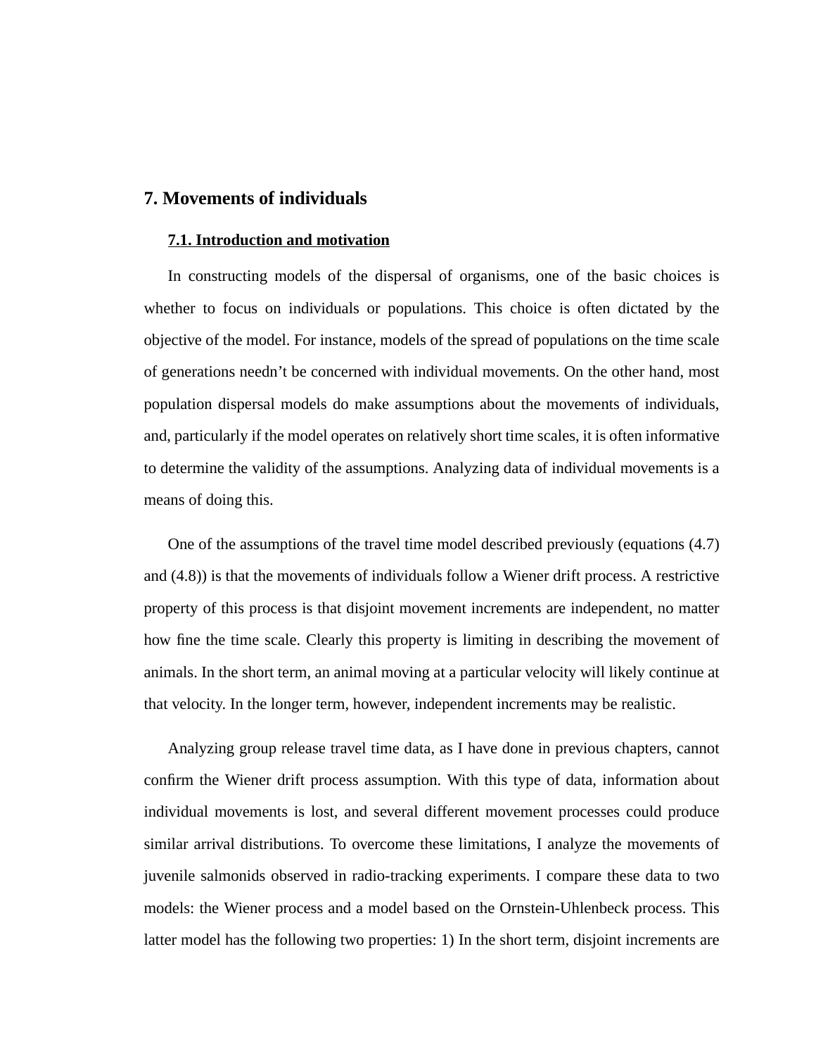# 7. Movements of individuals

## 7.1. Introduction and motivation

In constructing models of the dispersal of organisms, one of the basic choices is whether to focus on individuals or populations. This choice is often dictated by the objective of the model. For instance, models of the spread of populations on the time scale of generations needn't be concerned with individual movements. On the other hand, most population dispersal models do make assumptions about the movements of individuals, and, particularly if the model operates on relatively short time scales, it is often informative to determine the validity of the assumptions. Analyzing data of individual movements is a means of doing this.

One of the assumptions of the travel time model described previously (equations (4.7) and (4.8)) is that the movements of individuals follow a Wiener drift process. A restrictive property of this process is that disjoint movement increments are independent, no matter how fine the time scale. Clearly this property is limiting in describing the movement of animals. In the short term, an animal moving at a particular velocity will likely continue at that velocity. In the longer term, however, independent increments may be realistic.

Analyzing group release travel time data, as I have done in previous chapters, cannot confirm the Wiener drift process assumption. With this type of data, information about individual movements is lost, and several different movement processes could produce similar arrival distributions. To overcome these limitations, I analyze the movements of juvenile salmonids observed in radio-tracking experiments. I compare these data to two models: the Wiener process and a model based on the Ornstein-Uhlenbeck process. This latter model has the following two properties: 1) In the short term, disjoint increments are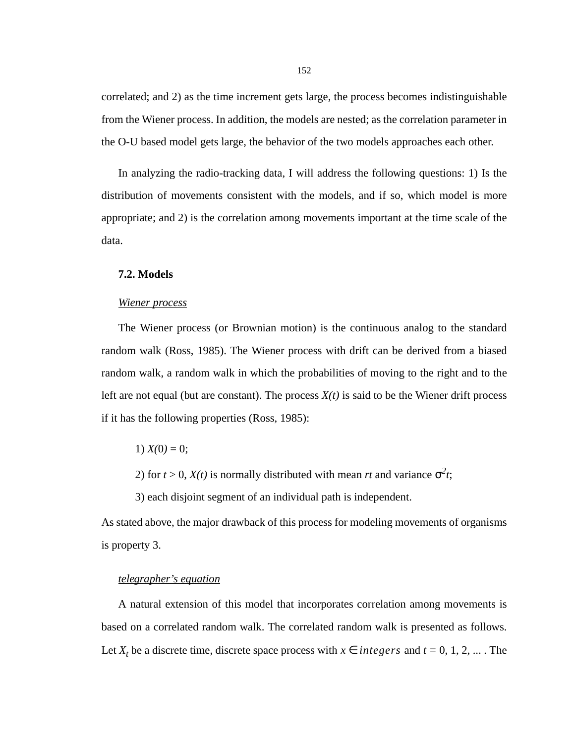correlated; and 2) as the time increment gets large, the process becomes indistinguishable from the Wiener process. In addition, the models are nested; as the correlation parameter in the O-U based model gets large, the behavior of the two models approaches each other.

In analyzing the radio-tracking data, I will address the following questions: 1) Is the distribution of movements consistent with the models, and if so, which model is more appropriate; and 2) is the correlation among movements important at the time scale of the data.

## 7.2. Models

*Wiener process*

The Wiener process (or Brownian motion) is the continuous analog to the standard random walk (Ross, 1985). The Wiener process with drift can be derived from a biased random walk, a random walk in which the probabilities of moving to the right and to the left are not equal (but are constant). The process $X(t)$ is said to be the Wiener drift process if it has the following properties (Ross, 1985):

1) $X(0) = 0$;

2) for $t > 0$, $X(t)$ is normally distributed with mean $rt$ and variance $\sigma^2 t$;

3) each disjoint segment of an individual path is independent.

As stated above, the major drawback of this process for modeling movements of organisms is property 3.

*telegrapher's equation*

A natural extension of this model that incorporates correlation among movements is based on a correlated random walk. The correlated random walk is presented as follows. Let $X_t$ be a discrete time, discrete space process with $x \in integers$ and $t = 0, 1, 2, ...$ . The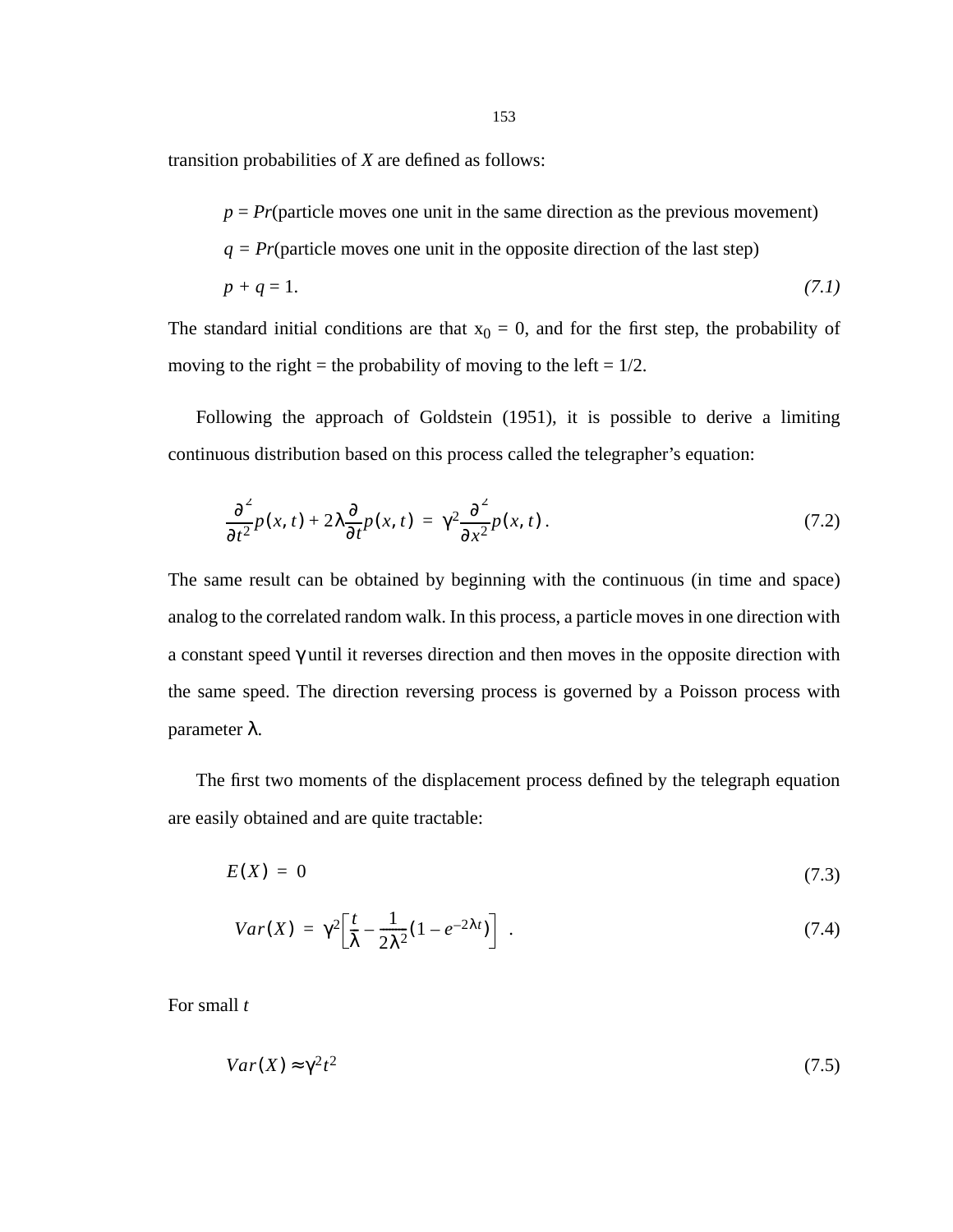transition probabilities of $X$ are defined as follows:

$$p = Pr(\text{particle moves one unit in the same direction as the previous movement})$$

$$q = Pr(\text{particle moves one unit in the opposite direction of the last step})$$

$$p + q = 1. \tag{7.1}$$

The standard initial conditions are that $x_0 = 0$, and for the first step, the probability of moving to the right = the probability of moving to the left = 1/2.

Following the approach of Goldstein (1951), it is possible to derive a limiting continuous distribution based on this process called the telegrapher's equation:

$$\frac{\partial^2}{\partial t^2} p(x, t) + 2\lambda \frac{\partial}{\partial t} p(x, t) = \gamma^2 \frac{\partial^2}{\partial x^2} p(x, t). \tag{7.2}$$

The same result can be obtained by beginning with the continuous (in time and space) analog to the correlated random walk. In this process, a particle moves in one direction with a constant speed $\gamma$ until it reverses direction and then moves in the opposite direction with the same speed. The direction reversing process is governed by a Poisson process with parameter $\lambda$.

The first two moments of the displacement process defined by the telegraph equation are easily obtained and are quite tractable:

$$E(X) = 0 \tag{7.3}$$

$$Var(X) = \gamma^2 \left[ \frac{t}{\lambda} - \frac{1}{2\lambda^2} (1 - e^{-2\lambda t}) \right]. \tag{7.4}$$

For small $t$

$$Var(X) \approx \gamma^2 t^2 \tag{7.5}$$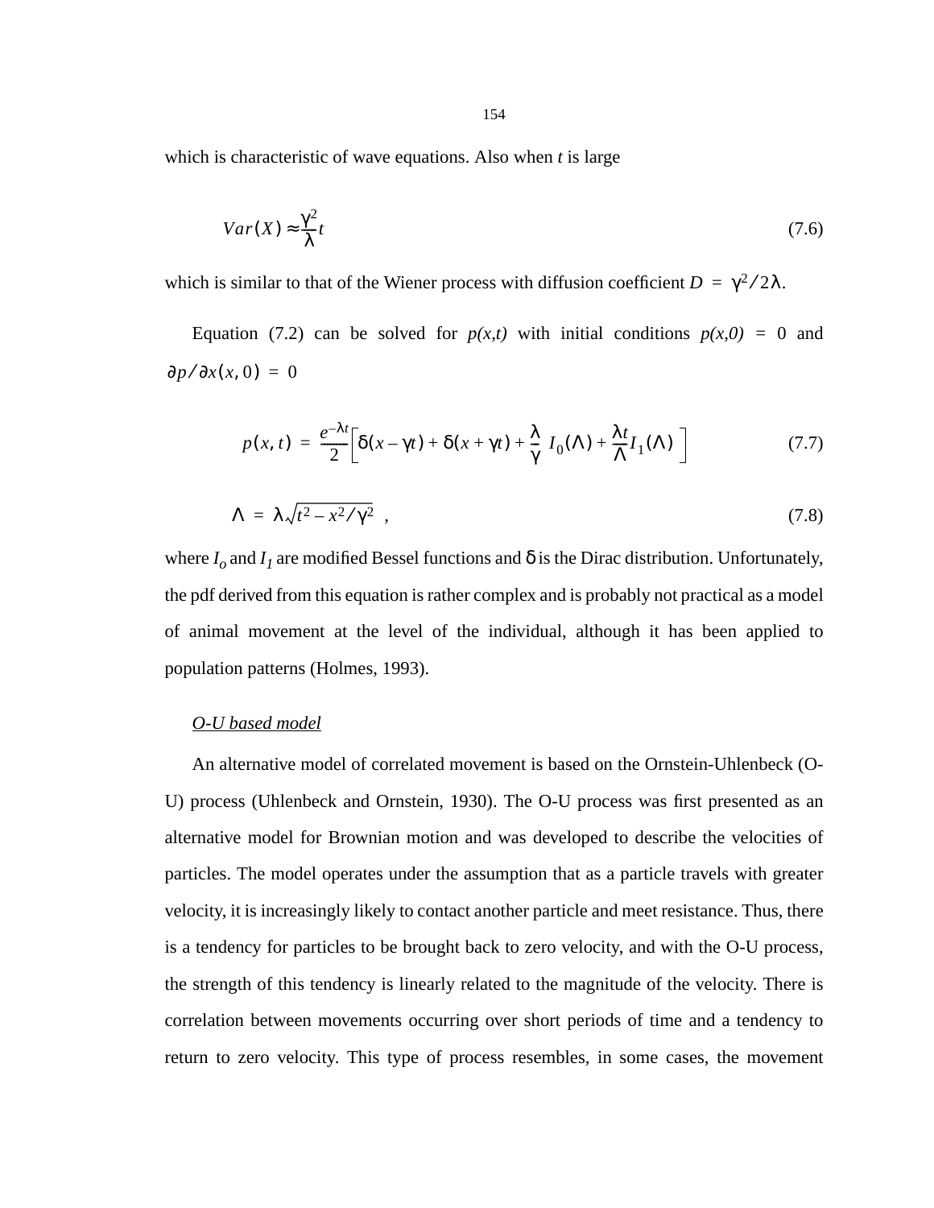which is characteristic of wave equations. Also when $t$ is large

$$Var(X) \approx \frac{\gamma^2}{\lambda} t \tag{7.6}$$

which is similar to that of the Wiener process with diffusion coefficient $D = \gamma^2 / 2\lambda$.

Equation (7.2) can be solved for $p(x,t)$ with initial conditions $p(x,0) = 0$ and $\partial p / \partial x(x, 0) = 0$

$$p(x, t) = \frac{e^{-\lambda t}}{2}\left[\delta(x - \gamma t) + \delta(x + \gamma t) + \frac{\lambda}{\gamma} I_0(\Lambda) + \frac{\lambda t}{\Lambda} I_1(\Lambda)\right] \tag{7.7}$$

$$\Lambda = \lambda\sqrt{t^2 - x^2/\gamma^2} \ , \tag{7.8}$$

where $I_o$ and $I_1$ are modified Bessel functions and $\delta$ is the Dirac distribution. Unfortunately, the pdf derived from this equation is rather complex and is probably not practical as a model of animal movement at the level of the individual, although it has been applied to population patterns (Holmes, 1993).

*O-U based model*

An alternative model of correlated movement is based on the Ornstein-Uhlenbeck (O-U) process (Uhlenbeck and Ornstein, 1930). The O-U process was first presented as an alternative model for Brownian motion and was developed to describe the velocities of particles. The model operates under the assumption that as a particle travels with greater velocity, it is increasingly likely to contact another particle and meet resistance. Thus, there is a tendency for particles to be brought back to zero velocity, and with the O-U process, the strength of this tendency is linearly related to the magnitude of the velocity. There is correlation between movements occurring over short periods of time and a tendency to return to zero velocity. This type of process resembles, in some cases, the movement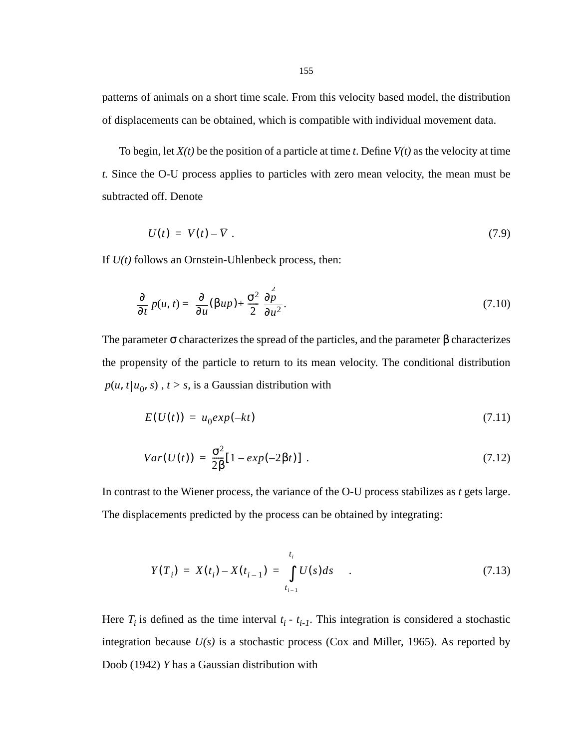patterns of animals on a short time scale. From this velocity based model, the distribution of displacements can be obtained, which is compatible with individual movement data.

To begin, let $X(t)$ be the position of a particle at time $t$. Define $V(t)$ as the velocity at time $t$. Since the O-U process applies to particles with zero mean velocity, the mean must be subtracted off. Denote

$$U(t) = V(t) - \overline{V} \ . \tag{7.9}$$

If $U(t)$ follows an Ornstein-Uhlenbeck process, then:

$$\frac{\partial}{\partial t} p(u, t) = \frac{\partial}{\partial u}(\beta u p) + \frac{\sigma^2}{2} \frac{\partial^2 p}{\partial u^2}. \tag{7.10}$$

The parameter $\sigma$ characterizes the spread of the particles, and the parameter $\beta$ characterizes the propensity of the particle to return to its mean velocity. The conditional distribution $p(u, t | u_0, s)$ , $t > s$, is a Gaussian distribution with

$$E(U(t)) = u_0 exp(-kt) \tag{7.11}$$

$$Var(U(t)) = \frac{\sigma^2}{2\beta}[1 - exp(-2\beta t)] \ . \tag{7.12}$$

In contrast to the Wiener process, the variance of the O-U process stabilizes as $t$ gets large. The displacements predicted by the process can be obtained by integrating:

$$Y(T_i) = X(t_i) - X(t_{i-1}) = \int_{t_{i-1}}^{t_i} U(s) ds \quad . \tag{7.13}$$

Here $T_i$ is defined as the time interval $t_i$ - $t_{i-1}$. This integration is considered a stochastic integration because $U(s)$ is a stochastic process (Cox and Miller, 1965). As reported by Doob (1942) $Y$ has a Gaussian distribution with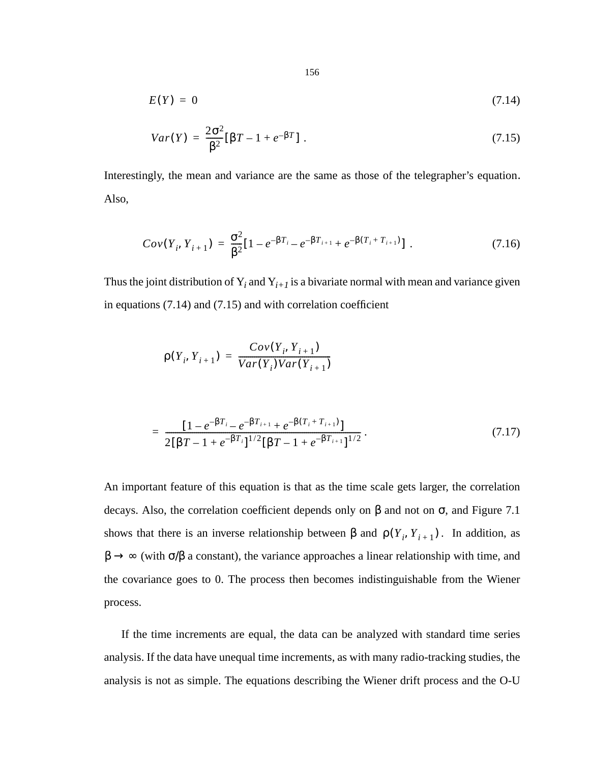$$E(Y) = 0 \tag{7.14}$$

$$Var(Y) = \frac{2\sigma^2}{\beta^2}[\beta T - 1 + e^{-\beta T}] \ . \tag{7.15}$$

Interestingly, the mean and variance are the same as those of the telegrapher's equation. Also,

$$Cov(Y_i, Y_{i+1}) = \frac{\sigma^2}{\beta^2}[1 - e^{-\beta T_i} - e^{-\beta T_{i+1}} + e^{-\beta(T_i + T_{i+1})}] \ . \tag{7.16}$$

Thus the joint distribution of $Y_i$ and $Y_{i+1}$ is a bivariate normal with mean and variance given in equations (7.14) and (7.15) and with correlation coefficient

$$\rho(Y_i, Y_{i+1}) = \frac{Cov(Y_i, Y_{i+1})}{Var(Y_i)Var(Y_{i+1})}$$

$$= \frac{[1 - e^{-\beta T_i} - e^{-\beta T_{i+1}} + e^{-\beta(T_i + T_{i+1})}]}{2[\beta T - 1 + e^{-\beta T_i}]^{1/2}[\beta T - 1 + e^{-\beta T_{i+1}}]^{1/2}} \ . \tag{7.17}$$

An important feature of this equation is that as the time scale gets larger, the correlation decays. Also, the correlation coefficient depends only on $\beta$ and not on $\sigma$, and Figure 7.1 shows that there is an inverse relationship between $\beta$ and $\rho(Y_i, Y_{i+1})$. In addition, as $\beta \to \infty$ (with $\sigma/\beta$ a constant), the variance approaches a linear relationship with time, and the covariance goes to 0. The process then becomes indistinguishable from the Wiener process.

If the time increments are equal, the data can be analyzed with standard time series analysis. If the data have unequal time increments, as with many radio-tracking studies, the analysis is not as simple. The equations describing the Wiener drift process and the O-U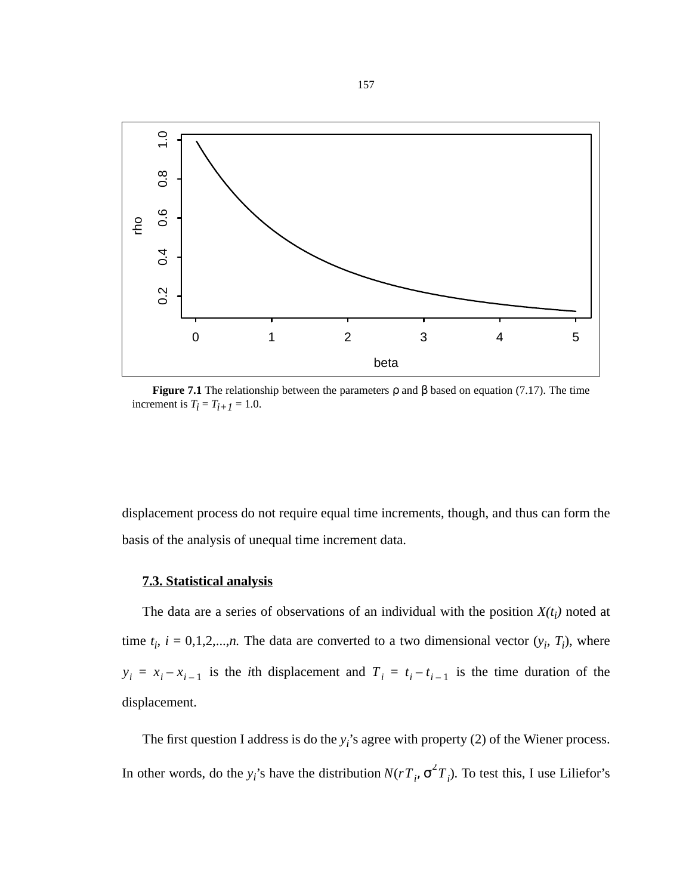**Figure 7.1** The relationship between the parameters ρ and β based on equation (7.17). The time increment is $T_i = T_{i+1} = 1.0$.

displacement process do not require equal time increments, though, and thus can form the basis of the analysis of unequal time increment data.

## 7.3. Statistical analysis

The data are a series of observations of an individual with the position $X(t_i)$ noted at time $t_i$, $i = 0,1,2,...,n$. The data are converted to a two dimensional vector $(y_i, T_i)$, where $y_i = x_i - x_{i-1}$ is the $i$th displacement and $T_i = t_i - t_{i-1}$ is the time duration of the displacement.

The first question I address is do the $y_i$'s agree with property (2) of the Wiener process. In other words, do the $y_i$'s have the distribution $N(rT_i, \sigma^2 T_i)$. To test this, I use Liliefor's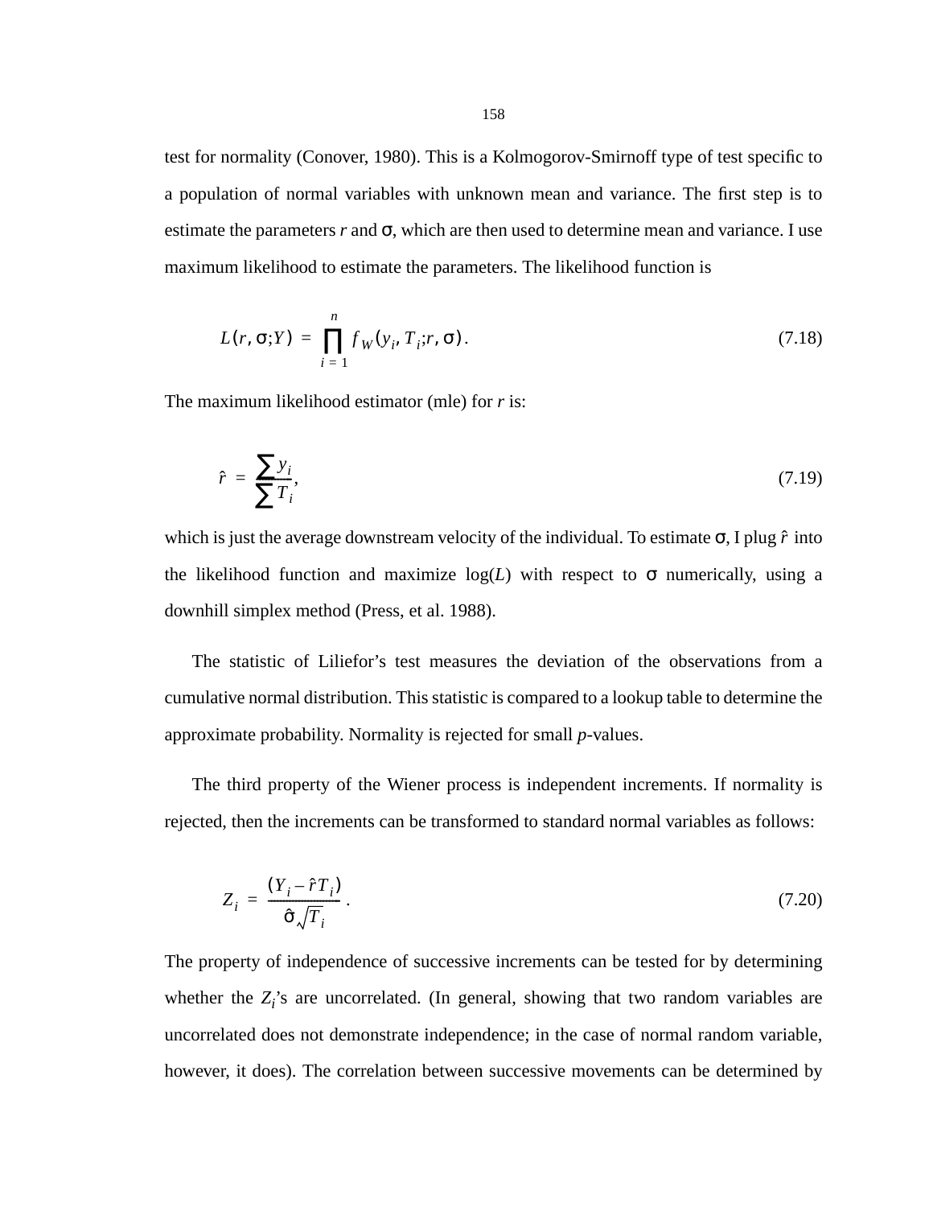test for normality (Conover, 1980). This is a Kolmogorov-Smirnoff type of test specific to a population of normal variables with unknown mean and variance. The first step is to estimate the parameters $r$ and $\sigma$, which are then used to determine mean and variance. I use maximum likelihood to estimate the parameters. The likelihood function is

$$L(r, \sigma; Y) = \prod_{i=1}^{n} f_W(y_i, T_i; r, \sigma). \tag{7.18}$$

The maximum likelihood estimator (mle) for $r$ is:

$$\hat{r} = \frac{\sum y_i}{\sum T_i}, \tag{7.19}$$

which is just the average downstream velocity of the individual. To estimate $\sigma$, I plug $\hat{r}$ into the likelihood function and maximize $\log(L)$ with respect to $\sigma$ numerically, using a downhill simplex method (Press, et al. 1988).

The statistic of Liliefor's test measures the deviation of the observations from a cumulative normal distribution. This statistic is compared to a lookup table to determine the approximate probability. Normality is rejected for small $p$-values.

The third property of the Wiener process is independent increments. If normality is rejected, then the increments can be transformed to standard normal variables as follows:

$$Z_i = \frac{(Y_i - \hat{r}T_i)}{\hat{\sigma}\sqrt{T_i}}. \tag{7.20}$$

The property of independence of successive increments can be tested for by determining whether the $Z_i$'s are uncorrelated. (In general, showing that two random variables are uncorrelated does not demonstrate independence; in the case of normal random variable, however, it does). The correlation between successive movements can be determined by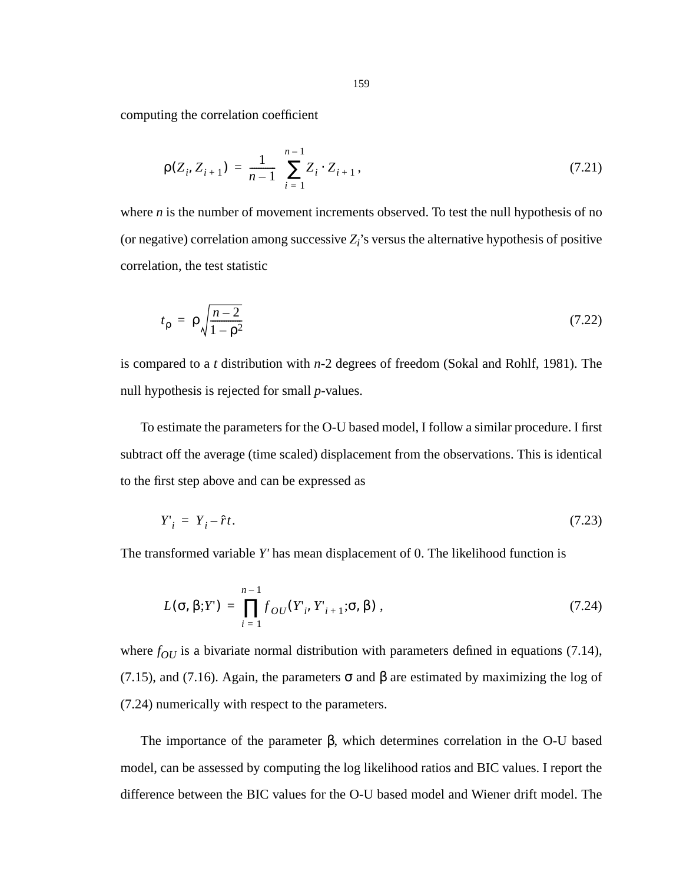computing the correlation coefficient

$$\rho(Z_i, Z_{i+1}) = \frac{1}{n-1} \sum_{i=1}^{n-1} Z_i \cdot Z_{i+1}, \tag{7.21}$$

where *n* is the number of movement increments observed. To test the null hypothesis of no (or negative) correlation among successive $Z_i$'s versus the alternative hypothesis of positive correlation, the test statistic

$$t_\rho = \rho \sqrt{\frac{n-2}{1-\rho^2}} \tag{7.22}$$

is compared to a *t* distribution with *n*-2 degrees of freedom (Sokal and Rohlf, 1981). The null hypothesis is rejected for small *p*-values.

To estimate the parameters for the O-U based model, I follow a similar procedure. I first subtract off the average (time scaled) displacement from the observations. This is identical to the first step above and can be expressed as

$$Y'_i = Y_i - \hat{r}t. \tag{7.23}$$

The transformed variable $Y'$ has mean displacement of 0. The likelihood function is

$$L(\sigma, \beta; Y') = \prod_{i=1}^{n-1} f_{OU}(Y'_i, Y'_{i+1}; \sigma, \beta), \tag{7.24}$$

where $f_{OU}$ is a bivariate normal distribution with parameters defined in equations (7.14), (7.15), and (7.16). Again, the parameters $\sigma$ and $\beta$ are estimated by maximizing the log of (7.24) numerically with respect to the parameters.

The importance of the parameter $\beta$, which determines correlation in the O-U based model, can be assessed by computing the log likelihood ratios and BIC values. I report the difference between the BIC values for the O-U based model and Wiener drift model. The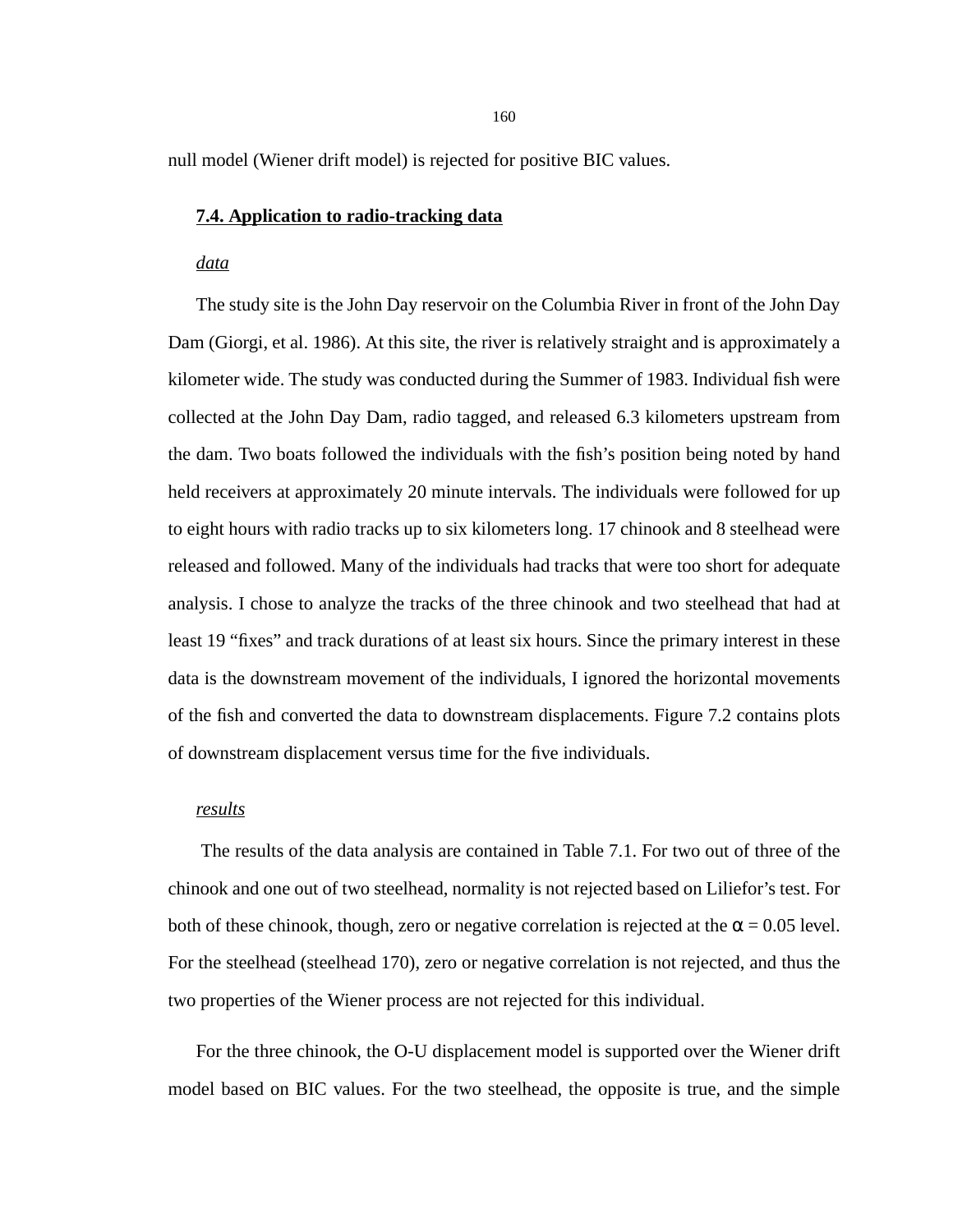null model (Wiener drift model) is rejected for positive BIC values.

## 7.4. Application to radio-tracking data

*data*

The study site is the John Day reservoir on the Columbia River in front of the John Day Dam (Giorgi, et al. 1986). At this site, the river is relatively straight and is approximately a kilometer wide. The study was conducted during the Summer of 1983. Individual fish were collected at the John Day Dam, radio tagged, and released 6.3 kilometers upstream from the dam. Two boats followed the individuals with the fish's position being noted by hand held receivers at approximately 20 minute intervals. The individuals were followed for up to eight hours with radio tracks up to six kilometers long. 17 chinook and 8 steelhead were released and followed. Many of the individuals had tracks that were too short for adequate analysis. I chose to analyze the tracks of the three chinook and two steelhead that had at least 19 "fixes" and track durations of at least six hours. Since the primary interest in these data is the downstream movement of the individuals, I ignored the horizontal movements of the fish and converted the data to downstream displacements. Figure 7.2 contains plots of downstream displacement versus time for the five individuals.

*results*

The results of the data analysis are contained in Table 7.1. For two out of three of the chinook and one out of two steelhead, normality is not rejected based on Liliefor's test. For both of these chinook, though, zero or negative correlation is rejected at the $\alpha = 0.05$ level. For the steelhead (steelhead 170), zero or negative correlation is not rejected, and thus the two properties of the Wiener process are not rejected for this individual.

For the three chinook, the O-U displacement model is supported over the Wiener drift model based on BIC values. For the two steelhead, the opposite is true, and the simple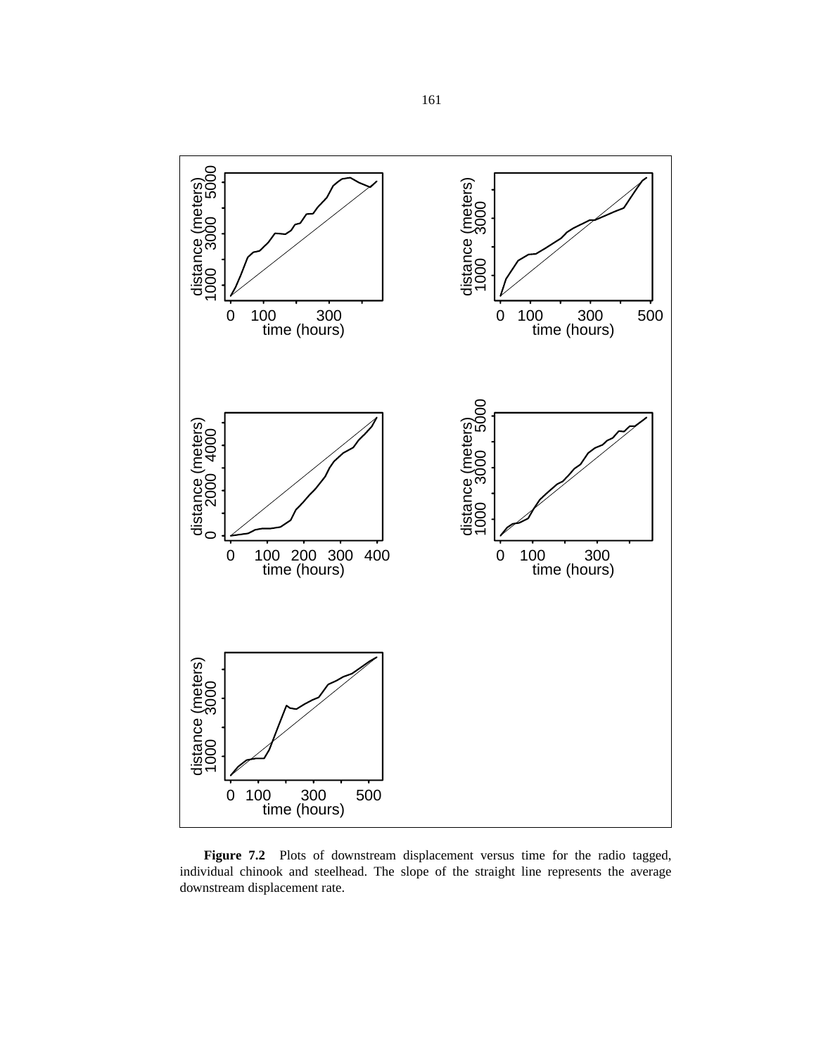**Figure 7.2** Plots of downstream displacement versus time for the radio tagged, individual chinook and steelhead. The slope of the straight line represents the average downstream displacement rate.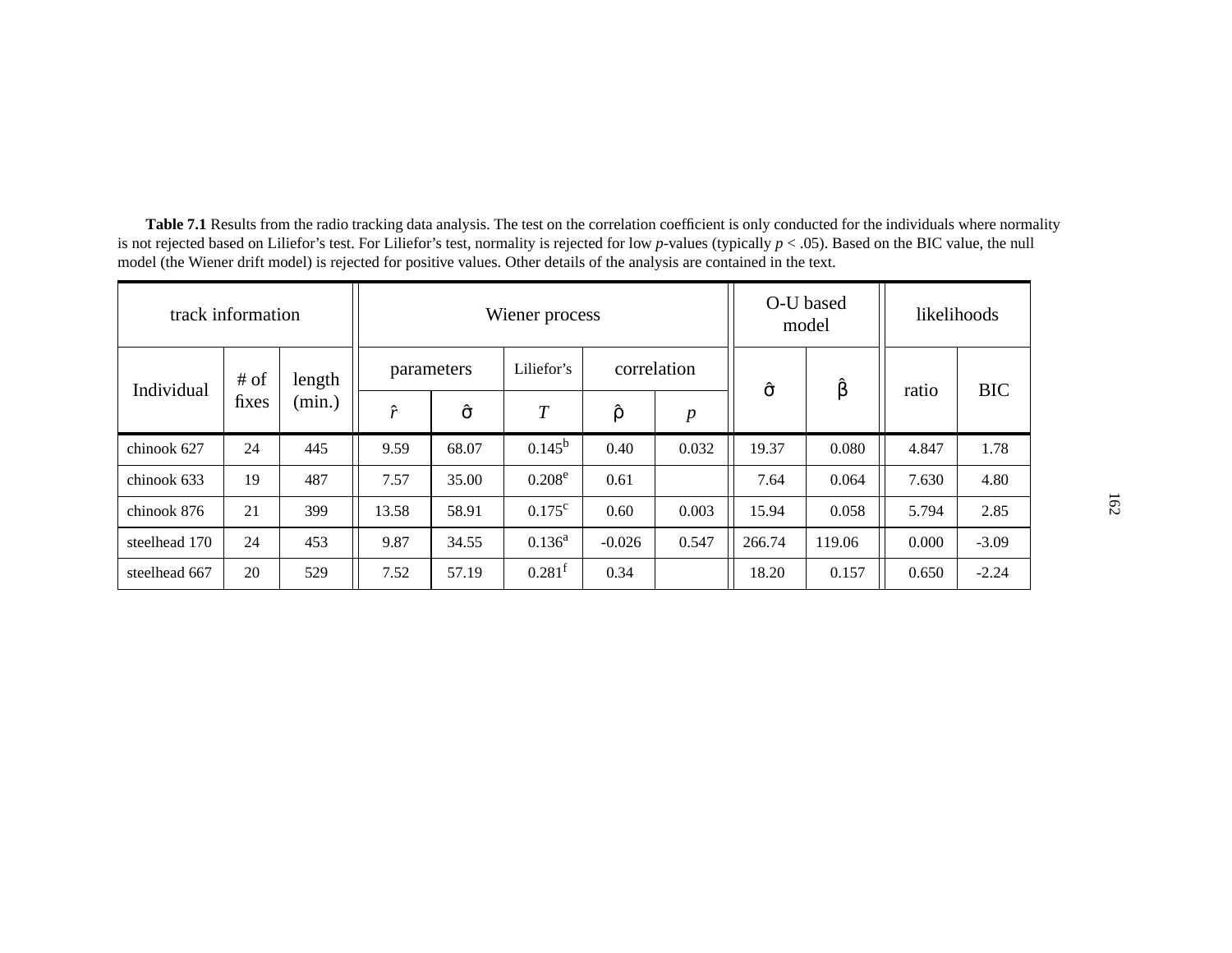**Table 7.1** Results from the radio tracking data analysis. The test on the correlation coefficient is only conducted for the individuals where normality is not rejected based on Liliefor's test. For Liliefor's test, normality is rejected for low *p*-values (typically $p < .05$). Based on the BIC value, the null model (the Wiener drift model) is rejected for positive values. Other details of the analysis are contained in the text.

| track information | | | Wiener process | | | | | O-U based model | | likelihoods | |
|---|---|---|---|---|---|---|---|---|---|---|---|
| Individual | # of fixes | length (min.) | parameters | | Liliefor's | correlation | | $\hat{\sigma}$ | $\hat{\beta}$ | ratio | BIC |
| | | | $\hat{r}$ | $\hat{\sigma}$ | $T$ | $\hat{\rho}$ | $p$ | | | | |
| chinook 627 | 24 | 445 | 9.59 | 68.07 | 0.145[b] | 0.40 | 0.032 | 19.37 | 0.080 | 4.847 | 1.78 |
| chinook 633 | 19 | 487 | 7.57 | 35.00 | 0.208[e] | 0.61 | | 7.64 | 0.064 | 7.630 | 4.80 |
| chinook 876 | 21 | 399 | 13.58 | 58.91 | 0.175[c] | 0.60 | 0.003 | 15.94 | 0.058 | 5.794 | 2.85 |
| steelhead 170 | 24 | 453 | 9.87 | 34.55 | 0.136[a] | -0.026 | 0.547 | 266.74 | 119.06 | 0.000 | -3.09 |
| steelhead 667 | 20 | 529 | 7.52 | 57.19 | 0.281[f] | 0.34 | | 18.20 | 0.157 | 0.650 | -2.24 |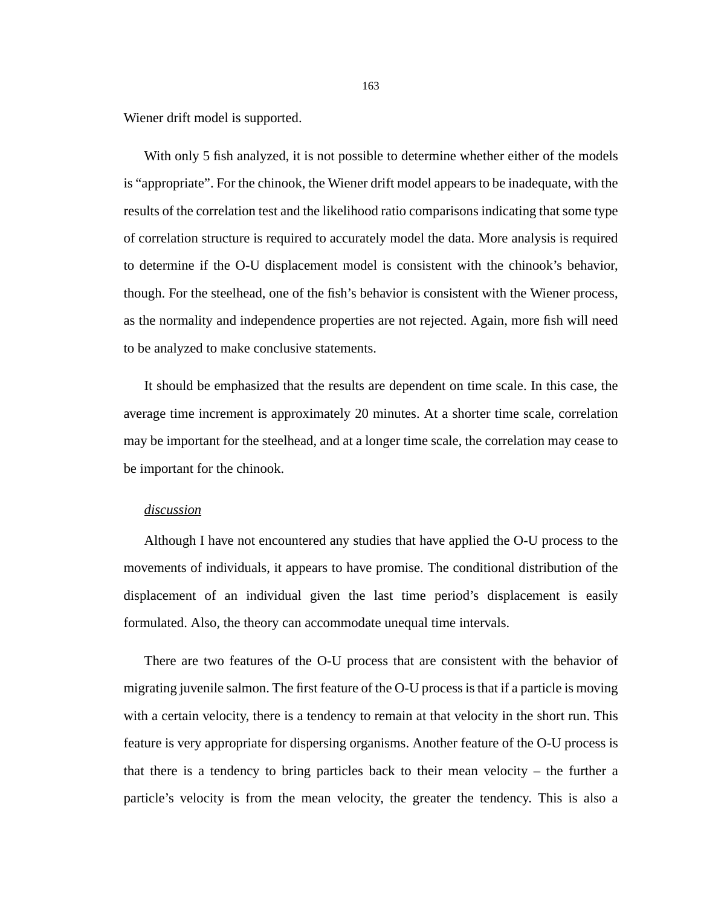Wiener drift model is supported.

With only 5 fish analyzed, it is not possible to determine whether either of the models is “appropriate”. For the chinook, the Wiener drift model appears to be inadequate, with the results of the correlation test and the likelihood ratio comparisons indicating that some type of correlation structure is required to accurately model the data. More analysis is required to determine if the O-U displacement model is consistent with the chinook’s behavior, though. For the steelhead, one of the fish’s behavior is consistent with the Wiener process, as the normality and independence properties are not rejected. Again, more fish will need to be analyzed to make conclusive statements.

It should be emphasized that the results are dependent on time scale. In this case, the average time increment is approximately 20 minutes. At a shorter time scale, correlation may be important for the steelhead, and at a longer time scale, the correlation may cease to be important for the chinook.

*discussion*

Although I have not encountered any studies that have applied the O-U process to the movements of individuals, it appears to have promise. The conditional distribution of the displacement of an individual given the last time period’s displacement is easily formulated. Also, the theory can accommodate unequal time intervals.

There are two features of the O-U process that are consistent with the behavior of migrating juvenile salmon. The first feature of the O-U process is that if a particle is moving with a certain velocity, there is a tendency to remain at that velocity in the short run. This feature is very appropriate for dispersing organisms. Another feature of the O-U process is that there is a tendency to bring particles back to their mean velocity – the further a particle’s velocity is from the mean velocity, the greater the tendency. This is also a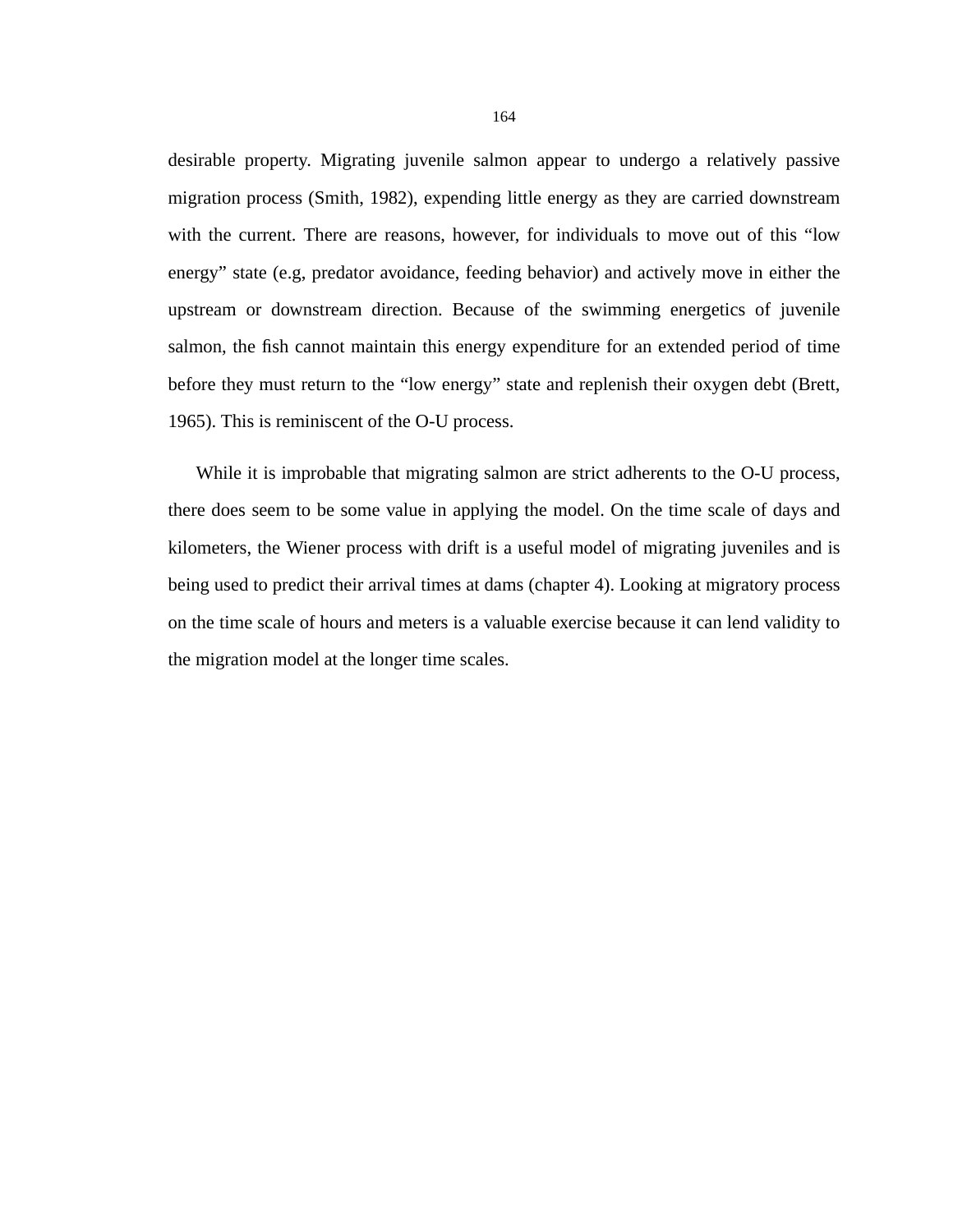desirable property. Migrating juvenile salmon appear to undergo a relatively passive migration process (Smith, 1982), expending little energy as they are carried downstream with the current. There are reasons, however, for individuals to move out of this “low energy” state (e.g, predator avoidance, feeding behavior) and actively move in either the upstream or downstream direction. Because of the swimming energetics of juvenile salmon, the fish cannot maintain this energy expenditure for an extended period of time before they must return to the “low energy” state and replenish their oxygen debt (Brett, 1965). This is reminiscent of the O-U process.

While it is improbable that migrating salmon are strict adherents to the O-U process, there does seem to be some value in applying the model. On the time scale of days and kilometers, the Wiener process with drift is a useful model of migrating juveniles and is being used to predict their arrival times at dams (chapter 4). Looking at migratory process on the time scale of hours and meters is a valuable exercise because it can lend validity to the migration model at the longer time scales.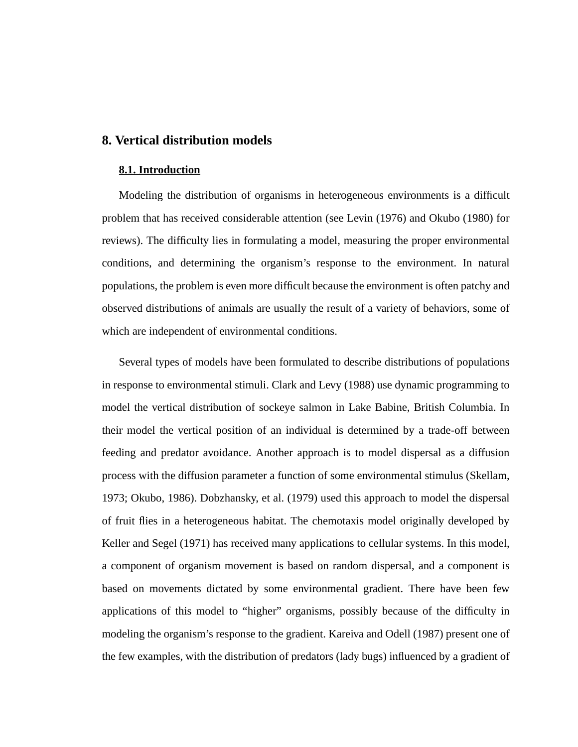# 8. Vertical distribution models

## 8.1. Introduction

Modeling the distribution of organisms in heterogeneous environments is a difficult problem that has received considerable attention (see Levin (1976) and Okubo (1980) for reviews). The difficulty lies in formulating a model, measuring the proper environmental conditions, and determining the organism's response to the environment. In natural populations, the problem is even more difficult because the environment is often patchy and observed distributions of animals are usually the result of a variety of behaviors, some of which are independent of environmental conditions.

Several types of models have been formulated to describe distributions of populations in response to environmental stimuli. Clark and Levy (1988) use dynamic programming to model the vertical distribution of sockeye salmon in Lake Babine, British Columbia. In their model the vertical position of an individual is determined by a trade-off between feeding and predator avoidance. Another approach is to model dispersal as a diffusion process with the diffusion parameter a function of some environmental stimulus (Skellam, 1973; Okubo, 1986). Dobzhansky, et al. (1979) used this approach to model the dispersal of fruit flies in a heterogeneous habitat. The chemotaxis model originally developed by Keller and Segel (1971) has received many applications to cellular systems. In this model, a component of organism movement is based on random dispersal, and a component is based on movements dictated by some environmental gradient. There have been few applications of this model to "higher" organisms, possibly because of the difficulty in modeling the organism's response to the gradient. Kareiva and Odell (1987) present one of the few examples, with the distribution of predators (lady bugs) influenced by a gradient of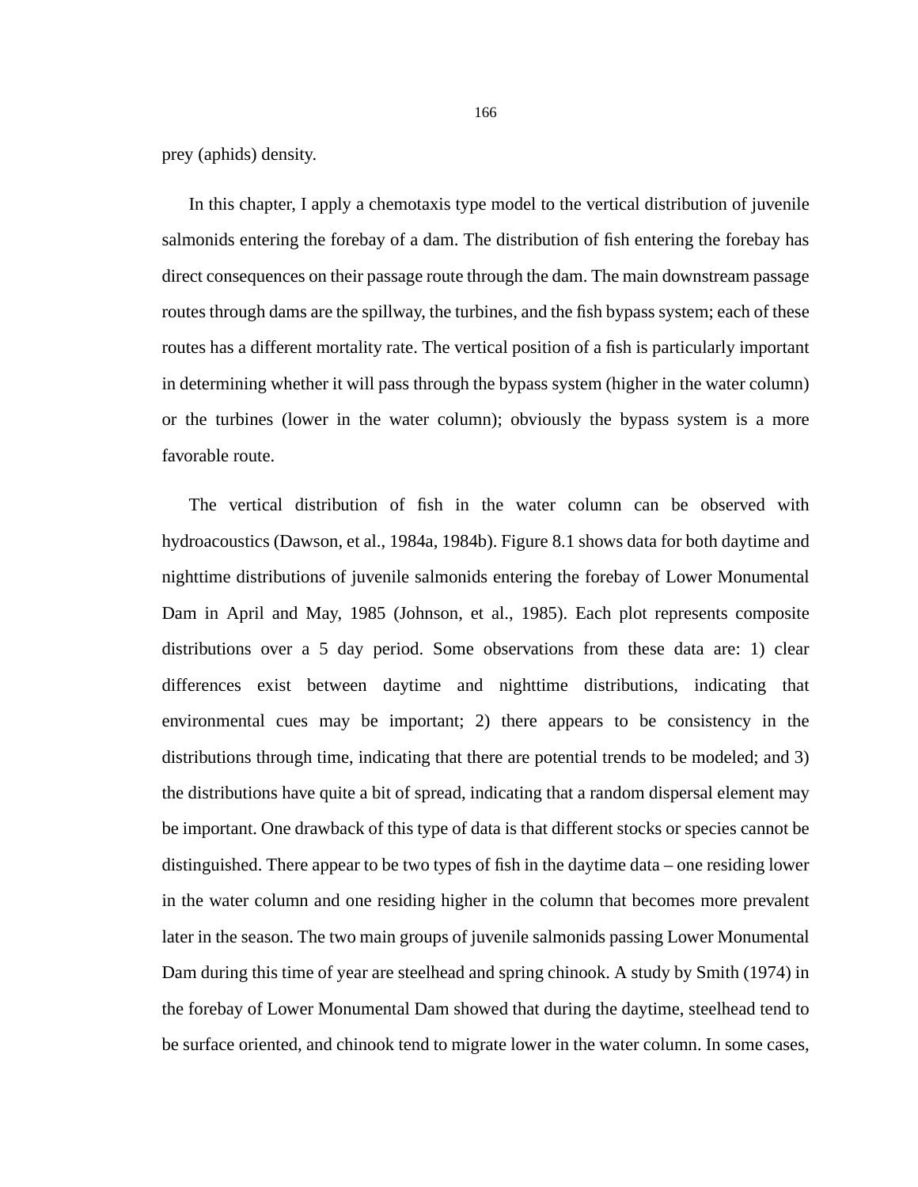prey (aphids) density.

In this chapter, I apply a chemotaxis type model to the vertical distribution of juvenile salmonids entering the forebay of a dam. The distribution of fish entering the forebay has direct consequences on their passage route through the dam. The main downstream passage routes through dams are the spillway, the turbines, and the fish bypass system; each of these routes has a different mortality rate. The vertical position of a fish is particularly important in determining whether it will pass through the bypass system (higher in the water column) or the turbines (lower in the water column); obviously the bypass system is a more favorable route.

The vertical distribution of fish in the water column can be observed with hydroacoustics (Dawson, et al., 1984a, 1984b). Figure 8.1 shows data for both daytime and nighttime distributions of juvenile salmonids entering the forebay of Lower Monumental Dam in April and May, 1985 (Johnson, et al., 1985). Each plot represents composite distributions over a 5 day period. Some observations from these data are: 1) clear differences exist between daytime and nighttime distributions, indicating that environmental cues may be important; 2) there appears to be consistency in the distributions through time, indicating that there are potential trends to be modeled; and 3) the distributions have quite a bit of spread, indicating that a random dispersal element may be important. One drawback of this type of data is that different stocks or species cannot be distinguished. There appear to be two types of fish in the daytime data – one residing lower in the water column and one residing higher in the column that becomes more prevalent later in the season. The two main groups of juvenile salmonids passing Lower Monumental Dam during this time of year are steelhead and spring chinook. A study by Smith (1974) in the forebay of Lower Monumental Dam showed that during the daytime, steelhead tend to be surface oriented, and chinook tend to migrate lower in the water column. In some cases,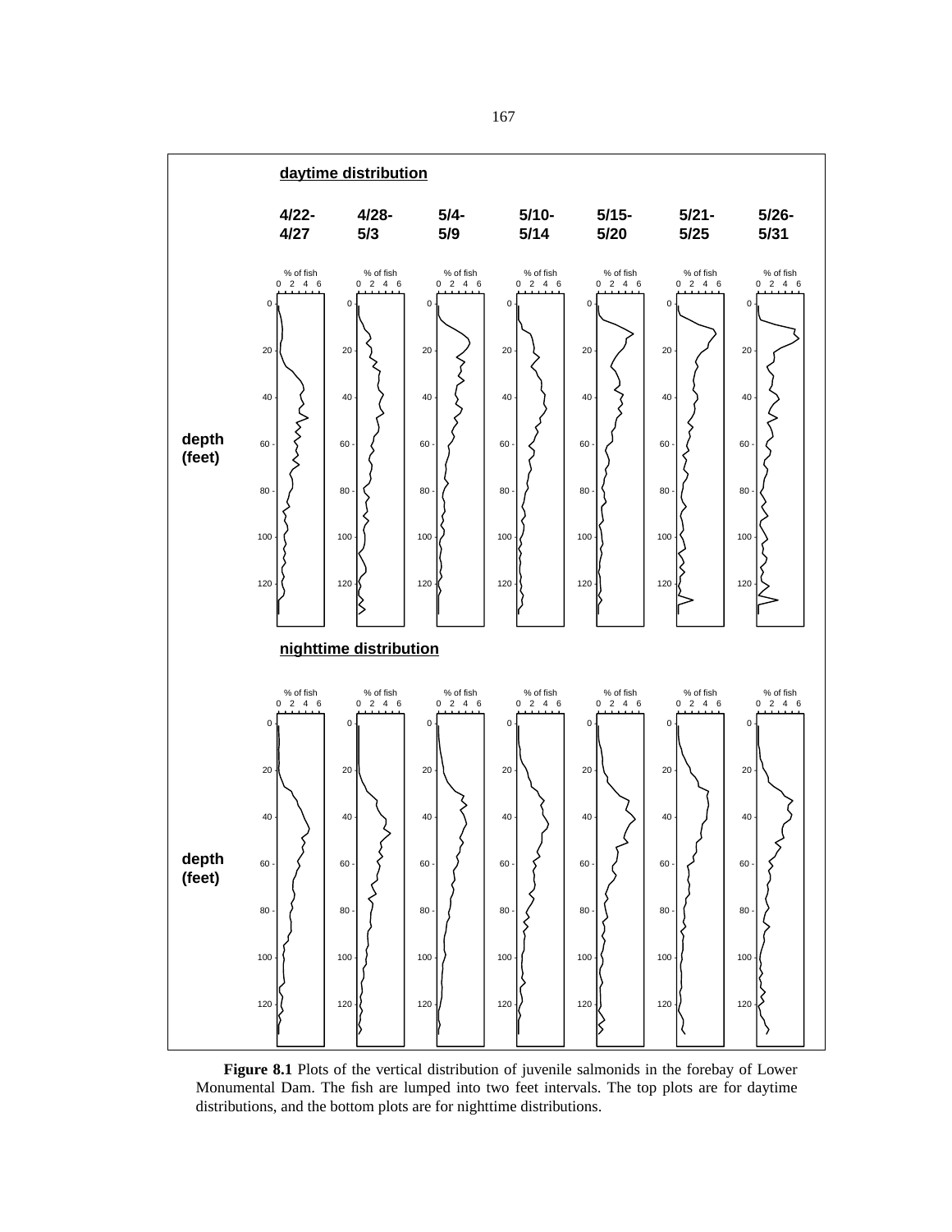**daytime distribution**

| 4/22-4/27 | 4/28-5/3 | 5/4-5/9 | 5/10-5/14 | 5/15-5/20 | 5/21-5/25 | 5/26-5/31 |
|---|---|---|---|---|---|---|

**nighttime distribution**

**Figure 8.1** Plots of the vertical distribution of juvenile salmonids in the forebay of Lower Monumental Dam. The fish are lumped into two feet intervals. The top plots are for daytime distributions, and the bottom plots are for nighttime distributions.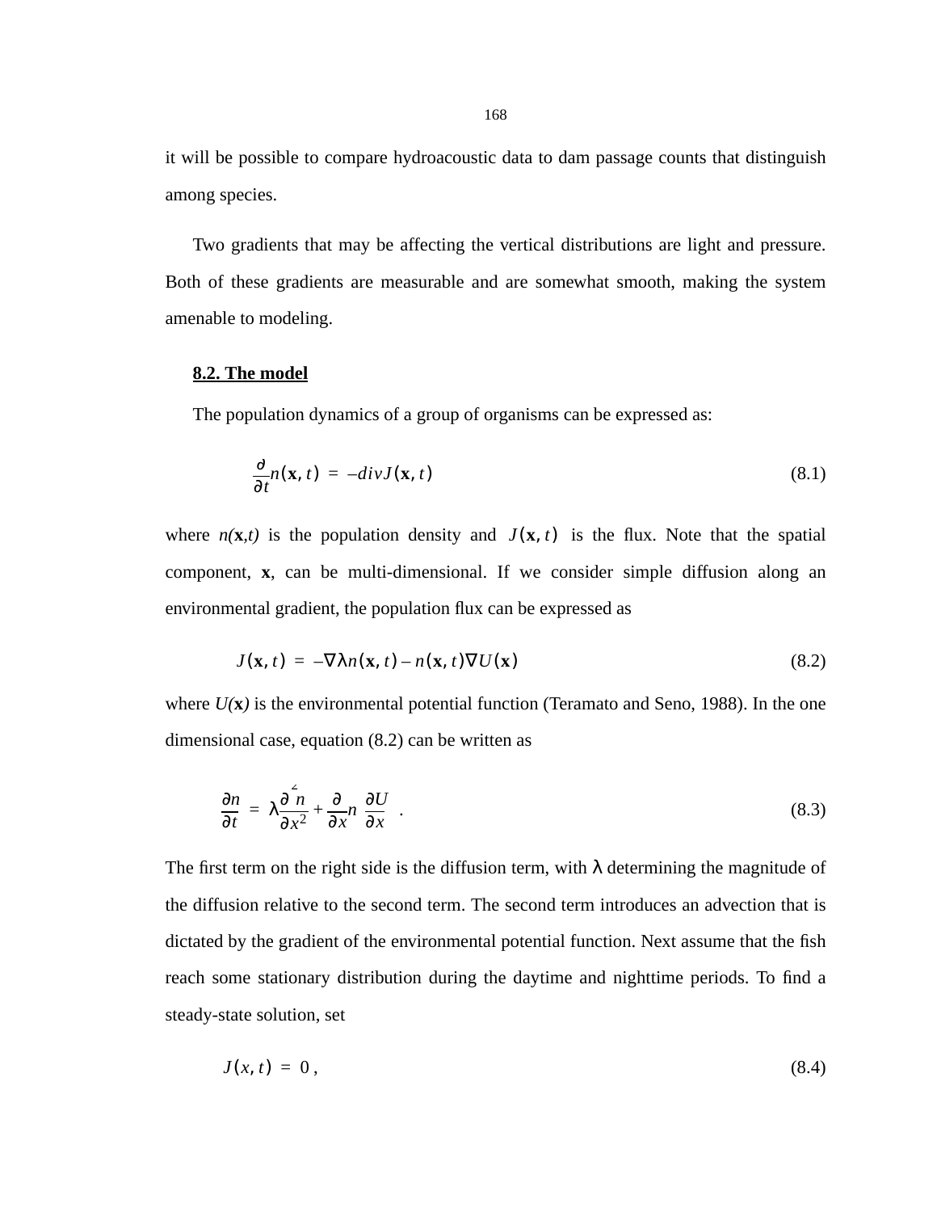it will be possible to compare hydroacoustic data to dam passage counts that distinguish among species.

Two gradients that may be affecting the vertical distributions are light and pressure. Both of these gradients are measurable and are somewhat smooth, making the system amenable to modeling.

## 8.2. The model

The population dynamics of a group of organisms can be expressed as:

$$\frac{\partial}{\partial t}n(\mathbf{x}, t) = -divJ(\mathbf{x}, t) \tag{8.1}$$

where $n(\mathbf{x},t)$ is the population density and $J(\mathbf{x}, t)$ is the flux. Note that the spatial component, **x**, can be multi-dimensional. If we consider simple diffusion along an environmental gradient, the population flux can be expressed as

$$J(\mathbf{x}, t) = -\nabla\lambda n(\mathbf{x}, t) - n(\mathbf{x}, t)\nabla U(\mathbf{x}) \tag{8.2}$$

where $U(\mathbf{x})$ is the environmental potential function (Teramato and Seno, 1988). In the one dimensional case, equation (8.2) can be written as

$$\frac{\partial n}{\partial t} = \lambda\frac{\partial^2 n}{\partial x^2} + \frac{\partial}{\partial x}n\frac{\partial U}{\partial x} \quad . \tag{8.3}$$

The first term on the right side is the diffusion term, with $\lambda$ determining the magnitude of the diffusion relative to the second term. The second term introduces an advection that is dictated by the gradient of the environmental potential function. Next assume that the fish reach some stationary distribution during the daytime and nighttime periods. To find a steady-state solution, set

$$J(x, t) = 0 \, , \tag{8.4}$$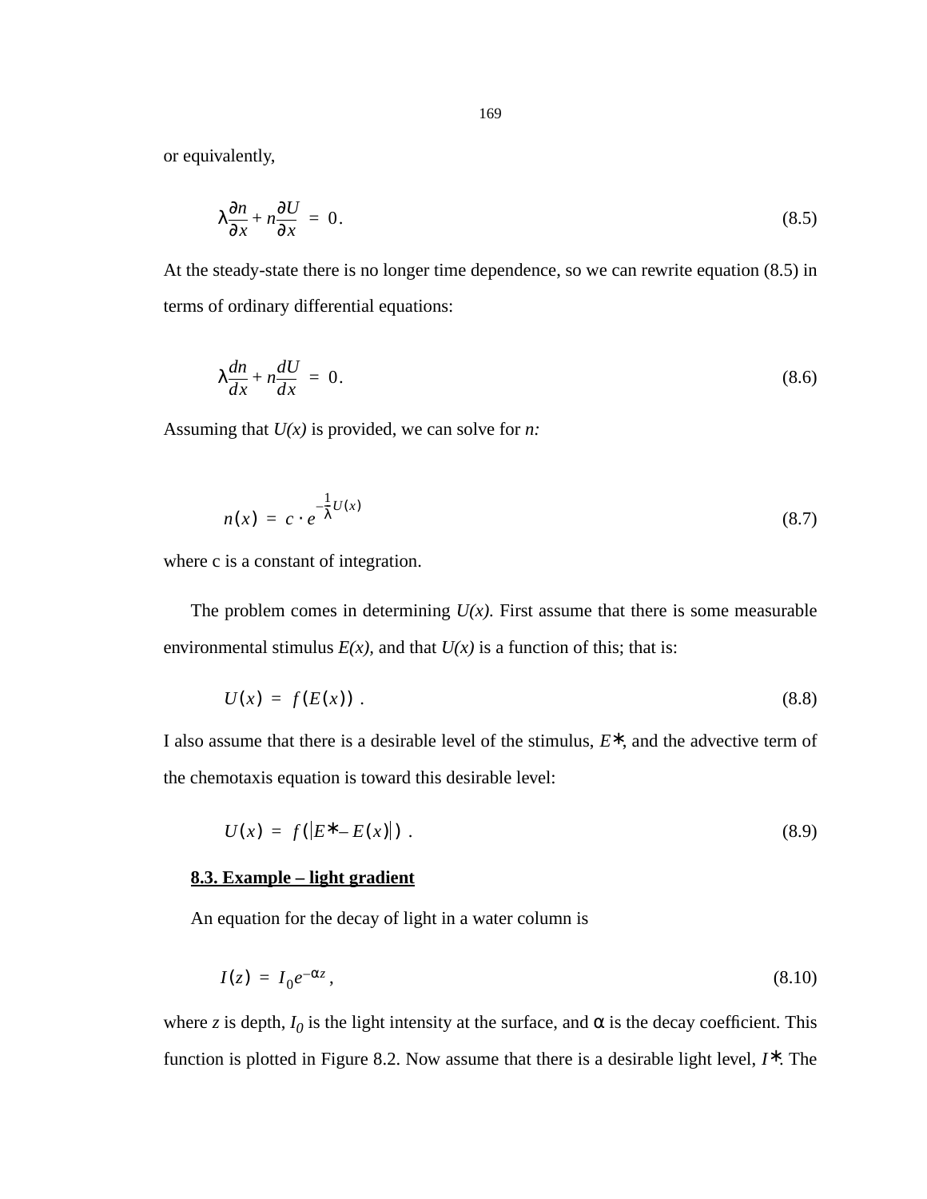or equivalently,

$$\lambda\frac{\partial n}{\partial x} + n\frac{\partial U}{\partial x} = 0. \tag{8.5}$$

At the steady-state there is no longer time dependence, so we can rewrite equation (8.5) in terms of ordinary differential equations:

$$\lambda\frac{dn}{dx} + n\frac{dU}{dx} = 0. \tag{8.6}$$

Assuming that *U(x)* is provided, we can solve for *n:*

$$n(x) = c \cdot e^{-\frac{1}{\lambda}U(x)} \tag{8.7}$$

where c is a constant of integration.

The problem comes in determining *U(x)*. First assume that there is some measurable environmental stimulus *E(x)*, and that *U(x)* is a function of this; that is:

$$U(x) = f(E(x)) . \tag{8.8}$$

I also assume that there is a desirable level of the stimulus, $E*$, and the advective term of the chemotaxis equation is toward this desirable level:

$$U(x) = f(|E* - E(x)|) . \tag{8.9}$$

## 8.3. Example – light gradient

An equation for the decay of light in a water column is

$$I(z) = I_0 e^{-\alpha z} , \tag{8.10}$$

where *z* is depth, $I_0$ is the light intensity at the surface, and $\alpha$ is the decay coefficient. This function is plotted in Figure 8.2. Now assume that there is a desirable light level, $I*$. The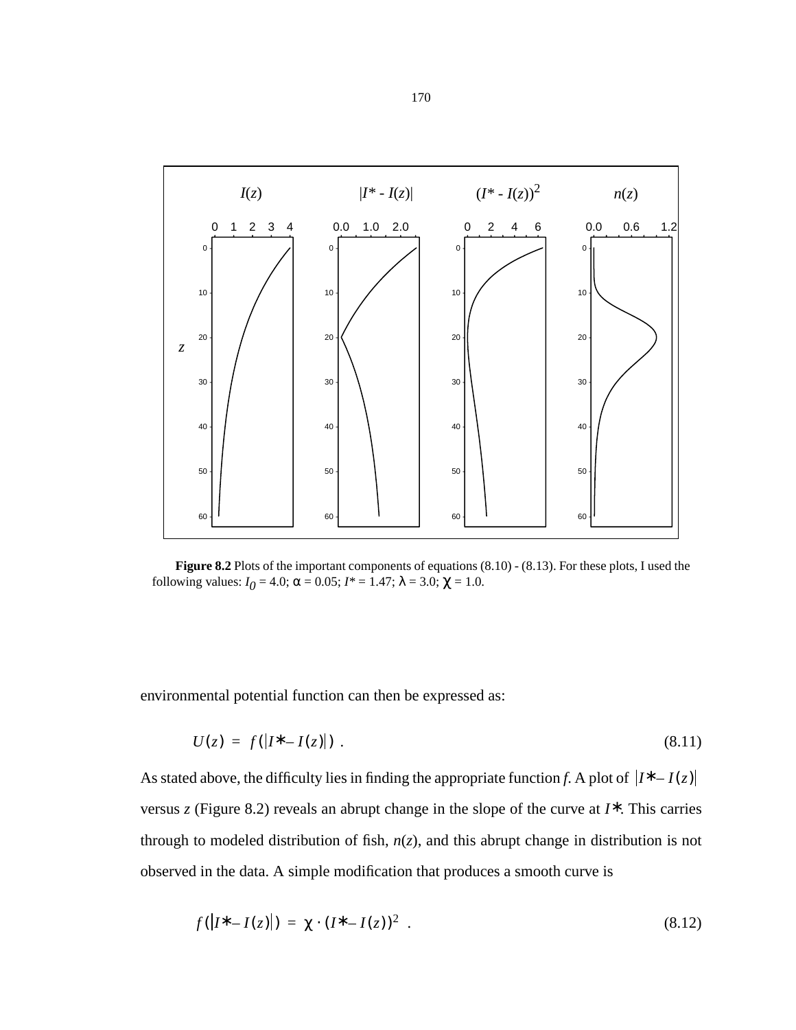**Figure 8.2** Plots of the important components of equations (8.10) - (8.13). For these plots, I used the following values: $I_0 = 4.0$; $\alpha = 0.05$; $I^* = 1.47$; $\lambda = 3.0$; $\chi = 1.0$.

environmental potential function can then be expressed as:

$$U(z) = f(|I^* - I(z)|) . \tag{8.11}$$

As stated above, the difficulty lies in finding the appropriate function *f*. A plot of $|I^* - I(z)|$ versus *z* (Figure 8.2) reveals an abrupt change in the slope of the curve at $I^*$. This carries through to modeled distribution of fish, *n*(*z*), and this abrupt change in distribution is not observed in the data. A simple modification that produces a smooth curve is

$$f(|I^* - I(z)|) = \chi \cdot (I^* - I(z))^2 . \tag{8.12}$$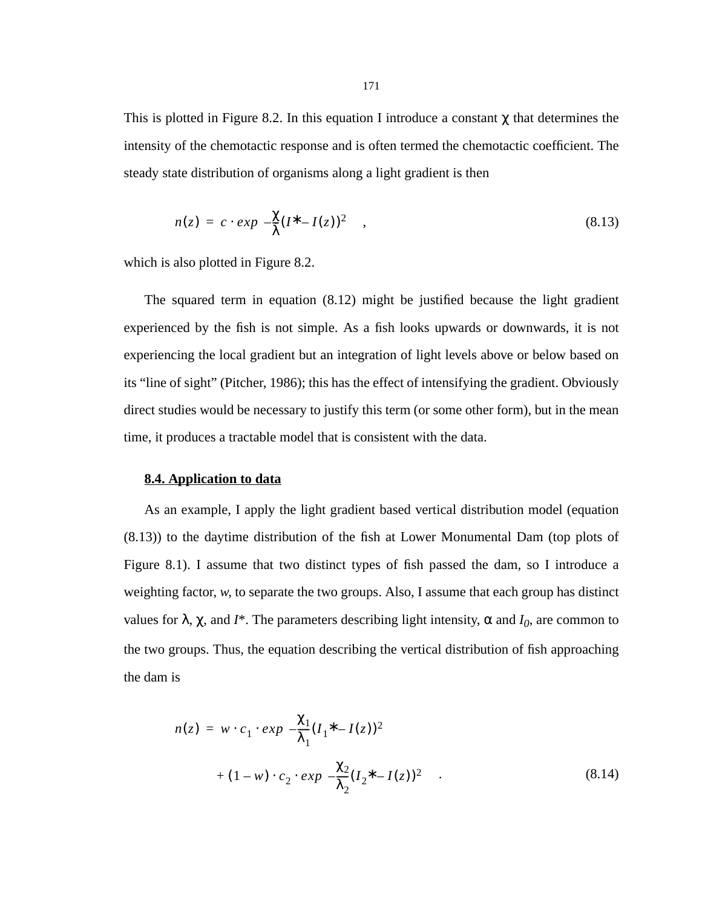This is plotted in Figure 8.2. In this equation I introduce a constant $\chi$ that determines the intensity of the chemotactic response and is often termed the chemotactic coefficient. The steady state distribution of organisms along a light gradient is then

$$n(z) = c \cdot exp\left(-\frac{\chi}{\lambda}(I^* - I(z))^2\right) , \tag{8.13}$$

which is also plotted in Figure 8.2.

The squared term in equation (8.12) might be justified because the light gradient experienced by the fish is not simple. As a fish looks upwards or downwards, it is not experiencing the local gradient but an integration of light levels above or below based on its "line of sight" (Pitcher, 1986); this has the effect of intensifying the gradient. Obviously direct studies would be necessary to justify this term (or some other form), but in the mean time, it produces a tractable model that is consistent with the data.

## 8.4. Application to data

As an example, I apply the light gradient based vertical distribution model (equation (8.13)) to the daytime distribution of the fish at Lower Monumental Dam (top plots of Figure 8.1). I assume that two distinct types of fish passed the dam, so I introduce a weighting factor, *w*, to separate the two groups. Also, I assume that each group has distinct values for $\lambda$, $\chi$, and $I^*$. The parameters describing light intensity, $\alpha$ and $I_0$, are common to the two groups. Thus, the equation describing the vertical distribution of fish approaching the dam is

$$n(z) = w \cdot c_1 \cdot exp\left(-\frac{\chi_1}{\lambda_1}(I_1^* - I(z))^2\right) + (1 - w) \cdot c_2 \cdot exp\left(-\frac{\chi_2}{\lambda_2}(I_2^* - I(z))^2\right) . \tag{8.14}$$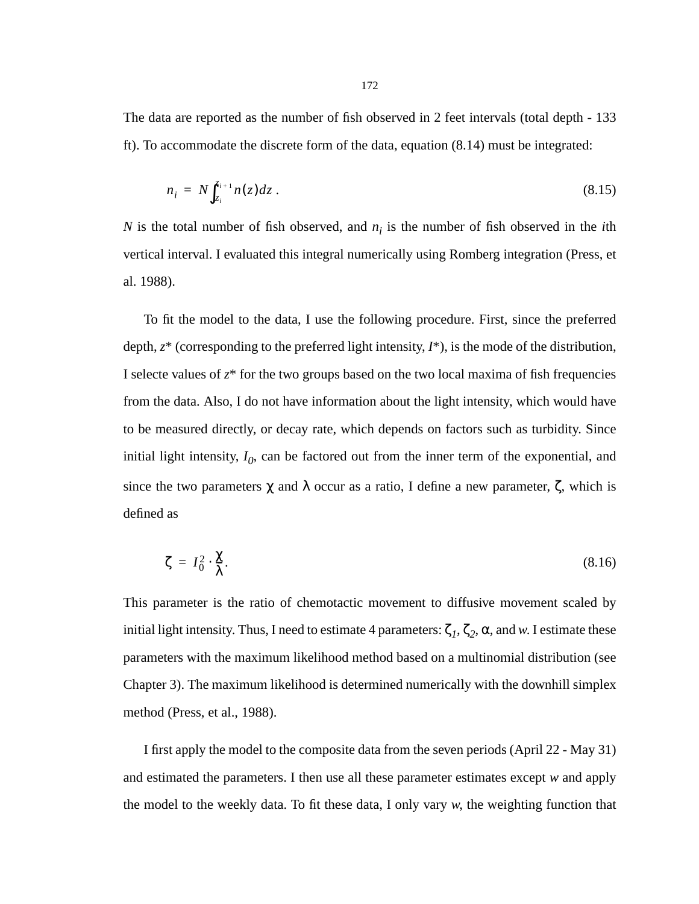The data are reported as the number of fish observed in 2 feet intervals (total depth - 133 ft). To accommodate the discrete form of the data, equation (8.15) must be integrated:

$$n_i = N \int_{z_i}^{z_{i+1}} n(z) dz . \tag{8.15}$$

$N$ is the total number of fish observed, and $n_i$ is the number of fish observed in the $i$th vertical interval. I evaluated this integral numerically using Romberg integration (Press, et al. 1988).

To fit the model to the data, I use the following procedure. First, since the preferred depth, $z^*$ (corresponding to the preferred light intensity, $I^*$), is the mode of the distribution, I selecte values of $z^*$ for the two groups based on the two local maxima of fish frequencies from the data. Also, I do not have information about the light intensity, which would have to be measured directly, or decay rate, which depends on factors such as turbidity. Since initial light intensity, $I_0$, can be factored out from the inner term of the exponential, and since the two parameters $\chi$ and $\lambda$ occur as a ratio, I define a new parameter, $\zeta$, which is defined as

$$\zeta = I_0^2 \cdot \frac{\chi}{\lambda} . \tag{8.16}$$

This parameter is the ratio of chemotactic movement to diffusive movement scaled by initial light intensity. Thus, I need to estimate 4 parameters: $\zeta_1$, $\zeta_2$, $\alpha$, and $w$. I estimate these parameters with the maximum likelihood method based on a multinomial distribution (see Chapter 3). The maximum likelihood is determined numerically with the downhill simplex method (Press, et al., 1988).

I first apply the model to the composite data from the seven periods (April 22 - May 31) and estimated the parameters. I then use all these parameter estimates except $w$ and apply the model to the weekly data. To fit these data, I only vary $w$, the weighting function that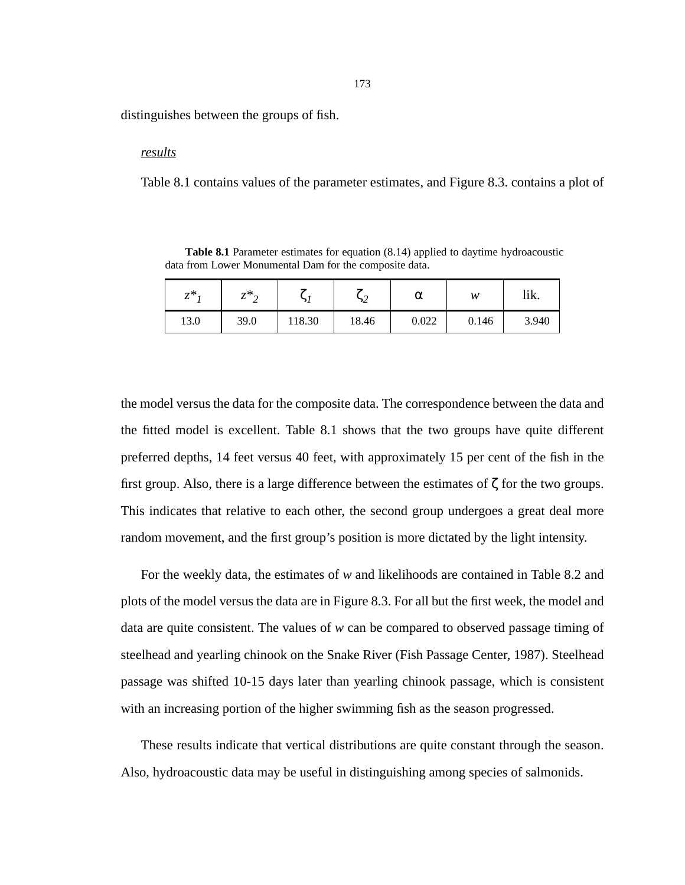distinguishes between the groups of fish.

*results*

Table 8.1 contains values of the parameter estimates, and Figure 8.3. contains a plot of

**Table 8.1** Parameter estimates for equation (8.14) applied to daytime hydroacoustic data from Lower Monumental Dam for the composite data.

| $z^*_1$ | $z^*_2$ | $\zeta_1$ | $\zeta_2$ | $\alpha$ | $w$ | lik. |
|---|---|---|---|---|---|---|
| 13.0 | 39.0 | 118.30 | 18.46 | 0.022 | 0.146 | 3.940 |

the model versus the data for the composite data. The correspondence between the data and the fitted model is excellent. Table 8.1 shows that the two groups have quite different preferred depths, 14 feet versus 40 feet, with approximately 15 per cent of the fish in the first group. Also, there is a large difference between the estimates of $\zeta$ for the two groups. This indicates that relative to each other, the second group undergoes a great deal more random movement, and the first group's position is more dictated by the light intensity.

For the weekly data, the estimates of $w$ and likelihoods are contained in Table 8.2 and plots of the model versus the data are in Figure 8.3. For all but the first week, the model and data are quite consistent. The values of $w$ can be compared to observed passage timing of steelhead and yearling chinook on the Snake River (Fish Passage Center, 1987). Steelhead passage was shifted 10-15 days later than yearling chinook passage, which is consistent with an increasing portion of the higher swimming fish as the season progressed.

These results indicate that vertical distributions are quite constant through the season. Also, hydroacoustic data may be useful in distinguishing among species of salmonids.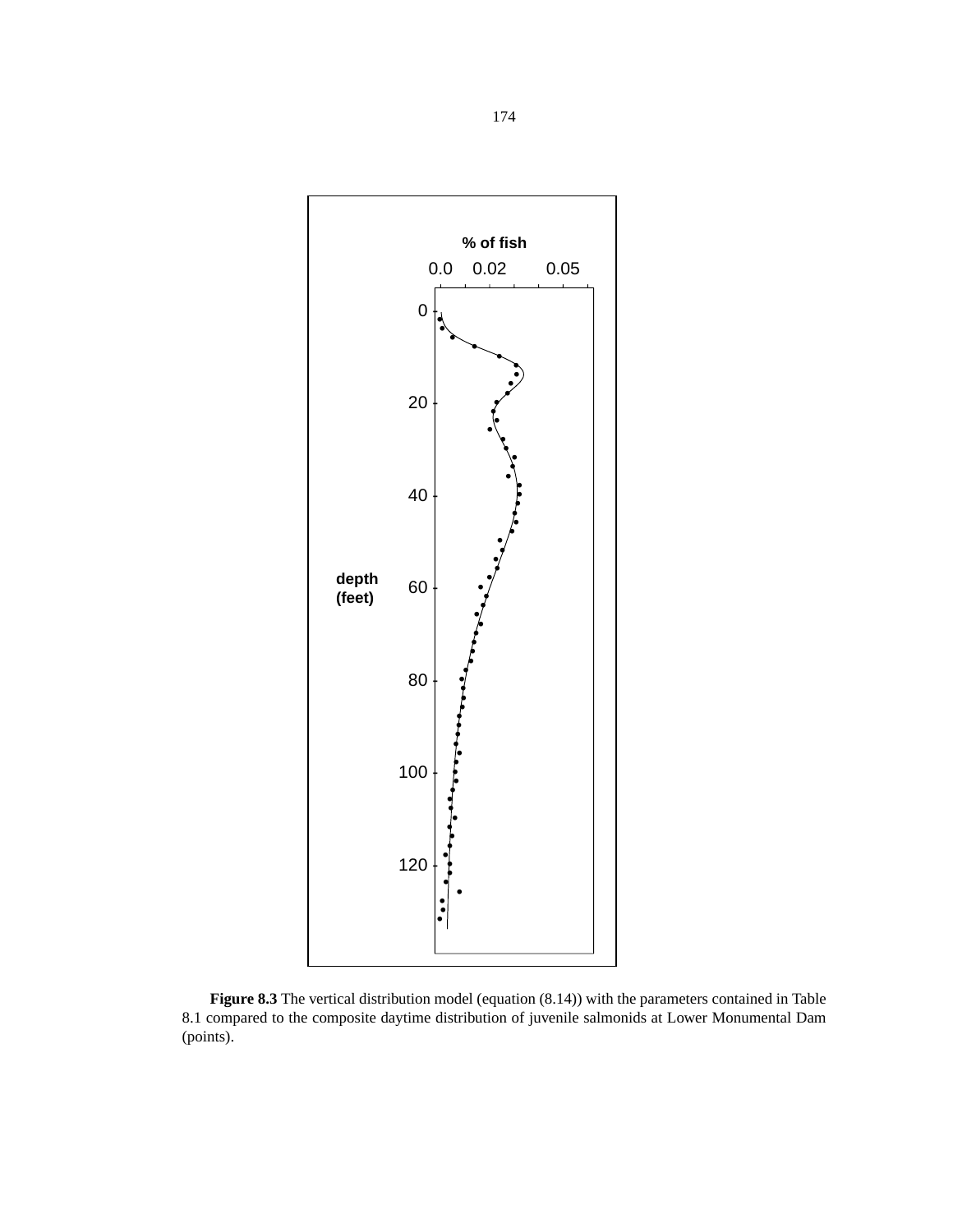**Figure 8.3** The vertical distribution model (equation (8.14)) with the parameters contained in Table 8.1 compared to the composite daytime distribution of juvenile salmonids at Lower Monumental Dam (points).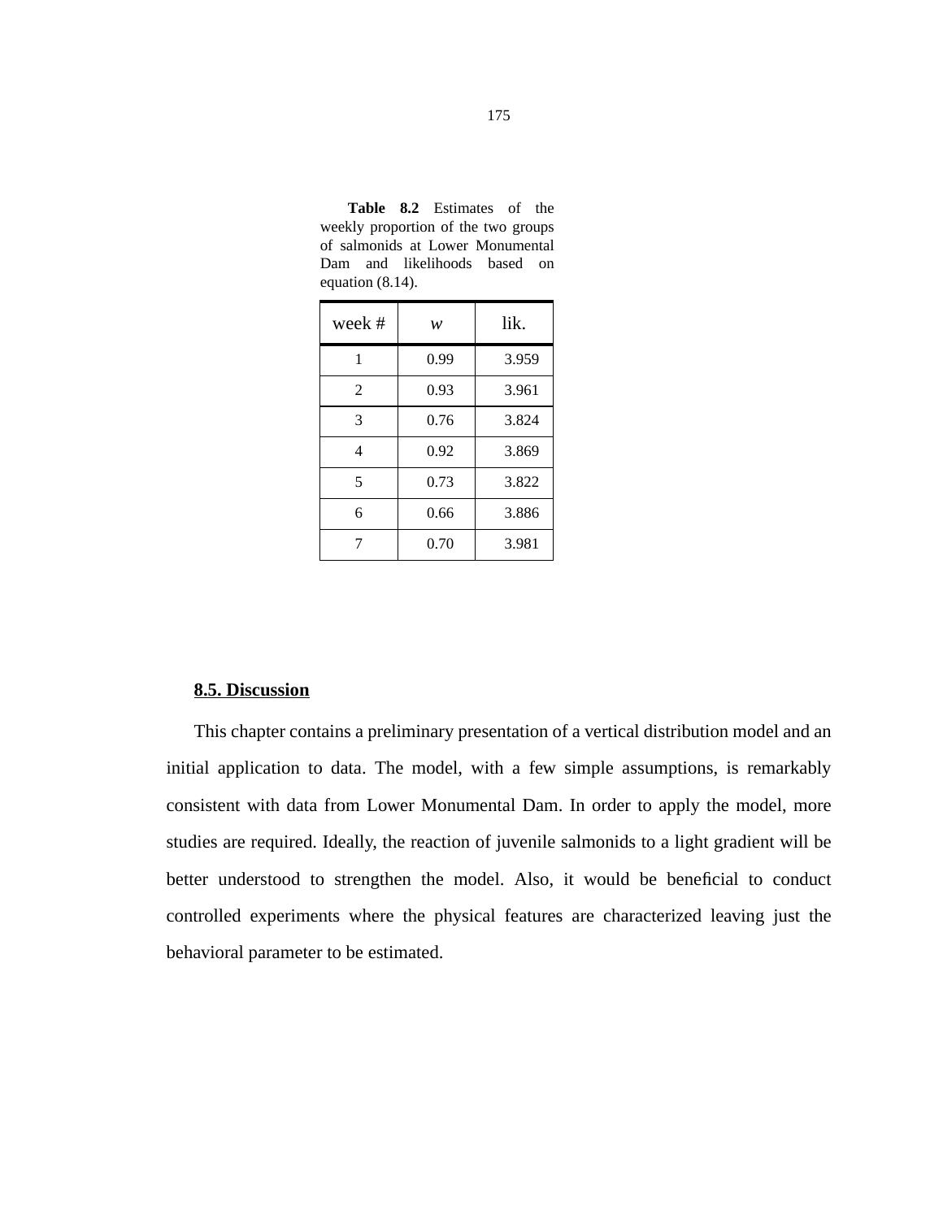**Table 8.2** Estimates of the weekly proportion of the two groups of salmonids at Lower Monumental Dam and likelihoods based on equation (8.14).

| week # | *w* | lik. |
|---|---|---|
| 1 | 0.99 | 3.959 |
| 2 | 0.93 | 3.961 |
| 3 | 0.76 | 3.824 |
| 4 | 0.92 | 3.869 |
| 5 | 0.73 | 3.822 |
| 6 | 0.66 | 3.886 |
| 7 | 0.70 | 3.981 |

## 8.5. Discussion

This chapter contains a preliminary presentation of a vertical distribution model and an initial application to data. The model, with a few simple assumptions, is remarkably consistent with data from Lower Monumental Dam. In order to apply the model, more studies are required. Ideally, the reaction of juvenile salmonids to a light gradient will be better understood to strengthen the model. Also, it would be beneficial to conduct controlled experiments where the physical features are characterized leaving just the behavioral parameter to be estimated.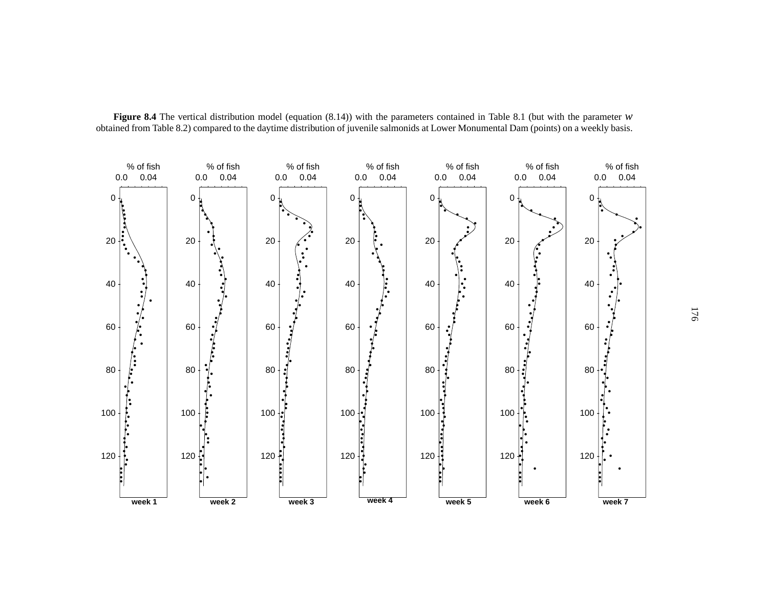**Figure 8.4** The vertical distribution model (equation (8.14)) with the parameters contained in Table 8.1 (but with the parameter $w$ obtained from Table 8.2) compared to the daytime distribution of juvenile salmonids at Lower Monumental Dam (points) on a weekly basis.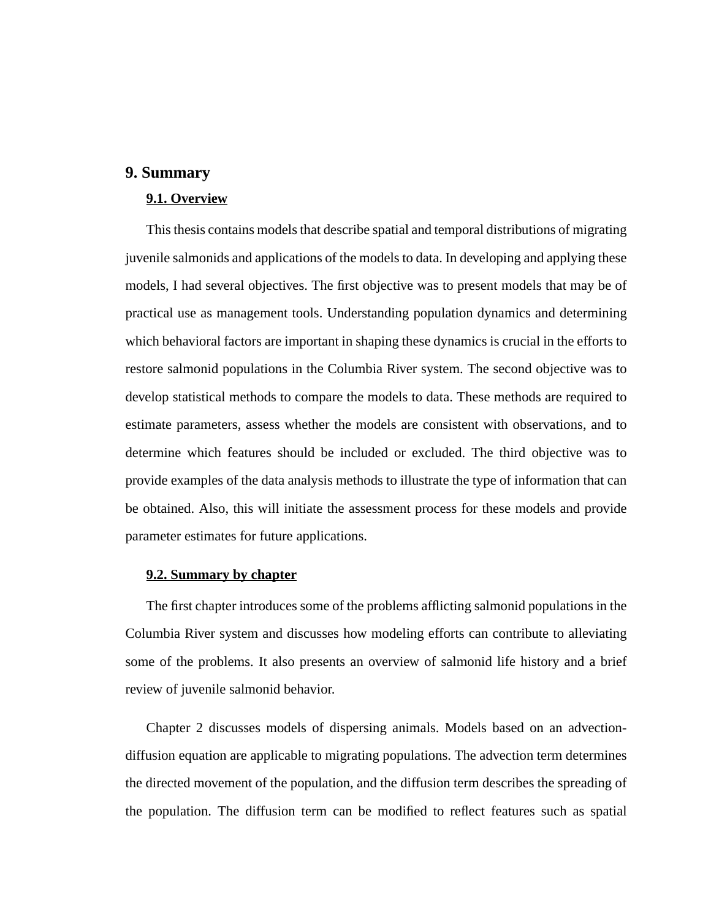# 9. Summary

## 9.1. Overview

This thesis contains models that describe spatial and temporal distributions of migrating juvenile salmonids and applications of the models to data. In developing and applying these models, I had several objectives. The first objective was to present models that may be of practical use as management tools. Understanding population dynamics and determining which behavioral factors are important in shaping these dynamics is crucial in the efforts to restore salmonid populations in the Columbia River system. The second objective was to develop statistical methods to compare the models to data. These methods are required to estimate parameters, assess whether the models are consistent with observations, and to determine which features should be included or excluded. The third objective was to provide examples of the data analysis methods to illustrate the type of information that can be obtained. Also, this will initiate the assessment process for these models and provide parameter estimates for future applications.

## 9.2. Summary by chapter

The first chapter introduces some of the problems afflicting salmonid populations in the Columbia River system and discusses how modeling efforts can contribute to alleviating some of the problems. It also presents an overview of salmonid life history and a brief review of juvenile salmonid behavior.

Chapter 2 discusses models of dispersing animals. Models based on an advection-diffusion equation are applicable to migrating populations. The advection term determines the directed movement of the population, and the diffusion term describes the spreading of the population. The diffusion term can be modified to reflect features such as spatial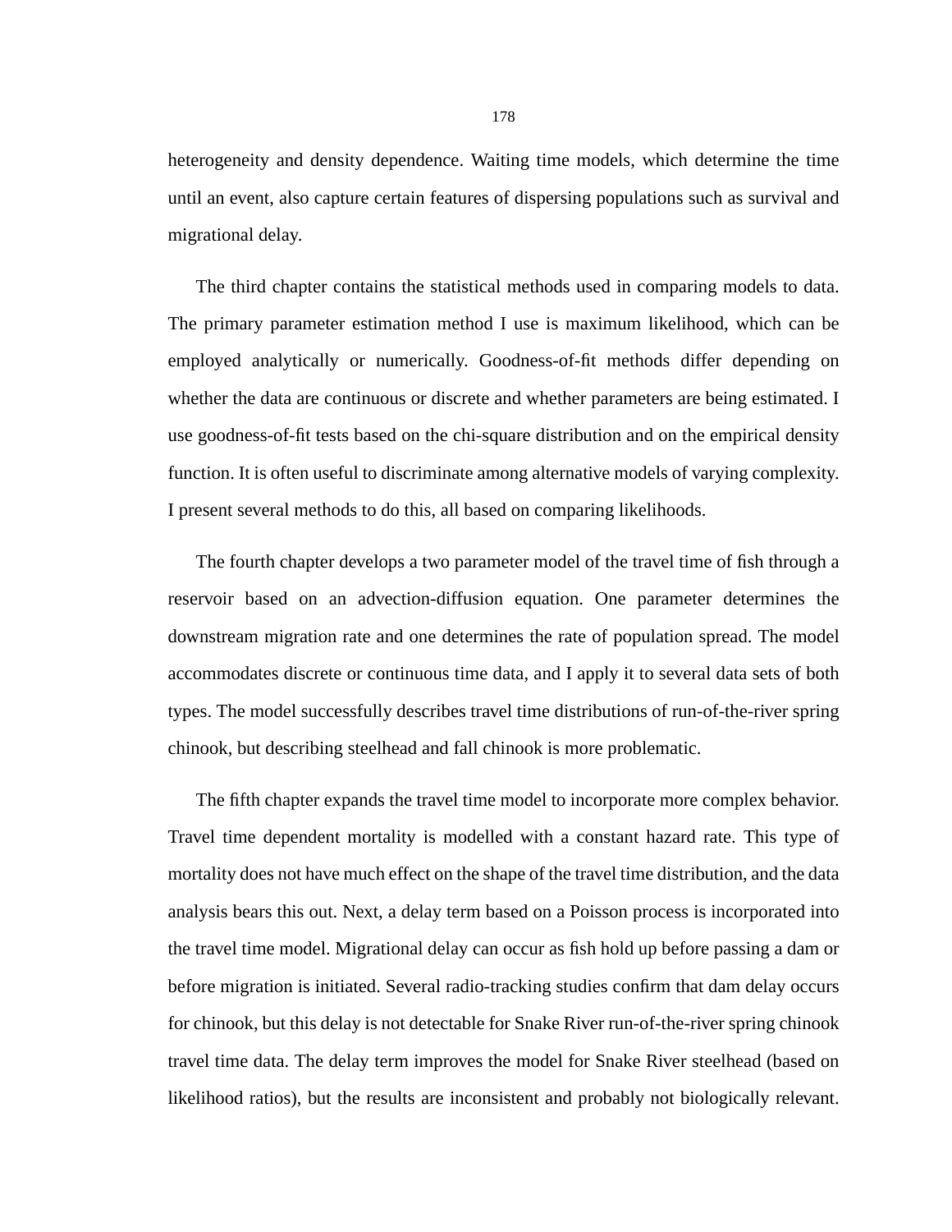heterogeneity and density dependence. Waiting time models, which determine the time until an event, also capture certain features of dispersing populations such as survival and migrational delay.

The third chapter contains the statistical methods used in comparing models to data. The primary parameter estimation method I use is maximum likelihood, which can be employed analytically or numerically. Goodness-of-fit methods differ depending on whether the data are continuous or discrete and whether parameters are being estimated. I use goodness-of-fit tests based on the chi-square distribution and on the empirical density function. It is often useful to discriminate among alternative models of varying complexity. I present several methods to do this, all based on comparing likelihoods.

The fourth chapter develops a two parameter model of the travel time of fish through a reservoir based on an advection-diffusion equation. One parameter determines the downstream migration rate and one determines the rate of population spread. The model accommodates discrete or continuous time data, and I apply it to several data sets of both types. The model successfully describes travel time distributions of run-of-the-river spring chinook, but describing steelhead and fall chinook is more problematic.

The fifth chapter expands the travel time model to incorporate more complex behavior. Travel time dependent mortality is modelled with a constant hazard rate. This type of mortality does not have much effect on the shape of the travel time distribution, and the data analysis bears this out. Next, a delay term based on a Poisson process is incorporated into the travel time model. Migrational delay can occur as fish hold up before passing a dam or before migration is initiated. Several radio-tracking studies confirm that dam delay occurs for chinook, but this delay is not detectable for Snake River run-of-the-river spring chinook travel time data. The delay term improves the model for Snake River steelhead (based on likelihood ratios), but the results are inconsistent and probably not biologically relevant.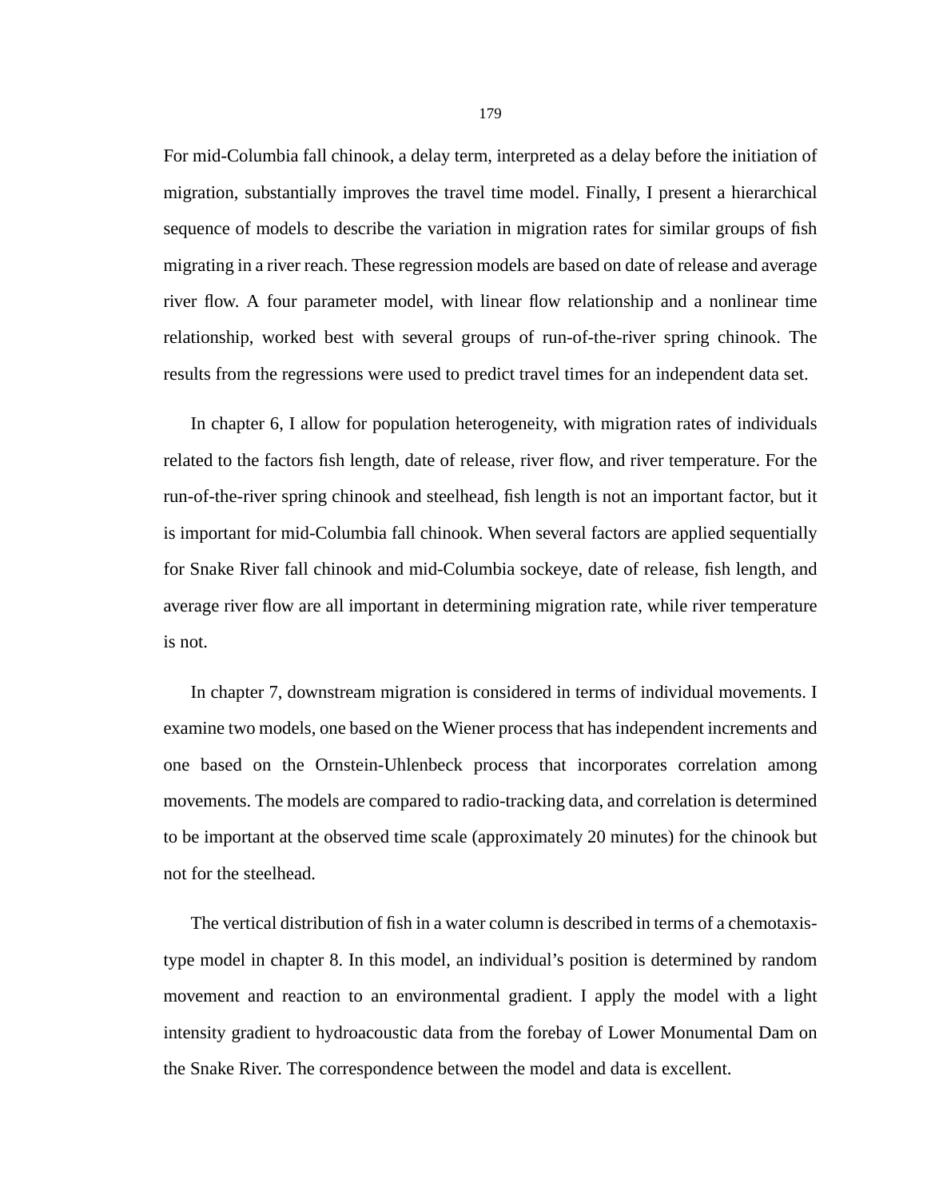For mid-Columbia fall chinook, a delay term, interpreted as a delay before the initiation of migration, substantially improves the travel time model. Finally, I present a hierarchical sequence of models to describe the variation in migration rates for similar groups of fish migrating in a river reach. These regression models are based on date of release and average river flow. A four parameter model, with linear flow relationship and a nonlinear time relationship, worked best with several groups of run-of-the-river spring chinook. The results from the regressions were used to predict travel times for an independent data set.

In chapter 6, I allow for population heterogeneity, with migration rates of individuals related to the factors fish length, date of release, river flow, and river temperature. For the run-of-the-river spring chinook and steelhead, fish length is not an important factor, but it is important for mid-Columbia fall chinook. When several factors are applied sequentially for Snake River fall chinook and mid-Columbia sockeye, date of release, fish length, and average river flow are all important in determining migration rate, while river temperature is not.

In chapter 7, downstream migration is considered in terms of individual movements. I examine two models, one based on the Wiener process that has independent increments and one based on the Ornstein-Uhlenbeck process that incorporates correlation among movements. The models are compared to radio-tracking data, and correlation is determined to be important at the observed time scale (approximately 20 minutes) for the chinook but not for the steelhead.

The vertical distribution of fish in a water column is described in terms of a chemotaxis-type model in chapter 8. In this model, an individual's position is determined by random movement and reaction to an environmental gradient. I apply the model with a light intensity gradient to hydroacoustic data from the forebay of Lower Monumental Dam on the Snake River. The correspondence between the model and data is excellent.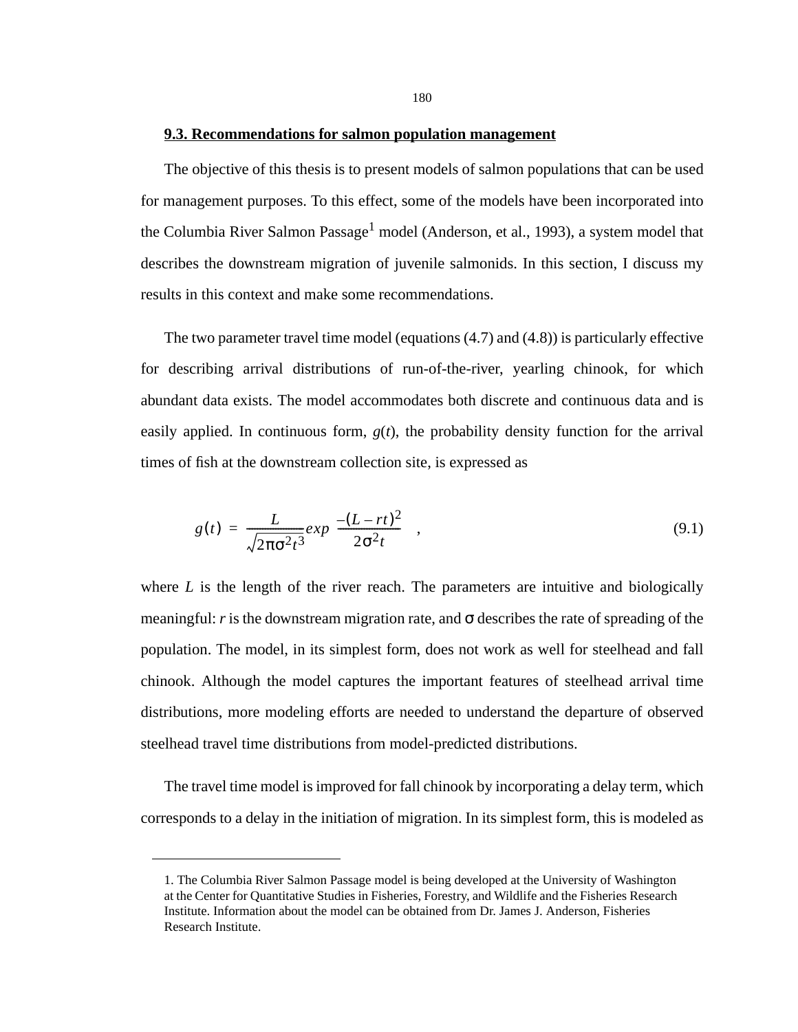### 9.3. Recommendations for salmon population management

The objective of this thesis is to present models of salmon populations that can be used for management purposes. To this effect, some of the models have been incorporated into the Columbia River Salmon Passage[1] model (Anderson, et al., 1993), a system model that describes the downstream migration of juvenile salmonids. In this section, I discuss my results in this context and make some recommendations.

The two parameter travel time model (equations (4.7) and (4.8)) is particularly effective for describing arrival distributions of run-of-the-river, yearling chinook, for which abundant data exists. The model accommodates both discrete and continuous data and is easily applied. In continuous form, $g(t)$, the probability density function for the arrival times of fish at the downstream collection site, is expressed as

$$g(t) = \frac{L}{\sqrt{2\pi\sigma^2 t^3}} exp\left(\frac{-(L - rt)^2}{2\sigma^2 t}\right), \tag{9.1}$$

where $L$ is the length of the river reach. The parameters are intuitive and biologically meaningful: $r$ is the downstream migration rate, and $\sigma$ describes the rate of spreading of the population. The model, in its simplest form, does not work as well for steelhead and fall chinook. Although the model captures the important features of steelhead arrival time distributions, more modeling efforts are needed to understand the departure of observed steelhead travel time distributions from model-predicted distributions.

The travel time model is improved for fall chinook by incorporating a delay term, which corresponds to a delay in the initiation of migration. In its simplest form, this is modeled as

---

1. The Columbia River Salmon Passage model is being developed at the University of Washington at the Center for Quantitative Studies in Fisheries, Forestry, and Wildlife and the Fisheries Research Institute. Information about the model can be obtained from Dr. James J. Anderson, Fisheries Research Institute.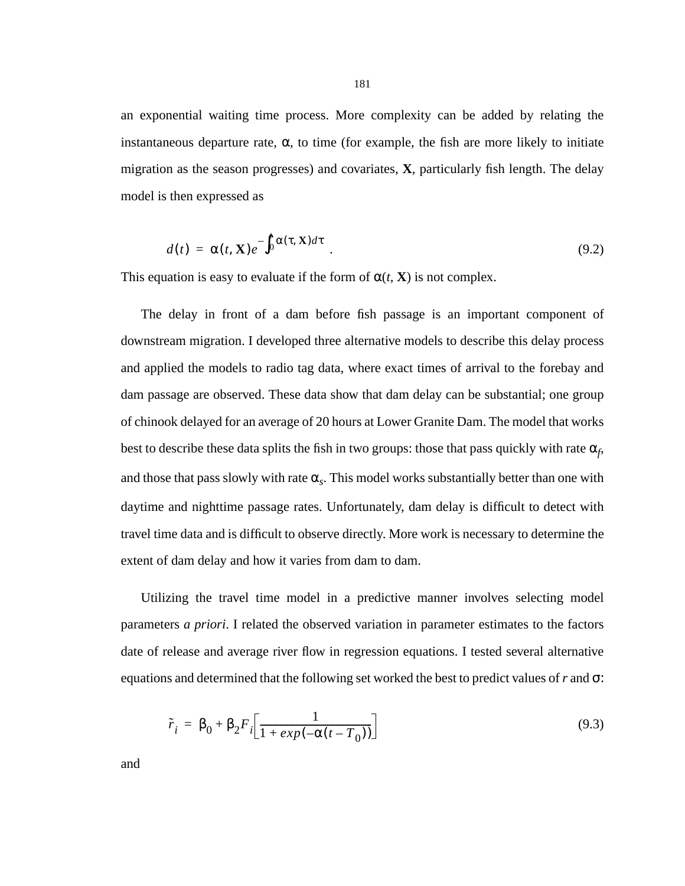an exponential waiting time process. More complexity can be added by relating the instantaneous departure rate, $\alpha$, to time (for example, the fish are more likely to initiate migration as the season progresses) and covariates, **X**, particularly fish length. The delay model is then expressed as

$$d(t) = \alpha(t, \mathbf{X})e^{-\int_0^t \alpha(\tau, \mathbf{X})d\tau} . \tag{9.2}$$

This equation is easy to evaluate if the form of $\alpha(t, \mathbf{X})$ is not complex.

The delay in front of a dam before fish passage is an important component of downstream migration. I developed three alternative models to describe this delay process and applied the models to radio tag data, where exact times of arrival to the forebay and dam passage are observed. These data show that dam delay can be substantial; one group of chinook delayed for an average of 20 hours at Lower Granite Dam. The model that works best to describe these data splits the fish in two groups: those that pass quickly with rate $\alpha_f$, and those that pass slowly with rate $\alpha_s$. This model works substantially better than one with daytime and nighttime passage rates. Unfortunately, dam delay is difficult to detect with travel time data and is difficult to observe directly. More work is necessary to determine the extent of dam delay and how it varies from dam to dam.

Utilizing the travel time model in a predictive manner involves selecting model parameters *a priori*. I related the observed variation in parameter estimates to the factors date of release and average river flow in regression equations. I tested several alternative equations and determined that the following set worked the best to predict values of *r* and $\sigma$:

$$\tilde{r}_i = \beta_0 + \beta_2 F_i \left[\frac{1}{1 + exp(-\alpha(t - T_0))}\right] \tag{9.3}$$

and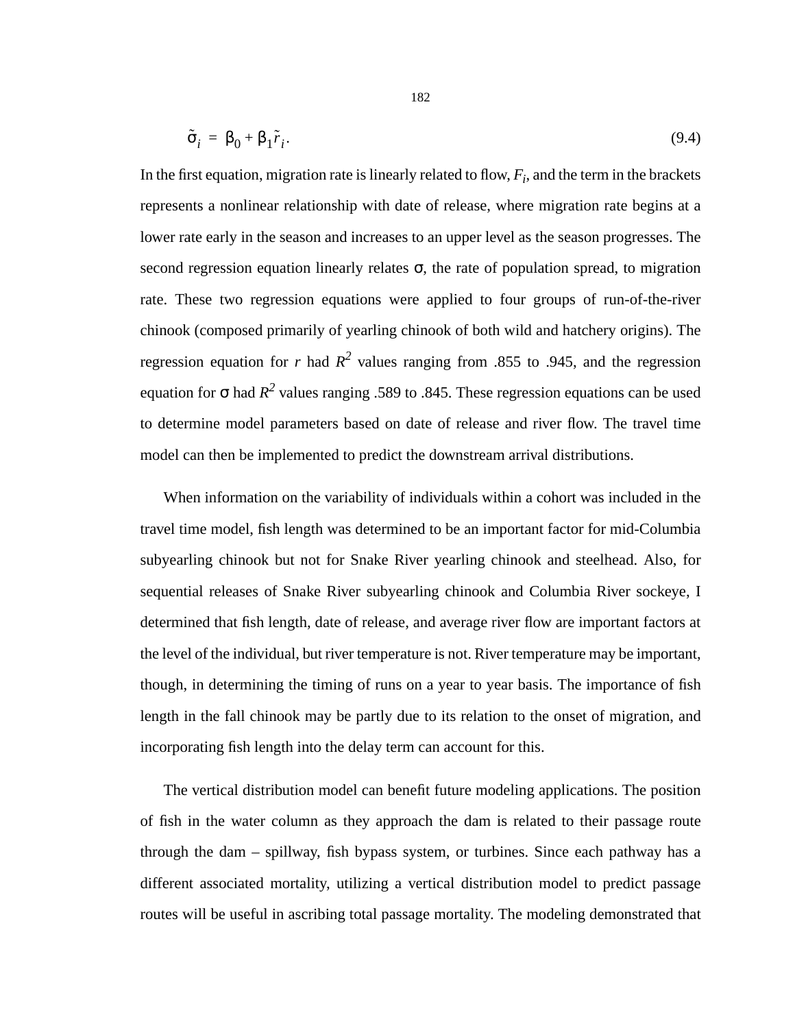$$\tilde{\sigma}_i = \beta_0 + \beta_1 \tilde{r}_i. \tag{9.4}$$

In the first equation, migration rate is linearly related to flow, $F_i$, and the term in the brackets represents a nonlinear relationship with date of release, where migration rate begins at a lower rate early in the season and increases to an upper level as the season progresses. The second regression equation linearly relates $\sigma$, the rate of population spread, to migration rate. These two regression equations were applied to four groups of run-of-the-river chinook (composed primarily of yearling chinook of both wild and hatchery origins). The regression equation for $r$ had $R^2$ values ranging from .855 to .945, and the regression equation for $\sigma$ had $R^2$ values ranging .589 to .845. These regression equations can be used to determine model parameters based on date of release and river flow. The travel time model can then be implemented to predict the downstream arrival distributions.

When information on the variability of individuals within a cohort was included in the travel time model, fish length was determined to be an important factor for mid-Columbia subyearling chinook but not for Snake River yearling chinook and steelhead. Also, for sequential releases of Snake River subyearling chinook and Columbia River sockeye, I determined that fish length, date of release, and average river flow are important factors at the level of the individual, but river temperature is not. River temperature may be important, though, in determining the timing of runs on a year to year basis. The importance of fish length in the fall chinook may be partly due to its relation to the onset of migration, and incorporating fish length into the delay term can account for this.

The vertical distribution model can benefit future modeling applications. The position of fish in the water column as they approach the dam is related to their passage route through the dam – spillway, fish bypass system, or turbines. Since each pathway has a different associated mortality, utilizing a vertical distribution model to predict passage routes will be useful in ascribing total passage mortality. The modeling demonstrated that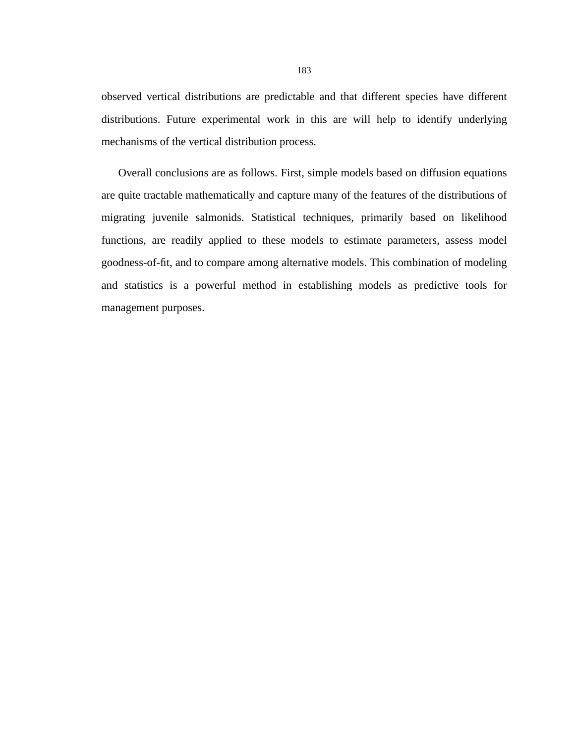observed vertical distributions are predictable and that different species have different distributions. Future experimental work in this are will help to identify underlying mechanisms of the vertical distribution process.

Overall conclusions are as follows. First, simple models based on diffusion equations are quite tractable mathematically and capture many of the features of the distributions of migrating juvenile salmonids. Statistical techniques, primarily based on likelihood functions, are readily applied to these models to estimate parameters, assess model goodness-of-fit, and to compare among alternative models. This combination of modeling and statistics is a powerful method in establishing models as predictive tools for management purposes.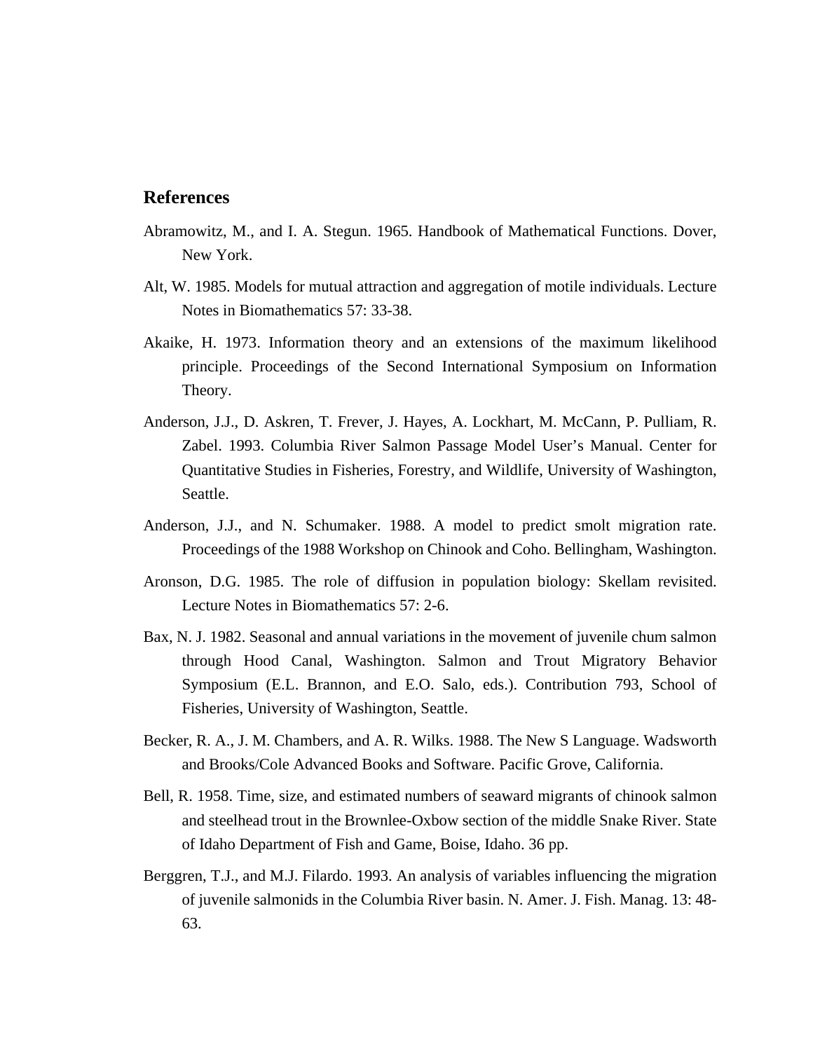## References

Abramowitz, M., and I. A. Stegun. 1965. Handbook of Mathematical Functions. Dover, New York.

Alt, W. 1985. Models for mutual attraction and aggregation of motile individuals. Lecture Notes in Biomathematics 57: 33-38.

Akaike, H. 1973. Information theory and an extensions of the maximum likelihood principle. Proceedings of the Second International Symposium on Information Theory.

Anderson, J.J., D. Askren, T. Frever, J. Hayes, A. Lockhart, M. McCann, P. Pulliam, R. Zabel. 1993. Columbia River Salmon Passage Model User's Manual. Center for Quantitative Studies in Fisheries, Forestry, and Wildlife, University of Washington, Seattle.

Anderson, J.J., and N. Schumaker. 1988. A model to predict smolt migration rate. Proceedings of the 1988 Workshop on Chinook and Coho. Bellingham, Washington.

Aronson, D.G. 1985. The role of diffusion in population biology: Skellam revisited. Lecture Notes in Biomathematics 57: 2-6.

Bax, N. J. 1982. Seasonal and annual variations in the movement of juvenile chum salmon through Hood Canal, Washington. Salmon and Trout Migratory Behavior Symposium (E.L. Brannon, and E.O. Salo, eds.). Contribution 793, School of Fisheries, University of Washington, Seattle.

Becker, R. A., J. M. Chambers, and A. R. Wilks. 1988. The New S Language. Wadsworth and Brooks/Cole Advanced Books and Software. Pacific Grove, California.

Bell, R. 1958. Time, size, and estimated numbers of seaward migrants of chinook salmon and steelhead trout in the Brownlee-Oxbow section of the middle Snake River. State of Idaho Department of Fish and Game, Boise, Idaho. 36 pp.

Berggren, T.J., and M.J. Filardo. 1993. An analysis of variables influencing the migration of juvenile salmonids in the Columbia River basin. N. Amer. J. Fish. Manag. 13: 48-63.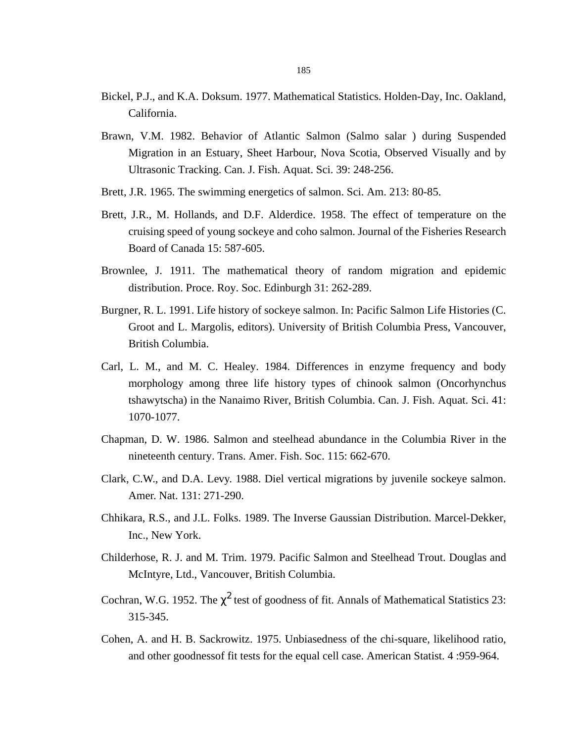Bickel, P.J., and K.A. Doksum. 1977. Mathematical Statistics. Holden-Day, Inc. Oakland, California.

Brawn, V.M. 1982. Behavior of Atlantic Salmon (Salmo salar ) during Suspended Migration in an Estuary, Sheet Harbour, Nova Scotia, Observed Visually and by Ultrasonic Tracking. Can. J. Fish. Aquat. Sci. 39: 248-256.

Brett, J.R. 1965. The swimming energetics of salmon. Sci. Am. 213: 80-85.

Brett, J.R., M. Hollands, and D.F. Alderdice. 1958. The effect of temperature on the cruising speed of young sockeye and coho salmon. Journal of the Fisheries Research Board of Canada 15: 587-605.

Brownlee, J. 1911. The mathematical theory of random migration and epidemic distribution. Proce. Roy. Soc. Edinburgh 31: 262-289.

Burgner, R. L. 1991. Life history of sockeye salmon. In: Pacific Salmon Life Histories (C. Groot and L. Margolis, editors). University of British Columbia Press, Vancouver, British Columbia.

Carl, L. M., and M. C. Healey. 1984. Differences in enzyme frequency and body morphology among three life history types of chinook salmon (Oncorhynchus tshawytscha) in the Nanaimo River, British Columbia. Can. J. Fish. Aquat. Sci. 41: 1070-1077.

Chapman, D. W. 1986. Salmon and steelhead abundance in the Columbia River in the nineteenth century. Trans. Amer. Fish. Soc. 115: 662-670.

Clark, C.W., and D.A. Levy. 1988. Diel vertical migrations by juvenile sockeye salmon. Amer. Nat. 131: 271-290.

Chhikara, R.S., and J.L. Folks. 1989. The Inverse Gaussian Distribution. Marcel-Dekker, Inc., New York.

Childerhose, R. J. and M. Trim. 1979. Pacific Salmon and Steelhead Trout. Douglas and McIntyre, Ltd., Vancouver, British Columbia.

Cochran, W.G. 1952. The $\chi^2$ test of goodness of fit. Annals of Mathematical Statistics 23: 315-345.

Cohen, A. and H. B. Sackrowitz. 1975. Unbiasedness of the chi-square, likelihood ratio, and other goodnessof fit tests for the equal cell case. American Statist. 4 :959-964.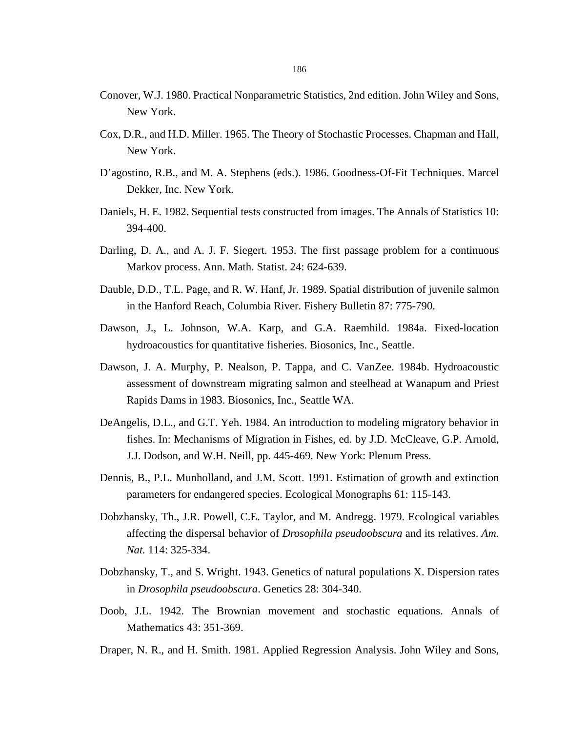Conover, W.J. 1980. Practical Nonparametric Statistics, 2nd edition. John Wiley and Sons, New York.

Cox, D.R., and H.D. Miller. 1965. The Theory of Stochastic Processes. Chapman and Hall, New York.

D'agostino, R.B., and M. A. Stephens (eds.). 1986. Goodness-Of-Fit Techniques. Marcel Dekker, Inc. New York.

Daniels, H. E. 1982. Sequential tests constructed from images. The Annals of Statistics 10: 394-400.

Darling, D. A., and A. J. F. Siegert. 1953. The first passage problem for a continuous Markov process. Ann. Math. Statist. 24: 624-639.

Dauble, D.D., T.L. Page, and R. W. Hanf, Jr. 1989. Spatial distribution of juvenile salmon in the Hanford Reach, Columbia River. Fishery Bulletin 87: 775-790.

Dawson, J., L. Johnson, W.A. Karp, and G.A. Raemhild. 1984a. Fixed-location hydroacoustics for quantitative fisheries. Biosonics, Inc., Seattle.

Dawson, J. A. Murphy, P. Nealson, P. Tappa, and C. VanZee. 1984b. Hydroacoustic assessment of downstream migrating salmon and steelhead at Wanapum and Priest Rapids Dams in 1983. Biosonics, Inc., Seattle WA.

DeAngelis, D.L., and G.T. Yeh. 1984. An introduction to modeling migratory behavior in fishes. In: Mechanisms of Migration in Fishes, ed. by J.D. McCleave, G.P. Arnold, J.J. Dodson, and W.H. Neill, pp. 445-469. New York: Plenum Press.

Dennis, B., P.L. Munholland, and J.M. Scott. 1991. Estimation of growth and extinction parameters for endangered species. Ecological Monographs 61: 115-143.

Dobzhansky, Th., J.R. Powell, C.E. Taylor, and M. Andregg. 1979. Ecological variables affecting the dispersal behavior of *Drosophila pseudoobscura* and its relatives. *Am. Nat.* 114: 325-334.

Dobzhansky, T., and S. Wright. 1943. Genetics of natural populations X. Dispersion rates in *Drosophila pseudoobscura*. Genetics 28: 304-340.

Doob, J.L. 1942. The Brownian movement and stochastic equations. Annals of Mathematics 43: 351-369.

Draper, N. R., and H. Smith. 1981. Applied Regression Analysis. John Wiley and Sons,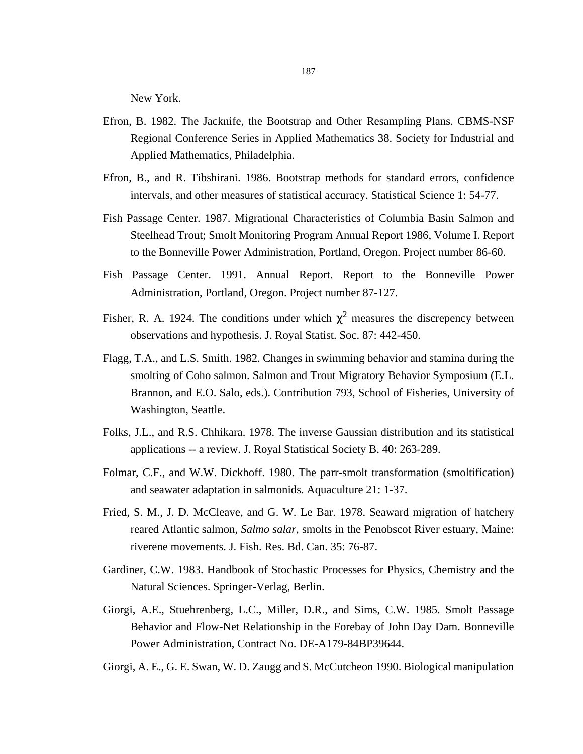New York.

Efron, B. 1982. The Jacknife, the Bootstrap and Other Resampling Plans. CBMS-NSF Regional Conference Series in Applied Mathematics 38. Society for Industrial and Applied Mathematics, Philadelphia.

Efron, B., and R. Tibshirani. 1986. Bootstrap methods for standard errors, confidence intervals, and other measures of statistical accuracy. Statistical Science 1: 54-77.

Fish Passage Center. 1987. Migrational Characteristics of Columbia Basin Salmon and Steelhead Trout; Smolt Monitoring Program Annual Report 1986, Volume I. Report to the Bonneville Power Administration, Portland, Oregon. Project number 86-60.

Fish Passage Center. 1991. Annual Report. Report to the Bonneville Power Administration, Portland, Oregon. Project number 87-127.

Fisher, R. A. 1924. The conditions under which $\chi^2$ measures the discrepency between observations and hypothesis. J. Royal Statist. Soc. 87: 442-450.

Flagg, T.A., and L.S. Smith. 1982. Changes in swimming behavior and stamina during the smolting of Coho salmon. Salmon and Trout Migratory Behavior Symposium (E.L. Brannon, and E.O. Salo, eds.). Contribution 793, School of Fisheries, University of Washington, Seattle.

Folks, J.L., and R.S. Chhikara. 1978. The inverse Gaussian distribution and its statistical applications -- a review. J. Royal Statistical Society B. 40: 263-289.

Folmar, C.F., and W.W. Dickhoff. 1980. The parr-smolt transformation (smoltification) and seawater adaptation in salmonids. Aquaculture 21: 1-37.

Fried, S. M., J. D. McCleave, and G. W. Le Bar. 1978. Seaward migration of hatchery reared Atlantic salmon, *Salmo salar*, smolts in the Penobscot River estuary, Maine: riverene movements. J. Fish. Res. Bd. Can. 35: 76-87.

Gardiner, C.W. 1983. Handbook of Stochastic Processes for Physics, Chemistry and the Natural Sciences. Springer-Verlag, Berlin.

Giorgi, A.E., Stuehrenberg, L.C., Miller, D.R., and Sims, C.W. 1985. Smolt Passage Behavior and Flow-Net Relationship in the Forebay of John Day Dam. Bonneville Power Administration, Contract No. DE-A179-84BP39644.

Giorgi, A. E., G. E. Swan, W. D. Zaugg and S. McCutcheon 1990. Biological manipulation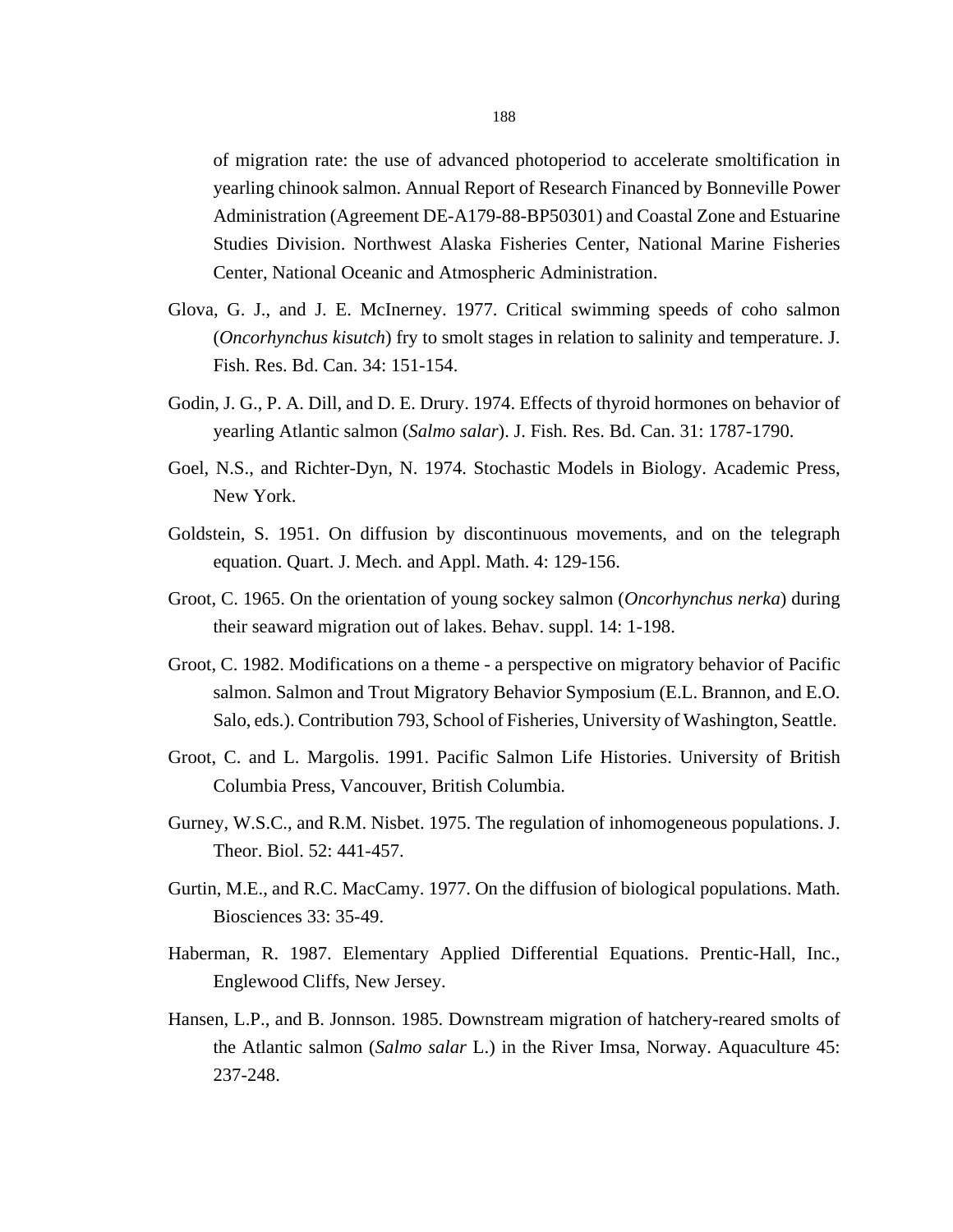of migration rate: the use of advanced photoperiod to accelerate smoltification in yearling chinook salmon. Annual Report of Research Financed by Bonneville Power Administration (Agreement DE-A179-88-BP50301) and Coastal Zone and Estuarine Studies Division. Northwest Alaska Fisheries Center, National Marine Fisheries Center, National Oceanic and Atmospheric Administration.

Glova, G. J., and J. E. McInerney. 1977. Critical swimming speeds of coho salmon (*Oncorhynchus kisutch*) fry to smolt stages in relation to salinity and temperature. J. Fish. Res. Bd. Can. 34: 151-154.

Godin, J. G., P. A. Dill, and D. E. Drury. 1974. Effects of thyroid hormones on behavior of yearling Atlantic salmon (*Salmo salar*). J. Fish. Res. Bd. Can. 31: 1787-1790.

Goel, N.S., and Richter-Dyn, N. 1974. Stochastic Models in Biology. Academic Press, New York.

Goldstein, S. 1951. On diffusion by discontinuous movements, and on the telegraph equation. Quart. J. Mech. and Appl. Math. 4: 129-156.

Groot, C. 1965. On the orientation of young sockey salmon (*Oncorhynchus nerka*) during their seaward migration out of lakes. Behav. suppl. 14: 1-198.

Groot, C. 1982. Modifications on a theme - a perspective on migratory behavior of Pacific salmon. Salmon and Trout Migratory Behavior Symposium (E.L. Brannon, and E.O. Salo, eds.). Contribution 793, School of Fisheries, University of Washington, Seattle.

Groot, C. and L. Margolis. 1991. Pacific Salmon Life Histories. University of British Columbia Press, Vancouver, British Columbia.

Gurney, W.S.C., and R.M. Nisbet. 1975. The regulation of inhomogeneous populations. J. Theor. Biol. 52: 441-457.

Gurtin, M.E., and R.C. MacCamy. 1977. On the diffusion of biological populations. Math. Biosciences 33: 35-49.

Haberman, R. 1987. Elementary Applied Differential Equations. Prentic-Hall, Inc., Englewood Cliffs, New Jersey.

Hansen, L.P., and B. Jonnson. 1985. Downstream migration of hatchery-reared smolts of the Atlantic salmon (*Salmo salar* L.) in the River Imsa, Norway. Aquaculture 45: 237-248.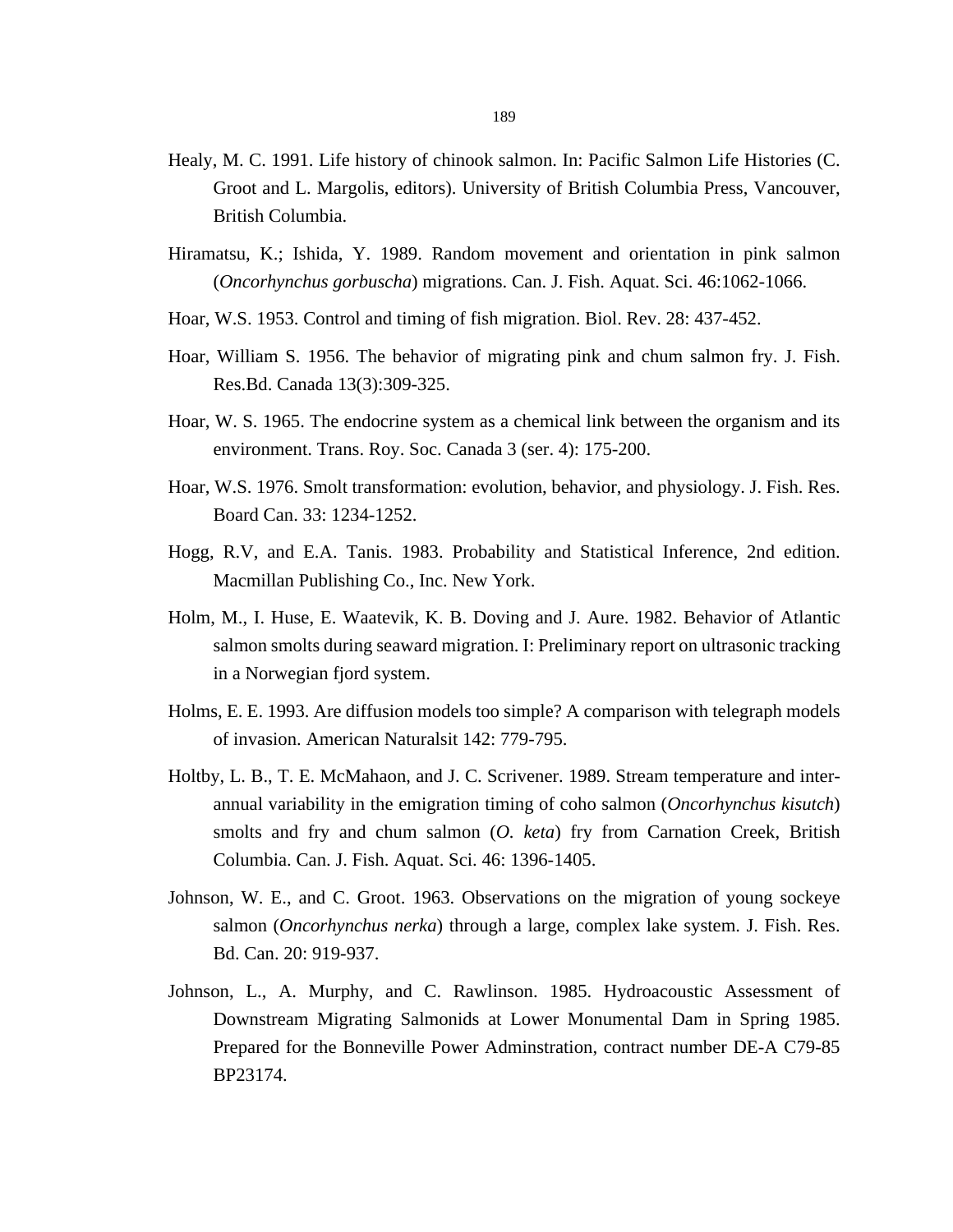Healy, M. C. 1991. Life history of chinook salmon. In: Pacific Salmon Life Histories (C. Groot and L. Margolis, editors). University of British Columbia Press, Vancouver, British Columbia.

Hiramatsu, K.; Ishida, Y. 1989. Random movement and orientation in pink salmon (*Oncorhynchus gorbuscha*) migrations. Can. J. Fish. Aquat. Sci. 46:1062-1066.

Hoar, W.S. 1953. Control and timing of fish migration. Biol. Rev. 28: 437-452.

Hoar, William S. 1956. The behavior of migrating pink and chum salmon fry. J. Fish. Res.Bd. Canada 13(3):309-325.

Hoar, W. S. 1965. The endocrine system as a chemical link between the organism and its environment. Trans. Roy. Soc. Canada 3 (ser. 4): 175-200.

Hoar, W.S. 1976. Smolt transformation: evolution, behavior, and physiology. J. Fish. Res. Board Can. 33: 1234-1252.

Hogg, R.V, and E.A. Tanis. 1983. Probability and Statistical Inference, 2nd edition. Macmillan Publishing Co., Inc. New York.

Holm, M., I. Huse, E. Waatevik, K. B. Doving and J. Aure. 1982. Behavior of Atlantic salmon smolts during seaward migration. I: Preliminary report on ultrasonic tracking in a Norwegian fjord system.

Holms, E. E. 1993. Are diffusion models too simple? A comparison with telegraph models of invasion. American Naturalsit 142: 779-795.

Holtby, L. B., T. E. McMahaon, and J. C. Scrivener. 1989. Stream temperature and inter-annual variability in the emigration timing of coho salmon (*Oncorhynchus kisutch*) smolts and fry and chum salmon (*O. keta*) fry from Carnation Creek, British Columbia. Can. J. Fish. Aquat. Sci. 46: 1396-1405.

Johnson, W. E., and C. Groot. 1963. Observations on the migration of young sockeye salmon (*Oncorhynchus nerka*) through a large, complex lake system. J. Fish. Res. Bd. Can. 20: 919-937.

Johnson, L., A. Murphy, and C. Rawlinson. 1985. Hydroacoustic Assessment of Downstream Migrating Salmonids at Lower Monumental Dam in Spring 1985. Prepared for the Bonneville Power Adminstration, contract number DE-A C79-85 BP23174.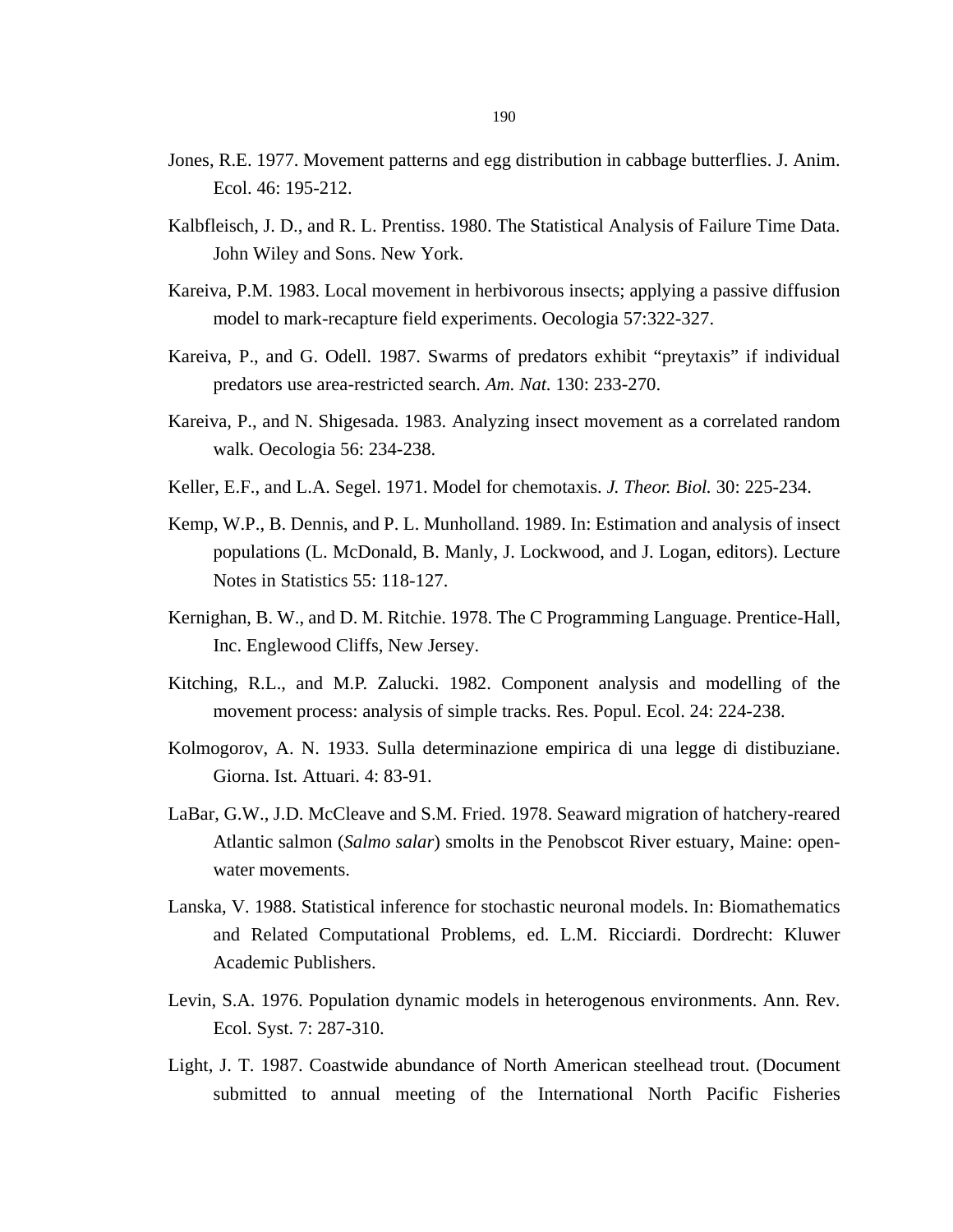Jones, R.E. 1977. Movement patterns and egg distribution in cabbage butterflies. J. Anim. Ecol. 46: 195-212.

Kalbfleisch, J. D., and R. L. Prentiss. 1980. The Statistical Analysis of Failure Time Data. John Wiley and Sons. New York.

Kareiva, P.M. 1983. Local movement in herbivorous insects; applying a passive diffusion model to mark-recapture field experiments. Oecologia 57:322-327.

Kareiva, P., and G. Odell. 1987. Swarms of predators exhibit “preytaxis” if individual predators use area-restricted search. *Am. Nat.* 130: 233-270.

Kareiva, P., and N. Shigesada. 1983. Analyzing insect movement as a correlated random walk. Oecologia 56: 234-238.

Keller, E.F., and L.A. Segel. 1971. Model for chemotaxis. *J. Theor. Biol.* 30: 225-234.

Kemp, W.P., B. Dennis, and P. L. Munholland. 1989. In: Estimation and analysis of insect populations (L. McDonald, B. Manly, J. Lockwood, and J. Logan, editors). Lecture Notes in Statistics 55: 118-127.

Kernighan, B. W., and D. M. Ritchie. 1978. The C Programming Language. Prentice-Hall, Inc. Englewood Cliffs, New Jersey.

Kitching, R.L., and M.P. Zalucki. 1982. Component analysis and modelling of the movement process: analysis of simple tracks. Res. Popul. Ecol. 24: 224-238.

Kolmogorov, A. N. 1933. Sulla determinazione empirica di una legge di distibuziane. Giorna. Ist. Attuari. 4: 83-91.

LaBar, G.W., J.D. McCleave and S.M. Fried. 1978. Seaward migration of hatchery-reared Atlantic salmon (*Salmo salar*) smolts in the Penobscot River estuary, Maine: open-water movements.

Lanska, V. 1988. Statistical inference for stochastic neuronal models. In: Biomathematics and Related Computational Problems, ed. L.M. Ricciardi. Dordrecht: Kluwer Academic Publishers.

Levin, S.A. 1976. Population dynamic models in heterogenous environments. Ann. Rev. Ecol. Syst. 7: 287-310.

Light, J. T. 1987. Coastwide abundance of North American steelhead trout. (Document submitted to annual meeting of the International North Pacific Fisheries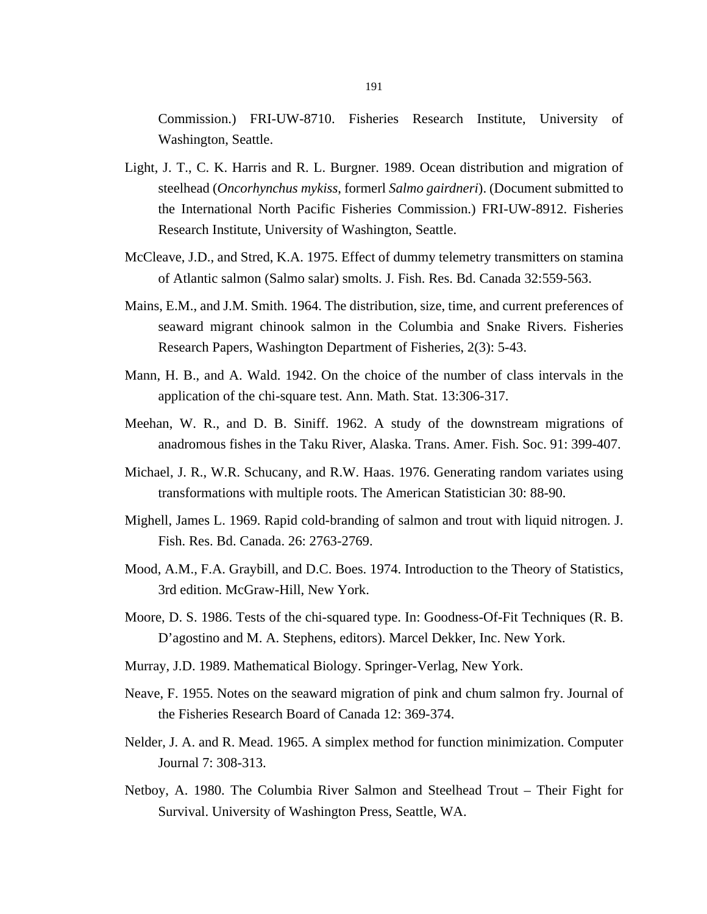Commission.) FRI-UW-8710. Fisheries Research Institute, University of Washington, Seattle.

Light, J. T., C. K. Harris and R. L. Burgner. 1989. Ocean distribution and migration of steelhead (*Oncorhynchus mykiss*, formerl *Salmo gairdneri*). (Document submitted to the International North Pacific Fisheries Commission.) FRI-UW-8912. Fisheries Research Institute, University of Washington, Seattle.

McCleave, J.D., and Stred, K.A. 1975. Effect of dummy telemetry transmitters on stamina of Atlantic salmon (Salmo salar) smolts. J. Fish. Res. Bd. Canada 32:559-563.

Mains, E.M., and J.M. Smith. 1964. The distribution, size, time, and current preferences of seaward migrant chinook salmon in the Columbia and Snake Rivers. Fisheries Research Papers, Washington Department of Fisheries, 2(3): 5-43.

Mann, H. B., and A. Wald. 1942. On the choice of the number of class intervals in the application of the chi-square test. Ann. Math. Stat. 13:306-317.

Meehan, W. R., and D. B. Siniff. 1962. A study of the downstream migrations of anadromous fishes in the Taku River, Alaska. Trans. Amer. Fish. Soc. 91: 399-407.

Michael, J. R., W.R. Schucany, and R.W. Haas. 1976. Generating random variates using transformations with multiple roots. The American Statistician 30: 88-90.

Mighell, James L. 1969. Rapid cold-branding of salmon and trout with liquid nitrogen. J. Fish. Res. Bd. Canada. 26: 2763-2769.

Mood, A.M., F.A. Graybill, and D.C. Boes. 1974. Introduction to the Theory of Statistics, 3rd edition. McGraw-Hill, New York.

Moore, D. S. 1986. Tests of the chi-squared type. In: Goodness-Of-Fit Techniques (R. B. D'agostino and M. A. Stephens, editors). Marcel Dekker, Inc. New York.

Murray, J.D. 1989. Mathematical Biology. Springer-Verlag, New York.

Neave, F. 1955. Notes on the seaward migration of pink and chum salmon fry. Journal of the Fisheries Research Board of Canada 12: 369-374.

Nelder, J. A. and R. Mead. 1965. A simplex method for function minimization. Computer Journal 7: 308-313.

Netboy, A. 1980. The Columbia River Salmon and Steelhead Trout – Their Fight for Survival. University of Washington Press, Seattle, WA.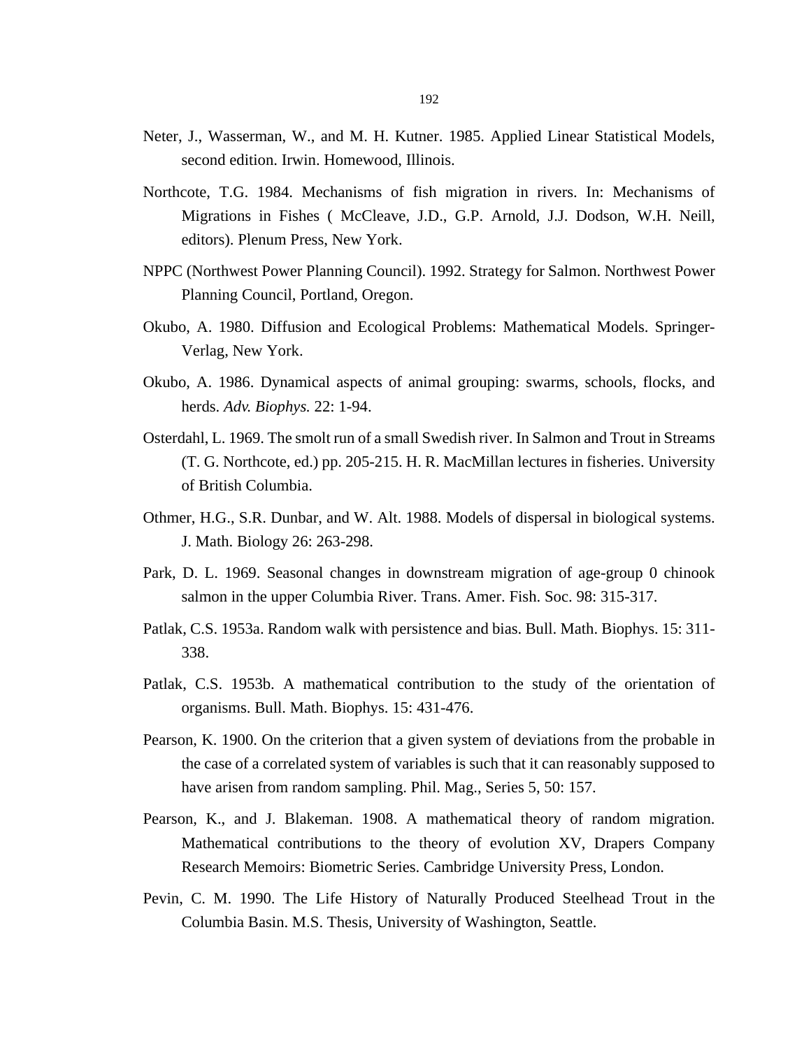Neter, J., Wasserman, W., and M. H. Kutner. 1985. Applied Linear Statistical Models, second edition. Irwin. Homewood, Illinois.

Northcote, T.G. 1984. Mechanisms of fish migration in rivers. In: Mechanisms of Migrations in Fishes ( McCleave, J.D., G.P. Arnold, J.J. Dodson, W.H. Neill, editors). Plenum Press, New York.

NPPC (Northwest Power Planning Council). 1992. Strategy for Salmon. Northwest Power Planning Council, Portland, Oregon.

Okubo, A. 1980. Diffusion and Ecological Problems: Mathematical Models. Springer-Verlag, New York.

Okubo, A. 1986. Dynamical aspects of animal grouping: swarms, schools, flocks, and herds. *Adv. Biophys.* 22: 1-94.

Osterdahl, L. 1969. The smolt run of a small Swedish river. In Salmon and Trout in Streams (T. G. Northcote, ed.) pp. 205-215. H. R. MacMillan lectures in fisheries. University of British Columbia.

Othmer, H.G., S.R. Dunbar, and W. Alt. 1988. Models of dispersal in biological systems. J. Math. Biology 26: 263-298.

Park, D. L. 1969. Seasonal changes in downstream migration of age-group 0 chinook salmon in the upper Columbia River. Trans. Amer. Fish. Soc. 98: 315-317.

Patlak, C.S. 1953a. Random walk with persistence and bias. Bull. Math. Biophys. 15: 311-338.

Patlak, C.S. 1953b. A mathematical contribution to the study of the orientation of organisms. Bull. Math. Biophys. 15: 431-476.

Pearson, K. 1900. On the criterion that a given system of deviations from the probable in the case of a correlated system of variables is such that it can reasonably supposed to have arisen from random sampling. Phil. Mag., Series 5, 50: 157.

Pearson, K., and J. Blakeman. 1908. A mathematical theory of random migration. Mathematical contributions to the theory of evolution XV, Drapers Company Research Memoirs: Biometric Series. Cambridge University Press, London.

Pevin, C. M. 1990. The Life History of Naturally Produced Steelhead Trout in the Columbia Basin. M.S. Thesis, University of Washington, Seattle.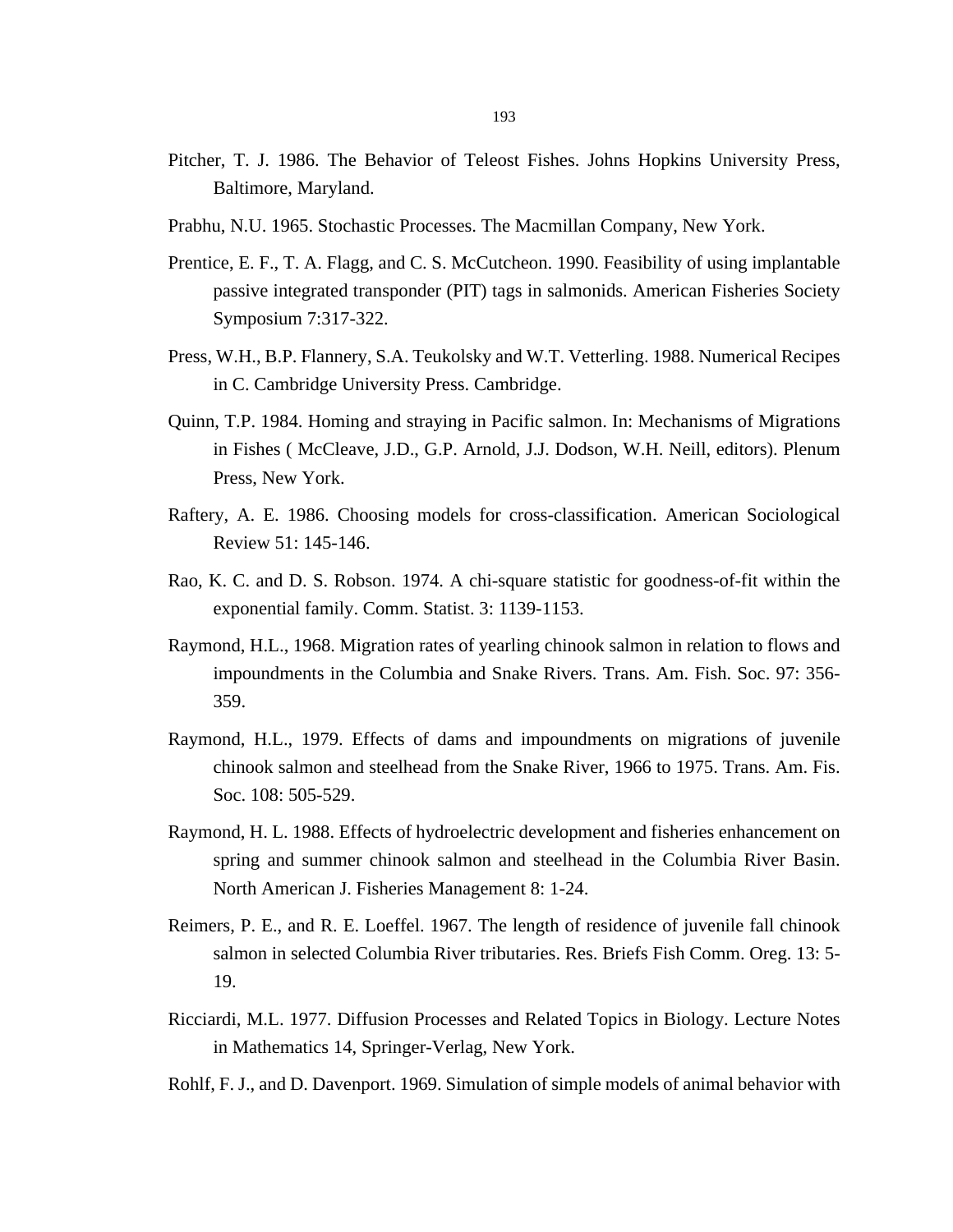Pitcher, T. J. 1986. The Behavior of Teleost Fishes. Johns Hopkins University Press, Baltimore, Maryland.

Prabhu, N.U. 1965. Stochastic Processes. The Macmillan Company, New York.

Prentice, E. F., T. A. Flagg, and C. S. McCutcheon. 1990. Feasibility of using implantable passive integrated transponder (PIT) tags in salmonids. American Fisheries Society Symposium 7:317-322.

Press, W.H., B.P. Flannery, S.A. Teukolsky and W.T. Vetterling. 1988. Numerical Recipes in C. Cambridge University Press. Cambridge.

Quinn, T.P. 1984. Homing and straying in Pacific salmon. In: Mechanisms of Migrations in Fishes ( McCleave, J.D., G.P. Arnold, J.J. Dodson, W.H. Neill, editors). Plenum Press, New York.

Raftery, A. E. 1986. Choosing models for cross-classification. American Sociological Review 51: 145-146.

Rao, K. C. and D. S. Robson. 1974. A chi-square statistic for goodness-of-fit within the exponential family. Comm. Statist. 3: 1139-1153.

Raymond, H.L., 1968. Migration rates of yearling chinook salmon in relation to flows and impoundments in the Columbia and Snake Rivers. Trans. Am. Fish. Soc. 97: 356-359.

Raymond, H.L., 1979. Effects of dams and impoundments on migrations of juvenile chinook salmon and steelhead from the Snake River, 1966 to 1975. Trans. Am. Fis. Soc. 108: 505-529.

Raymond, H. L. 1988. Effects of hydroelectric development and fisheries enhancement on spring and summer chinook salmon and steelhead in the Columbia River Basin. North American J. Fisheries Management 8: 1-24.

Reimers, P. E., and R. E. Loeffel. 1967. The length of residence of juvenile fall chinook salmon in selected Columbia River tributaries. Res. Briefs Fish Comm. Oreg. 13: 5-19.

Ricciardi, M.L. 1977. Diffusion Processes and Related Topics in Biology. Lecture Notes in Mathematics 14, Springer-Verlag, New York.

Rohlf, F. J., and D. Davenport. 1969. Simulation of simple models of animal behavior with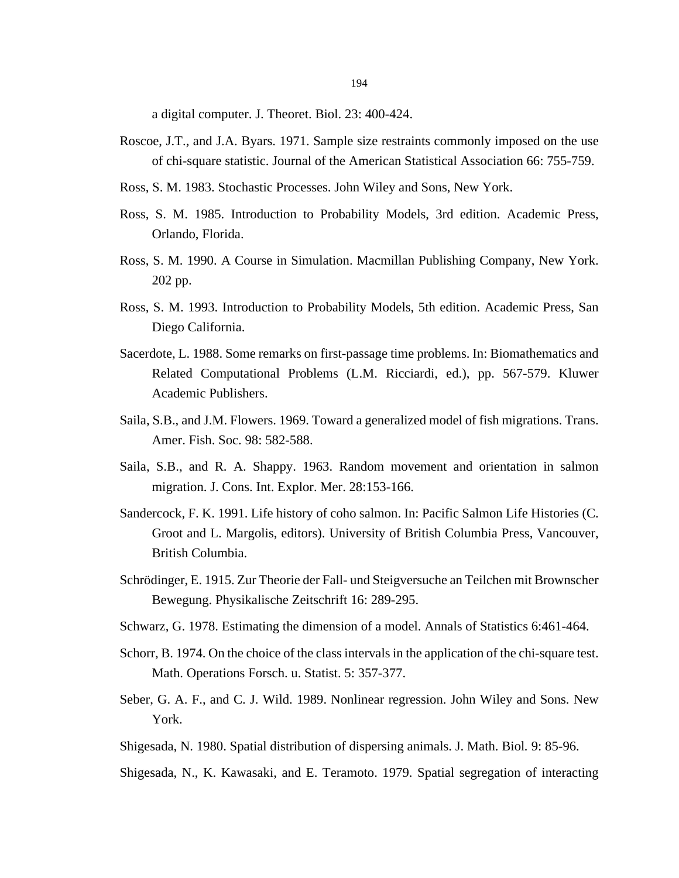a digital computer. J. Theoret. Biol. 23: 400-424.

Roscoe, J.T., and J.A. Byars. 1971. Sample size restraints commonly imposed on the use of chi-square statistic. Journal of the American Statistical Association 66: 755-759.

Ross, S. M. 1983. Stochastic Processes. John Wiley and Sons, New York.

Ross, S. M. 1985. Introduction to Probability Models, 3rd edition. Academic Press, Orlando, Florida.

Ross, S. M. 1990. A Course in Simulation. Macmillan Publishing Company, New York. 202 pp.

Ross, S. M. 1993. Introduction to Probability Models, 5th edition. Academic Press, San Diego California.

Sacerdote, L. 1988. Some remarks on first-passage time problems. In: Biomathematics and Related Computational Problems (L.M. Ricciardi, ed.), pp. 567-579. Kluwer Academic Publishers.

Saila, S.B., and J.M. Flowers. 1969. Toward a generalized model of fish migrations. Trans. Amer. Fish. Soc. 98: 582-588.

Saila, S.B., and R. A. Shappy. 1963. Random movement and orientation in salmon migration. J. Cons. Int. Explor. Mer. 28:153-166.

Sandercock, F. K. 1991. Life history of coho salmon. In: Pacific Salmon Life Histories (C. Groot and L. Margolis, editors). University of British Columbia Press, Vancouver, British Columbia.

Schrödinger, E. 1915. Zur Theorie der Fall- und Steigversuche an Teilchen mit Brownscher Bewegung. Physikalische Zeitschrift 16: 289-295.

Schwarz, G. 1978. Estimating the dimension of a model. Annals of Statistics 6:461-464.

Schorr, B. 1974. On the choice of the class intervals in the application of the chi-square test. Math. Operations Forsch. u. Statist. 5: 357-377.

Seber, G. A. F., and C. J. Wild. 1989. Nonlinear regression. John Wiley and Sons. New York.

Shigesada, N. 1980. Spatial distribution of dispersing animals. J. Math. Biol. 9: 85-96.

Shigesada, N., K. Kawasaki, and E. Teramoto. 1979. Spatial segregation of interacting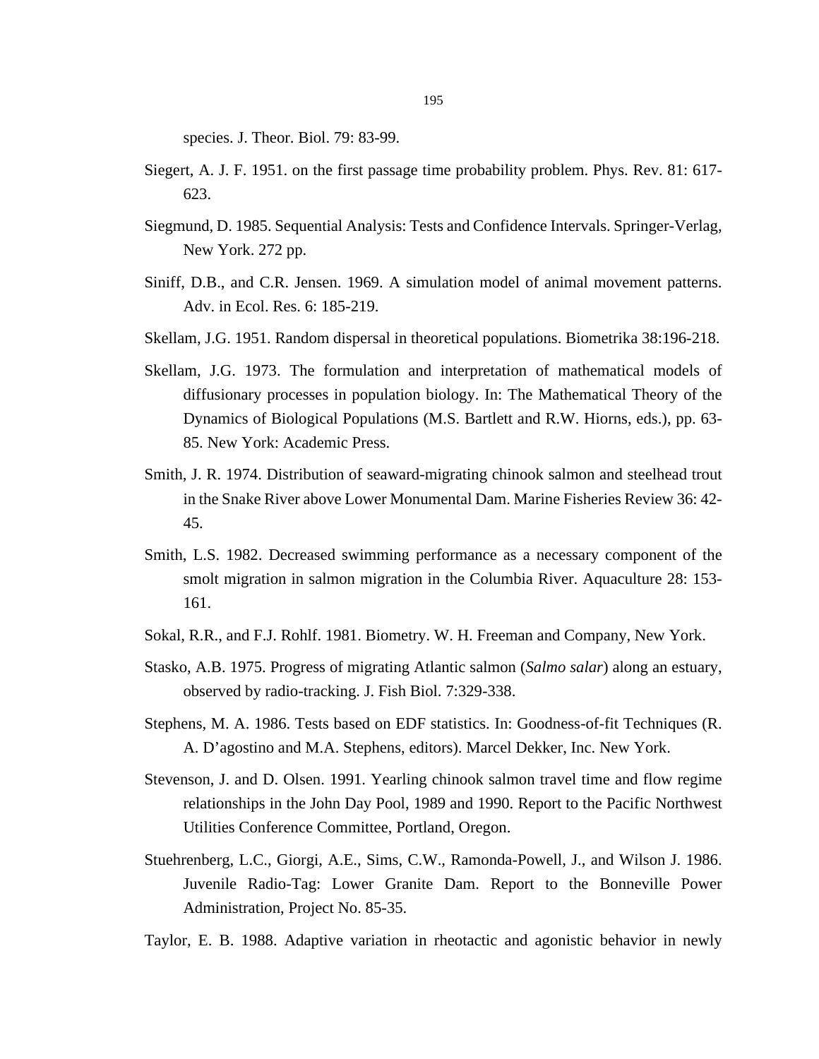species. J. Theor. Biol. 79: 83-99.

Siegert, A. J. F. 1951. on the first passage time probability problem. Phys. Rev. 81: 617-623.

Siegmund, D. 1985. Sequential Analysis: Tests and Confidence Intervals. Springer-Verlag, New York. 272 pp.

Siniff, D.B., and C.R. Jensen. 1969. A simulation model of animal movement patterns. Adv. in Ecol. Res. 6: 185-219.

Skellam, J.G. 1951. Random dispersal in theoretical populations. Biometrika 38:196-218.

Skellam, J.G. 1973. The formulation and interpretation of mathematical models of diffusionary processes in population biology. In: The Mathematical Theory of the Dynamics of Biological Populations (M.S. Bartlett and R.W. Hiorns, eds.), pp. 63-85. New York: Academic Press.

Smith, J. R. 1974. Distribution of seaward-migrating chinook salmon and steelhead trout in the Snake River above Lower Monumental Dam. Marine Fisheries Review 36: 42-45.

Smith, L.S. 1982. Decreased swimming performance as a necessary component of the smolt migration in salmon migration in the Columbia River. Aquaculture 28: 153-161.

Sokal, R.R., and F.J. Rohlf. 1981. Biometry. W. H. Freeman and Company, New York.

Stasko, A.B. 1975. Progress of migrating Atlantic salmon (*Salmo salar*) along an estuary, observed by radio-tracking. J. Fish Biol. 7:329-338.

Stephens, M. A. 1986. Tests based on EDF statistics. In: Goodness-of-fit Techniques (R. A. D'agostino and M.A. Stephens, editors). Marcel Dekker, Inc. New York.

Stevenson, J. and D. Olsen. 1991. Yearling chinook salmon travel time and flow regime relationships in the John Day Pool, 1989 and 1990. Report to the Pacific Northwest Utilities Conference Committee, Portland, Oregon.

Stuehrenberg, L.C., Giorgi, A.E., Sims, C.W., Ramonda-Powell, J., and Wilson J. 1986. Juvenile Radio-Tag: Lower Granite Dam. Report to the Bonneville Power Administration, Project No. 85-35.

Taylor, E. B. 1988. Adaptive variation in rheotactic and agonistic behavior in newly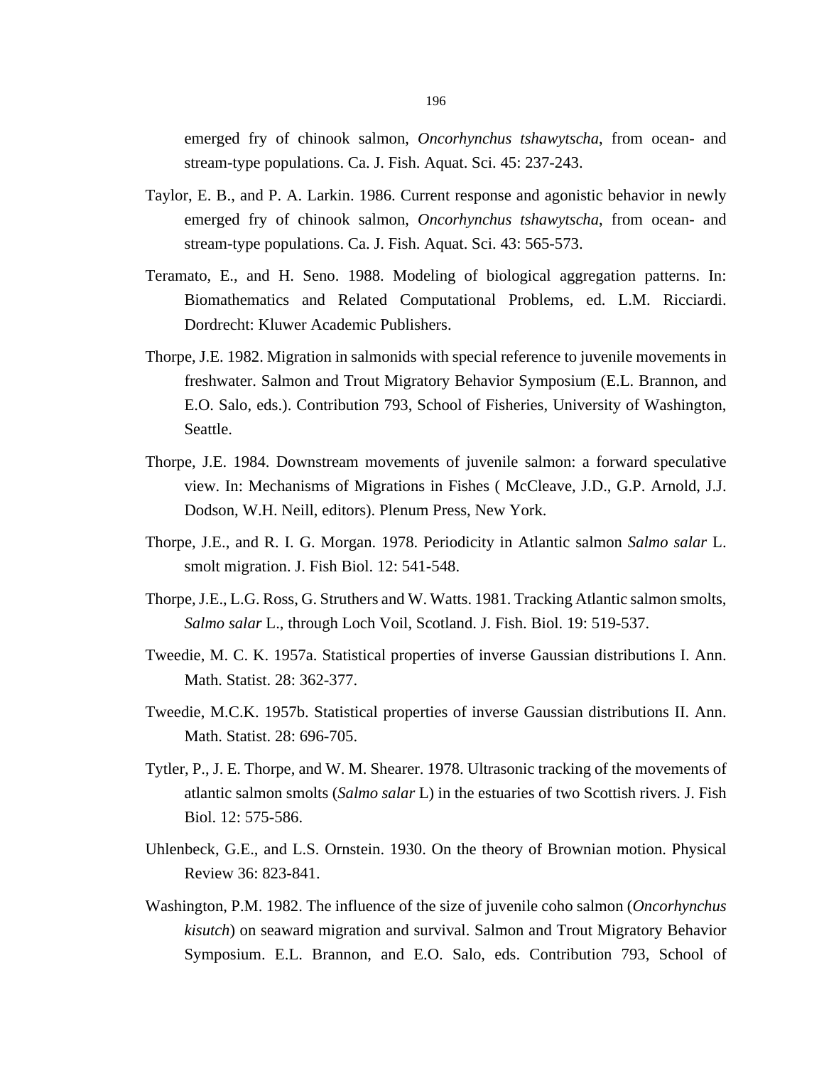emerged fry of chinook salmon, *Oncorhynchus tshawytscha*, from ocean- and stream-type populations. Ca. J. Fish. Aquat. Sci. 45: 237-243.

Taylor, E. B., and P. A. Larkin. 1986. Current response and agonistic behavior in newly emerged fry of chinook salmon, *Oncorhynchus tshawytscha*, from ocean- and stream-type populations. Ca. J. Fish. Aquat. Sci. 43: 565-573.

Teramato, E., and H. Seno. 1988. Modeling of biological aggregation patterns. In: Biomathematics and Related Computational Problems, ed. L.M. Ricciardi. Dordrecht: Kluwer Academic Publishers.

Thorpe, J.E. 1982. Migration in salmonids with special reference to juvenile movements in freshwater. Salmon and Trout Migratory Behavior Symposium (E.L. Brannon, and E.O. Salo, eds.). Contribution 793, School of Fisheries, University of Washington, Seattle.

Thorpe, J.E. 1984. Downstream movements of juvenile salmon: a forward speculative view. In: Mechanisms of Migrations in Fishes ( McCleave, J.D., G.P. Arnold, J.J. Dodson, W.H. Neill, editors). Plenum Press, New York.

Thorpe, J.E., and R. I. G. Morgan. 1978. Periodicity in Atlantic salmon *Salmo salar* L. smolt migration. J. Fish Biol. 12: 541-548.

Thorpe, J.E., L.G. Ross, G. Struthers and W. Watts. 1981. Tracking Atlantic salmon smolts, *Salmo salar* L., through Loch Voil, Scotland. J. Fish. Biol. 19: 519-537.

Tweedie, M. C. K. 1957a. Statistical properties of inverse Gaussian distributions I. Ann. Math. Statist. 28: 362-377.

Tweedie, M.C.K. 1957b. Statistical properties of inverse Gaussian distributions II. Ann. Math. Statist. 28: 696-705.

Tytler, P., J. E. Thorpe, and W. M. Shearer. 1978. Ultrasonic tracking of the movements of atlantic salmon smolts (*Salmo salar* L) in the estuaries of two Scottish rivers. J. Fish Biol. 12: 575-586.

Uhlenbeck, G.E., and L.S. Ornstein. 1930. On the theory of Brownian motion. Physical Review 36: 823-841.

Washington, P.M. 1982. The influence of the size of juvenile coho salmon (*Oncorhynchus kisutch*) on seaward migration and survival. Salmon and Trout Migratory Behavior Symposium. E.L. Brannon, and E.O. Salo, eds. Contribution 793, School of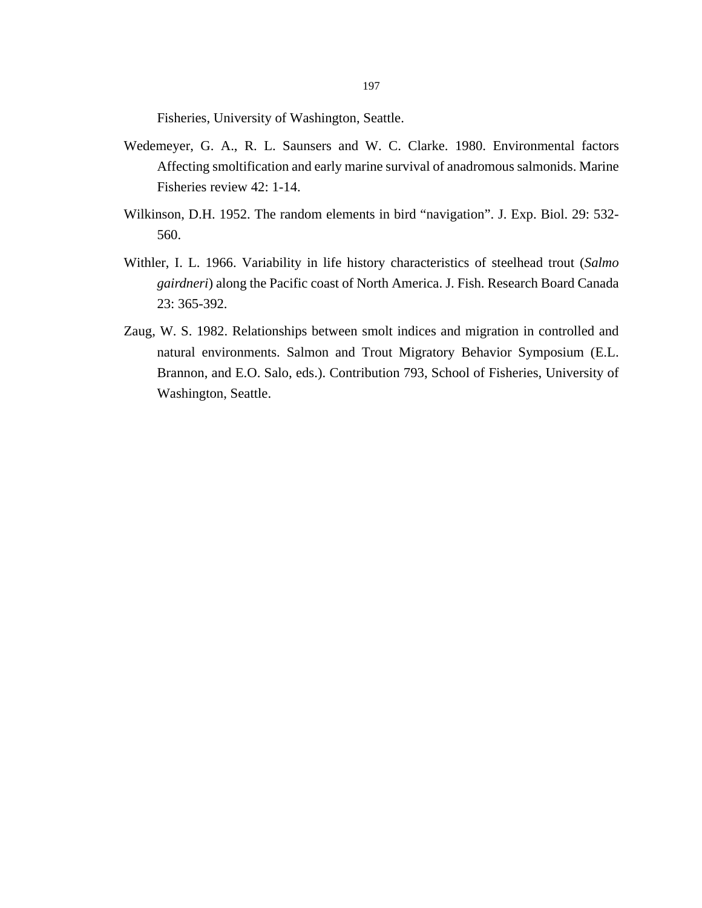Fisheries, University of Washington, Seattle.

Wedemeyer, G. A., R. L. Saunsers and W. C. Clarke. 1980. Environmental factors Affecting smoltification and early marine survival of anadromous salmonids. Marine Fisheries review 42: 1-14.

Wilkinson, D.H. 1952. The random elements in bird "navigation". J. Exp. Biol. 29: 532-560.

Withler, I. L. 1966. Variability in life history characteristics of steelhead trout (*Salmo gairdneri*) along the Pacific coast of North America. J. Fish. Research Board Canada 23: 365-392.

Zaug, W. S. 1982. Relationships between smolt indices and migration in controlled and natural environments. Salmon and Trout Migratory Behavior Symposium (E.L. Brannon, and E.O. Salo, eds.). Contribution 793, School of Fisheries, University of Washington, Seattle.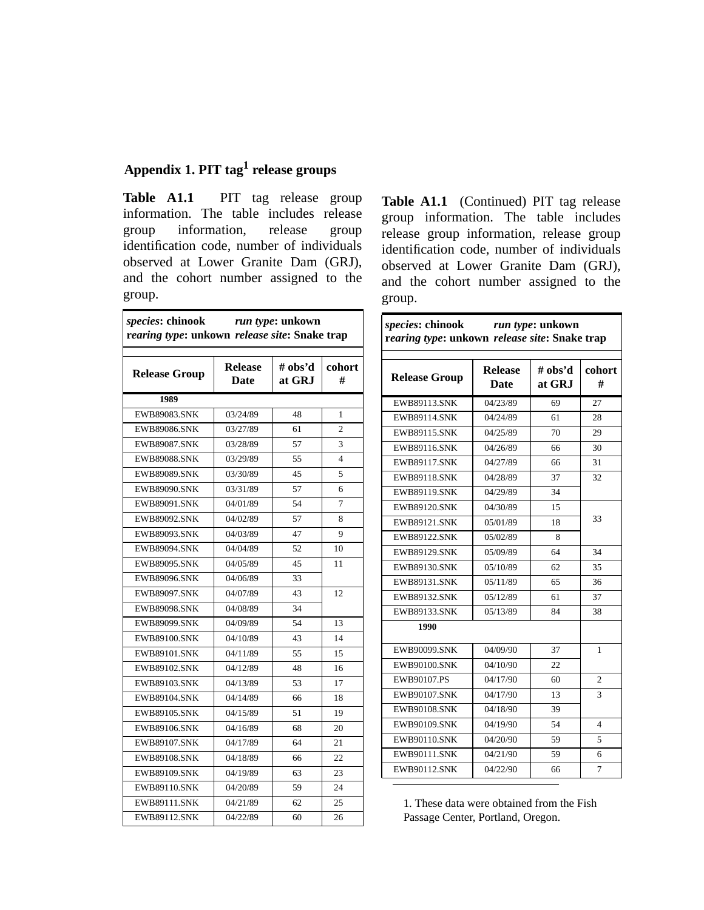## Appendix 1. PIT tag[1] release groups

**Table A1.1** PIT tag release group information. The table includes release group information, release group identification code, number of individuals observed at Lower Granite Dam (GRJ), and the cohort number assigned to the group.

*species*: **chinook** *run type*: **unkown**
*rearing type*: **unkown** *release site*: **Snake trap**

| Release Group | Release Date | # obs'd at GRJ | cohort # |
|---|---|---|---|
| **1989** | | | |
| EWB89083.SNK | 03/24/89 | 48 | 1 |
| EWB89086.SNK | 03/27/89 | 61 | 2 |
| EWB89087.SNK | 03/28/89 | 57 | 3 |
| EWB89088.SNK | 03/29/89 | 55 | 4 |
| EWB89089.SNK | 03/30/89 | 45 | 5 |
| EWB89090.SNK | 03/31/89 | 57 | 6 |
| EWB89091.SNK | 04/01/89 | 54 | 7 |
| EWB89092.SNK | 04/02/89 | 57 | 8 |
| EWB89093.SNK | 04/03/89 | 47 | 9 |
| EWB89094.SNK | 04/04/89 | 52 | 10 |
| EWB89095.SNK | 04/05/89 | 45 | 11 |
| EWB89096.SNK | 04/06/89 | 33 | |
| EWB89097.SNK | 04/07/89 | 43 | 12 |
| EWB89098.SNK | 04/08/89 | 34 | |
| EWB89099.SNK | 04/09/89 | 54 | 13 |
| EWB89100.SNK | 04/10/89 | 43 | 14 |
| EWB89101.SNK | 04/11/89 | 55 | 15 |
| EWB89102.SNK | 04/12/89 | 48 | 16 |
| EWB89103.SNK | 04/13/89 | 53 | 17 |
| EWB89104.SNK | 04/14/89 | 66 | 18 |
| EWB89105.SNK | 04/15/89 | 51 | 19 |
| EWB89106.SNK | 04/16/89 | 68 | 20 |
| EWB89107.SNK | 04/17/89 | 64 | 21 |
| EWB89108.SNK | 04/18/89 | 66 | 22 |
| EWB89109.SNK | 04/19/89 | 63 | 23 |
| EWB89110.SNK | 04/20/89 | 59 | 24 |
| EWB89111.SNK | 04/21/89 | 62 | 25 |
| EWB89112.SNK | 04/22/89 | 60 | 26 |

**Table A1.1** (Continued) PIT tag release group information. The table includes release group information, release group identification code, number of individuals observed at Lower Granite Dam (GRJ), and the cohort number assigned to the group.

*species*: **chinook** *run type*: **unkown**
*rearing type*: **unkown** *release site*: **Snake trap**

| Release Group | Release Date | # obs'd at GRJ | cohort # |
|---|---|---|---|
| EWB89113.SNK | 04/23/89 | 69 | 27 |
| EWB89114.SNK | 04/24/89 | 61 | 28 |
| EWB89115.SNK | 04/25/89 | 70 | 29 |
| EWB89116.SNK | 04/26/89 | 66 | 30 |
| EWB89117.SNK | 04/27/89 | 66 | 31 |
| EWB89118.SNK | 04/28/89 | 37 | 32 |
| EWB89119.SNK | 04/29/89 | 34 | |
| EWB89120.SNK | 04/30/89 | 15 | 33 |
| EWB89121.SNK | 05/01/89 | 18 | |
| EWB89122.SNK | 05/02/89 | 8 | |
| EWB89129.SNK | 05/09/89 | 64 | 34 |
| EWB89130.SNK | 05/10/89 | 62 | 35 |
| EWB89131.SNK | 05/11/89 | 65 | 36 |
| EWB89132.SNK | 05/12/89 | 61 | 37 |
| EWB89133.SNK | 05/13/89 | 84 | 38 |
| **1990** | | | |
| EWB90099.SNK | 04/09/90 | 37 | 1 |
| EWB90100.SNK | 04/10/90 | 22 | |
| EWB90107.PS | 04/17/90 | 60 | 2 |
| EWB90107.SNK | 04/17/90 | 13 | 3 |
| EWB90108.SNK | 04/18/90 | 39 | |
| EWB90109.SNK | 04/19/90 | 54 | 4 |
| EWB90110.SNK | 04/20/90 | 59 | 5 |
| EWB90111.SNK | 04/21/90 | 59 | 6 |
| EWB90112.SNK | 04/22/90 | 66 | 7 |

1. These data were obtained from the Fish Passage Center, Portland, Oregon.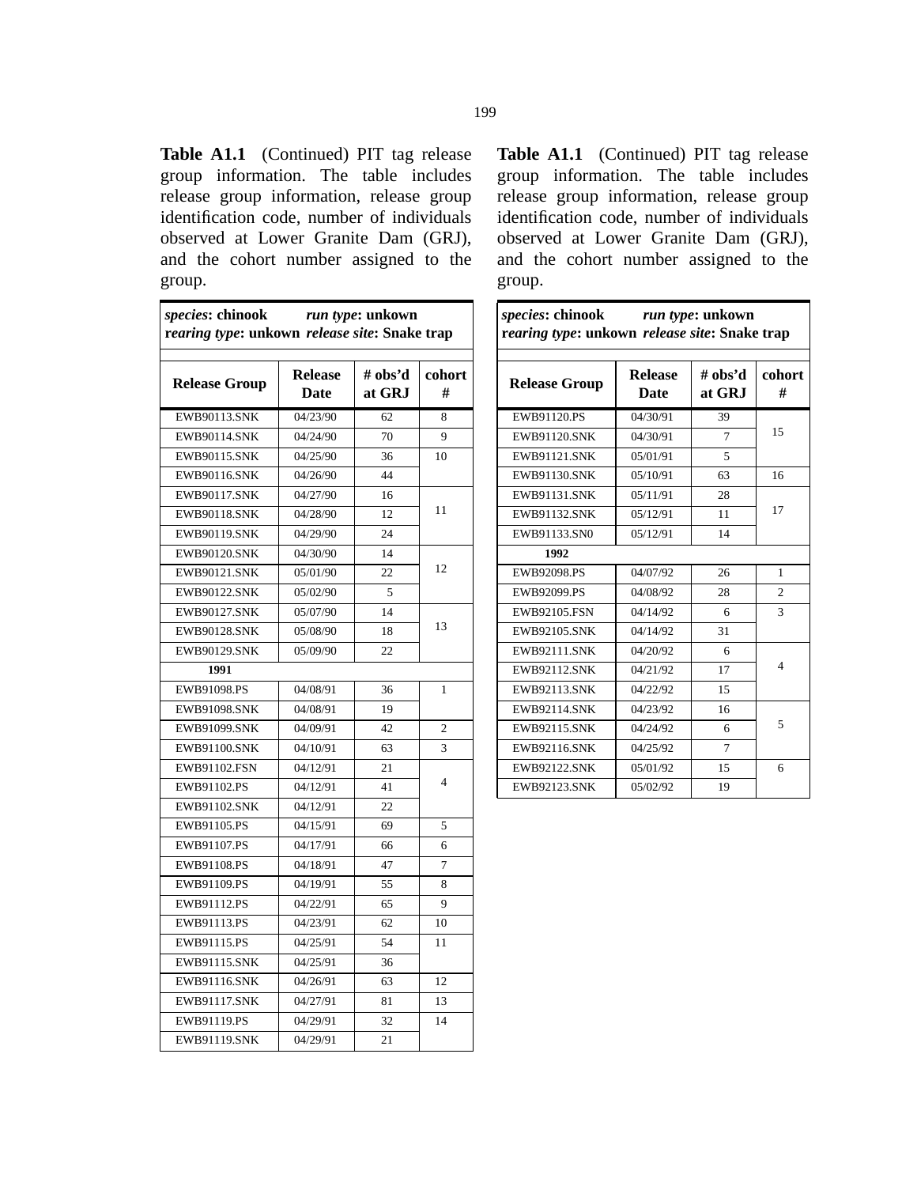**Table A1.1** (Continued) PIT tag release group information. The table includes release group information, release group identification code, number of individuals observed at Lower Granite Dam (GRJ), and the cohort number assigned to the group.

| *species*: **chinook** *run type*: **unkown** *rearing type*: **unkown** *release site*: **Snake trap** | | | |
|---|---|---|---|
| **Release Group** | **Release Date** | **# obs'd at GRJ** | **cohort #** |
| EWB90113.SNK | 04/23/90 | 62 | 8 |
| EWB90114.SNK | 04/24/90 | 70 | 9 |
| EWB90115.SNK | 04/25/90 | 36 | 10 |
| EWB90116.SNK | 04/26/90 | 44 | |
| EWB90117.SNK | 04/27/90 | 16 | 11 |
| EWB90118.SNK | 04/28/90 | 12 | |
| EWB90119.SNK | 04/29/90 | 24 | |
| EWB90120.SNK | 04/30/90 | 14 | 12 |
| EWB90121.SNK | 05/01/90 | 22 | |
| EWB90122.SNK | 05/02/90 | 5 | |
| EWB90127.SNK | 05/07/90 | 14 | 13 |
| EWB90128.SNK | 05/08/90 | 18 | |
| EWB90129.SNK | 05/09/90 | 22 | |
| **1991** | | | |
| EWB91098.PS | 04/08/91 | 36 | 1 |
| EWB91098.SNK | 04/08/91 | 19 | |
| EWB91099.SNK | 04/09/91 | 42 | 2 |
| EWB91100.SNK | 04/10/91 | 63 | 3 |
| EWB91102.FSN | 04/12/91 | 21 | 4 |
| EWB91102.PS | 04/12/91 | 41 | |
| EWB91102.SNK | 04/12/91 | 22 | |
| EWB91105.PS | 04/15/91 | 69 | 5 |
| EWB91107.PS | 04/17/91 | 66 | 6 |
| EWB91108.PS | 04/18/91 | 47 | 7 |
| EWB91109.PS | 04/19/91 | 55 | 8 |
| EWB91112.PS | 04/22/91 | 65 | 9 |
| EWB91113.PS | 04/23/91 | 62 | 10 |
| EWB91115.PS | 04/25/91 | 54 | 11 |
| EWB91115.SNK | 04/25/91 | 36 | |
| EWB91116.SNK | 04/26/91 | 63 | 12 |
| EWB91117.SNK | 04/27/91 | 81 | 13 |
| EWB91119.PS | 04/29/91 | 32 | 14 |
| EWB91119.SNK | 04/29/91 | 21 | |
| EWB91120.PS | 04/30/91 | 39 | 15 |
| EWB91120.SNK | 04/30/91 | 7 | |
| EWB91121.SNK | 05/01/91 | 5 | |
| EWB91130.SNK | 05/10/91 | 63 | 16 |
| EWB91131.SNK | 05/11/91 | 28 | 17 |
| EWB91132.SNK | 05/12/91 | 11 | |
| EWB91133.SN0 | 05/12/91 | 14 | |
| **1992** | | | |
| EWB92098.PS | 04/07/92 | 26 | 1 |
| EWB92099.PS | 04/08/92 | 28 | 2 |
| EWB92105.FSN | 04/14/92 | 6 | 3 |
| EWB92105.SNK | 04/14/92 | 31 | |
| EWB92111.SNK | 04/20/92 | 6 | 4 |
| EWB92112.SNK | 04/21/92 | 17 | |
| EWB92113.SNK | 04/22/92 | 15 | |
| EWB92114.SNK | 04/23/92 | 16 | 5 |
| EWB92115.SNK | 04/24/92 | 6 | |
| EWB92116.SNK | 04/25/92 | 7 | |
| EWB92122.SNK | 05/01/92 | 15 | 6 |
| EWB92123.SNK | 05/02/92 | 19 | |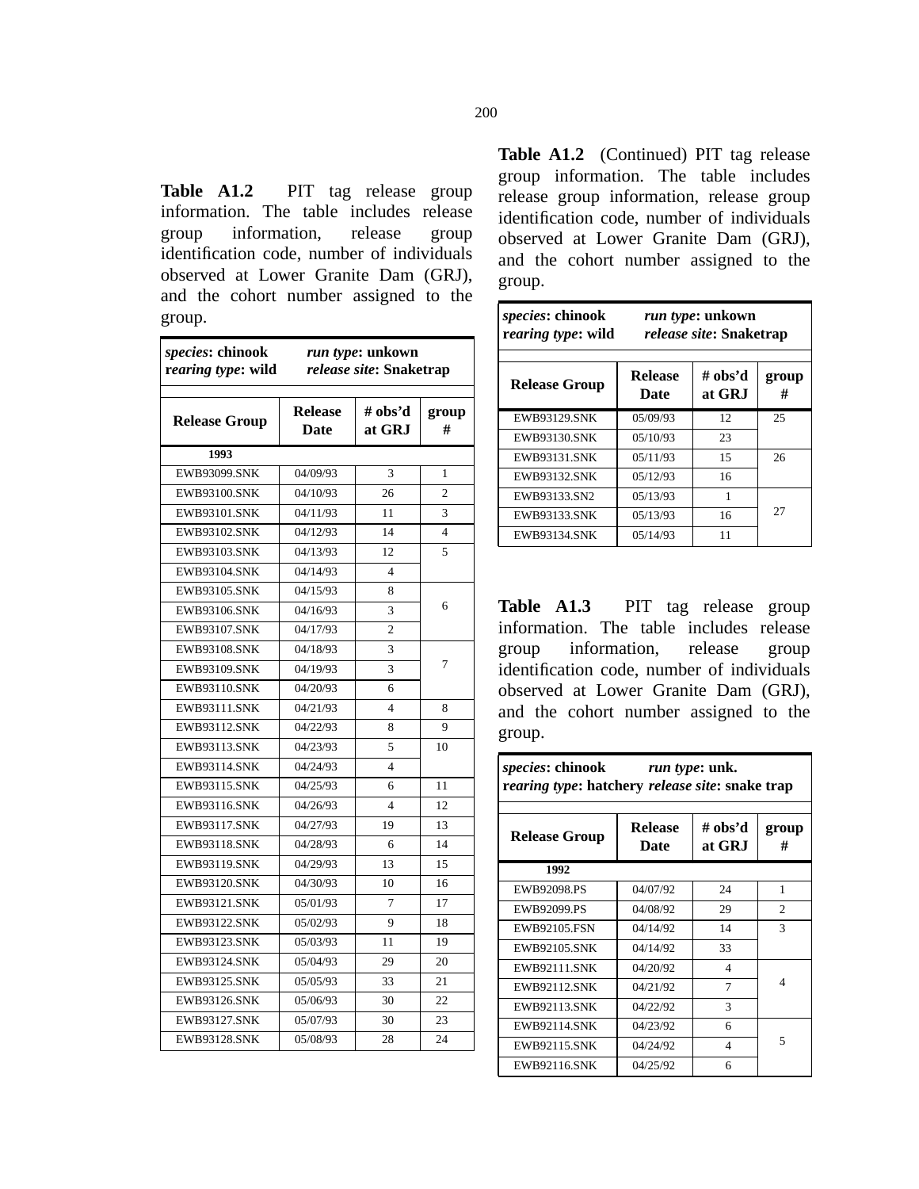**Table A1.2** PIT tag release group information. The table includes release group information, release group identification code, number of individuals observed at Lower Granite Dam (GRJ), and the cohort number assigned to the group.

*species*: **chinook** *run type*: **unkown**
*rearing type*: **wild** *release site*: **Snaketrap**

| Release Group | Release Date | # obs'd at GRJ | group # |
|---|---|---|---|
| **1993** | | | |
| EWB93099.SNK | 04/09/93 | 3 | 1 |
| EWB93100.SNK | 04/10/93 | 26 | 2 |
| EWB93101.SNK | 04/11/93 | 11 | 3 |
| EWB93102.SNK | 04/12/93 | 14 | 4 |
| EWB93103.SNK | 04/13/93 | 12 | 5 |
| EWB93104.SNK | 04/14/93 | 4 | |
| EWB93105.SNK | 04/15/93 | 8 | 6 |
| EWB93106.SNK | 04/16/93 | 3 | |
| EWB93107.SNK | 04/17/93 | 2 | |
| EWB93108.SNK | 04/18/93 | 3 | 7 |
| EWB93109.SNK | 04/19/93 | 3 | |
| EWB93110.SNK | 04/20/93 | 6 | |
| EWB93111.SNK | 04/21/93 | 4 | 8 |
| EWB93112.SNK | 04/22/93 | 8 | 9 |
| EWB93113.SNK | 04/23/93 | 5 | 10 |
| EWB93114.SNK | 04/24/93 | 4 | |
| EWB93115.SNK | 04/25/93 | 6 | 11 |
| EWB93116.SNK | 04/26/93 | 4 | 12 |
| EWB93117.SNK | 04/27/93 | 19 | 13 |
| EWB93118.SNK | 04/28/93 | 6 | 14 |
| EWB93119.SNK | 04/29/93 | 13 | 15 |
| EWB93120.SNK | 04/30/93 | 10 | 16 |
| EWB93121.SNK | 05/01/93 | 7 | 17 |
| EWB93122.SNK | 05/02/93 | 9 | 18 |
| EWB93123.SNK | 05/03/93 | 11 | 19 |
| EWB93124.SNK | 05/04/93 | 29 | 20 |
| EWB93125.SNK | 05/05/93 | 33 | 21 |
| EWB93126.SNK | 05/06/93 | 30 | 22 |
| EWB93127.SNK | 05/07/93 | 30 | 23 |
| EWB93128.SNK | 05/08/93 | 28 | 24 |

**Table A1.2** (Continued) PIT tag release group information. The table includes release group information, release group identification code, number of individuals observed at Lower Granite Dam (GRJ), and the cohort number assigned to the group.

*species*: **chinook** *run type*: **unkown**
*rearing type*: **wild** *release site*: **Snaketrap**

| Release Group | Release Date | # obs'd at GRJ | group # |
|---|---|---|---|
| EWB93129.SNK | 05/09/93 | 12 | 25 |
| EWB93130.SNK | 05/10/93 | 23 | |
| EWB93131.SNK | 05/11/93 | 15 | 26 |
| EWB93132.SNK | 05/12/93 | 16 | |
| EWB93133.SN2 | 05/13/93 | 1 | 27 |
| EWB93133.SNK | 05/13/93 | 16 | |
| EWB93134.SNK | 05/14/93 | 11 | |

**Table A1.3** PIT tag release group information. The table includes release group information, release group identification code, number of individuals observed at Lower Granite Dam (GRJ), and the cohort number assigned to the group.

*species*: **chinook** *run type*: **unk.**
*rearing type*: **hatchery** *release site*: **snake trap**

| Release Group | Release Date | # obs'd at GRJ | group # |
|---|---|---|---|
| **1992** | | | |
| EWB92098.PS | 04/07/92 | 24 | 1 |
| EWB92099.PS | 04/08/92 | 29 | 2 |
| EWB92105.FSN | 04/14/92 | 14 | 3 |
| EWB92105.SNK | 04/14/92 | 33 | |
| EWB92111.SNK | 04/20/92 | 4 | 4 |
| EWB92112.SNK | 04/21/92 | 7 | |
| EWB92113.SNK | 04/22/92 | 3 | |
| EWB92114.SNK | 04/23/92 | 6 | 5 |
| EWB92115.SNK | 04/24/92 | 4 | |
| EWB92116.SNK | 04/25/92 | 6 | |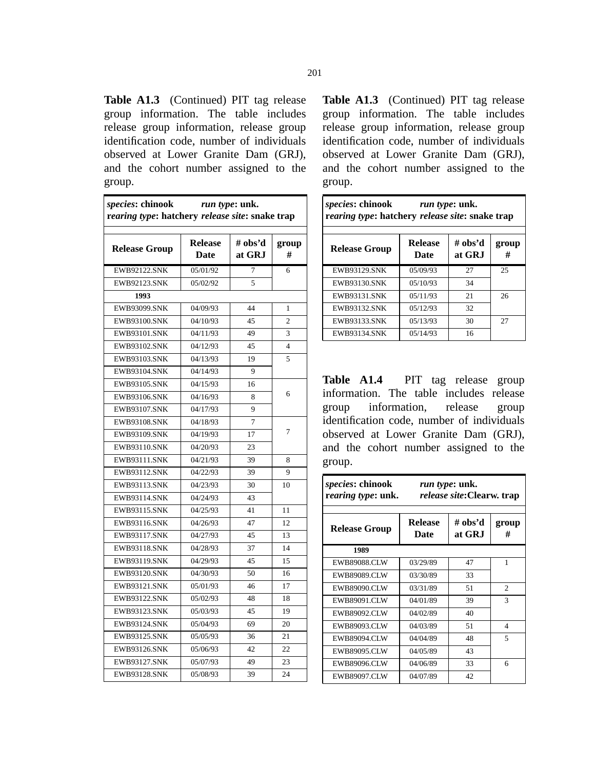**Table A1.3** (Continued) PIT tag release group information. The table includes release group information, release group identification code, number of individuals observed at Lower Granite Dam (GRJ), and the cohort number assigned to the group.

| *species*: chinook *run type*: unk. *rearing type*: hatchery *release site*: snake trap | | | |
|---|---|---|---|
| **Release Group** | **Release Date** | **# obs'd at GRJ** | **group #** |
| EWB92122.SNK | 05/01/92 | 7 | 6 |
| EWB92123.SNK | 05/02/92 | 5 | |
| **1993** | | | |
| EWB93099.SNK | 04/09/93 | 44 | 1 |
| EWB93100.SNK | 04/10/93 | 45 | 2 |
| EWB93101.SNK | 04/11/93 | 49 | 3 |
| EWB93102.SNK | 04/12/93 | 45 | 4 |
| EWB93103.SNK | 04/13/93 | 19 | 5 |
| EWB93104.SNK | 04/14/93 | 9 | |
| EWB93105.SNK | 04/15/93 | 16 | 6 |
| EWB93106.SNK | 04/16/93 | 8 | |
| EWB93107.SNK | 04/17/93 | 9 | |
| EWB93108.SNK | 04/18/93 | 7 | 7 |
| EWB93109.SNK | 04/19/93 | 17 | |
| EWB93110.SNK | 04/20/93 | 23 | |
| EWB93111.SNK | 04/21/93 | 39 | 8 |
| EWB93112.SNK | 04/22/93 | 39 | 9 |
| EWB93113.SNK | 04/23/93 | 30 | 10 |
| EWB93114.SNK | 04/24/93 | 43 | |
| EWB93115.SNK | 04/25/93 | 41 | 11 |
| EWB93116.SNK | 04/26/93 | 47 | 12 |
| EWB93117.SNK | 04/27/93 | 45 | 13 |
| EWB93118.SNK | 04/28/93 | 37 | 14 |
| EWB93119.SNK | 04/29/93 | 45 | 15 |
| EWB93120.SNK | 04/30/93 | 50 | 16 |
| EWB93121.SNK | 05/01/93 | 46 | 17 |
| EWB93122.SNK | 05/02/93 | 48 | 18 |
| EWB93123.SNK | 05/03/93 | 45 | 19 |
| EWB93124.SNK | 05/04/93 | 69 | 20 |
| EWB93125.SNK | 05/05/93 | 36 | 21 |
| EWB93126.SNK | 05/06/93 | 42 | 22 |
| EWB93127.SNK | 05/07/93 | 49 | 23 |
| EWB93128.SNK | 05/08/93 | 39 | 24 |
| EWB93129.SNK | 05/09/93 | 27 | 25 |
| EWB93130.SNK | 05/10/93 | 34 | |
| EWB93131.SNK | 05/11/93 | 21 | 26 |
| EWB93132.SNK | 05/12/93 | 32 | |
| EWB93133.SNK | 05/13/93 | 30 | 27 |
| EWB93134.SNK | 05/14/93 | 16 | |

**Table A1.4** PIT tag release group information. The table includes release group information, release group identification code, number of individuals observed at Lower Granite Dam (GRJ), and the cohort number assigned to the group.

| *species*: chinook *run type*: unk. *rearing type*: unk. *release site*:Clearw. trap | | | |
|---|---|---|---|
| **Release Group** | **Release Date** | **# obs'd at GRJ** | **group #** |
| **1989** | | | |
| EWB89088.CLW | 03/29/89 | 47 | 1 |
| EWB89089.CLW | 03/30/89 | 33 | |
| EWB89090.CLW | 03/31/89 | 51 | 2 |
| EWB89091.CLW | 04/01/89 | 39 | 3 |
| EWB89092.CLW | 04/02/89 | 40 | |
| EWB89093.CLW | 04/03/89 | 51 | 4 |
| EWB89094.CLW | 04/04/89 | 48 | 5 |
| EWB89095.CLW | 04/05/89 | 43 | |
| EWB89096.CLW | 04/06/89 | 33 | 6 |
| EWB89097.CLW | 04/07/89 | 42 | |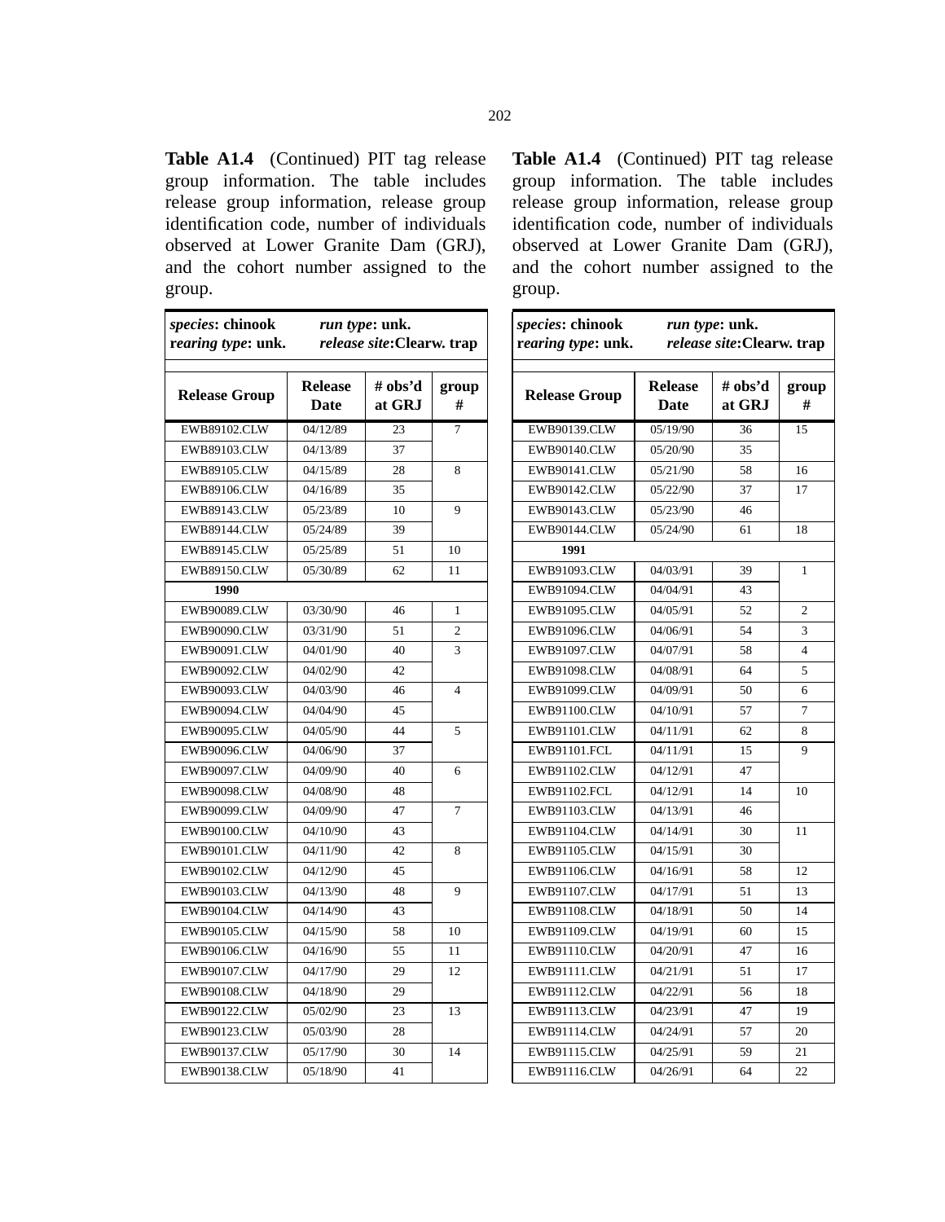**Table A1.4** (Continued) PIT tag release group information. The table includes release group information, release group identification code, number of individuals observed at Lower Granite Dam (GRJ), and the cohort number assigned to the group.

| *species*: chinook *rearing type*: unk. | *run type*: unk. *release site*: Clearw. trap | | |
|---|---|---|---|
| **Release Group** | **Release Date** | **# obs'd at GRJ** | **group #** |
| EWB89102.CLW | 04/12/89 | 23 | 7 |
| EWB89103.CLW | 04/13/89 | 37 | |
| EWB89105.CLW | 04/15/89 | 28 | 8 |
| EWB89106.CLW | 04/16/89 | 35 | |
| EWB89143.CLW | 05/23/89 | 10 | 9 |
| EWB89144.CLW | 05/24/89 | 39 | |
| EWB89145.CLW | 05/25/89 | 51 | 10 |
| EWB89150.CLW | 05/30/89 | 62 | 11 |
| **1990** | | | |
| EWB90089.CLW | 03/30/90 | 46 | 1 |
| EWB90090.CLW | 03/31/90 | 51 | 2 |
| EWB90091.CLW | 04/01/90 | 40 | 3 |
| EWB90092.CLW | 04/02/90 | 42 | |
| EWB90093.CLW | 04/03/90 | 46 | 4 |
| EWB90094.CLW | 04/04/90 | 45 | |
| EWB90095.CLW | 04/05/90 | 44 | 5 |
| EWB90096.CLW | 04/06/90 | 37 | |
| EWB90097.CLW | 04/09/90 | 40 | 6 |
| EWB90098.CLW | 04/08/90 | 48 | |
| EWB90099.CLW | 04/09/90 | 47 | 7 |
| EWB90100.CLW | 04/10/90 | 43 | |
| EWB90101.CLW | 04/11/90 | 42 | 8 |
| EWB90102.CLW | 04/12/90 | 45 | |
| EWB90103.CLW | 04/13/90 | 48 | 9 |
| EWB90104.CLW | 04/14/90 | 43 | |
| EWB90105.CLW | 04/15/90 | 58 | 10 |
| EWB90106.CLW | 04/16/90 | 55 | 11 |
| EWB90107.CLW | 04/17/90 | 29 | 12 |
| EWB90108.CLW | 04/18/90 | 29 | |
| EWB90122.CLW | 05/02/90 | 23 | 13 |
| EWB90123.CLW | 05/03/90 | 28 | |
| EWB90137.CLW | 05/17/90 | 30 | 14 |
| EWB90138.CLW | 05/18/90 | 41 | |

**Table A1.4** (Continued) PIT tag release group information. The table includes release group information, release group identification code, number of individuals observed at Lower Granite Dam (GRJ), and the cohort number assigned to the group.

| *species*: chinook *rearing type*: unk. | *run type*: unk. *release site*: Clearw. trap | | |
|---|---|---|---|
| **Release Group** | **Release Date** | **# obs'd at GRJ** | **group #** |
| EWB90139.CLW | 05/19/90 | 36 | 15 |
| EWB90140.CLW | 05/20/90 | 35 | |
| EWB90141.CLW | 05/21/90 | 58 | 16 |
| EWB90142.CLW | 05/22/90 | 37 | 17 |
| EWB90143.CLW | 05/23/90 | 46 | |
| EWB90144.CLW | 05/24/90 | 61 | 18 |
| **1991** | | | |
| EWB91093.CLW | 04/03/91 | 39 | 1 |
| EWB91094.CLW | 04/04/91 | 43 | |
| EWB91095.CLW | 04/05/91 | 52 | 2 |
| EWB91096.CLW | 04/06/91 | 54 | 3 |
| EWB91097.CLW | 04/07/91 | 58 | 4 |
| EWB91098.CLW | 04/08/91 | 64 | 5 |
| EWB91099.CLW | 04/09/91 | 50 | 6 |
| EWB91100.CLW | 04/10/91 | 57 | 7 |
| EWB91101.CLW | 04/11/91 | 62 | 8 |
| EWB91101.FCL | 04/11/91 | 15 | 9 |
| EWB91102.CLW | 04/12/91 | 47 | |
| EWB91102.FCL | 04/12/91 | 14 | 10 |
| EWB91103.CLW | 04/13/91 | 46 | |
| EWB91104.CLW | 04/14/91 | 30 | 11 |
| EWB91105.CLW | 04/15/91 | 30 | |
| EWB91106.CLW | 04/16/91 | 58 | 12 |
| EWB91107.CLW | 04/17/91 | 51 | 13 |
| EWB91108.CLW | 04/18/91 | 50 | 14 |
| EWB91109.CLW | 04/19/91 | 60 | 15 |
| EWB91110.CLW | 04/20/91 | 47 | 16 |
| EWB91111.CLW | 04/21/91 | 51 | 17 |
| EWB91112.CLW | 04/22/91 | 56 | 18 |
| EWB91113.CLW | 04/23/91 | 47 | 19 |
| EWB91114.CLW | 04/24/91 | 57 | 20 |
| EWB91115.CLW | 04/25/91 | 59 | 21 |
| EWB91116.CLW | 04/26/91 | 64 | 22 |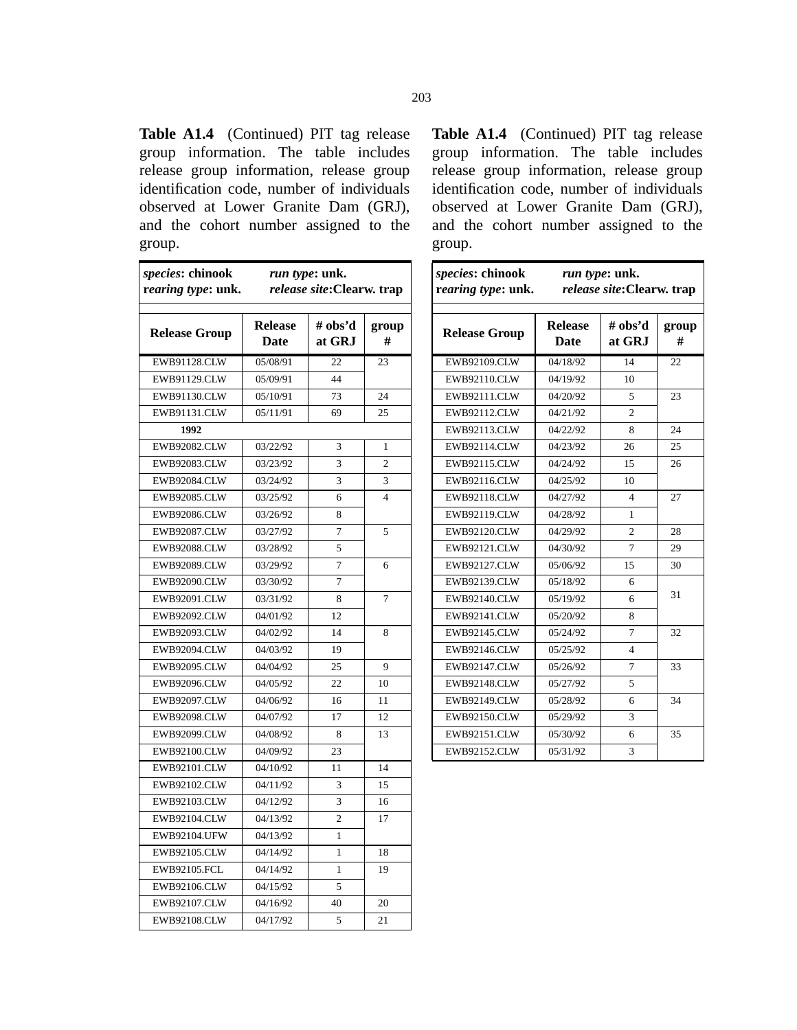**Table A1.4** (Continued) PIT tag release group information. The table includes release group information, release group identification code, number of individuals observed at Lower Granite Dam (GRJ), and the cohort number assigned to the group.

*species*: chinook *run type*: unk.
*rearing type*: unk. *release site*:Clearw. trap

| Release Group | Release Date | # obs'd at GRJ | group # |
|---|---|---|---|
| EWB91128.CLW | 05/08/91 | 22 | 23 |
| EWB91129.CLW | 05/09/91 | 44 | |
| EWB91130.CLW | 05/10/91 | 73 | 24 |
| EWB91131.CLW | 05/11/91 | 69 | 25 |
| **1992** | | | |
| EWB92082.CLW | 03/22/92 | 3 | 1 |
| EWB92083.CLW | 03/23/92 | 3 | 2 |
| EWB92084.CLW | 03/24/92 | 3 | 3 |
| EWB92085.CLW | 03/25/92 | 6 | 4 |
| EWB92086.CLW | 03/26/92 | 8 | |
| EWB92087.CLW | 03/27/92 | 7 | 5 |
| EWB92088.CLW | 03/28/92 | 5 | |
| EWB92089.CLW | 03/29/92 | 7 | 6 |
| EWB92090.CLW | 03/30/92 | 7 | |
| EWB92091.CLW | 03/31/92 | 8 | 7 |
| EWB92092.CLW | 04/01/92 | 12 | |
| EWB92093.CLW | 04/02/92 | 14 | 8 |
| EWB92094.CLW | 04/03/92 | 19 | |
| EWB92095.CLW | 04/04/92 | 25 | 9 |
| EWB92096.CLW | 04/05/92 | 22 | 10 |
| EWB92097.CLW | 04/06/92 | 16 | 11 |
| EWB92098.CLW | 04/07/92 | 17 | 12 |
| EWB92099.CLW | 04/08/92 | 8 | 13 |
| EWB92100.CLW | 04/09/92 | 23 | |
| EWB92101.CLW | 04/10/92 | 11 | 14 |
| EWB92102.CLW | 04/11/92 | 3 | 15 |
| EWB92103.CLW | 04/12/92 | 3 | 16 |
| EWB92104.CLW | 04/13/92 | 2 | 17 |
| EWB92104.UFW | 04/13/92 | 1 | |
| EWB92105.CLW | 04/14/92 | 1 | 18 |
| EWB92105.FCL | 04/14/92 | 1 | 19 |
| EWB92106.CLW | 04/15/92 | 5 | |
| EWB92107.CLW | 04/16/92 | 40 | 20 |
| EWB92108.CLW | 04/17/92 | 5 | 21 |
| EWB92109.CLW | 04/18/92 | 14 | 22 |
| EWB92110.CLW | 04/19/92 | 10 | |
| EWB92111.CLW | 04/20/92 | 5 | 23 |
| EWB92112.CLW | 04/21/92 | 2 | |
| EWB92113.CLW | 04/22/92 | 8 | 24 |
| EWB92114.CLW | 04/23/92 | 26 | 25 |
| EWB92115.CLW | 04/24/92 | 15 | 26 |
| EWB92116.CLW | 04/25/92 | 10 | |
| EWB92118.CLW | 04/27/92 | 4 | 27 |
| EWB92119.CLW | 04/28/92 | 1 | |
| EWB92120.CLW | 04/29/92 | 2 | 28 |
| EWB92121.CLW | 04/30/92 | 7 | 29 |
| EWB92127.CLW | 05/06/92 | 15 | 30 |
| EWB92139.CLW | 05/18/92 | 6 | 31 |
| EWB92140.CLW | 05/19/92 | 6 | |
| EWB92141.CLW | 05/20/92 | 8 | |
| EWB92145.CLW | 05/24/92 | 7 | 32 |
| EWB92146.CLW | 05/25/92 | 4 | |
| EWB92147.CLW | 05/26/92 | 7 | 33 |
| EWB92148.CLW | 05/27/92 | 5 | |
| EWB92149.CLW | 05/28/92 | 6 | 34 |
| EWB92150.CLW | 05/29/92 | 3 | |
| EWB92151.CLW | 05/30/92 | 6 | 35 |
| EWB92152.CLW | 05/31/92 | 3 | |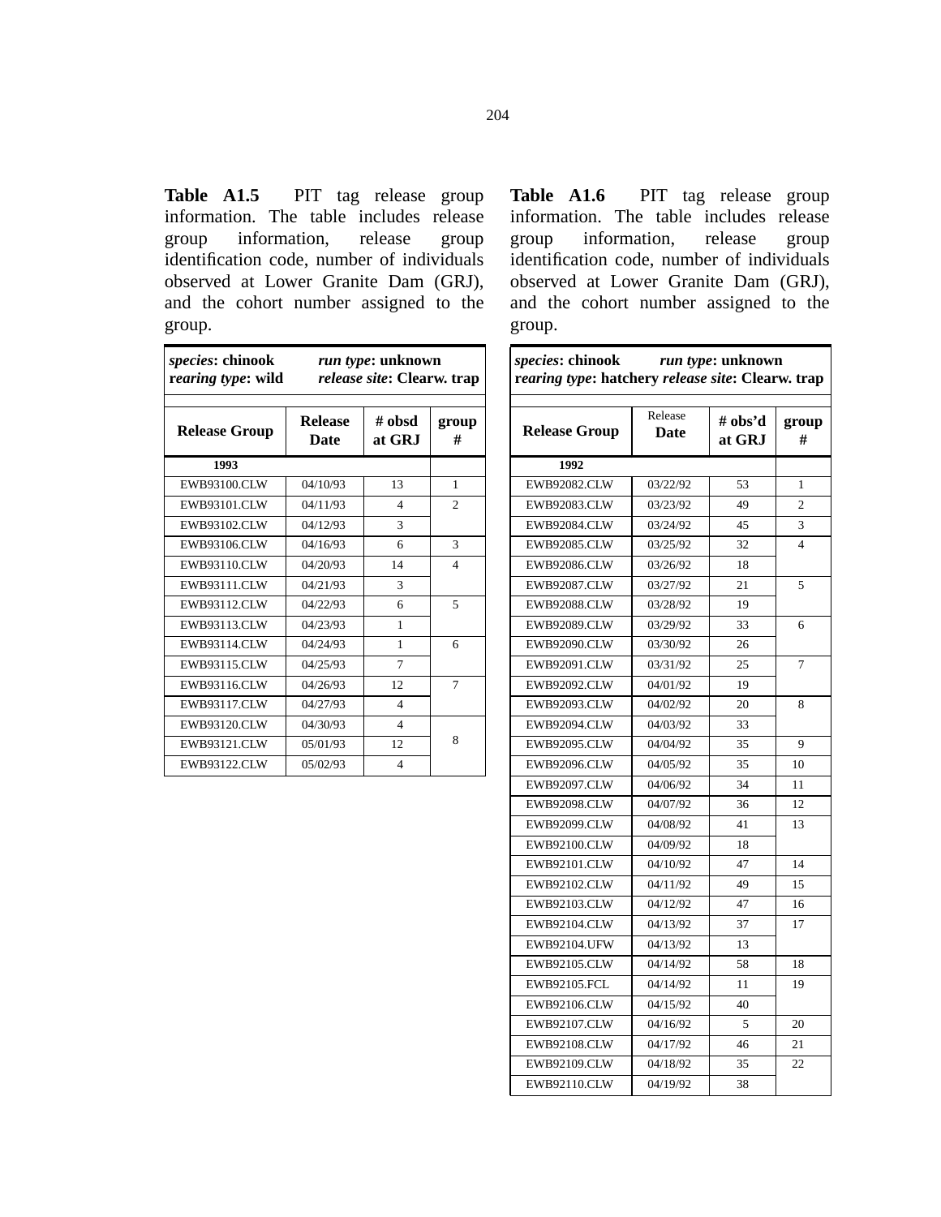**Table A1.5** PIT tag release group information. The table includes release group information, release group identification code, number of individuals observed at Lower Granite Dam (GRJ), and the cohort number assigned to the group.

| *species*: **chinook** *rearing type*: **wild** | *run type*: **unknown** *release site*: **Clearw. trap** | | |
|---|---|---|---|
| **Release Group** | **Release Date** | **# obsd at GRJ** | **group #** |
| **1993** | | | |
| EWB93100.CLW | 04/10/93 | 13 | 1 |
| EWB93101.CLW | 04/11/93 | 4 | 2 |
| EWB93102.CLW | 04/12/93 | 3 | |
| EWB93106.CLW | 04/16/93 | 6 | 3 |
| EWB93110.CLW | 04/20/93 | 14 | 4 |
| EWB93111.CLW | 04/21/93 | 3 | |
| EWB93112.CLW | 04/22/93 | 6 | 5 |
| EWB93113.CLW | 04/23/93 | 1 | |
| EWB93114.CLW | 04/24/93 | 1 | 6 |
| EWB93115.CLW | 04/25/93 | 7 | |
| EWB93116.CLW | 04/26/93 | 12 | 7 |
| EWB93117.CLW | 04/27/93 | 4 | |
| EWB93120.CLW | 04/30/93 | 4 | 8 |
| EWB93121.CLW | 05/01/93 | 12 | |
| EWB93122.CLW | 05/02/93 | 4 | |

**Table A1.6** PIT tag release group information. The table includes release group information, release group identification code, number of individuals observed at Lower Granite Dam (GRJ), and the cohort number assigned to the group.

| *species*: **chinook** *rearing type*: **hatchery** | *run type*: **unknown** *release site*: **Clearw. trap** | | |
|---|---|---|---|
| **Release Group** | Release **Date** | **# obs'd at GRJ** | **group #** |
| **1992** | | | |
| EWB92082.CLW | 03/22/92 | 53 | 1 |
| EWB92083.CLW | 03/23/92 | 49 | 2 |
| EWB92084.CLW | 03/24/92 | 45 | 3 |
| EWB92085.CLW | 03/25/92 | 32 | 4 |
| EWB92086.CLW | 03/26/92 | 18 | |
| EWB92087.CLW | 03/27/92 | 21 | 5 |
| EWB92088.CLW | 03/28/92 | 19 | |
| EWB92089.CLW | 03/29/92 | 33 | 6 |
| EWB92090.CLW | 03/30/92 | 26 | |
| EWB92091.CLW | 03/31/92 | 25 | 7 |
| EWB92092.CLW | 04/01/92 | 19 | |
| EWB92093.CLW | 04/02/92 | 20 | 8 |
| EWB92094.CLW | 04/03/92 | 33 | |
| EWB92095.CLW | 04/04/92 | 35 | 9 |
| EWB92096.CLW | 04/05/92 | 35 | 10 |
| EWB92097.CLW | 04/06/92 | 34 | 11 |
| EWB92098.CLW | 04/07/92 | 36 | 12 |
| EWB92099.CLW | 04/08/92 | 41 | 13 |
| EWB92100.CLW | 04/09/92 | 18 | |
| EWB92101.CLW | 04/10/92 | 47 | 14 |
| EWB92102.CLW | 04/11/92 | 49 | 15 |
| EWB92103.CLW | 04/12/92 | 47 | 16 |
| EWB92104.CLW | 04/13/92 | 37 | 17 |
| EWB92104.UFW | 04/13/92 | 13 | |
| EWB92105.CLW | 04/14/92 | 58 | 18 |
| EWB92105.FCL | 04/14/92 | 11 | 19 |
| EWB92106.CLW | 04/15/92 | 40 | |
| EWB92107.CLW | 04/16/92 | 5 | 20 |
| EWB92108.CLW | 04/17/92 | 46 | 21 |
| EWB92109.CLW | 04/18/92 | 35 | 22 |
| EWB92110.CLW | 04/19/92 | 38 | |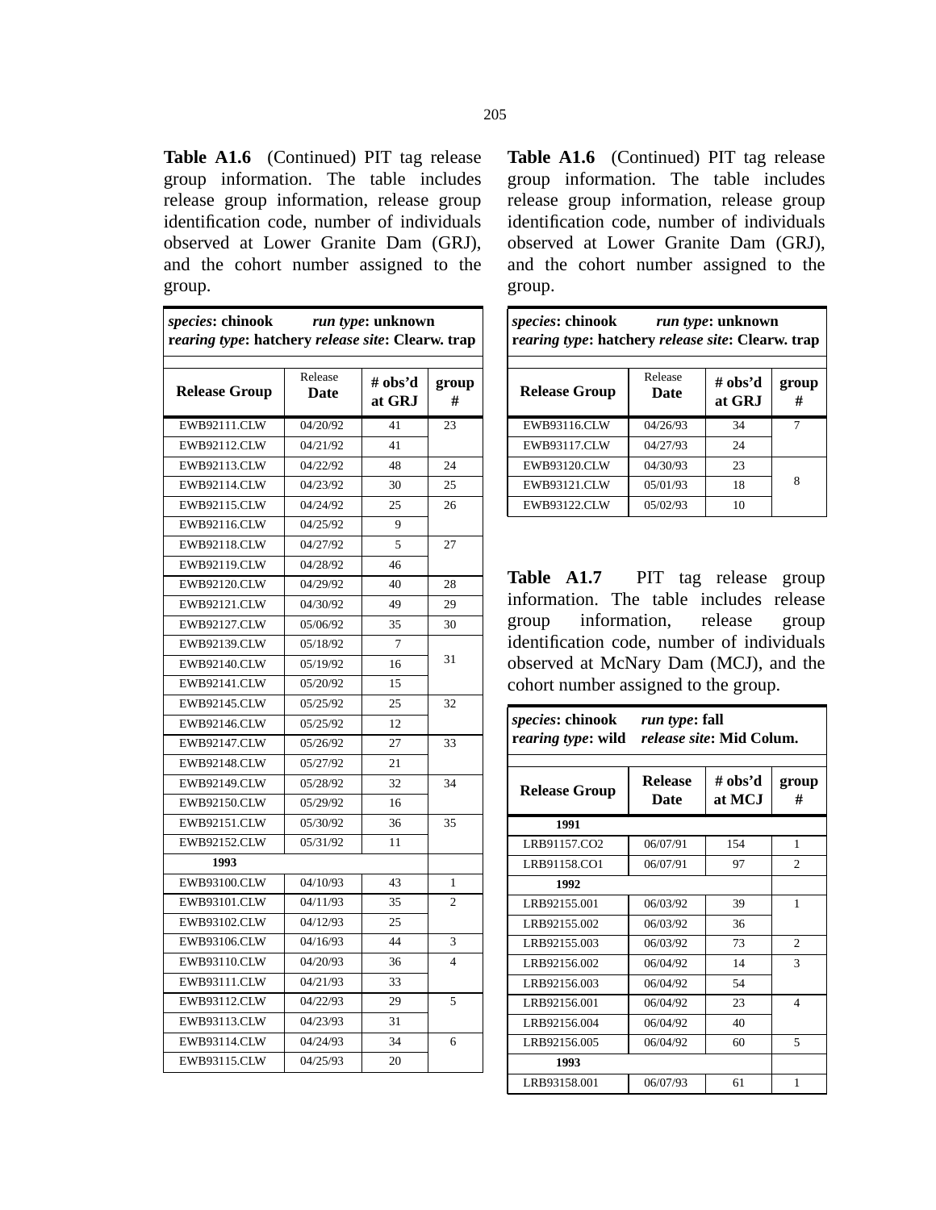**Table A1.6** (Continued) PIT tag release group information. The table includes release group information, release group identification code, number of individuals observed at Lower Granite Dam (GRJ), and the cohort number assigned to the group.

| ***species*: chinook &nbsp;&nbsp; *run type*: unknown *rearing type*: hatchery *release site*: Clearw. trap** | | | |
|---|---|---|---|
| **Release Group** | Release **Date** | **# obs'd at GRJ** | **group #** |
| EWB92111.CLW | 04/20/92 | 41 | 23 |
| EWB92112.CLW | 04/21/92 | 41 | |
| EWB92113.CLW | 04/22/92 | 48 | 24 |
| EWB92114.CLW | 04/23/92 | 30 | 25 |
| EWB92115.CLW | 04/24/92 | 25 | 26 |
| EWB92116.CLW | 04/25/92 | 9 | |
| EWB92118.CLW | 04/27/92 | 5 | 27 |
| EWB92119.CLW | 04/28/92 | 46 | |
| EWB92120.CLW | 04/29/92 | 40 | 28 |
| EWB92121.CLW | 04/30/92 | 49 | 29 |
| EWB92127.CLW | 05/06/92 | 35 | 30 |
| EWB92139.CLW | 05/18/92 | 7 | 31 |
| EWB92140.CLW | 05/19/92 | 16 | |
| EWB92141.CLW | 05/20/92 | 15 | |
| EWB92145.CLW | 05/25/92 | 25 | 32 |
| EWB92146.CLW | 05/25/92 | 12 | |
| EWB92147.CLW | 05/26/92 | 27 | 33 |
| EWB92148.CLW | 05/27/92 | 21 | |
| EWB92149.CLW | 05/28/92 | 32 | 34 |
| EWB92150.CLW | 05/29/92 | 16 | |
| EWB92151.CLW | 05/30/92 | 36 | 35 |
| EWB92152.CLW | 05/31/92 | 11 | |
| **1993** | | | |
| EWB93100.CLW | 04/10/93 | 43 | 1 |
| EWB93101.CLW | 04/11/93 | 35 | 2 |
| EWB93102.CLW | 04/12/93 | 25 | |
| EWB93106.CLW | 04/16/93 | 44 | 3 |
| EWB93110.CLW | 04/20/93 | 36 | 4 |
| EWB93111.CLW | 04/21/93 | 33 | |
| EWB93112.CLW | 04/22/93 | 29 | 5 |
| EWB93113.CLW | 04/23/93 | 31 | |
| EWB93114.CLW | 04/24/93 | 34 | 6 |
| EWB93115.CLW | 04/25/93 | 20 | |
| EWB93116.CLW | 04/26/93 | 34 | 7 |
| EWB93117.CLW | 04/27/93 | 24 | |
| EWB93120.CLW | 04/30/93 | 23 | 8 |
| EWB93121.CLW | 05/01/93 | 18 | |
| EWB93122.CLW | 05/02/93 | 10 | |

**Table A1.7** PIT tag release group information. The table includes release group information, release group identification code, number of individuals observed at McNary Dam (MCJ), and the cohort number assigned to the group.

| ***species*: chinook &nbsp;&nbsp; *run type*: fall *rearing type*: wild &nbsp;&nbsp; *release site*: Mid Colum.** | | | |
|---|---|---|---|
| **Release Group** | **Release Date** | **# obs'd at MCJ** | **group #** |
| **1991** | | | |
| LRB91157.CO2 | 06/07/91 | 154 | 1 |
| LRB91158.CO1 | 06/07/91 | 97 | 2 |
| **1992** | | | |
| LRB92155.001 | 06/03/92 | 39 | 1 |
| LRB92155.002 | 06/03/92 | 36 | |
| LRB92155.003 | 06/03/92 | 73 | 2 |
| LRB92156.002 | 06/04/92 | 14 | 3 |
| LRB92156.003 | 06/04/92 | 54 | |
| LRB92156.001 | 06/04/92 | 23 | 4 |
| LRB92156.004 | 06/04/92 | 40 | |
| LRB92156.005 | 06/04/92 | 60 | 5 |
| **1993** | | | |
| LRB93158.001 | 06/07/93 | 61 | 1 |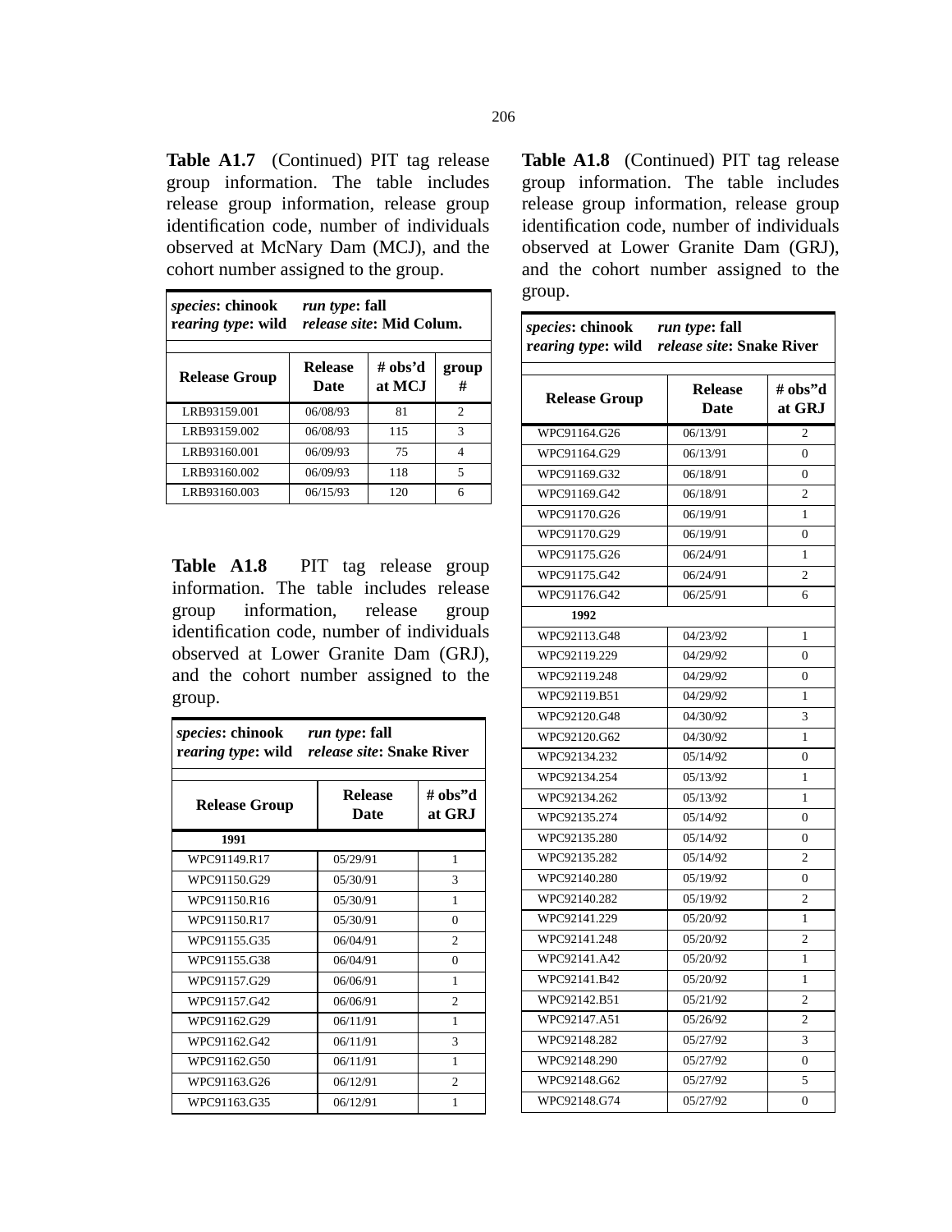**Table A1.7** (Continued) PIT tag release group information. The table includes release group information, release group identification code, number of individuals observed at McNary Dam (MCJ), and the cohort number assigned to the group.

| *species*: chinook *rearing type*: wild | *run type*: fall *release site*: Mid Colum. | | |
|---|---|---|---|
| **Release Group** | **Release Date** | **# obs'd at MCJ** | **group #** |
| LRB93159.001 | 06/08/93 | 81 | 2 |
| LRB93159.002 | 06/08/93 | 115 | 3 |
| LRB93160.001 | 06/09/93 | 75 | 4 |
| LRB93160.002 | 06/09/93 | 118 | 5 |
| LRB93160.003 | 06/15/93 | 120 | 6 |

**Table A1.8** PIT tag release group information. The table includes release group information, release group identification code, number of individuals observed at Lower Granite Dam (GRJ), and the cohort number assigned to the group.

| *species*: chinook *rearing type*: wild | *run type*: fall *release site*: Snake River | |
|---|---|---|
| **Release Group** | **Release Date** | **# obs"d at GRJ** |
| **1991** | | |
| WPC91149.R17 | 05/29/91 | 1 |
| WPC91150.G29 | 05/30/91 | 3 |
| WPC91150.R16 | 05/30/91 | 1 |
| WPC91150.R17 | 05/30/91 | 0 |
| WPC91155.G35 | 06/04/91 | 2 |
| WPC91155.G38 | 06/04/91 | 0 |
| WPC91157.G29 | 06/06/91 | 1 |
| WPC91157.G42 | 06/06/91 | 2 |
| WPC91162.G29 | 06/11/91 | 1 |
| WPC91162.G42 | 06/11/91 | 3 |
| WPC91162.G50 | 06/11/91 | 1 |
| WPC91163.G26 | 06/12/91 | 2 |
| WPC91163.G35 | 06/12/91 | 1 |

**Table A1.8** (Continued) PIT tag release group information. The table includes release group information, release group identification code, number of individuals observed at Lower Granite Dam (GRJ), and the cohort number assigned to the group.

| *species*: chinook *rearing type*: wild | *run type*: fall *release site*: Snake River | |
|---|---|---|
| **Release Group** | **Release Date** | **# obs"d at GRJ** |
| WPC91164.G26 | 06/13/91 | 2 |
| WPC91164.G29 | 06/13/91 | 0 |
| WPC91169.G32 | 06/18/91 | 0 |
| WPC91169.G42 | 06/18/91 | 2 |
| WPC91170.G26 | 06/19/91 | 1 |
| WPC91170.G29 | 06/19/91 | 0 |
| WPC91175.G26 | 06/24/91 | 1 |
| WPC91175.G42 | 06/24/91 | 2 |
| WPC91176.G42 | 06/25/91 | 6 |
| **1992** | | |
| WPC92113.G48 | 04/23/92 | 1 |
| WPC92119.229 | 04/29/92 | 0 |
| WPC92119.248 | 04/29/92 | 0 |
| WPC92119.B51 | 04/29/92 | 1 |
| WPC92120.G48 | 04/30/92 | 3 |
| WPC92120.G62 | 04/30/92 | 1 |
| WPC92134.232 | 05/14/92 | 0 |
| WPC92134.254 | 05/13/92 | 1 |
| WPC92134.262 | 05/13/92 | 1 |
| WPC92135.274 | 05/14/92 | 0 |
| WPC92135.280 | 05/14/92 | 0 |
| WPC92135.282 | 05/14/92 | 2 |
| WPC92140.280 | 05/19/92 | 0 |
| WPC92140.282 | 05/19/92 | 2 |
| WPC92141.229 | 05/20/92 | 1 |
| WPC92141.248 | 05/20/92 | 2 |
| WPC92141.A42 | 05/20/92 | 1 |
| WPC92141.B42 | 05/20/92 | 1 |
| WPC92142.B51 | 05/21/92 | 2 |
| WPC92147.A51 | 05/26/92 | 2 |
| WPC92148.282 | 05/27/92 | 3 |
| WPC92148.290 | 05/27/92 | 0 |
| WPC92148.G62 | 05/27/92 | 5 |
| WPC92148.G74 | 05/27/92 | 0 |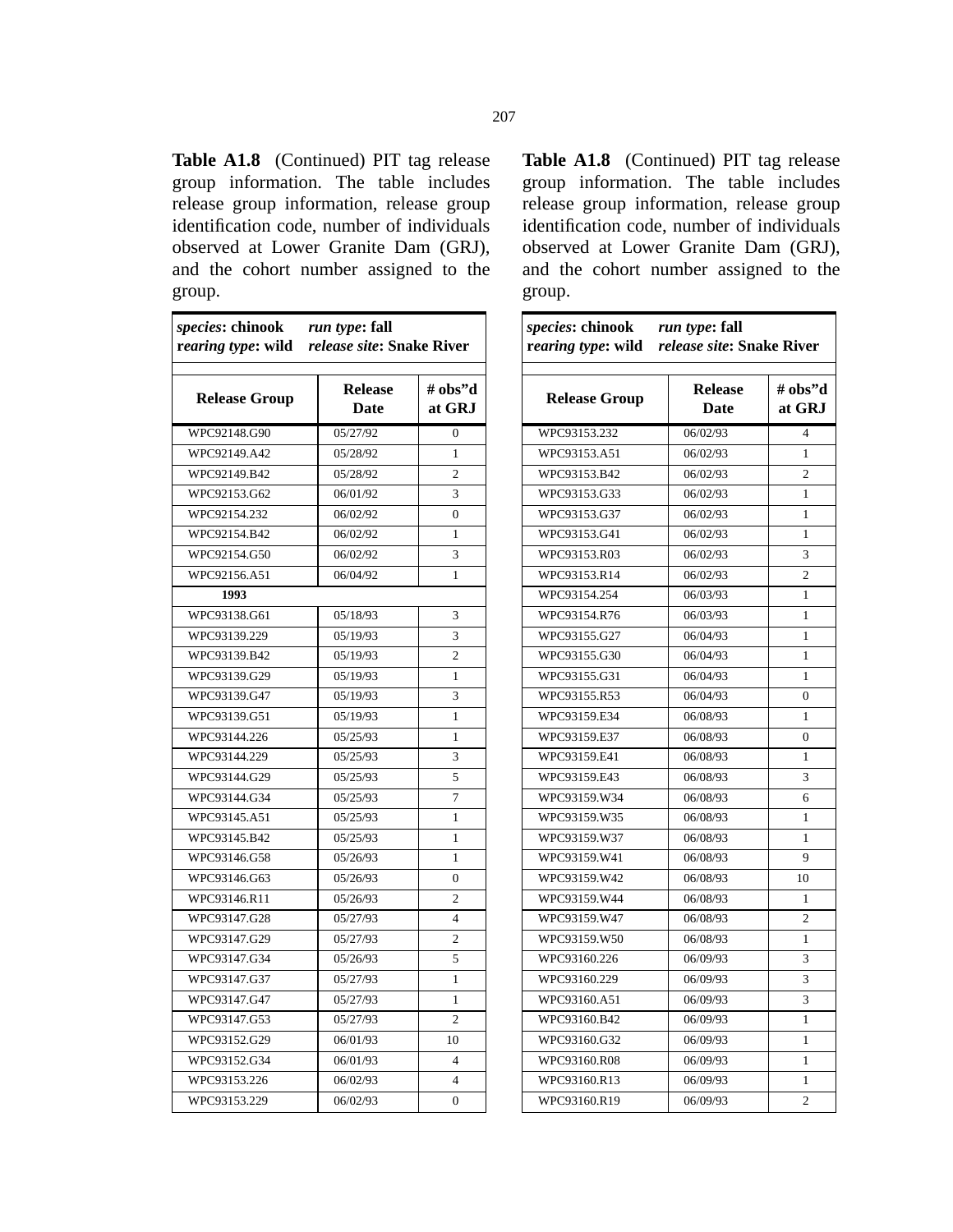**Table A1.8** (Continued) PIT tag release group information. The table includes release group information, release group identification code, number of individuals observed at Lower Granite Dam (GRJ), and the cohort number assigned to the group.

| *species*: chinook *rearing type*: wild | *run type*: fall *release site*: Snake River | |
|---|---|---|
| **Release Group** | **Release Date** | **# obs"d at GRJ** |
| WPC92148.G90 | 05/27/92 | 0 |
| WPC92149.A42 | 05/28/92 | 1 |
| WPC92149.B42 | 05/28/92 | 2 |
| WPC92153.G62 | 06/01/92 | 3 |
| WPC92154.232 | 06/02/92 | 0 |
| WPC92154.B42 | 06/02/92 | 1 |
| WPC92154.G50 | 06/02/92 | 3 |
| WPC92156.A51 | 06/04/92 | 1 |
| **1993** | | |
| WPC93138.G61 | 05/18/93 | 3 |
| WPC93139.229 | 05/19/93 | 3 |
| WPC93139.B42 | 05/19/93 | 2 |
| WPC93139.G29 | 05/19/93 | 1 |
| WPC93139.G47 | 05/19/93 | 3 |
| WPC93139.G51 | 05/19/93 | 1 |
| WPC93144.226 | 05/25/93 | 1 |
| WPC93144.229 | 05/25/93 | 3 |
| WPC93144.G29 | 05/25/93 | 5 |
| WPC93144.G34 | 05/25/93 | 7 |
| WPC93145.A51 | 05/25/93 | 1 |
| WPC93145.B42 | 05/25/93 | 1 |
| WPC93146.G58 | 05/26/93 | 1 |
| WPC93146.G63 | 05/26/93 | 0 |
| WPC93146.R11 | 05/26/93 | 2 |
| WPC93147.G28 | 05/27/93 | 4 |
| WPC93147.G29 | 05/27/93 | 2 |
| WPC93147.G34 | 05/26/93 | 5 |
| WPC93147.G37 | 05/27/93 | 1 |
| WPC93147.G47 | 05/27/93 | 1 |
| WPC93147.G53 | 05/27/93 | 2 |
| WPC93152.G29 | 06/01/93 | 10 |
| WPC93152.G34 | 06/01/93 | 4 |
| WPC93153.226 | 06/02/93 | 4 |
| WPC93153.229 | 06/02/93 | 0 |

**Table A1.8** (Continued) PIT tag release group information. The table includes release group information, release group identification code, number of individuals observed at Lower Granite Dam (GRJ), and the cohort number assigned to the group.

| *species*: chinook *rearing type*: wild | *run type*: fall *release site*: Snake River | |
|---|---|---|
| **Release Group** | **Release Date** | **# obs"d at GRJ** |
| WPC93153.232 | 06/02/93 | 4 |
| WPC93153.A51 | 06/02/93 | 1 |
| WPC93153.B42 | 06/02/93 | 2 |
| WPC93153.G33 | 06/02/93 | 1 |
| WPC93153.G37 | 06/02/93 | 1 |
| WPC93153.G41 | 06/02/93 | 1 |
| WPC93153.R03 | 06/02/93 | 3 |
| WPC93153.R14 | 06/02/93 | 2 |
| WPC93154.254 | 06/03/93 | 1 |
| WPC93154.R76 | 06/03/93 | 1 |
| WPC93155.G27 | 06/04/93 | 1 |
| WPC93155.G30 | 06/04/93 | 1 |
| WPC93155.G31 | 06/04/93 | 1 |
| WPC93155.R53 | 06/04/93 | 0 |
| WPC93159.E34 | 06/08/93 | 1 |
| WPC93159.E37 | 06/08/93 | 0 |
| WPC93159.E41 | 06/08/93 | 1 |
| WPC93159.E43 | 06/08/93 | 3 |
| WPC93159.W34 | 06/08/93 | 6 |
| WPC93159.W35 | 06/08/93 | 1 |
| WPC93159.W37 | 06/08/93 | 1 |
| WPC93159.W41 | 06/08/93 | 9 |
| WPC93159.W42 | 06/08/93 | 10 |
| WPC93159.W44 | 06/08/93 | 1 |
| WPC93159.W47 | 06/08/93 | 2 |
| WPC93159.W50 | 06/08/93 | 1 |
| WPC93160.226 | 06/09/93 | 3 |
| WPC93160.229 | 06/09/93 | 3 |
| WPC93160.A51 | 06/09/93 | 3 |
| WPC93160.B42 | 06/09/93 | 1 |
| WPC93160.G32 | 06/09/93 | 1 |
| WPC93160.R08 | 06/09/93 | 1 |
| WPC93160.R13 | 06/09/93 | 1 |
| WPC93160.R19 | 06/09/93 | 2 |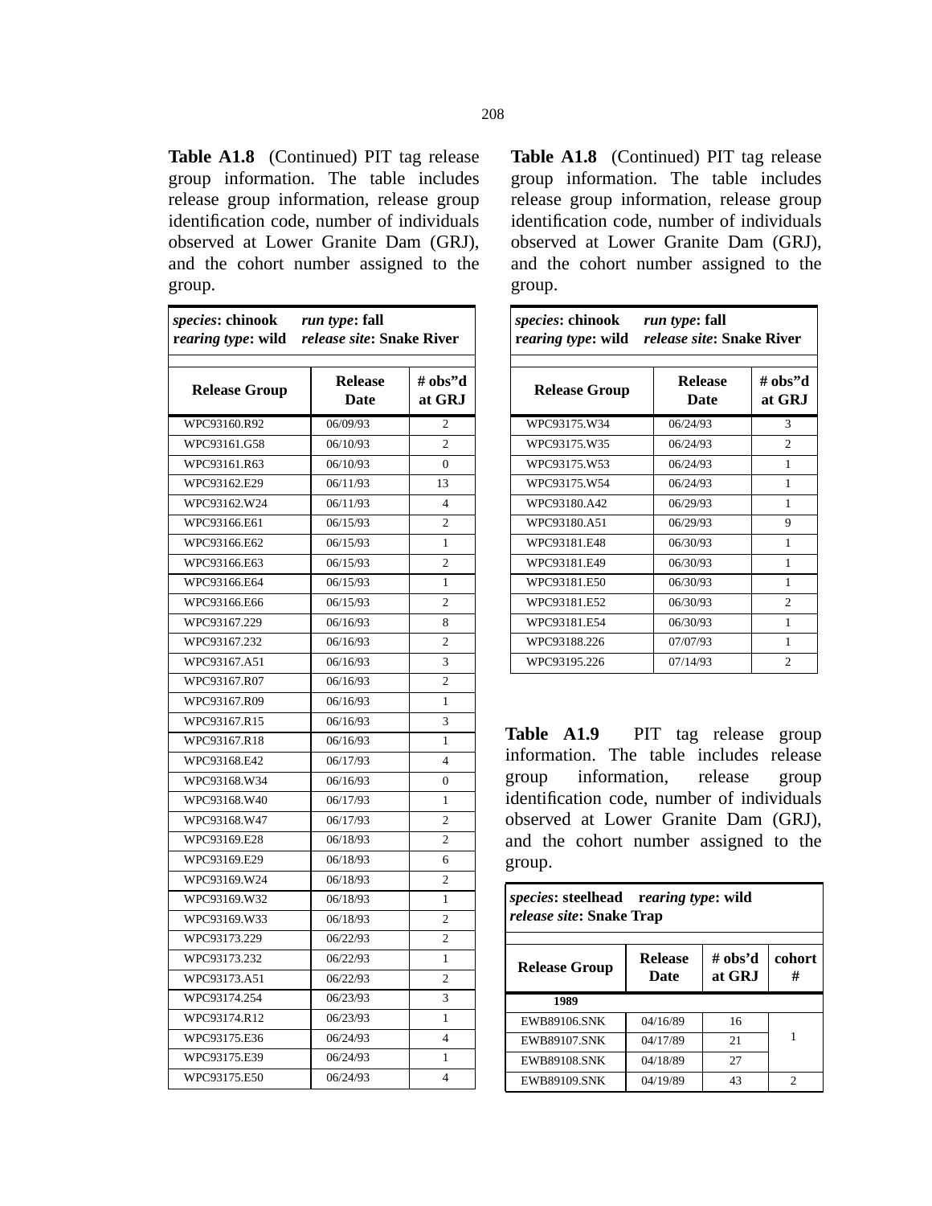**Table A1.8** (Continued) PIT tag release group information. The table includes release group information, release group identification code, number of individuals observed at Lower Granite Dam (GRJ), and the cohort number assigned to the group.

| *species*: chinook *rearing type*: wild | *run type*: fall *release site*: Snake River | |
|---|---|---|
| **Release Group** | **Release Date** | **# obs"d at GRJ** |
| WPC93160.R92 | 06/09/93 | 2 |
| WPC93161.G58 | 06/10/93 | 2 |
| WPC93161.R63 | 06/10/93 | 0 |
| WPC93162.E29 | 06/11/93 | 13 |
| WPC93162.W24 | 06/11/93 | 4 |
| WPC93166.E61 | 06/15/93 | 2 |
| WPC93166.E62 | 06/15/93 | 1 |
| WPC93166.E63 | 06/15/93 | 2 |
| WPC93166.E64 | 06/15/93 | 1 |
| WPC93166.E66 | 06/15/93 | 2 |
| WPC93167.229 | 06/16/93 | 8 |
| WPC93167.232 | 06/16/93 | 2 |
| WPC93167.A51 | 06/16/93 | 3 |
| WPC93167.R07 | 06/16/93 | 2 |
| WPC93167.R09 | 06/16/93 | 1 |
| WPC93167.R15 | 06/16/93 | 3 |
| WPC93167.R18 | 06/16/93 | 1 |
| WPC93168.E42 | 06/17/93 | 4 |
| WPC93168.W34 | 06/16/93 | 0 |
| WPC93168.W40 | 06/17/93 | 1 |
| WPC93168.W47 | 06/17/93 | 2 |
| WPC93169.E28 | 06/18/93 | 2 |
| WPC93169.E29 | 06/18/93 | 6 |
| WPC93169.W24 | 06/18/93 | 2 |
| WPC93169.W32 | 06/18/93 | 1 |
| WPC93169.W33 | 06/18/93 | 2 |
| WPC93173.229 | 06/22/93 | 2 |
| WPC93173.232 | 06/22/93 | 1 |
| WPC93173.A51 | 06/22/93 | 2 |
| WPC93174.254 | 06/23/93 | 3 |
| WPC93174.R12 | 06/23/93 | 1 |
| WPC93175.E36 | 06/24/93 | 4 |
| WPC93175.E39 | 06/24/93 | 1 |
| WPC93175.E50 | 06/24/93 | 4 |
| WPC93175.W34 | 06/24/93 | 3 |
| WPC93175.W35 | 06/24/93 | 2 |
| WPC93175.W53 | 06/24/93 | 1 |
| WPC93175.W54 | 06/24/93 | 1 |
| WPC93180.A42 | 06/29/93 | 1 |
| WPC93180.A51 | 06/29/93 | 9 |
| WPC93181.E48 | 06/30/93 | 1 |
| WPC93181.E49 | 06/30/93 | 1 |
| WPC93181.E50 | 06/30/93 | 1 |
| WPC93181.E52 | 06/30/93 | 2 |
| WPC93181.E54 | 06/30/93 | 1 |
| WPC93188.226 | 07/07/93 | 1 |
| WPC93195.226 | 07/14/93 | 2 |

**Table A1.9** PIT tag release group information. The table includes release group information, release group identification code, number of individuals observed at Lower Granite Dam (GRJ), and the cohort number assigned to the group.

| *species*: steelhead *rearing type*: wild *release site*: Snake Trap | | | |
|---|---|---|---|
| **Release Group** | **Release Date** | **# obs'd at GRJ** | **cohort #** |
| **1989** | | | |
| EWB89106.SNK | 04/16/89 | 16 | 1 |
| EWB89107.SNK | 04/17/89 | 21 | |
| EWB89108.SNK | 04/18/89 | 27 | |
| EWB89109.SNK | 04/19/89 | 43 | 2 |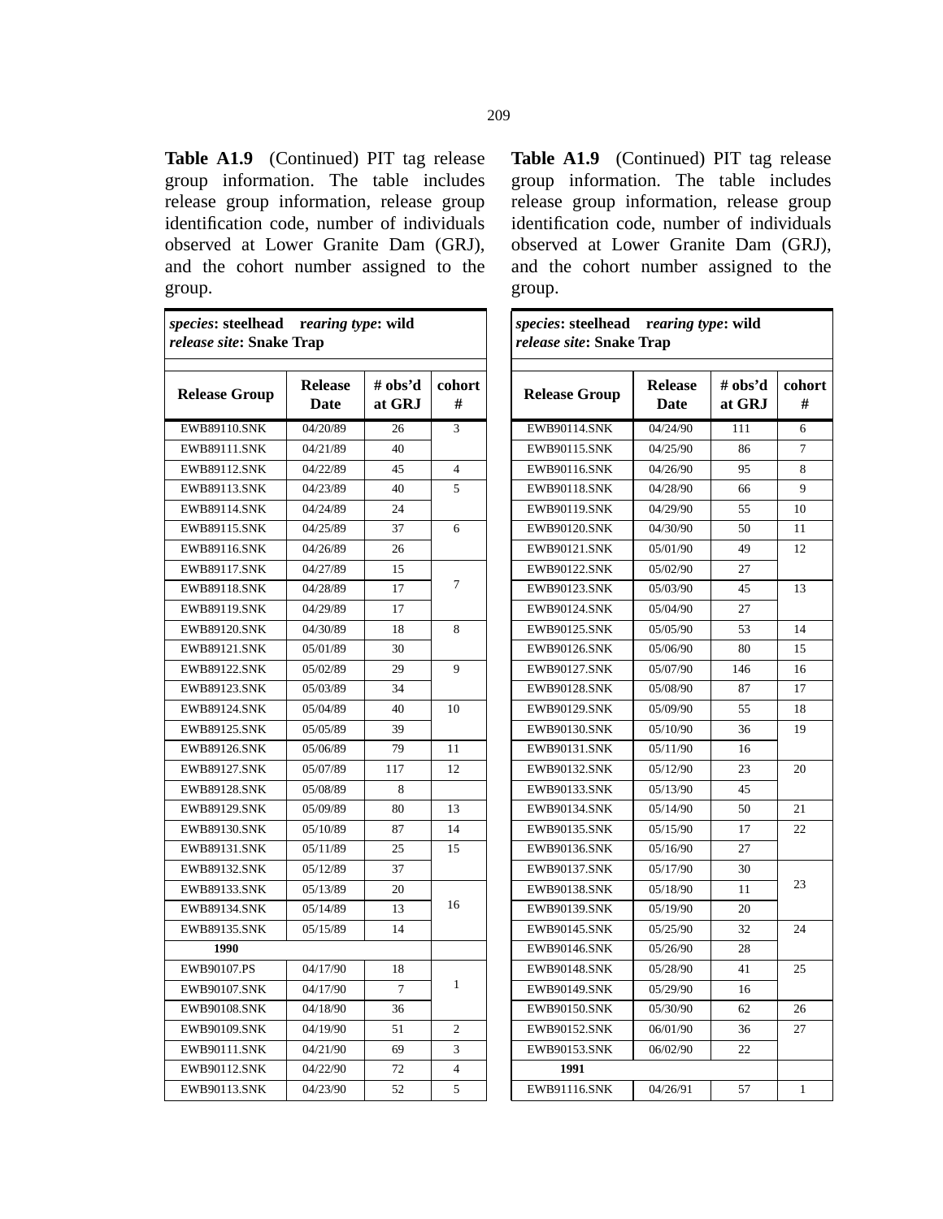**Table A1.9** (Continued) PIT tag release group information. The table includes release group information, release group identification code, number of individuals observed at Lower Granite Dam (GRJ), and the cohort number assigned to the group.

| ***species*: steelhead &nbsp;&nbsp; *rearing type*: wild<br>*release site*: Snake Trap** | | | |
|---|---|---|---|
| **Release Group** | **Release Date** | **# obs'd at GRJ** | **cohort #** |
| EWB89110.SNK | 04/20/89 | 26 | 3 |
| EWB89111.SNK | 04/21/89 | 40 | |
| EWB89112.SNK | 04/22/89 | 45 | 4 |
| EWB89113.SNK | 04/23/89 | 40 | 5 |
| EWB89114.SNK | 04/24/89 | 24 | |
| EWB89115.SNK | 04/25/89 | 37 | 6 |
| EWB89116.SNK | 04/26/89 | 26 | |
| EWB89117.SNK | 04/27/89 | 15 | 7 |
| EWB89118.SNK | 04/28/89 | 17 | |
| EWB89119.SNK | 04/29/89 | 17 | |
| EWB89120.SNK | 04/30/89 | 18 | 8 |
| EWB89121.SNK | 05/01/89 | 30 | |
| EWB89122.SNK | 05/02/89 | 29 | 9 |
| EWB89123.SNK | 05/03/89 | 34 | |
| EWB89124.SNK | 05/04/89 | 40 | 10 |
| EWB89125.SNK | 05/05/89 | 39 | |
| EWB89126.SNK | 05/06/89 | 79 | 11 |
| EWB89127.SNK | 05/07/89 | 117 | 12 |
| EWB89128.SNK | 05/08/89 | 8 | |
| EWB89129.SNK | 05/09/89 | 80 | 13 |
| EWB89130.SNK | 05/10/89 | 87 | 14 |
| EWB89131.SNK | 05/11/89 | 25 | 15 |
| EWB89132.SNK | 05/12/89 | 37 | |
| EWB89133.SNK | 05/13/89 | 20 | 16 |
| EWB89134.SNK | 05/14/89 | 13 | |
| EWB89135.SNK | 05/15/89 | 14 | |
| **1990** | | | |
| EWB90107.PS | 04/17/90 | 18 | 1 |
| EWB90107.SNK | 04/17/90 | 7 | |
| EWB90108.SNK | 04/18/90 | 36 | |
| EWB90109.SNK | 04/19/90 | 51 | 2 |
| EWB90111.SNK | 04/21/90 | 69 | 3 |
| EWB90112.SNK | 04/22/90 | 72 | 4 |
| EWB90113.SNK | 04/23/90 | 52 | 5 |
| EWB90114.SNK | 04/24/90 | 111 | 6 |
| EWB90115.SNK | 04/25/90 | 86 | 7 |
| EWB90116.SNK | 04/26/90 | 95 | 8 |
| EWB90118.SNK | 04/28/90 | 66 | 9 |
| EWB90119.SNK | 04/29/90 | 55 | 10 |
| EWB90120.SNK | 04/30/90 | 50 | 11 |
| EWB90121.SNK | 05/01/90 | 49 | 12 |
| EWB90122.SNK | 05/02/90 | 27 | |
| EWB90123.SNK | 05/03/90 | 45 | 13 |
| EWB90124.SNK | 05/04/90 | 27 | |
| EWB90125.SNK | 05/05/90 | 53 | 14 |
| EWB90126.SNK | 05/06/90 | 80 | 15 |
| EWB90127.SNK | 05/07/90 | 146 | 16 |
| EWB90128.SNK | 05/08/90 | 87 | 17 |
| EWB90129.SNK | 05/09/90 | 55 | 18 |
| EWB90130.SNK | 05/10/90 | 36 | 19 |
| EWB90131.SNK | 05/11/90 | 16 | |
| EWB90132.SNK | 05/12/90 | 23 | 20 |
| EWB90133.SNK | 05/13/90 | 45 | |
| EWB90134.SNK | 05/14/90 | 50 | 21 |
| EWB90135.SNK | 05/15/90 | 17 | 22 |
| EWB90136.SNK | 05/16/90 | 27 | |
| EWB90137.SNK | 05/17/90 | 30 | 23 |
| EWB90138.SNK | 05/18/90 | 11 | |
| EWB90139.SNK | 05/19/90 | 20 | |
| EWB90145.SNK | 05/25/90 | 32 | 24 |
| EWB90146.SNK | 05/26/90 | 28 | |
| EWB90148.SNK | 05/28/90 | 41 | 25 |
| EWB90149.SNK | 05/29/90 | 16 | |
| EWB90150.SNK | 05/30/90 | 62 | 26 |
| EWB90152.SNK | 06/01/90 | 36 | 27 |
| EWB90153.SNK | 06/02/90 | 22 | |
| **1991** | | | |
| EWB91116.SNK | 04/26/91 | 57 | 1 |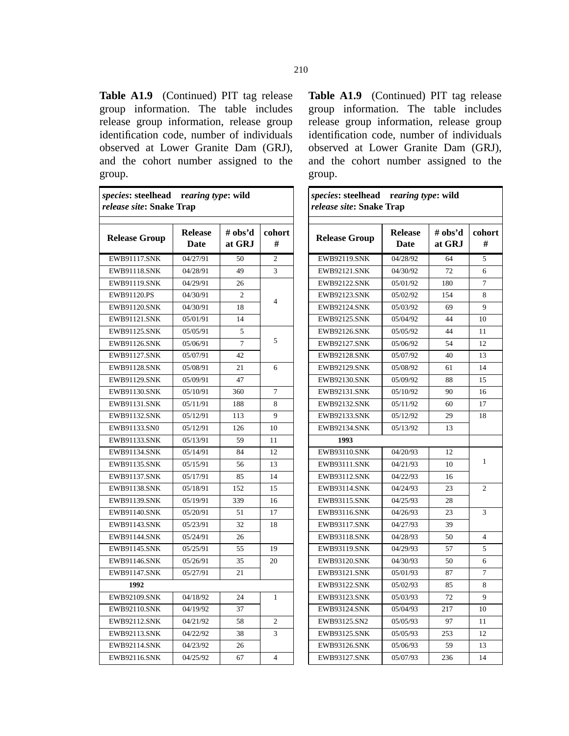**Table A1.9** (Continued) PIT tag release group information. The table includes release group information, release group identification code, number of individuals observed at Lower Granite Dam (GRJ), and the cohort number assigned to the group.

*species*: **steelhead** *rearing type*: **wild**
*release site*: **Snake Trap**

| Release Group | Release Date | # obs'd at GRJ | cohort # |
|---|---|---|---|
| EWB91117.SNK | 04/27/91 | 50 | 2 |
| EWB91118.SNK | 04/28/91 | 49 | 3 |
| EWB91119.SNK | 04/29/91 | 26 | 4 |
| EWB91120.PS | 04/30/91 | 2 | |
| EWB91120.SNK | 04/30/91 | 18 | |
| EWB91121.SNK | 05/01/91 | 14 | |
| EWB91125.SNK | 05/05/91 | 5 | 5 |
| EWB91126.SNK | 05/06/91 | 7 | |
| EWB91127.SNK | 05/07/91 | 42 | |
| EWB91128.SNK | 05/08/91 | 21 | 6 |
| EWB91129.SNK | 05/09/91 | 47 | |
| EWB91130.SNK | 05/10/91 | 360 | 7 |
| EWB91131.SNK | 05/11/91 | 188 | 8 |
| EWB91132.SNK | 05/12/91 | 113 | 9 |
| EWB91133.SN0 | 05/12/91 | 126 | 10 |
| EWB91133.SNK | 05/13/91 | 59 | 11 |
| EWB91134.SNK | 05/14/91 | 84 | 12 |
| EWB91135.SNK | 05/15/91 | 56 | 13 |
| EWB91137.SNK | 05/17/91 | 85 | 14 |
| EWB91138.SNK | 05/18/91 | 152 | 15 |
| EWB91139.SNK | 05/19/91 | 339 | 16 |
| EWB91140.SNK | 05/20/91 | 51 | 17 |
| EWB91143.SNK | 05/23/91 | 32 | 18 |
| EWB91144.SNK | 05/24/91 | 26 | |
| EWB91145.SNK | 05/25/91 | 55 | 19 |
| EWB91146.SNK | 05/26/91 | 35 | 20 |
| EWB91147.SNK | 05/27/91 | 21 | |
| **1992** | | | |
| EWB92109.SNK | 04/18/92 | 24 | 1 |
| EWB92110.SNK | 04/19/92 | 37 | |
| EWB92112.SNK | 04/21/92 | 58 | 2 |
| EWB92113.SNK | 04/22/92 | 38 | 3 |
| EWB92114.SNK | 04/23/92 | 26 | |
| EWB92116.SNK | 04/25/92 | 67 | 4 |
| EWB92119.SNK | 04/28/92 | 64 | 5 |
| EWB92121.SNK | 04/30/92 | 72 | 6 |
| EWB92122.SNK | 05/01/92 | 180 | 7 |
| EWB92123.SNK | 05/02/92 | 154 | 8 |
| EWB92124.SNK | 05/03/92 | 69 | 9 |
| EWB92125.SNK | 05/04/92 | 44 | 10 |
| EWB92126.SNK | 05/05/92 | 44 | 11 |
| EWB92127.SNK | 05/06/92 | 54 | 12 |
| EWB92128.SNK | 05/07/92 | 40 | 13 |
| EWB92129.SNK | 05/08/92 | 61 | 14 |
| EWB92130.SNK | 05/09/92 | 88 | 15 |
| EWB92131.SNK | 05/10/92 | 90 | 16 |
| EWB92132.SNK | 05/11/92 | 60 | 17 |
| EWB92133.SNK | 05/12/92 | 29 | 18 |
| EWB92134.SNK | 05/13/92 | 13 | |
| **1993** | | | |
| EWB93110.SNK | 04/20/93 | 12 | 1 |
| EWB93111.SNK | 04/21/93 | 10 | |
| EWB93112.SNK | 04/22/93 | 16 | |
| EWB93114.SNK | 04/24/93 | 23 | 2 |
| EWB93115.SNK | 04/25/93 | 28 | |
| EWB93116.SNK | 04/26/93 | 23 | 3 |
| EWB93117.SNK | 04/27/93 | 39 | |
| EWB93118.SNK | 04/28/93 | 50 | 4 |
| EWB93119.SNK | 04/29/93 | 57 | 5 |
| EWB93120.SNK | 04/30/93 | 50 | 6 |
| EWB93121.SNK | 05/01/93 | 87 | 7 |
| EWB93122.SNK | 05/02/93 | 85 | 8 |
| EWB93123.SNK | 05/03/93 | 72 | 9 |
| EWB93124.SNK | 05/04/93 | 217 | 10 |
| EWB93125.SN2 | 05/05/93 | 97 | 11 |
| EWB93125.SNK | 05/05/93 | 253 | 12 |
| EWB93126.SNK | 05/06/93 | 59 | 13 |
| EWB93127.SNK | 05/07/93 | 236 | 14 |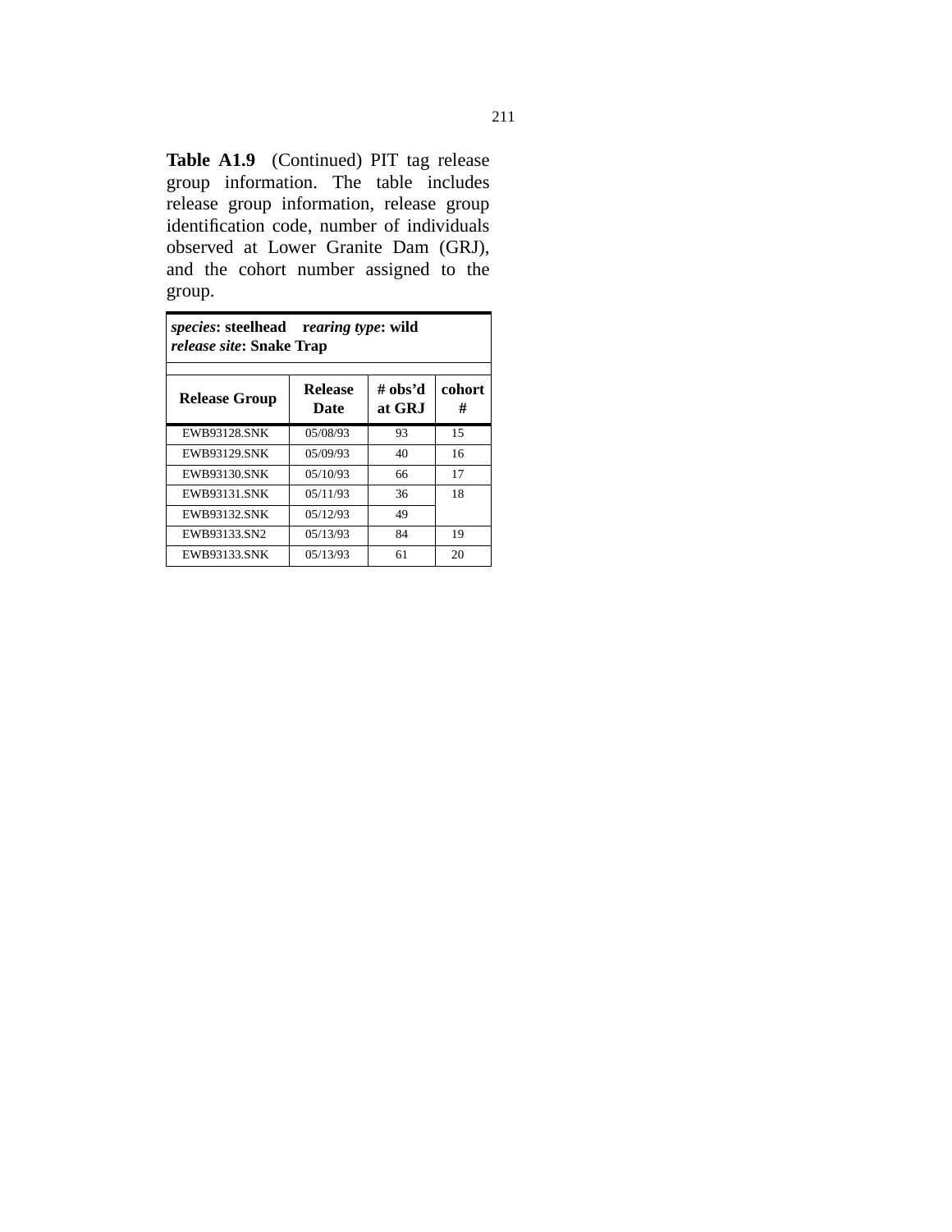**Table A1.9** (Continued) PIT tag release group information. The table includes release group information, release group identification code, number of individuals observed at Lower Granite Dam (GRJ), and the cohort number assigned to the group.

| *species*: **steelhead** *rearing type*: **wild** *release site*: **Snake Trap** | | | |
|---|---|---|---|
| **Release Group** | **Release Date** | **# obs'd at GRJ** | **cohort #** |
| EWB93128.SNK | 05/08/93 | 93 | 15 |
| EWB93129.SNK | 05/09/93 | 40 | 16 |
| EWB93130.SNK | 05/10/93 | 66 | 17 |
| EWB93131.SNK | 05/11/93 | 36 | 18 |
| EWB93132.SNK | 05/12/93 | 49 | |
| EWB93133.SN2 | 05/13/93 | 84 | 19 |
| EWB93133.SNK | 05/13/93 | 61 | 20 |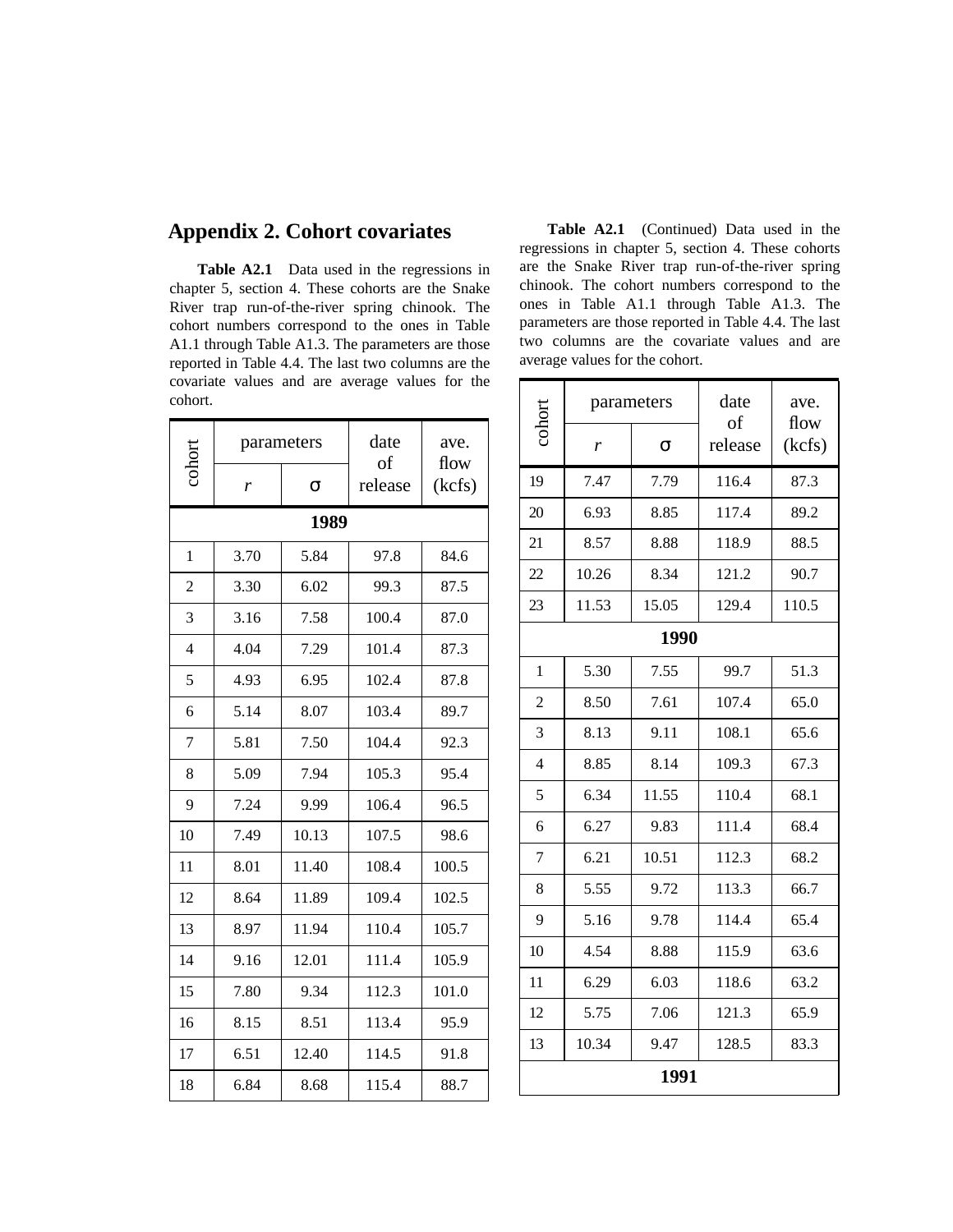## Appendix 2. Cohort covariates

**Table A2.1** Data used in the regressions in chapter 5, section 4. These cohorts are the Snake River trap run-of-the-river spring chinook. The cohort numbers correspond to the ones in Table A1.1 through Table A1.3. The parameters are those reported in Table 4.4. The last two columns are the covariate values and are average values for the cohort.

| cohort | parameters | | date of release | ave. flow (kcfs) |
|---|---|---|---|---|
| | $r$ | $\sigma$ | | |
| **1989** | | | | |
| 1 | 3.70 | 5.84 | 97.8 | 84.6 |
| 2 | 3.30 | 6.02 | 99.3 | 87.5 |
| 3 | 3.16 | 7.58 | 100.4 | 87.0 |
| 4 | 4.04 | 7.29 | 101.4 | 87.3 |
| 5 | 4.93 | 6.95 | 102.4 | 87.8 |
| 6 | 5.14 | 8.07 | 103.4 | 89.7 |
| 7 | 5.81 | 7.50 | 104.4 | 92.3 |
| 8 | 5.09 | 7.94 | 105.3 | 95.4 |
| 9 | 7.24 | 9.99 | 106.4 | 96.5 |
| 10 | 7.49 | 10.13 | 107.5 | 98.6 |
| 11 | 8.01 | 11.40 | 108.4 | 100.5 |
| 12 | 8.64 | 11.89 | 109.4 | 102.5 |
| 13 | 8.97 | 11.94 | 110.4 | 105.7 |
| 14 | 9.16 | 12.01 | 111.4 | 105.9 |
| 15 | 7.80 | 9.34 | 112.3 | 101.0 |
| 16 | 8.15 | 8.51 | 113.4 | 95.9 |
| 17 | 6.51 | 12.40 | 114.5 | 91.8 |
| 18 | 6.84 | 8.68 | 115.4 | 88.7 |

**Table A2.1** (Continued) Data used in the regressions in chapter 5, section 4. These cohorts are the Snake River trap run-of-the-river spring chinook. The cohort numbers correspond to the ones in Table A1.1 through Table A1.3. The parameters are those reported in Table 4.4. The last two columns are the covariate values and are average values for the cohort.

| cohort | parameters | | date of release | ave. flow (kcfs) |
|---|---|---|---|---|
| | $r$ | $\sigma$ | | |
| 19 | 7.47 | 7.79 | 116.4 | 87.3 |
| 20 | 6.93 | 8.85 | 117.4 | 89.2 |
| 21 | 8.57 | 8.88 | 118.9 | 88.5 |
| 22 | 10.26 | 8.34 | 121.2 | 90.7 |
| 23 | 11.53 | 15.05 | 129.4 | 110.5 |
| **1990** | | | | |
| 1 | 5.30 | 7.55 | 99.7 | 51.3 |
| 2 | 8.50 | 7.61 | 107.4 | 65.0 |
| 3 | 8.13 | 9.11 | 108.1 | 65.6 |
| 4 | 8.85 | 8.14 | 109.3 | 67.3 |
| 5 | 6.34 | 11.55 | 110.4 | 68.1 |
| 6 | 6.27 | 9.83 | 111.4 | 68.4 |
| 7 | 6.21 | 10.51 | 112.3 | 68.2 |
| 8 | 5.55 | 9.72 | 113.3 | 66.7 |
| 9 | 5.16 | 9.78 | 114.4 | 65.4 |
| 10 | 4.54 | 8.88 | 115.9 | 63.6 |
| 11 | 6.29 | 6.03 | 118.6 | 63.2 |
| 12 | 5.75 | 7.06 | 121.3 | 65.9 |
| 13 | 10.34 | 9.47 | 128.5 | 83.3 |
| **1991** | | | | |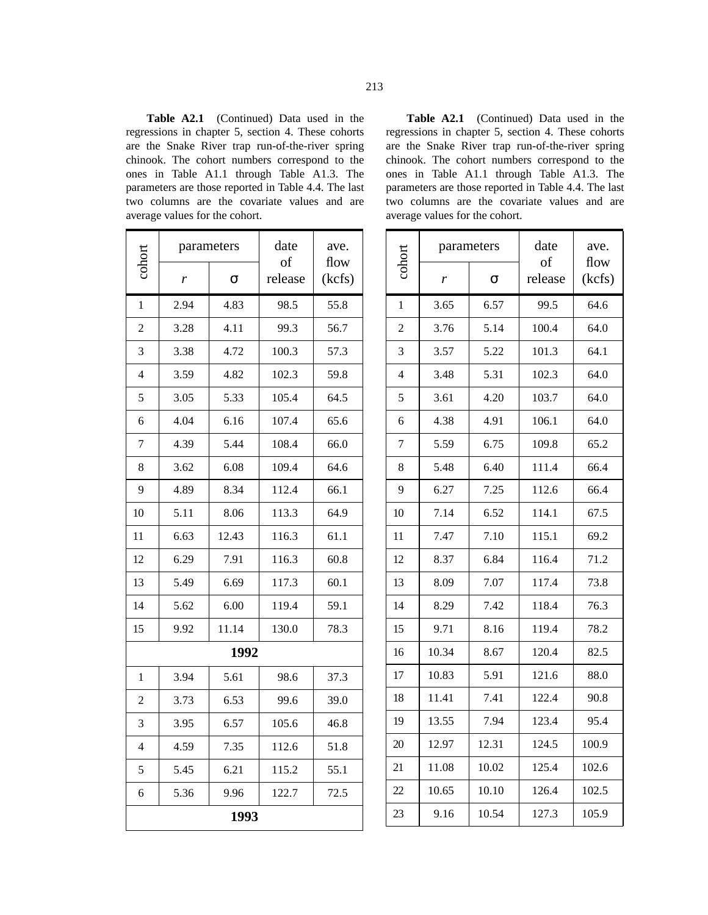**Table A2.1** (Continued) Data used in the regressions in chapter 5, section 4. These cohorts are the Snake River trap run-of-the-river spring chinook. The cohort numbers correspond to the ones in Table A1.1 through Table A1.3. The parameters are those reported in Table 4.4. The last two columns are the covariate values and are average values for the cohort.

| cohort | parameters | | date of release | ave. flow (kcfs) |
|---|---|---|---|---|
| | $r$ | $\sigma$ | | |
| 1 | 2.94 | 4.83 | 98.5 | 55.8 |
| 2 | 3.28 | 4.11 | 99.3 | 56.7 |
| 3 | 3.38 | 4.72 | 100.3 | 57.3 |
| 4 | 3.59 | 4.82 | 102.3 | 59.8 |
| 5 | 3.05 | 5.33 | 105.4 | 64.5 |
| 6 | 4.04 | 6.16 | 107.4 | 65.6 |
| 7 | 4.39 | 5.44 | 108.4 | 66.0 |
| 8 | 3.62 | 6.08 | 109.4 | 64.6 |
| 9 | 4.89 | 8.34 | 112.4 | 66.1 |
| 10 | 5.11 | 8.06 | 113.3 | 64.9 |
| 11 | 6.63 | 12.43 | 116.3 | 61.1 |
| 12 | 6.29 | 7.91 | 116.3 | 60.8 |
| 13 | 5.49 | 6.69 | 117.3 | 60.1 |
| 14 | 5.62 | 6.00 | 119.4 | 59.1 |
| 15 | 9.92 | 11.14 | 130.0 | 78.3 |
| **1992** | | | | |
| 1 | 3.94 | 5.61 | 98.6 | 37.3 |
| 2 | 3.73 | 6.53 | 99.6 | 39.0 |
| 3 | 3.95 | 6.57 | 105.6 | 46.8 |
| 4 | 4.59 | 7.35 | 112.6 | 51.8 |
| 5 | 5.45 | 6.21 | 115.2 | 55.1 |
| 6 | 5.36 | 9.96 | 122.7 | 72.5 |
| **1993** | | | | |

**Table A2.1** (Continued) Data used in the regressions in chapter 5, section 4. These cohorts are the Snake River trap run-of-the-river spring chinook. The cohort numbers correspond to the ones in Table A1.1 through Table A1.3. The parameters are those reported in Table 4.4. The last two columns are the covariate values and are average values for the cohort.

| cohort | parameters | | date of release | ave. flow (kcfs) |
|---|---|---|---|---|
| | $r$ | $\sigma$ | | |
| 1 | 3.65 | 6.57 | 99.5 | 64.6 |
| 2 | 3.76 | 5.14 | 100.4 | 64.0 |
| 3 | 3.57 | 5.22 | 101.3 | 64.1 |
| 4 | 3.48 | 5.31 | 102.3 | 64.0 |
| 5 | 3.61 | 4.20 | 103.7 | 64.0 |
| 6 | 4.38 | 4.91 | 106.1 | 64.0 |
| 7 | 5.59 | 6.75 | 109.8 | 65.2 |
| 8 | 5.48 | 6.40 | 111.4 | 66.4 |
| 9 | 6.27 | 7.25 | 112.6 | 66.4 |
| 10 | 7.14 | 6.52 | 114.1 | 67.5 |
| 11 | 7.47 | 7.10 | 115.1 | 69.2 |
| 12 | 8.37 | 6.84 | 116.4 | 71.2 |
| 13 | 8.09 | 7.07 | 117.4 | 73.8 |
| 14 | 8.29 | 7.42 | 118.4 | 76.3 |
| 15 | 9.71 | 8.16 | 119.4 | 78.2 |
| 16 | 10.34 | 8.67 | 120.4 | 82.5 |
| 17 | 10.83 | 5.91 | 121.6 | 88.0 |
| 18 | 11.41 | 7.41 | 122.4 | 90.8 |
| 19 | 13.55 | 7.94 | 123.4 | 95.4 |
| 20 | 12.97 | 12.31 | 124.5 | 100.9 |
| 21 | 11.08 | 10.02 | 125.4 | 102.6 |
| 22 | 10.65 | 10.10 | 126.4 | 102.5 |
| 23 | 9.16 | 10.54 | 127.3 | 105.9 |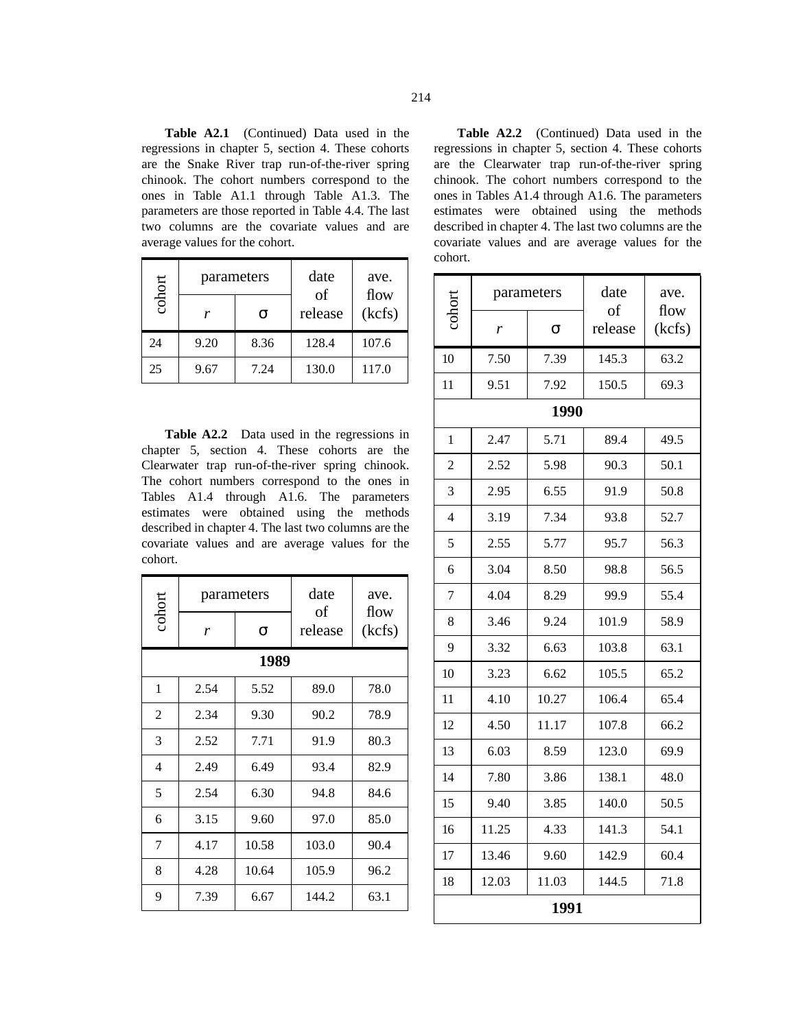**Table A2.1** (Continued) Data used in the regressions in chapter 5, section 4. These cohorts are the Snake River trap run-of-the-river spring chinook. The cohort numbers correspond to the ones in Table A1.1 through Table A1.3. The parameters are those reported in Table 4.4. The last two columns are the covariate values and are average values for the cohort.

| cohort | parameters | | date of release | ave. flow (kcfs) |
|---|---|---|---|---|
| | $r$ | $\sigma$ | | |
| 24 | 9.20 | 8.36 | 128.4 | 107.6 |
| 25 | 9.67 | 7.24 | 130.0 | 117.0 |

**Table A2.2** Data used in the regressions in chapter 5, section 4. These cohorts are the Clearwater trap run-of-the-river spring chinook. The cohort numbers correspond to the ones in Tables A1.4 through A1.6. The parameters estimates were obtained using the methods described in chapter 4. The last two columns are the covariate values and are average values for the cohort.

| cohort | parameters | | date of release | ave. flow (kcfs) |
|---|---|---|---|---|
| | $r$ | $\sigma$ | | |
| **1989** | | | | |
| 1 | 2.54 | 5.52 | 89.0 | 78.0 |
| 2 | 2.34 | 9.30 | 90.2 | 78.9 |
| 3 | 2.52 | 7.71 | 91.9 | 80.3 |
| 4 | 2.49 | 6.49 | 93.4 | 82.9 |
| 5 | 2.54 | 6.30 | 94.8 | 84.6 |
| 6 | 3.15 | 9.60 | 97.0 | 85.0 |
| 7 | 4.17 | 10.58 | 103.0 | 90.4 |
| 8 | 4.28 | 10.64 | 105.9 | 96.2 |
| 9 | 7.39 | 6.67 | 144.2 | 63.1 |

**Table A2.2** (Continued) Data used in the regressions in chapter 5, section 4. These cohorts are the Clearwater trap run-of-the-river spring chinook. The cohort numbers correspond to the ones in Tables A1.4 through A1.6. The parameters estimates were obtained using the methods described in chapter 4. The last two columns are the covariate values and are average values for the cohort.

| cohort | parameters | | date of release | ave. flow (kcfs) |
|---|---|---|---|---|
| | $r$ | $\sigma$ | | |
| 10 | 7.50 | 7.39 | 145.3 | 63.2 |
| 11 | 9.51 | 7.92 | 150.5 | 69.3 |
| **1990** | | | | |
| 1 | 2.47 | 5.71 | 89.4 | 49.5 |
| 2 | 2.52 | 5.98 | 90.3 | 50.1 |
| 3 | 2.95 | 6.55 | 91.9 | 50.8 |
| 4 | 3.19 | 7.34 | 93.8 | 52.7 |
| 5 | 2.55 | 5.77 | 95.7 | 56.3 |
| 6 | 3.04 | 8.50 | 98.8 | 56.5 |
| 7 | 4.04 | 8.29 | 99.9 | 55.4 |
| 8 | 3.46 | 9.24 | 101.9 | 58.9 |
| 9 | 3.32 | 6.63 | 103.8 | 63.1 |
| 10 | 3.23 | 6.62 | 105.5 | 65.2 |
| 11 | 4.10 | 10.27 | 106.4 | 65.4 |
| 12 | 4.50 | 11.17 | 107.8 | 66.2 |
| 13 | 6.03 | 8.59 | 123.0 | 69.9 |
| 14 | 7.80 | 3.86 | 138.1 | 48.0 |
| 15 | 9.40 | 3.85 | 140.0 | 50.5 |
| 16 | 11.25 | 4.33 | 141.3 | 54.1 |
| 17 | 13.46 | 9.60 | 142.9 | 60.4 |
| 18 | 12.03 | 11.03 | 144.5 | 71.8 |
| **1991** | | | | |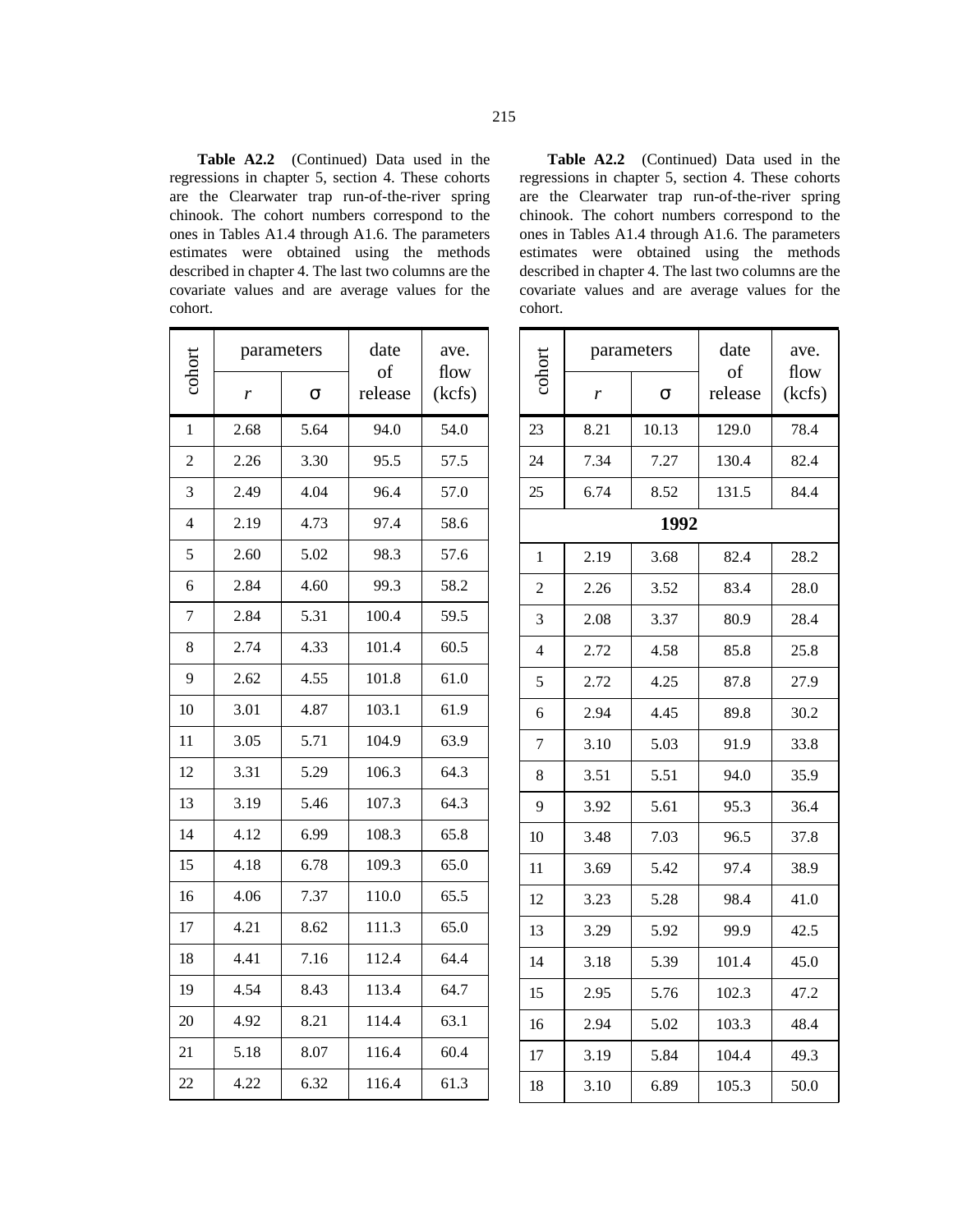**Table A2.2** (Continued) Data used in the regressions in chapter 5, section 4. These cohorts are the Clearwater trap run-of-the-river spring chinook. The cohort numbers correspond to the ones in Tables A1.4 through A1.6. The parameters estimates were obtained using the methods described in chapter 4. The last two columns are the covariate values and are average values for the cohort.

| cohort | parameters | | date of release | ave. flow (kcfs) |
|---|---|---|---|---|
| | *r* | σ | | |
| 1 | 2.68 | 5.64 | 94.0 | 54.0 |
| 2 | 2.26 | 3.30 | 95.5 | 57.5 |
| 3 | 2.49 | 4.04 | 96.4 | 57.0 |
| 4 | 2.19 | 4.73 | 97.4 | 58.6 |
| 5 | 2.60 | 5.02 | 98.3 | 57.6 |
| 6 | 2.84 | 4.60 | 99.3 | 58.2 |
| 7 | 2.84 | 5.31 | 100.4 | 59.5 |
| 8 | 2.74 | 4.33 | 101.4 | 60.5 |
| 9 | 2.62 | 4.55 | 101.8 | 61.0 |
| 10 | 3.01 | 4.87 | 103.1 | 61.9 |
| 11 | 3.05 | 5.71 | 104.9 | 63.9 |
| 12 | 3.31 | 5.29 | 106.3 | 64.3 |
| 13 | 3.19 | 5.46 | 107.3 | 64.3 |
| 14 | 4.12 | 6.99 | 108.3 | 65.8 |
| 15 | 4.18 | 6.78 | 109.3 | 65.0 |
| 16 | 4.06 | 7.37 | 110.0 | 65.5 |
| 17 | 4.21 | 8.62 | 111.3 | 65.0 |
| 18 | 4.41 | 7.16 | 112.4 | 64.4 |
| 19 | 4.54 | 8.43 | 113.4 | 64.7 |
| 20 | 4.92 | 8.21 | 114.4 | 63.1 |
| 21 | 5.18 | 8.07 | 116.4 | 60.4 |
| 22 | 4.22 | 6.32 | 116.4 | 61.3 |
| 23 | 8.21 | 10.13 | 129.0 | 78.4 |
| 24 | 7.34 | 7.27 | 130.4 | 82.4 |
| 25 | 6.74 | 8.52 | 131.5 | 84.4 |
| **1992** | | | | |
| 1 | 2.19 | 3.68 | 82.4 | 28.2 |
| 2 | 2.26 | 3.52 | 83.4 | 28.0 |
| 3 | 2.08 | 3.37 | 80.9 | 28.4 |
| 4 | 2.72 | 4.58 | 85.8 | 25.8 |
| 5 | 2.72 | 4.25 | 87.8 | 27.9 |
| 6 | 2.94 | 4.45 | 89.8 | 30.2 |
| 7 | 3.10 | 5.03 | 91.9 | 33.8 |
| 8 | 3.51 | 5.51 | 94.0 | 35.9 |
| 9 | 3.92 | 5.61 | 95.3 | 36.4 |
| 10 | 3.48 | 7.03 | 96.5 | 37.8 |
| 11 | 3.69 | 5.42 | 97.4 | 38.9 |
| 12 | 3.23 | 5.28 | 98.4 | 41.0 |
| 13 | 3.29 | 5.92 | 99.9 | 42.5 |
| 14 | 3.18 | 5.39 | 101.4 | 45.0 |
| 15 | 2.95 | 5.76 | 102.3 | 47.2 |
| 16 | 2.94 | 5.02 | 103.3 | 48.4 |
| 17 | 3.19 | 5.84 | 104.4 | 49.3 |
| 18 | 3.10 | 6.89 | 105.3 | 50.0 |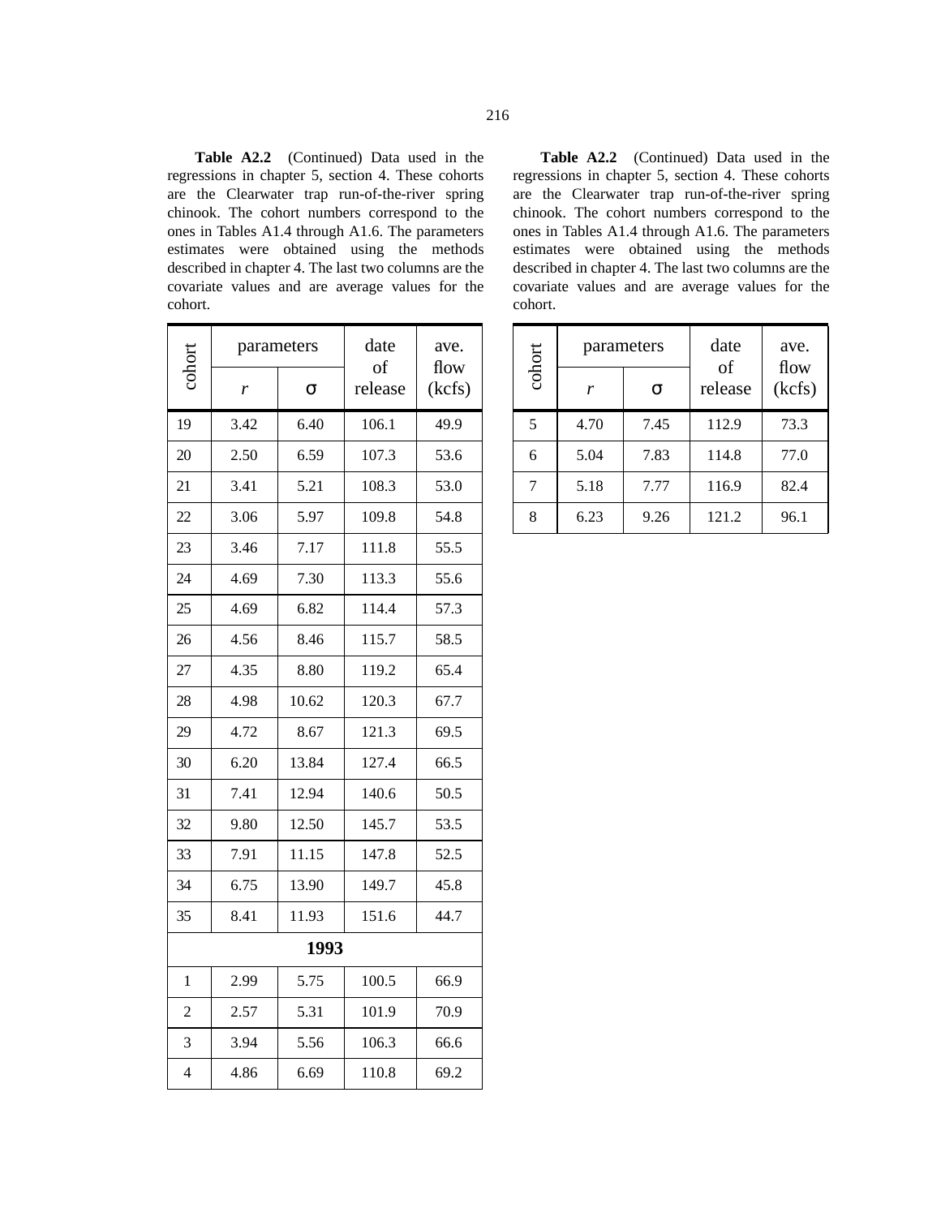**Table A2.2** (Continued) Data used in the regressions in chapter 5, section 4. These cohorts are the Clearwater trap run-of-the-river spring chinook. The cohort numbers correspond to the ones in Tables A1.4 through A1.6. The parameters estimates were obtained using the methods described in chapter 4. The last two columns are the covariate values and are average values for the cohort.

| cohort | parameters | | date of release | ave. flow (kcfs) |
|---|---|---|---|---|
| | $r$ | $\sigma$ | | |
| 19 | 3.42 | 6.40 | 106.1 | 49.9 |
| 20 | 2.50 | 6.59 | 107.3 | 53.6 |
| 21 | 3.41 | 5.21 | 108.3 | 53.0 |
| 22 | 3.06 | 5.97 | 109.8 | 54.8 |
| 23 | 3.46 | 7.17 | 111.8 | 55.5 |
| 24 | 4.69 | 7.30 | 113.3 | 55.6 |
| 25 | 4.69 | 6.82 | 114.4 | 57.3 |
| 26 | 4.56 | 8.46 | 115.7 | 58.5 |
| 27 | 4.35 | 8.80 | 119.2 | 65.4 |
| 28 | 4.98 | 10.62 | 120.3 | 67.7 |
| 29 | 4.72 | 8.67 | 121.3 | 69.5 |
| 30 | 6.20 | 13.84 | 127.4 | 66.5 |
| 31 | 7.41 | 12.94 | 140.6 | 50.5 |
| 32 | 9.80 | 12.50 | 145.7 | 53.5 |
| 33 | 7.91 | 11.15 | 147.8 | 52.5 |
| 34 | 6.75 | 13.90 | 149.7 | 45.8 |
| 35 | 8.41 | 11.93 | 151.6 | 44.7 |
| **1993** | | | | |
| 1 | 2.99 | 5.75 | 100.5 | 66.9 |
| 2 | 2.57 | 5.31 | 101.9 | 70.9 |
| 3 | 3.94 | 5.56 | 106.3 | 66.6 |
| 4 | 4.86 | 6.69 | 110.8 | 69.2 |
| 5 | 4.70 | 7.45 | 112.9 | 73.3 |
| 6 | 5.04 | 7.83 | 114.8 | 77.0 |
| 7 | 5.18 | 7.77 | 116.9 | 82.4 |
| 8 | 6.23 | 9.26 | 121.2 | 96.1 |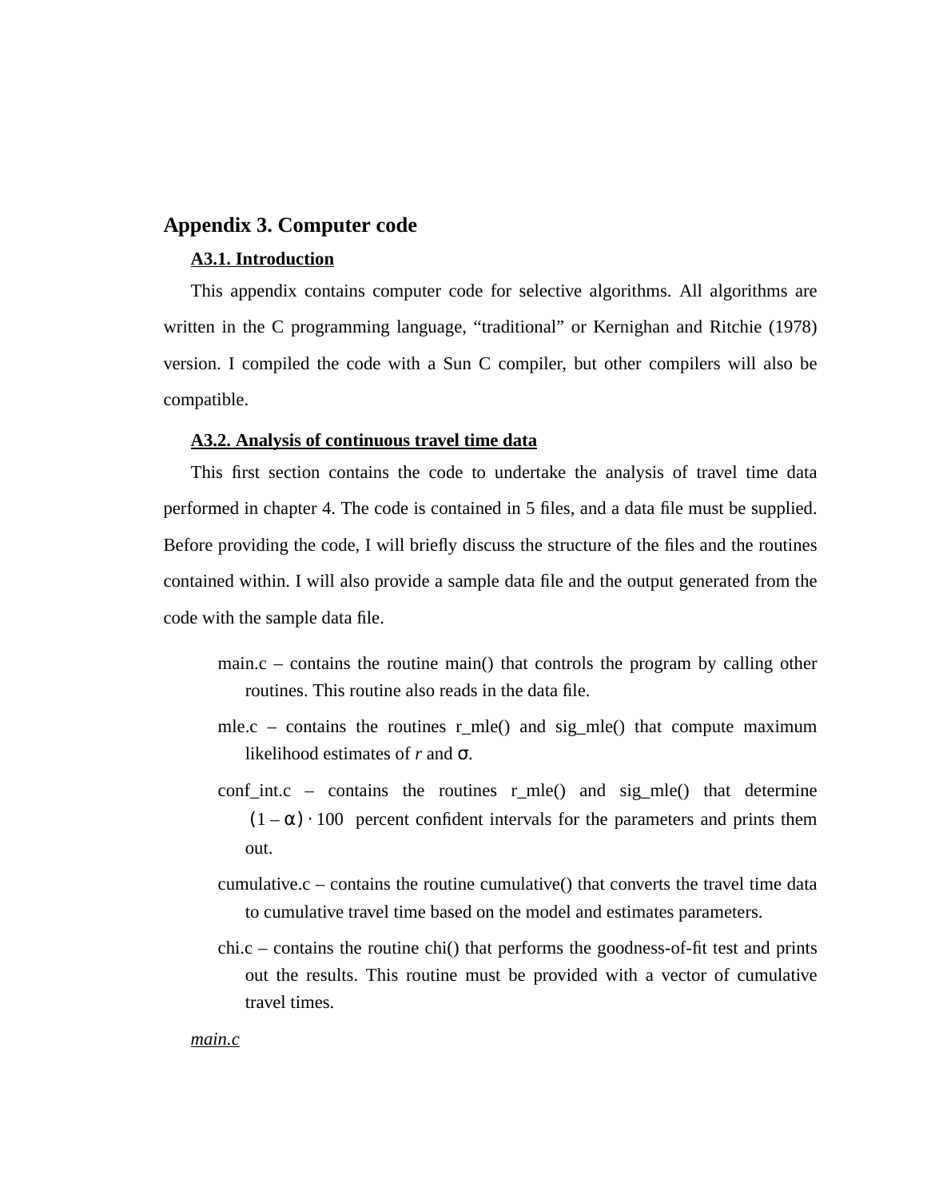# Appendix 3. Computer code

## A3.1. Introduction

This appendix contains computer code for selective algorithms. All algorithms are written in the C programming language, "traditional" or Kernighan and Ritchie (1978) version. I compiled the code with a Sun C compiler, but other compilers will also be compatible.

## A3.2. Analysis of continuous travel time data

This first section contains the code to undertake the analysis of travel time data performed in chapter 4. The code is contained in 5 files, and a data file must be supplied. Before providing the code, I will briefly discuss the structure of the files and the routines contained within. I will also provide a sample data file and the output generated from the code with the sample data file.

- main.c – contains the routine main() that controls the program by calling other routines. This routine also reads in the data file.
- mle.c – contains the routines r_mle() and sig_mle() that compute maximum likelihood estimates of $r$ and $\sigma$.
- conf_int.c – contains the routines r_mle() and sig_mle() that determine $(1 - \alpha) \cdot 100$ percent confident intervals for the parameters and prints them out.
- cumulative.c – contains the routine cumulative() that converts the travel time data to cumulative travel time based on the model and estimates parameters.
- chi.c – contains the routine chi() that performs the goodness-of-fit test and prints out the results. This routine must be provided with a vector of cumulative travel times.

*main.c*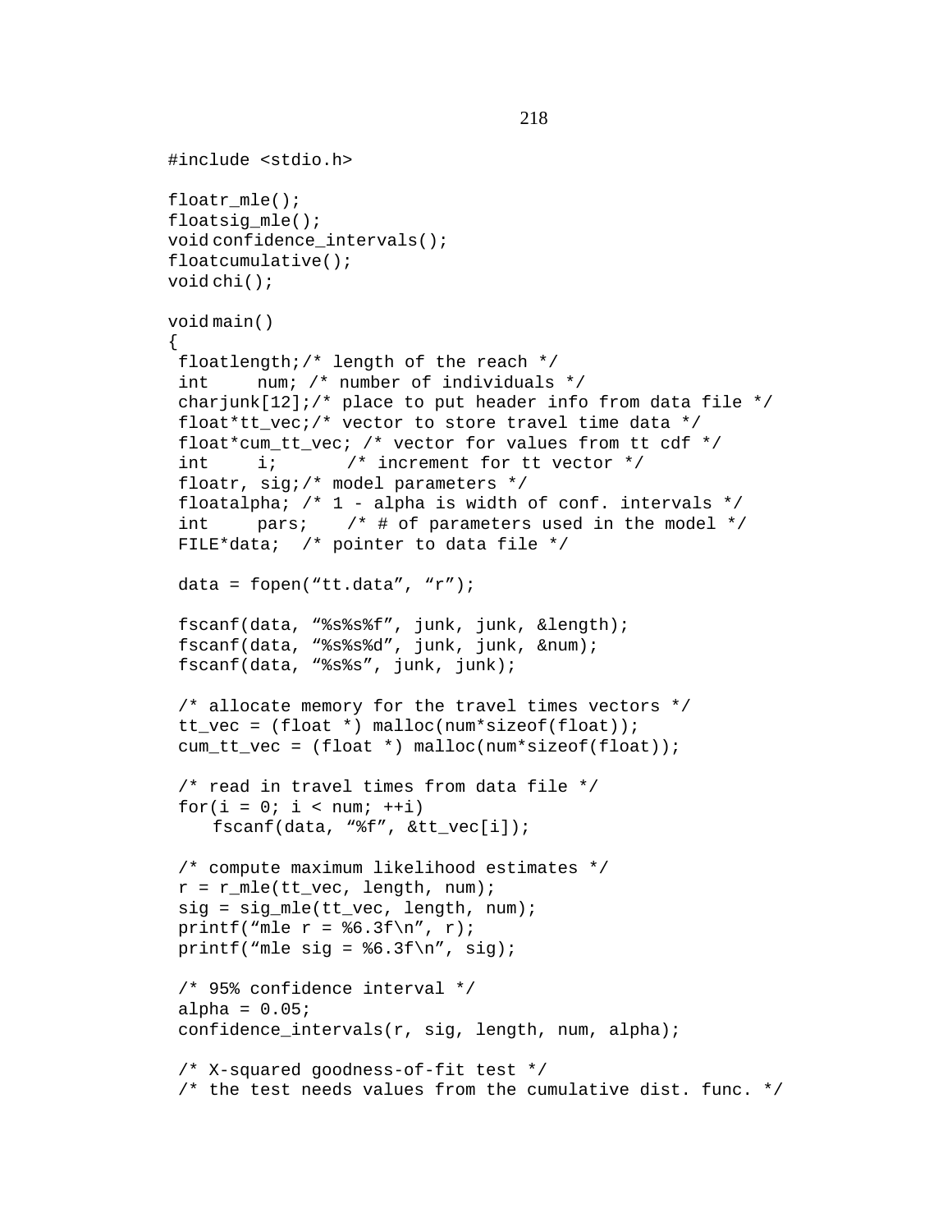```
#include <stdio.h>

float r_mle();
float sig_mle();
void confidence_intervals();
float cumulative();
void chi();

void main()
{
 float length;/* length of the reach */
 int     num; /* number of individuals */
 char junk[12];/* place to put header info from data file */
 float *tt_vec;/* vector to store travel time data */
 float *cum_tt_vec; /* vector for values from tt cdf */
 int     i;       /* increment for tt vector */
 float r, sig;/* model parameters */
 float alpha; /* 1 - alpha is width of conf. intervals */
 int     pars;    /* # of parameters used in the model */
 FILE *data;  /* pointer to data file */

 data = fopen("tt.data", "r");

 fscanf(data, "%s%s%f", junk, junk, &length);
 fscanf(data, "%s%s%d", junk, junk, &num);
 fscanf(data, "%s%s", junk, junk);

 /* allocate memory for the travel times vectors */
 tt_vec = (float *) malloc(num*sizeof(float));
 cum_tt_vec = (float *) malloc(num*sizeof(float));

 /* read in travel times from data file */
 for(i = 0; i < num; ++i)
    fscanf(data, "%f", &tt_vec[i]);

 /* compute maximum likelihood estimates */
 r = r_mle(tt_vec, length, num);
 sig = sig_mle(tt_vec, length, num);
 printf("mle r = %6.3f\n", r);
 printf("mle sig = %6.3f\n", sig);

 /* 95% confidence interval */
 alpha = 0.05;
 confidence_intervals(r, sig, length, num, alpha);

 /* X-squared goodness-of-fit test */
 /* the test needs values from the cumulative dist. func. */
```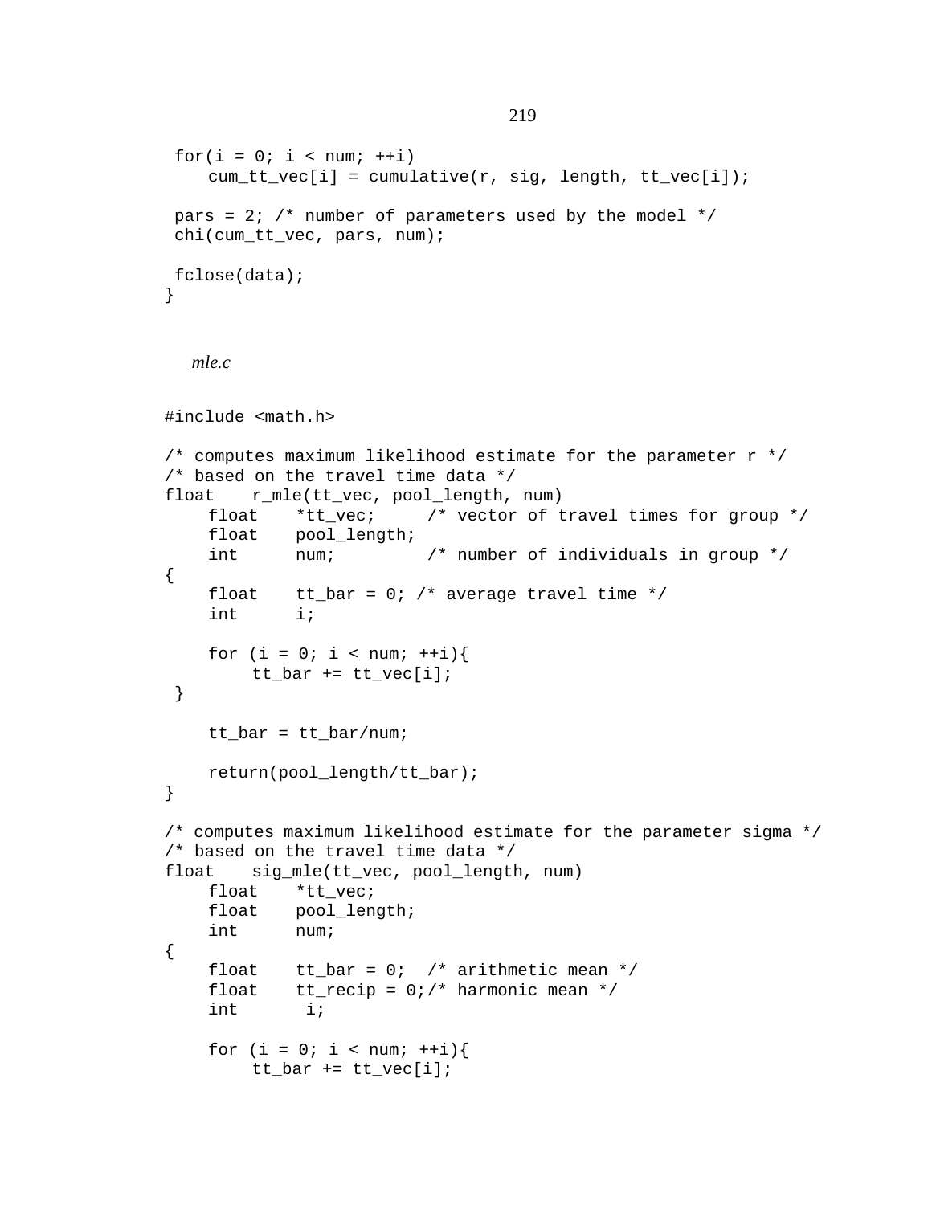```
 for(i = 0; i < num; ++i)
    cum_tt_vec[i] = cumulative(r, sig, length, tt_vec[i]);

 pars = 2; /* number of parameters used by the model */
 chi(cum_tt_vec, pars, num);

 fclose(data);
}
```

*mle.c*

```
#include <math.h>

/* computes maximum likelihood estimate for the parameter r */
/* based on the travel time data */
float    r_mle(tt_vec, pool_length, num)
    float    *tt_vec;     /* vector of travel times for group */
    float    pool_length;
    int      num;         /* number of individuals in group */
{
    float    tt_bar = 0; /* average travel time */
    int      i;

    for (i = 0; i < num; ++i){
        tt_bar += tt_vec[i];
 }

    tt_bar = tt_bar/num;

    return(pool_length/tt_bar);
}

/* computes maximum likelihood estimate for the parameter sigma */
/* based on the travel time data */
float    sig_mle(tt_vec, pool_length, num)
    float    *tt_vec;
    float    pool_length;
    int      num;
{
    float    tt_bar = 0;  /* arithmetic mean */
    float    tt_recip = 0;/* harmonic mean */
    int       i;

    for (i = 0; i < num; ++i){
        tt_bar += tt_vec[i];
```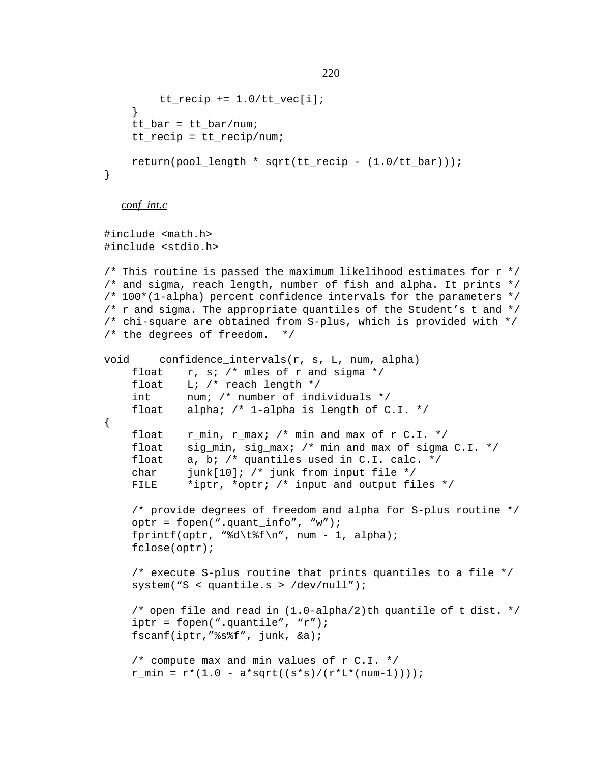```
        tt_recip += 1.0/tt_vec[i];
    }
    tt_bar = tt_bar/num;
    tt_recip = tt_recip/num;

    return(pool_length * sqrt(tt_recip - (1.0/tt_bar)));
}
```

*conf_int.c*

```
#include <math.h>
#include <stdio.h>

/* This routine is passed the maximum likelihood estimates for r */
/* and sigma, reach length, number of fish and alpha. It prints */
/* 100*(1-alpha) percent confidence intervals for the parameters */
/* r and sigma. The appropriate quantiles of the Student's t and */
/* chi-square are obtained from S-plus, which is provided with */
/* the degrees of freedom.  */

void    confidence_intervals(r, s, L, num, alpha)
    float   r, s; /* mles of r and sigma */
    float   L; /* reach length */
    int     num; /* number of individuals */
    float   alpha; /* 1-alpha is length of C.I. */
{
    float   r_min, r_max; /* min and max of r C.I. */
    float   sig_min, sig_max; /* min and max of sigma C.I. */
    float   a, b; /* quantiles used in C.I. calc. */
    char    junk[10]; /* junk from input file */
    FILE    *iptr, *optr; /* input and output files */

    /* provide degrees of freedom and alpha for S-plus routine */
    optr = fopen(".quant_info", "w");
    fprintf(optr, "%d\t%f\n", num - 1, alpha);
    fclose(optr);

    /* execute S-plus routine that prints quantiles to a file */
    system("S < quantile.s > /dev/null");

    /* open file and read in (1.0-alpha/2)th quantile of t dist. */
    iptr = fopen(".quantile", "r");
    fscanf(iptr,"%s%f", junk, &a);

    /* compute max and min values of r C.I. */
    r_min = r*(1.0 - a*sqrt((s*s)/(r*L*(num-1))));
```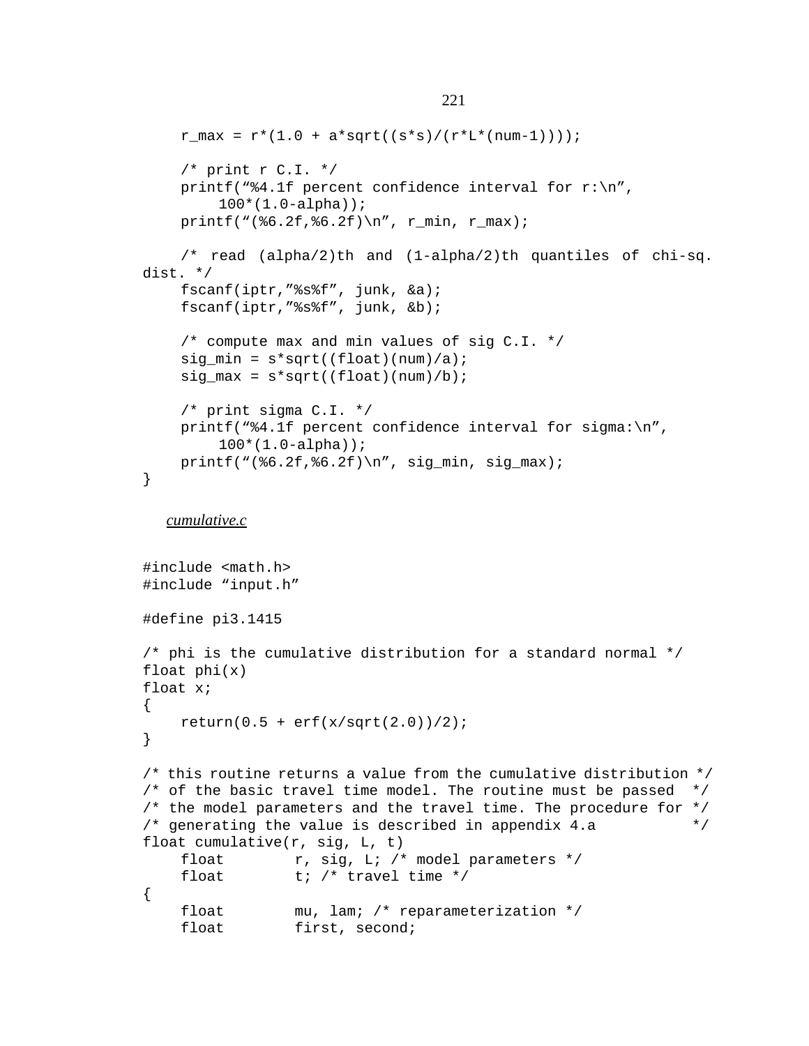```
    r_max = r*(1.0 + a*sqrt((s*s)/(r*L*(num-1))));

    /* print r C.I. */
    printf("%4.1f percent confidence interval for r:\n",
        100*(1.0-alpha));
    printf("(%6.2f,%6.2f)\n", r_min, r_max);

    /* read (alpha/2)th and (1-alpha/2)th quantiles of chi-sq.
dist. */
    fscanf(iptr,"%s%f", junk, &a);
    fscanf(iptr,"%s%f", junk, &b);

    /* compute max and min values of sig C.I. */
    sig_min = s*sqrt((float)(num)/a);
    sig_max = s*sqrt((float)(num)/b);

    /* print sigma C.I. */
    printf("%4.1f percent confidence interval for sigma:\n",
        100*(1.0-alpha));
    printf("(%6.2f,%6.2f)\n", sig_min, sig_max);
}
```

*cumulative.c*

```
#include <math.h>
#include "input.h"

#define pi3.1415

/* phi is the cumulative distribution for a standard normal */
float phi(x)
float x;
{
    return(0.5 + erf(x/sqrt(2.0))/2);
}

/* this routine returns a value from the cumulative distribution */
/* of the basic travel time model. The routine must be passed  */
/* the model parameters and the travel time. The procedure for */
/* generating the value is described in appendix 4.a           */
float cumulative(r, sig, L, t)
    float        r, sig, L; /* model parameters */
    float        t; /* travel time */
{
    float        mu, lam; /* reparameterization */
    float        first, second;
```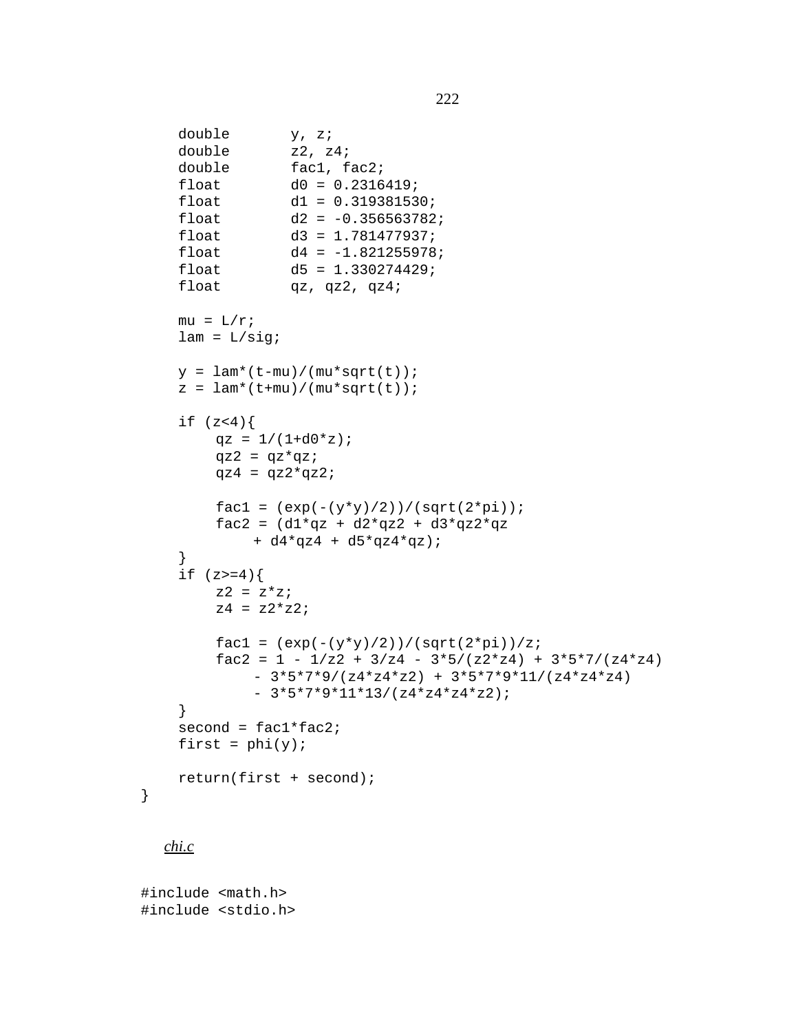```
    double       y, z;
    double       z2, z4;
    double       fac1, fac2;
    float        d0 = 0.2316419;
    float        d1 = 0.319381530;
    float        d2 = -0.356563782;
    float        d3 = 1.781477937;
    float        d4 = -1.821255978;
    float        d5 = 1.330274429;
    float        qz, qz2, qz4;

    mu = L/r;
    lam = L/sig;

    y = lam*(t-mu)/(mu*sqrt(t));
    z = lam*(t+mu)/(mu*sqrt(t));

    if (z<4){
        qz = 1/(1+d0*z);
        qz2 = qz*qz;
        qz4 = qz2*qz2;

        fac1 = (exp(-(y*y)/2))/(sqrt(2*pi));
        fac2 = (d1*qz + d2*qz2 + d3*qz2*qz
            + d4*qz4 + d5*qz4*qz);
    }
    if (z>=4){
        z2 = z*z;
        z4 = z2*z2;

        fac1 = (exp(-(y*y)/2))/(sqrt(2*pi))/z;
        fac2 = 1 - 1/z2 + 3/z4 - 3*5/(z2*z4) + 3*5*7/(z4*z4)
            - 3*5*7*9/(z4*z4*z2) + 3*5*7*9*11/(z4*z4*z4)
            - 3*5*7*9*11*13/(z4*z4*z4*z2);
    }
    second = fac1*fac2;
    first = phi(y);

    return(first + second);
}
```

*chi.c*

```
#include <math.h>
#include <stdio.h>
```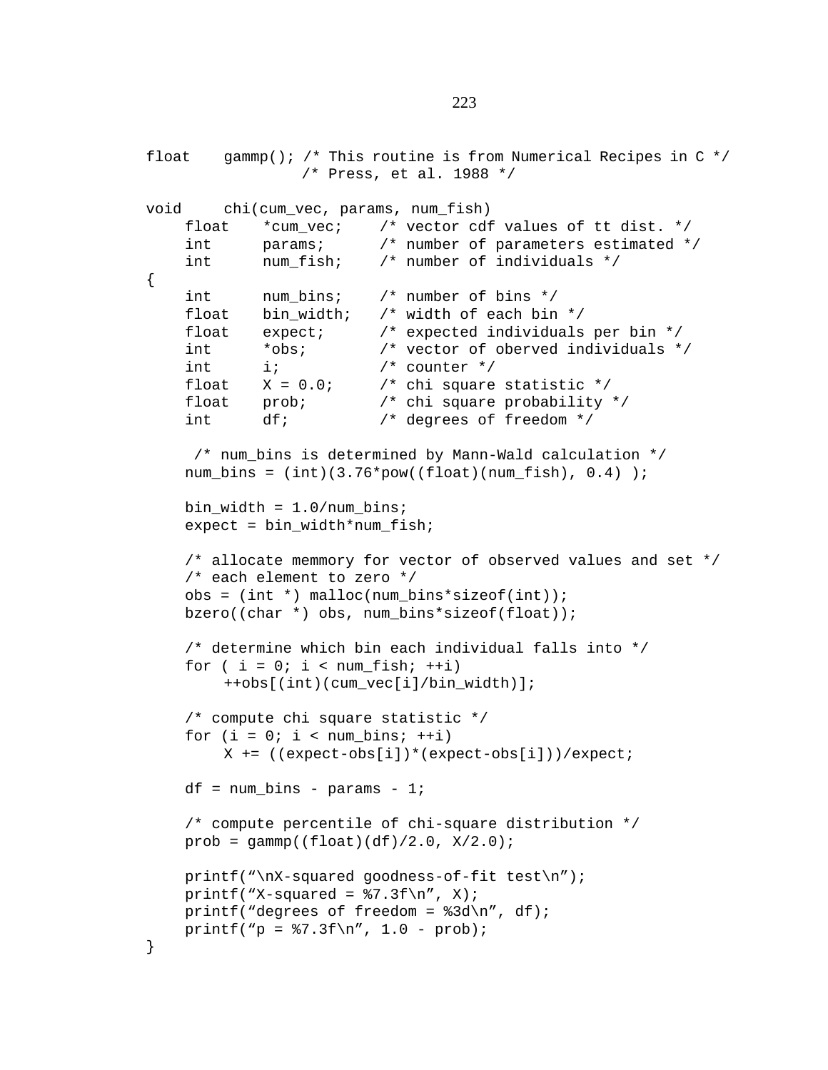```
float    gammp(); /* This routine is from Numerical Recipes in C */
                  /* Press, et al. 1988 */

void     chi(cum_vec, params, num_fish)
    float    *cum_vec;    /* vector cdf values of tt dist. */
    int      params;      /* number of parameters estimated */
    int      num_fish;    /* number of individuals */
{
    int      num_bins;    /* number of bins */
    float    bin_width;   /* width of each bin */
    float    expect;      /* expected individuals per bin */
    int      *obs;        /* vector of oberved individuals */
    int      i;           /* counter */
    float    X = 0.0;     /* chi square statistic */
    float    prob;        /* chi square probability */
    int      df;          /* degrees of freedom */

     /* num_bins is determined by Mann-Wald calculation */
    num_bins = (int)(3.76*pow((float)(num_fish), 0.4) );

    bin_width = 1.0/num_bins;
    expect = bin_width*num_fish;

    /* allocate memmory for vector of observed values and set */
    /* each element to zero */
    obs = (int *) malloc(num_bins*sizeof(int));
    bzero((char *) obs, num_bins*sizeof(float));

    /* determine which bin each individual falls into */
    for ( i = 0; i < num_fish; ++i)
        ++obs[(int)(cum_vec[i]/bin_width)];

    /* compute chi square statistic */
    for (i = 0; i < num_bins; ++i)
        X += ((expect-obs[i])*(expect-obs[i]))/expect;

    df = num_bins - params - 1;

    /* compute percentile of chi-square distribution */
    prob = gammp((float)(df)/2.0, X/2.0);

    printf("\nX-squared goodness-of-fit test\n");
    printf("X-squared = %7.3f\n", X);
    printf("degrees of freedom = %3d\n", df);
    printf("p = %7.3f\n", 1.0 - prob);
}
```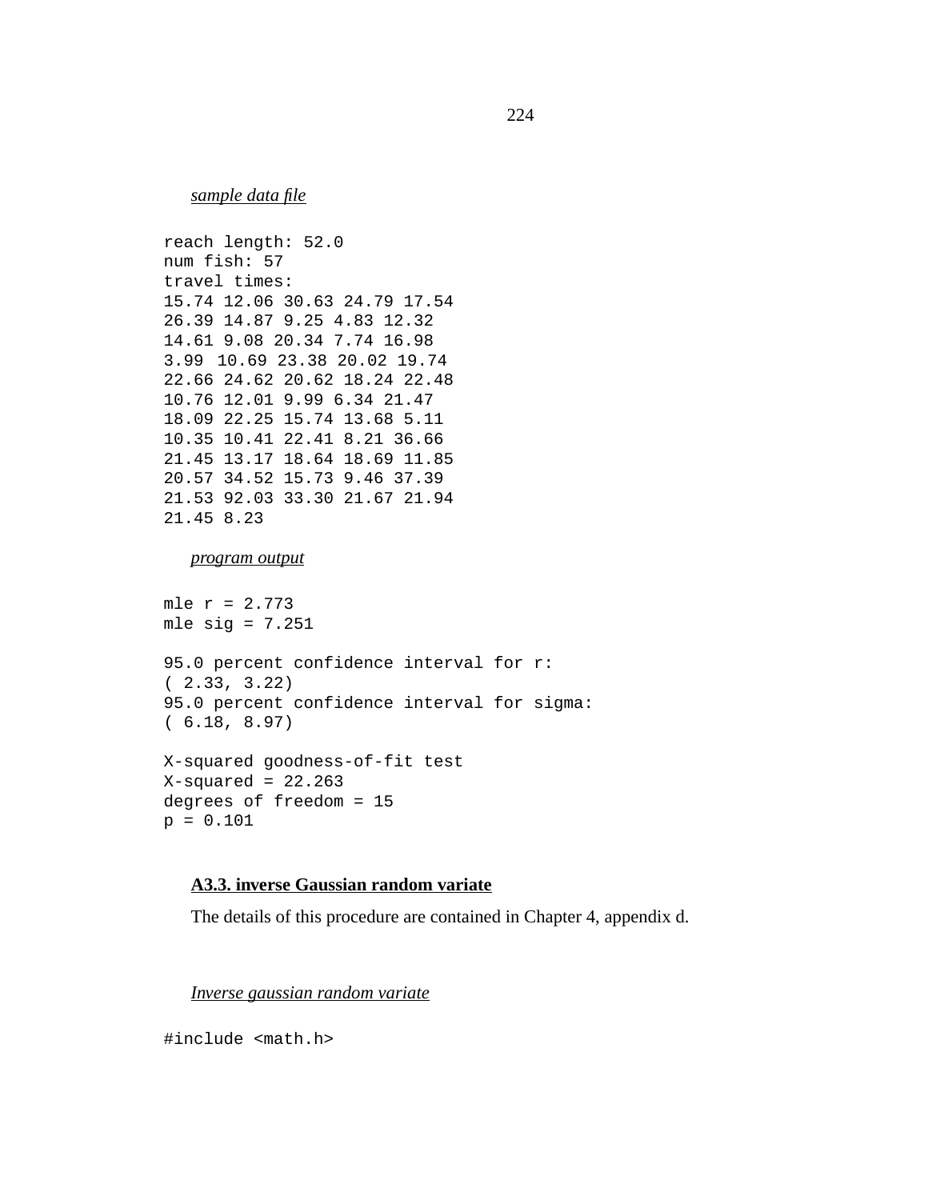*sample data file*

```
reach length: 52.0
num fish: 57
travel times:
15.74 12.06 30.63 24.79 17.54
26.39 14.87 9.25 4.83 12.32
14.61 9.08 20.34 7.74 16.98
3.99 10.69 23.38 20.02 19.74
22.66 24.62 20.62 18.24 22.48
10.76 12.01 9.99 6.34 21.47
18.09 22.25 15.74 13.68 5.11
10.35 10.41 22.41 8.21 36.66
21.45 13.17 18.64 18.69 11.85
20.57 34.52 15.73 9.46 37.39
21.53 92.03 33.30 21.67 21.94
21.45 8.23
```

*program output*

```
mle r = 2.773
mle sig = 7.251

95.0 percent confidence interval for r:
( 2.33, 3.22)
95.0 percent confidence interval for sigma:
( 6.18, 8.97)

X-squared goodness-of-fit test
X-squared = 22.263
degrees of freedom = 15
p = 0.101
```

### A3.3. inverse Gaussian random variate

The details of this procedure are contained in Chapter 4, appendix d.

*Inverse gaussian random variate*

```
#include <math.h>
```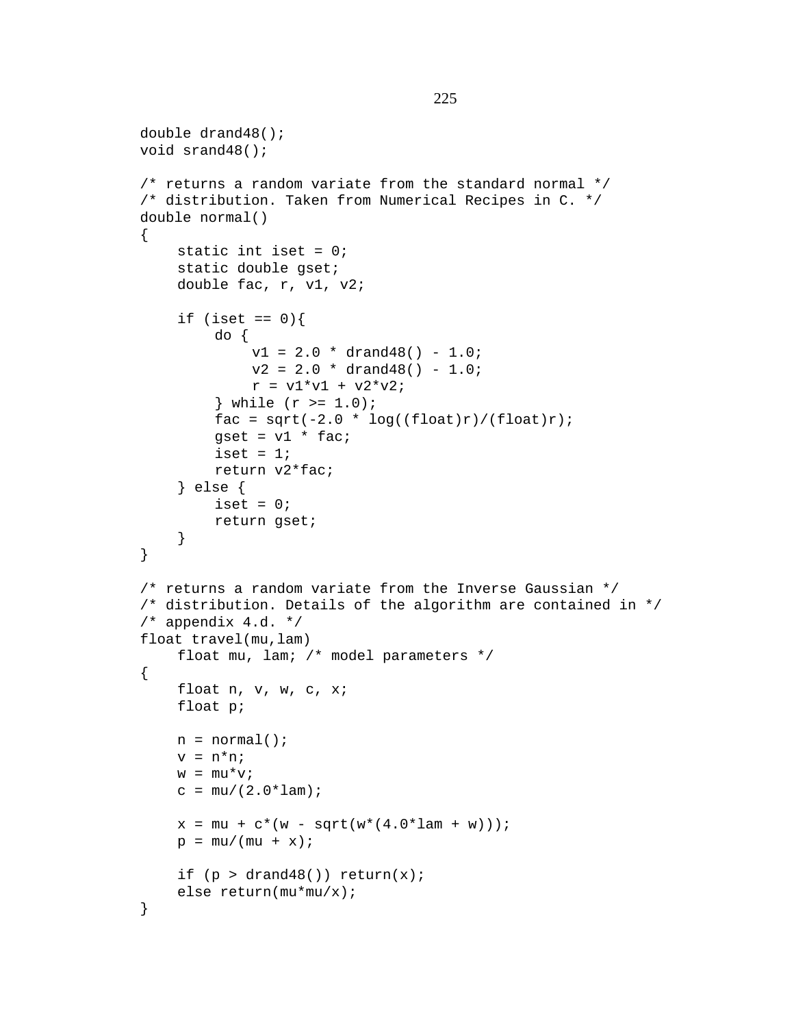```
double drand48();
void srand48();

/* returns a random variate from the standard normal */
/* distribution. Taken from Numerical Recipes in C. */
double normal()
{
    static int iset = 0;
    static double gset;
    double fac, r, v1, v2;

    if (iset == 0){
        do {
            v1 = 2.0 * drand48() - 1.0;
            v2 = 2.0 * drand48() - 1.0;
            r = v1*v1 + v2*v2;
        } while (r >= 1.0);
        fac = sqrt(-2.0 * log((float)r)/(float)r);
        gset = v1 * fac;
        iset = 1;
        return v2*fac;
    } else {
        iset = 0;
        return gset;
    }
}

/* returns a random variate from the Inverse Gaussian */
/* distribution. Details of the algorithm are contained in */
/* appendix 4.d. */
float travel(mu,lam)
    float mu, lam; /* model parameters */
{
    float n, v, w, c, x;
    float p;

    n = normal();
    v = n*n;
    w = mu*v;
    c = mu/(2.0*lam);

    x = mu + c*(w - sqrt(w*(4.0*lam + w)));
    p = mu/(mu + x);

    if (p > drand48()) return(x);
    else return(mu*mu/x);
}
```